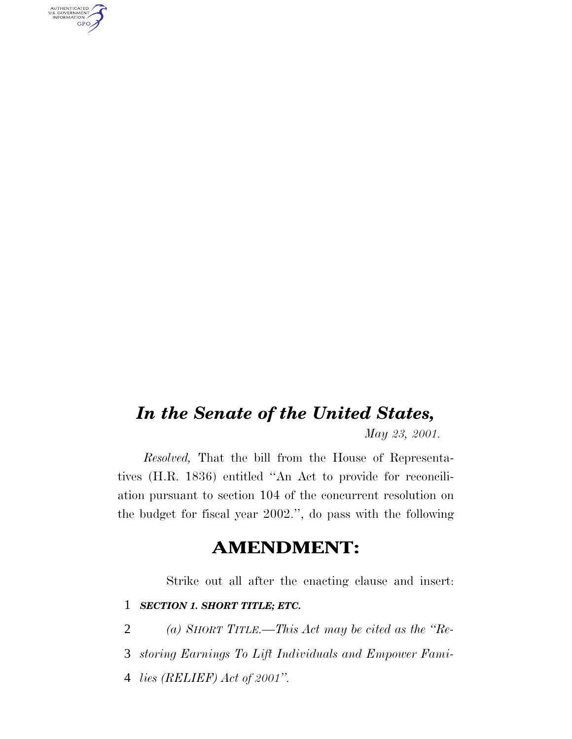# *In the Senate of the United States,*

*May 23, 2001.*

*Resolved,* That the bill from the House of Representatives (H.R. 1836) entitled "An Act to provide for reconciliation pursuant to section 104 of the concurrent resolution on the budget for fiscal year 2002.", do pass with the following

## AMENDMENT:

Strike out all after the enacting clause and insert:

1 ***SECTION 1. SHORT TITLE; ETC.***

2 *(a) SHORT TITLE.—This Act may be cited as the "Re-*
3 *storing Earnings To Lift Individuals and Empower Fami-*
4 *lies (RELIEF) Act of 2001".*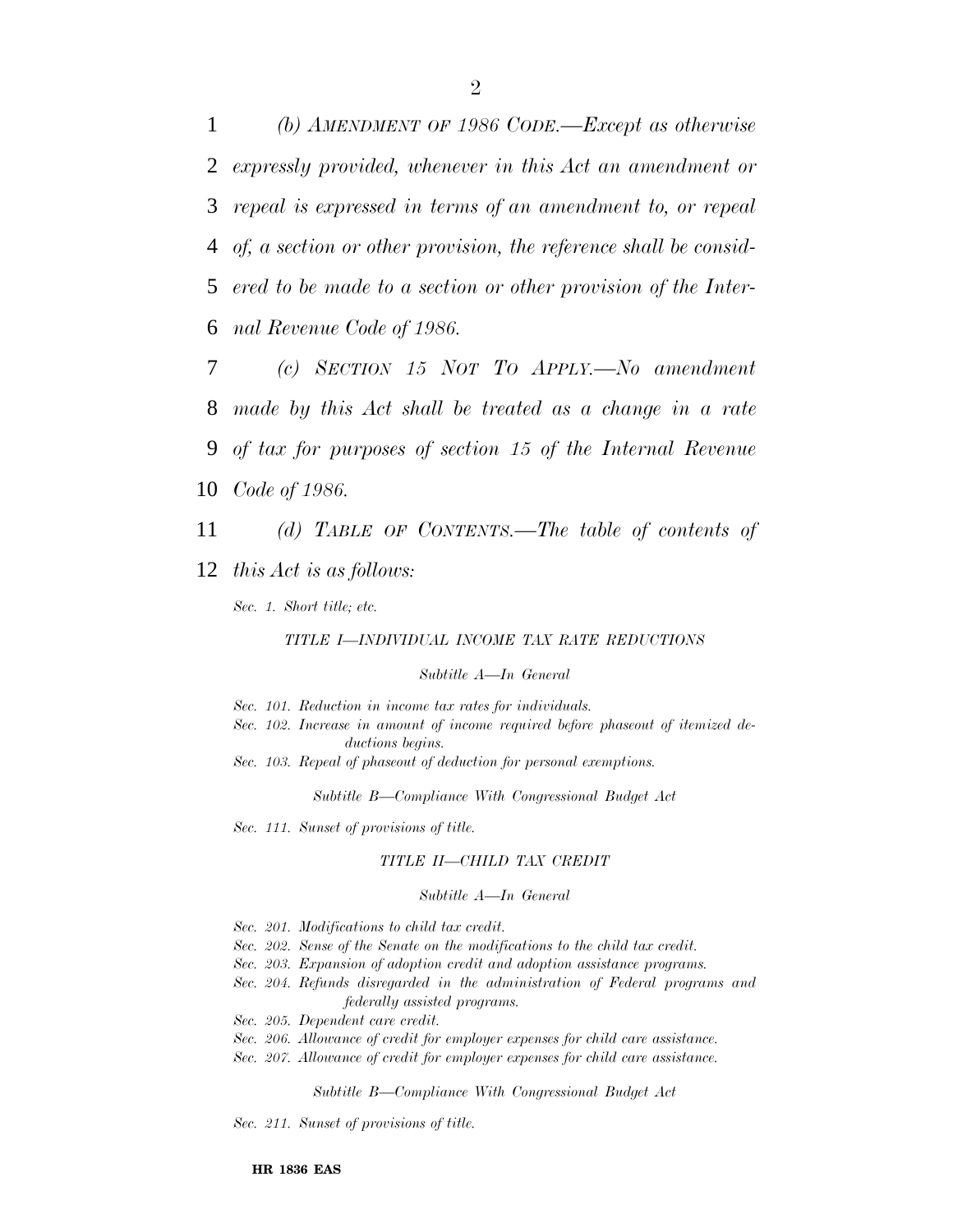*(b) AMENDMENT OF 1986 CODE.—Except as otherwise expressly provided, whenever in this Act an amendment or repeal is expressed in terms of an amendment to, or repeal of, a section or other provision, the reference shall be considered to be made to a section or other provision of the Internal Revenue Code of 1986.*

*(c) SECTION 15 NOT TO APPLY.—No amendment made by this Act shall be treated as a change in a rate of tax for purposes of section 15 of the Internal Revenue Code of 1986.*

*(d) TABLE OF CONTENTS.—The table of contents of this Act is as follows:*

*Sec. 1. Short title; etc.*

*TITLE I—INDIVIDUAL INCOME TAX RATE REDUCTIONS*

*Subtitle A—In General*

*Sec. 101. Reduction in income tax rates for individuals.*
*Sec. 102. Increase in amount of income required before phaseout of itemized deductions begins.*
*Sec. 103. Repeal of phaseout of deduction for personal exemptions.*

*Subtitle B—Compliance With Congressional Budget Act*

*Sec. 111. Sunset of provisions of title.*

*TITLE II—CHILD TAX CREDIT*

*Subtitle A—In General*

*Sec. 201. Modifications to child tax credit.*
*Sec. 202. Sense of the Senate on the modifications to the child tax credit.*
*Sec. 203. Expansion of adoption credit and adoption assistance programs.*
*Sec. 204. Refunds disregarded in the administration of Federal programs and federally assisted programs.*
*Sec. 205. Dependent care credit.*
*Sec. 206. Allowance of credit for employer expenses for child care assistance.*
*Sec. 207. Allowance of credit for employer expenses for child care assistance.*

*Subtitle B—Compliance With Congressional Budget Act*

*Sec. 211. Sunset of provisions of title.*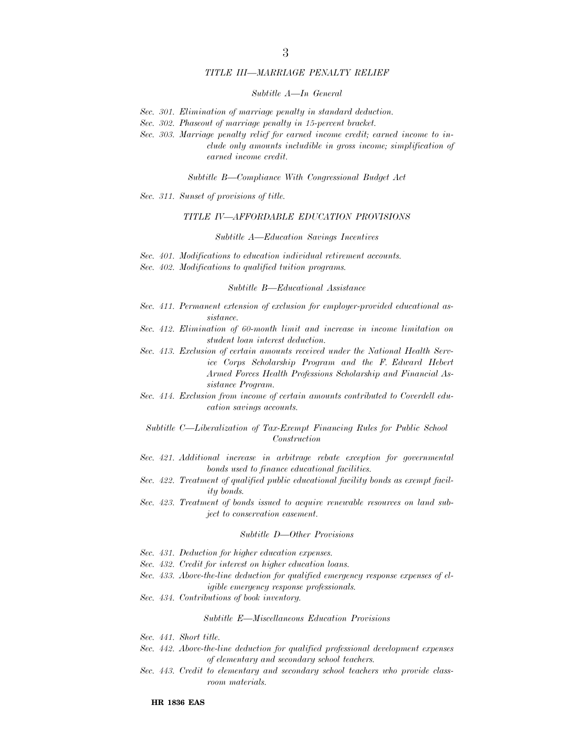*TITLE III—MARRIAGE PENALTY RELIEF*

*Subtitle A—In General*

*Sec. 301. Elimination of marriage penalty in standard deduction.*
*Sec. 302. Phaseout of marriage penalty in 15-percent bracket.*
*Sec. 303. Marriage penalty relief for earned income credit; earned income to include only amounts includible in gross income; simplification of earned income credit.*

*Subtitle B—Compliance With Congressional Budget Act*

*Sec. 311. Sunset of provisions of title.*

*TITLE IV—AFFORDABLE EDUCATION PROVISIONS*

*Subtitle A—Education Savings Incentives*

*Sec. 401. Modifications to education individual retirement accounts.*
*Sec. 402. Modifications to qualified tuition programs.*

*Subtitle B—Educational Assistance*

*Sec. 411. Permanent extension of exclusion for employer-provided educational assistance.*
*Sec. 412. Elimination of 60-month limit and increase in income limitation on student loan interest deduction.*
*Sec. 413. Exclusion of certain amounts received under the National Health Service Corps Scholarship Program and the F. Edward Hebert Armed Forces Health Professions Scholarship and Financial Assistance Program.*
*Sec. 414. Exclusion from income of certain amounts contributed to Coverdell education savings accounts.*

*Subtitle C—Liberalization of Tax-Exempt Financing Rules for Public School Construction*

*Sec. 421. Additional increase in arbitrage rebate exception for governmental bonds used to finance educational facilities.*
*Sec. 422. Treatment of qualified public educational facility bonds as exempt facility bonds.*
*Sec. 423. Treatment of bonds issued to acquire renewable resources on land subject to conservation easement.*

*Subtitle D—Other Provisions*

*Sec. 431. Deduction for higher education expenses.*
*Sec. 432. Credit for interest on higher education loans.*
*Sec. 433. Above-the-line deduction for qualified emergency response expenses of eligible emergency response professionals.*
*Sec. 434. Contributions of book inventory.*

*Subtitle E—Miscellaneous Education Provisions*

*Sec. 441. Short title.*
*Sec. 442. Above-the-line deduction for qualified professional development expenses of elementary and secondary school teachers.*
*Sec. 443. Credit to elementary and secondary school teachers who provide classroom materials.*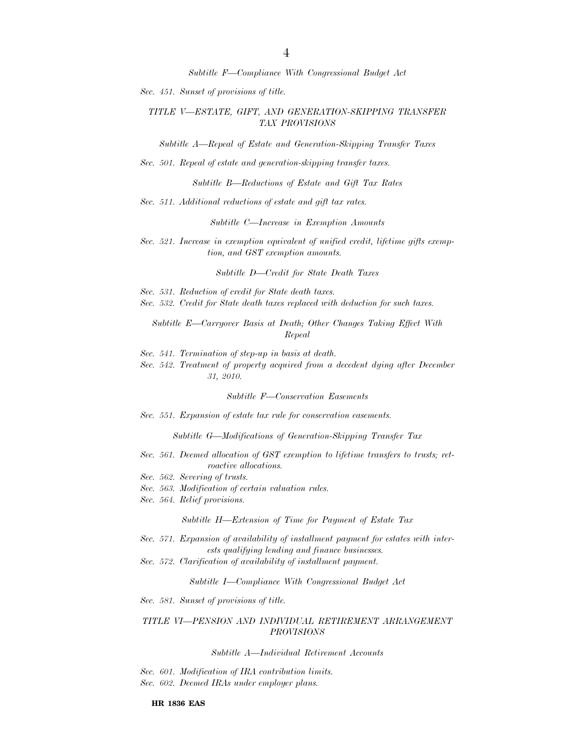*Subtitle F—Compliance With Congressional Budget Act*

*Sec. 451. Sunset of provisions of title.*

*TITLE V—ESTATE, GIFT, AND GENERATION-SKIPPING TRANSFER TAX PROVISIONS*

*Subtitle A—Repeal of Estate and Generation-Skipping Transfer Taxes*

*Sec. 501. Repeal of estate and generation-skipping transfer taxes.*

*Subtitle B—Reductions of Estate and Gift Tax Rates*

*Sec. 511. Additional reductions of estate and gift tax rates.*

*Subtitle C—Increase in Exemption Amounts*

*Sec. 521. Increase in exemption equivalent of unified credit, lifetime gifts exemption, and GST exemption amounts.*

*Subtitle D—Credit for State Death Taxes*

*Sec. 531. Reduction of credit for State death taxes.*
*Sec. 532. Credit for State death taxes replaced with deduction for such taxes.*

*Subtitle E—Carryover Basis at Death; Other Changes Taking Effect With Repeal*

*Sec. 541. Termination of step-up in basis at death.*
*Sec. 542. Treatment of property acquired from a decedent dying after December 31, 2010.*

*Subtitle F—Conservation Easements*

*Sec. 551. Expansion of estate tax rule for conservation easements.*

*Subtitle G—Modifications of Generation-Skipping Transfer Tax*

*Sec. 561. Deemed allocation of GST exemption to lifetime transfers to trusts; retroactive allocations.*
*Sec. 562. Severing of trusts.*
*Sec. 563. Modification of certain valuation rules.*
*Sec. 564. Relief provisions.*

*Subtitle H—Extension of Time for Payment of Estate Tax*

*Sec. 571. Expansion of availability of installment payment for estates with interests qualifying lending and finance businesses.*
*Sec. 572. Clarification of availability of installment payment.*

*Subtitle I—Compliance With Congressional Budget Act*

*Sec. 581. Sunset of provisions of title.*

*TITLE VI—PENSION AND INDIVIDUAL RETIREMENT ARRANGEMENT PROVISIONS*

*Subtitle A—Individual Retirement Accounts*

*Sec. 601. Modification of IRA contribution limits.*
*Sec. 602. Deemed IRAs under employer plans.*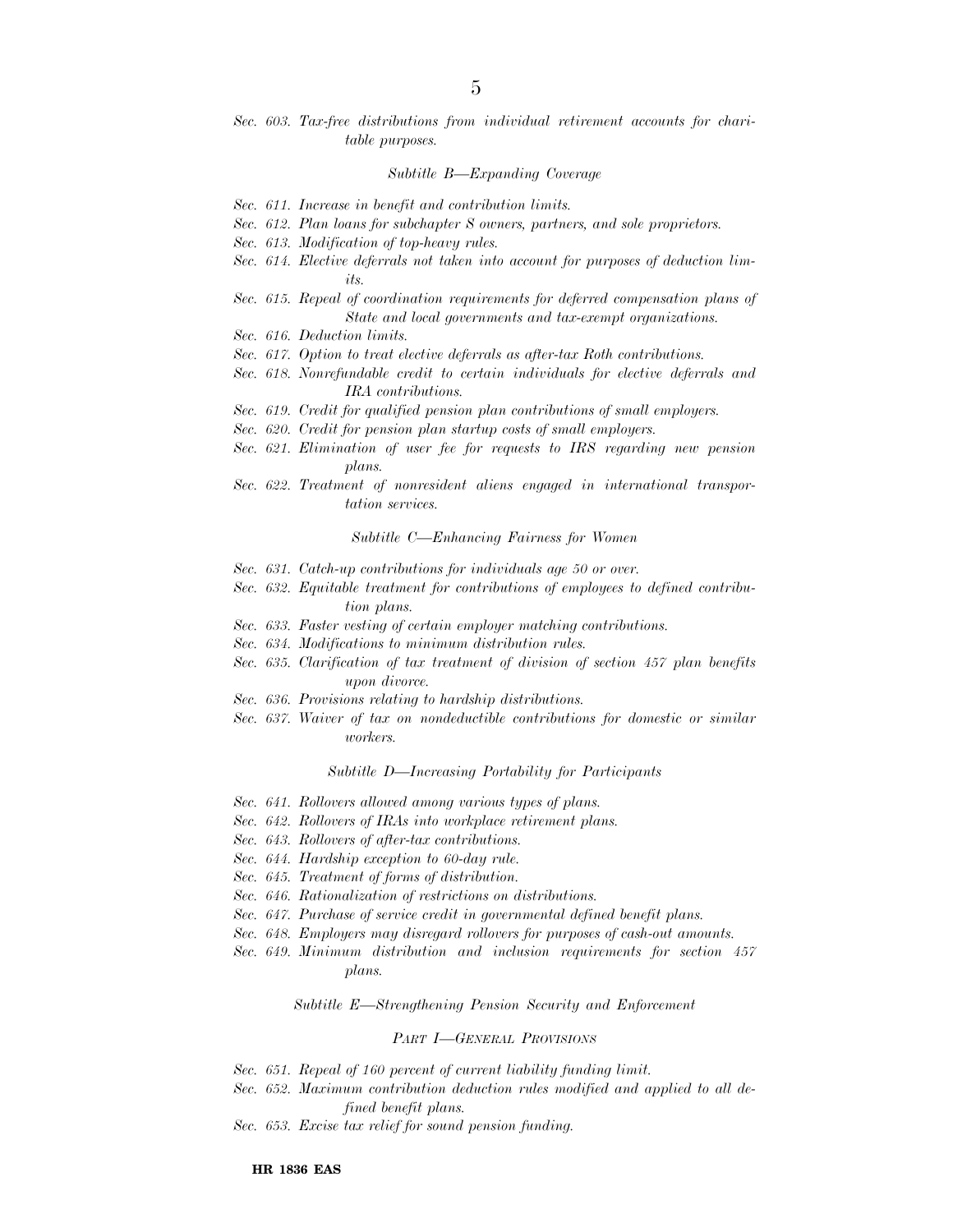*Sec. 603. Tax-free distributions from individual retirement accounts for charitable purposes.*

*Subtitle B—Expanding Coverage*

*Sec. 611. Increase in benefit and contribution limits.*
*Sec. 612. Plan loans for subchapter S owners, partners, and sole proprietors.*
*Sec. 613. Modification of top-heavy rules.*
*Sec. 614. Elective deferrals not taken into account for purposes of deduction limits.*
*Sec. 615. Repeal of coordination requirements for deferred compensation plans of State and local governments and tax-exempt organizations.*
*Sec. 616. Deduction limits.*
*Sec. 617. Option to treat elective deferrals as after-tax Roth contributions.*
*Sec. 618. Nonrefundable credit to certain individuals for elective deferrals and IRA contributions.*
*Sec. 619. Credit for qualified pension plan contributions of small employers.*
*Sec. 620. Credit for pension plan startup costs of small employers.*
*Sec. 621. Elimination of user fee for requests to IRS regarding new pension plans.*
*Sec. 622. Treatment of nonresident aliens engaged in international transportation services.*

*Subtitle C—Enhancing Fairness for Women*

*Sec. 631. Catch-up contributions for individuals age 50 or over.*
*Sec. 632. Equitable treatment for contributions of employees to defined contribution plans.*
*Sec. 633. Faster vesting of certain employer matching contributions.*
*Sec. 634. Modifications to minimum distribution rules.*
*Sec. 635. Clarification of tax treatment of division of section 457 plan benefits upon divorce.*
*Sec. 636. Provisions relating to hardship distributions.*
*Sec. 637. Waiver of tax on nondeductible contributions for domestic or similar workers.*

*Subtitle D—Increasing Portability for Participants*

*Sec. 641. Rollovers allowed among various types of plans.*
*Sec. 642. Rollovers of IRAs into workplace retirement plans.*
*Sec. 643. Rollovers of after-tax contributions.*
*Sec. 644. Hardship exception to 60-day rule.*
*Sec. 645. Treatment of forms of distribution.*
*Sec. 646. Rationalization of restrictions on distributions.*
*Sec. 647. Purchase of service credit in governmental defined benefit plans.*
*Sec. 648. Employers may disregard rollovers for purposes of cash-out amounts.*
*Sec. 649. Minimum distribution and inclusion requirements for section 457 plans.*

*Subtitle E—Strengthening Pension Security and Enforcement*

*PART I—GENERAL PROVISIONS*

*Sec. 651. Repeal of 160 percent of current liability funding limit.*
*Sec. 652. Maximum contribution deduction rules modified and applied to all defined benefit plans.*
*Sec. 653. Excise tax relief for sound pension funding.*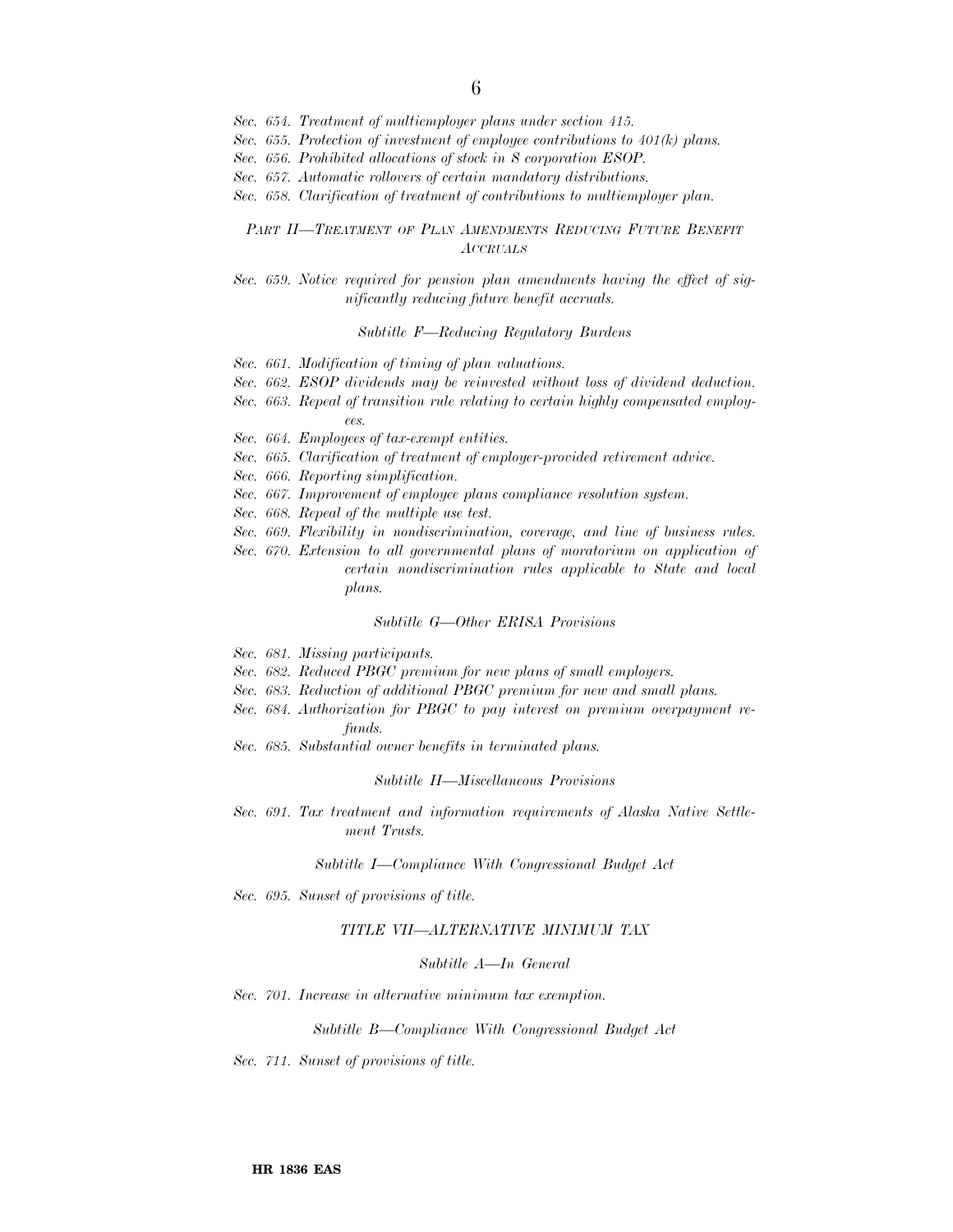*Sec. 654. Treatment of multiemployer plans under section 415.*
*Sec. 655. Protection of investment of employee contributions to 401(k) plans.*
*Sec. 656. Prohibited allocations of stock in S corporation ESOP.*
*Sec. 657. Automatic rollovers of certain mandatory distributions.*
*Sec. 658. Clarification of treatment of contributions to multiemployer plan.*

*PART II—TREATMENT OF PLAN AMENDMENTS REDUCING FUTURE BENEFIT ACCRUALS*

*Sec. 659. Notice required for pension plan amendments having the effect of significantly reducing future benefit accruals.*

*Subtitle F—Reducing Regulatory Burdens*

*Sec. 661. Modification of timing of plan valuations.*
*Sec. 662. ESOP dividends may be reinvested without loss of dividend deduction.*
*Sec. 663. Repeal of transition rule relating to certain highly compensated employees.*
*Sec. 664. Employees of tax-exempt entities.*
*Sec. 665. Clarification of treatment of employer-provided retirement advice.*
*Sec. 666. Reporting simplification.*
*Sec. 667. Improvement of employee plans compliance resolution system.*
*Sec. 668. Repeal of the multiple use test.*
*Sec. 669. Flexibility in nondiscrimination, coverage, and line of business rules.*
*Sec. 670. Extension to all governmental plans of moratorium on application of certain nondiscrimination rules applicable to State and local plans.*

*Subtitle G—Other ERISA Provisions*

*Sec. 681. Missing participants.*
*Sec. 682. Reduced PBGC premium for new plans of small employers.*
*Sec. 683. Reduction of additional PBGC premium for new and small plans.*
*Sec. 684. Authorization for PBGC to pay interest on premium overpayment refunds.*
*Sec. 685. Substantial owner benefits in terminated plans.*

*Subtitle H—Miscellaneous Provisions*

*Sec. 691. Tax treatment and information requirements of Alaska Native Settlement Trusts.*

*Subtitle I—Compliance With Congressional Budget Act*

*Sec. 695. Sunset of provisions of title.*

*TITLE VII—ALTERNATIVE MINIMUM TAX*

*Subtitle A—In General*

*Sec. 701. Increase in alternative minimum tax exemption.*

*Subtitle B—Compliance With Congressional Budget Act*

*Sec. 711. Sunset of provisions of title.*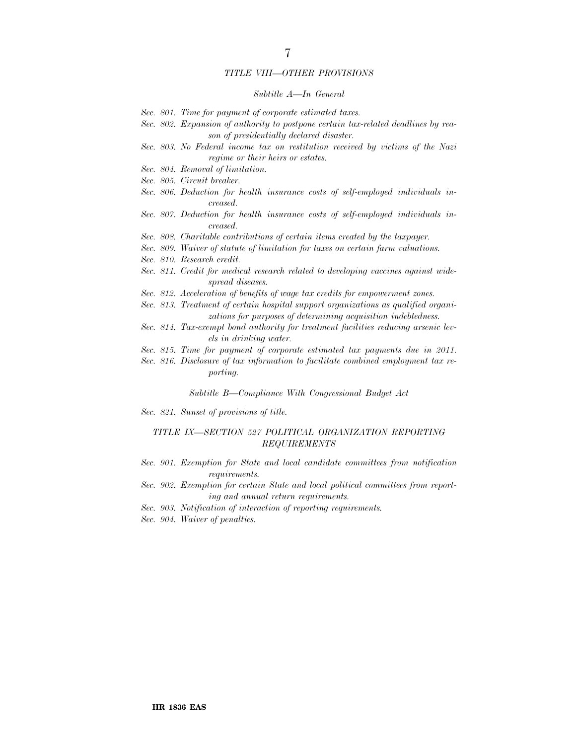### TITLE VIII—OTHER PROVISIONS

#### Subtitle A—In General

- Sec. 801. Time for payment of corporate estimated taxes.
- Sec. 802. Expansion of authority to postpone certain tax-related deadlines by reason of presidentially declared disaster.
- Sec. 803. No Federal income tax on restitution received by victims of the Nazi regime or their heirs or estates.
- Sec. 804. Removal of limitation.
- Sec. 805. Circuit breaker.
- Sec. 806. Deduction for health insurance costs of self-employed individuals increased.
- Sec. 807. Deduction for health insurance costs of self-employed individuals increased.
- Sec. 808. Charitable contributions of certain items created by the taxpayer.
- Sec. 809. Waiver of statute of limitation for taxes on certain farm valuations.
- Sec. 810. Research credit.
- Sec. 811. Credit for medical research related to developing vaccines against widespread diseases.
- Sec. 812. Acceleration of benefits of wage tax credits for empowerment zones.
- Sec. 813. Treatment of certain hospital support organizations as qualified organizations for purposes of determining acquisition indebtedness.
- Sec. 814. Tax-exempt bond authority for treatment facilities reducing arsenic levels in drinking water.
- Sec. 815. Time for payment of corporate estimated tax payments due in 2011.
- Sec. 816. Disclosure of tax information to facilitate combined employment tax reporting.

#### Subtitle B—Compliance With Congressional Budget Act

- Sec. 821. Sunset of provisions of title.

### TITLE IX—SECTION 527 POLITICAL ORGANIZATION REPORTING REQUIREMENTS

- Sec. 901. Exemption for State and local candidate committees from notification requirements.
- Sec. 902. Exemption for certain State and local political committees from reporting and annual return requirements.
- Sec. 903. Notification of interaction of reporting requirements.
- Sec. 904. Waiver of penalties.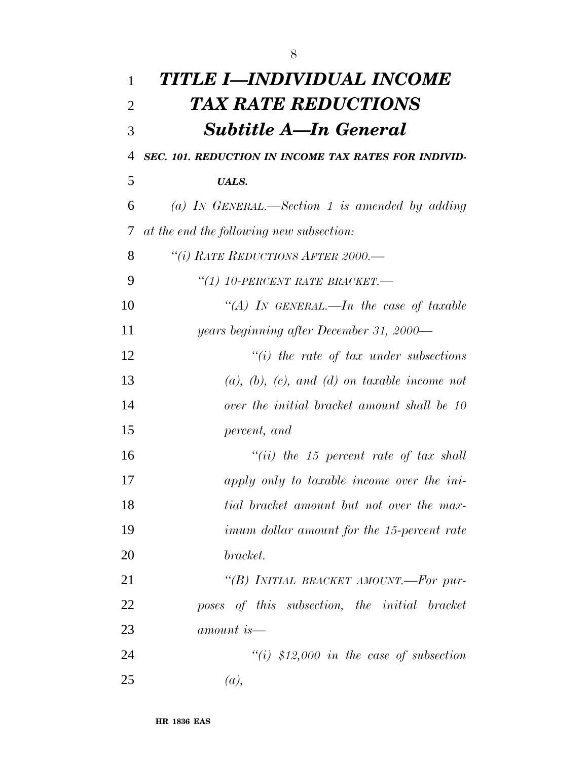# *TITLE I—INDIVIDUAL INCOME TAX RATE REDUCTIONS*

## *Subtitle A—In General*

***SEC. 101. REDUCTION IN INCOME TAX RATES FOR INDIVIDUALS.***

*(a) IN GENERAL.—Section 1 is amended by adding at the end the following new subsection:*

*“(i) RATE REDUCTIONS AFTER 2000.—*

*“(1) 10-PERCENT RATE BRACKET.—*

*“(A) IN GENERAL.—In the case of taxable years beginning after December 31, 2000—*

*“(i) the rate of tax under subsections (a), (b), (c), and (d) on taxable income not over the initial bracket amount shall be 10 percent, and*

*“(ii) the 15 percent rate of tax shall apply only to taxable income over the initial bracket amount but not over the maximum dollar amount for the 15-percent rate bracket.*

*“(B) INITIAL BRACKET AMOUNT.—For purposes of this subsection, the initial bracket amount is—*

*“(i) $12,000 in the case of subsection (a),*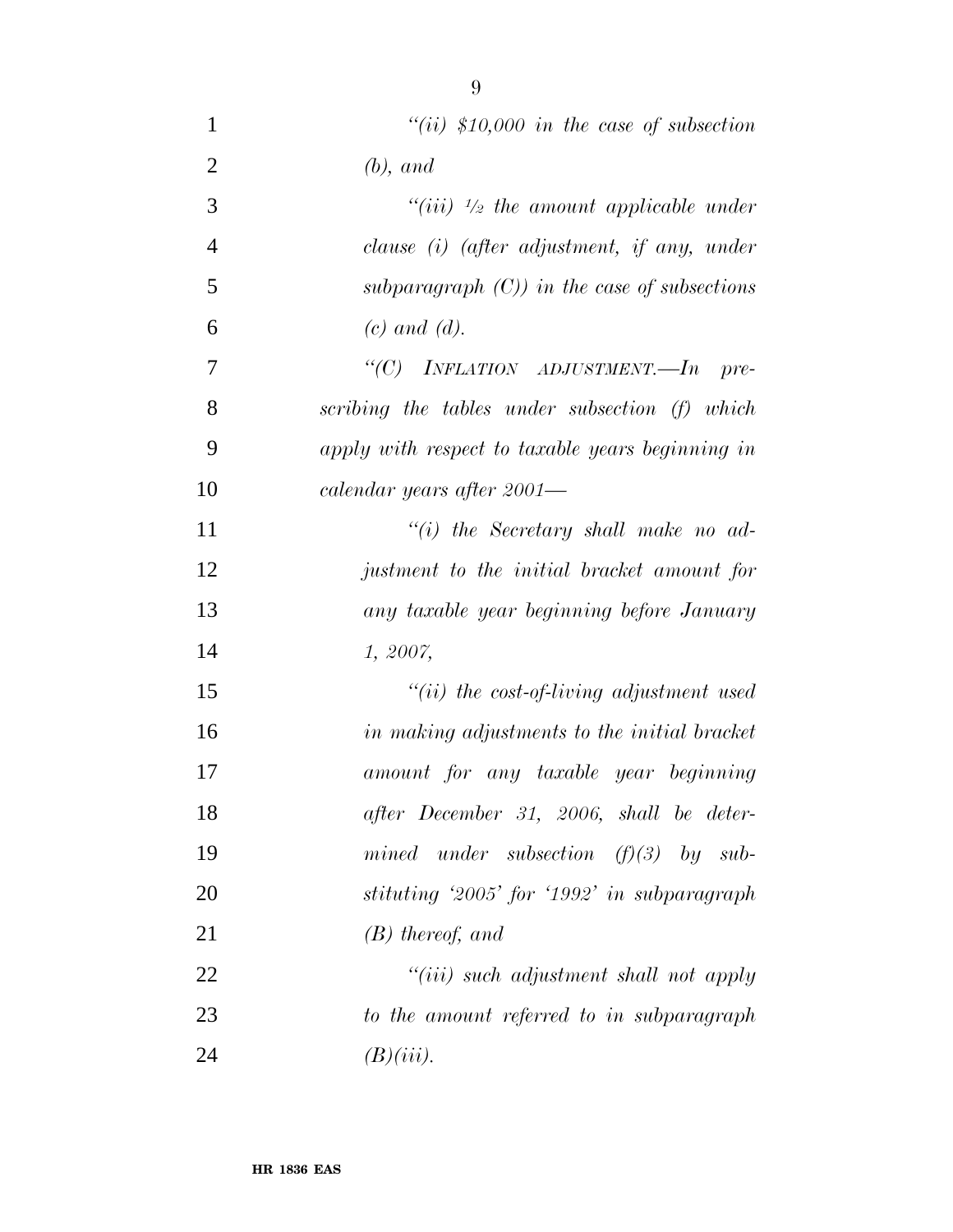*"(ii) $10,000 in the case of subsection (b), and*

*"(iii) ½ the amount applicable under clause (i) (after adjustment, if any, under subparagraph (C)) in the case of subsections (c) and (d).*

*"(C) INFLATION ADJUSTMENT.—In prescribing the tables under subsection (f) which apply with respect to taxable years beginning in calendar years after 2001—*

*"(i) the Secretary shall make no adjustment to the initial bracket amount for any taxable year beginning before January 1, 2007,*

*"(ii) the cost-of-living adjustment used in making adjustments to the initial bracket amount for any taxable year beginning after December 31, 2006, shall be determined under subsection (f)(3) by substituting '2005' for '1992' in subparagraph (B) thereof, and*

*"(iii) such adjustment shall not apply to the amount referred to in subparagraph (B)(iii).*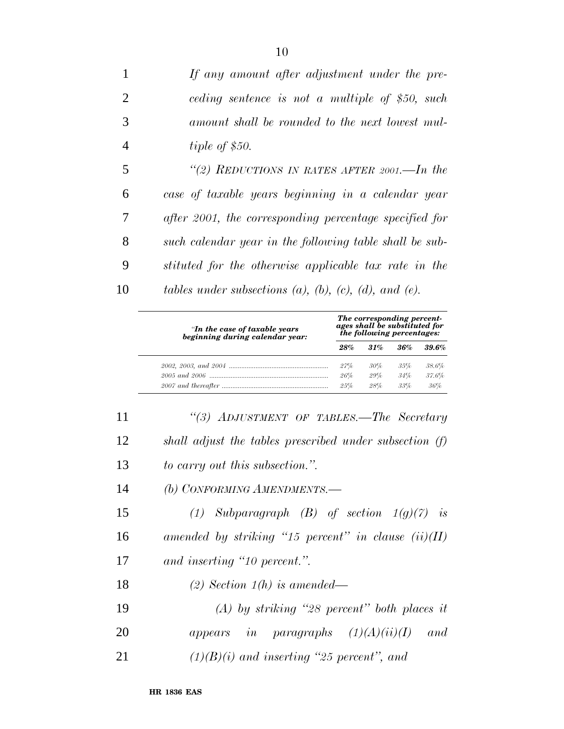*If any amount after adjustment under the preceding sentence is not a multiple of $50, such amount shall be rounded to the next lowest multiple of $50.*

*"(2) REDUCTIONS IN RATES AFTER 2001.—In the case of taxable years beginning in a calendar year after 2001, the corresponding percentage specified for such calendar year in the following table shall be substituted for the otherwise applicable tax rate in the tables under subsections (a), (b), (c), (d), and (e).*

| *"In the case of taxable years beginning during calendar year:* | *The corresponding percentages shall be substituted for the following percentages:* | | | |
|---|---|---|---|---|
| | ***28%*** | ***31%*** | ***36%*** | ***39.6%*** |
| *2002, 2003, and 2004* | *27%* | *30%* | *35%* | *38.6%* |
| *2005 and 2006* | *26%* | *29%* | *34%* | *37.6%* |
| *2007 and thereafter* | *25%* | *28%* | *33%* | *36%* |

*"(3) ADJUSTMENT OF TABLES.—The Secretary shall adjust the tables prescribed under subsection (f) to carry out this subsection.".*

*(b) CONFORMING AMENDMENTS.—*

*(1) Subparagraph (B) of section 1(g)(7) is amended by striking "15 percent" in clause (ii)(II) and inserting "10 percent.".*

*(2) Section 1(h) is amended—*

*(A) by striking "28 percent" both places it appears in paragraphs (1)(A)(ii)(I) and (1)(B)(i) and inserting "25 percent", and*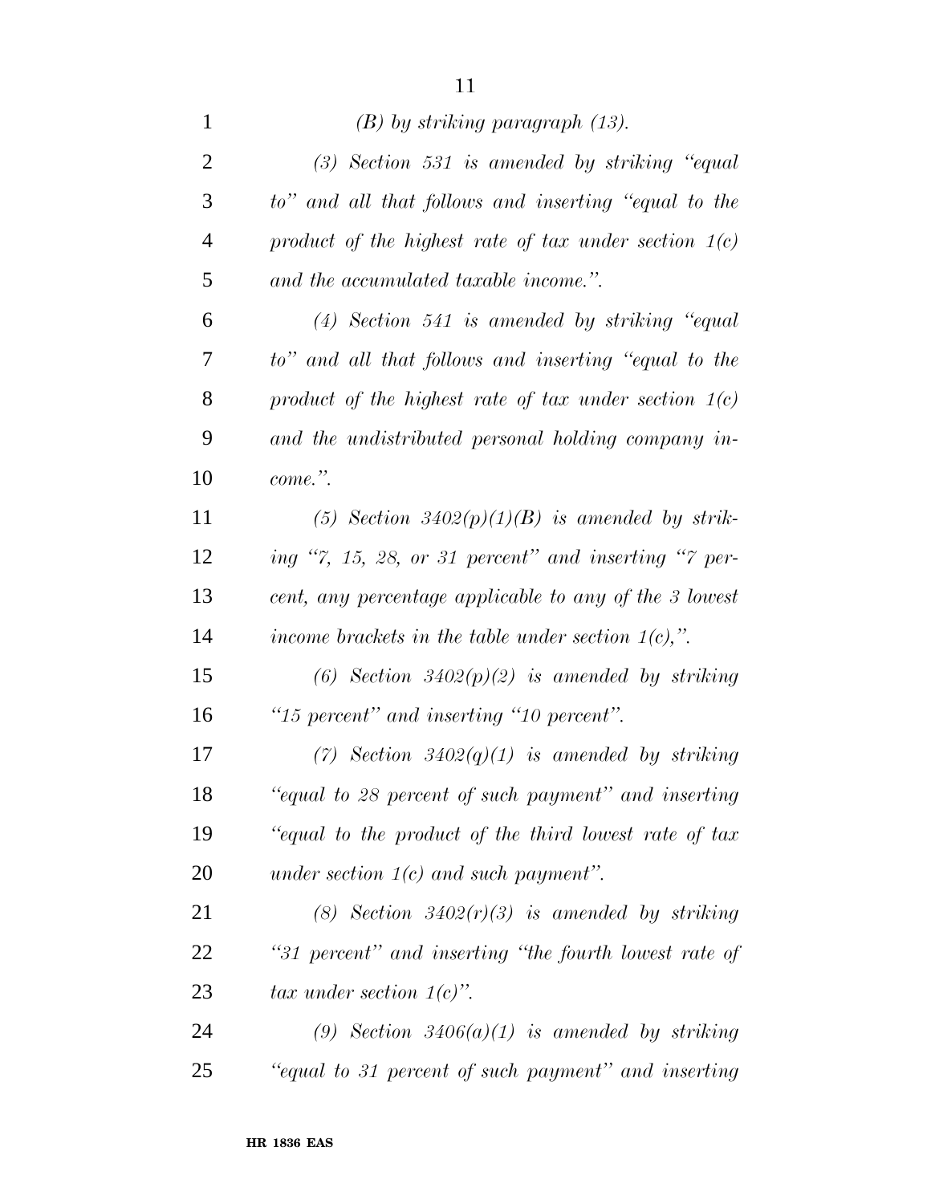*(B) by striking paragraph (13).*

*(3) Section 531 is amended by striking "equal to" and all that follows and inserting "equal to the product of the highest rate of tax under section 1(c) and the accumulated taxable income.".*

*(4) Section 541 is amended by striking "equal to" and all that follows and inserting "equal to the product of the highest rate of tax under section 1(c) and the undistributed personal holding company income.".*

*(5) Section 3402(p)(1)(B) is amended by striking "7, 15, 28, or 31 percent" and inserting "7 percent, any percentage applicable to any of the 3 lowest income brackets in the table under section 1(c),".*

*(6) Section 3402(p)(2) is amended by striking "15 percent" and inserting "10 percent".*

*(7) Section 3402(q)(1) is amended by striking "equal to 28 percent of such payment" and inserting "equal to the product of the third lowest rate of tax under section 1(c) and such payment".*

*(8) Section 3402(r)(3) is amended by striking "31 percent" and inserting "the fourth lowest rate of tax under section 1(c)".*

*(9) Section 3406(a)(1) is amended by striking "equal to 31 percent of such payment" and inserting*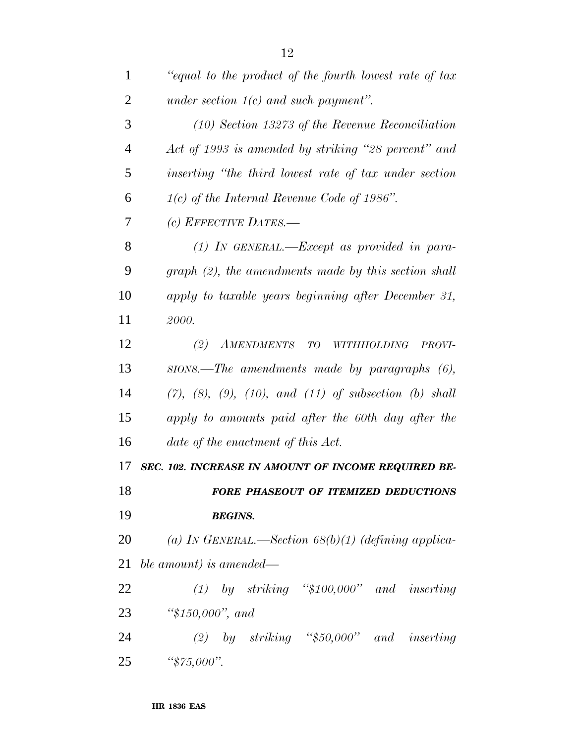*"equal to the product of the fourth lowest rate of tax under section 1(c) and such payment".*

*(10) Section 13273 of the Revenue Reconciliation Act of 1993 is amended by striking "28 percent" and inserting "the third lowest rate of tax under section 1(c) of the Internal Revenue Code of 1986".*

*(c) EFFECTIVE DATES.—*

*(1) IN GENERAL.—Except as provided in paragraph (2), the amendments made by this section shall apply to taxable years beginning after December 31, 2000.*

*(2) AMENDMENTS TO WITHHOLDING PROVISIONS.—The amendments made by paragraphs (6), (7), (8), (9), (10), and (11) of subsection (b) shall apply to amounts paid after the 60th day after the date of the enactment of this Act.*

***SEC. 102. INCREASE IN AMOUNT OF INCOME REQUIRED BEFORE PHASEOUT OF ITEMIZED DEDUCTIONS BEGINS.***

*(a) IN GENERAL.—Section 68(b)(1) (defining applicable amount) is amended—*

*(1) by striking "$100,000" and inserting "$150,000", and*

*(2) by striking "$50,000" and inserting "$75,000".*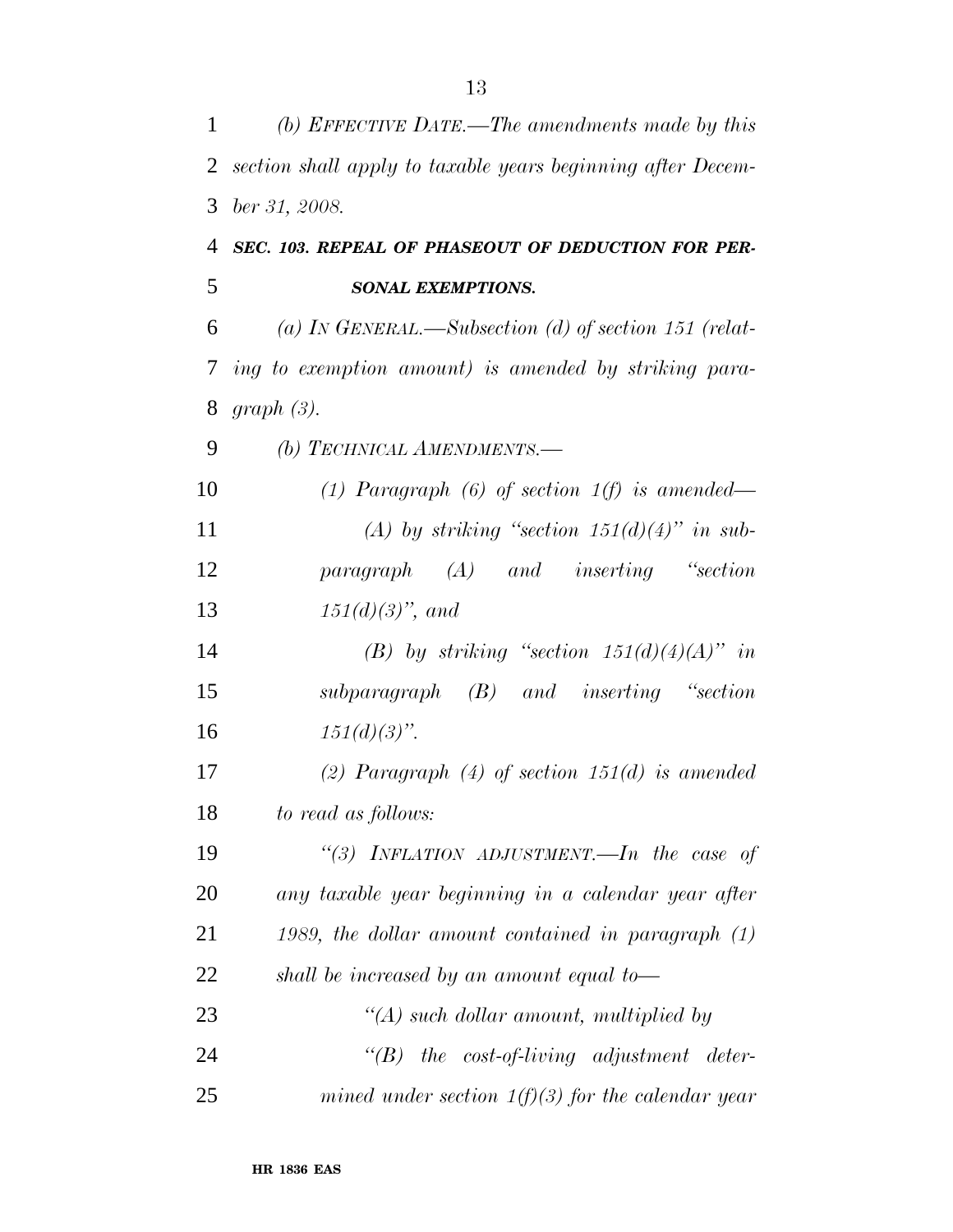*(b) EFFECTIVE DATE.—The amendments made by this section shall apply to taxable years beginning after December 31, 2008.*

***SEC. 103. REPEAL OF PHASEOUT OF DEDUCTION FOR PERSONAL EXEMPTIONS.***

*(a) IN GENERAL.—Subsection (d) of section 151 (relating to exemption amount) is amended by striking paragraph (3).*

*(b) TECHNICAL AMENDMENTS.—*

*(1) Paragraph (6) of section 1(f) is amended—*

*(A) by striking "section 151(d)(4)" in subparagraph (A) and inserting "section 151(d)(3)", and*

*(B) by striking "section 151(d)(4)(A)" in subparagraph (B) and inserting "section 151(d)(3)".*

*(2) Paragraph (4) of section 151(d) is amended to read as follows:*

*"(3) INFLATION ADJUSTMENT.—In the case of any taxable year beginning in a calendar year after 1989, the dollar amount contained in paragraph (1) shall be increased by an amount equal to—*

*"(A) such dollar amount, multiplied by*

*"(B) the cost-of-living adjustment determined under section 1(f)(3) for the calendar year*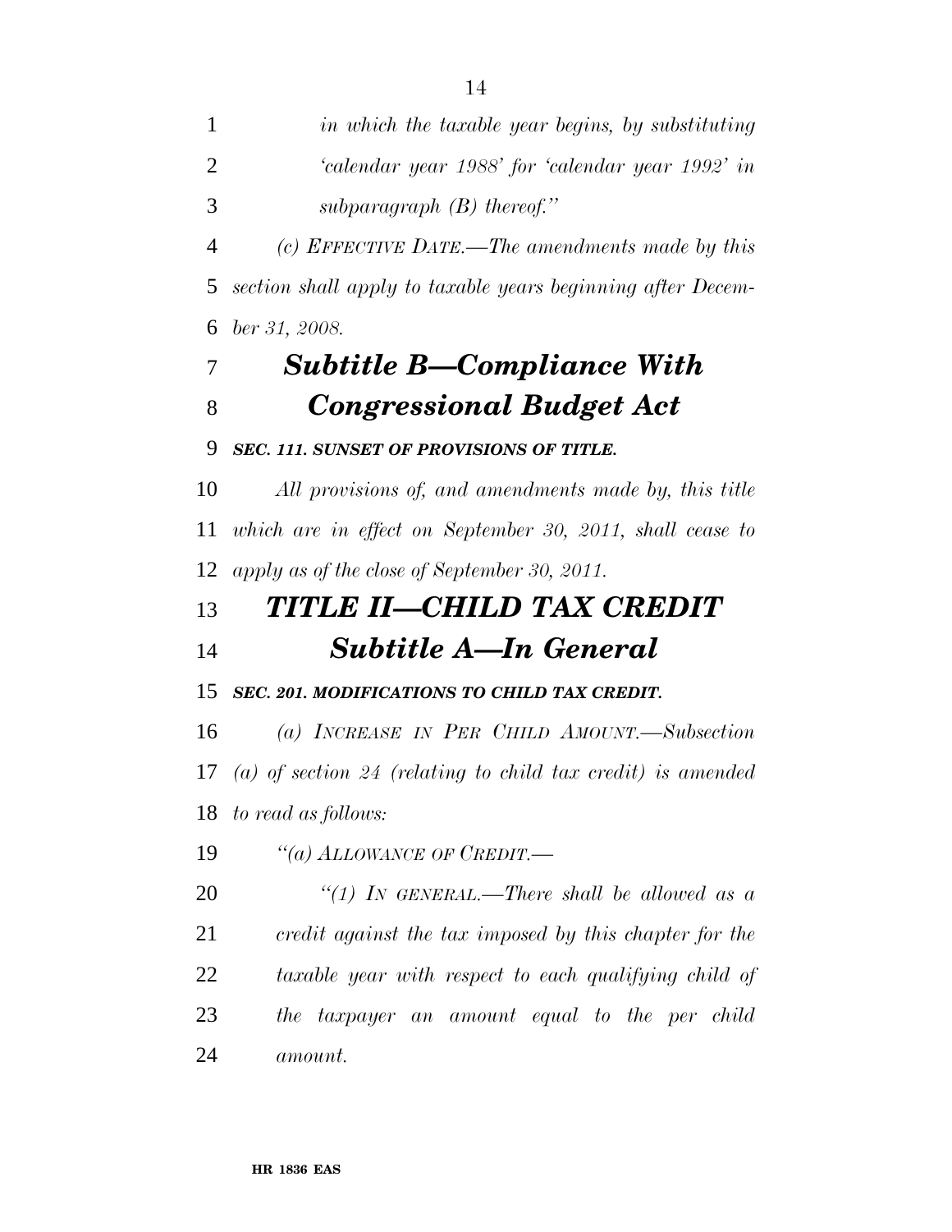*in which the taxable year begins, by substituting 'calendar year 1988' for 'calendar year 1992' in subparagraph (B) thereof.''*

*(c) EFFECTIVE DATE.—The amendments made by this section shall apply to taxable years beginning after December 31, 2008.*

## *Subtitle B—Compliance With Congressional Budget Act*

***SEC. 111. SUNSET OF PROVISIONS OF TITLE.***

*All provisions of, and amendments made by, this title which are in effect on September 30, 2011, shall cease to apply as of the close of September 30, 2011.*

# *TITLE II—CHILD TAX CREDIT*

## *Subtitle A—In General*

***SEC. 201. MODIFICATIONS TO CHILD TAX CREDIT.***

*(a) INCREASE IN PER CHILD AMOUNT.—Subsection (a) of section 24 (relating to child tax credit) is amended to read as follows:*

*''(a) ALLOWANCE OF CREDIT.—*

*''(1) IN GENERAL.—There shall be allowed as a credit against the tax imposed by this chapter for the taxable year with respect to each qualifying child of the taxpayer an amount equal to the per child amount.*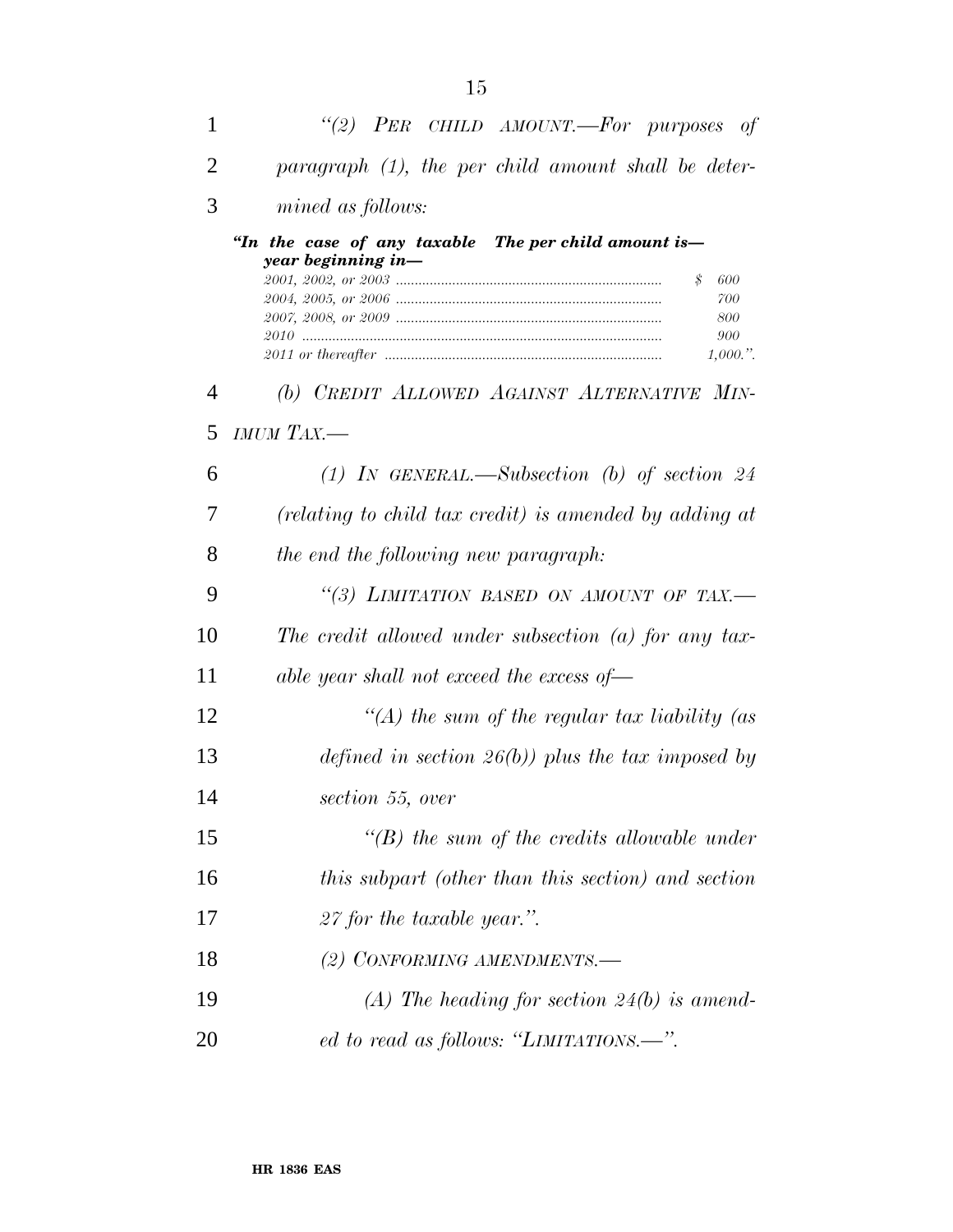*"(2) PER CHILD AMOUNT.—For purposes of paragraph (1), the per child amount shall be determined as follows:*

| *"In the case of any taxable year beginning in—* | *The per child amount is—* |
| --- | --- |
| *2001, 2002, or 2003* | *$ 600* |
| *2004, 2005, or 2006* | *700* |
| *2007, 2008, or 2009* | *800* |
| *2010* | *900* |
| *2011 or thereafter* | *1,000.".* |

*(b) CREDIT ALLOWED AGAINST ALTERNATIVE MINIMUM TAX.—*

*(1) IN GENERAL.—Subsection (b) of section 24 (relating to child tax credit) is amended by adding at the end the following new paragraph:*

*"(3) LIMITATION BASED ON AMOUNT OF TAX.—The credit allowed under subsection (a) for any taxable year shall not exceed the excess of—*

*"(A) the sum of the regular tax liability (as defined in section 26(b)) plus the tax imposed by section 55, over*

*"(B) the sum of the credits allowable under this subpart (other than this section) and section 27 for the taxable year.".*

*(2) CONFORMING AMENDMENTS.—*

*(A) The heading for section 24(b) is amended to read as follows: "LIMITATIONS.—".*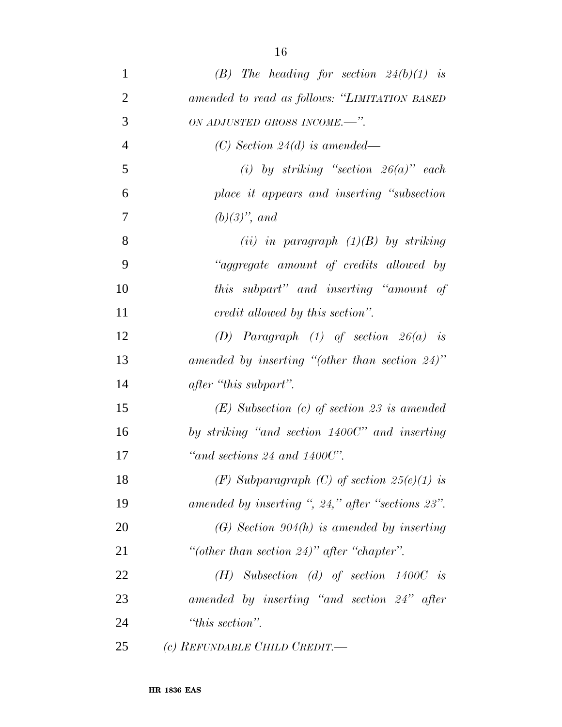*(B) The heading for section 24(b)(1) is amended to read as follows: "LIMITATION BASED ON ADJUSTED GROSS INCOME.—".*

*(C) Section 24(d) is amended—*

*(i) by striking "section 26(a)" each place it appears and inserting "subsection (b)(3)", and*

*(ii) in paragraph (1)(B) by striking "aggregate amount of credits allowed by this subpart" and inserting "amount of credit allowed by this section".*

*(D) Paragraph (1) of section 26(a) is amended by inserting "(other than section 24)" after "this subpart".*

*(E) Subsection (c) of section 23 is amended by striking "and section 1400C" and inserting "and sections 24 and 1400C".*

*(F) Subparagraph (C) of section 25(e)(1) is amended by inserting ", 24," after "sections 23".*

*(G) Section 904(h) is amended by inserting "(other than section 24)" after "chapter".*

*(H) Subsection (d) of section 1400C is amended by inserting "and section 24" after "this section".*

*(c) REFUNDABLE CHILD CREDIT.—*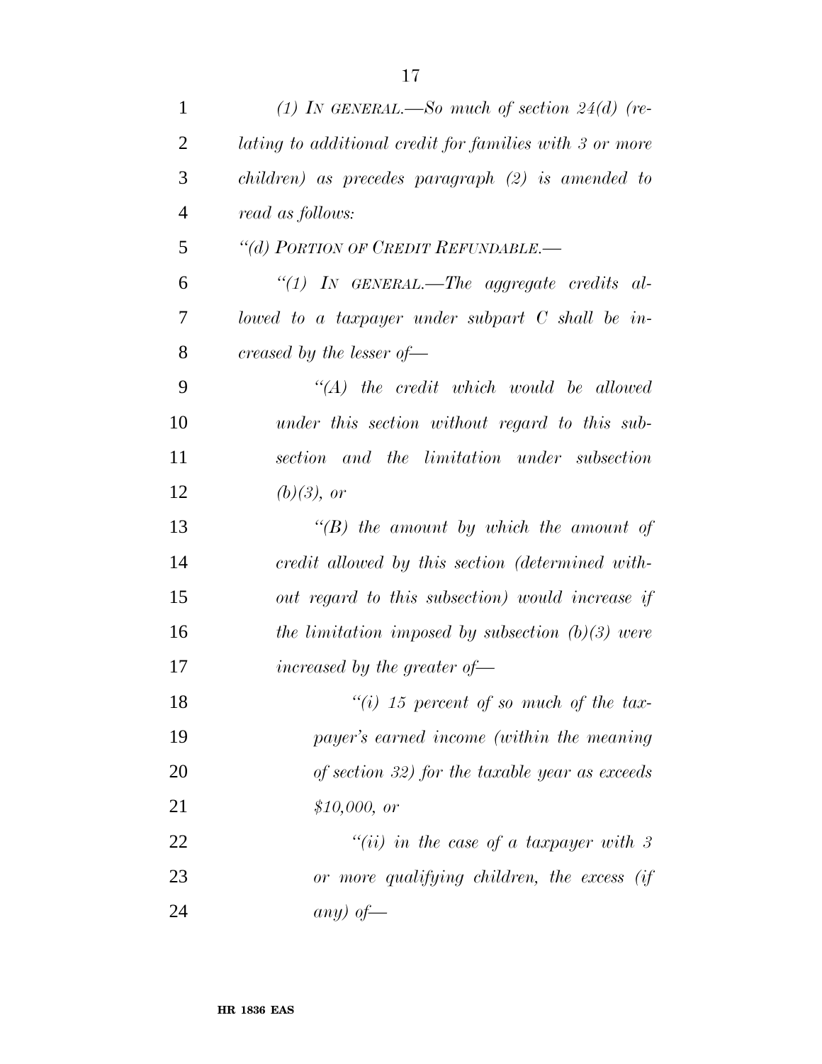*(1) IN GENERAL.—So much of section 24(d) (relating to additional credit for families with 3 or more children) as precedes paragraph (2) is amended to read as follows:*

*"(d) PORTION OF CREDIT REFUNDABLE.—*

*"(1) IN GENERAL.—The aggregate credits allowed to a taxpayer under subpart C shall be increased by the lesser of—*

*"(A) the credit which would be allowed under this section without regard to this subsection and the limitation under subsection (b)(3), or*

*"(B) the amount by which the amount of credit allowed by this section (determined without regard to this subsection) would increase if the limitation imposed by subsection (b)(3) were increased by the greater of—*

*"(i) 15 percent of so much of the taxpayer's earned income (within the meaning of section 32) for the taxable year as exceeds $10,000, or*

*"(ii) in the case of a taxpayer with 3 or more qualifying children, the excess (if any) of—*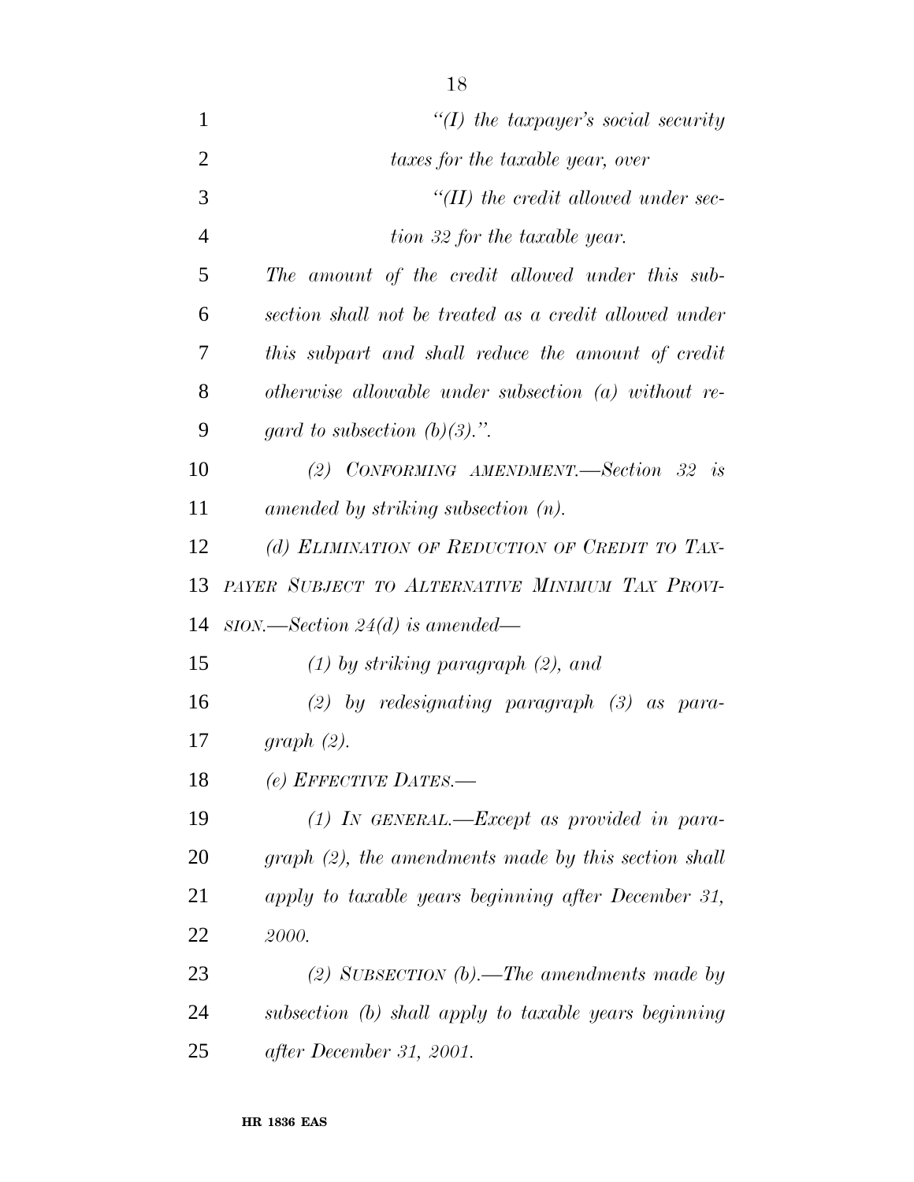*"(I) the taxpayer's social security taxes for the taxable year, over*

*"(II) the credit allowed under section 32 for the taxable year.*

*The amount of the credit allowed under this subsection shall not be treated as a credit allowed under this subpart and shall reduce the amount of credit otherwise allowable under subsection (a) without regard to subsection (b)(3).".*

*(2) CONFORMING AMENDMENT.—Section 32 is amended by striking subsection (n).*

*(d) ELIMINATION OF REDUCTION OF CREDIT TO TAXPAYER SUBJECT TO ALTERNATIVE MINIMUM TAX PROVISION.—Section 24(d) is amended—*

*(1) by striking paragraph (2), and*

*(2) by redesignating paragraph (3) as paragraph (2).*

*(e) EFFECTIVE DATES.—*

*(1) IN GENERAL.—Except as provided in paragraph (2), the amendments made by this section shall apply to taxable years beginning after December 31, 2000.*

*(2) SUBSECTION (b).—The amendments made by subsection (b) shall apply to taxable years beginning after December 31, 2001.*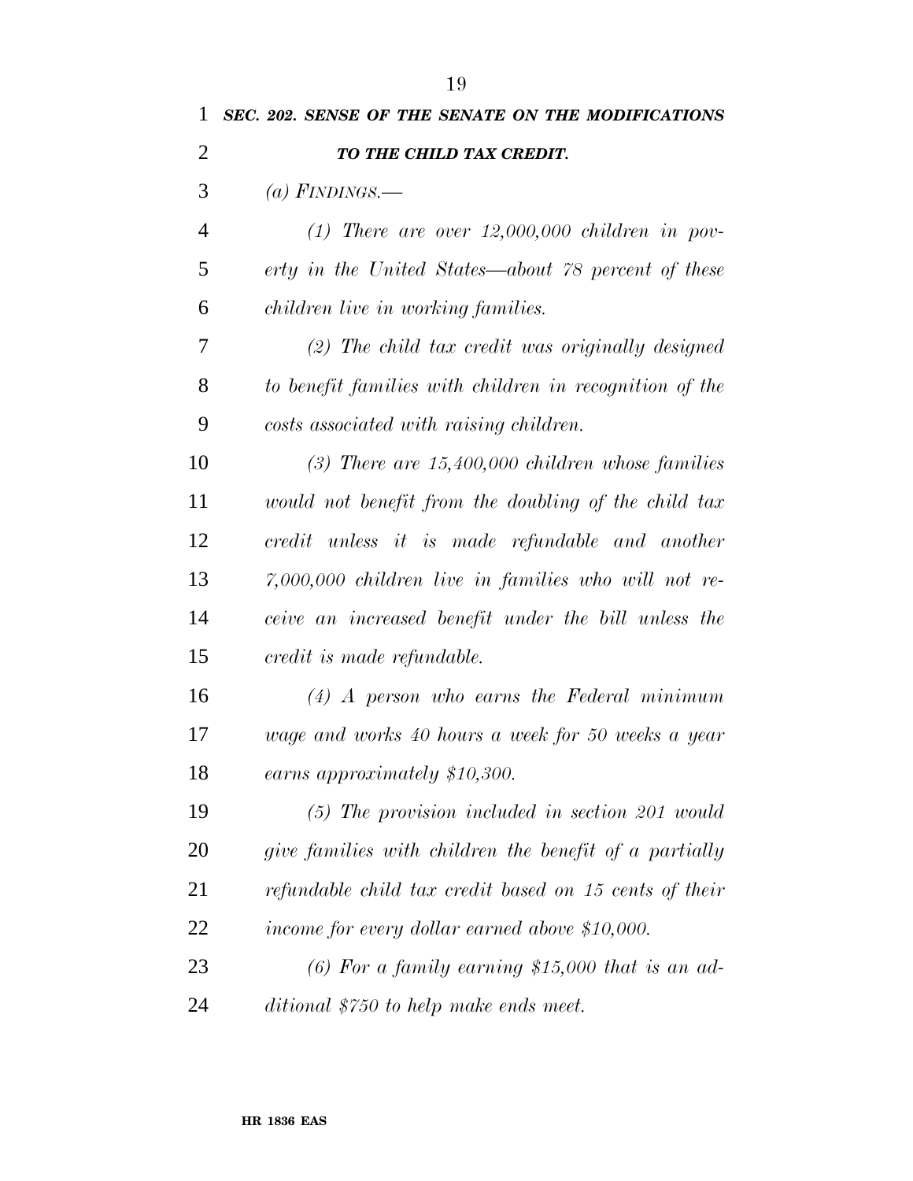***SEC. 202. SENSE OF THE SENATE ON THE MODIFICATIONS TO THE CHILD TAX CREDIT.***

*(a) FINDINGS.—*

*(1) There are over 12,000,000 children in poverty in the United States—about 78 percent of these children live in working families.*

*(2) The child tax credit was originally designed to benefit families with children in recognition of the costs associated with raising children.*

*(3) There are 15,400,000 children whose families would not benefit from the doubling of the child tax credit unless it is made refundable and another 7,000,000 children live in families who will not receive an increased benefit under the bill unless the credit is made refundable.*

*(4) A person who earns the Federal minimum wage and works 40 hours a week for 50 weeks a year earns approximately $10,300.*

*(5) The provision included in section 201 would give families with children the benefit of a partially refundable child tax credit based on 15 cents of their income for every dollar earned above $10,000.*

*(6) For a family earning $15,000 that is an additional $750 to help make ends meet.*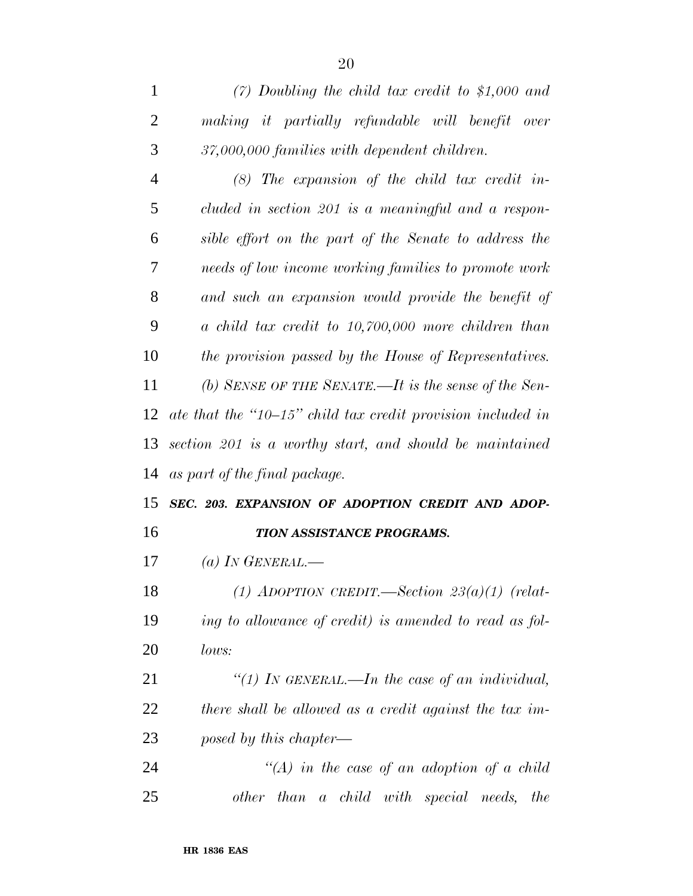*(7) Doubling the child tax credit to $1,000 and making it partially refundable will benefit over 37,000,000 families with dependent children.*

*(8) The expansion of the child tax credit included in section 201 is a meaningful and a responsible effort on the part of the Senate to address the needs of low income working families to promote work and such an expansion would provide the benefit of a child tax credit to 10,700,000 more children than the provision passed by the House of Representatives.*

*(b) SENSE OF THE SENATE.—It is the sense of the Senate that the ''10–15'' child tax credit provision included in section 201 is a worthy start, and should be maintained as part of the final package.*

***SEC. 203. EXPANSION OF ADOPTION CREDIT AND ADOPTION ASSISTANCE PROGRAMS.***

*(a) IN GENERAL.—*

*(1) ADOPTION CREDIT.—Section 23(a)(1) (relating to allowance of credit) is amended to read as follows:*

*''(1) IN GENERAL.—In the case of an individual, there shall be allowed as a credit against the tax imposed by this chapter—*

*''(A) in the case of an adoption of a child other than a child with special needs, the*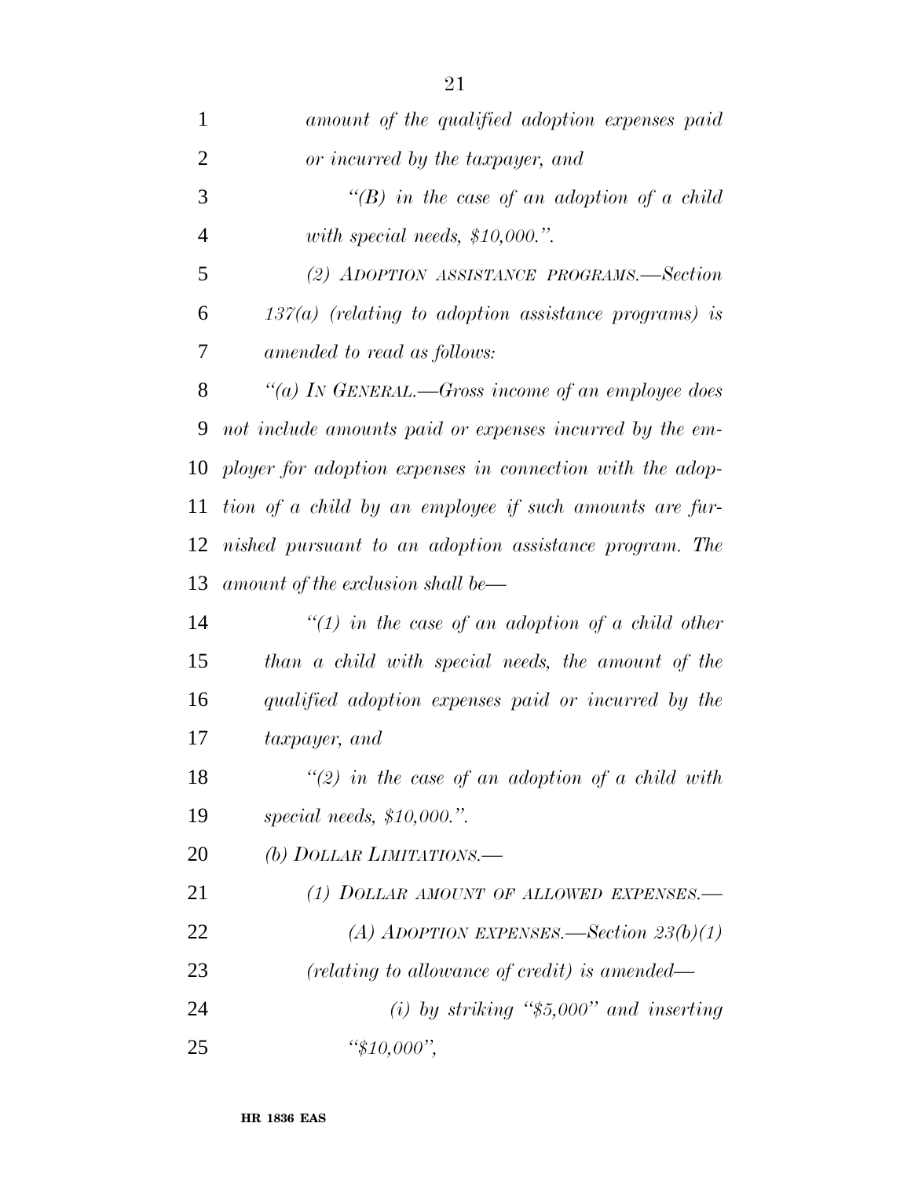*amount of the qualified adoption expenses paid or incurred by the taxpayer, and*

*"(B) in the case of an adoption of a child with special needs, $10,000.".*

*(2) ADOPTION ASSISTANCE PROGRAMS.—Section 137(a) (relating to adoption assistance programs) is amended to read as follows:*

*"(a) IN GENERAL.—Gross income of an employee does not include amounts paid or expenses incurred by the employer for adoption expenses in connection with the adoption of a child by an employee if such amounts are furnished pursuant to an adoption assistance program. The amount of the exclusion shall be—*

*"(1) in the case of an adoption of a child other than a child with special needs, the amount of the qualified adoption expenses paid or incurred by the taxpayer, and*

*"(2) in the case of an adoption of a child with special needs, $10,000.".*

*(b) DOLLAR LIMITATIONS.—*

*(1) DOLLAR AMOUNT OF ALLOWED EXPENSES.—*

*(A) ADOPTION EXPENSES.—Section 23(b)(1) (relating to allowance of credit) is amended—*

*(i) by striking "$5,000" and inserting "$10,000",*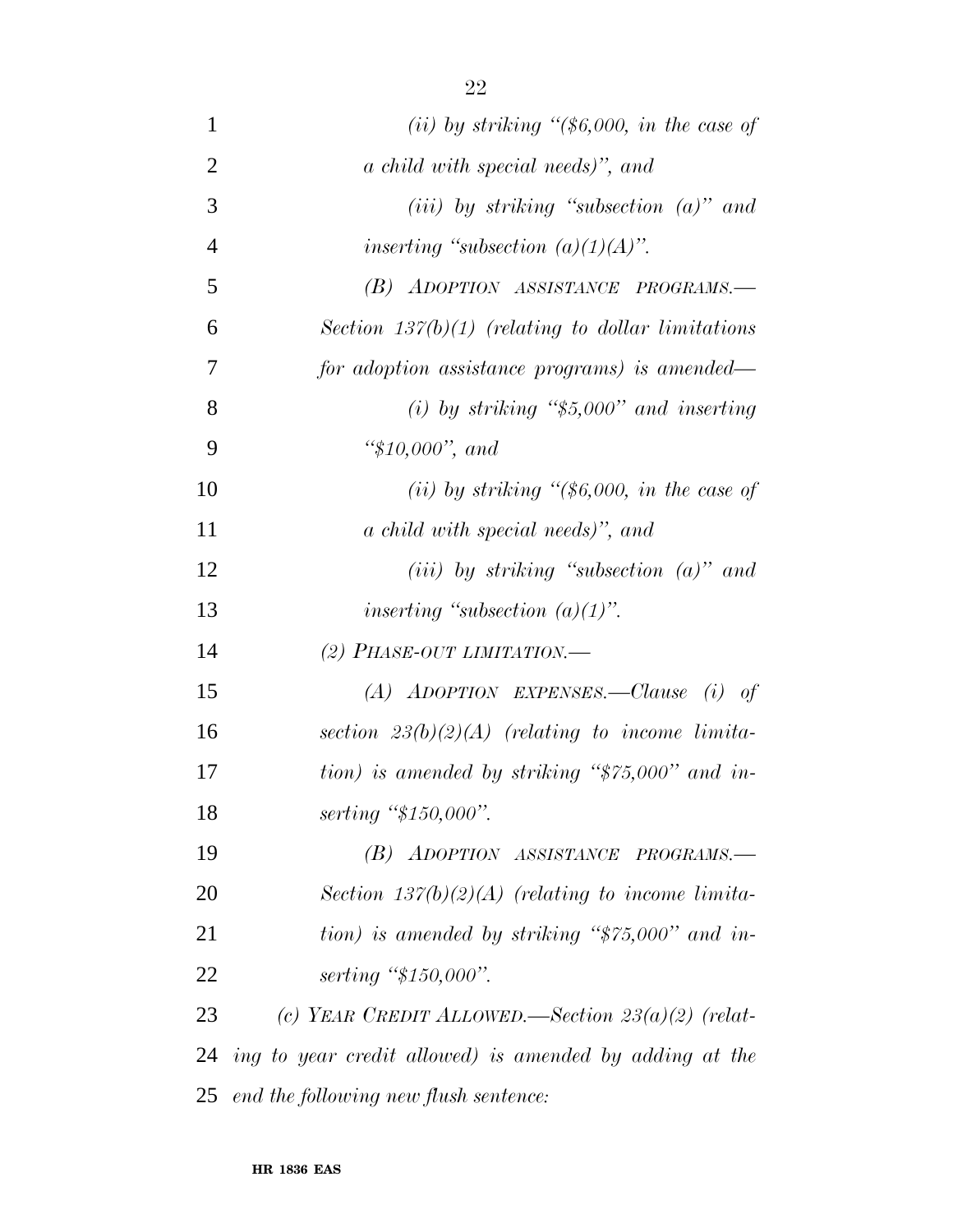*(ii) by striking "($6,000, in the case of a child with special needs)", and*

*(iii) by striking "subsection (a)" and inserting "subsection (a)(1)(A)".*

*(B) ADOPTION ASSISTANCE PROGRAMS.—Section 137(b)(1) (relating to dollar limitations for adoption assistance programs) is amended—*

*(i) by striking "$5,000" and inserting "$10,000", and*

*(ii) by striking "($6,000, in the case of a child with special needs)", and*

*(iii) by striking "subsection (a)" and inserting "subsection (a)(1)".*

*(2) PHASE-OUT LIMITATION.—*

*(A) ADOPTION EXPENSES.—Clause (i) of section 23(b)(2)(A) (relating to income limitation) is amended by striking "$75,000" and inserting "$150,000".*

*(B) ADOPTION ASSISTANCE PROGRAMS.—Section 137(b)(2)(A) (relating to income limitation) is amended by striking "$75,000" and inserting "$150,000".*

*(c) YEAR CREDIT ALLOWED.—Section 23(a)(2) (relating to year credit allowed) is amended by adding at the end the following new flush sentence:*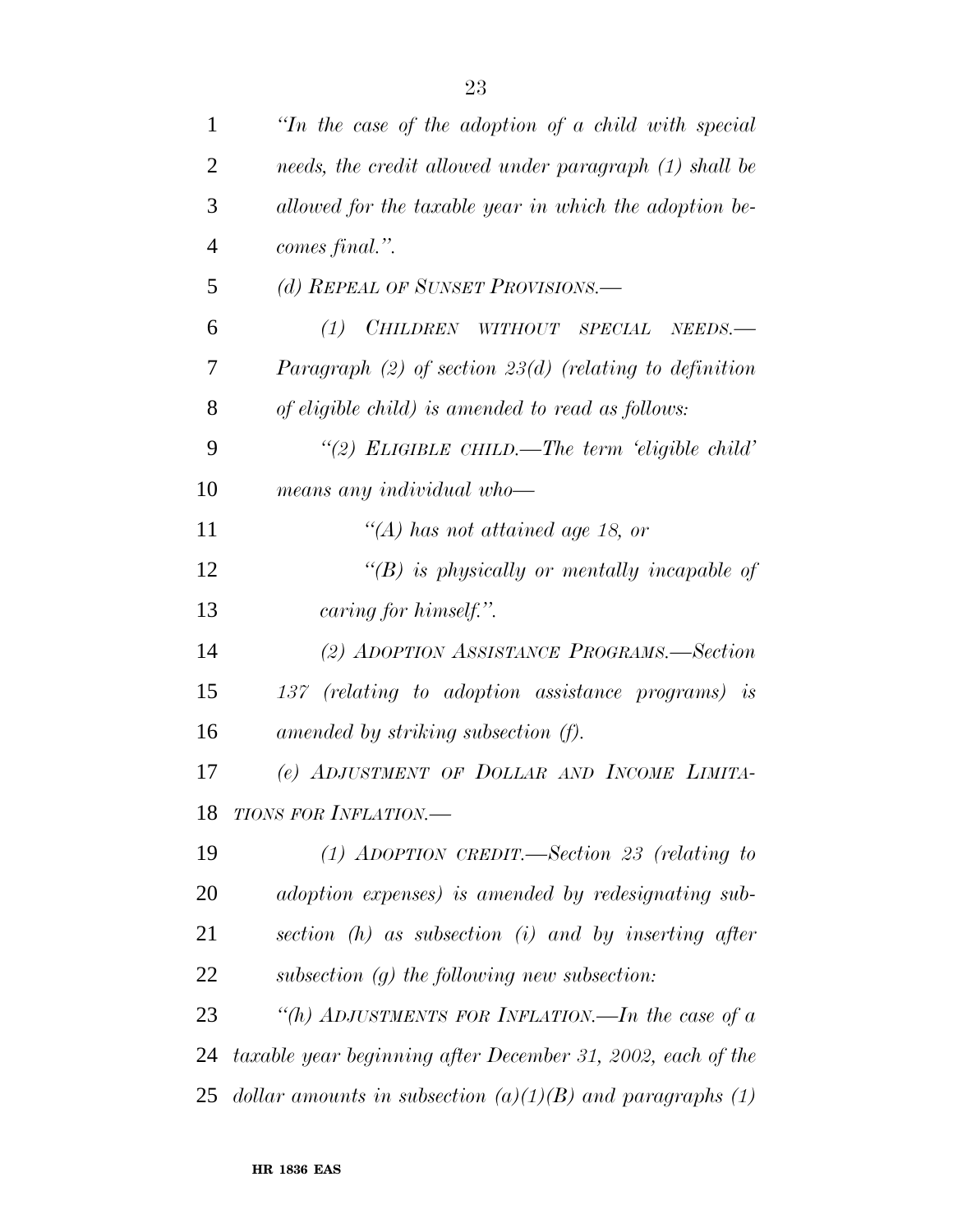*"In the case of the adoption of a child with special needs, the credit allowed under paragraph (1) shall be allowed for the taxable year in which the adoption becomes final.".*

*(d) REPEAL OF SUNSET PROVISIONS.—*

*(1) CHILDREN WITHOUT SPECIAL NEEDS.— Paragraph (2) of section 23(d) (relating to definition of eligible child) is amended to read as follows:*

*"(2) ELIGIBLE CHILD.—The term 'eligible child' means any individual who—*

*"(A) has not attained age 18, or*

*"(B) is physically or mentally incapable of caring for himself.".*

*(2) ADOPTION ASSISTANCE PROGRAMS.—Section 137 (relating to adoption assistance programs) is amended by striking subsection (f).*

*(e) ADJUSTMENT OF DOLLAR AND INCOME LIMITATIONS FOR INFLATION.—*

*(1) ADOPTION CREDIT.—Section 23 (relating to adoption expenses) is amended by redesignating subsection (h) as subsection (i) and by inserting after subsection (g) the following new subsection:*

*"(h) ADJUSTMENTS FOR INFLATION.—In the case of a taxable year beginning after December 31, 2002, each of the dollar amounts in subsection (a)(1)(B) and paragraphs (1)*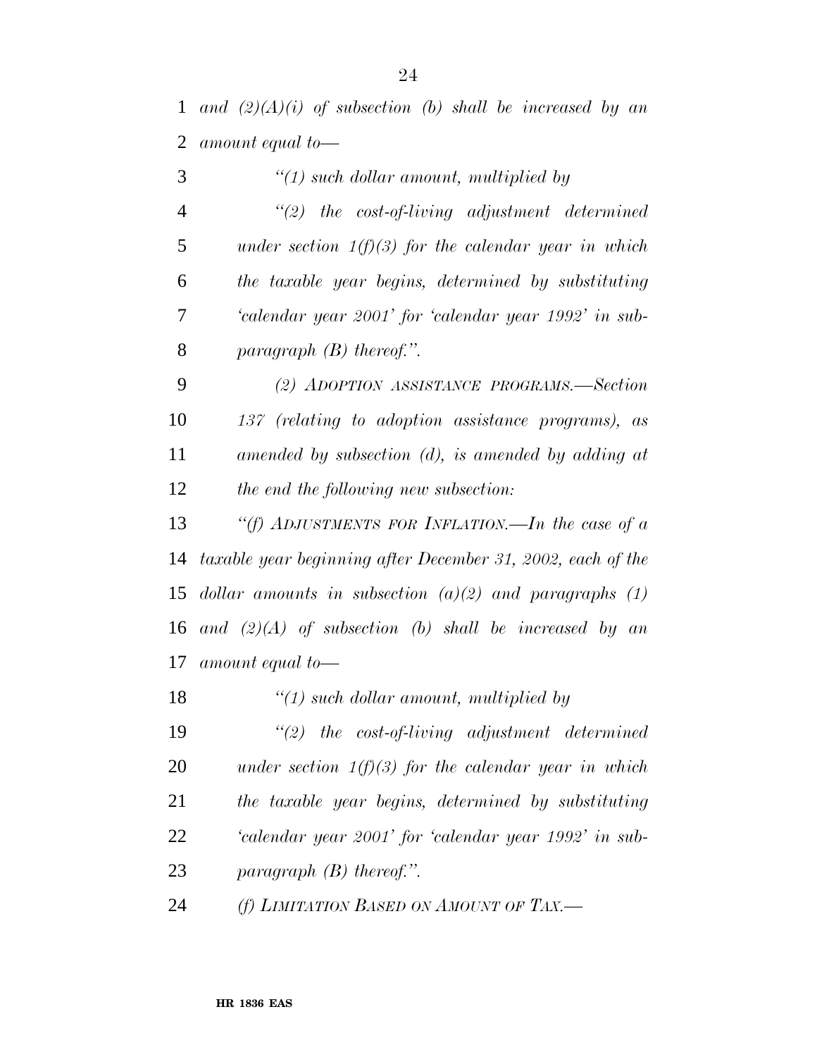*and (2)(A)(i) of subsection (b) shall be increased by an amount equal to—*

*''(1) such dollar amount, multiplied by*

*''(2) the cost-of-living adjustment determined under section 1(f)(3) for the calendar year in which the taxable year begins, determined by substituting 'calendar year 2001' for 'calendar year 1992' in subparagraph (B) thereof.''.*

*(2) ADOPTION ASSISTANCE PROGRAMS.—Section 137 (relating to adoption assistance programs), as amended by subsection (d), is amended by adding at the end the following new subsection:*

*''(f) ADJUSTMENTS FOR INFLATION.—In the case of a taxable year beginning after December 31, 2002, each of the dollar amounts in subsection (a)(2) and paragraphs (1) and (2)(A) of subsection (b) shall be increased by an amount equal to—*

*''(1) such dollar amount, multiplied by*

*''(2) the cost-of-living adjustment determined under section 1(f)(3) for the calendar year in which the taxable year begins, determined by substituting 'calendar year 2001' for 'calendar year 1992' in subparagraph (B) thereof.''.*

*(f) LIMITATION BASED ON AMOUNT OF TAX.—*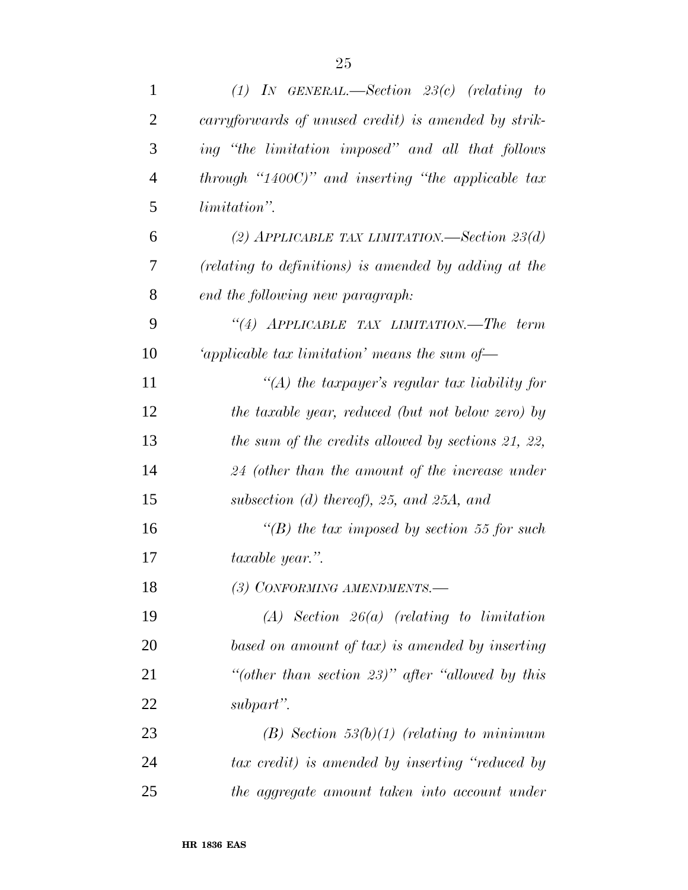*(1) IN GENERAL.—Section 23(c) (relating to carryforwards of unused credit) is amended by striking "the limitation imposed" and all that follows through "1400C)" and inserting "the applicable tax limitation".*

*(2) APPLICABLE TAX LIMITATION.—Section 23(d) (relating to definitions) is amended by adding at the end the following new paragraph:*

*"(4) APPLICABLE TAX LIMITATION.—The term 'applicable tax limitation' means the sum of—*

*"(A) the taxpayer's regular tax liability for the taxable year, reduced (but not below zero) by the sum of the credits allowed by sections 21, 22, 24 (other than the amount of the increase under subsection (d) thereof), 25, and 25A, and*

*"(B) the tax imposed by section 55 for such taxable year.".*

*(3) CONFORMING AMENDMENTS.—*

*(A) Section 26(a) (relating to limitation based on amount of tax) is amended by inserting "(other than section 23)" after "allowed by this subpart".*

*(B) Section 53(b)(1) (relating to minimum tax credit) is amended by inserting "reduced by the aggregate amount taken into account under*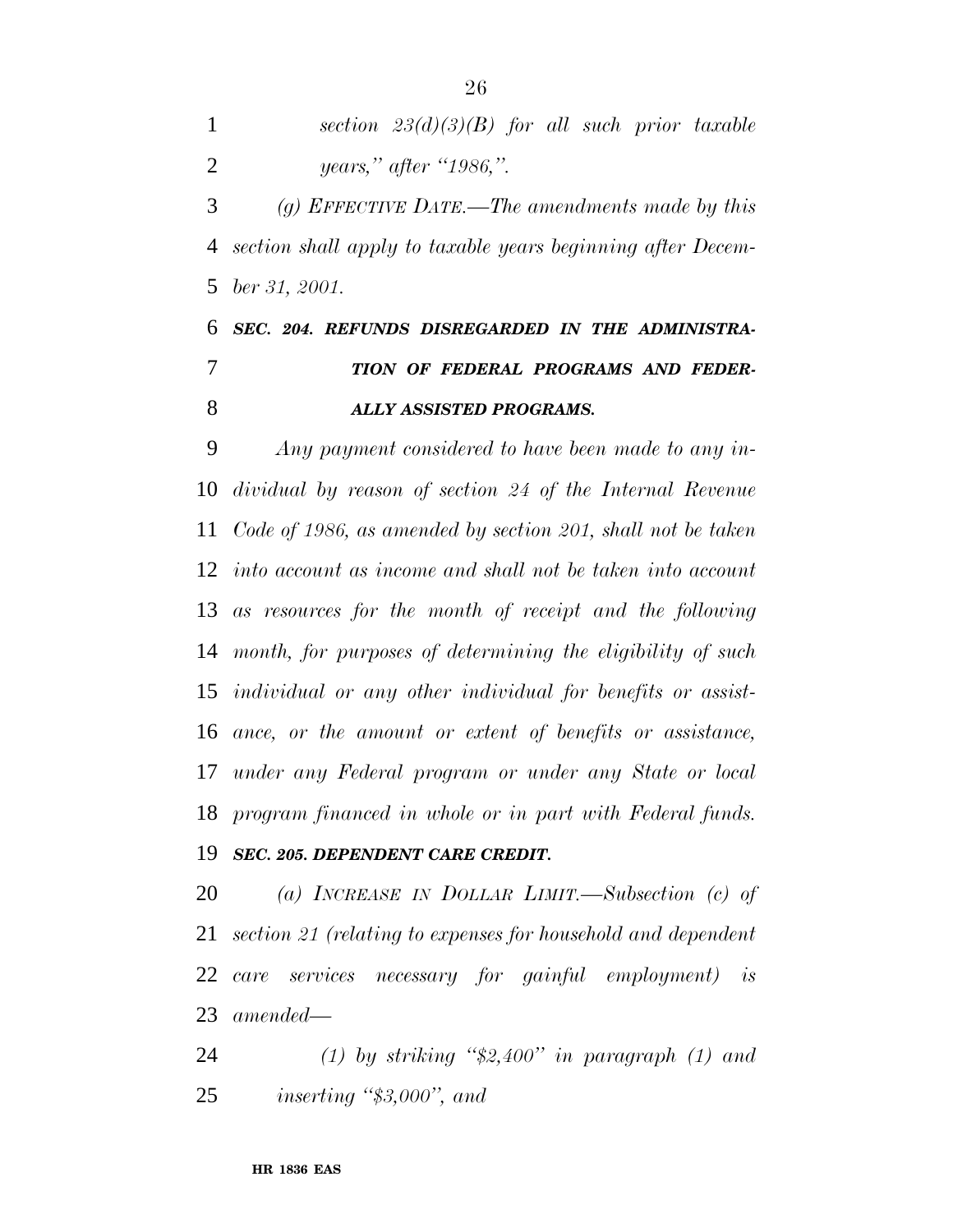*section 23(d)(3)(B) for all such prior taxable years," after "1986,".*

*(g) EFFECTIVE DATE.—The amendments made by this section shall apply to taxable years beginning after December 31, 2001.*

***SEC. 204. REFUNDS DISREGARDED IN THE ADMINISTRATION OF FEDERAL PROGRAMS AND FEDERALLY ASSISTED PROGRAMS.***

*Any payment considered to have been made to any individual by reason of section 24 of the Internal Revenue Code of 1986, as amended by section 201, shall not be taken into account as income and shall not be taken into account as resources for the month of receipt and the following month, for purposes of determining the eligibility of such individual or any other individual for benefits or assistance, or the amount or extent of benefits or assistance, under any Federal program or under any State or local program financed in whole or in part with Federal funds.*

***SEC. 205. DEPENDENT CARE CREDIT.***

*(a) INCREASE IN DOLLAR LIMIT.—Subsection (c) of section 21 (relating to expenses for household and dependent care services necessary for gainful employment) is amended—*

*(1) by striking "$2,400" in paragraph (1) and inserting "$3,000", and*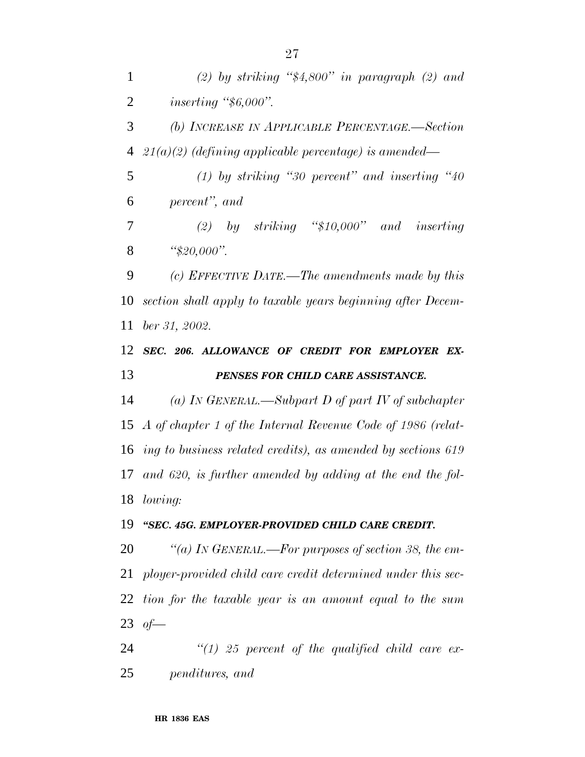*(2) by striking "$4,800" in paragraph (2) and inserting "$6,000".*

*(b) INCREASE IN APPLICABLE PERCENTAGE.—Section 21(a)(2) (defining applicable percentage) is amended—*

*(1) by striking "30 percent" and inserting "40 percent", and*

*(2) by striking "$10,000" and inserting "$20,000".*

*(c) EFFECTIVE DATE.—The amendments made by this section shall apply to taxable years beginning after December 31, 2002.*

***SEC. 206. ALLOWANCE OF CREDIT FOR EMPLOYER EXPENSES FOR CHILD CARE ASSISTANCE.***

*(a) IN GENERAL.—Subpart D of part IV of subchapter A of chapter 1 of the Internal Revenue Code of 1986 (relating to business related credits), as amended by sections 619 and 620, is further amended by adding at the end the following:*

***"SEC. 45G. EMPLOYER-PROVIDED CHILD CARE CREDIT.***

*"(a) IN GENERAL.—For purposes of section 38, the employer-provided child care credit determined under this section for the taxable year is an amount equal to the sum of—*

*"(1) 25 percent of the qualified child care expenditures, and*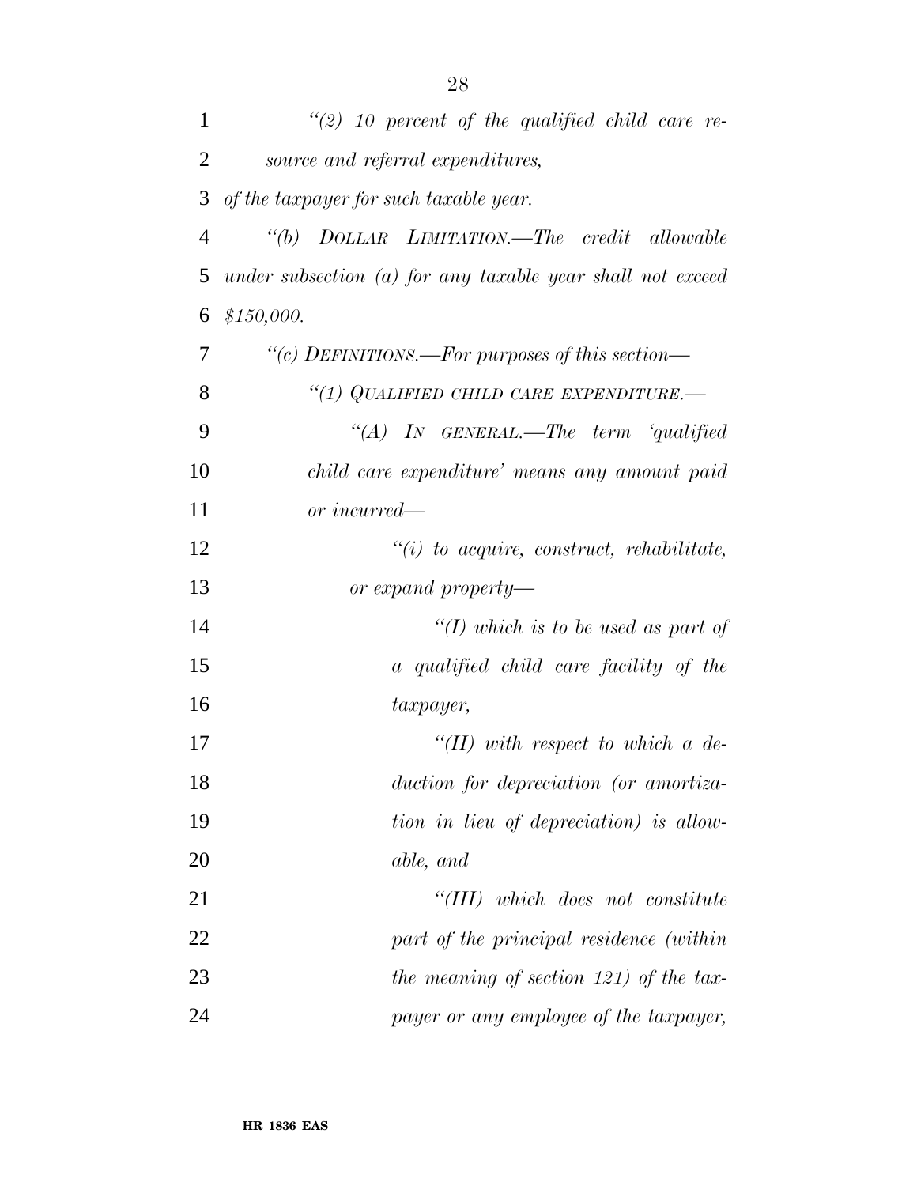*"(2) 10 percent of the qualified child care resource and referral expenditures,*

*of the taxpayer for such taxable year.*

*"(b) DOLLAR LIMITATION.—The credit allowable under subsection (a) for any taxable year shall not exceed $150,000.*

*"(c) DEFINITIONS.—For purposes of this section—*

*"(1) QUALIFIED CHILD CARE EXPENDITURE.—*

*"(A) IN GENERAL.—The term 'qualified child care expenditure' means any amount paid or incurred—*

*"(i) to acquire, construct, rehabilitate, or expand property—*

*"(I) which is to be used as part of a qualified child care facility of the taxpayer,*

*"(II) with respect to which a deduction for depreciation (or amortization in lieu of depreciation) is allowable, and*

*"(III) which does not constitute part of the principal residence (within the meaning of section 121) of the taxpayer or any employee of the taxpayer,*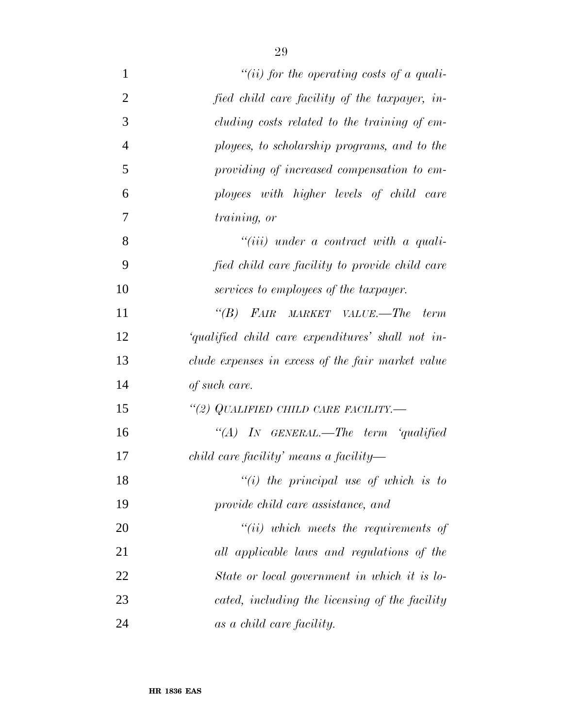*"(ii) for the operating costs of a qualified child care facility of the taxpayer, including costs related to the training of employees, to scholarship programs, and to the providing of increased compensation to employees with higher levels of child care training, or*

*"(iii) under a contract with a qualified child care facility to provide child care services to employees of the taxpayer.*

*"(B) FAIR MARKET VALUE.—The term 'qualified child care expenditures' shall not include expenses in excess of the fair market value of such care.*

*"(2) QUALIFIED CHILD CARE FACILITY.—*

*"(A) IN GENERAL.—The term 'qualified child care facility' means a facility—*

*"(i) the principal use of which is to provide child care assistance, and*

*"(ii) which meets the requirements of all applicable laws and regulations of the State or local government in which it is located, including the licensing of the facility as a child care facility.*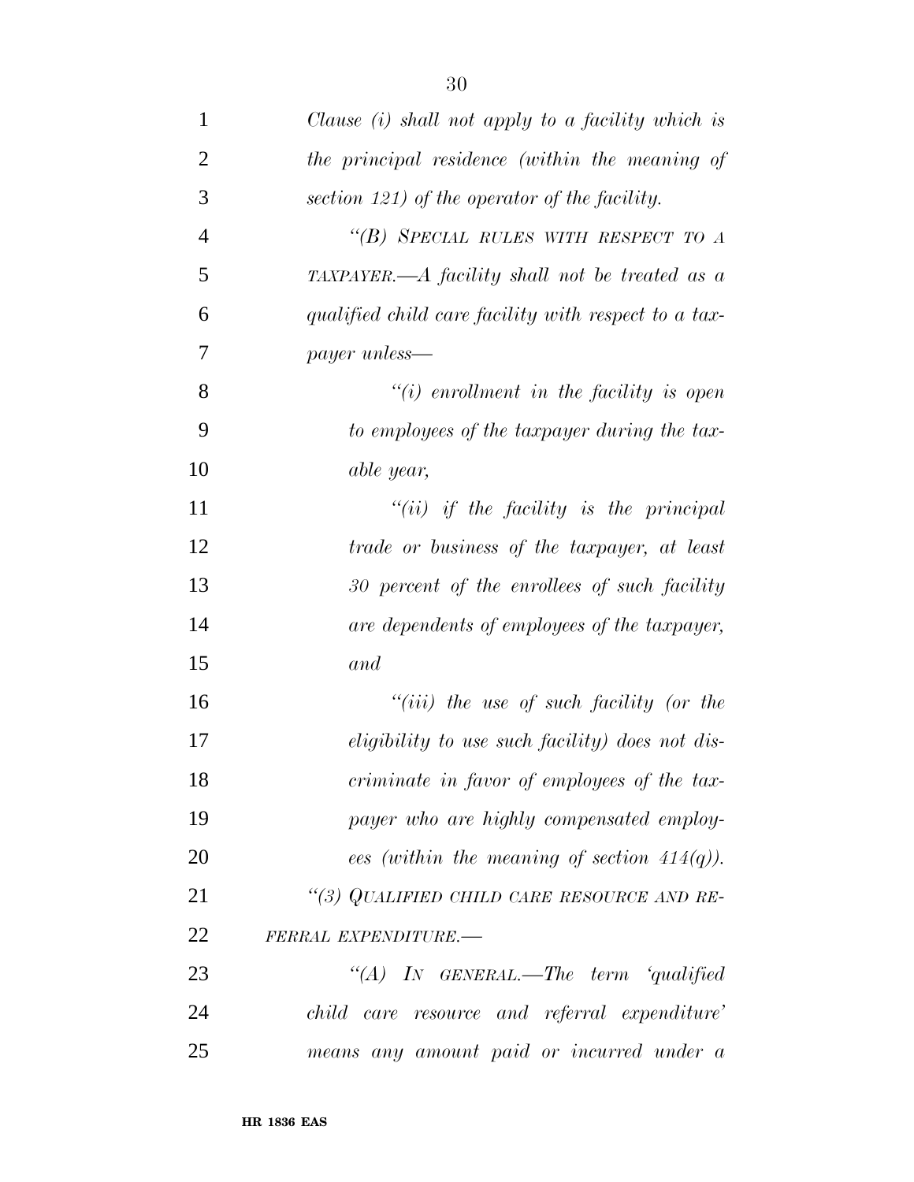*Clause (i) shall not apply to a facility which is the principal residence (within the meaning of section 121) of the operator of the facility.*

*"(B) SPECIAL RULES WITH RESPECT TO A TAXPAYER.—A facility shall not be treated as a qualified child care facility with respect to a taxpayer unless—*

*"(i) enrollment in the facility is open to employees of the taxpayer during the taxable year,*

*"(ii) if the facility is the principal trade or business of the taxpayer, at least 30 percent of the enrollees of such facility are dependents of employees of the taxpayer, and*

*"(iii) the use of such facility (or the eligibility to use such facility) does not discriminate in favor of employees of the taxpayer who are highly compensated employees (within the meaning of section 414(q)).*

*"(3) QUALIFIED CHILD CARE RESOURCE AND REFERRAL EXPENDITURE.—*

*"(A) IN GENERAL.—The term 'qualified child care resource and referral expenditure' means any amount paid or incurred under a*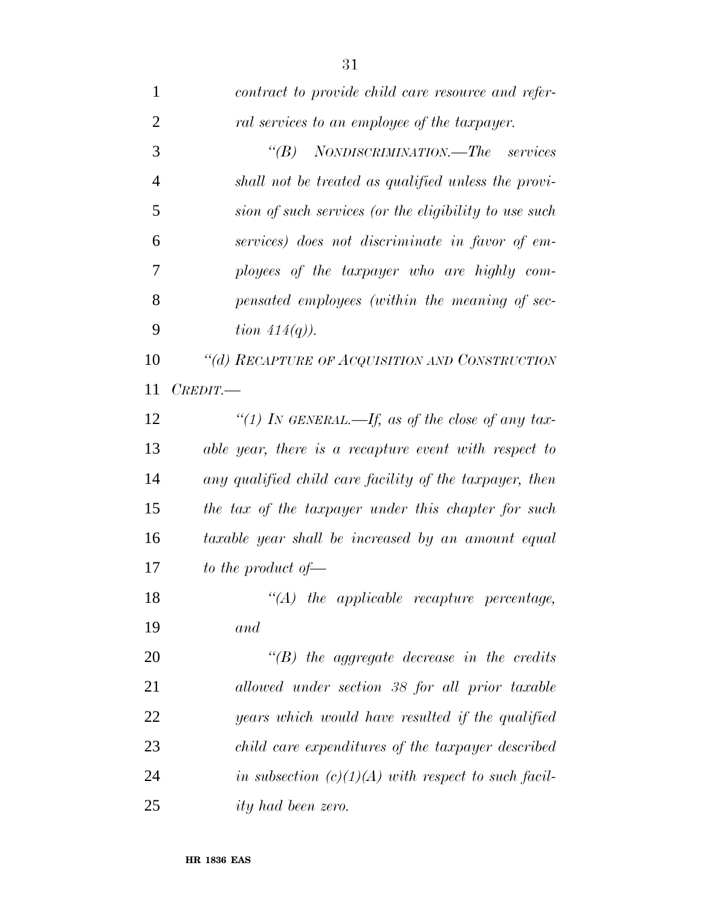*contract to provide child care resource and referral services to an employee of the taxpayer.*

*"(B) NONDISCRIMINATION.—The services shall not be treated as qualified unless the provision of such services (or the eligibility to use such services) does not discriminate in favor of employees of the taxpayer who are highly compensated employees (within the meaning of section 414(q)).*

*"(d) RECAPTURE OF ACQUISITION AND CONSTRUCTION CREDIT.—*

*"(1) IN GENERAL.—If, as of the close of any taxable year, there is a recapture event with respect to any qualified child care facility of the taxpayer, then the tax of the taxpayer under this chapter for such taxable year shall be increased by an amount equal to the product of—*

*"(A) the applicable recapture percentage, and*

*"(B) the aggregate decrease in the credits allowed under section 38 for all prior taxable years which would have resulted if the qualified child care expenditures of the taxpayer described in subsection (c)(1)(A) with respect to such facility had been zero.*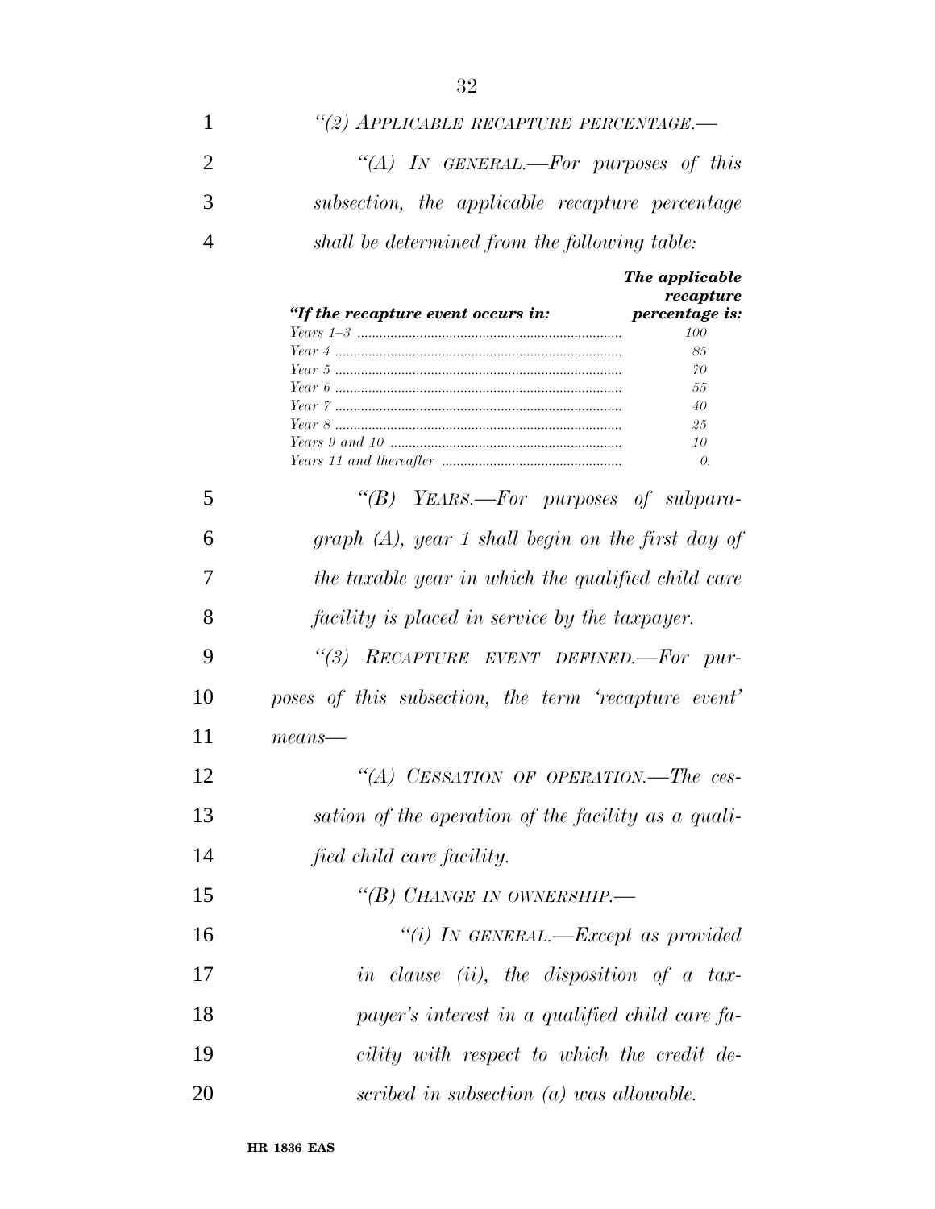*"(2) APPLICABLE RECAPTURE PERCENTAGE.—*

*"(A) IN GENERAL.—For purposes of this subsection, the applicable recapture percentage shall be determined from the following table:*

| *"If the recapture event occurs in:* | *The applicable recapture percentage is:* |
|---|---|
| *Years 1–3* | *100* |
| *Year 4* | *85* |
| *Year 5* | *70* |
| *Year 6* | *55* |
| *Year 7* | *40* |
| *Year 8* | *25* |
| *Years 9 and 10* | *10* |
| *Years 11 and thereafter* | *0.* |

*"(B) YEARS.—For purposes of subparagraph (A), year 1 shall begin on the first day of the taxable year in which the qualified child care facility is placed in service by the taxpayer.*

*"(3) RECAPTURE EVENT DEFINED.—For purposes of this subsection, the term 'recapture event' means—*

*"(A) CESSATION OF OPERATION.—The cessation of the operation of the facility as a qualified child care facility.*

*"(B) CHANGE IN OWNERSHIP.—*

*"(i) IN GENERAL.—Except as provided in clause (ii), the disposition of a taxpayer's interest in a qualified child care facility with respect to which the credit described in subsection (a) was allowable.*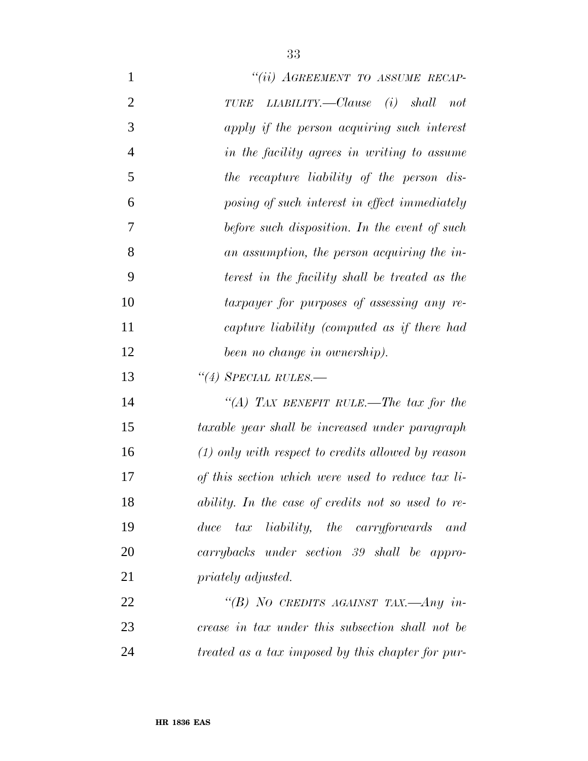*"(ii) AGREEMENT TO ASSUME RECAPTURE LIABILITY.—Clause (i) shall not apply if the person acquiring such interest in the facility agrees in writing to assume the recapture liability of the person disposing of such interest in effect immediately before such disposition. In the event of such an assumption, the person acquiring the interest in the facility shall be treated as the taxpayer for purposes of assessing any recapture liability (computed as if there had been no change in ownership).*

*"(4) SPECIAL RULES.—*

*"(A) TAX BENEFIT RULE.—The tax for the taxable year shall be increased under paragraph (1) only with respect to credits allowed by reason of this section which were used to reduce tax liability. In the case of credits not so used to reduce tax liability, the carryforwards and carrybacks under section 39 shall be appropriately adjusted.*

*"(B) NO CREDITS AGAINST TAX.—Any increase in tax under this subsection shall not be treated as a tax imposed by this chapter for pur-*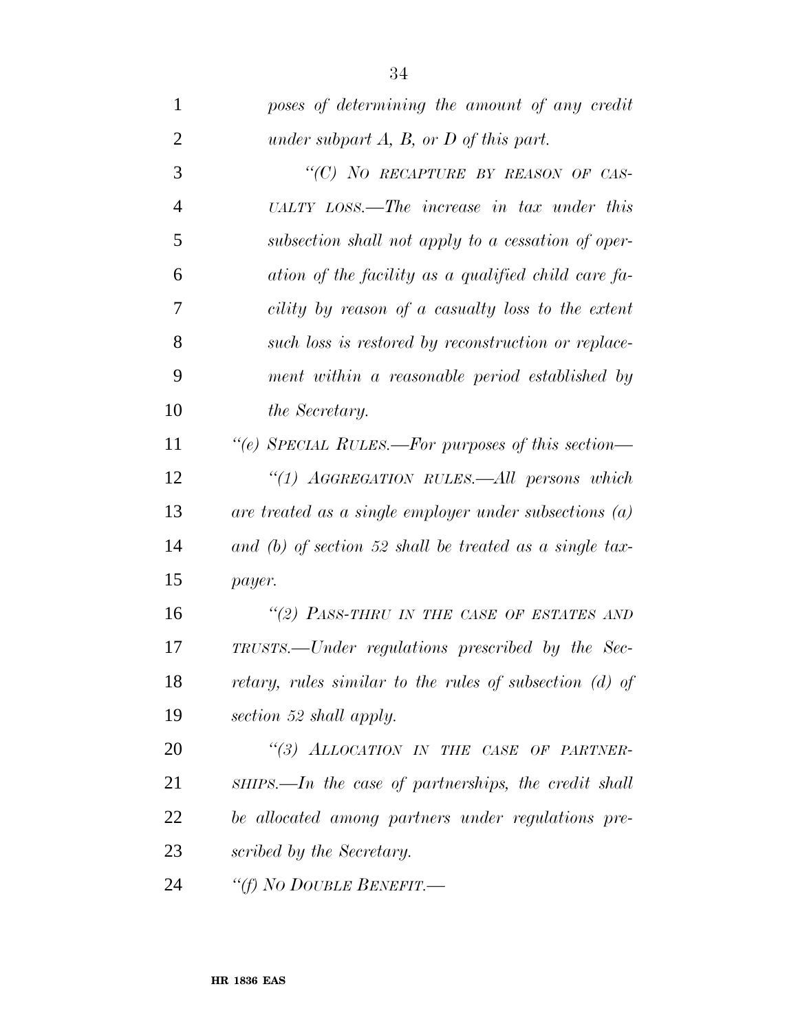*poses of determining the amount of any credit under subpart A, B, or D of this part.*

*"(C) NO RECAPTURE BY REASON OF CASUALTY LOSS.—The increase in tax under this subsection shall not apply to a cessation of operation of the facility as a qualified child care facility by reason of a casualty loss to the extent such loss is restored by reconstruction or replacement within a reasonable period established by the Secretary.*

*"(e) SPECIAL RULES.—For purposes of this section—*

*"(1) AGGREGATION RULES.—All persons which are treated as a single employer under subsections (a) and (b) of section 52 shall be treated as a single taxpayer.*

*"(2) PASS-THRU IN THE CASE OF ESTATES AND TRUSTS.—Under regulations prescribed by the Secretary, rules similar to the rules of subsection (d) of section 52 shall apply.*

*"(3) ALLOCATION IN THE CASE OF PARTNERSHIPS.—In the case of partnerships, the credit shall be allocated among partners under regulations prescribed by the Secretary.*

*"(f) NO DOUBLE BENEFIT.—*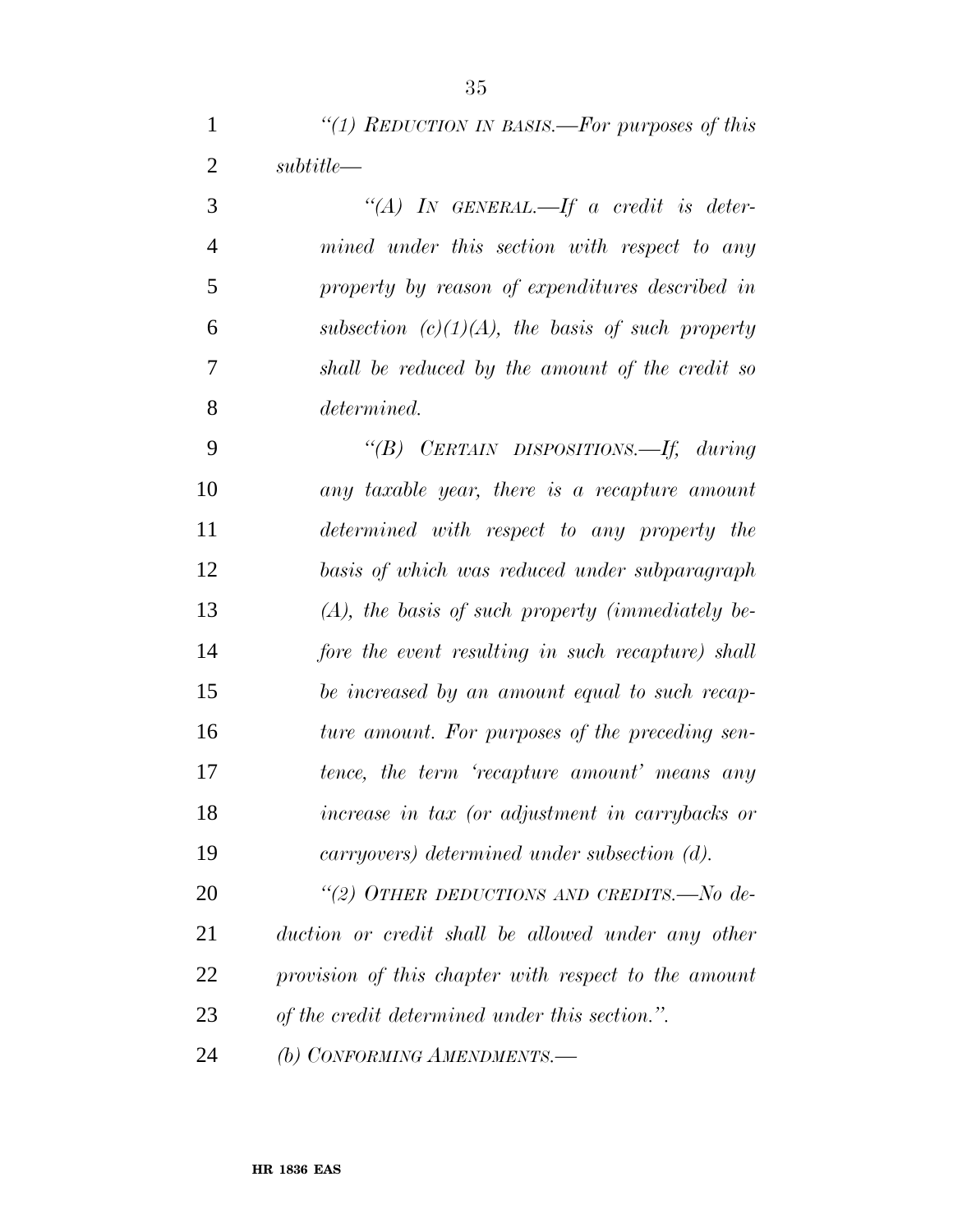*"(1) REDUCTION IN BASIS.—For purposes of this subtitle—*

*"(A) IN GENERAL.—If a credit is determined under this section with respect to any property by reason of expenditures described in subsection (c)(1)(A), the basis of such property shall be reduced by the amount of the credit so determined.*

*"(B) CERTAIN DISPOSITIONS.—If, during any taxable year, there is a recapture amount determined with respect to any property the basis of which was reduced under subparagraph (A), the basis of such property (immediately before the event resulting in such recapture) shall be increased by an amount equal to such recapture amount. For purposes of the preceding sentence, the term 'recapture amount' means any increase in tax (or adjustment in carrybacks or carryovers) determined under subsection (d).*

*"(2) OTHER DEDUCTIONS AND CREDITS.—No deduction or credit shall be allowed under any other provision of this chapter with respect to the amount of the credit determined under this section.".*

*(b) CONFORMING AMENDMENTS.—*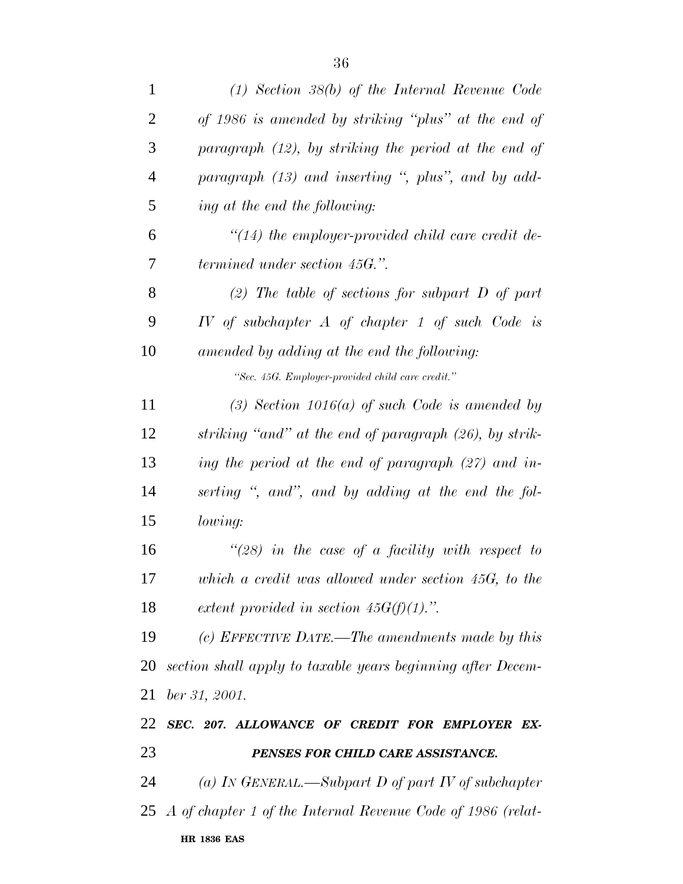*(1) Section 38(b) of the Internal Revenue Code of 1986 is amended by striking "plus" at the end of paragraph (12), by striking the period at the end of paragraph (13) and inserting ", plus", and by adding at the end the following:*

*"(14) the employer-provided child care credit determined under section 45G.".*

*(2) The table of sections for subpart D of part IV of subchapter A of chapter 1 of such Code is amended by adding at the end the following:*

*"Sec. 45G. Employer-provided child care credit."*

*(3) Section 1016(a) of such Code is amended by striking "and" at the end of paragraph (26), by striking the period at the end of paragraph (27) and inserting ", and", and by adding at the end the following:*

*"(28) in the case of a facility with respect to which a credit was allowed under section 45G, to the extent provided in section 45G(f)(1).".*

*(c) EFFECTIVE DATE.—The amendments made by this section shall apply to taxable years beginning after December 31, 2001.*

***SEC. 207. ALLOWANCE OF CREDIT FOR EMPLOYER EXPENSES FOR CHILD CARE ASSISTANCE.***

*(a) IN GENERAL.—Subpart D of part IV of subchapter A of chapter 1 of the Internal Revenue Code of 1986 (relat-*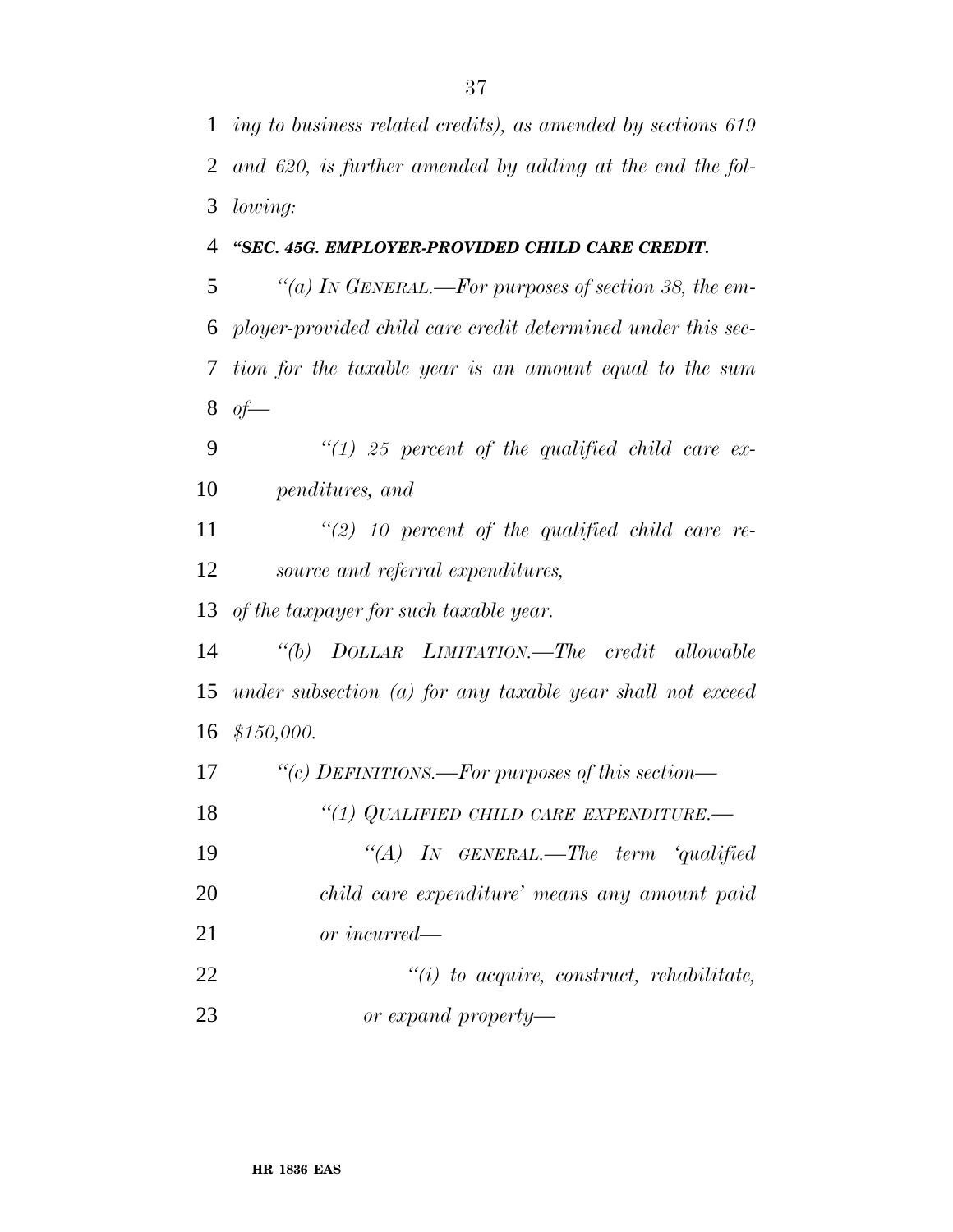*ing to business related credits), as amended by sections 619 and 620, is further amended by adding at the end the following:*

***"SEC. 45G. EMPLOYER-PROVIDED CHILD CARE CREDIT.***

*"(a) IN GENERAL.—For purposes of section 38, the employer-provided child care credit determined under this section for the taxable year is an amount equal to the sum of—*

*"(1) 25 percent of the qualified child care expenditures, and*

*"(2) 10 percent of the qualified child care resource and referral expenditures,*

*of the taxpayer for such taxable year.*

*"(b) DOLLAR LIMITATION.—The credit allowable under subsection (a) for any taxable year shall not exceed $150,000.*

*"(c) DEFINITIONS.—For purposes of this section—*

*"(1) QUALIFIED CHILD CARE EXPENDITURE.—*

*"(A) IN GENERAL.—The term 'qualified child care expenditure' means any amount paid or incurred—*

*"(i) to acquire, construct, rehabilitate, or expand property—*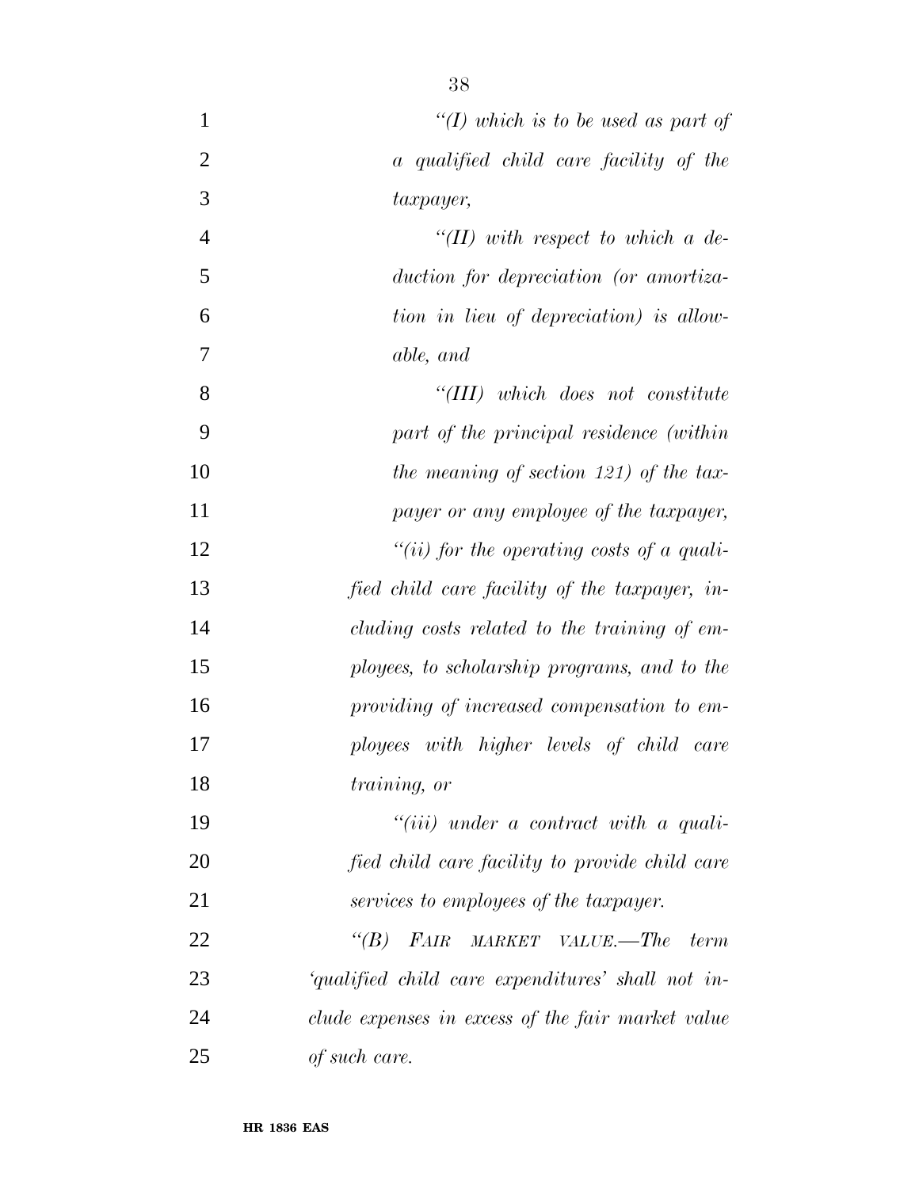*"(I) which is to be used as part of a qualified child care facility of the taxpayer,*

*"(II) with respect to which a deduction for depreciation (or amortization in lieu of depreciation) is allowable, and*

*"(III) which does not constitute part of the principal residence (within the meaning of section 121) of the taxpayer or any employee of the taxpayer,*

*"(ii) for the operating costs of a qualified child care facility of the taxpayer, including costs related to the training of employees, to scholarship programs, and to the providing of increased compensation to employees with higher levels of child care training, or*

*"(iii) under a contract with a qualified child care facility to provide child care services to employees of the taxpayer.*

*"(B) FAIR MARKET VALUE.—The term 'qualified child care expenditures' shall not include expenses in excess of the fair market value of such care.*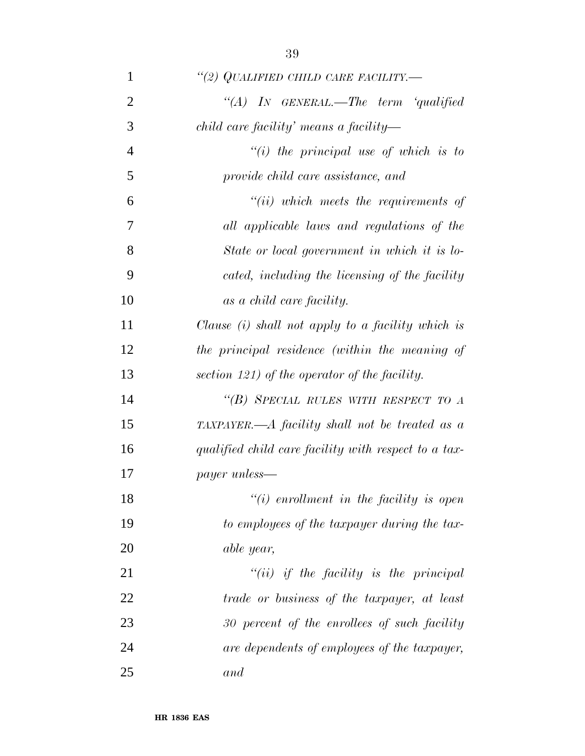*"(2) QUALIFIED CHILD CARE FACILITY.—*

*"(A) IN GENERAL.—The term 'qualified child care facility' means a facility—*

*"(i) the principal use of which is to provide child care assistance, and*

*"(ii) which meets the requirements of all applicable laws and regulations of the State or local government in which it is located, including the licensing of the facility as a child care facility.*

*Clause (i) shall not apply to a facility which is the principal residence (within the meaning of section 121) of the operator of the facility.*

*"(B) SPECIAL RULES WITH RESPECT TO A TAXPAYER.—A facility shall not be treated as a qualified child care facility with respect to a taxpayer unless—*

*"(i) enrollment in the facility is open to employees of the taxpayer during the taxable year,*

*"(ii) if the facility is the principal trade or business of the taxpayer, at least 30 percent of the enrollees of such facility are dependents of employees of the taxpayer, and*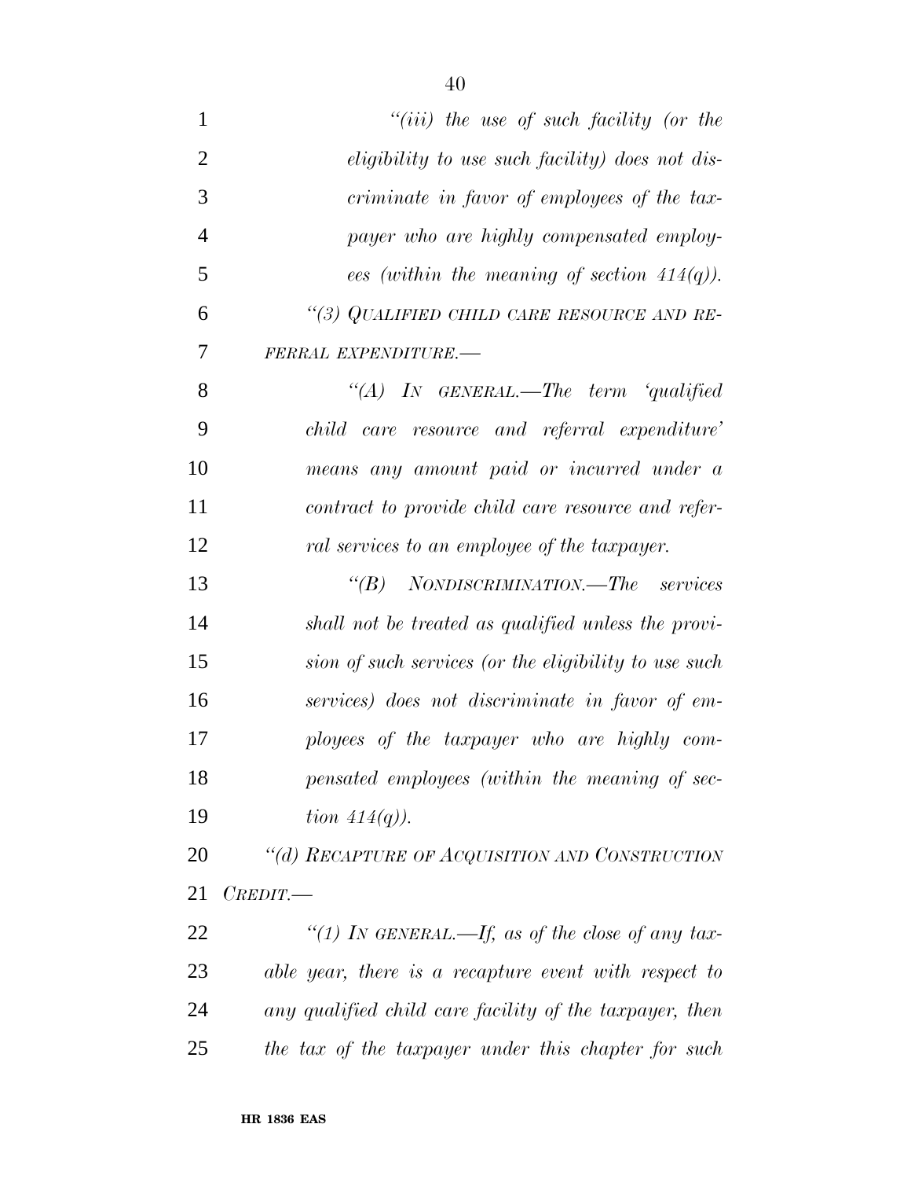*"(iii) the use of such facility (or the eligibility to use such facility) does not discriminate in favor of employees of the taxpayer who are highly compensated employees (within the meaning of section 414(q)).*

*"(3) QUALIFIED CHILD CARE RESOURCE AND REFERRAL EXPENDITURE.—*

*"(A) IN GENERAL.—The term 'qualified child care resource and referral expenditure' means any amount paid or incurred under a contract to provide child care resource and referral services to an employee of the taxpayer.*

*"(B) NONDISCRIMINATION.—The services shall not be treated as qualified unless the provision of such services (or the eligibility to use such services) does not discriminate in favor of employees of the taxpayer who are highly compensated employees (within the meaning of section 414(q)).*

*"(d) RECAPTURE OF ACQUISITION AND CONSTRUCTION CREDIT.—*

*"(1) IN GENERAL.—If, as of the close of any taxable year, there is a recapture event with respect to any qualified child care facility of the taxpayer, then the tax of the taxpayer under this chapter for such*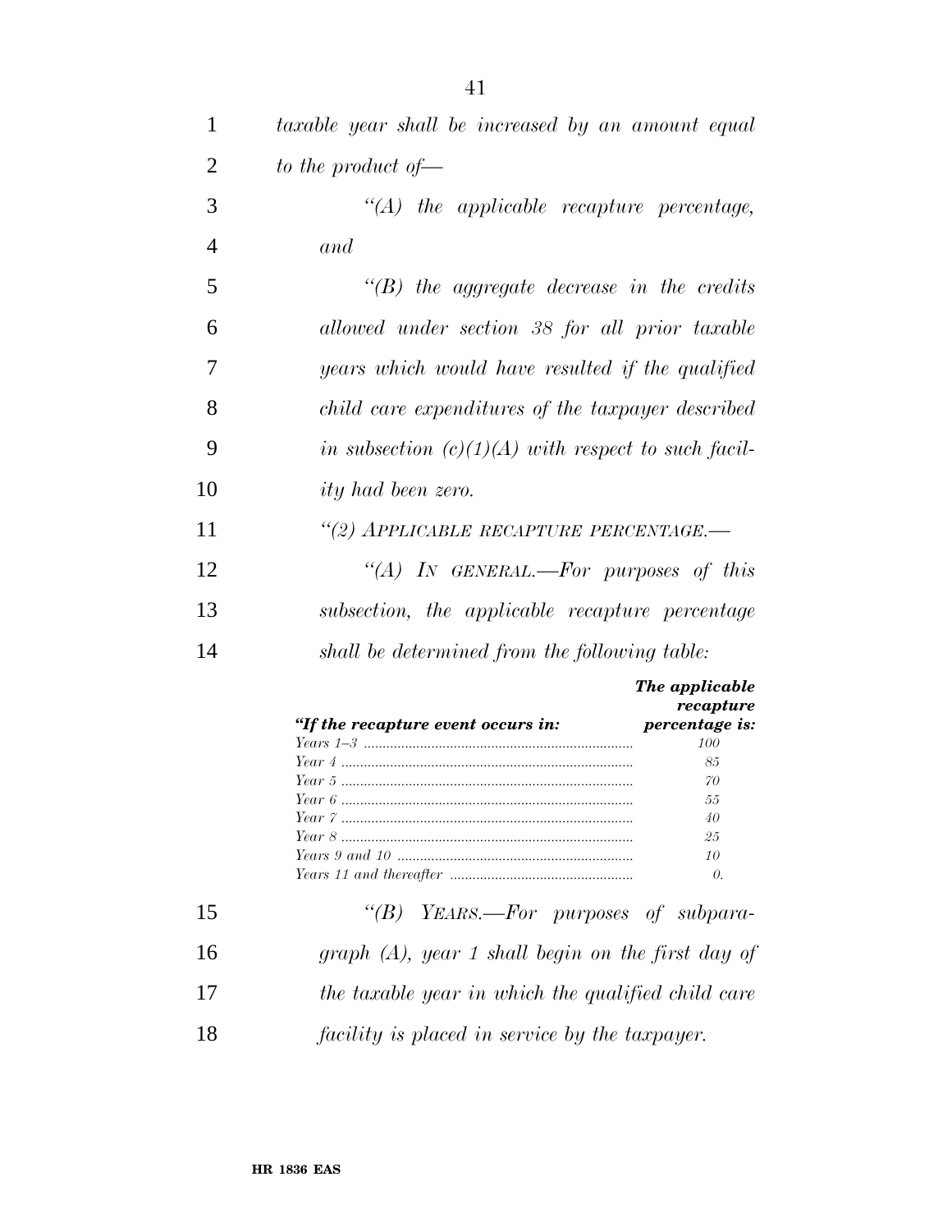*taxable year shall be increased by an amount equal to the product of—*

*"(A) the applicable recapture percentage, and*

*"(B) the aggregate decrease in the credits allowed under section 38 for all prior taxable years which would have resulted if the qualified child care expenditures of the taxpayer described in subsection (c)(1)(A) with respect to such facility had been zero.*

*"(2) APPLICABLE RECAPTURE PERCENTAGE.—*

*"(A) IN GENERAL.—For purposes of this subsection, the applicable recapture percentage shall be determined from the following table:*

| *"If the recapture event occurs in:* | *The applicable recapture percentage is:* |
|---|---|
| *Years 1–3* | *100* |
| *Year 4* | *85* |
| *Year 5* | *70* |
| *Year 6* | *55* |
| *Year 7* | *40* |
| *Year 8* | *25* |
| *Years 9 and 10* | *10* |
| *Years 11 and thereafter* | *0.* |

*"(B) YEARS.—For purposes of subparagraph (A), year 1 shall begin on the first day of the taxable year in which the qualified child care facility is placed in service by the taxpayer.*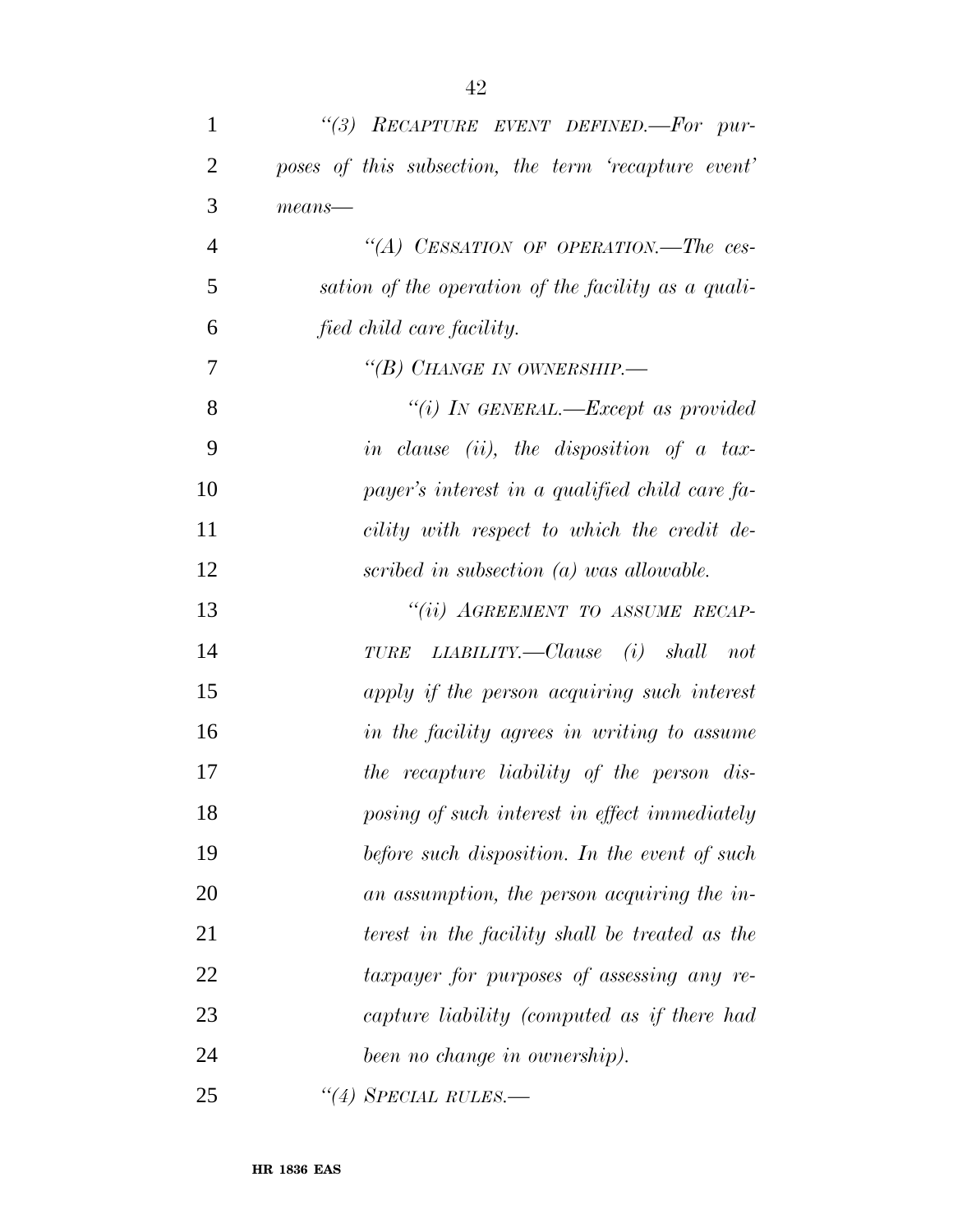*"(3) RECAPTURE EVENT DEFINED.—For purposes of this subsection, the term 'recapture event' means—*

*"(A) CESSATION OF OPERATION.—The cessation of the operation of the facility as a qualified child care facility.*

*"(B) CHANGE IN OWNERSHIP.—*

*"(i) IN GENERAL.—Except as provided in clause (ii), the disposition of a taxpayer's interest in a qualified child care facility with respect to which the credit described in subsection (a) was allowable.*

*"(ii) AGREEMENT TO ASSUME RECAPTURE LIABILITY.—Clause (i) shall not apply if the person acquiring such interest in the facility agrees in writing to assume the recapture liability of the person disposing of such interest in effect immediately before such disposition. In the event of such an assumption, the person acquiring the interest in the facility shall be treated as the taxpayer for purposes of assessing any recapture liability (computed as if there had been no change in ownership).*

*"(4) SPECIAL RULES.—*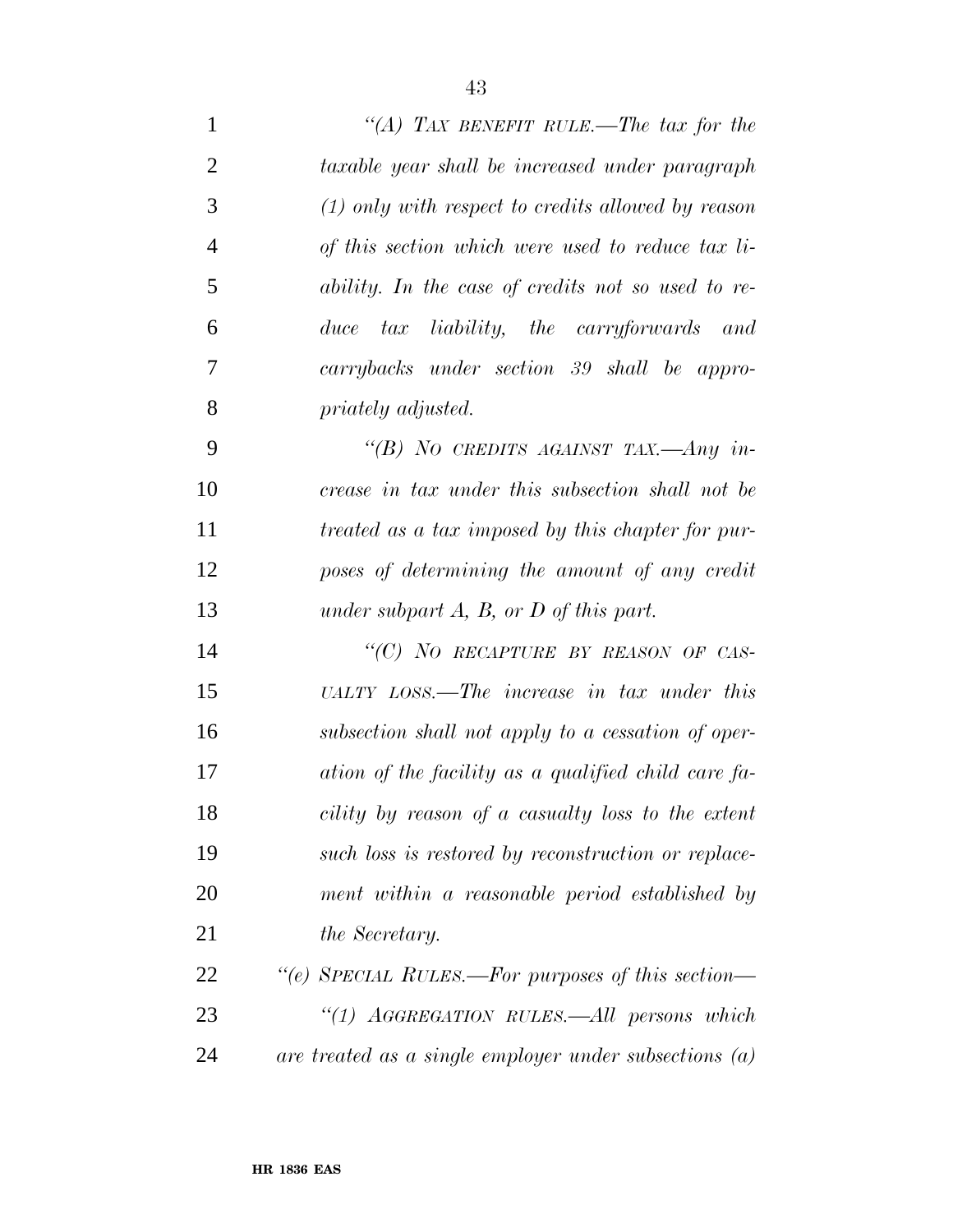*"(A) TAX BENEFIT RULE.—The tax for the taxable year shall be increased under paragraph (1) only with respect to credits allowed by reason of this section which were used to reduce tax liability. In the case of credits not so used to reduce tax liability, the carryforwards and carrybacks under section 39 shall be appropriately adjusted.*

*"(B) NO CREDITS AGAINST TAX.—Any increase in tax under this subsection shall not be treated as a tax imposed by this chapter for purposes of determining the amount of any credit under subpart A, B, or D of this part.*

*"(C) NO RECAPTURE BY REASON OF CASUALTY LOSS.—The increase in tax under this subsection shall not apply to a cessation of operation of the facility as a qualified child care facility by reason of a casualty loss to the extent such loss is restored by reconstruction or replacement within a reasonable period established by the Secretary.*

*"(e) SPECIAL RULES.—For purposes of this section—*

*"(1) AGGREGATION RULES.—All persons which are treated as a single employer under subsections (a)*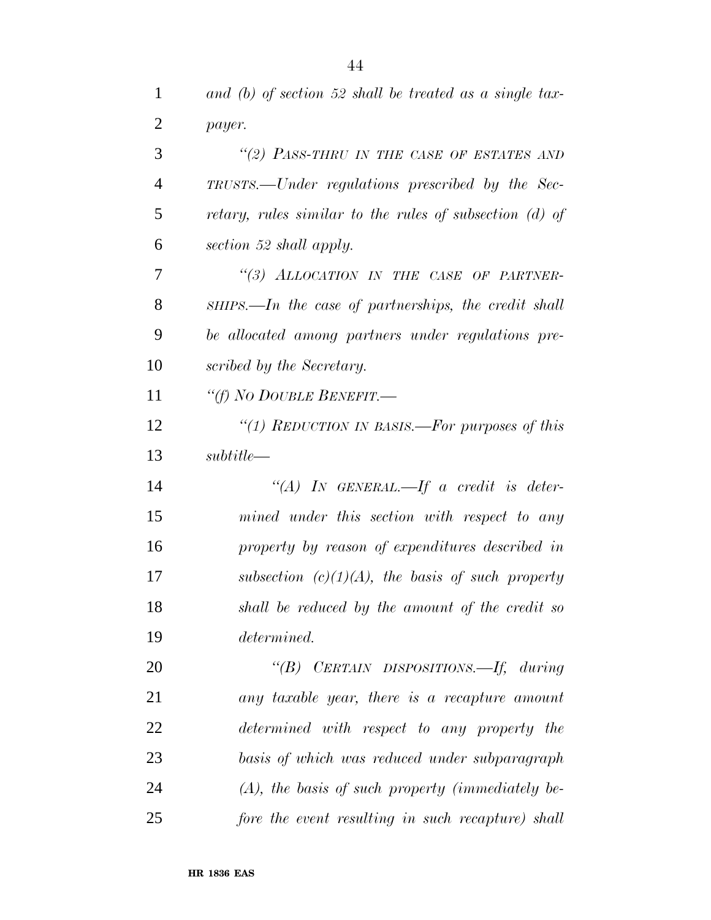*and (b) of section 52 shall be treated as a single taxpayer.*

*"(2) PASS-THRU IN THE CASE OF ESTATES AND TRUSTS.—Under regulations prescribed by the Secretary, rules similar to the rules of subsection (d) of section 52 shall apply.*

*"(3) ALLOCATION IN THE CASE OF PARTNERSHIPS.—In the case of partnerships, the credit shall be allocated among partners under regulations prescribed by the Secretary.*

*"(f) NO DOUBLE BENEFIT.—*

*"(1) REDUCTION IN BASIS.—For purposes of this subtitle—*

*"(A) IN GENERAL.—If a credit is determined under this section with respect to any property by reason of expenditures described in subsection (c)(1)(A), the basis of such property shall be reduced by the amount of the credit so determined.*

*"(B) CERTAIN DISPOSITIONS.—If, during any taxable year, there is a recapture amount determined with respect to any property the basis of which was reduced under subparagraph (A), the basis of such property (immediately before the event resulting in such recapture) shall*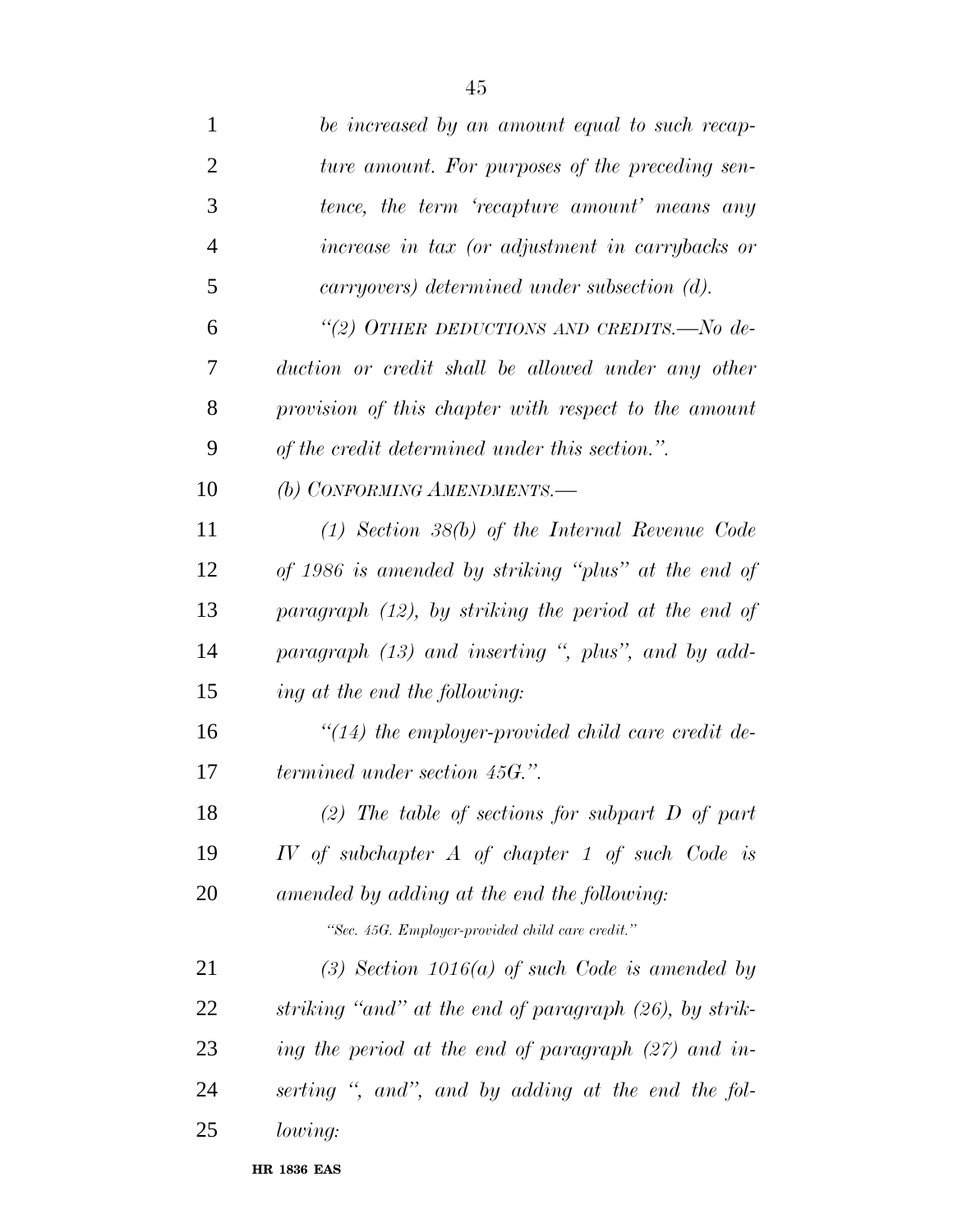*be increased by an amount equal to such recapture amount. For purposes of the preceding sentence, the term 'recapture amount' means any increase in tax (or adjustment in carrybacks or carryovers) determined under subsection (d).*

*"(2) OTHER DEDUCTIONS AND CREDITS.—No deduction or credit shall be allowed under any other provision of this chapter with respect to the amount of the credit determined under this section.".*

*(b) CONFORMING AMENDMENTS.—*

*(1) Section 38(b) of the Internal Revenue Code of 1986 is amended by striking "plus" at the end of paragraph (12), by striking the period at the end of paragraph (13) and inserting ", plus", and by adding at the end the following:*

*"(14) the employer-provided child care credit determined under section 45G.".*

*(2) The table of sections for subpart D of part IV of subchapter A of chapter 1 of such Code is amended by adding at the end the following:*

*"Sec. 45G. Employer-provided child care credit."*

*(3) Section 1016(a) of such Code is amended by striking "and" at the end of paragraph (26), by striking the period at the end of paragraph (27) and inserting ", and", and by adding at the end the following:*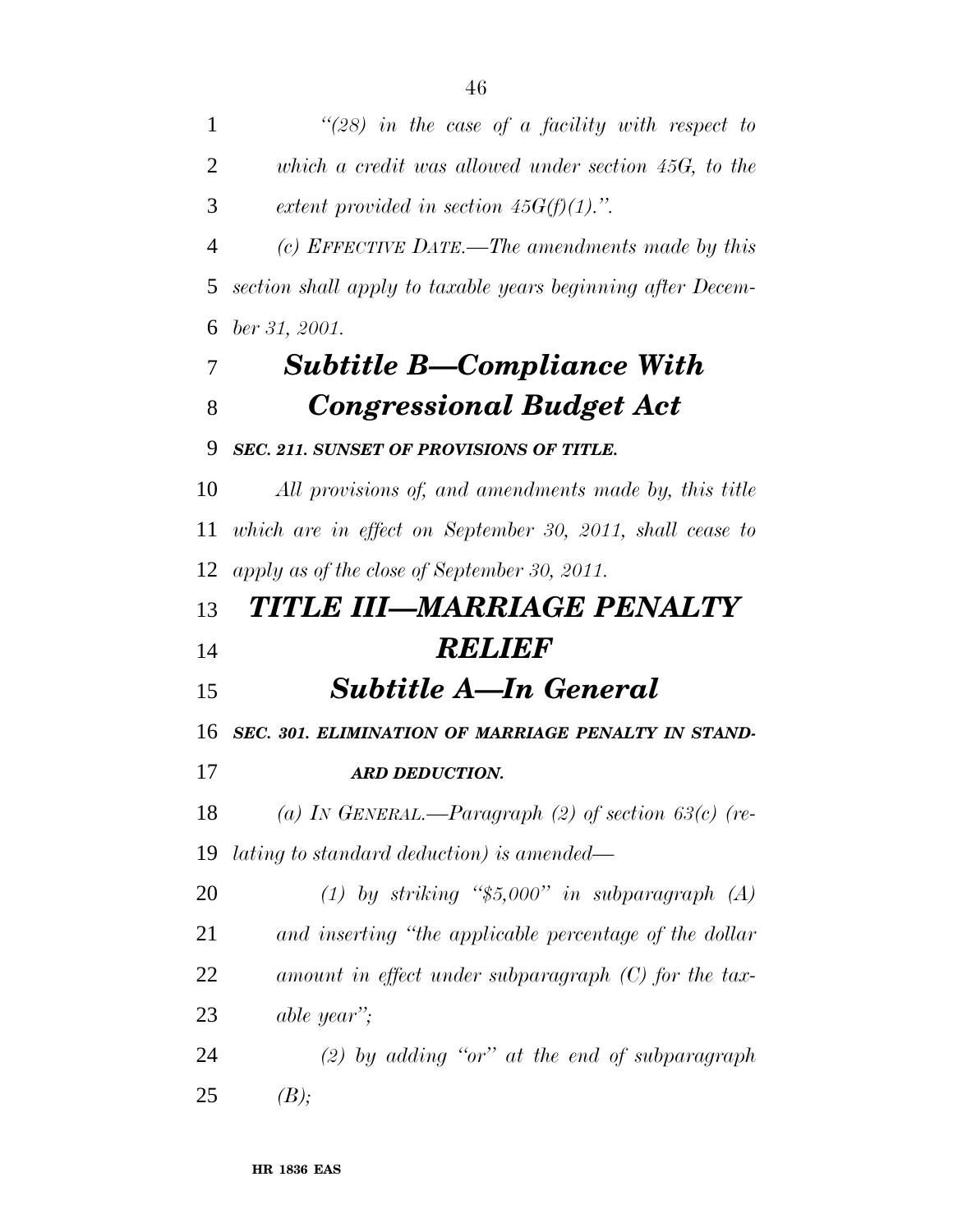*"(28) in the case of a facility with respect to which a credit was allowed under section 45G, to the extent provided in section 45G(f)(1).".*

*(c) EFFECTIVE DATE.—The amendments made by this section shall apply to taxable years beginning after December 31, 2001.*

## *Subtitle B—Compliance With Congressional Budget Act*

***SEC. 211. SUNSET OF PROVISIONS OF TITLE.***

*All provisions of, and amendments made by, this title which are in effect on September 30, 2011, shall cease to apply as of the close of September 30, 2011.*

# *TITLE III—MARRIAGE PENALTY RELIEF*

## *Subtitle A—In General*

***SEC. 301. ELIMINATION OF MARRIAGE PENALTY IN STANDARD DEDUCTION.***

*(a) IN GENERAL.—Paragraph (2) of section 63(c) (relating to standard deduction) is amended—*

*(1) by striking "$5,000" in subparagraph (A) and inserting "the applicable percentage of the dollar amount in effect under subparagraph (C) for the taxable year";*

*(2) by adding "or" at the end of subparagraph (B);*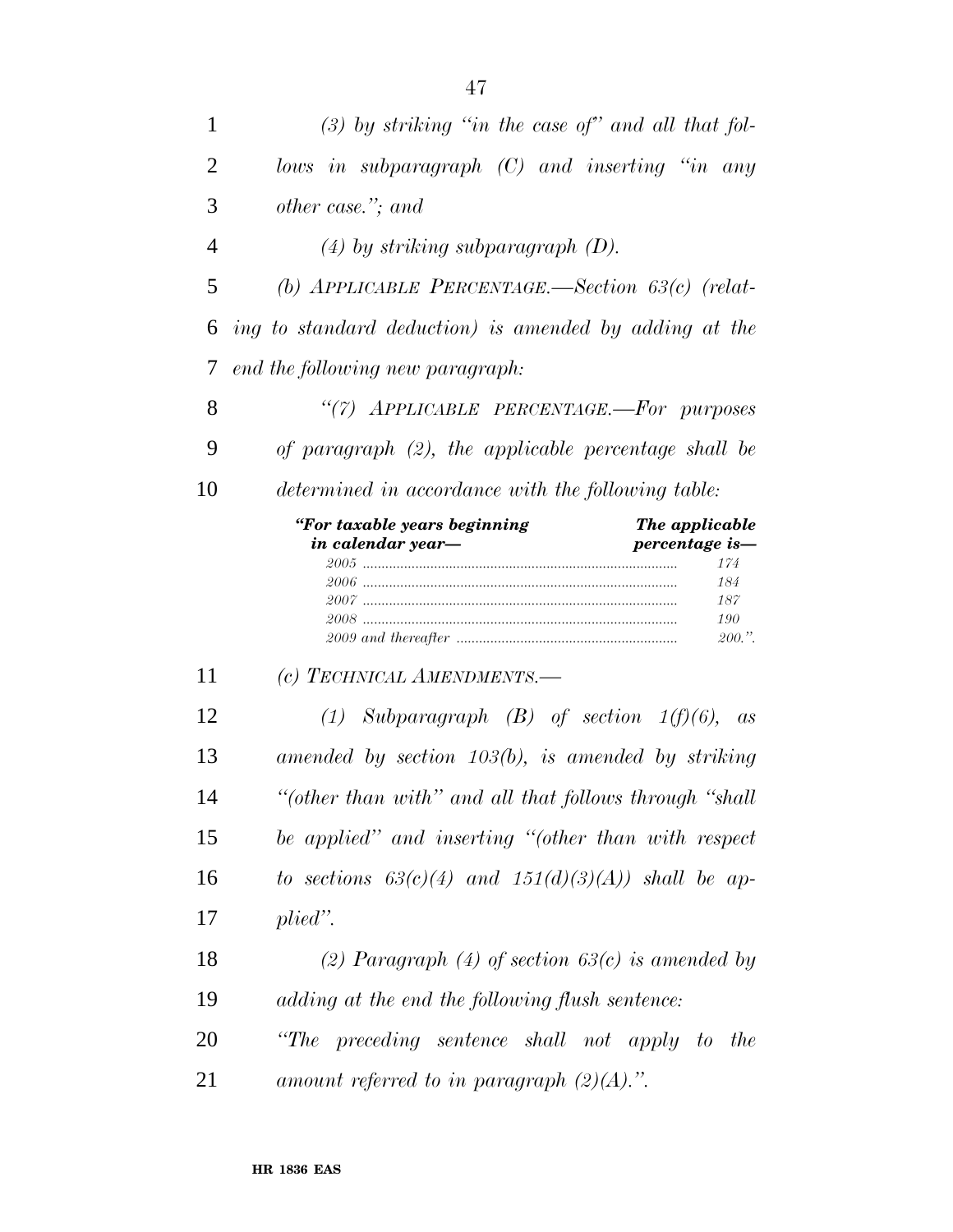*(3) by striking "in the case of" and all that follows in subparagraph (C) and inserting "in any other case."; and*

*(4) by striking subparagraph (D).*

*(b) APPLICABLE PERCENTAGE.—Section 63(c) (relating to standard deduction) is amended by adding at the end the following new paragraph:*

*"(7) APPLICABLE PERCENTAGE.—For purposes of paragraph (2), the applicable percentage shall be determined in accordance with the following table:*

| *"For taxable years beginning in calendar year—* | *The applicable percentage is—* |
|---|---|
| *2005* | *174* |
| *2006* | *184* |
| *2007* | *187* |
| *2008* | *190* |
| *2009 and thereafter* | *200.".* |

*(c) TECHNICAL AMENDMENTS.—*

*(1) Subparagraph (B) of section 1(f)(6), as amended by section 103(b), is amended by striking "(other than with" and all that follows through "shall be applied" and inserting "(other than with respect to sections 63(c)(4) and 151(d)(3)(A)) shall be applied".*

*(2) Paragraph (4) of section 63(c) is amended by adding at the end the following flush sentence:*

*"The preceding sentence shall not apply to the amount referred to in paragraph (2)(A).".*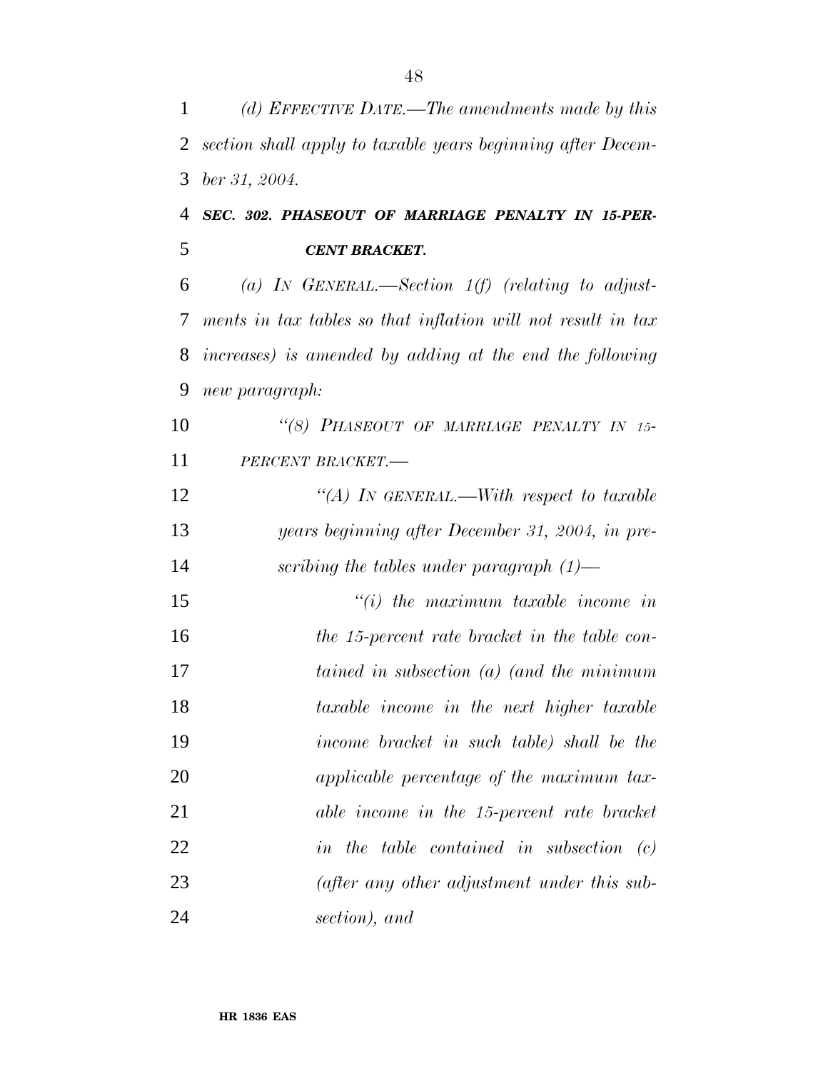*(d) EFFECTIVE DATE.—The amendments made by this section shall apply to taxable years beginning after December 31, 2004.*

***SEC. 302. PHASEOUT OF MARRIAGE PENALTY IN 15-PERCENT BRACKET.***

*(a) IN GENERAL.—Section 1(f) (relating to adjustments in tax tables so that inflation will not result in tax increases) is amended by adding at the end the following new paragraph:*

*"(8) PHASEOUT OF MARRIAGE PENALTY IN 15-PERCENT BRACKET.—*

*"(A) IN GENERAL.—With respect to taxable years beginning after December 31, 2004, in prescribing the tables under paragraph (1)—*

*"(i) the maximum taxable income in the 15-percent rate bracket in the table contained in subsection (a) (and the minimum taxable income in the next higher taxable income bracket in such table) shall be the applicable percentage of the maximum taxable income in the 15-percent rate bracket in the table contained in subsection (c) (after any other adjustment under this subsection), and*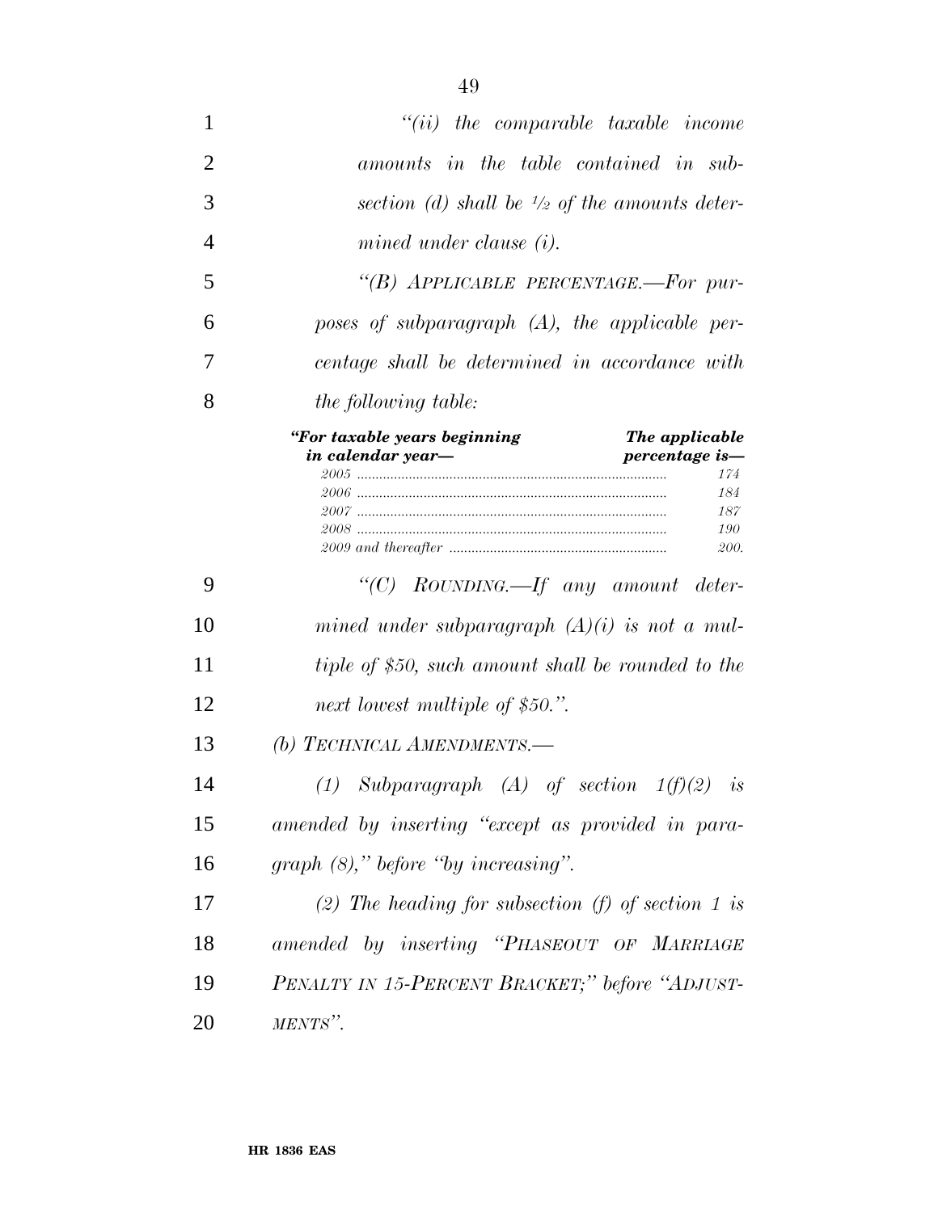*"(ii) the comparable taxable income amounts in the table contained in subsection (d) shall be ½ of the amounts determined under clause (i).*

*"(B) APPLICABLE PERCENTAGE.—For purposes of subparagraph (A), the applicable percentage shall be determined in accordance with the following table:*

| *"For taxable years beginning in calendar year—* | *The applicable percentage is—* |
|---|---|
| *2005* | *174* |
| *2006* | *184* |
| *2007* | *187* |
| *2008* | *190* |
| *2009 and thereafter* | *200.* |

*"(C) ROUNDING.—If any amount determined under subparagraph (A)(i) is not a multiple of $50, such amount shall be rounded to the next lowest multiple of $50.".*

*(b) TECHNICAL AMENDMENTS.—*

*(1) Subparagraph (A) of section 1(f)(2) is amended by inserting "except as provided in paragraph (8)," before "by increasing".*

*(2) The heading for subsection (f) of section 1 is amended by inserting "PHASEOUT OF MARRIAGE PENALTY IN 15-PERCENT BRACKET;" before "ADJUSTMENTS".*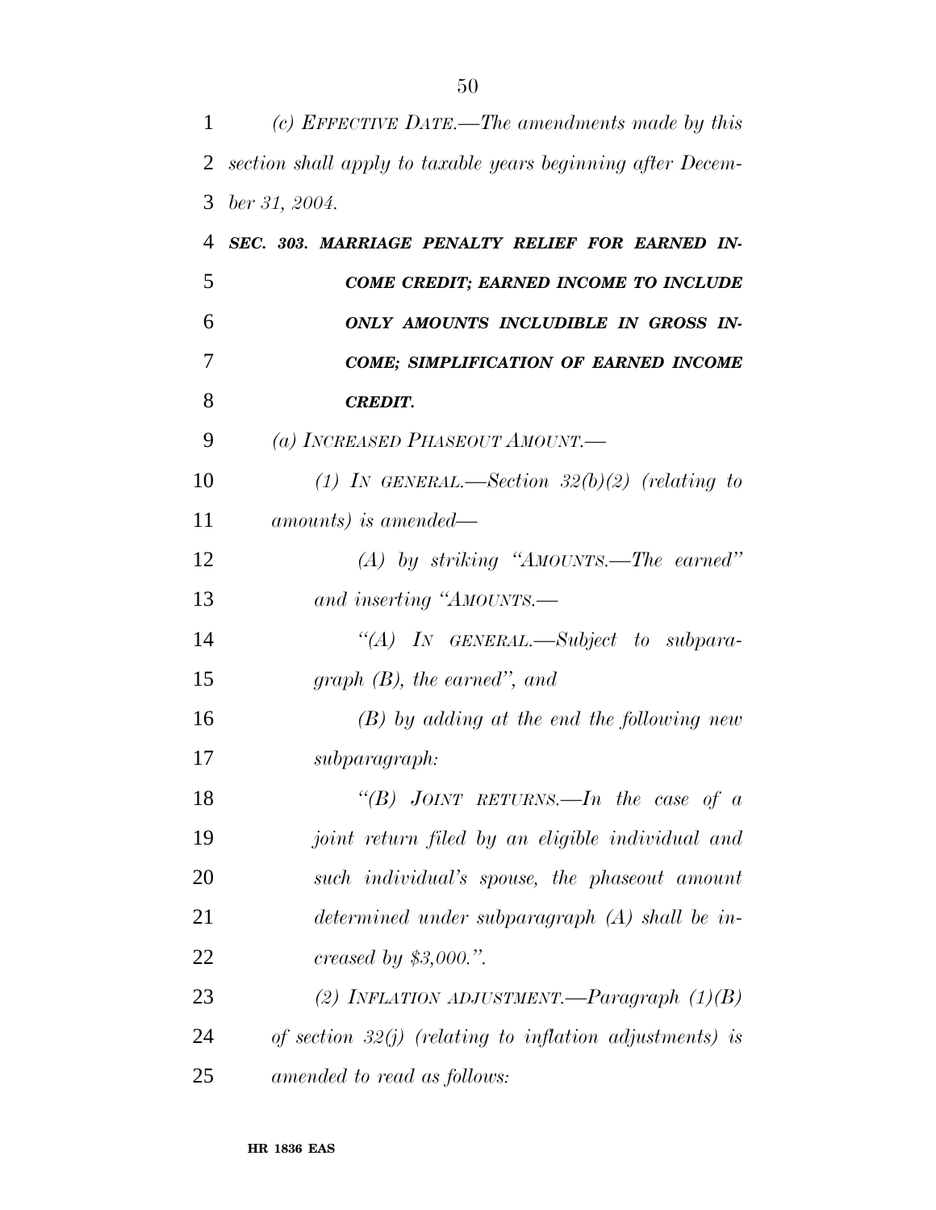*(c) EFFECTIVE DATE.—The amendments made by this section shall apply to taxable years beginning after December 31, 2004.*

***SEC. 303. MARRIAGE PENALTY RELIEF FOR EARNED INCOME CREDIT; EARNED INCOME TO INCLUDE ONLY AMOUNTS INCLUDIBLE IN GROSS INCOME; SIMPLIFICATION OF EARNED INCOME CREDIT.***

*(a) INCREASED PHASEOUT AMOUNT.—*

*(1) IN GENERAL.—Section 32(b)(2) (relating to amounts) is amended—*

*(A) by striking "AMOUNTS.—The earned" and inserting "AMOUNTS.—*

*"(A) IN GENERAL.—Subject to subparagraph (B), the earned", and*

*(B) by adding at the end the following new subparagraph:*

*"(B) JOINT RETURNS.—In the case of a joint return filed by an eligible individual and such individual's spouse, the phaseout amount determined under subparagraph (A) shall be increased by $3,000.".*

*(2) INFLATION ADJUSTMENT.—Paragraph (1)(B) of section 32(j) (relating to inflation adjustments) is amended to read as follows:*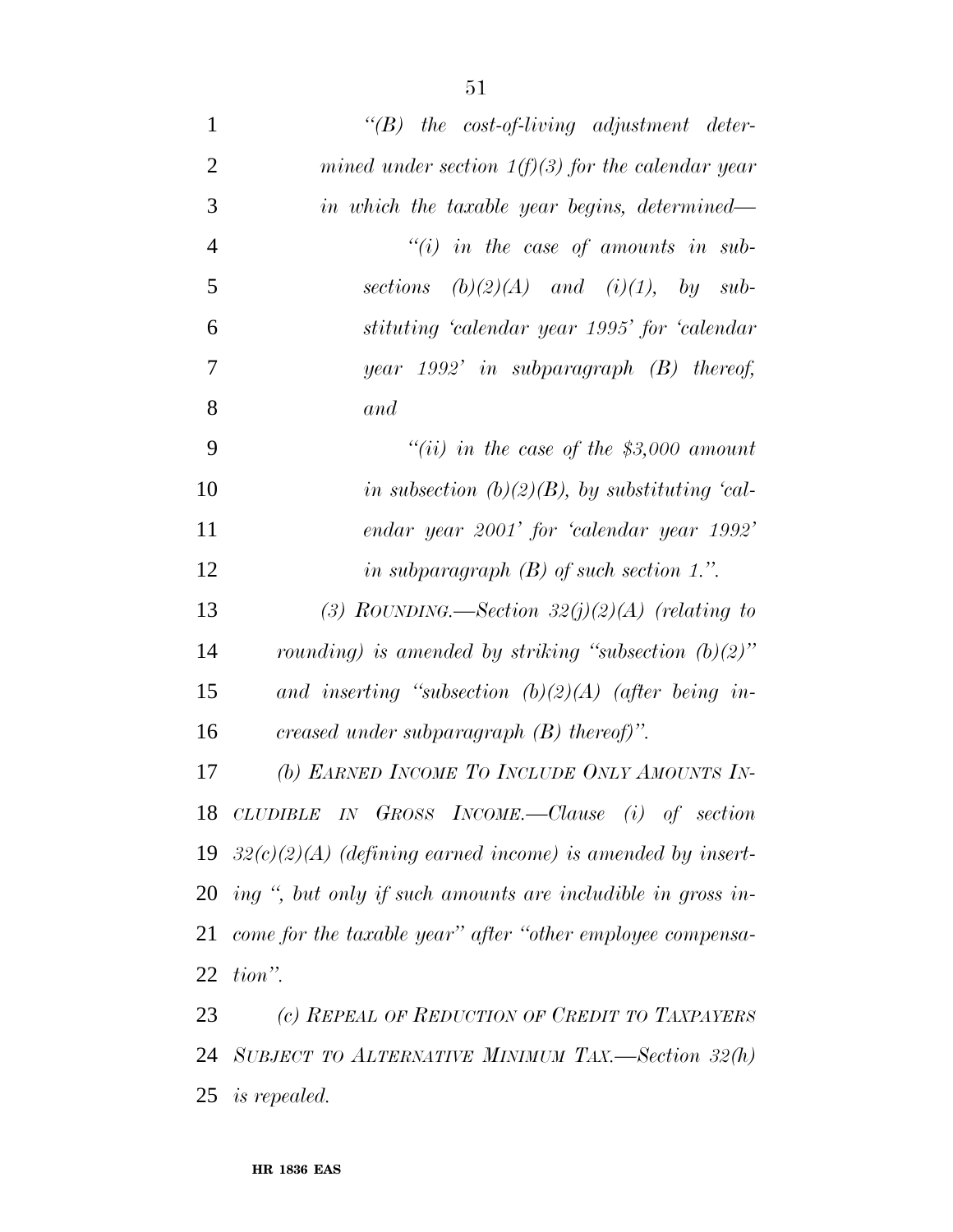*"(B) the cost-of-living adjustment determined under section 1(f)(3) for the calendar year in which the taxable year begins, determined—*

*"(i) in the case of amounts in subsections (b)(2)(A) and (i)(1), by substituting 'calendar year 1995' for 'calendar year 1992' in subparagraph (B) thereof, and*

*"(ii) in the case of the $3,000 amount in subsection (b)(2)(B), by substituting 'calendar year 2001' for 'calendar year 1992' in subparagraph (B) of such section 1.".*

*(3) ROUNDING.—Section 32(j)(2)(A) (relating to rounding) is amended by striking "subsection (b)(2)" and inserting "subsection (b)(2)(A) (after being increased under subparagraph (B) thereof)".*

*(b) EARNED INCOME TO INCLUDE ONLY AMOUNTS INCLUDIBLE IN GROSS INCOME.—Clause (i) of section 32(c)(2)(A) (defining earned income) is amended by inserting ", but only if such amounts are includible in gross income for the taxable year" after "other employee compensation".*

*(c) REPEAL OF REDUCTION OF CREDIT TO TAXPAYERS SUBJECT TO ALTERNATIVE MINIMUM TAX.—Section 32(h) is repealed.*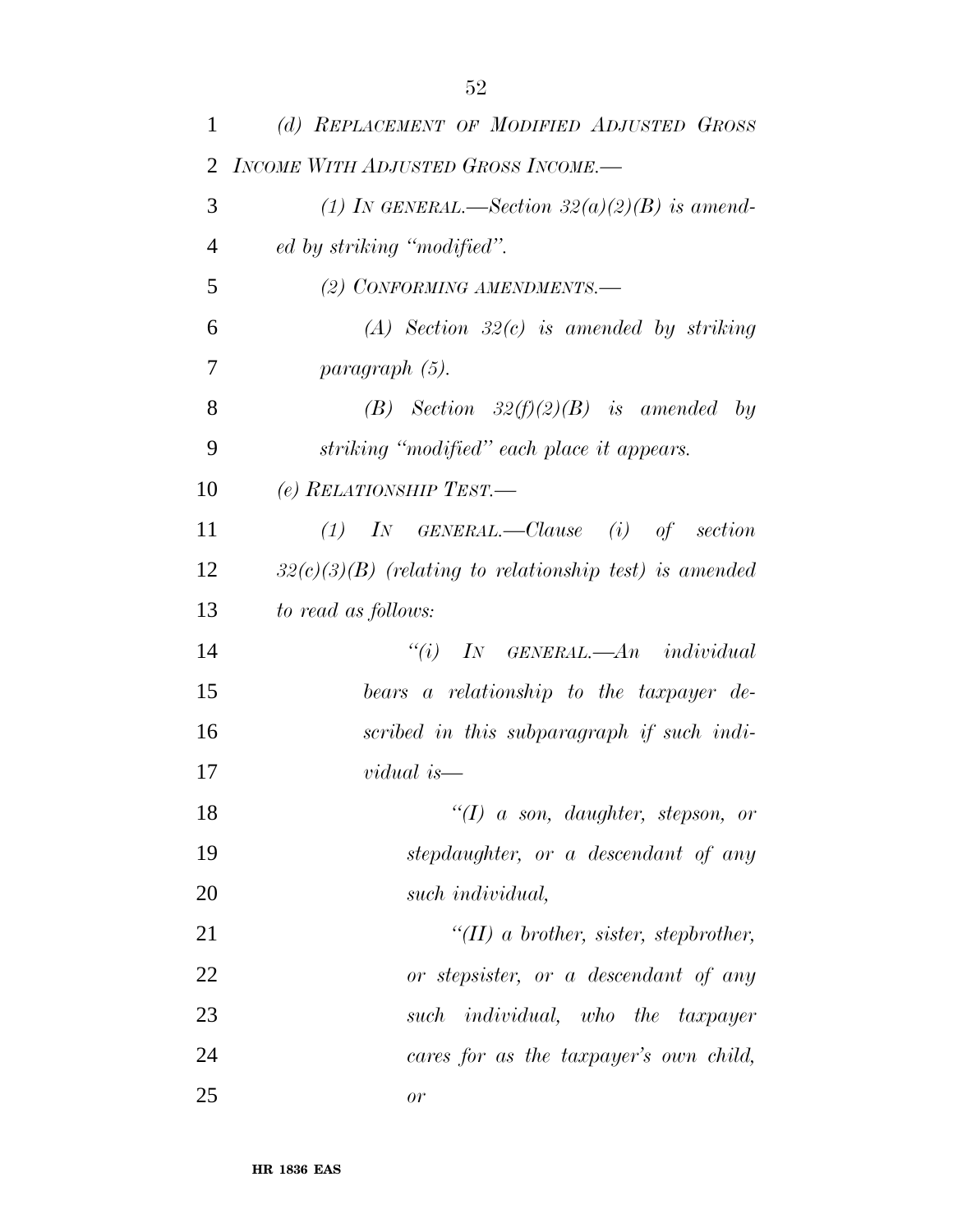*(d) REPLACEMENT OF MODIFIED ADJUSTED GROSS INCOME WITH ADJUSTED GROSS INCOME.—*

*(1) IN GENERAL.—Section 32(a)(2)(B) is amended by striking "modified".*

*(2) CONFORMING AMENDMENTS.—*

*(A) Section 32(c) is amended by striking paragraph (5).*

*(B) Section 32(f)(2)(B) is amended by striking "modified" each place it appears.*

*(e) RELATIONSHIP TEST.—*

*(1) IN GENERAL.—Clause (i) of section 32(c)(3)(B) (relating to relationship test) is amended to read as follows:*

*"(i) IN GENERAL.—An individual bears a relationship to the taxpayer described in this subparagraph if such individual is—*

*"(I) a son, daughter, stepson, or stepdaughter, or a descendant of any such individual,*

*"(II) a brother, sister, stepbrother, or stepsister, or a descendant of any such individual, who the taxpayer cares for as the taxpayer's own child, or*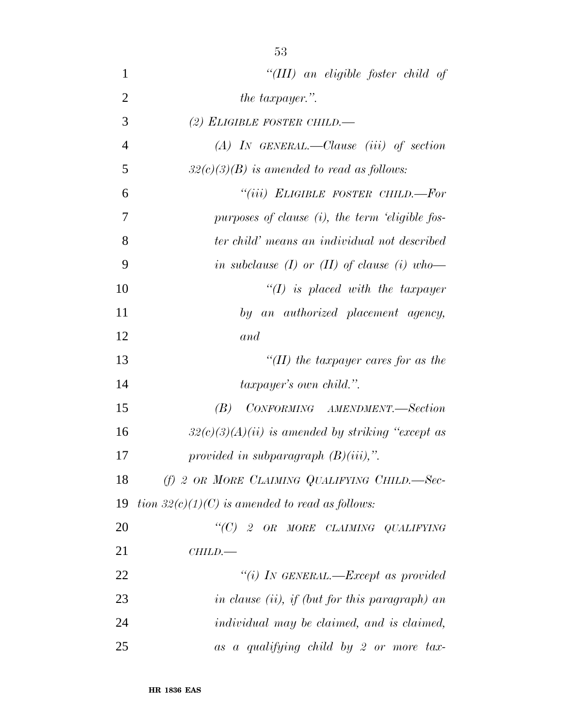*"(III) an eligible foster child of the taxpayer.".*

*(2) ELIGIBLE FOSTER CHILD.—*

*(A) IN GENERAL.—Clause (iii) of section 32(c)(3)(B) is amended to read as follows:*

*"(iii) ELIGIBLE FOSTER CHILD.—For purposes of clause (i), the term 'eligible foster child' means an individual not described in subclause (I) or (II) of clause (i) who—*

*"(I) is placed with the taxpayer by an authorized placement agency, and*

*"(II) the taxpayer cares for as the taxpayer's own child.".*

*(B) CONFORMING AMENDMENT.—Section 32(c)(3)(A)(ii) is amended by striking "except as provided in subparagraph (B)(iii),".*

*(f) 2 OR MORE CLAIMING QUALIFYING CHILD.—Section 32(c)(1)(C) is amended to read as follows:*

*"(C) 2 OR MORE CLAIMING QUALIFYING CHILD.—*

*"(i) IN GENERAL.—Except as provided in clause (ii), if (but for this paragraph) an individual may be claimed, and is claimed, as a qualifying child by 2 or more tax-*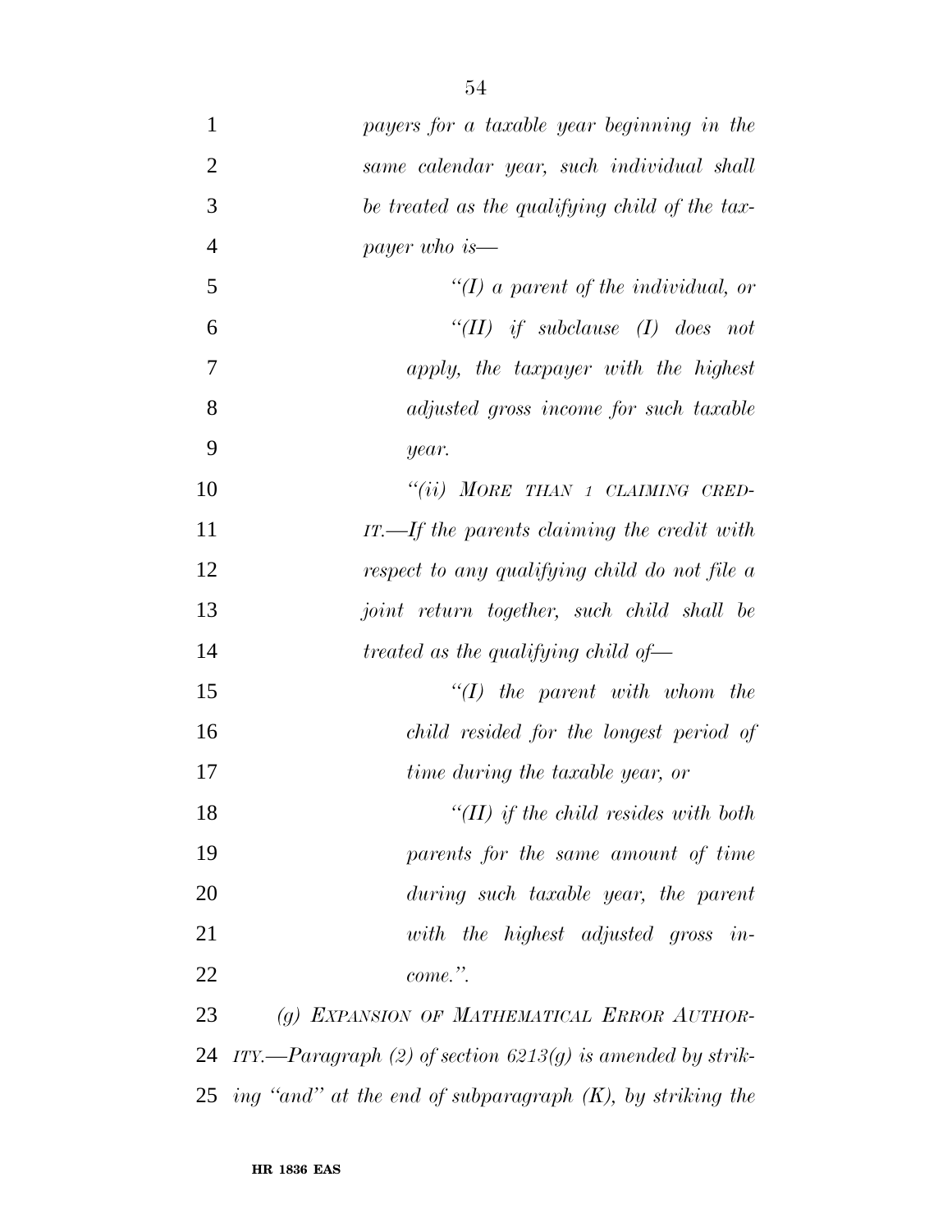*payers for a taxable year beginning in the same calendar year, such individual shall be treated as the qualifying child of the taxpayer who is—*

*"(I) a parent of the individual, or*

*"(II) if subclause (I) does not apply, the taxpayer with the highest adjusted gross income for such taxable year.*

*"(ii) MORE THAN 1 CLAIMING CREDIT.—If the parents claiming the credit with respect to any qualifying child do not file a joint return together, such child shall be treated as the qualifying child of—*

*"(I) the parent with whom the child resided for the longest period of time during the taxable year, or*

*"(II) if the child resides with both parents for the same amount of time during such taxable year, the parent with the highest adjusted gross income.".*

*(g) EXPANSION OF MATHEMATICAL ERROR AUTHORITY.—Paragraph (2) of section 6213(g) is amended by striking "and" at the end of subparagraph (K), by striking the*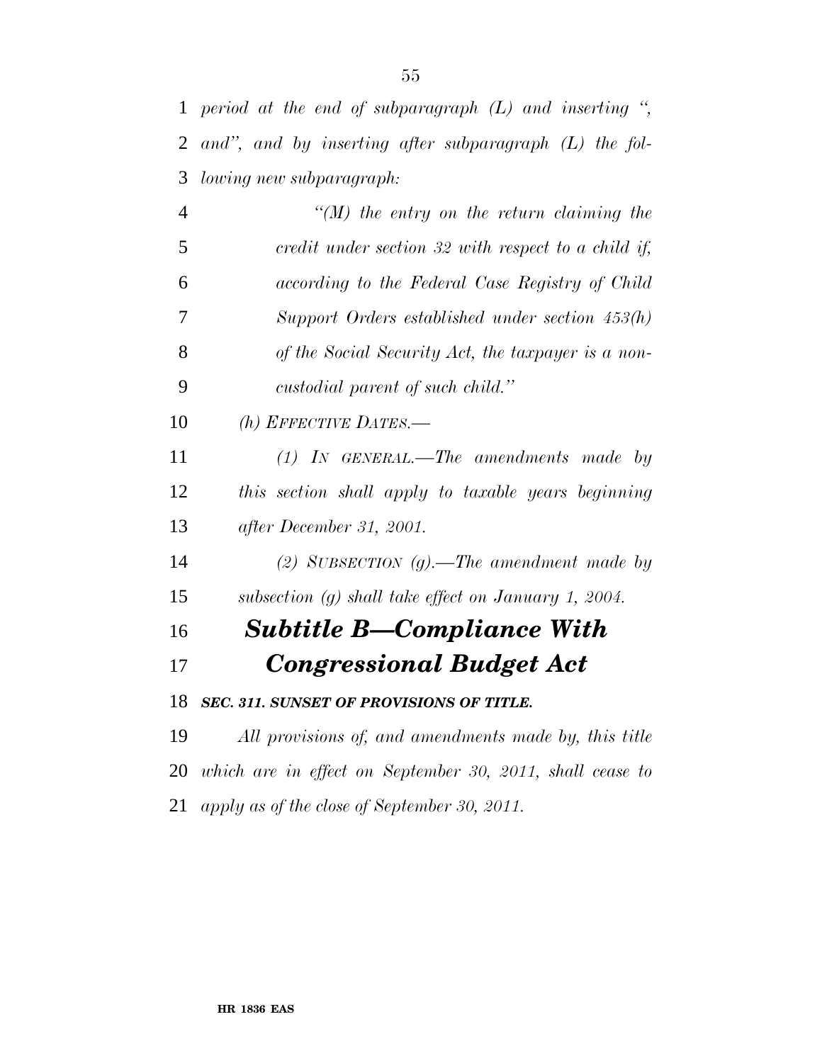*period at the end of subparagraph (L) and inserting ", and", and by inserting after subparagraph (L) the following new subparagraph:*

*"(M) the entry on the return claiming the credit under section 32 with respect to a child if, according to the Federal Case Registry of Child Support Orders established under section 453(h) of the Social Security Act, the taxpayer is a noncustodial parent of such child."*

*(h) EFFECTIVE DATES.—*

*(1) IN GENERAL.—The amendments made by this section shall apply to taxable years beginning after December 31, 2001.*

*(2) SUBSECTION (g).—The amendment made by subsection (g) shall take effect on January 1, 2004.*

## *Subtitle B—Compliance With Congressional Budget Act*

### *SEC. 311. SUNSET OF PROVISIONS OF TITLE.*

*All provisions of, and amendments made by, this title which are in effect on September 30, 2011, shall cease to apply as of the close of September 30, 2011.*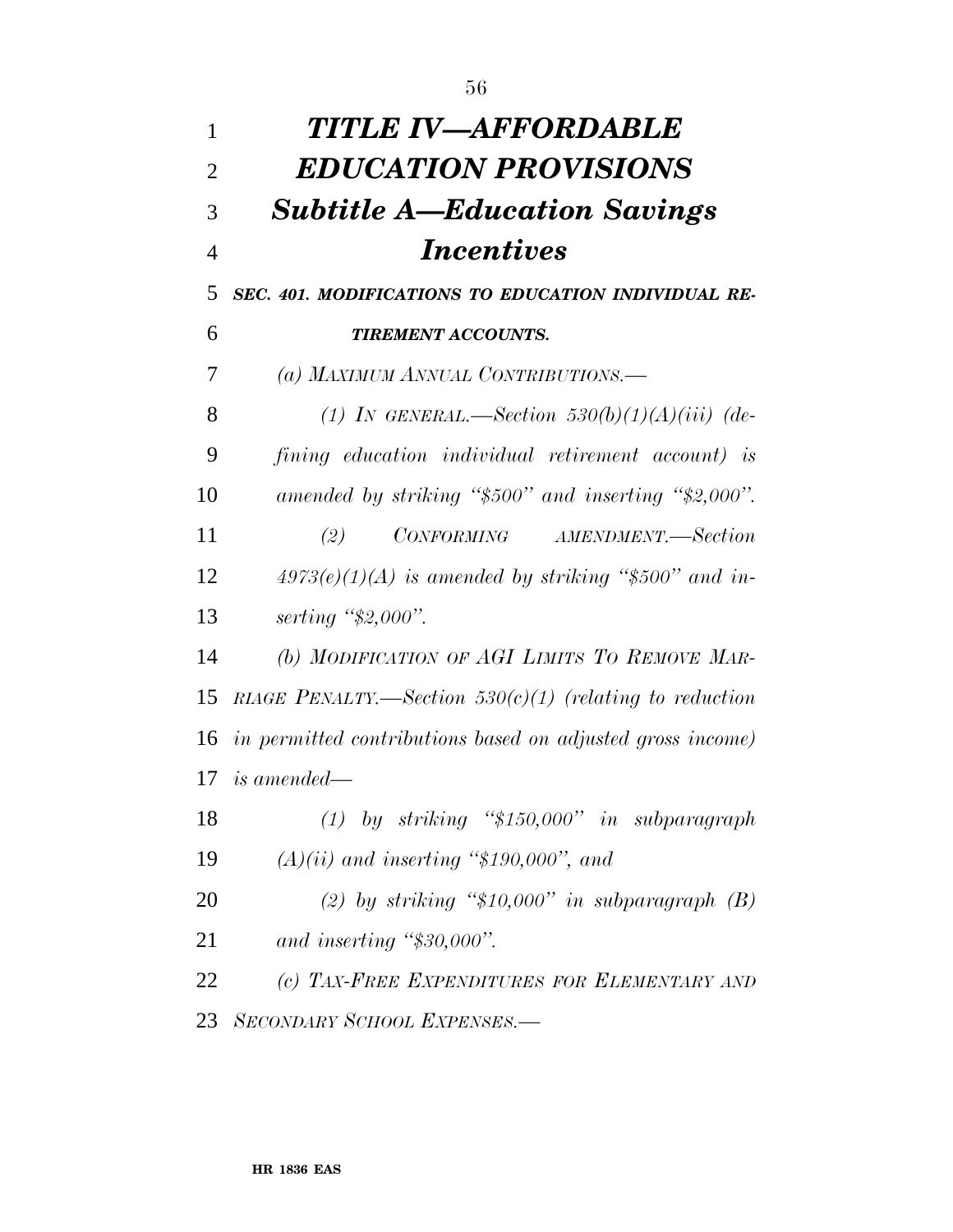# *TITLE IV—AFFORDABLE EDUCATION PROVISIONS*

## *Subtitle A—Education Savings Incentives*

### ***SEC. 401. MODIFICATIONS TO EDUCATION INDIVIDUAL RETIREMENT ACCOUNTS.***

*(a) MAXIMUM ANNUAL CONTRIBUTIONS.—*

*(1) IN GENERAL.—Section 530(b)(1)(A)(iii) (defining education individual retirement account) is amended by striking ''$500'' and inserting ''$2,000''.*

*(2) CONFORMING AMENDMENT.—Section 4973(e)(1)(A) is amended by striking ''$500'' and inserting ''$2,000''.*

*(b) MODIFICATION OF AGI LIMITS TO REMOVE MARRIAGE PENALTY.—Section 530(c)(1) (relating to reduction in permitted contributions based on adjusted gross income) is amended—*

*(1) by striking ''$150,000'' in subparagraph (A)(ii) and inserting ''$190,000'', and*

*(2) by striking ''$10,000'' in subparagraph (B) and inserting ''$30,000''.*

*(c) TAX-FREE EXPENDITURES FOR ELEMENTARY AND SECONDARY SCHOOL EXPENSES.—*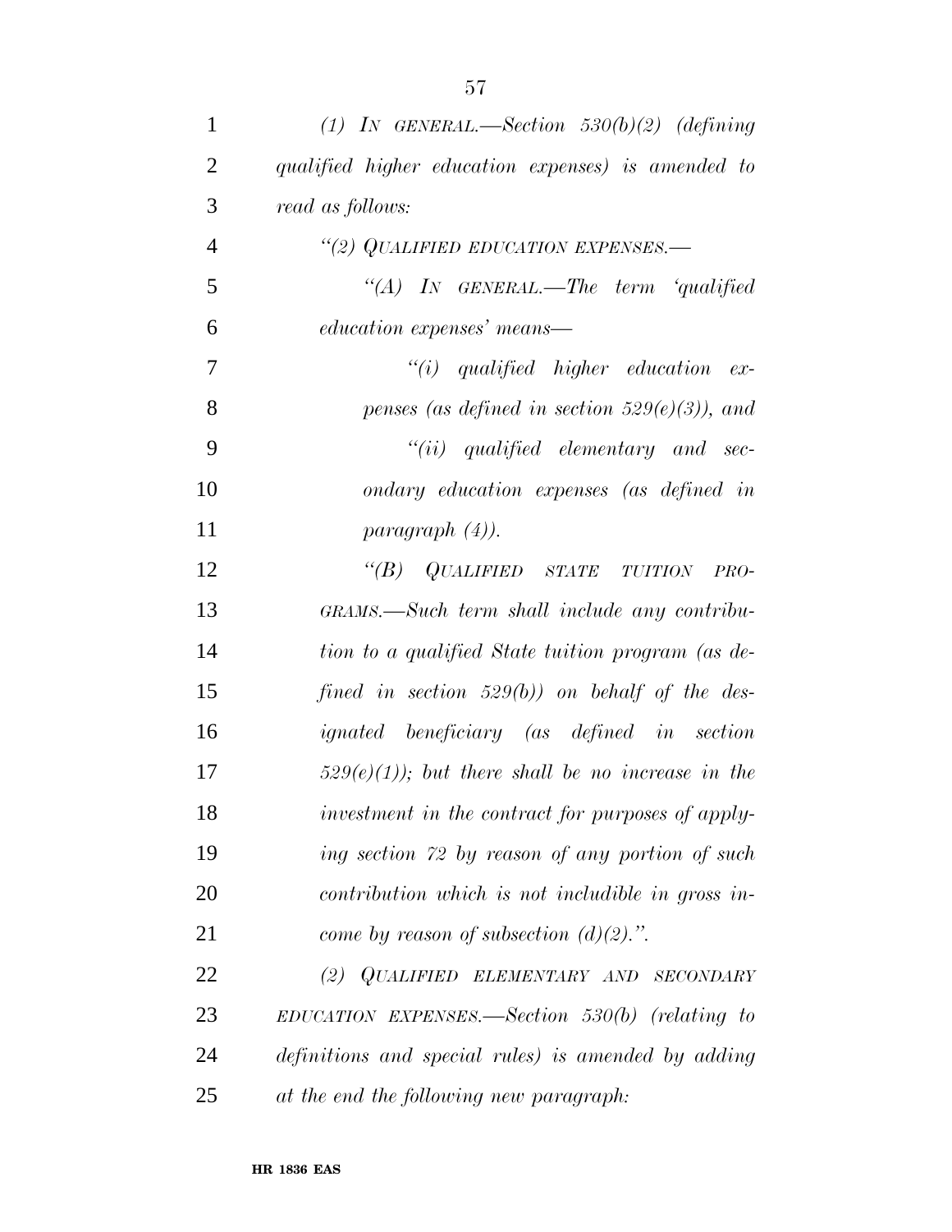*(1) IN GENERAL.—Section 530(b)(2) (defining qualified higher education expenses) is amended to read as follows:*

*"(2) QUALIFIED EDUCATION EXPENSES.—*

*"(A) IN GENERAL.—The term 'qualified education expenses' means—*

*"(i) qualified higher education expenses (as defined in section 529(e)(3)), and*

*"(ii) qualified elementary and secondary education expenses (as defined in paragraph (4)).*

*"(B) QUALIFIED STATE TUITION PROGRAMS.—Such term shall include any contribution to a qualified State tuition program (as defined in section 529(b)) on behalf of the designated beneficiary (as defined in section 529(e)(1)); but there shall be no increase in the investment in the contract for purposes of applying section 72 by reason of any portion of such contribution which is not includible in gross income by reason of subsection (d)(2).".*

*(2) QUALIFIED ELEMENTARY AND SECONDARY EDUCATION EXPENSES.—Section 530(b) (relating to definitions and special rules) is amended by adding at the end the following new paragraph:*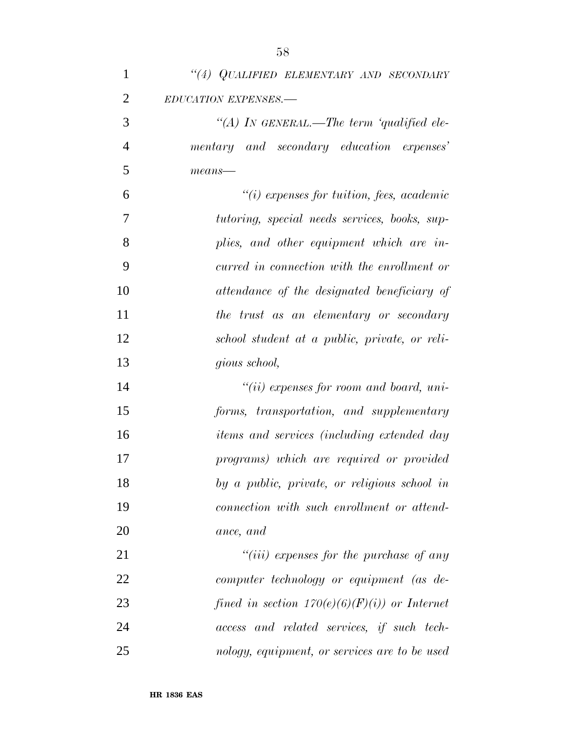*"(4) QUALIFIED ELEMENTARY AND SECONDARY EDUCATION EXPENSES.—*

*"(A) IN GENERAL.—The term 'qualified elementary and secondary education expenses' means—*

*"(i) expenses for tuition, fees, academic tutoring, special needs services, books, supplies, and other equipment which are incurred in connection with the enrollment or attendance of the designated beneficiary of the trust as an elementary or secondary school student at a public, private, or religious school,*

*"(ii) expenses for room and board, uniforms, transportation, and supplementary items and services (including extended day programs) which are required or provided by a public, private, or religious school in connection with such enrollment or attendance, and*

*"(iii) expenses for the purchase of any computer technology or equipment (as defined in section 170(e)(6)(F)(i)) or Internet access and related services, if such technology, equipment, or services are to be used*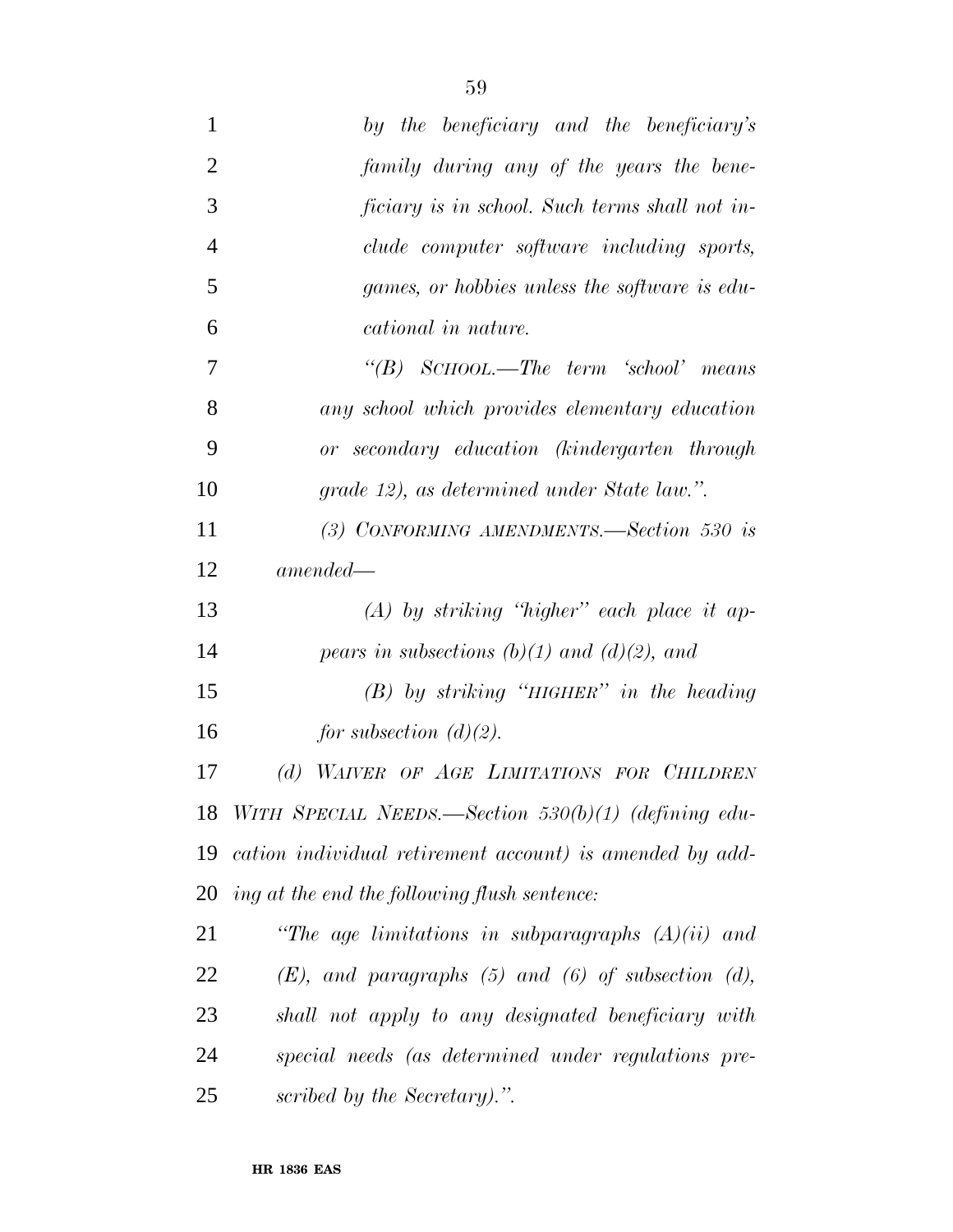*by the beneficiary and the beneficiary's family during any of the years the beneficiary is in school. Such terms shall not include computer software including sports, games, or hobbies unless the software is educational in nature.*

*"(B) SCHOOL.—The term 'school' means any school which provides elementary education or secondary education (kindergarten through grade 12), as determined under State law.".*

*(3) CONFORMING AMENDMENTS.—Section 530 is amended—*

*(A) by striking "higher" each place it appears in subsections (b)(1) and (d)(2), and*

*(B) by striking "HIGHER" in the heading for subsection (d)(2).*

*(d) WAIVER OF AGE LIMITATIONS FOR CHILDREN WITH SPECIAL NEEDS.—Section 530(b)(1) (defining education individual retirement account) is amended by adding at the end the following flush sentence:*

*"The age limitations in subparagraphs (A)(ii) and (E), and paragraphs (5) and (6) of subsection (d), shall not apply to any designated beneficiary with special needs (as determined under regulations prescribed by the Secretary).".*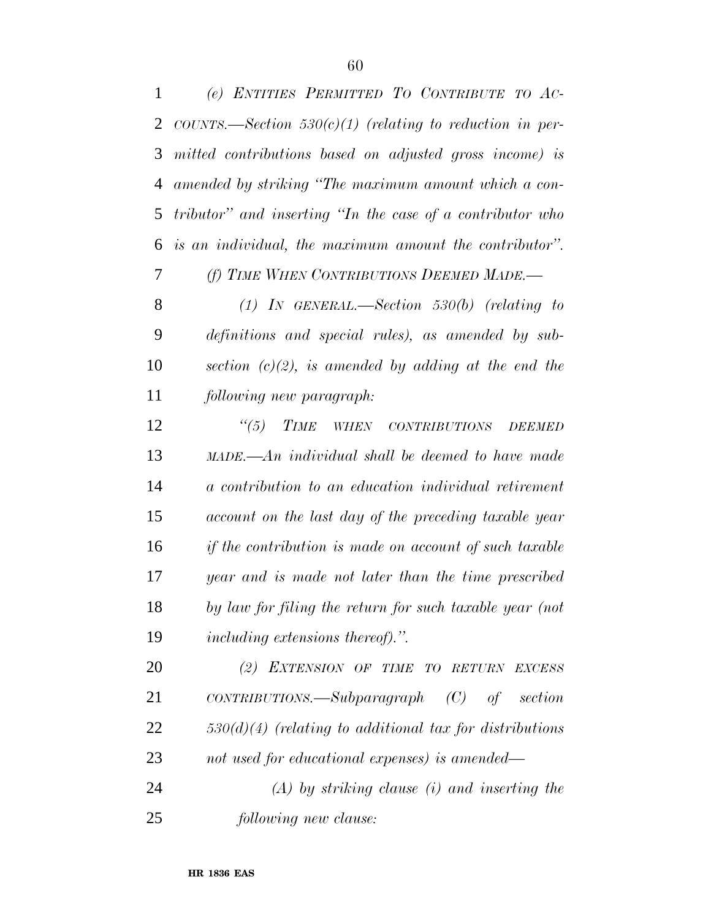*(e) ENTITIES PERMITTED TO CONTRIBUTE TO ACCOUNTS.—Section 530(c)(1) (relating to reduction in permitted contributions based on adjusted gross income) is amended by striking "The maximum amount which a contributor" and inserting "In the case of a contributor who is an individual, the maximum amount the contributor".*

*(f) TIME WHEN CONTRIBUTIONS DEEMED MADE.—*

*(1) IN GENERAL.—Section 530(b) (relating to definitions and special rules), as amended by subsection (c)(2), is amended by adding at the end the following new paragraph:*

*"(5) TIME WHEN CONTRIBUTIONS DEEMED MADE.—An individual shall be deemed to have made a contribution to an education individual retirement account on the last day of the preceding taxable year if the contribution is made on account of such taxable year and is made not later than the time prescribed by law for filing the return for such taxable year (not including extensions thereof).".*

*(2) EXTENSION OF TIME TO RETURN EXCESS CONTRIBUTIONS.—Subparagraph (C) of section 530(d)(4) (relating to additional tax for distributions not used for educational expenses) is amended—*

*(A) by striking clause (i) and inserting the following new clause:*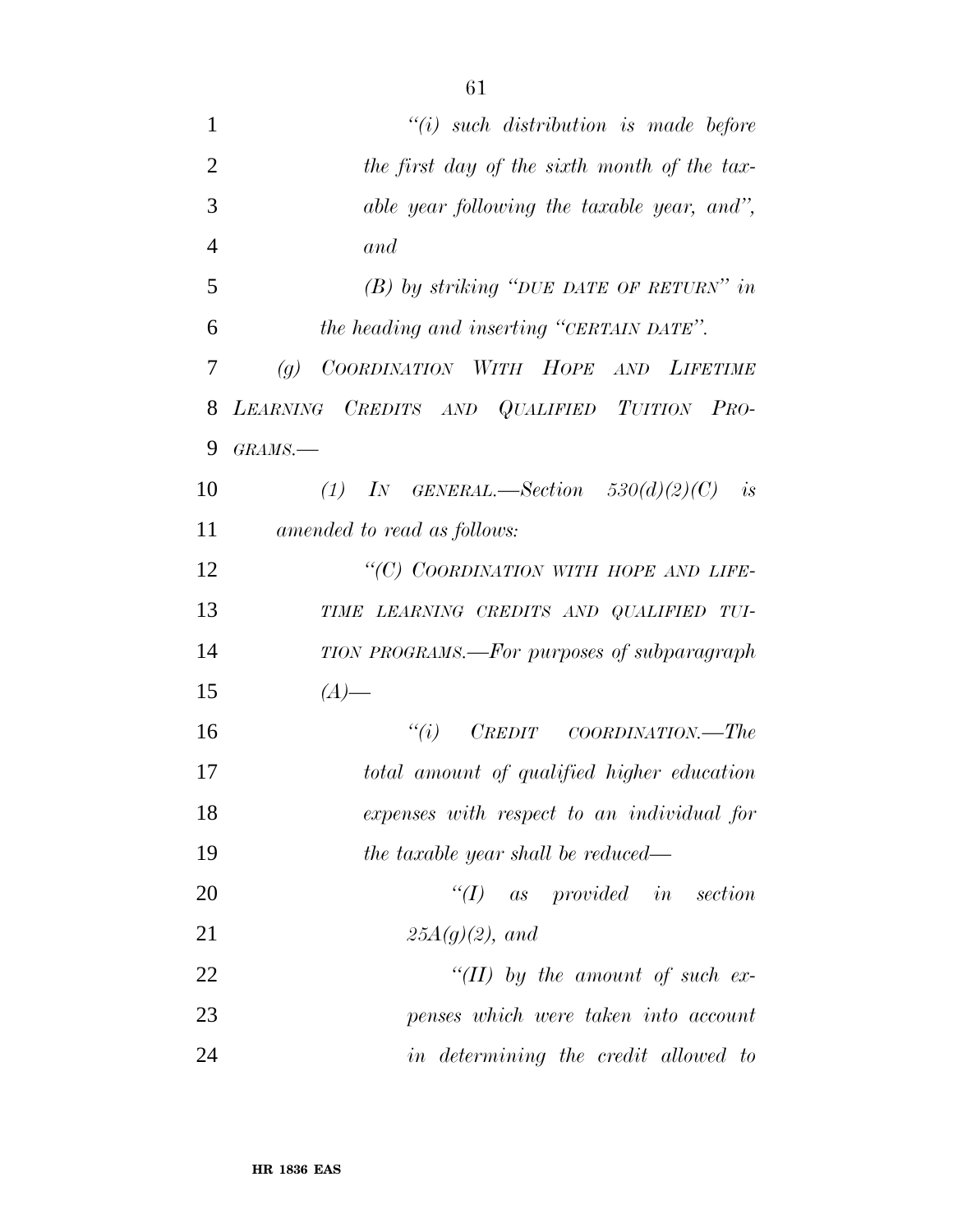*"(i) such distribution is made before the first day of the sixth month of the taxable year following the taxable year, and", and*

*(B) by striking "DUE DATE OF RETURN" in the heading and inserting "CERTAIN DATE".*

*(g) COORDINATION WITH HOPE AND LIFETIME LEARNING CREDITS AND QUALIFIED TUITION PROGRAMS.—*

*(1) IN GENERAL.—Section 530(d)(2)(C) is amended to read as follows:*

*"(C) COORDINATION WITH HOPE AND LIFETIME LEARNING CREDITS AND QUALIFIED TUITION PROGRAMS.—For purposes of subparagraph (A)—*

*"(i) CREDIT COORDINATION.—The total amount of qualified higher education expenses with respect to an individual for the taxable year shall be reduced—*

*"(I) as provided in section 25A(g)(2), and*

*"(II) by the amount of such expenses which were taken into account in determining the credit allowed to*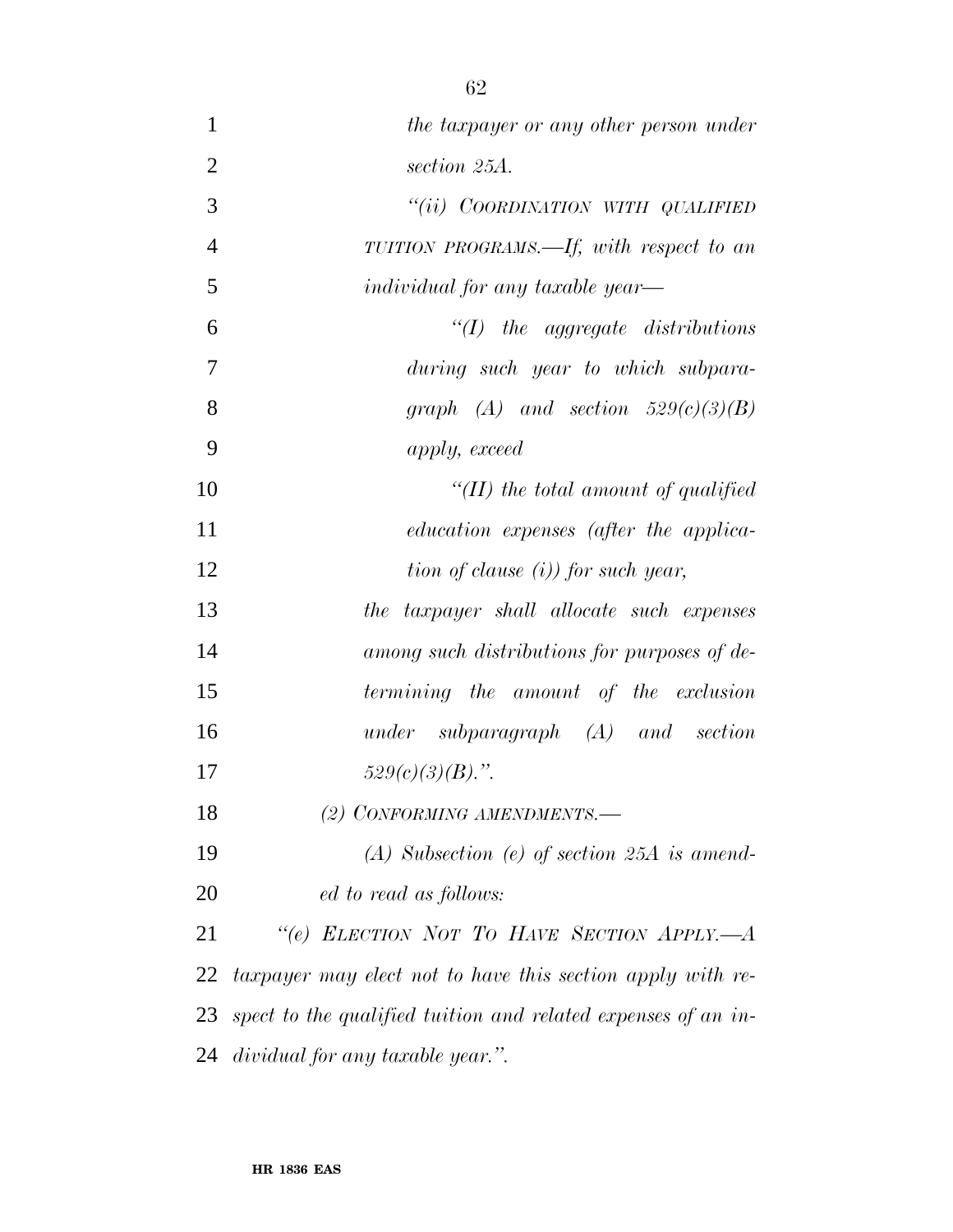*the taxpayer or any other person under section 25A.*

*"(ii) COORDINATION WITH QUALIFIED TUITION PROGRAMS.—If, with respect to an individual for any taxable year—*

*"(I) the aggregate distributions during such year to which subparagraph (A) and section 529(c)(3)(B) apply, exceed*

*"(II) the total amount of qualified education expenses (after the application of clause (i)) for such year,*

*the taxpayer shall allocate such expenses among such distributions for purposes of determining the amount of the exclusion under subparagraph (A) and section 529(c)(3)(B).".*

*(2) CONFORMING AMENDMENTS.—*

*(A) Subsection (e) of section 25A is amended to read as follows:*

*"(e) ELECTION NOT TO HAVE SECTION APPLY.—A taxpayer may elect not to have this section apply with respect to the qualified tuition and related expenses of an individual for any taxable year.".*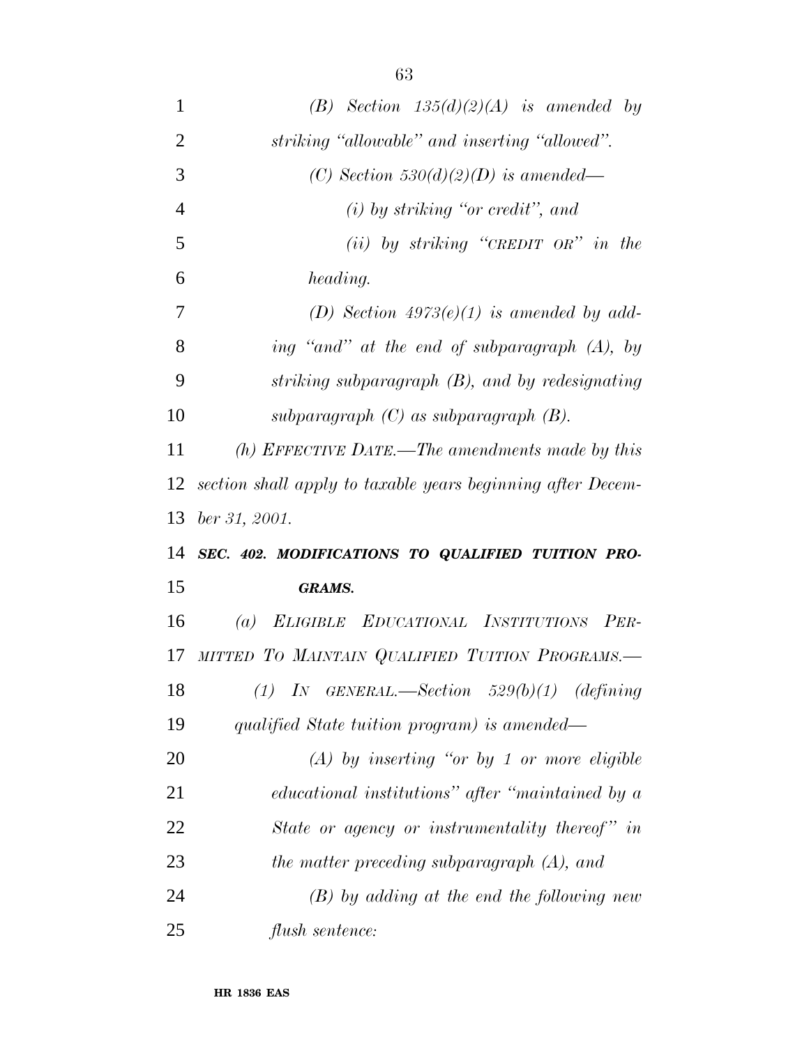*(B) Section 135(d)(2)(A) is amended by striking "allowable" and inserting "allowed".*

*(C) Section 530(d)(2)(D) is amended—*

*(i) by striking "or credit", and*

*(ii) by striking "CREDIT OR" in the heading.*

*(D) Section 4973(e)(1) is amended by adding "and" at the end of subparagraph (A), by striking subparagraph (B), and by redesignating subparagraph (C) as subparagraph (B).*

*(h) EFFECTIVE DATE.—The amendments made by this section shall apply to taxable years beginning after December 31, 2001.*

***SEC. 402. MODIFICATIONS TO QUALIFIED TUITION PROGRAMS.***

*(a) ELIGIBLE EDUCATIONAL INSTITUTIONS PERMITTED TO MAINTAIN QUALIFIED TUITION PROGRAMS.—*

*(1) IN GENERAL.—Section 529(b)(1) (defining qualified State tuition program) is amended—*

*(A) by inserting "or by 1 or more eligible educational institutions" after "maintained by a State or agency or instrumentality thereof" in the matter preceding subparagraph (A), and*

*(B) by adding at the end the following new flush sentence:*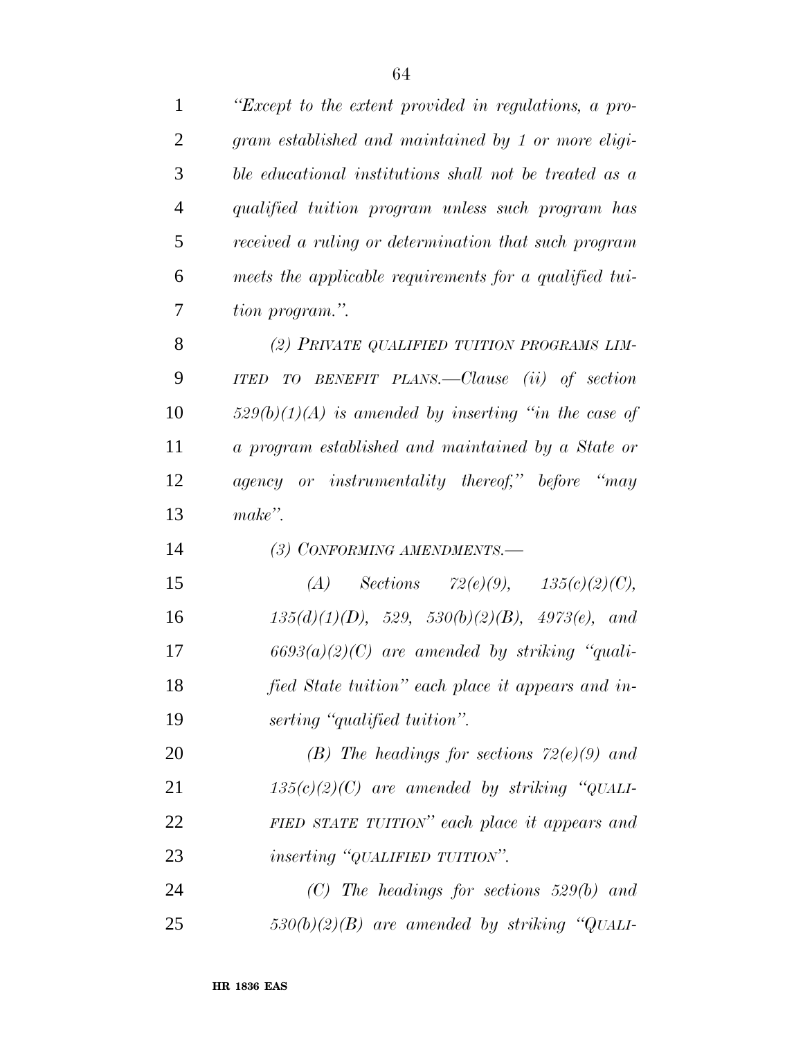*"Except to the extent provided in regulations, a program established and maintained by 1 or more eligible educational institutions shall not be treated as a qualified tuition program unless such program has received a ruling or determination that such program meets the applicable requirements for a qualified tuition program.".*

*(2) PRIVATE QUALIFIED TUITION PROGRAMS LIMITED TO BENEFIT PLANS.—Clause (ii) of section 529(b)(1)(A) is amended by inserting "in the case of a program established and maintained by a State or agency or instrumentality thereof," before "may make".*

*(3) CONFORMING AMENDMENTS.—*

*(A) Sections 72(e)(9), 135(c)(2)(C), 135(d)(1)(D), 529, 530(b)(2)(B), 4973(e), and 6693(a)(2)(C) are amended by striking "qualified State tuition" each place it appears and inserting "qualified tuition".*

*(B) The headings for sections 72(e)(9) and 135(c)(2)(C) are amended by striking "QUALIFIED STATE TUITION" each place it appears and inserting "QUALIFIED TUITION".*

*(C) The headings for sections 529(b) and 530(b)(2)(B) are amended by striking "QUALI-*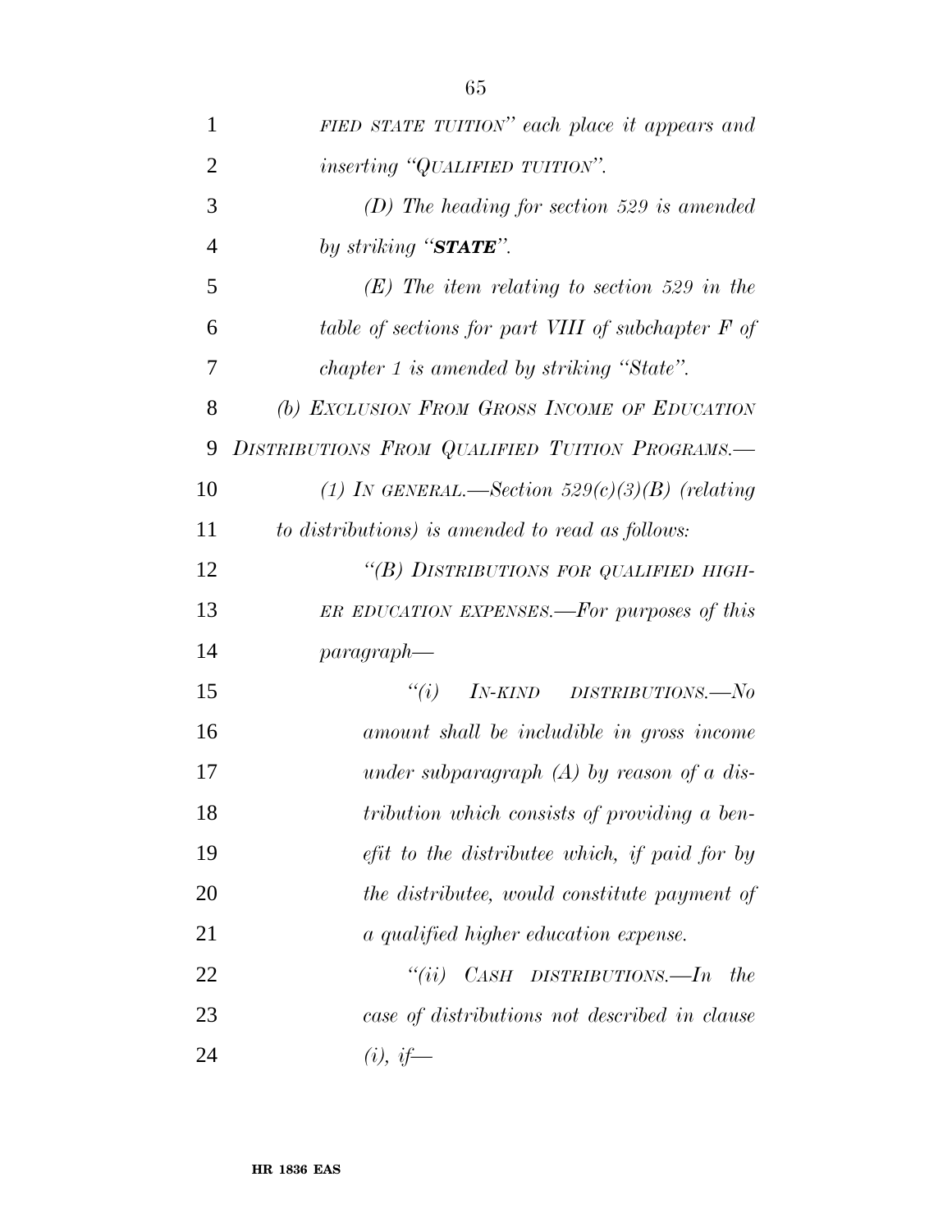*FIED STATE TUITION" each place it appears and inserting "QUALIFIED TUITION".*

*(D) The heading for section 529 is amended by striking "**STATE**".*

*(E) The item relating to section 529 in the table of sections for part VIII of subchapter F of chapter 1 is amended by striking "State".*

*(b) EXCLUSION FROM GROSS INCOME OF EDUCATION DISTRIBUTIONS FROM QUALIFIED TUITION PROGRAMS.—*

*(1) IN GENERAL.—Section 529(c)(3)(B) (relating to distributions) is amended to read as follows:*

*"(B) DISTRIBUTIONS FOR QUALIFIED HIGHER EDUCATION EXPENSES.—For purposes of this paragraph—*

*"(i) IN-KIND DISTRIBUTIONS.—No amount shall be includible in gross income under subparagraph (A) by reason of a distribution which consists of providing a benefit to the distributee which, if paid for by the distributee, would constitute payment of a qualified higher education expense.*

*"(ii) CASH DISTRIBUTIONS.—In the case of distributions not described in clause (i), if—*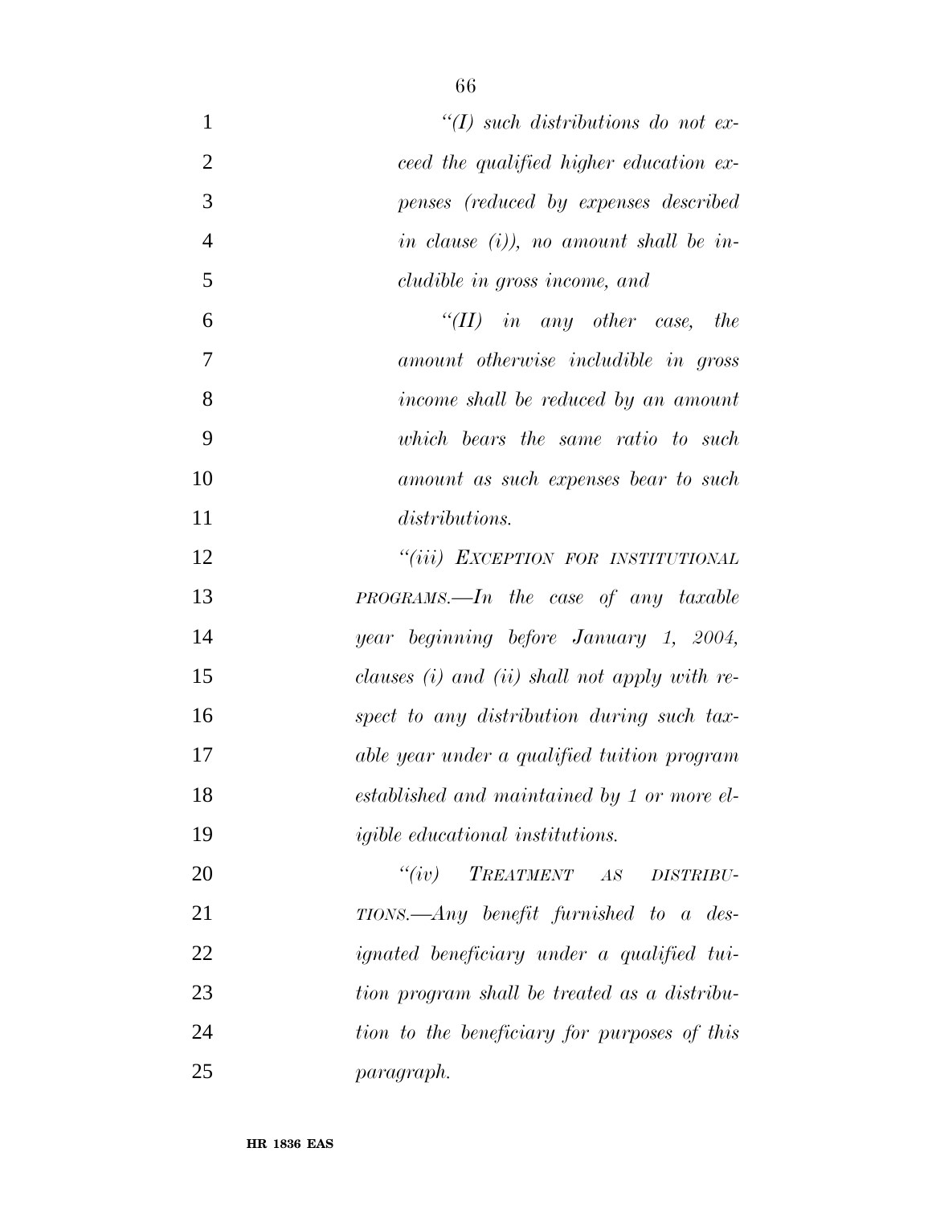*"(I) such distributions do not exceed the qualified higher education expenses (reduced by expenses described in clause (i)), no amount shall be includible in gross income, and*

*"(II) in any other case, the amount otherwise includible in gross income shall be reduced by an amount which bears the same ratio to such amount as such expenses bear to such distributions.*

*"(iii) EXCEPTION FOR INSTITUTIONAL PROGRAMS.—In the case of any taxable year beginning before January 1, 2004, clauses (i) and (ii) shall not apply with respect to any distribution during such taxable year under a qualified tuition program established and maintained by 1 or more eligible educational institutions.*

*"(iv) TREATMENT AS DISTRIBUTIONS.—Any benefit furnished to a designated beneficiary under a qualified tuition program shall be treated as a distribution to the beneficiary for purposes of this paragraph.*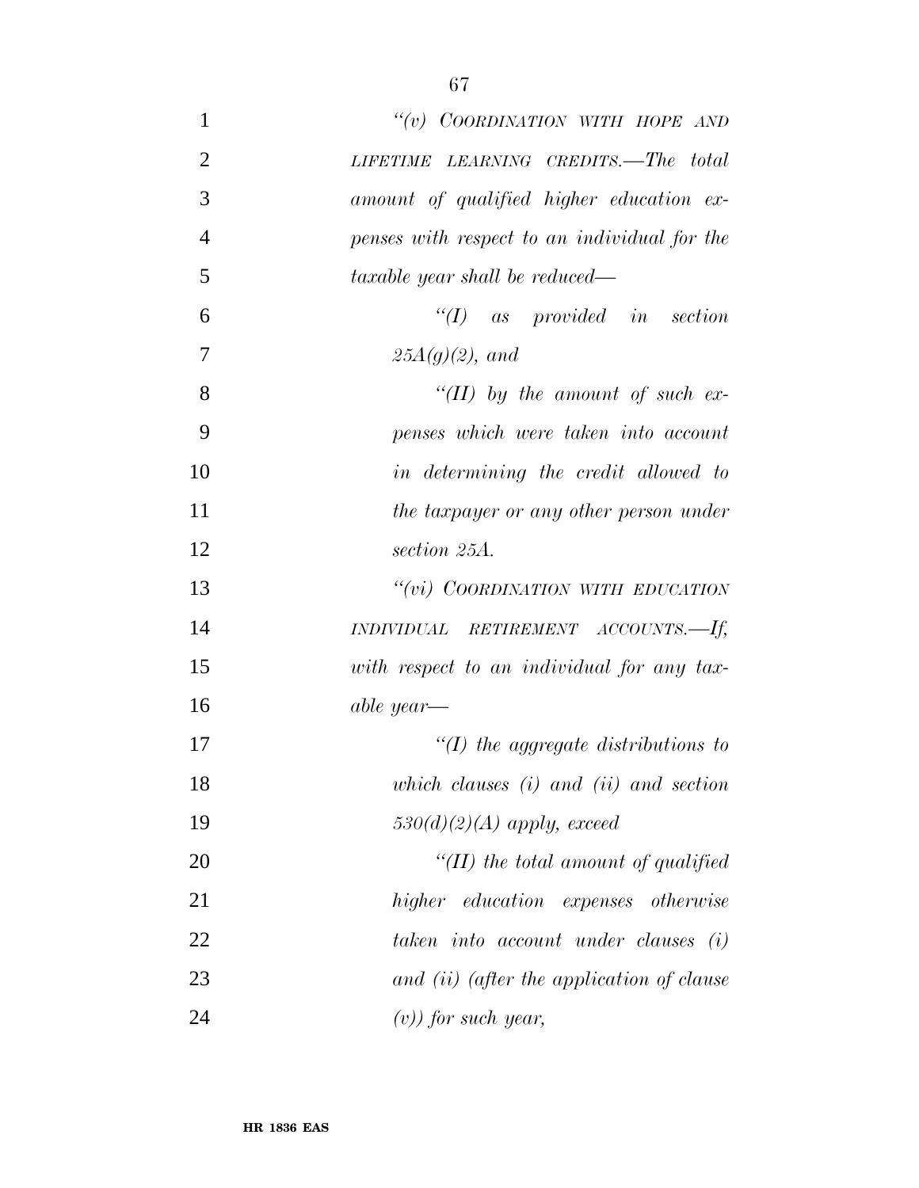*"(v) COORDINATION WITH HOPE AND LIFETIME LEARNING CREDITS.—The total amount of qualified higher education expenses with respect to an individual for the taxable year shall be reduced—*

*"(I) as provided in section 25A(g)(2), and*

*"(II) by the amount of such expenses which were taken into account in determining the credit allowed to the taxpayer or any other person under section 25A.*

*"(vi) COORDINATION WITH EDUCATION INDIVIDUAL RETIREMENT ACCOUNTS.—If, with respect to an individual for any taxable year—*

*"(I) the aggregate distributions to which clauses (i) and (ii) and section 530(d)(2)(A) apply, exceed*

*"(II) the total amount of qualified higher education expenses otherwise taken into account under clauses (i) and (ii) (after the application of clause (v)) for such year,*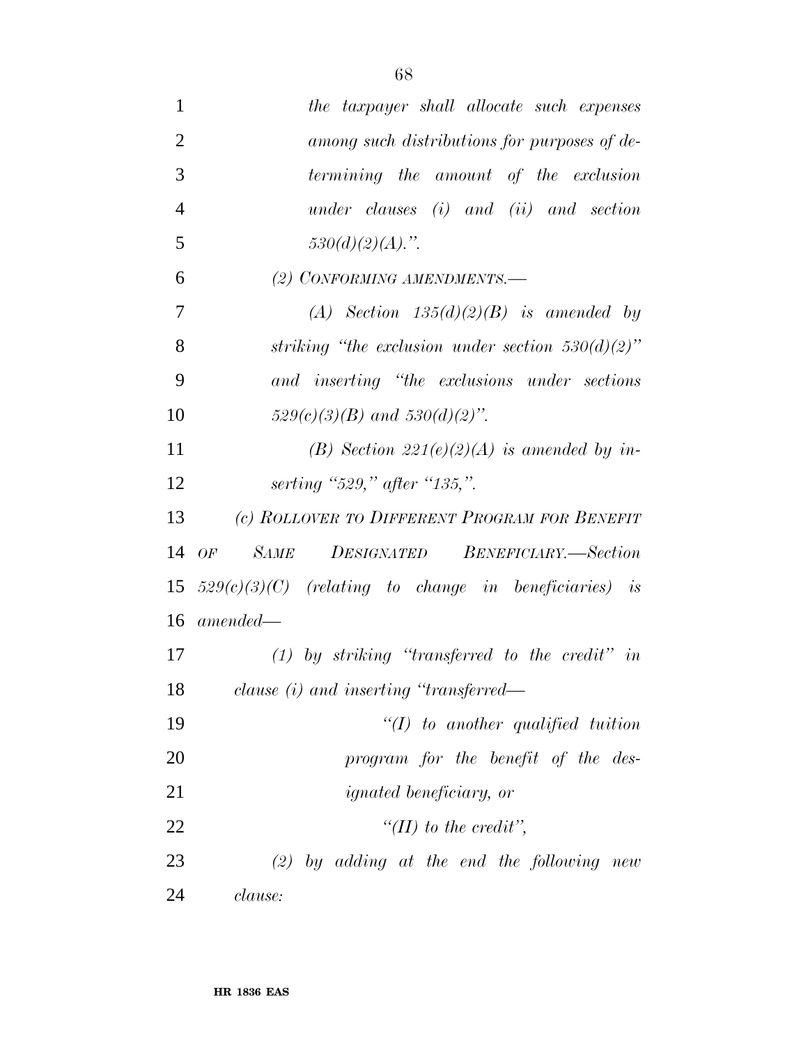*the taxpayer shall allocate such expenses among such distributions for purposes of determining the amount of the exclusion under clauses (i) and (ii) and section 530(d)(2)(A).".*

*(2) CONFORMING AMENDMENTS.—*

*(A) Section 135(d)(2)(B) is amended by striking "the exclusion under section 530(d)(2)" and inserting "the exclusions under sections 529(c)(3)(B) and 530(d)(2)".*

*(B) Section 221(e)(2)(A) is amended by inserting "529," after "135,".*

*(c) ROLLOVER TO DIFFERENT PROGRAM FOR BENEFIT OF SAME DESIGNATED BENEFICIARY.—Section 529(c)(3)(C) (relating to change in beneficiaries) is amended—*

*(1) by striking "transferred to the credit" in clause (i) and inserting "transferred—*

*"(I) to another qualified tuition program for the benefit of the designated beneficiary, or*

*"(II) to the credit",*

*(2) by adding at the end the following new clause:*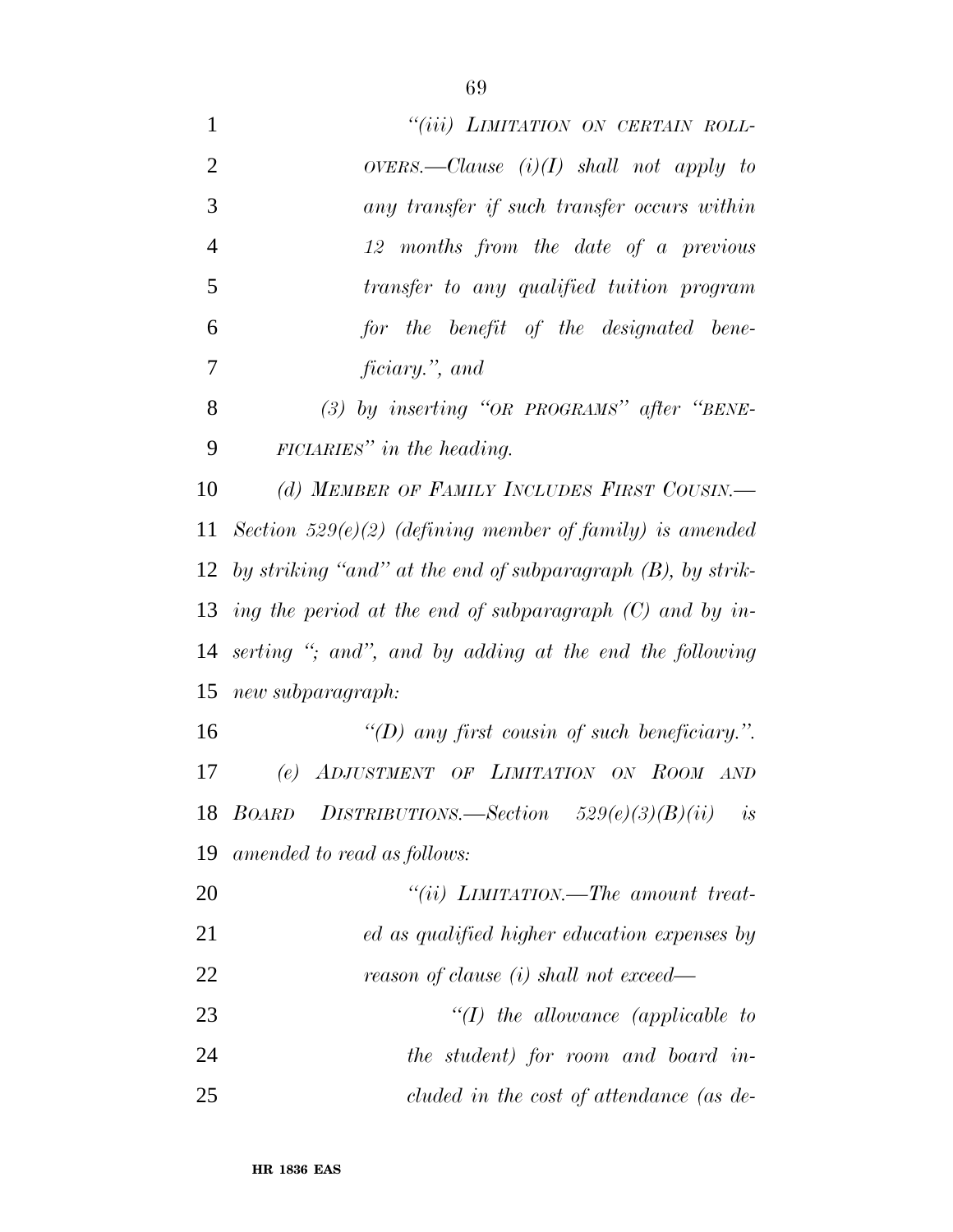*"(iii) LIMITATION ON CERTAIN ROLLOVERS.—Clause (i)(I) shall not apply to any transfer if such transfer occurs within 12 months from the date of a previous transfer to any qualified tuition program for the benefit of the designated beneficiary.", and*

*(3) by inserting "OR PROGRAMS" after "BENEFICIARIES" in the heading.*

*(d) MEMBER OF FAMILY INCLUDES FIRST COUSIN.—Section 529(e)(2) (defining member of family) is amended by striking "and" at the end of subparagraph (B), by striking the period at the end of subparagraph (C) and by inserting "; and", and by adding at the end the following new subparagraph:*

*"(D) any first cousin of such beneficiary.".*

*(e) ADJUSTMENT OF LIMITATION ON ROOM AND BOARD DISTRIBUTIONS.—Section 529(e)(3)(B)(ii) is amended to read as follows:*

*"(ii) LIMITATION.—The amount treated as qualified higher education expenses by reason of clause (i) shall not exceed—*

*"(I) the allowance (applicable to the student) for room and board included in the cost of attendance (as de-*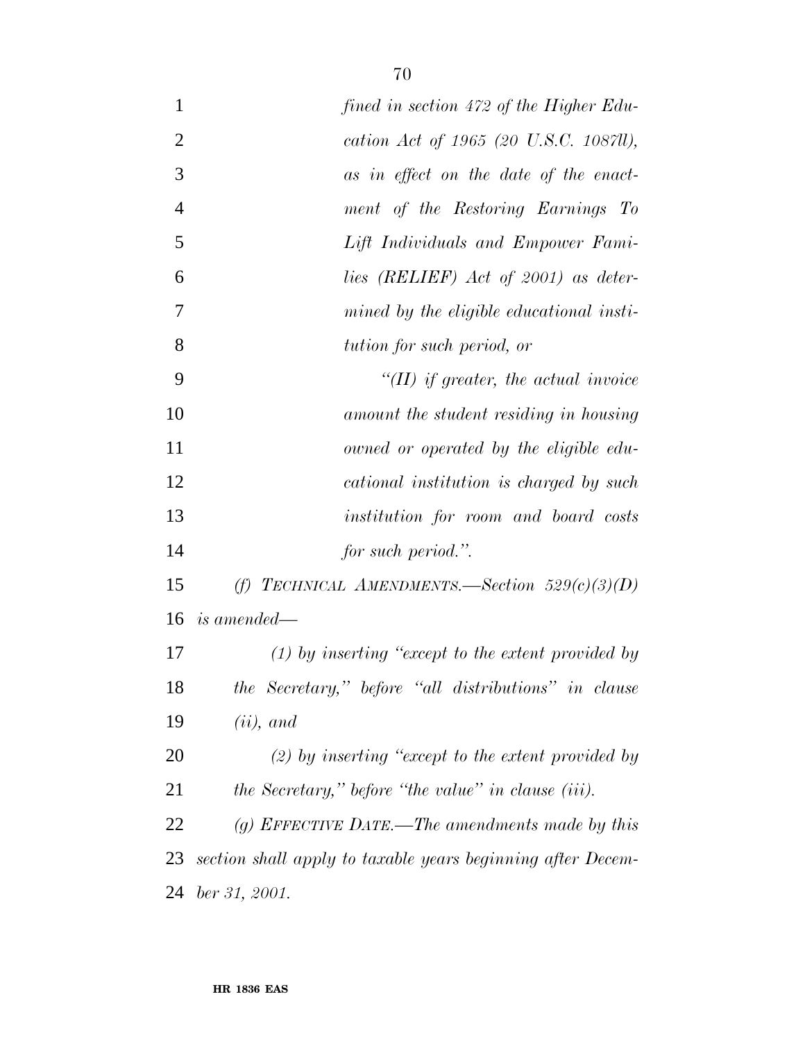*fined in section 472 of the Higher Education Act of 1965 (20 U.S.C. 1087ll), as in effect on the date of the enactment of the Restoring Earnings To Lift Individuals and Empower Families (RELIEF) Act of 2001) as determined by the eligible educational institution for such period, or*

*"(II) if greater, the actual invoice amount the student residing in housing owned or operated by the eligible educational institution is charged by such institution for room and board costs for such period.".*

*(f) TECHNICAL AMENDMENTS.—Section 529(c)(3)(D) is amended—*

*(1) by inserting "except to the extent provided by the Secretary," before "all distributions" in clause (ii), and*

*(2) by inserting "except to the extent provided by the Secretary," before "the value" in clause (iii).*

*(g) EFFECTIVE DATE.—The amendments made by this section shall apply to taxable years beginning after December 31, 2001.*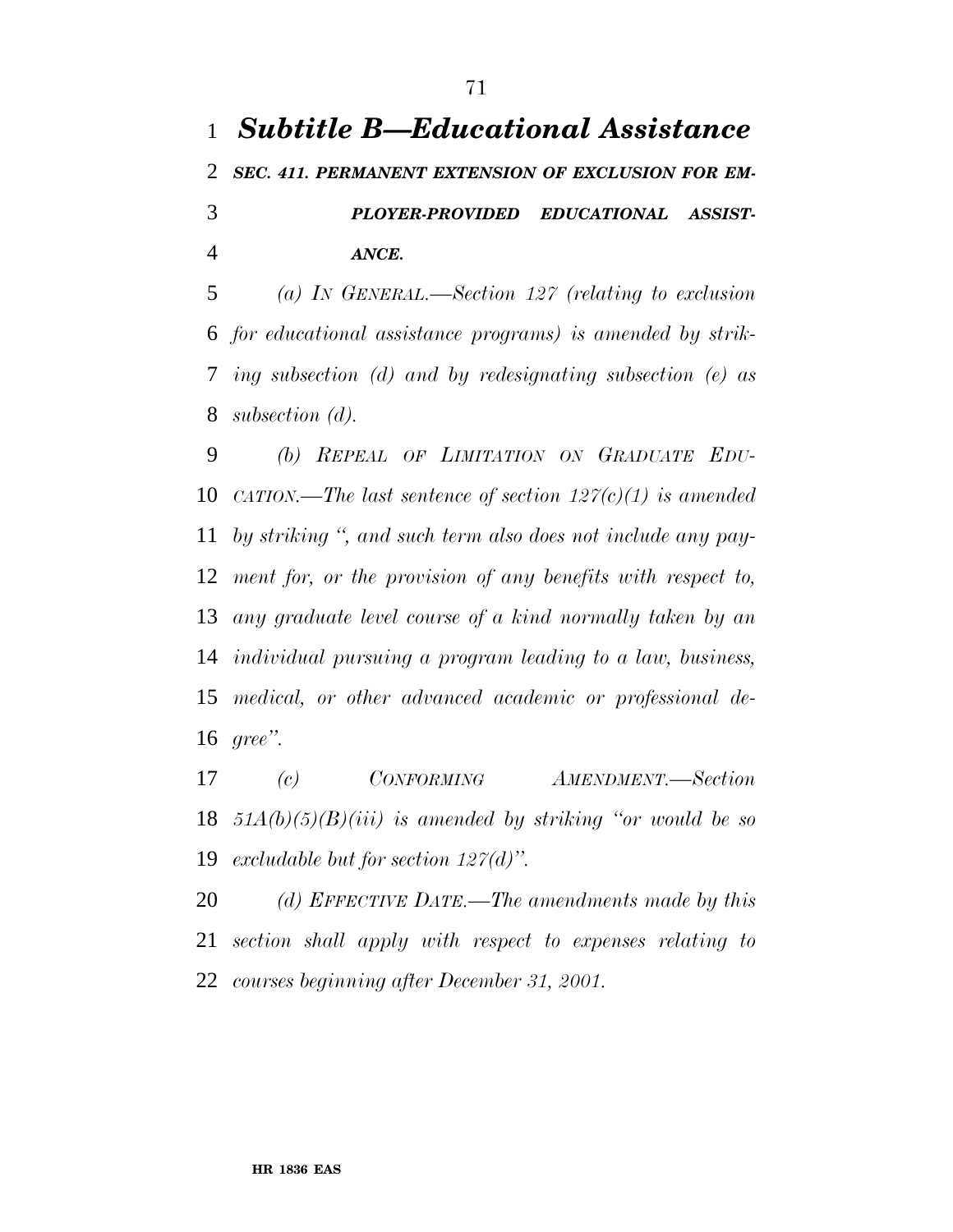# *Subtitle B—Educational Assistance*

## *SEC. 411. PERMANENT EXTENSION OF EXCLUSION FOR EMPLOYER-PROVIDED EDUCATIONAL ASSISTANCE.*

*(a) IN GENERAL.—Section 127 (relating to exclusion for educational assistance programs) is amended by striking subsection (d) and by redesignating subsection (e) as subsection (d).*

*(b) REPEAL OF LIMITATION ON GRADUATE EDUCATION.—The last sentence of section 127(c)(1) is amended by striking ", and such term also does not include any payment for, or the provision of any benefits with respect to, any graduate level course of a kind normally taken by an individual pursuing a program leading to a law, business, medical, or other advanced academic or professional degree".*

*(c) CONFORMING AMENDMENT.—Section 51A(b)(5)(B)(iii) is amended by striking "or would be so excludable but for section 127(d)".*

*(d) EFFECTIVE DATE.—The amendments made by this section shall apply with respect to expenses relating to courses beginning after December 31, 2001.*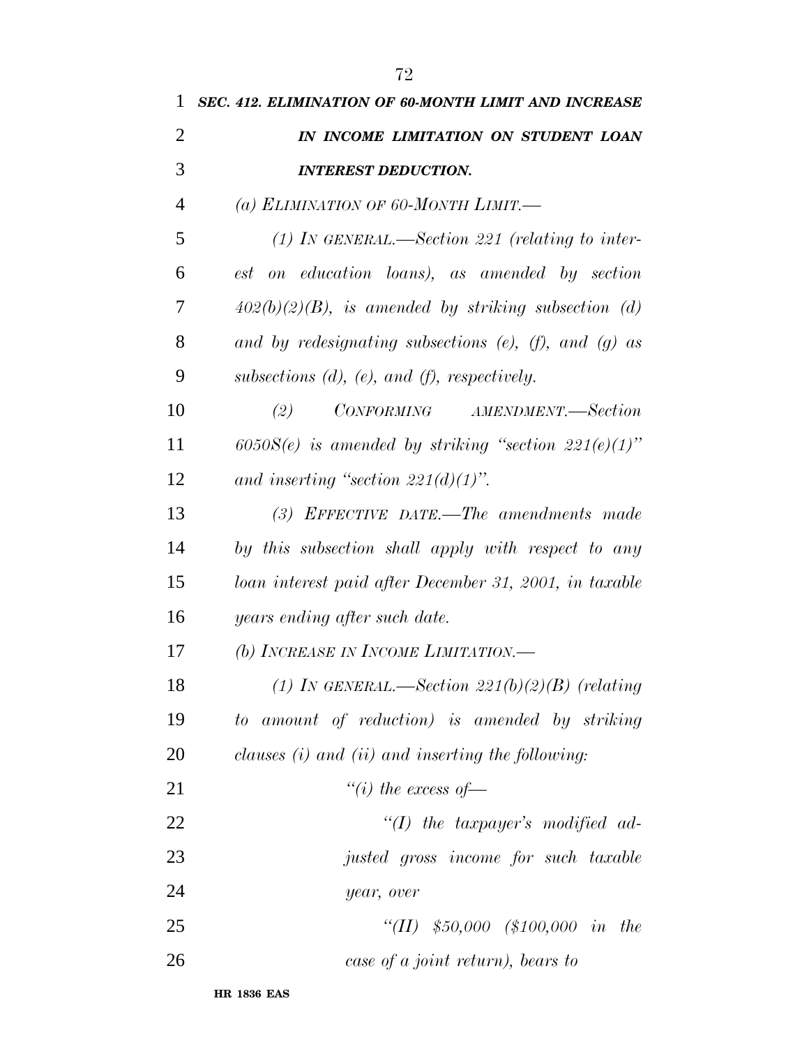***SEC. 412. ELIMINATION OF 60-MONTH LIMIT AND INCREASE IN INCOME LIMITATION ON STUDENT LOAN INTEREST DEDUCTION.***

*(a) ELIMINATION OF 60-MONTH LIMIT.—*

*(1) IN GENERAL.—Section 221 (relating to interest on education loans), as amended by section 402(b)(2)(B), is amended by striking subsection (d) and by redesignating subsections (e), (f), and (g) as subsections (d), (e), and (f), respectively.*

*(2) CONFORMING AMENDMENT.—Section 6050S(e) is amended by striking "section 221(e)(1)" and inserting "section 221(d)(1)".*

*(3) EFFECTIVE DATE.—The amendments made by this subsection shall apply with respect to any loan interest paid after December 31, 2001, in taxable years ending after such date.*

*(b) INCREASE IN INCOME LIMITATION.—*

*(1) IN GENERAL.—Section 221(b)(2)(B) (relating to amount of reduction) is amended by striking clauses (i) and (ii) and inserting the following:*

*"(i) the excess of—*

*"(I) the taxpayer's modified adjusted gross income for such taxable year, over*

*"(II) $50,000 ($100,000 in the case of a joint return), bears to*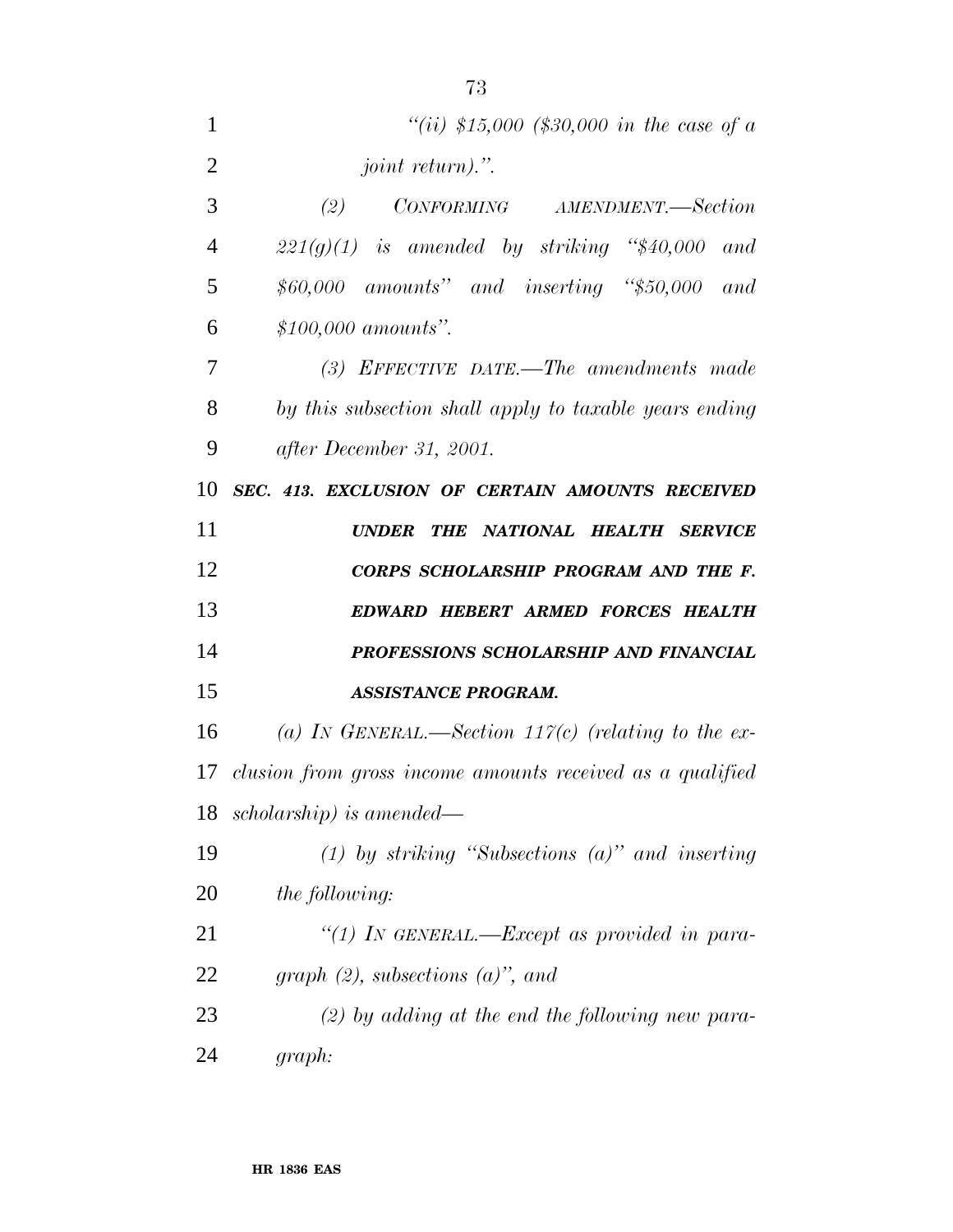*"(ii) $15,000 ($30,000 in the case of a joint return).".*

*(2) CONFORMING AMENDMENT.—Section 221(g)(1) is amended by striking "$40,000 and $60,000 amounts" and inserting "$50,000 and $100,000 amounts".*

*(3) EFFECTIVE DATE.—The amendments made by this subsection shall apply to taxable years ending after December 31, 2001.*

***SEC. 413. EXCLUSION OF CERTAIN AMOUNTS RECEIVED UNDER THE NATIONAL HEALTH SERVICE CORPS SCHOLARSHIP PROGRAM AND THE F. EDWARD HEBERT ARMED FORCES HEALTH PROFESSIONS SCHOLARSHIP AND FINANCIAL ASSISTANCE PROGRAM.***

*(a) IN GENERAL.—Section 117(c) (relating to the exclusion from gross income amounts received as a qualified scholarship) is amended—*

*(1) by striking "Subsections (a)" and inserting the following:*

*"(1) IN GENERAL.—Except as provided in paragraph (2), subsections (a)", and*

*(2) by adding at the end the following new paragraph:*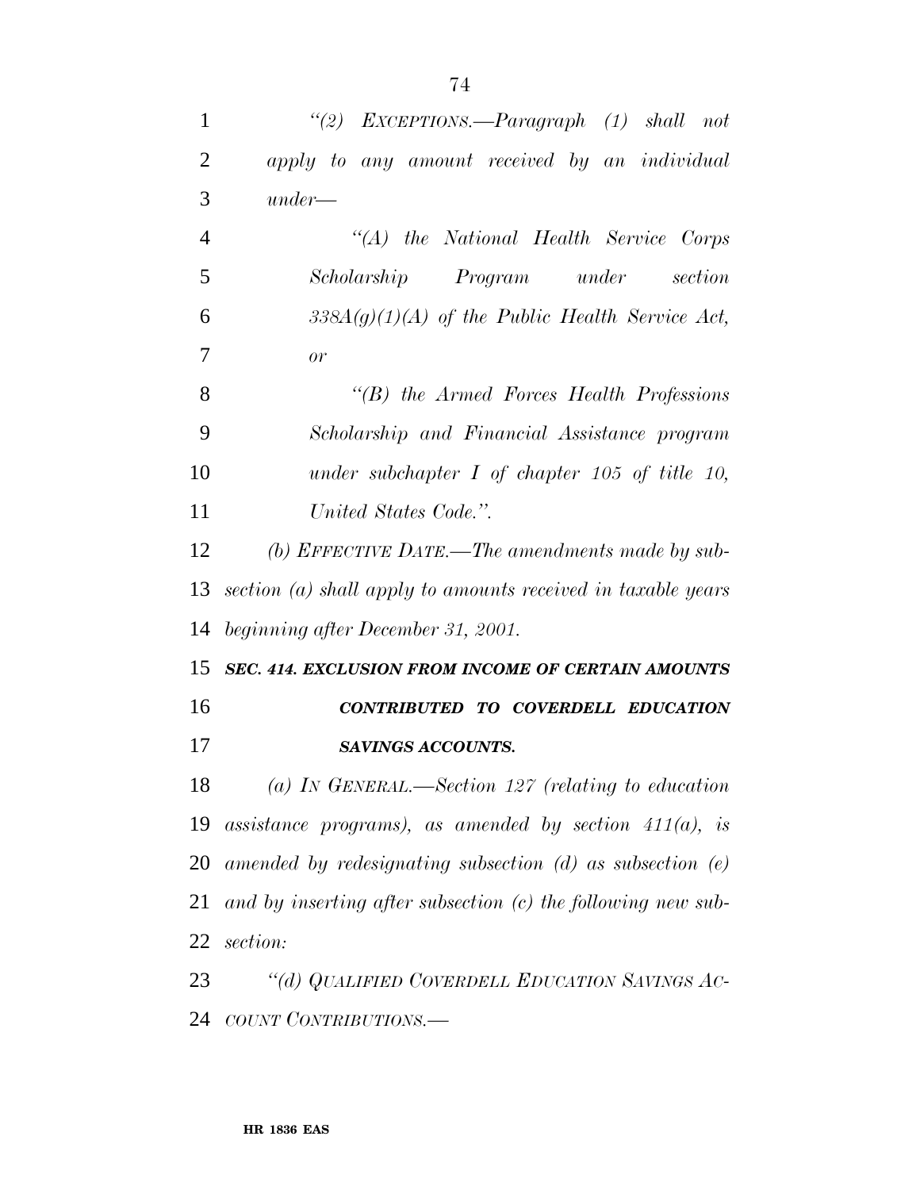*"(2) EXCEPTIONS.—Paragraph (1) shall not apply to any amount received by an individual under—*

*"(A) the National Health Service Corps Scholarship Program under section 338A(g)(1)(A) of the Public Health Service Act, or*

*"(B) the Armed Forces Health Professions Scholarship and Financial Assistance program under subchapter I of chapter 105 of title 10, United States Code.".*

*(b) EFFECTIVE DATE.—The amendments made by subsection (a) shall apply to amounts received in taxable years beginning after December 31, 2001.*

***SEC. 414. EXCLUSION FROM INCOME OF CERTAIN AMOUNTS CONTRIBUTED TO COVERDELL EDUCATION SAVINGS ACCOUNTS.***

*(a) IN GENERAL.—Section 127 (relating to education assistance programs), as amended by section 411(a), is amended by redesignating subsection (d) as subsection (e) and by inserting after subsection (c) the following new subsection:*

*"(d) QUALIFIED COVERDELL EDUCATION SAVINGS ACCOUNT CONTRIBUTIONS.—*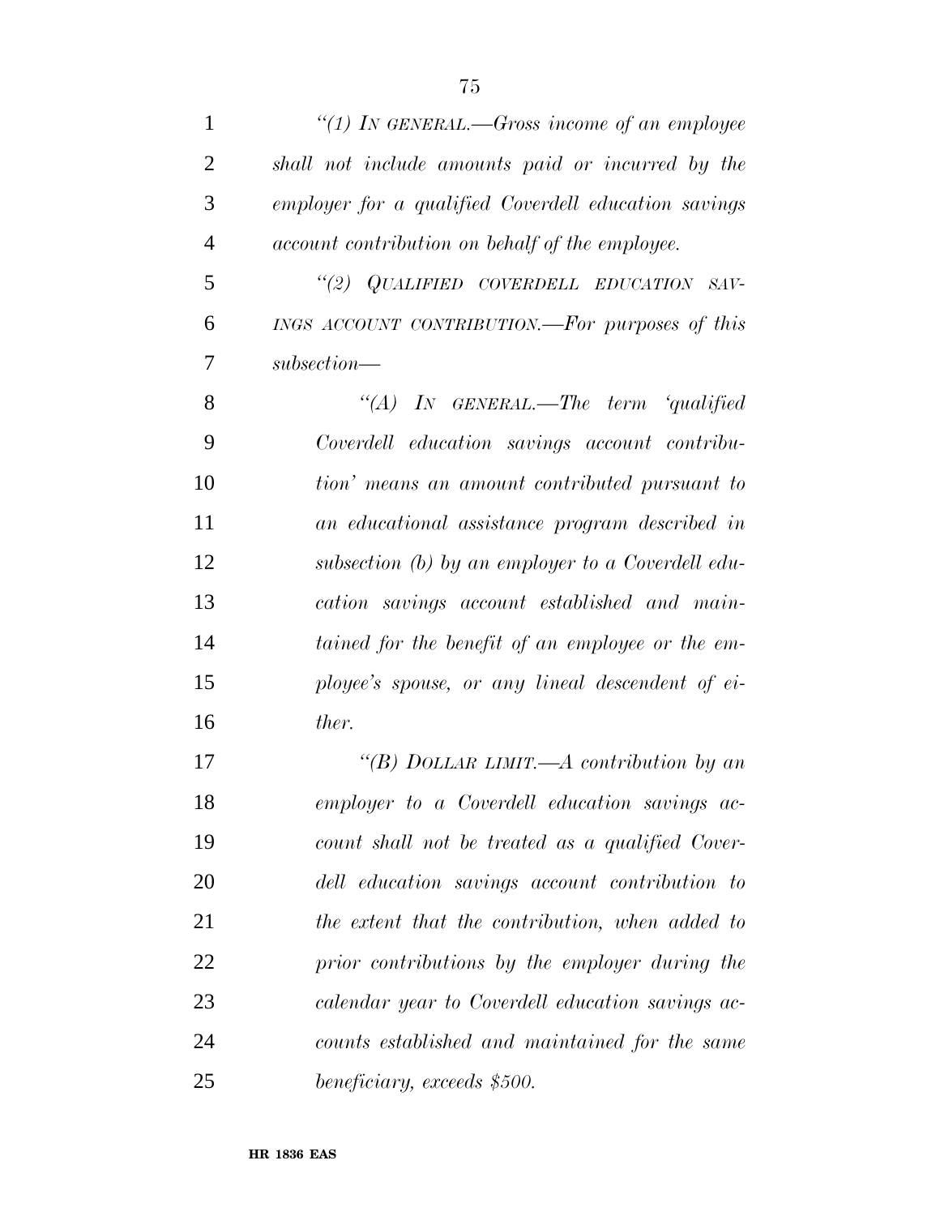*"(1) In general.—Gross income of an employee shall not include amounts paid or incurred by the employer for a qualified Coverdell education savings account contribution on behalf of the employee.*

*"(2) Qualified Coverdell education savings account contribution.—For purposes of this subsection—*

*"(A) In general.—The term 'qualified Coverdell education savings account contribution' means an amount contributed pursuant to an educational assistance program described in subsection (b) by an employer to a Coverdell education savings account established and maintained for the benefit of an employee or the employee's spouse, or any lineal descendent of either.*

*"(B) Dollar limit.—A contribution by an employer to a Coverdell education savings account shall not be treated as a qualified Coverdell education savings account contribution to the extent that the contribution, when added to prior contributions by the employer during the calendar year to Coverdell education savings accounts established and maintained for the same beneficiary, exceeds $500.*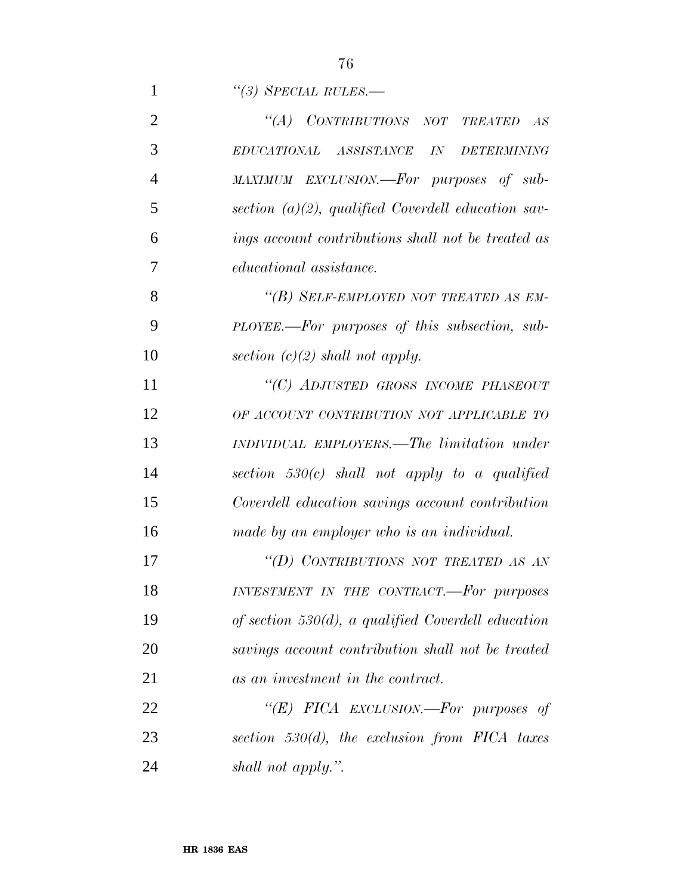*"(3) SPECIAL RULES.—*

*"(A) CONTRIBUTIONS NOT TREATED AS EDUCATIONAL ASSISTANCE IN DETERMINING MAXIMUM EXCLUSION.—For purposes of subsection (a)(2), qualified Coverdell education savings account contributions shall not be treated as educational assistance.*

*"(B) SELF-EMPLOYED NOT TREATED AS EMPLOYEE.—For purposes of this subsection, subsection (c)(2) shall not apply.*

*"(C) ADJUSTED GROSS INCOME PHASEOUT OF ACCOUNT CONTRIBUTION NOT APPLICABLE TO INDIVIDUAL EMPLOYERS.—The limitation under section 530(c) shall not apply to a qualified Coverdell education savings account contribution made by an employer who is an individual.*

*"(D) CONTRIBUTIONS NOT TREATED AS AN INVESTMENT IN THE CONTRACT.—For purposes of section 530(d), a qualified Coverdell education savings account contribution shall not be treated as an investment in the contract.*

*"(E) FICA EXCLUSION.—For purposes of section 530(d), the exclusion from FICA taxes shall not apply.".*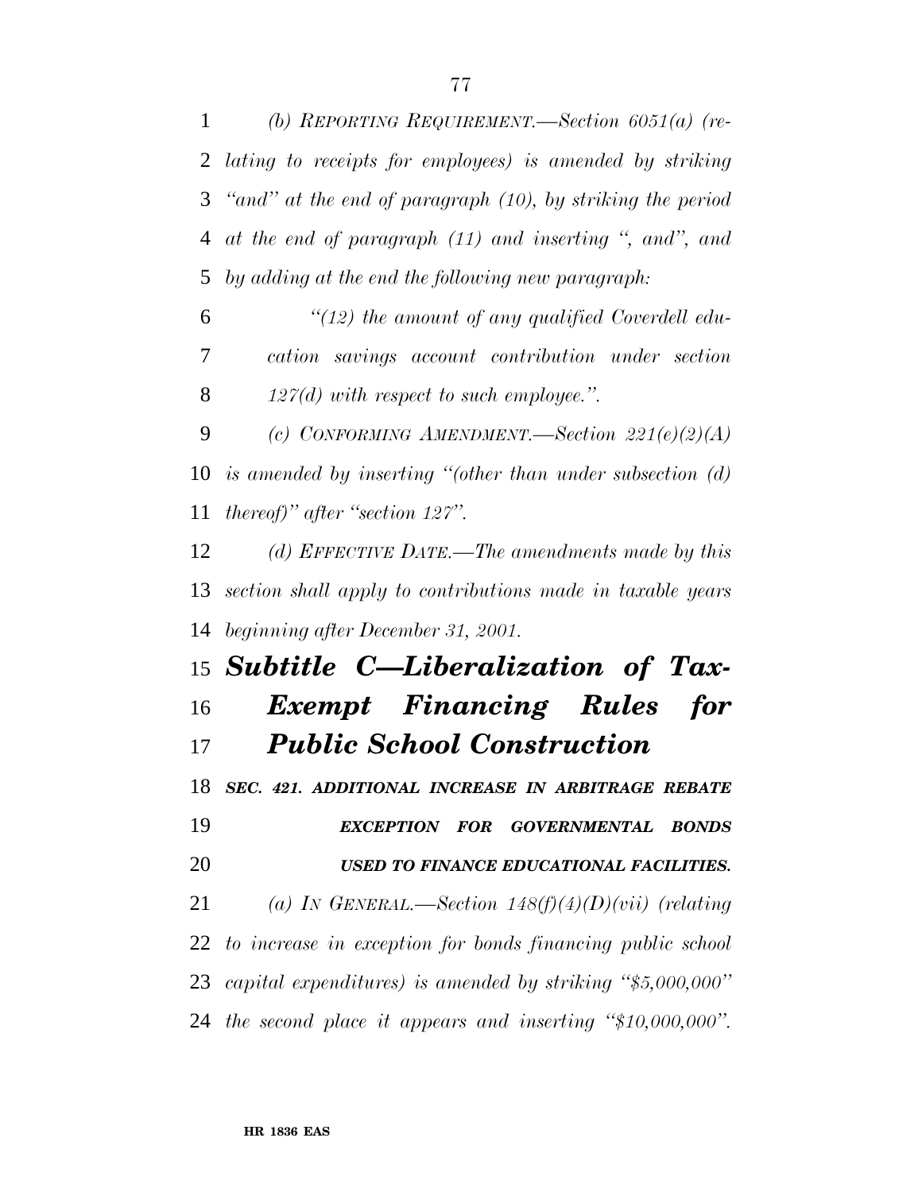*(b) REPORTING REQUIREMENT.—Section 6051(a) (relating to receipts for employees) is amended by striking "and" at the end of paragraph (10), by striking the period at the end of paragraph (11) and inserting ", and", and by adding at the end the following new paragraph:*

*"(12) the amount of any qualified Coverdell education savings account contribution under section 127(d) with respect to such employee.".*

*(c) CONFORMING AMENDMENT.—Section 221(e)(2)(A) is amended by inserting "(other than under subsection (d) thereof)" after "section 127".*

*(d) EFFECTIVE DATE.—The amendments made by this section shall apply to contributions made in taxable years beginning after December 31, 2001.*

## *Subtitle C—Liberalization of Tax-Exempt Financing Rules for Public School Construction*

### *SEC. 421. ADDITIONAL INCREASE IN ARBITRAGE REBATE EXCEPTION FOR GOVERNMENTAL BONDS USED TO FINANCE EDUCATIONAL FACILITIES.*

*(a) IN GENERAL.—Section 148(f)(4)(D)(vii) (relating to increase in exception for bonds financing public school capital expenditures) is amended by striking "$5,000,000" the second place it appears and inserting "$10,000,000".*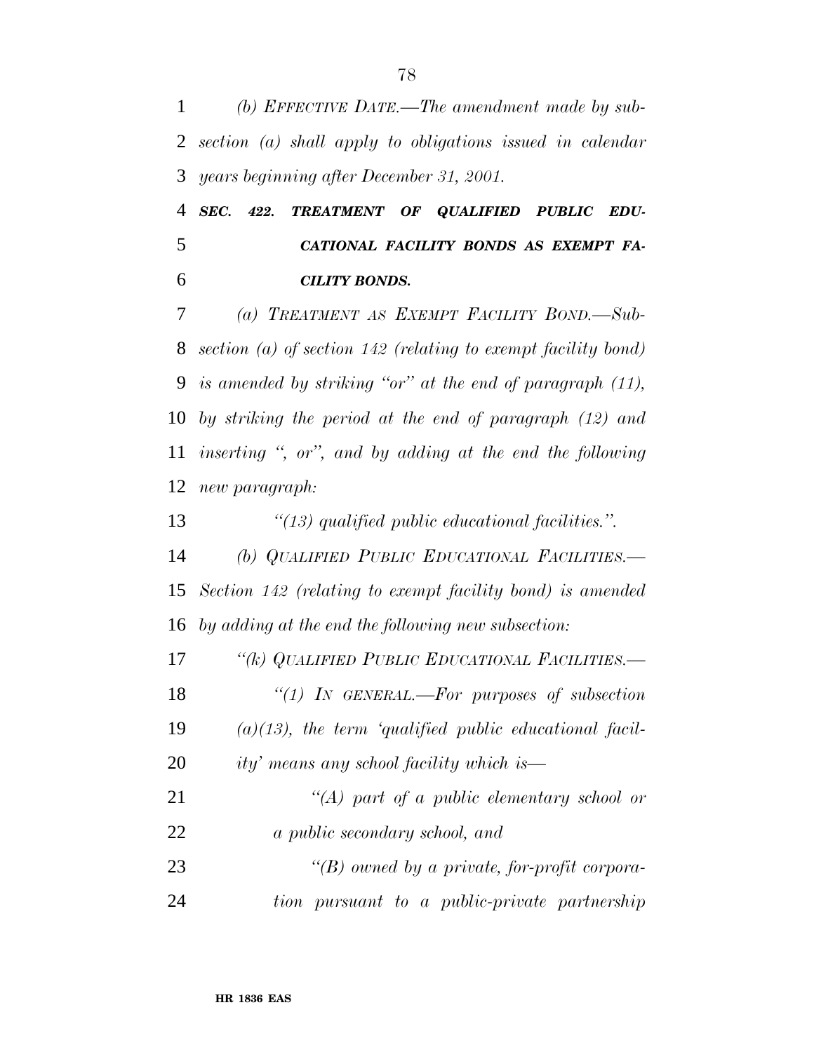*(b) EFFECTIVE DATE.—The amendment made by subsection (a) shall apply to obligations issued in calendar years beginning after December 31, 2001.*

***SEC. 422. TREATMENT OF QUALIFIED PUBLIC EDUCATIONAL FACILITY BONDS AS EXEMPT FACILITY BONDS.***

*(a) TREATMENT AS EXEMPT FACILITY BOND.—Subsection (a) of section 142 (relating to exempt facility bond) is amended by striking "or" at the end of paragraph (11), by striking the period at the end of paragraph (12) and inserting ", or", and by adding at the end the following new paragraph:*

*"(13) qualified public educational facilities.".*

*(b) QUALIFIED PUBLIC EDUCATIONAL FACILITIES.—Section 142 (relating to exempt facility bond) is amended by adding at the end the following new subsection:*

*"(k) QUALIFIED PUBLIC EDUCATIONAL FACILITIES.—*

*"(1) IN GENERAL.—For purposes of subsection (a)(13), the term 'qualified public educational facility' means any school facility which is—*

*"(A) part of a public elementary school or a public secondary school, and*

*"(B) owned by a private, for-profit corporation pursuant to a public-private partnership*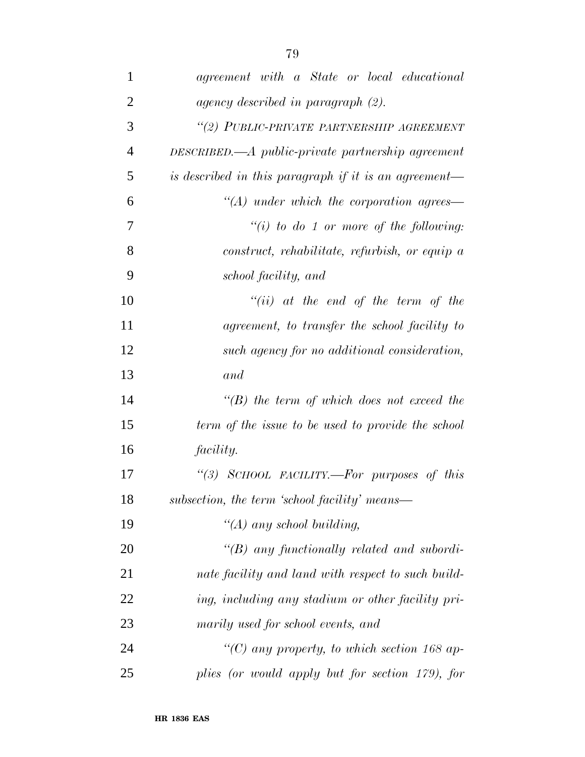*agreement with a State or local educational agency described in paragraph (2).*

*"(2) PUBLIC-PRIVATE PARTNERSHIP AGREEMENT DESCRIBED.—A public-private partnership agreement is described in this paragraph if it is an agreement—*

*"(A) under which the corporation agrees—*

*"(i) to do 1 or more of the following: construct, rehabilitate, refurbish, or equip a school facility, and*

*"(ii) at the end of the term of the agreement, to transfer the school facility to such agency for no additional consideration, and*

*"(B) the term of which does not exceed the term of the issue to be used to provide the school facility.*

*"(3) SCHOOL FACILITY.—For purposes of this subsection, the term 'school facility' means—*

*"(A) any school building,*

*"(B) any functionally related and subordinate facility and land with respect to such building, including any stadium or other facility primarily used for school events, and*

*"(C) any property, to which section 168 applies (or would apply but for section 179), for*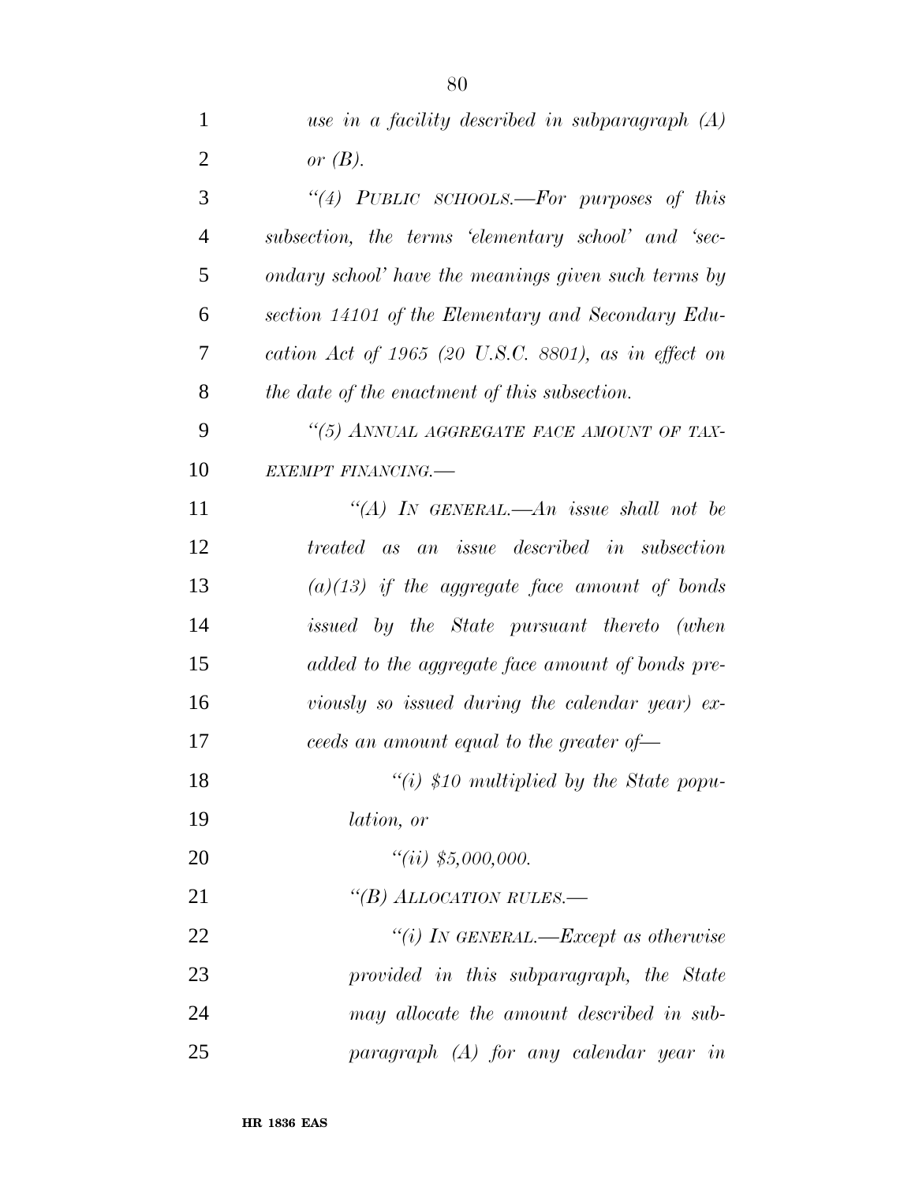*use in a facility described in subparagraph (A) or (B).*

*"(4) PUBLIC SCHOOLS.—For purposes of this subsection, the terms 'elementary school' and 'secondary school' have the meanings given such terms by section 14101 of the Elementary and Secondary Education Act of 1965 (20 U.S.C. 8801), as in effect on the date of the enactment of this subsection.*

*"(5) ANNUAL AGGREGATE FACE AMOUNT OF TAX-EXEMPT FINANCING.—*

*"(A) IN GENERAL.—An issue shall not be treated as an issue described in subsection (a)(13) if the aggregate face amount of bonds issued by the State pursuant thereto (when added to the aggregate face amount of bonds previously so issued during the calendar year) exceeds an amount equal to the greater of—*

*"(i) $10 multiplied by the State population, or*

*"(ii) $5,000,000.*

*"(B) ALLOCATION RULES.—*

*"(i) IN GENERAL.—Except as otherwise provided in this subparagraph, the State may allocate the amount described in subparagraph (A) for any calendar year in*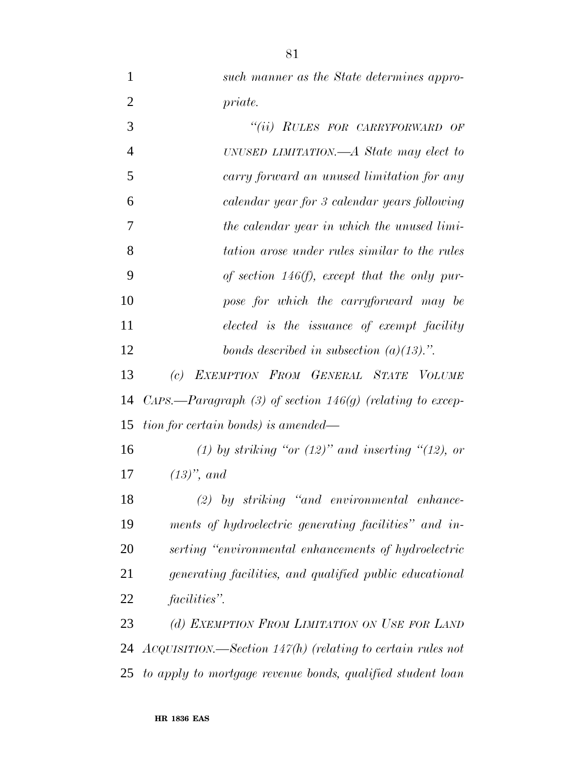*such manner as the State determines appropriate.*

*"(ii) RULES FOR CARRYFORWARD OF UNUSED LIMITATION.—A State may elect to carry forward an unused limitation for any calendar year for 3 calendar years following the calendar year in which the unused limitation arose under rules similar to the rules of section 146(f), except that the only purpose for which the carryforward may be elected is the issuance of exempt facility bonds described in subsection (a)(13).".*

*(c) EXEMPTION FROM GENERAL STATE VOLUME CAPS.—Paragraph (3) of section 146(g) (relating to exception for certain bonds) is amended—*

*(1) by striking "or (12)" and inserting "(12), or (13)", and*

*(2) by striking "and environmental enhancements of hydroelectric generating facilities" and inserting "environmental enhancements of hydroelectric generating facilities, and qualified public educational facilities".*

*(d) EXEMPTION FROM LIMITATION ON USE FOR LAND ACQUISITION.—Section 147(h) (relating to certain rules not to apply to mortgage revenue bonds, qualified student loan*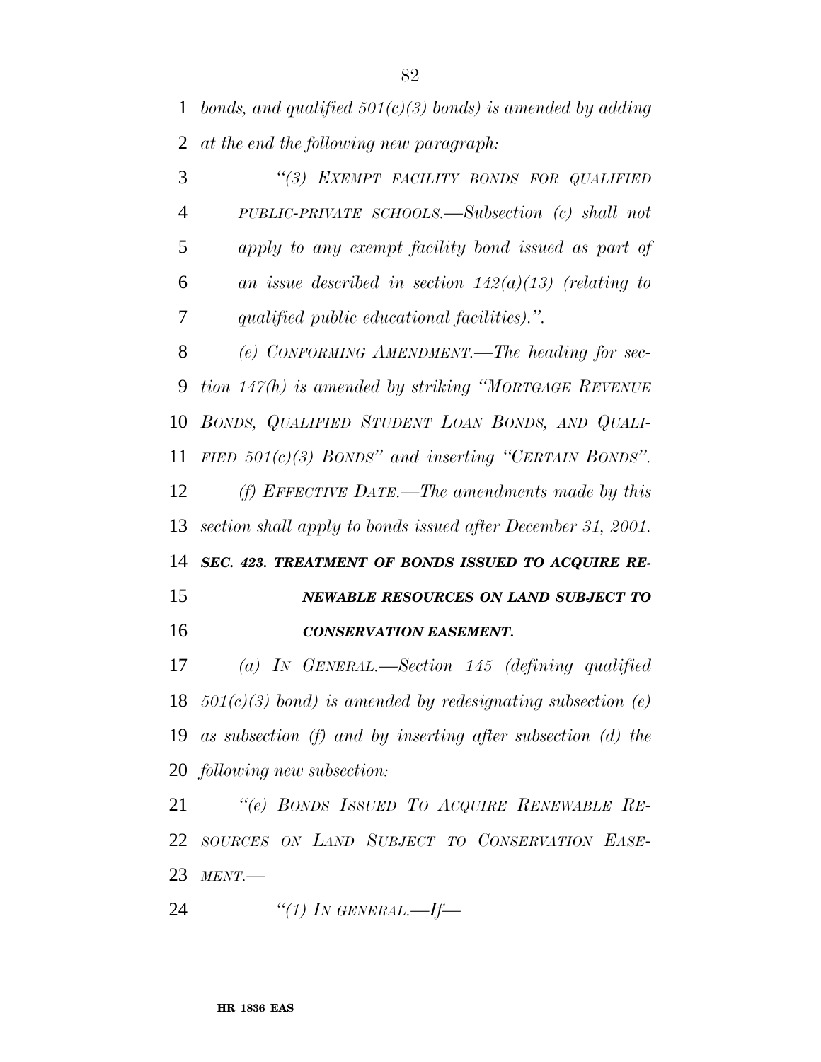*bonds, and qualified 501(c)(3) bonds) is amended by adding at the end the following new paragraph:*

*"(3) EXEMPT FACILITY BONDS FOR QUALIFIED PUBLIC-PRIVATE SCHOOLS.—Subsection (c) shall not apply to any exempt facility bond issued as part of an issue described in section 142(a)(13) (relating to qualified public educational facilities).".*

*(e) CONFORMING AMENDMENT.—The heading for section 147(h) is amended by striking "MORTGAGE REVENUE BONDS, QUALIFIED STUDENT LOAN BONDS, AND QUALIFIED 501(c)(3) BONDS" and inserting "CERTAIN BONDS".*

*(f) EFFECTIVE DATE.—The amendments made by this section shall apply to bonds issued after December 31, 2001.*

***SEC. 423. TREATMENT OF BONDS ISSUED TO ACQUIRE RENEWABLE RESOURCES ON LAND SUBJECT TO CONSERVATION EASEMENT.***

*(a) IN GENERAL.—Section 145 (defining qualified 501(c)(3) bond) is amended by redesignating subsection (e) as subsection (f) and by inserting after subsection (d) the following new subsection:*

*"(e) BONDS ISSUED TO ACQUIRE RENEWABLE RESOURCES ON LAND SUBJECT TO CONSERVATION EASEMENT.—*

*"(1) IN GENERAL.—If—*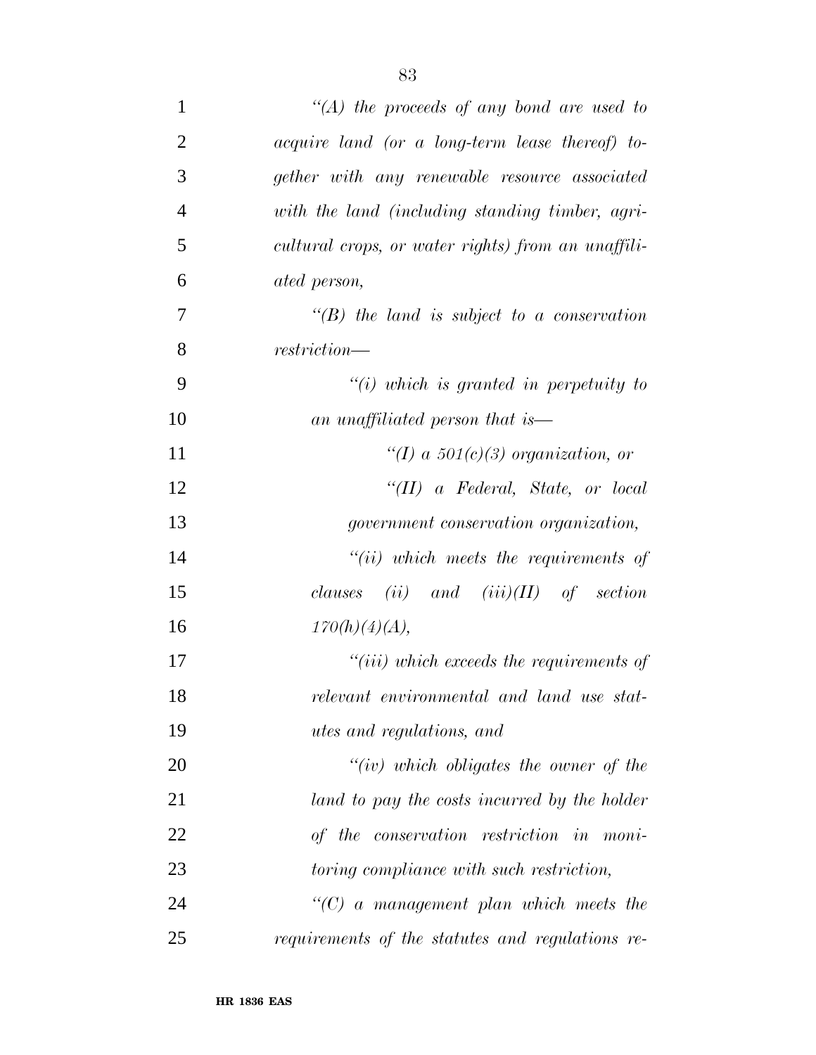*"(A) the proceeds of any bond are used to acquire land (or a long-term lease thereof) together with any renewable resource associated with the land (including standing timber, agricultural crops, or water rights) from an unaffiliated person,*

*"(B) the land is subject to a conservation restriction—*

*"(i) which is granted in perpetuity to an unaffiliated person that is—*

*"(I) a 501(c)(3) organization, or*

*"(II) a Federal, State, or local government conservation organization,*

*"(ii) which meets the requirements of clauses (ii) and (iii)(II) of section 170(h)(4)(A),*

*"(iii) which exceeds the requirements of relevant environmental and land use statutes and regulations, and*

*"(iv) which obligates the owner of the land to pay the costs incurred by the holder of the conservation restriction in monitoring compliance with such restriction,*

*"(C) a management plan which meets the requirements of the statutes and regulations re-*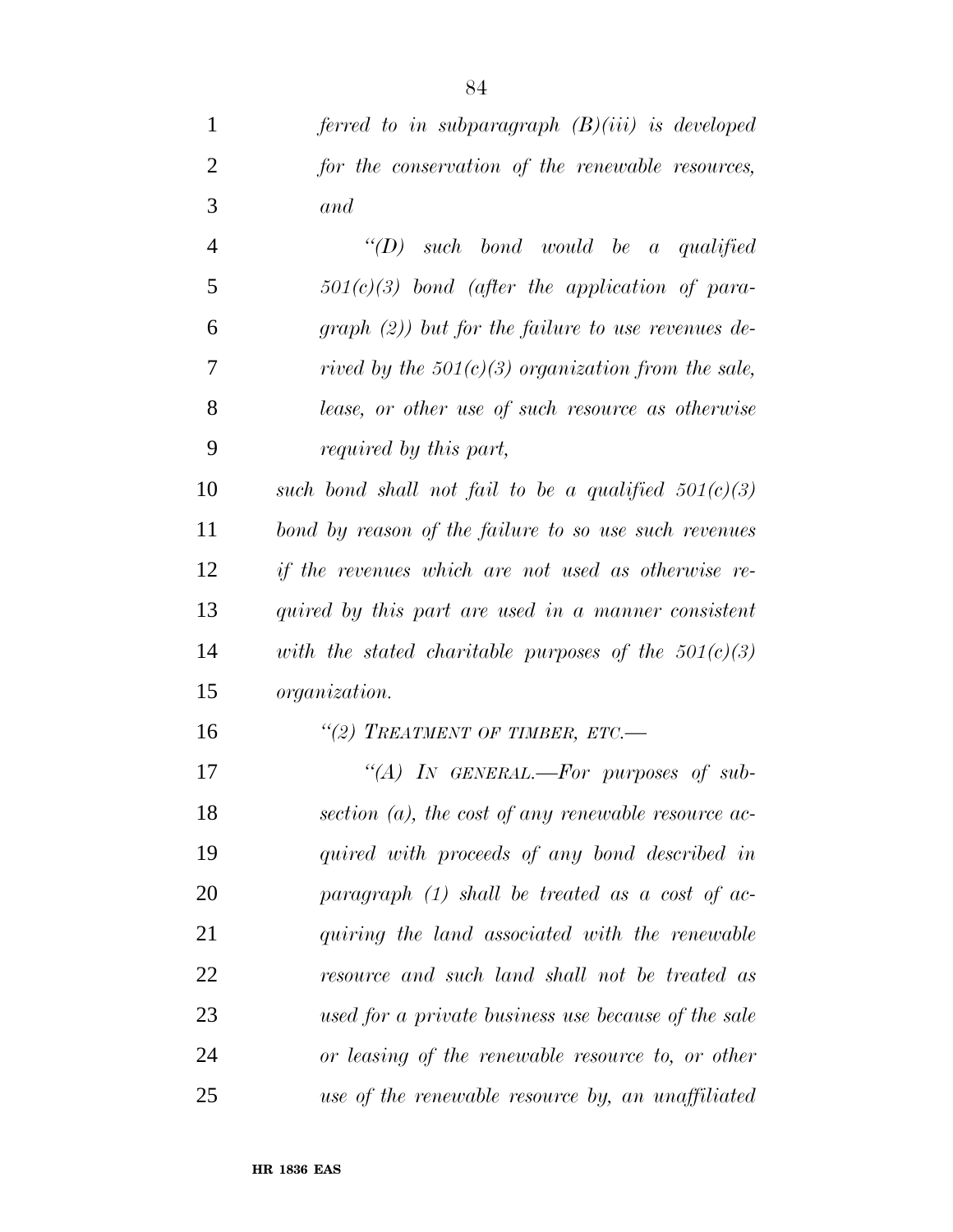*ferred to in subparagraph (B)(iii) is developed for the conservation of the renewable resources, and*

*"(D) such bond would be a qualified 501(c)(3) bond (after the application of paragraph (2)) but for the failure to use revenues derived by the 501(c)(3) organization from the sale, lease, or other use of such resource as otherwise required by this part,*

*such bond shall not fail to be a qualified 501(c)(3) bond by reason of the failure to so use such revenues if the revenues which are not used as otherwise required by this part are used in a manner consistent with the stated charitable purposes of the 501(c)(3) organization.*

*"(2) TREATMENT OF TIMBER, ETC.—*

*"(A) IN GENERAL.—For purposes of subsection (a), the cost of any renewable resource acquired with proceeds of any bond described in paragraph (1) shall be treated as a cost of acquiring the land associated with the renewable resource and such land shall not be treated as used for a private business use because of the sale or leasing of the renewable resource to, or other use of the renewable resource by, an unaffiliated*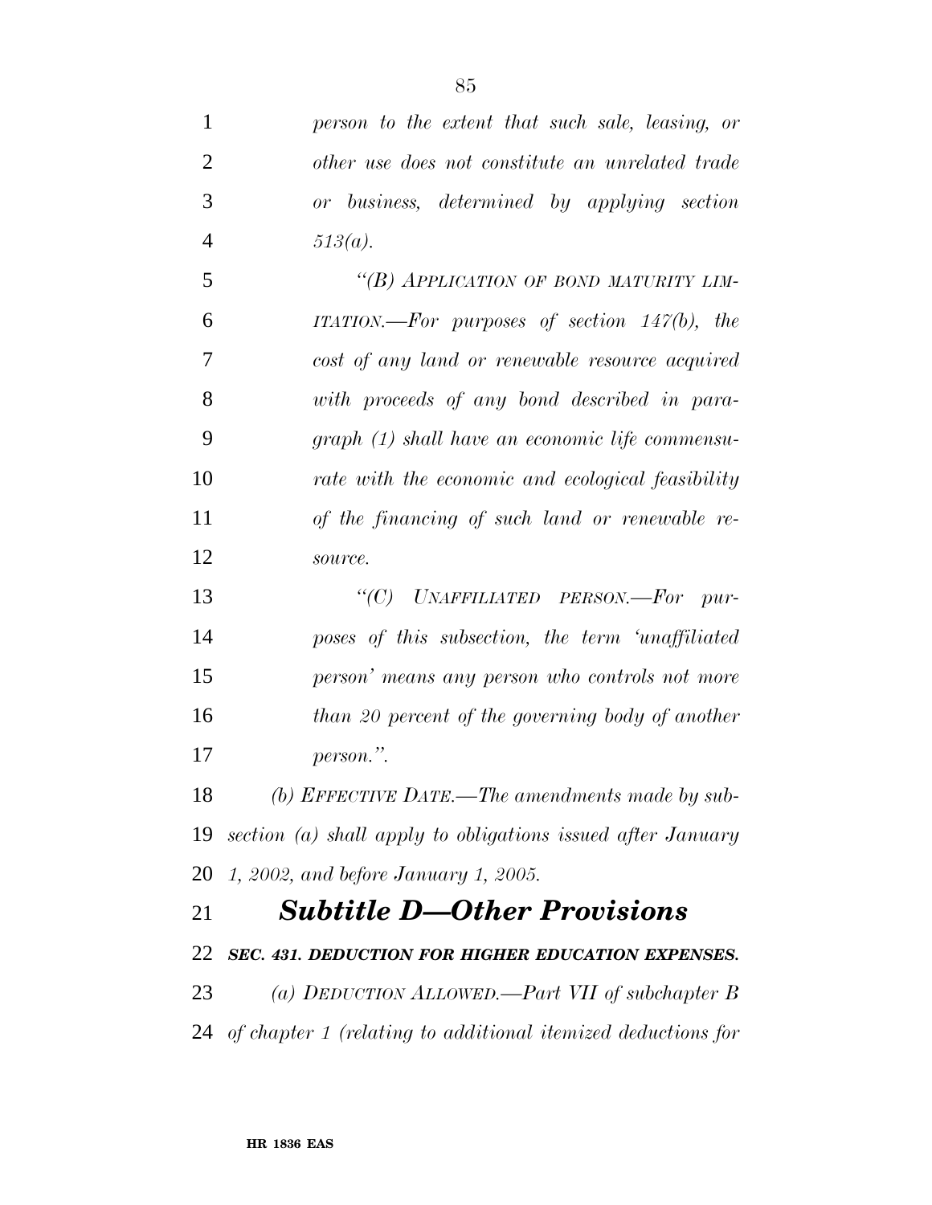*person to the extent that such sale, leasing, or other use does not constitute an unrelated trade or business, determined by applying section 513(a).*

*“(B) APPLICATION OF BOND MATURITY LIMITATION.—For purposes of section 147(b), the cost of any land or renewable resource acquired with proceeds of any bond described in paragraph (1) shall have an economic life commensurate with the economic and ecological feasibility of the financing of such land or renewable resource.*

*“(C) UNAFFILIATED PERSON.—For purposes of this subsection, the term ‘unaffiliated person’ means any person who controls not more than 20 percent of the governing body of another person.”.*

*(b) EFFECTIVE DATE.—The amendments made by subsection (a) shall apply to obligations issued after January 1, 2002, and before January 1, 2005.*

## *Subtitle D—Other Provisions*

### *SEC. 431. DEDUCTION FOR HIGHER EDUCATION EXPENSES.*

*(a) DEDUCTION ALLOWED.—Part VII of subchapter B of chapter 1 (relating to additional itemized deductions for*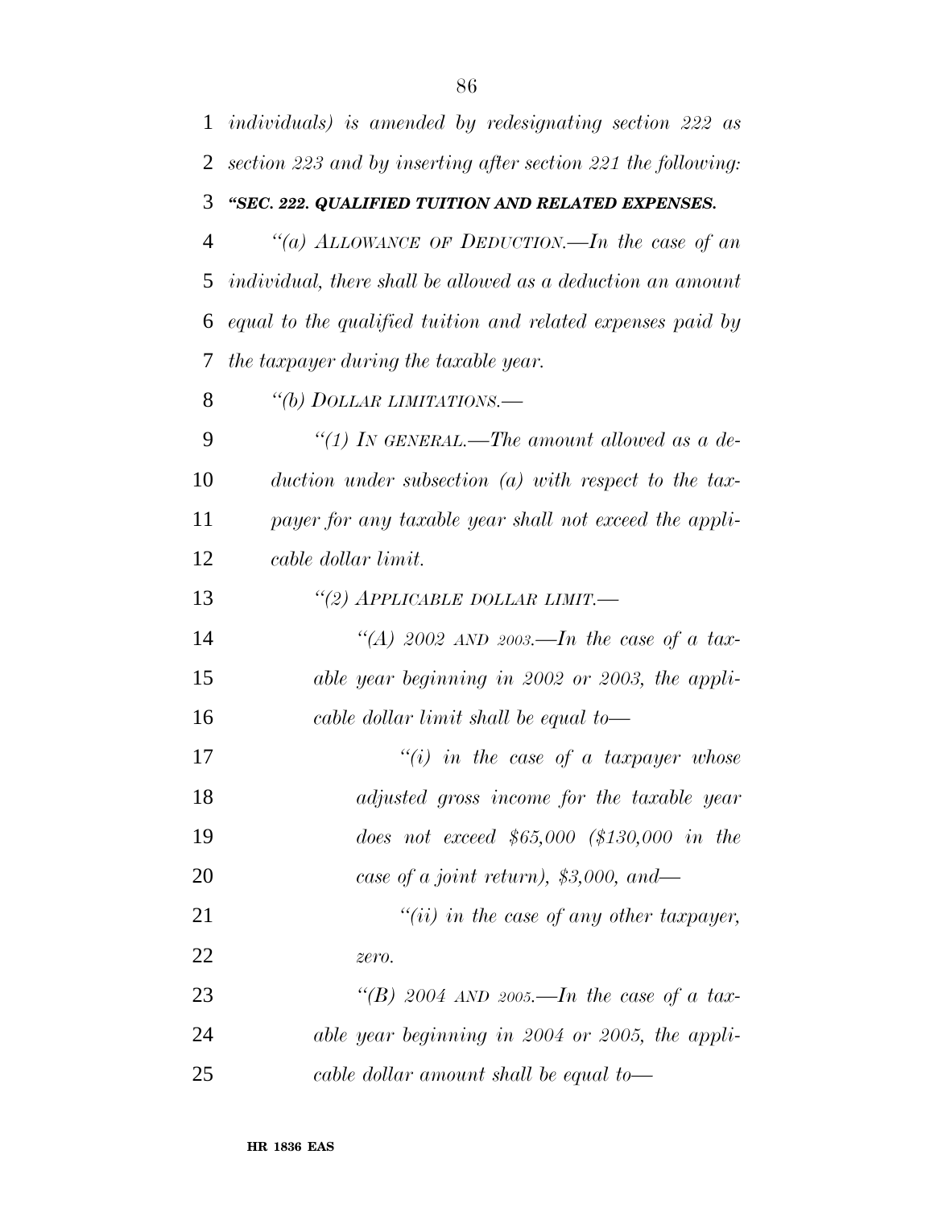*individuals) is amended by redesignating section 222 as section 223 and by inserting after section 221 the following:*

***"SEC. 222. QUALIFIED TUITION AND RELATED EXPENSES.***

*"(a) ALLOWANCE OF DEDUCTION.—In the case of an individual, there shall be allowed as a deduction an amount equal to the qualified tuition and related expenses paid by the taxpayer during the taxable year.*

*"(b) DOLLAR LIMITATIONS.—*

*"(1) IN GENERAL.—The amount allowed as a deduction under subsection (a) with respect to the taxpayer for any taxable year shall not exceed the applicable dollar limit.*

*"(2) APPLICABLE DOLLAR LIMIT.—*

*"(A) 2002 AND 2003.—In the case of a taxable year beginning in 2002 or 2003, the applicable dollar limit shall be equal to—*

*"(i) in the case of a taxpayer whose adjusted gross income for the taxable year does not exceed $65,000 ($130,000 in the case of a joint return), $3,000, and—*

*"(ii) in the case of any other taxpayer, zero.*

*"(B) 2004 AND 2005.—In the case of a taxable year beginning in 2004 or 2005, the applicable dollar amount shall be equal to—*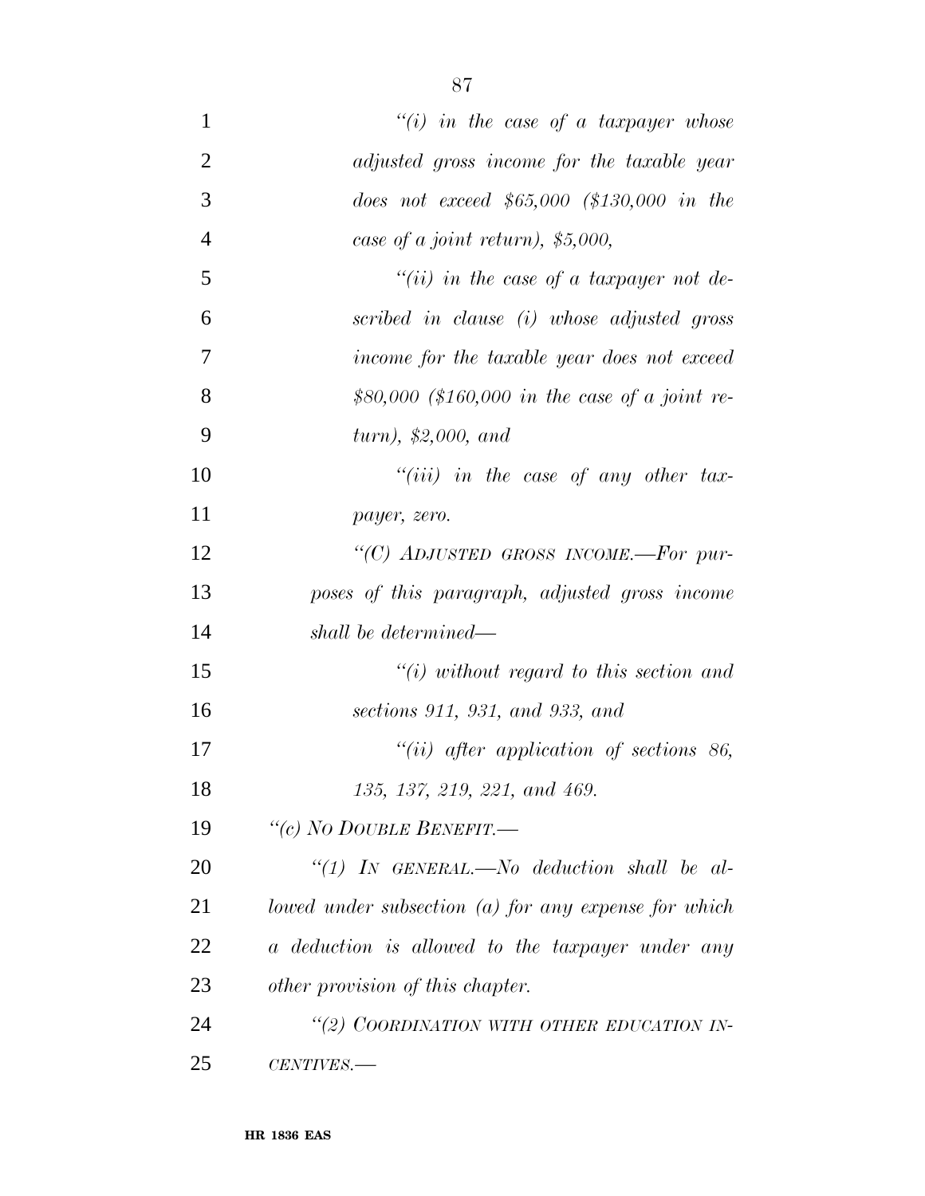*"(i) in the case of a taxpayer whose adjusted gross income for the taxable year does not exceed $65,000 ($130,000 in the case of a joint return), $5,000,*

*"(ii) in the case of a taxpayer not described in clause (i) whose adjusted gross income for the taxable year does not exceed $80,000 ($160,000 in the case of a joint return), $2,000, and*

*"(iii) in the case of any other taxpayer, zero.*

*"(C) ADJUSTED GROSS INCOME.—For purposes of this paragraph, adjusted gross income shall be determined—*

*"(i) without regard to this section and sections 911, 931, and 933, and*

*"(ii) after application of sections 86, 135, 137, 219, 221, and 469.*

*"(c) NO DOUBLE BENEFIT.—*

*"(1) IN GENERAL.—No deduction shall be allowed under subsection (a) for any expense for which a deduction is allowed to the taxpayer under any other provision of this chapter.*

*"(2) COORDINATION WITH OTHER EDUCATION INCENTIVES.—*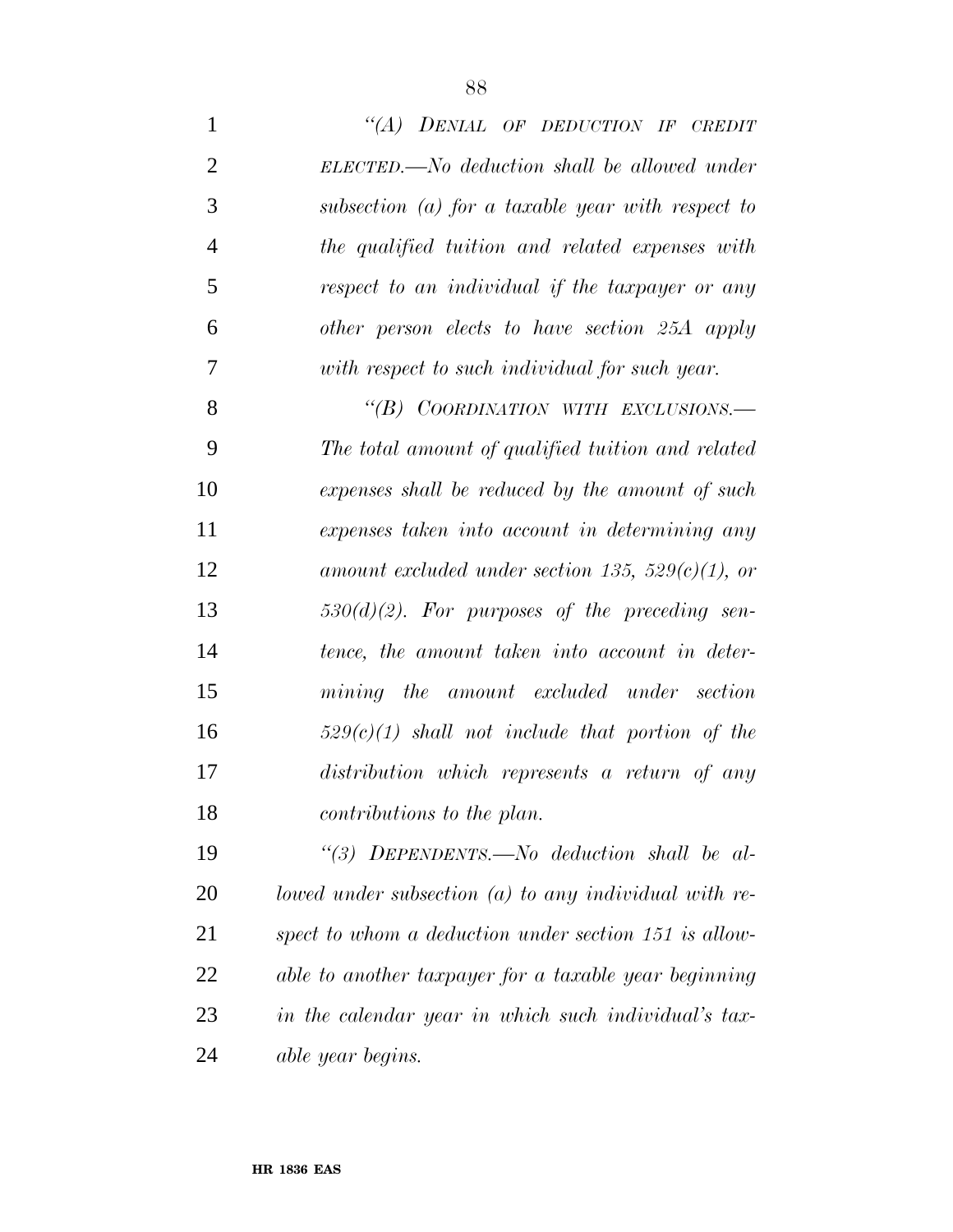*"(A) DENIAL OF DEDUCTION IF CREDIT ELECTED.—No deduction shall be allowed under subsection (a) for a taxable year with respect to the qualified tuition and related expenses with respect to an individual if the taxpayer or any other person elects to have section 25A apply with respect to such individual for such year.*

*"(B) COORDINATION WITH EXCLUSIONS.— The total amount of qualified tuition and related expenses shall be reduced by the amount of such expenses taken into account in determining any amount excluded under section 135, 529(c)(1), or 530(d)(2). For purposes of the preceding sentence, the amount taken into account in determining the amount excluded under section 529(c)(1) shall not include that portion of the distribution which represents a return of any contributions to the plan.*

*"(3) DEPENDENTS.—No deduction shall be allowed under subsection (a) to any individual with respect to whom a deduction under section 151 is allowable to another taxpayer for a taxable year beginning in the calendar year in which such individual's taxable year begins.*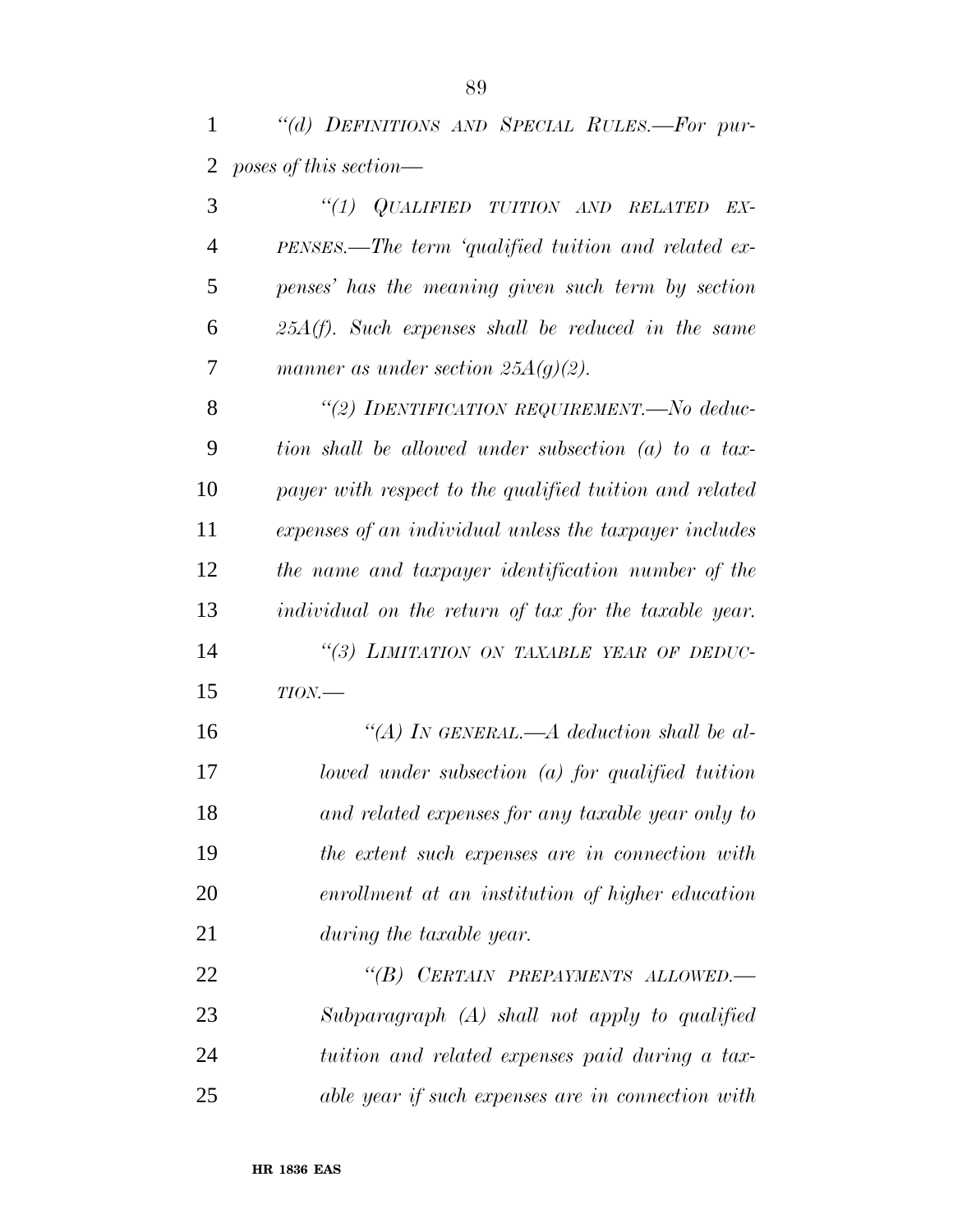*"(d) DEFINITIONS AND SPECIAL RULES.—For purposes of this section—*

*"(1) QUALIFIED TUITION AND RELATED EXPENSES.—The term 'qualified tuition and related expenses' has the meaning given such term by section 25A(f). Such expenses shall be reduced in the same manner as under section 25A(g)(2).*

*"(2) IDENTIFICATION REQUIREMENT.—No deduction shall be allowed under subsection (a) to a taxpayer with respect to the qualified tuition and related expenses of an individual unless the taxpayer includes the name and taxpayer identification number of the individual on the return of tax for the taxable year.*

*"(3) LIMITATION ON TAXABLE YEAR OF DEDUCTION.—*

*"(A) IN GENERAL.—A deduction shall be allowed under subsection (a) for qualified tuition and related expenses for any taxable year only to the extent such expenses are in connection with enrollment at an institution of higher education during the taxable year.*

*"(B) CERTAIN PREPAYMENTS ALLOWED.—Subparagraph (A) shall not apply to qualified tuition and related expenses paid during a taxable year if such expenses are in connection with*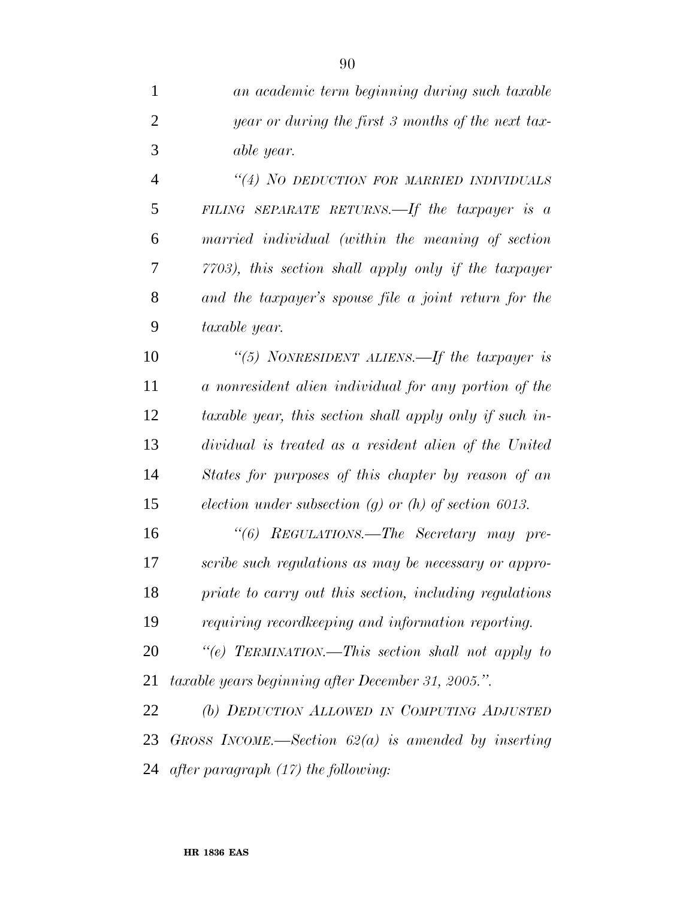*an academic term beginning during such taxable year or during the first 3 months of the next taxable year.*

*"(4) NO DEDUCTION FOR MARRIED INDIVIDUALS FILING SEPARATE RETURNS.—If the taxpayer is a married individual (within the meaning of section 7703), this section shall apply only if the taxpayer and the taxpayer's spouse file a joint return for the taxable year.*

*"(5) NONRESIDENT ALIENS.—If the taxpayer is a nonresident alien individual for any portion of the taxable year, this section shall apply only if such individual is treated as a resident alien of the United States for purposes of this chapter by reason of an election under subsection (g) or (h) of section 6013.*

*"(6) REGULATIONS.—The Secretary may prescribe such regulations as may be necessary or appropriate to carry out this section, including regulations requiring recordkeeping and information reporting.*

*"(e) TERMINATION.—This section shall not apply to taxable years beginning after December 31, 2005.".*

*(b) DEDUCTION ALLOWED IN COMPUTING ADJUSTED GROSS INCOME.—Section 62(a) is amended by inserting after paragraph (17) the following:*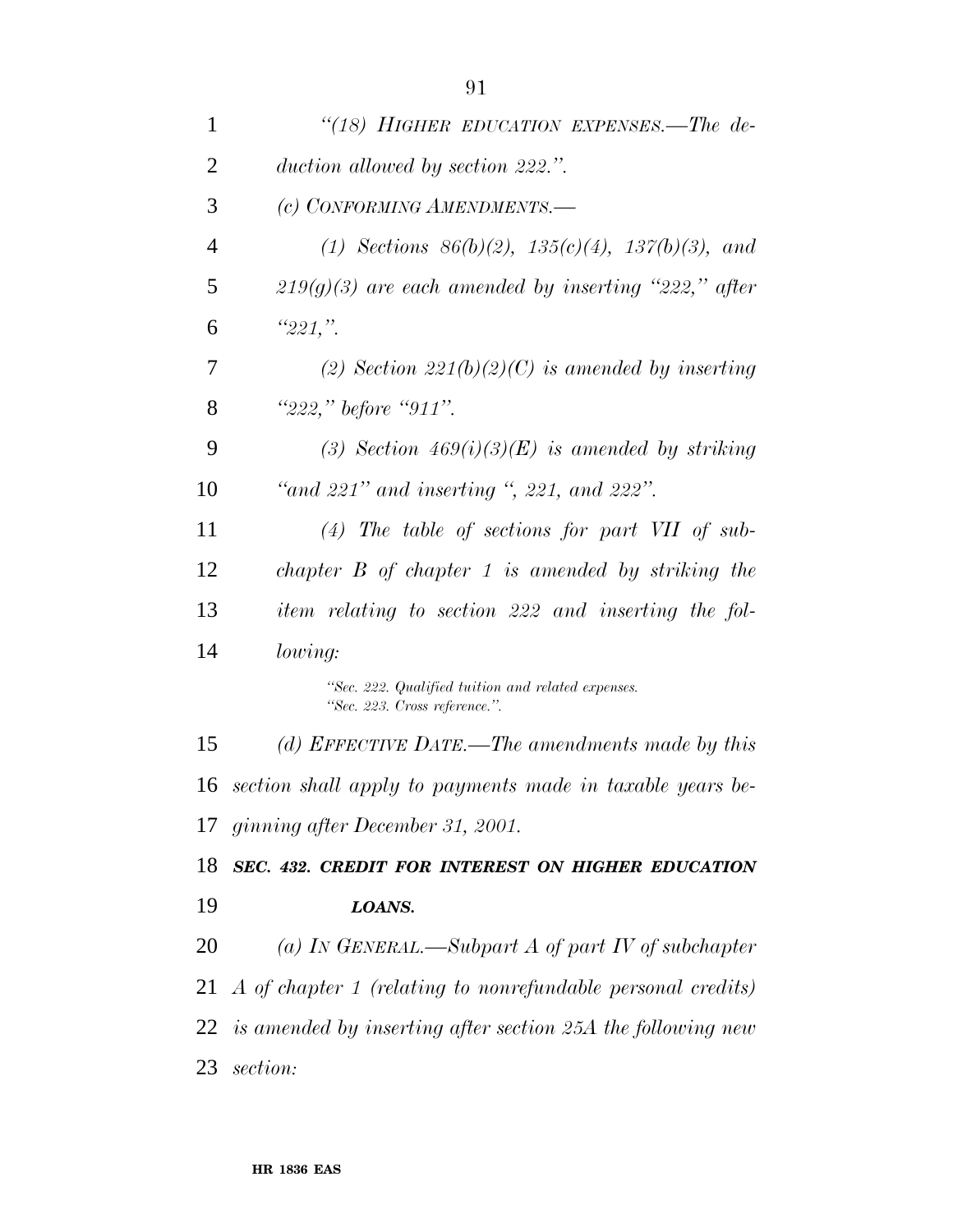*"(18) HIGHER EDUCATION EXPENSES.—The deduction allowed by section 222.".*

*(c) CONFORMING AMENDMENTS.—*

*(1) Sections 86(b)(2), 135(c)(4), 137(b)(3), and 219(g)(3) are each amended by inserting "222," after "221,".*

*(2) Section 221(b)(2)(C) is amended by inserting "222," before "911".*

*(3) Section 469(i)(3)(E) is amended by striking "and 221" and inserting ", 221, and 222".*

*(4) The table of sections for part VII of subchapter B of chapter 1 is amended by striking the item relating to section 222 and inserting the following:*

*"Sec. 222. Qualified tuition and related expenses.*
*"Sec. 223. Cross reference.".*

*(d) EFFECTIVE DATE.—The amendments made by this section shall apply to payments made in taxable years beginning after December 31, 2001.*

***SEC. 432. CREDIT FOR INTEREST ON HIGHER EDUCATION LOANS.***

*(a) IN GENERAL.—Subpart A of part IV of subchapter A of chapter 1 (relating to nonrefundable personal credits) is amended by inserting after section 25A the following new section:*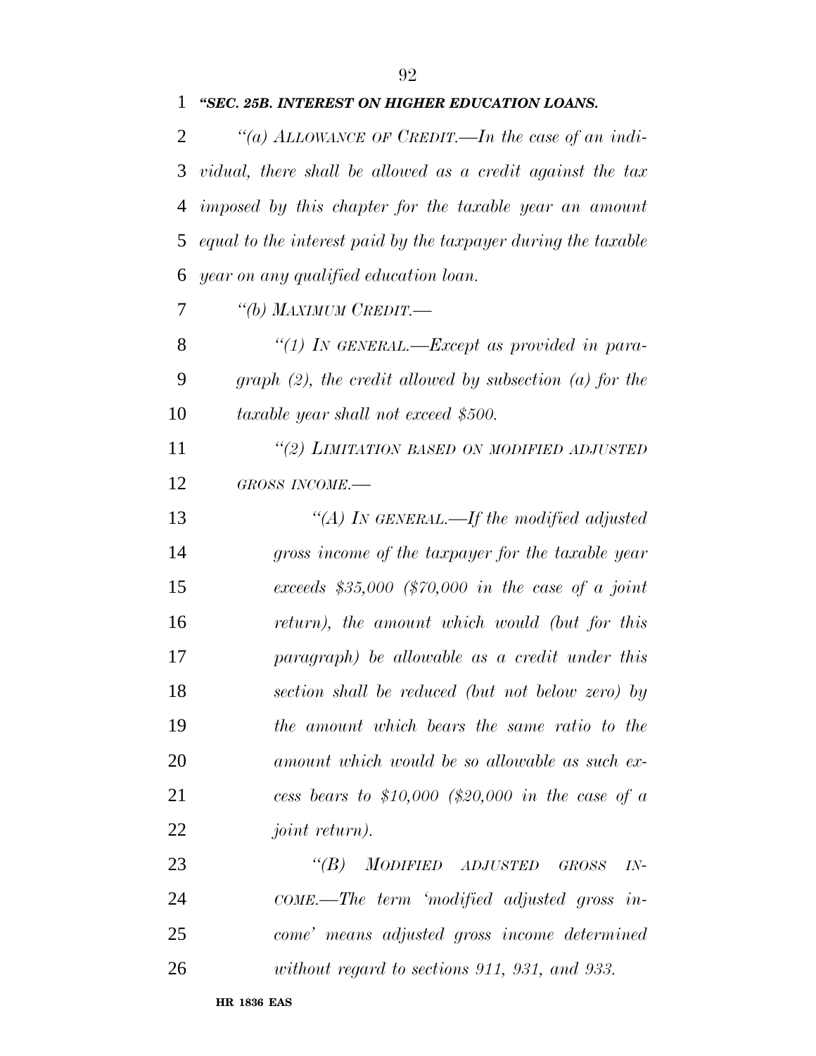***"SEC. 25B. INTEREST ON HIGHER EDUCATION LOANS.***

*"(a) ALLOWANCE OF CREDIT.—In the case of an individual, there shall be allowed as a credit against the tax imposed by this chapter for the taxable year an amount equal to the interest paid by the taxpayer during the taxable year on any qualified education loan.*

*"(b) MAXIMUM CREDIT.—*

*"(1) IN GENERAL.—Except as provided in paragraph (2), the credit allowed by subsection (a) for the taxable year shall not exceed $500.*

*"(2) LIMITATION BASED ON MODIFIED ADJUSTED GROSS INCOME.—*

*"(A) IN GENERAL.—If the modified adjusted gross income of the taxpayer for the taxable year exceeds $35,000 ($70,000 in the case of a joint return), the amount which would (but for this paragraph) be allowable as a credit under this section shall be reduced (but not below zero) by the amount which bears the same ratio to the amount which would be so allowable as such excess bears to $10,000 ($20,000 in the case of a joint return).*

*"(B) MODIFIED ADJUSTED GROSS INCOME.—The term 'modified adjusted gross income' means adjusted gross income determined without regard to sections 911, 931, and 933.*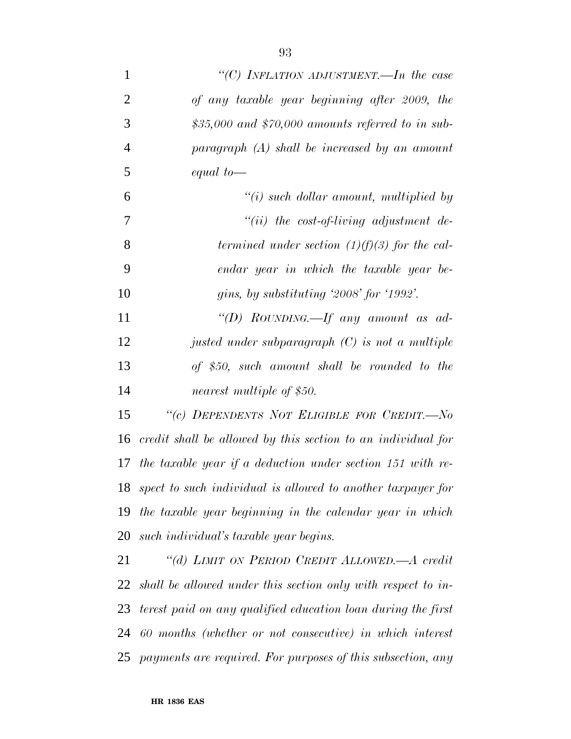*"(C) INFLATION ADJUSTMENT.—In the case of any taxable year beginning after 2009, the $35,000 and $70,000 amounts referred to in subparagraph (A) shall be increased by an amount equal to—*

*"(i) such dollar amount, multiplied by*

*"(ii) the cost-of-living adjustment determined under section (1)(f)(3) for the calendar year in which the taxable year begins, by substituting '2008' for '1992'.*

*"(D) ROUNDING.—If any amount as adjusted under subparagraph (C) is not a multiple of $50, such amount shall be rounded to the nearest multiple of $50.*

*"(c) DEPENDENTS NOT ELIGIBLE FOR CREDIT.—No credit shall be allowed by this section to an individual for the taxable year if a deduction under section 151 with respect to such individual is allowed to another taxpayer for the taxable year beginning in the calendar year in which such individual's taxable year begins.*

*"(d) LIMIT ON PERIOD CREDIT ALLOWED.—A credit shall be allowed under this section only with respect to interest paid on any qualified education loan during the first 60 months (whether or not consecutive) in which interest payments are required. For purposes of this subsection, any*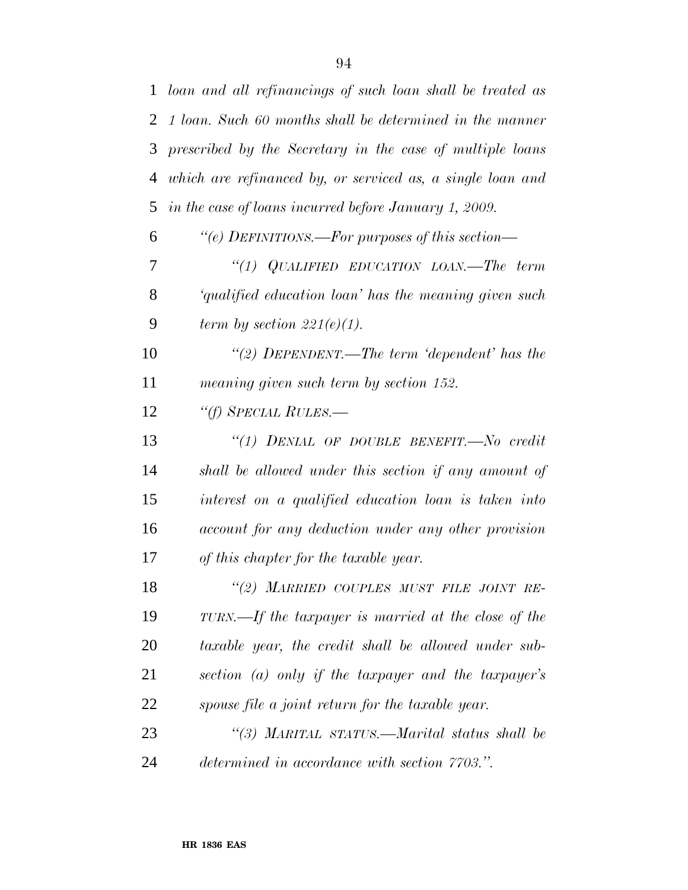*loan and all refinancings of such loan shall be treated as 1 loan. Such 60 months shall be determined in the manner prescribed by the Secretary in the case of multiple loans which are refinanced by, or serviced as, a single loan and in the case of loans incurred before January 1, 2009.*

*"(e) DEFINITIONS.—For purposes of this section—*

*"(1) QUALIFIED EDUCATION LOAN.—The term 'qualified education loan' has the meaning given such term by section 221(e)(1).*

*"(2) DEPENDENT.—The term 'dependent' has the meaning given such term by section 152.*

*"(f) SPECIAL RULES.—*

*"(1) DENIAL OF DOUBLE BENEFIT.—No credit shall be allowed under this section if any amount of interest on a qualified education loan is taken into account for any deduction under any other provision of this chapter for the taxable year.*

*"(2) MARRIED COUPLES MUST FILE JOINT RETURN.—If the taxpayer is married at the close of the taxable year, the credit shall be allowed under subsection (a) only if the taxpayer and the taxpayer's spouse file a joint return for the taxable year.*

*"(3) MARITAL STATUS.—Marital status shall be determined in accordance with section 7703.".*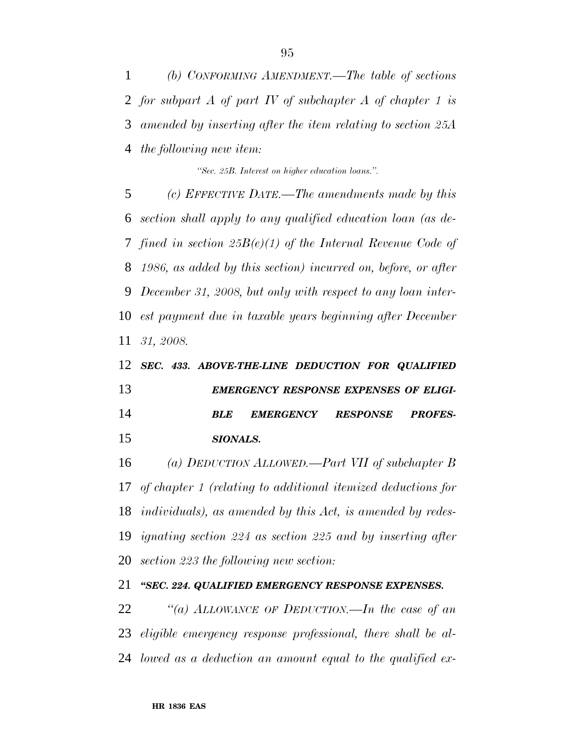*(b) CONFORMING AMENDMENT.—The table of sections for subpart A of part IV of subchapter A of chapter 1 is amended by inserting after the item relating to section 25A the following new item:*

*"Sec. 25B. Interest on higher education loans.".*

*(c) EFFECTIVE DATE.—The amendments made by this section shall apply to any qualified education loan (as defined in section 25B(e)(1) of the Internal Revenue Code of 1986, as added by this section) incurred on, before, or after December 31, 2008, but only with respect to any loan interest payment due in taxable years beginning after December 31, 2008.*

***SEC. 433. ABOVE-THE-LINE DEDUCTION FOR QUALIFIED EMERGENCY RESPONSE EXPENSES OF ELIGIBLE EMERGENCY RESPONSE PROFESSIONALS.***

*(a) DEDUCTION ALLOWED.—Part VII of subchapter B of chapter 1 (relating to additional itemized deductions for individuals), as amended by this Act, is amended by redesignating section 224 as section 225 and by inserting after section 223 the following new section:*

***"SEC. 224. QUALIFIED EMERGENCY RESPONSE EXPENSES.***

*"(a) ALLOWANCE OF DEDUCTION.—In the case of an eligible emergency response professional, there shall be allowed as a deduction an amount equal to the qualified ex-*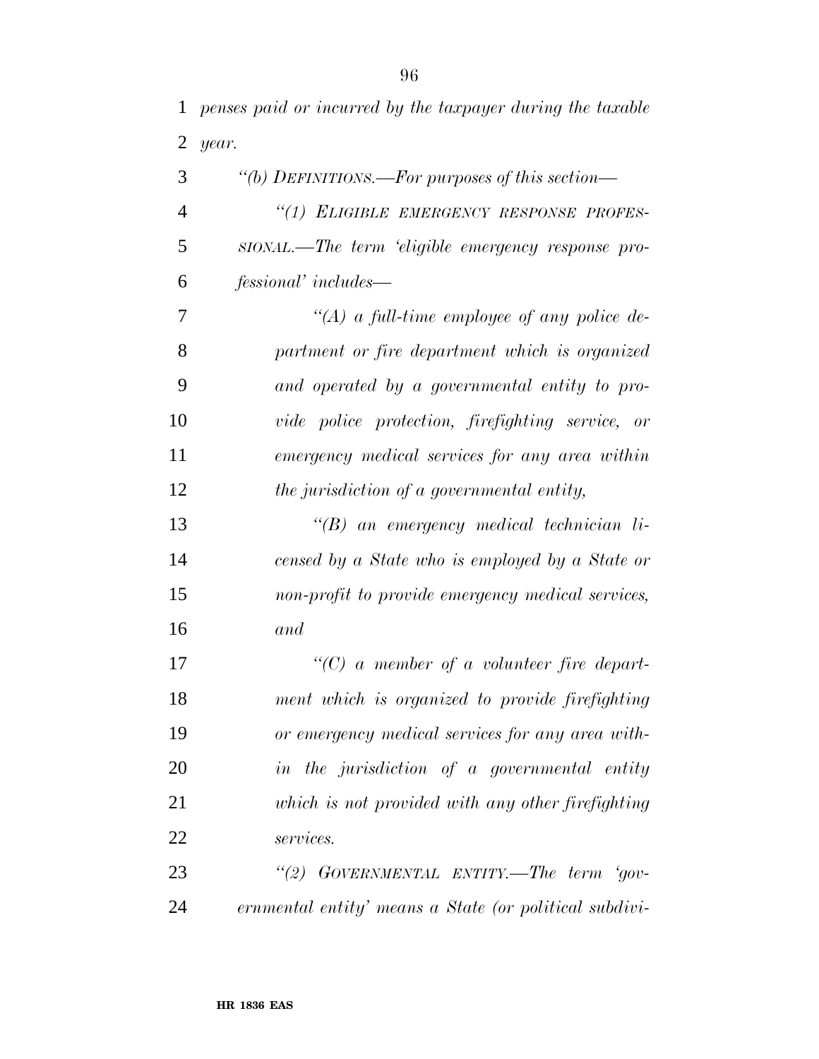*penses paid or incurred by the taxpayer during the taxable year.*

*"(b) DEFINITIONS.—For purposes of this section—*

*"(1) ELIGIBLE EMERGENCY RESPONSE PROFESSIONAL.—The term 'eligible emergency response professional' includes—*

*"(A) a full-time employee of any police department or fire department which is organized and operated by a governmental entity to provide police protection, firefighting service, or emergency medical services for any area within the jurisdiction of a governmental entity,*

*"(B) an emergency medical technician licensed by a State who is employed by a State or non-profit to provide emergency medical services, and*

*"(C) a member of a volunteer fire department which is organized to provide firefighting or emergency medical services for any area within the jurisdiction of a governmental entity which is not provided with any other firefighting services.*

*"(2) GOVERNMENTAL ENTITY.—The term 'governmental entity' means a State (or political subdivi-*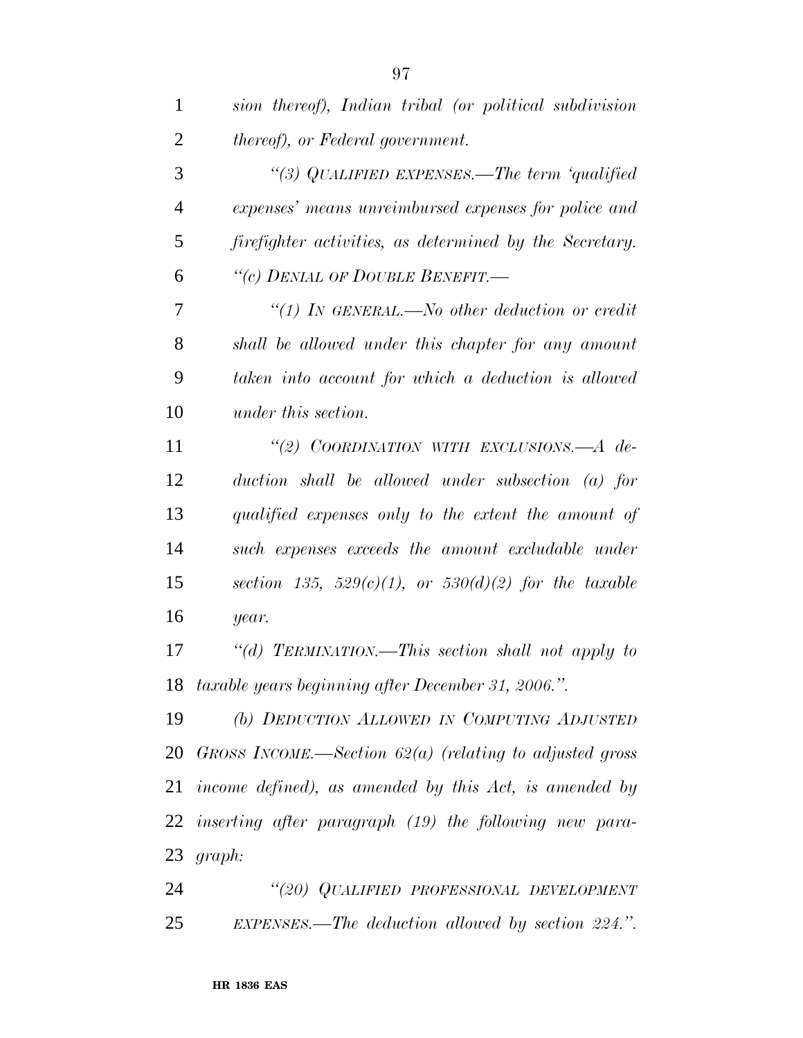*sion thereof), Indian tribal (or political subdivision thereof), or Federal government.*

*''(3) QUALIFIED EXPENSES.—The term 'qualified expenses' means unreimbursed expenses for police and firefighter activities, as determined by the Secretary.*

*''(c) DENIAL OF DOUBLE BENEFIT.—*

*''(1) IN GENERAL.—No other deduction or credit shall be allowed under this chapter for any amount taken into account for which a deduction is allowed under this section.*

*''(2) COORDINATION WITH EXCLUSIONS.—A deduction shall be allowed under subsection (a) for qualified expenses only to the extent the amount of such expenses exceeds the amount excludable under section 135, 529(c)(1), or 530(d)(2) for the taxable year.*

*''(d) TERMINATION.—This section shall not apply to taxable years beginning after December 31, 2006.''.*

*(b) DEDUCTION ALLOWED IN COMPUTING ADJUSTED GROSS INCOME.—Section 62(a) (relating to adjusted gross income defined), as amended by this Act, is amended by inserting after paragraph (19) the following new paragraph:*

*''(20) QUALIFIED PROFESSIONAL DEVELOPMENT EXPENSES.—The deduction allowed by section 224.''.*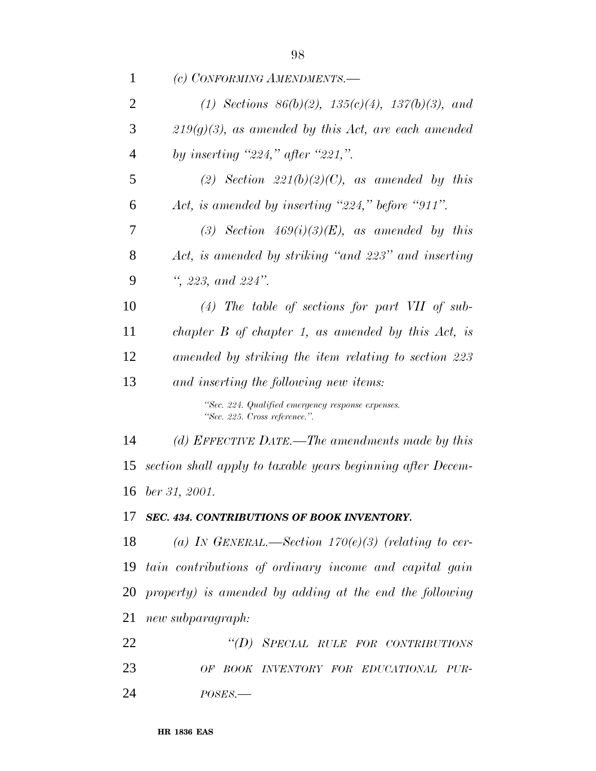*(c) CONFORMING AMENDMENTS.—*

*(1) Sections 86(b)(2), 135(c)(4), 137(b)(3), and 219(g)(3), as amended by this Act, are each amended by inserting "224," after "221,".*

*(2) Section 221(b)(2)(C), as amended by this Act, is amended by inserting "224," before "911".*

*(3) Section 469(i)(3)(E), as amended by this Act, is amended by striking "and 223" and inserting ", 223, and 224".*

*(4) The table of sections for part VII of subchapter B of chapter 1, as amended by this Act, is amended by striking the item relating to section 223 and inserting the following new items:*

*"Sec. 224. Qualified emergency response expenses.*
*"Sec. 225. Cross reference.".*

*(d) EFFECTIVE DATE.—The amendments made by this section shall apply to taxable years beginning after December 31, 2001.*

***SEC. 434. CONTRIBUTIONS OF BOOK INVENTORY.***

*(a) IN GENERAL.—Section 170(e)(3) (relating to certain contributions of ordinary income and capital gain property) is amended by adding at the end the following new subparagraph:*

*"(D) SPECIAL RULE FOR CONTRIBUTIONS OF BOOK INVENTORY FOR EDUCATIONAL PURPOSES.—*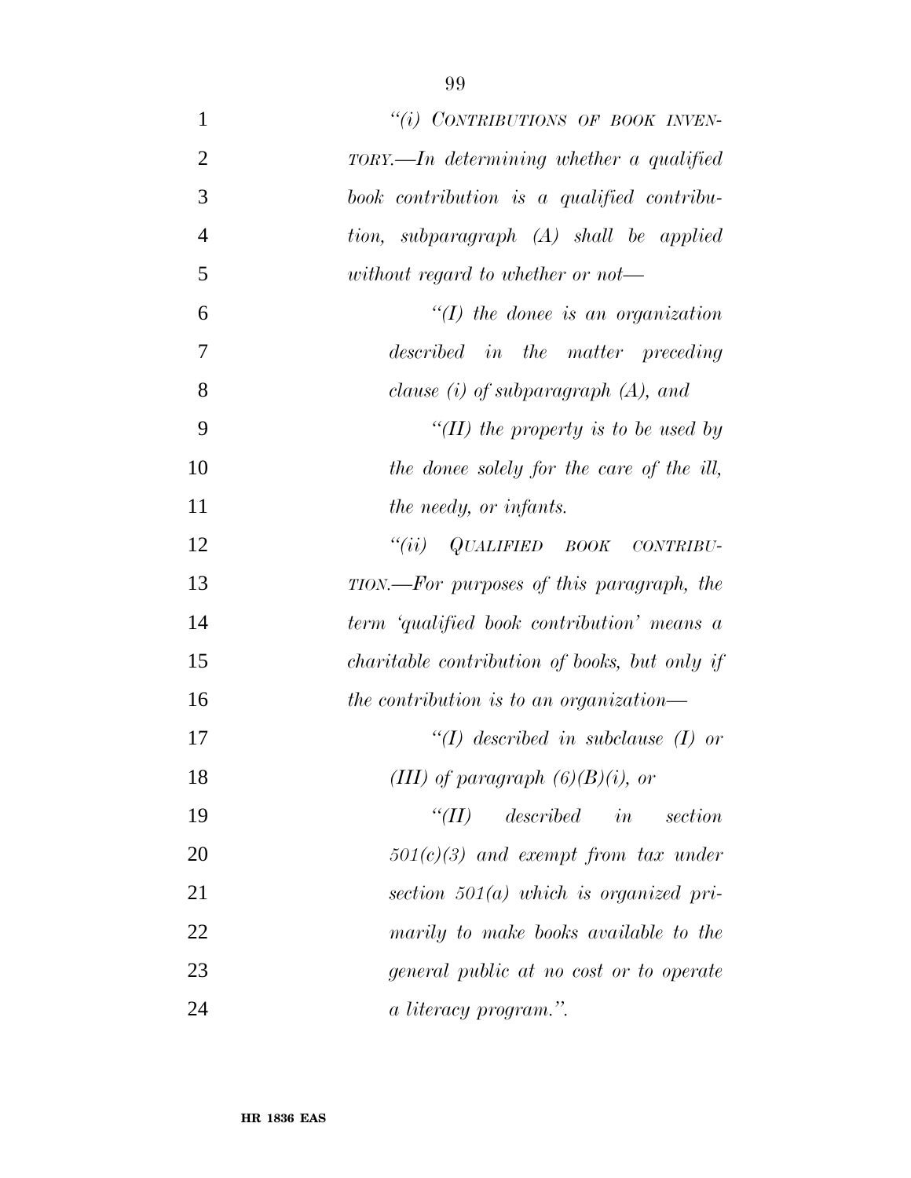"(i) CONTRIBUTIONS OF BOOK INVENTORY.—In determining whether a qualified book contribution is a qualified contribution, subparagraph (A) shall be applied without regard to whether or not—

"(I) the donee is an organization described in the matter preceding clause (i) of subparagraph (A), and

"(II) the property is to be used by the donee solely for the care of the ill, the needy, or infants.

"(ii) QUALIFIED BOOK CONTRIBUTION.—For purposes of this paragraph, the term 'qualified book contribution' means a charitable contribution of books, but only if the contribution is to an organization—

"(I) described in subclause (I) or (III) of paragraph (6)(B)(i), or

"(II) described in section 501(c)(3) and exempt from tax under section 501(a) which is organized primarily to make books available to the general public at no cost or to operate a literacy program.".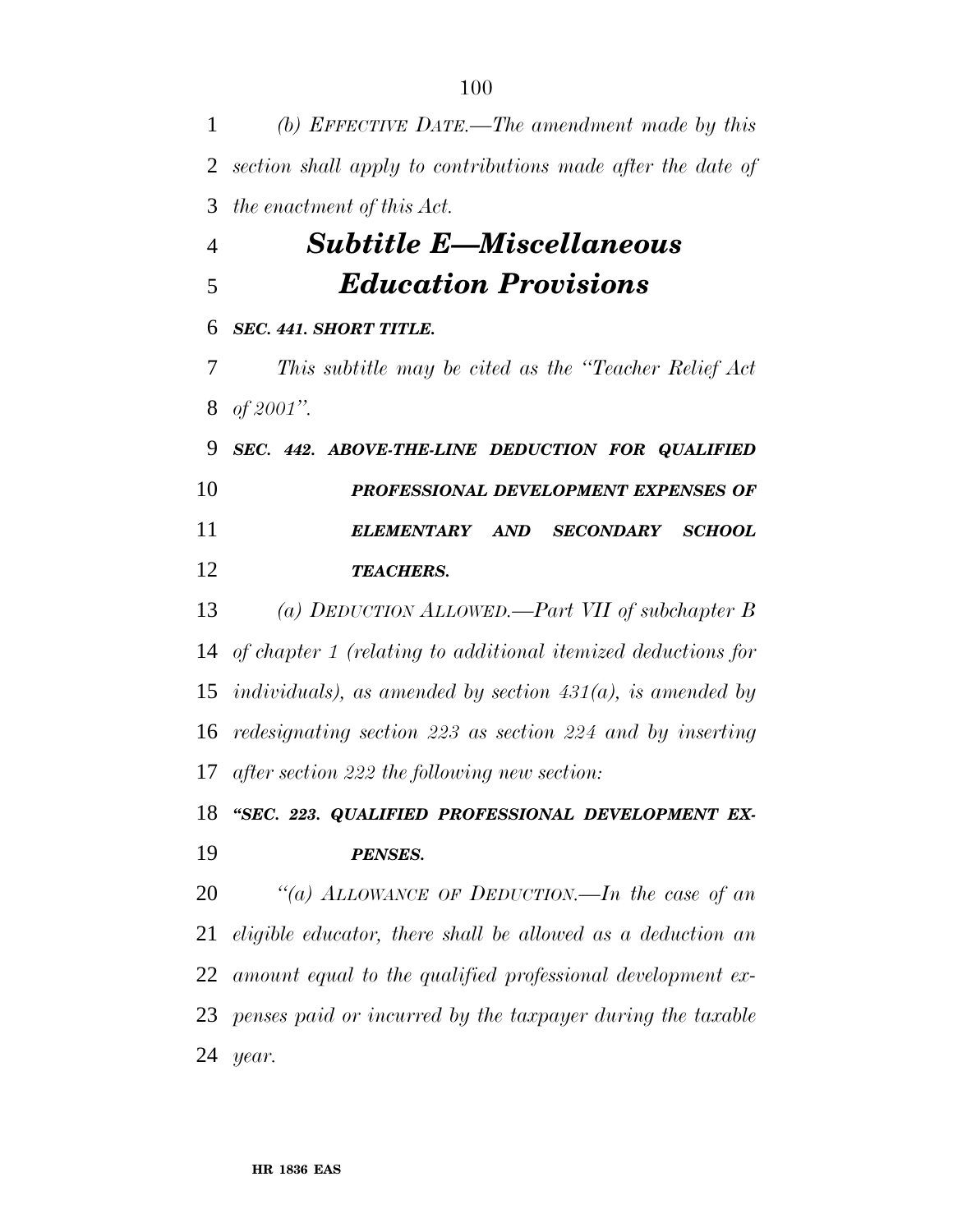*(b) EFFECTIVE DATE.—The amendment made by this section shall apply to contributions made after the date of the enactment of this Act.*

## *Subtitle E—Miscellaneous Education Provisions*

***SEC. 441. SHORT TITLE.***

*This subtitle may be cited as the ''Teacher Relief Act of 2001''.*

***SEC. 442. ABOVE-THE-LINE DEDUCTION FOR QUALIFIED PROFESSIONAL DEVELOPMENT EXPENSES OF ELEMENTARY AND SECONDARY SCHOOL TEACHERS.***

*(a) DEDUCTION ALLOWED.—Part VII of subchapter B of chapter 1 (relating to additional itemized deductions for individuals), as amended by section 431(a), is amended by redesignating section 223 as section 224 and by inserting after section 222 the following new section:*

***''SEC. 223. QUALIFIED PROFESSIONAL DEVELOPMENT EXPENSES.***

*''(a) ALLOWANCE OF DEDUCTION.—In the case of an eligible educator, there shall be allowed as a deduction an amount equal to the qualified professional development expenses paid or incurred by the taxpayer during the taxable year.*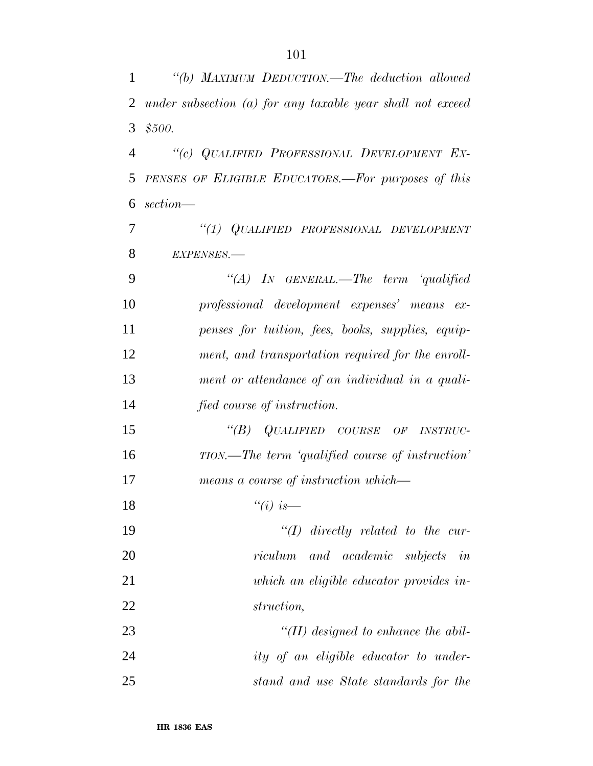*"(b) MAXIMUM DEDUCTION.—The deduction allowed under subsection (a) for any taxable year shall not exceed $500.*

*"(c) QUALIFIED PROFESSIONAL DEVELOPMENT EXPENSES OF ELIGIBLE EDUCATORS.—For purposes of this section—*

*"(1) QUALIFIED PROFESSIONAL DEVELOPMENT EXPENSES.—*

*"(A) IN GENERAL.—The term 'qualified professional development expenses' means expenses for tuition, fees, books, supplies, equipment, and transportation required for the enrollment or attendance of an individual in a qualified course of instruction.*

*"(B) QUALIFIED COURSE OF INSTRUCTION.—The term 'qualified course of instruction' means a course of instruction which—*

*"(i) is—*

*"(I) directly related to the curriculum and academic subjects in which an eligible educator provides instruction,*

*"(II) designed to enhance the ability of an eligible educator to understand and use State standards for the*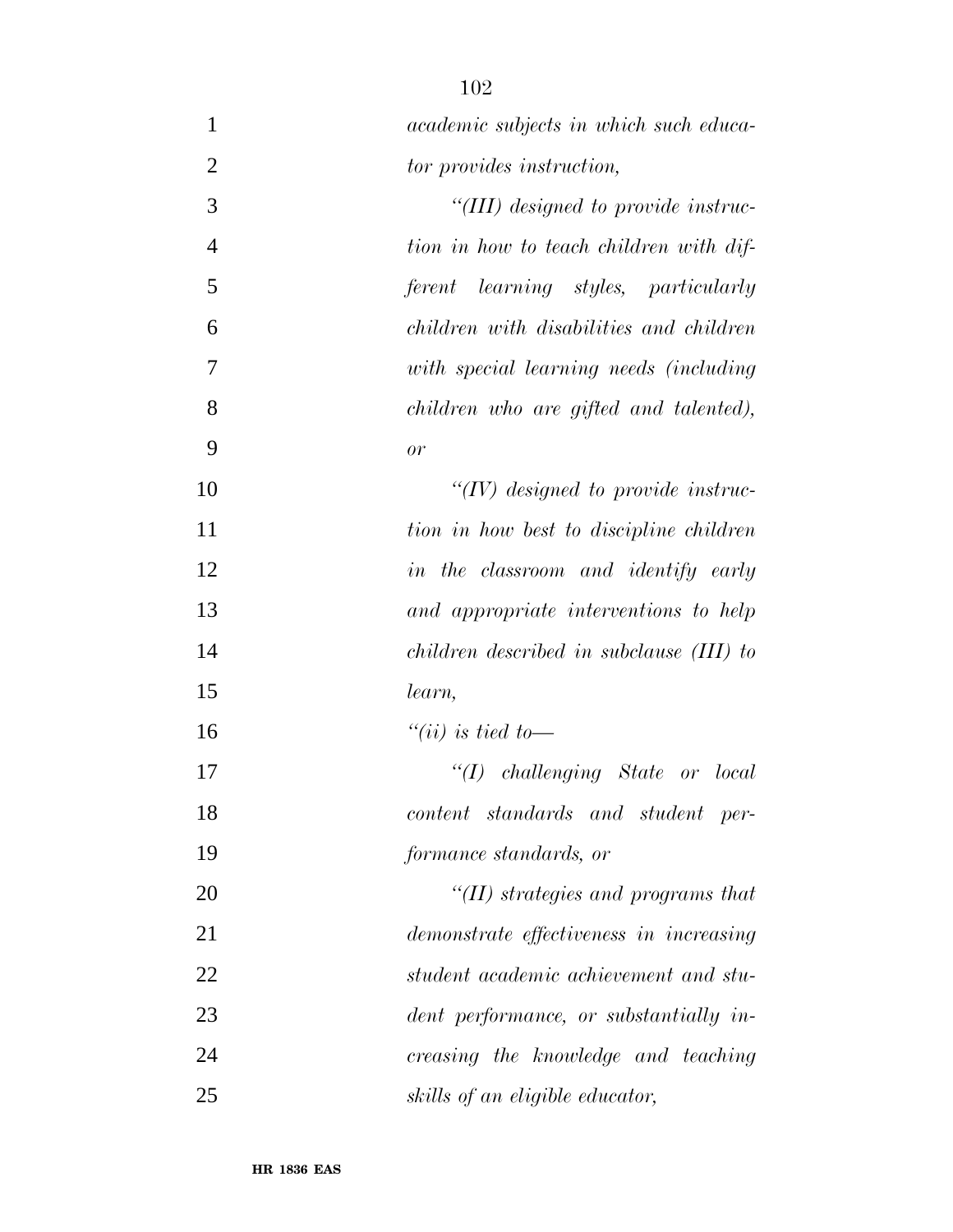*academic subjects in which such educator provides instruction,*

*"(III) designed to provide instruction in how to teach children with different learning styles, particularly children with disabilities and children with special learning needs (including children who are gifted and talented), or*

*"(IV) designed to provide instruction in how best to discipline children in the classroom and identify early and appropriate interventions to help children described in subclause (III) to learn,*

*"(ii) is tied to—*

*"(I) challenging State or local content standards and student performance standards, or*

*"(II) strategies and programs that demonstrate effectiveness in increasing student academic achievement and student performance, or substantially increasing the knowledge and teaching skills of an eligible educator,*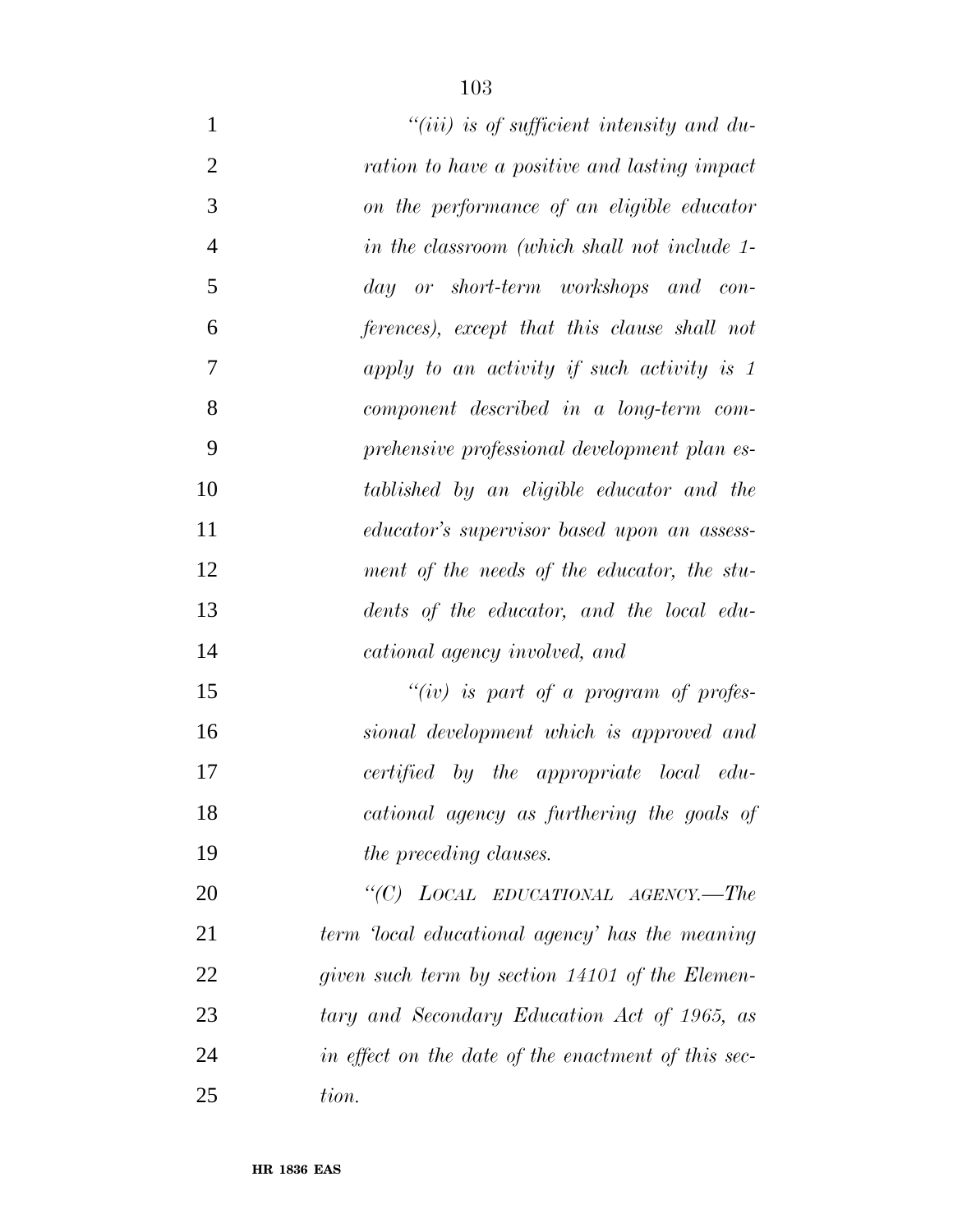*"(iii) is of sufficient intensity and duration to have a positive and lasting impact on the performance of an eligible educator in the classroom (which shall not include 1-day or short-term workshops and conferences), except that this clause shall not apply to an activity if such activity is 1 component described in a long-term comprehensive professional development plan established by an eligible educator and the educator's supervisor based upon an assessment of the needs of the educator, the students of the educator, and the local educational agency involved, and*

*"(iv) is part of a program of professional development which is approved and certified by the appropriate local educational agency as furthering the goals of the preceding clauses.*

*"(C) LOCAL EDUCATIONAL AGENCY.—The term 'local educational agency' has the meaning given such term by section 14101 of the Elementary and Secondary Education Act of 1965, as in effect on the date of the enactment of this section.*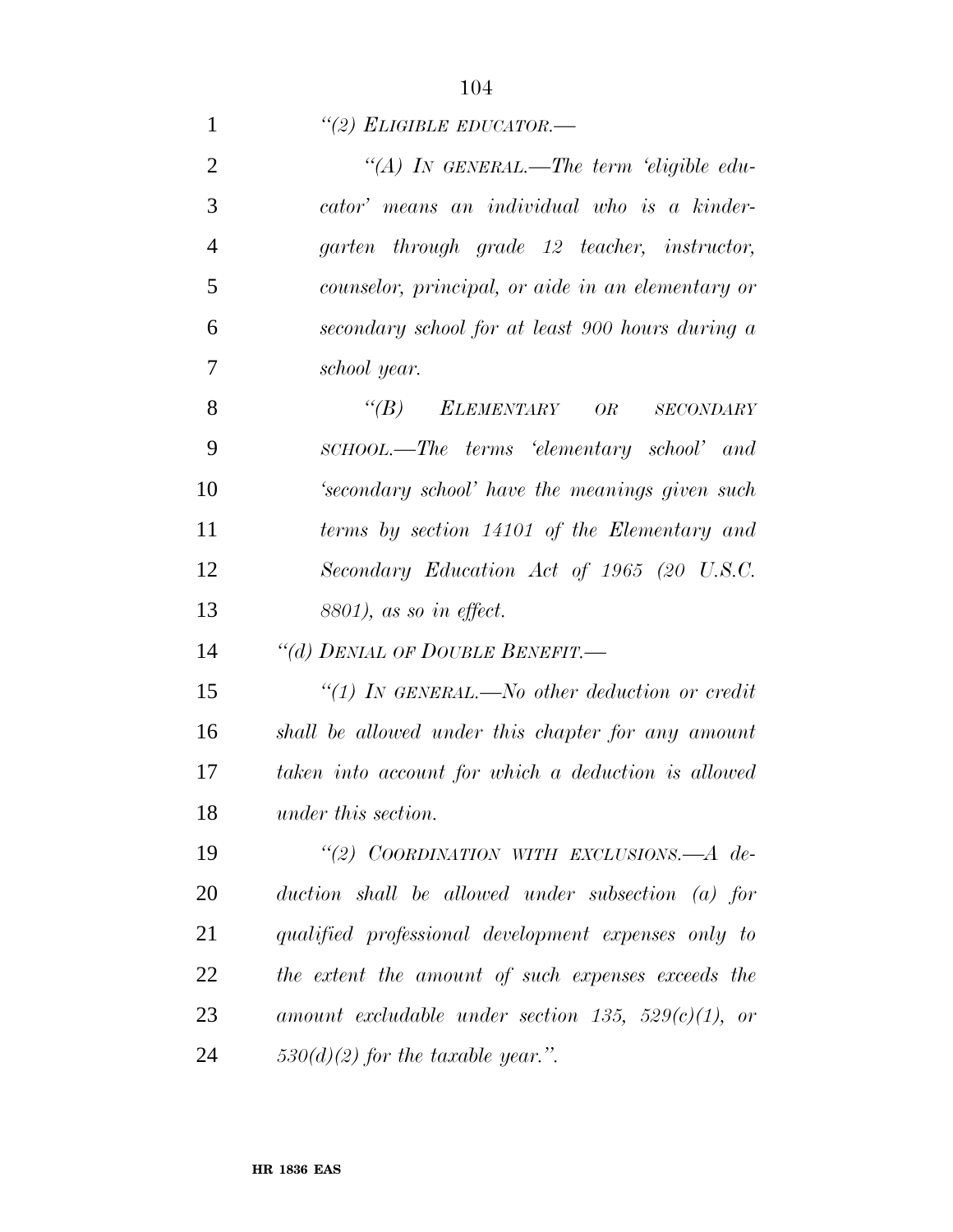*"(2) ELIGIBLE EDUCATOR.—*

*"(A) IN GENERAL.—The term 'eligible educator' means an individual who is a kindergarten through grade 12 teacher, instructor, counselor, principal, or aide in an elementary or secondary school for at least 900 hours during a school year.*

*"(B) ELEMENTARY OR SECONDARY SCHOOL.—The terms 'elementary school' and 'secondary school' have the meanings given such terms by section 14101 of the Elementary and Secondary Education Act of 1965 (20 U.S.C. 8801), as so in effect.*

*"(d) DENIAL OF DOUBLE BENEFIT.—*

*"(1) IN GENERAL.—No other deduction or credit shall be allowed under this chapter for any amount taken into account for which a deduction is allowed under this section.*

*"(2) COORDINATION WITH EXCLUSIONS.—A deduction shall be allowed under subsection (a) for qualified professional development expenses only to the extent the amount of such expenses exceeds the amount excludable under section 135, 529(c)(1), or 530(d)(2) for the taxable year.".*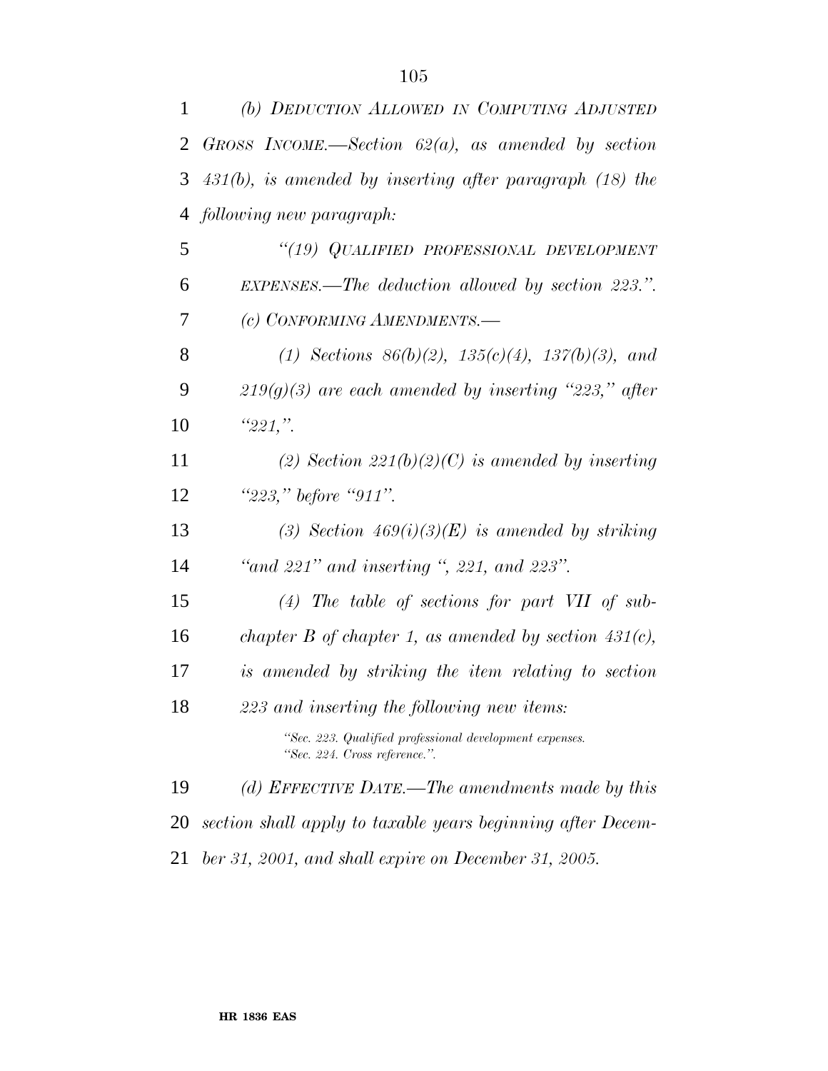*(b) DEDUCTION ALLOWED IN COMPUTING ADJUSTED GROSS INCOME.—Section 62(a), as amended by section 431(b), is amended by inserting after paragraph (18) the following new paragraph:*

*"(19) QUALIFIED PROFESSIONAL DEVELOPMENT EXPENSES.—The deduction allowed by section 223.".*

*(c) CONFORMING AMENDMENTS.—*

*(1) Sections 86(b)(2), 135(c)(4), 137(b)(3), and 219(g)(3) are each amended by inserting "223," after "221,".*

*(2) Section 221(b)(2)(C) is amended by inserting "223," before "911".*

*(3) Section 469(i)(3)(E) is amended by striking "and 221" and inserting ", 221, and 223".*

*(4) The table of sections for part VII of subchapter B of chapter 1, as amended by section 431(c), is amended by striking the item relating to section 223 and inserting the following new items:*

*"Sec. 223. Qualified professional development expenses.*
*"Sec. 224. Cross reference.".*

*(d) EFFECTIVE DATE.—The amendments made by this section shall apply to taxable years beginning after December 31, 2001, and shall expire on December 31, 2005.*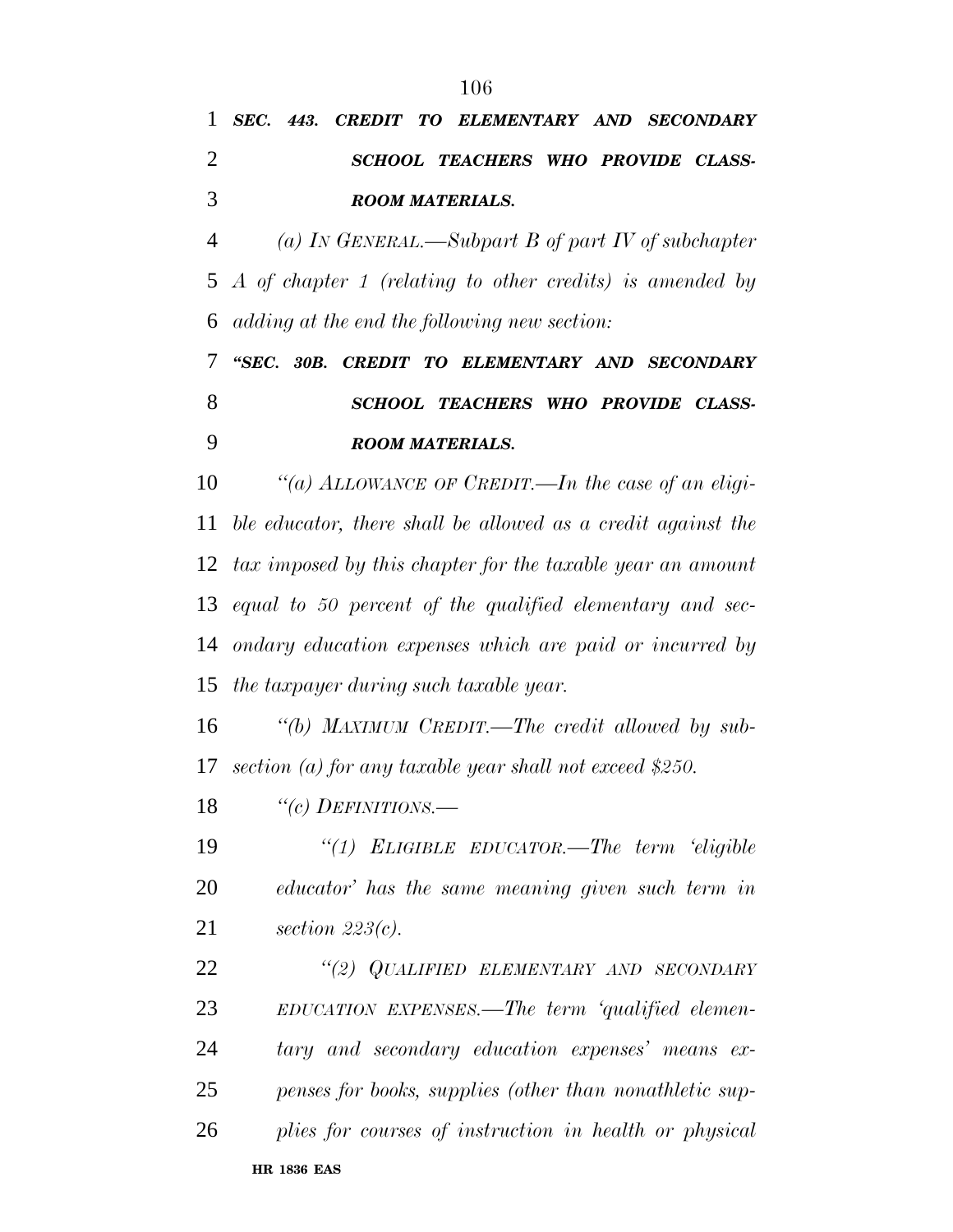***SEC. 443. CREDIT TO ELEMENTARY AND SECONDARY SCHOOL TEACHERS WHO PROVIDE CLASSROOM MATERIALS.***

*(a) IN GENERAL.—Subpart B of part IV of subchapter A of chapter 1 (relating to other credits) is amended by adding at the end the following new section:*

***"SEC. 30B. CREDIT TO ELEMENTARY AND SECONDARY SCHOOL TEACHERS WHO PROVIDE CLASSROOM MATERIALS.***

*"(a) ALLOWANCE OF CREDIT.—In the case of an eligible educator, there shall be allowed as a credit against the tax imposed by this chapter for the taxable year an amount equal to 50 percent of the qualified elementary and secondary education expenses which are paid or incurred by the taxpayer during such taxable year.*

*"(b) MAXIMUM CREDIT.—The credit allowed by subsection (a) for any taxable year shall not exceed $250.*

*"(c) DEFINITIONS.—*

*"(1) ELIGIBLE EDUCATOR.—The term 'eligible educator' has the same meaning given such term in section 223(c).*

*"(2) QUALIFIED ELEMENTARY AND SECONDARY EDUCATION EXPENSES.—The term 'qualified elementary and secondary education expenses' means expenses for books, supplies (other than nonathletic supplies for courses of instruction in health or physical*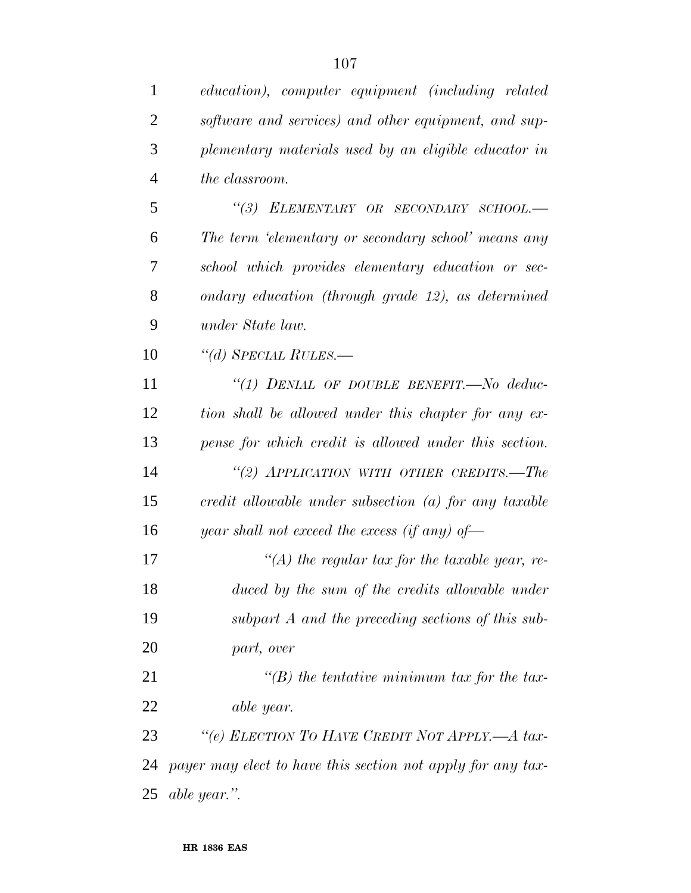*education), computer equipment (including related software and services) and other equipment, and supplementary materials used by an eligible educator in the classroom.*

*"(3) ELEMENTARY OR SECONDARY SCHOOL.—The term 'elementary or secondary school' means any school which provides elementary education or secondary education (through grade 12), as determined under State law.*

*"(d) SPECIAL RULES.—*

*"(1) DENIAL OF DOUBLE BENEFIT.—No deduction shall be allowed under this chapter for any expense for which credit is allowed under this section.*

*"(2) APPLICATION WITH OTHER CREDITS.—The credit allowable under subsection (a) for any taxable year shall not exceed the excess (if any) of—*

*"(A) the regular tax for the taxable year, reduced by the sum of the credits allowable under subpart A and the preceding sections of this subpart, over*

*"(B) the tentative minimum tax for the taxable year.*

*"(e) ELECTION TO HAVE CREDIT NOT APPLY.—A taxpayer may elect to have this section not apply for any taxable year.".*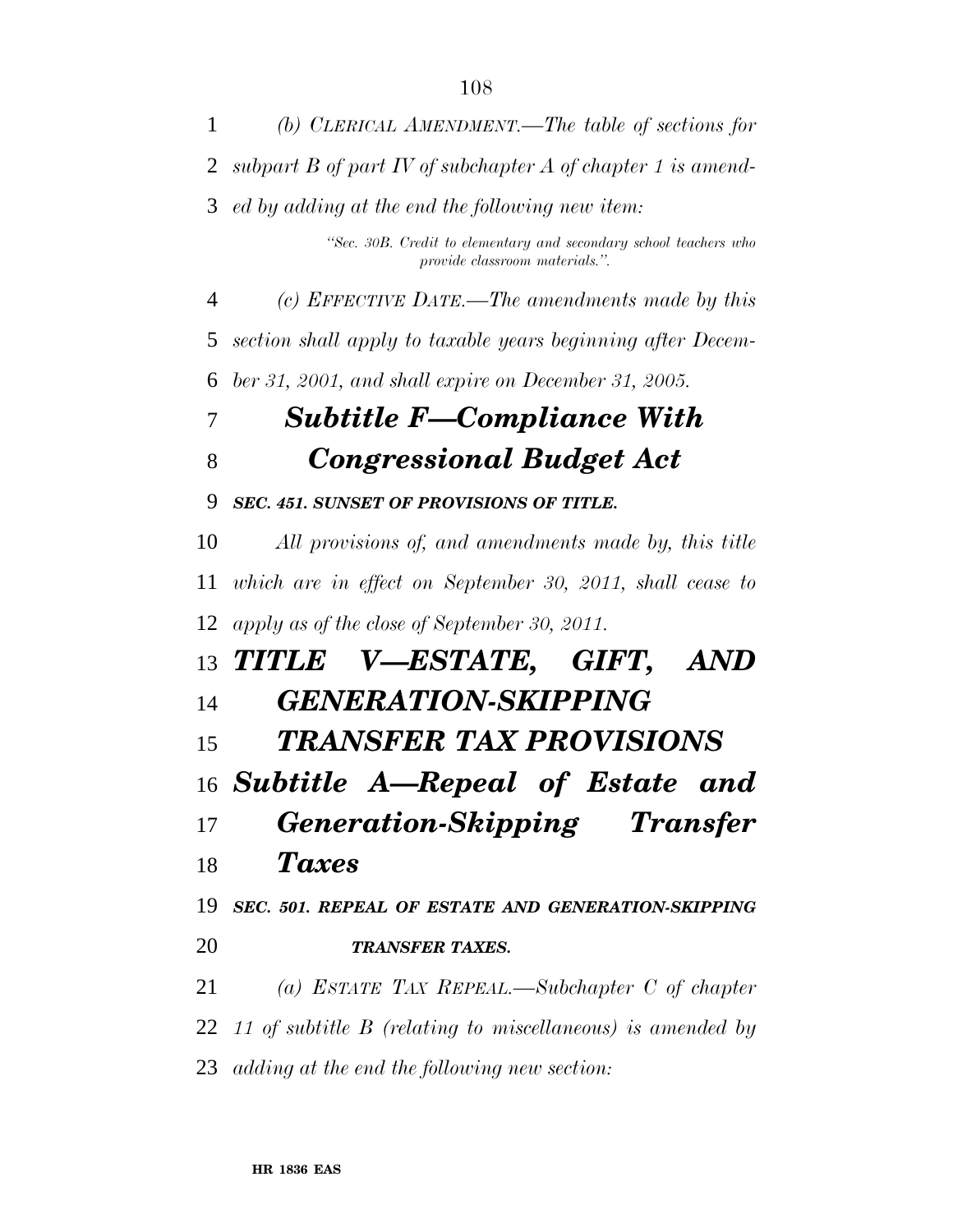*(b) CLERICAL AMENDMENT.—The table of sections for subpart B of part IV of subchapter A of chapter 1 is amended by adding at the end the following new item:*

*"Sec. 30B. Credit to elementary and secondary school teachers who provide classroom materials.".*

*(c) EFFECTIVE DATE.—The amendments made by this section shall apply to taxable years beginning after December 31, 2001, and shall expire on December 31, 2005.*

## *Subtitle F—Compliance With Congressional Budget Act*

***SEC. 451. SUNSET OF PROVISIONS OF TITLE.***

*All provisions of, and amendments made by, this title which are in effect on September 30, 2011, shall cease to apply as of the close of September 30, 2011.*

# *TITLE V—ESTATE, GIFT, AND GENERATION-SKIPPING TRANSFER TAX PROVISIONS*

## *Subtitle A—Repeal of Estate and Generation-Skipping Transfer Taxes*

***SEC. 501. REPEAL OF ESTATE AND GENERATION-SKIPPING TRANSFER TAXES.***

*(a) ESTATE TAX REPEAL.—Subchapter C of chapter 11 of subtitle B (relating to miscellaneous) is amended by adding at the end the following new section:*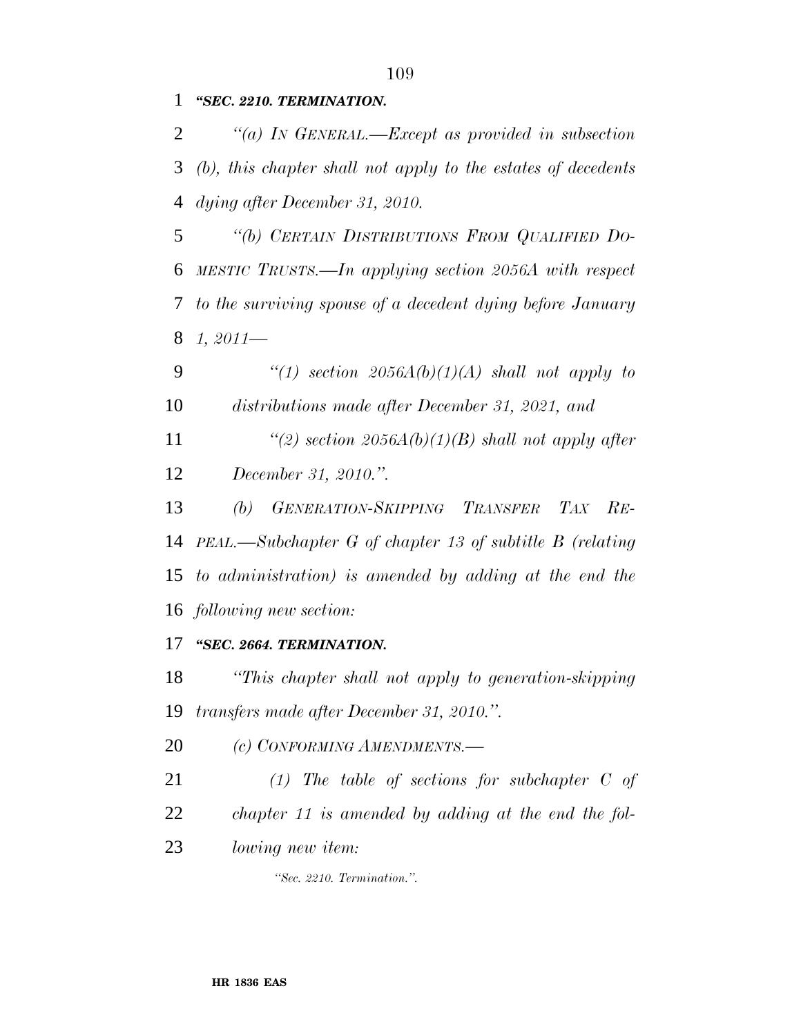***"SEC. 2210. TERMINATION.***

*''(a) IN GENERAL.—Except as provided in subsection (b), this chapter shall not apply to the estates of decedents dying after December 31, 2010.*

*''(b) CERTAIN DISTRIBUTIONS FROM QUALIFIED DOMESTIC TRUSTS.—In applying section 2056A with respect to the surviving spouse of a decedent dying before January 1, 2011—*

*''(1) section 2056A(b)(1)(A) shall not apply to distributions made after December 31, 2021, and*

*''(2) section 2056A(b)(1)(B) shall not apply after December 31, 2010.''.*

*(b) GENERATION-SKIPPING TRANSFER TAX REPEAL.—Subchapter G of chapter 13 of subtitle B (relating to administration) is amended by adding at the end the following new section:*

***"SEC. 2664. TERMINATION.***

*''This chapter shall not apply to generation-skipping transfers made after December 31, 2010.''.*

*(c) CONFORMING AMENDMENTS.—*

*(1) The table of sections for subchapter C of chapter 11 is amended by adding at the end the following new item:*

*''Sec. 2210. Termination.''.*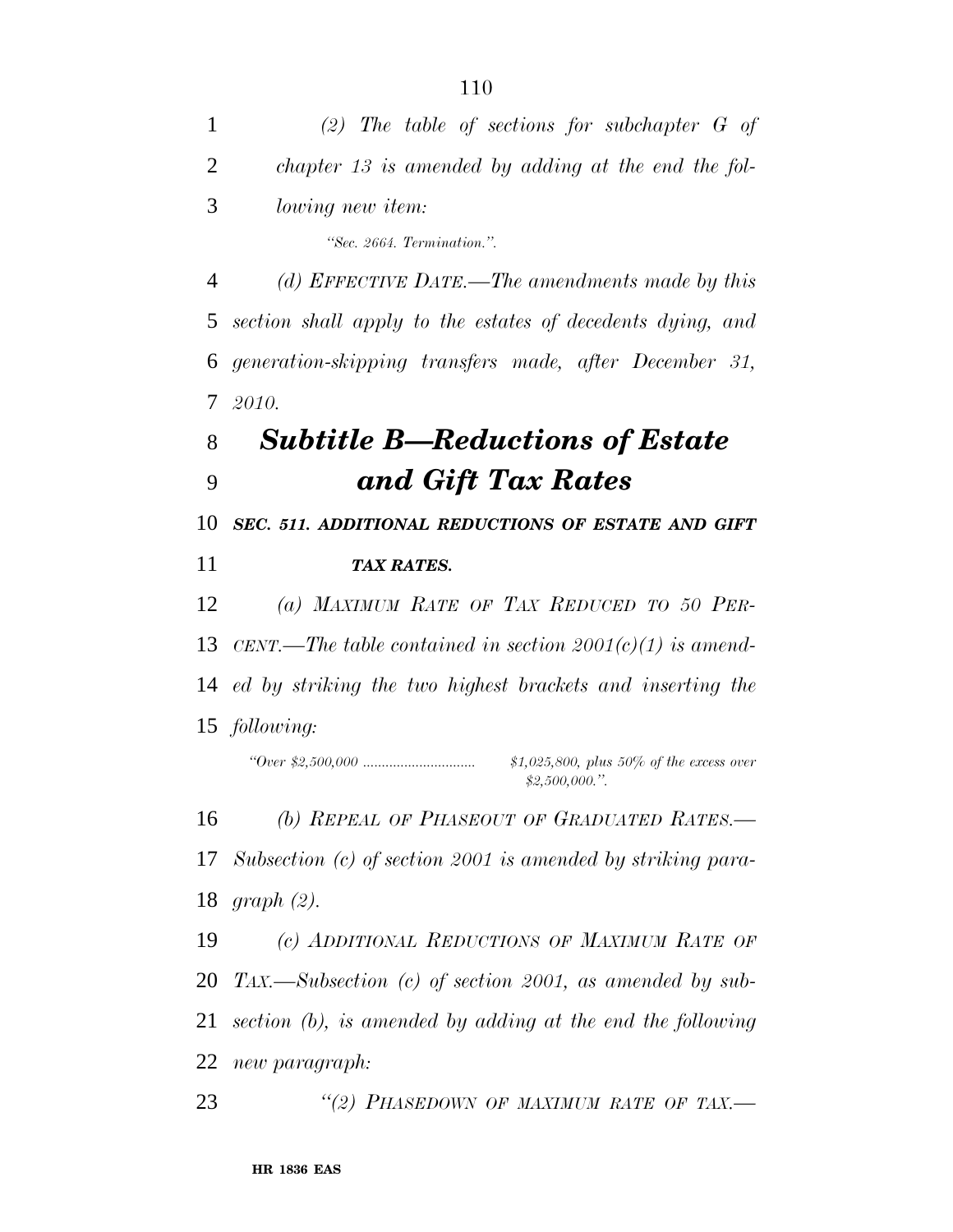*(2) The table of sections for subchapter G of chapter 13 is amended by adding at the end the following new item:*

*"Sec. 2664. Termination.".*

*(d) EFFECTIVE DATE.—The amendments made by this section shall apply to the estates of decedents dying, and generation-skipping transfers made, after December 31, 2010.*

## *Subtitle B—Reductions of Estate and Gift Tax Rates*

### *SEC. 511. ADDITIONAL REDUCTIONS OF ESTATE AND GIFT TAX RATES.*

*(a) MAXIMUM RATE OF TAX REDUCED TO 50 PERCENT.—The table contained in section 2001(c)(1) is amended by striking the two highest brackets and inserting the following:*

*"Over $2,500,000 .............................. $1,025,800, plus 50% of the excess over $2,500,000.".*

*(b) REPEAL OF PHASEOUT OF GRADUATED RATES.—Subsection (c) of section 2001 is amended by striking paragraph (2).*

*(c) ADDITIONAL REDUCTIONS OF MAXIMUM RATE OF TAX.—Subsection (c) of section 2001, as amended by subsection (b), is amended by adding at the end the following new paragraph:*

*"(2) PHASEDOWN OF MAXIMUM RATE OF TAX.—*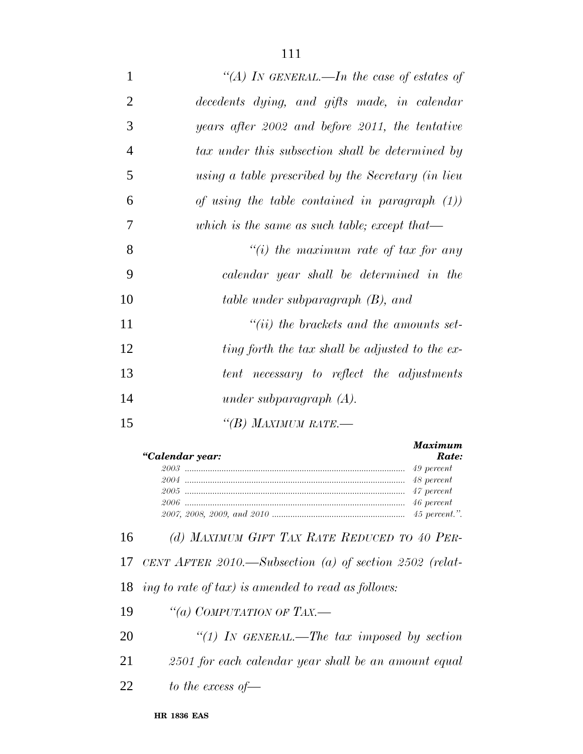*"(A) IN GENERAL.—In the case of estates of decedents dying, and gifts made, in calendar years after 2002 and before 2011, the tentative tax under this subsection shall be determined by using a table prescribed by the Secretary (in lieu of using the table contained in paragraph (1)) which is the same as such table; except that—*

*"(i) the maximum rate of tax for any calendar year shall be determined in the table under subparagraph (B), and*

*"(ii) the brackets and the amounts setting forth the tax shall be adjusted to the extent necessary to reflect the adjustments under subparagraph (A).*

*"(B) MAXIMUM RATE.—*

| *"Calendar year:* | *Maximum Rate:* |
|---|---|
| *2003* | *49 percent* |
| *2004* | *48 percent* |
| *2005* | *47 percent* |
| *2006* | *46 percent* |
| *2007, 2008, 2009, and 2010* | *45 percent.".* |

*(d) MAXIMUM GIFT TAX RATE REDUCED TO 40 PERCENT AFTER 2010.—Subsection (a) of section 2502 (relating to rate of tax) is amended to read as follows:*

*"(a) COMPUTATION OF TAX.—*

*"(1) IN GENERAL.—The tax imposed by section 2501 for each calendar year shall be an amount equal to the excess of—*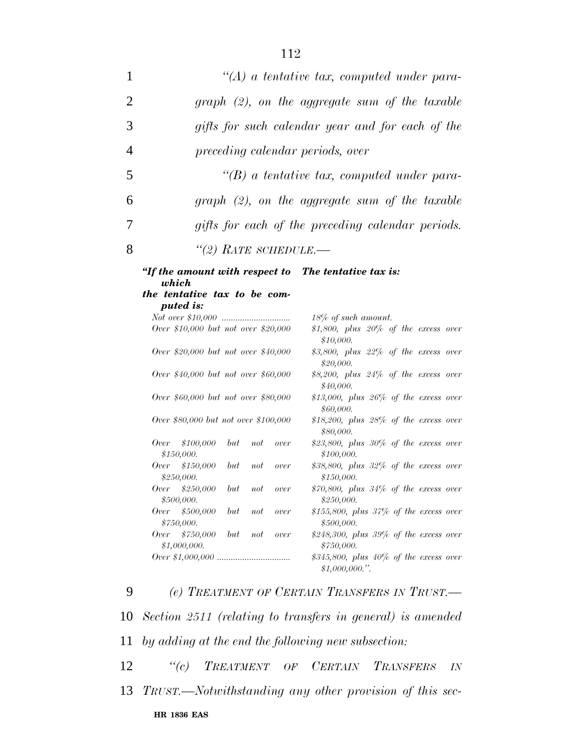*"(A) a tentative tax, computed under paragraph (2), on the aggregate sum of the taxable gifts for such calendar year and for each of the preceding calendar periods, over*

*"(B) a tentative tax, computed under paragraph (2), on the aggregate sum of the taxable gifts for each of the preceding calendar periods.*

*"(2) RATE SCHEDULE.—*

| *"If the amount with respect to which the tentative tax to be computed is:* | *The tentative tax is:* |
|---|---|
| *Not over $10,000* | *18% of such amount.* |
| *Over $10,000 but not over $20,000* | *$1,800, plus 20% of the excess over $10,000.* |
| *Over $20,000 but not over $40,000* | *$3,800, plus 22% of the excess over $20,000.* |
| *Over $40,000 but not over $60,000* | *$8,200, plus 24% of the excess over $40,000.* |
| *Over $60,000 but not over $80,000* | *$13,000, plus 26% of the excess over $60,000.* |
| *Over $80,000 but not over $100,000* | *$18,200, plus 28% of the excess over $80,000.* |
| *Over $100,000 but not over $150,000.* | *$23,800, plus 30% of the excess over $100,000.* |
| *Over $150,000 but not over $250,000.* | *$38,800, plus 32% of the excess over $150,000.* |
| *Over $250,000 but not over $500,000.* | *$70,800, plus 34% of the excess over $250,000.* |
| *Over $500,000 but not over $750,000.* | *$155,800, plus 37% of the excess over $500,000.* |
| *Over $750,000 but not over $1,000,000.* | *$248,300, plus 39% of the excess over $750,000.* |
| *Over $1,000,000* | *$345,800, plus 40% of the excess over $1,000,000.".* |

*(e) TREATMENT OF CERTAIN TRANSFERS IN TRUST.—Section 2511 (relating to transfers in general) is amended by adding at the end the following new subsection:*

*"(c) TREATMENT OF CERTAIN TRANSFERS IN TRUST.—Notwithstanding any other provision of this sec-*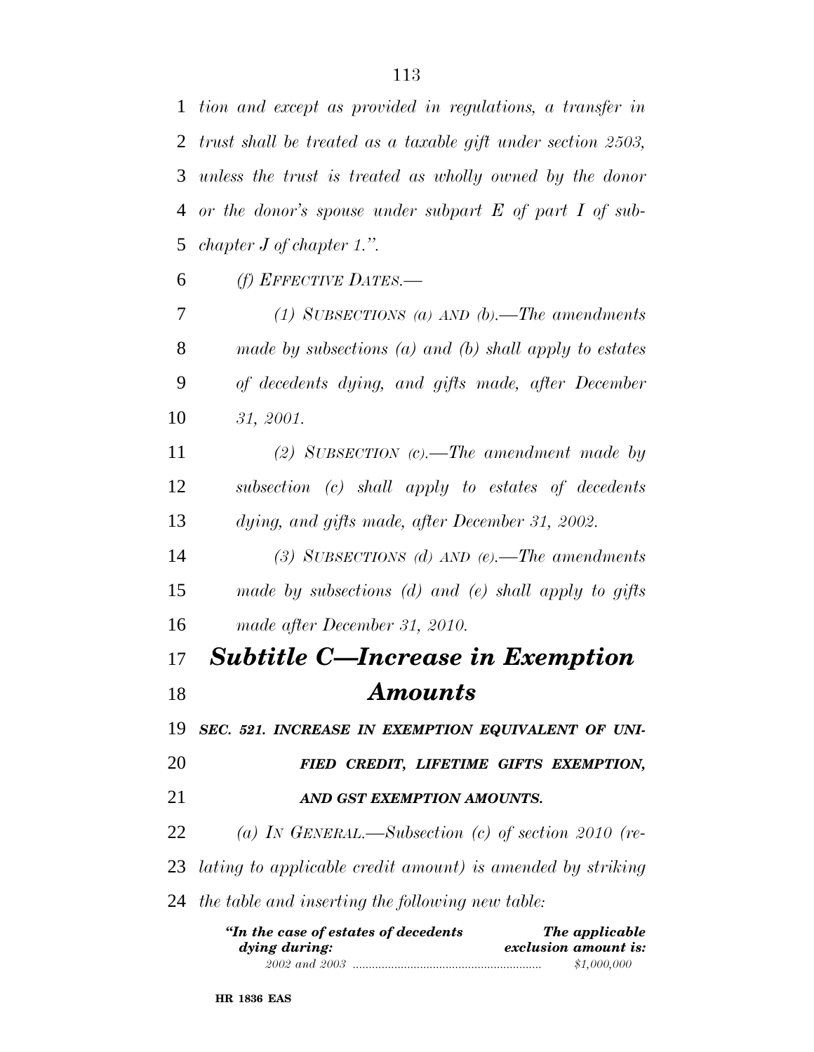*tion and except as provided in regulations, a transfer in trust shall be treated as a taxable gift under section 2503, unless the trust is treated as wholly owned by the donor or the donor's spouse under subpart E of part I of subchapter J of chapter 1.".*

*(f) EFFECTIVE DATES.—*

*(1) SUBSECTIONS (a) AND (b).—The amendments made by subsections (a) and (b) shall apply to estates of decedents dying, and gifts made, after December 31, 2001.*

*(2) SUBSECTION (c).—The amendment made by subsection (c) shall apply to estates of decedents dying, and gifts made, after December 31, 2002.*

*(3) SUBSECTIONS (d) AND (e).—The amendments made by subsections (d) and (e) shall apply to gifts made after December 31, 2010.*

## *Subtitle C—Increase in Exemption Amounts*

***SEC. 521. INCREASE IN EXEMPTION EQUIVALENT OF UNIFIED CREDIT, LIFETIME GIFTS EXEMPTION, AND GST EXEMPTION AMOUNTS.***

*(a) IN GENERAL.—Subsection (c) of section 2010 (relating to applicable credit amount) is amended by striking the table and inserting the following new table:*

| *"In the case of estates of decedents dying during:* | *The applicable exclusion amount is:* |
|---|---|
| *2002 and 2003* | *$1,000,000* |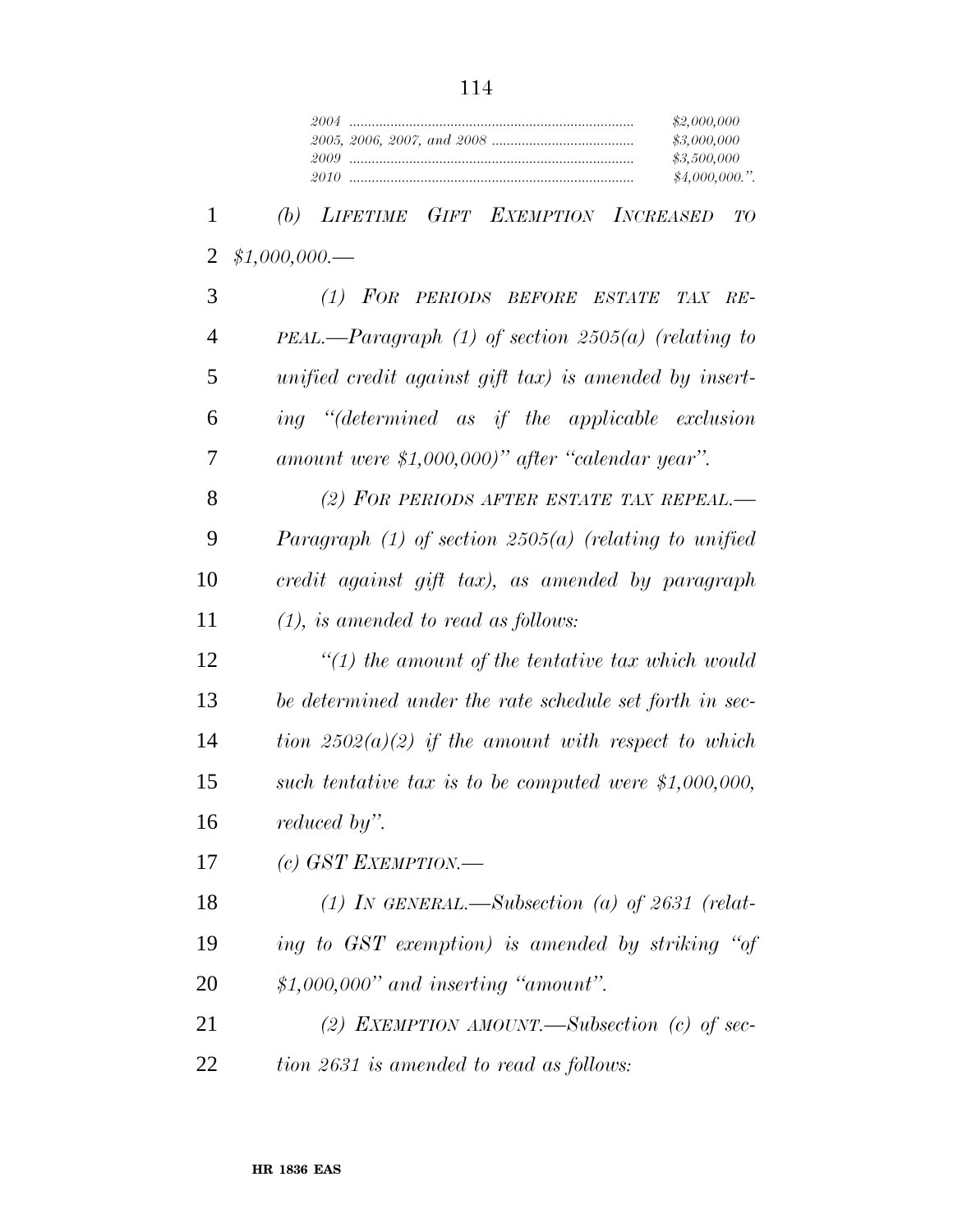| | |
|---|---|
| *2004* | *$2,000,000* |
| *2005, 2006, 2007, and 2008* | *$3,000,000* |
| *2009* | *$3,500,000* |
| *2010* | *$4,000,000.''.* |

*(b) LIFETIME GIFT EXEMPTION INCREASED TO $1,000,000.—*

*(1) FOR PERIODS BEFORE ESTATE TAX REPEAL.—Paragraph (1) of section 2505(a) (relating to unified credit against gift tax) is amended by inserting ''(determined as if the applicable exclusion amount were $1,000,000)'' after ''calendar year''.*

*(2) FOR PERIODS AFTER ESTATE TAX REPEAL.—Paragraph (1) of section 2505(a) (relating to unified credit against gift tax), as amended by paragraph (1), is amended to read as follows:*

*''(1) the amount of the tentative tax which would be determined under the rate schedule set forth in section 2502(a)(2) if the amount with respect to which such tentative tax is to be computed were $1,000,000, reduced by''.*

*(c) GST EXEMPTION.—*

*(1) IN GENERAL.—Subsection (a) of 2631 (relating to GST exemption) is amended by striking ''of $1,000,000'' and inserting ''amount''.*

*(2) EXEMPTION AMOUNT.—Subsection (c) of section 2631 is amended to read as follows:*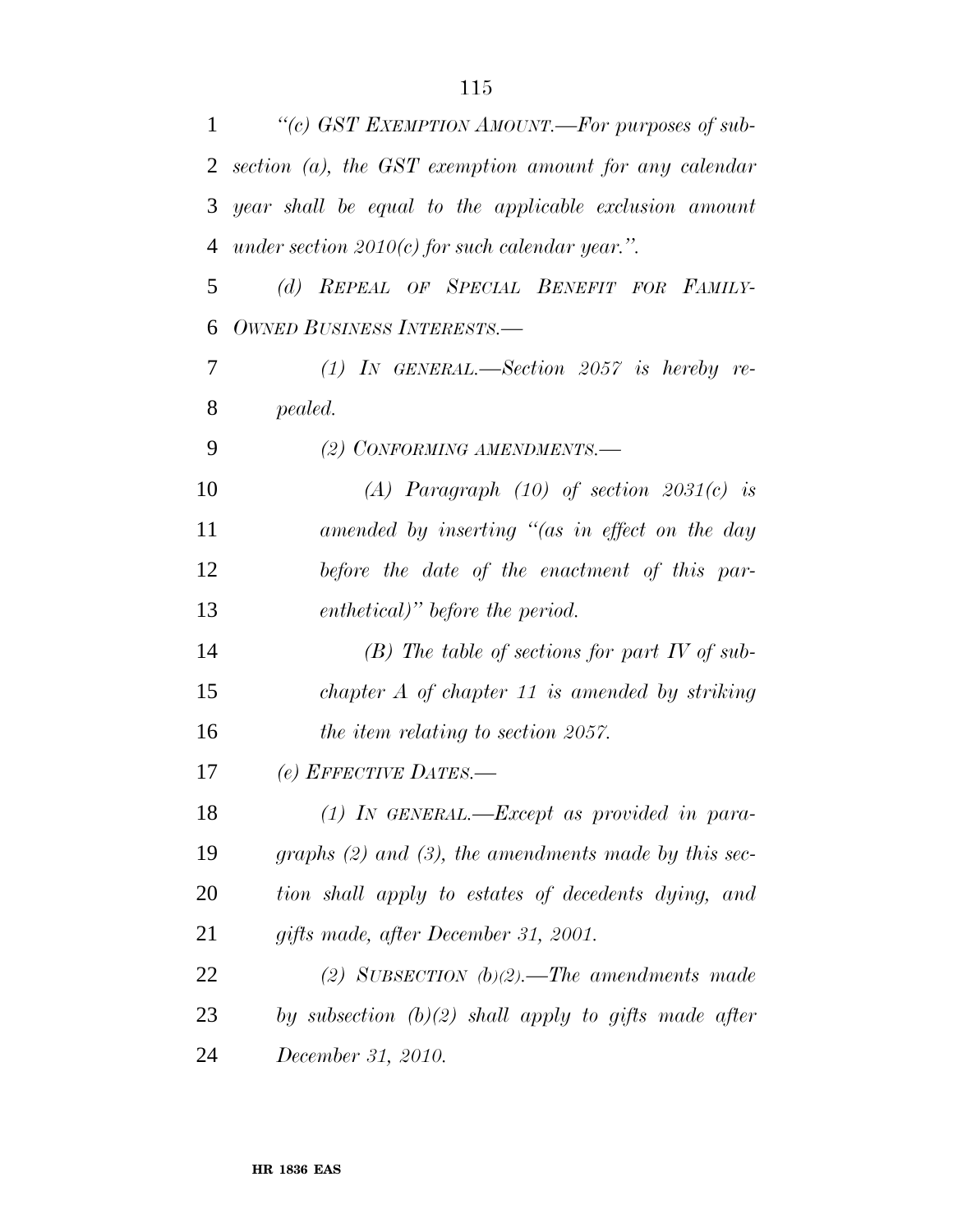*"(c) GST EXEMPTION AMOUNT.—For purposes of subsection (a), the GST exemption amount for any calendar year shall be equal to the applicable exclusion amount under section 2010(c) for such calendar year.".*

*(d) REPEAL OF SPECIAL BENEFIT FOR FAMILY-OWNED BUSINESS INTERESTS.—*

*(1) IN GENERAL.—Section 2057 is hereby repealed.*

*(2) CONFORMING AMENDMENTS.—*

*(A) Paragraph (10) of section 2031(c) is amended by inserting "(as in effect on the day before the date of the enactment of this parenthetical)" before the period.*

*(B) The table of sections for part IV of subchapter A of chapter 11 is amended by striking the item relating to section 2057.*

*(e) EFFECTIVE DATES.—*

*(1) IN GENERAL.—Except as provided in paragraphs (2) and (3), the amendments made by this section shall apply to estates of decedents dying, and gifts made, after December 31, 2001.*

*(2) SUBSECTION (b)(2).—The amendments made by subsection (b)(2) shall apply to gifts made after December 31, 2010.*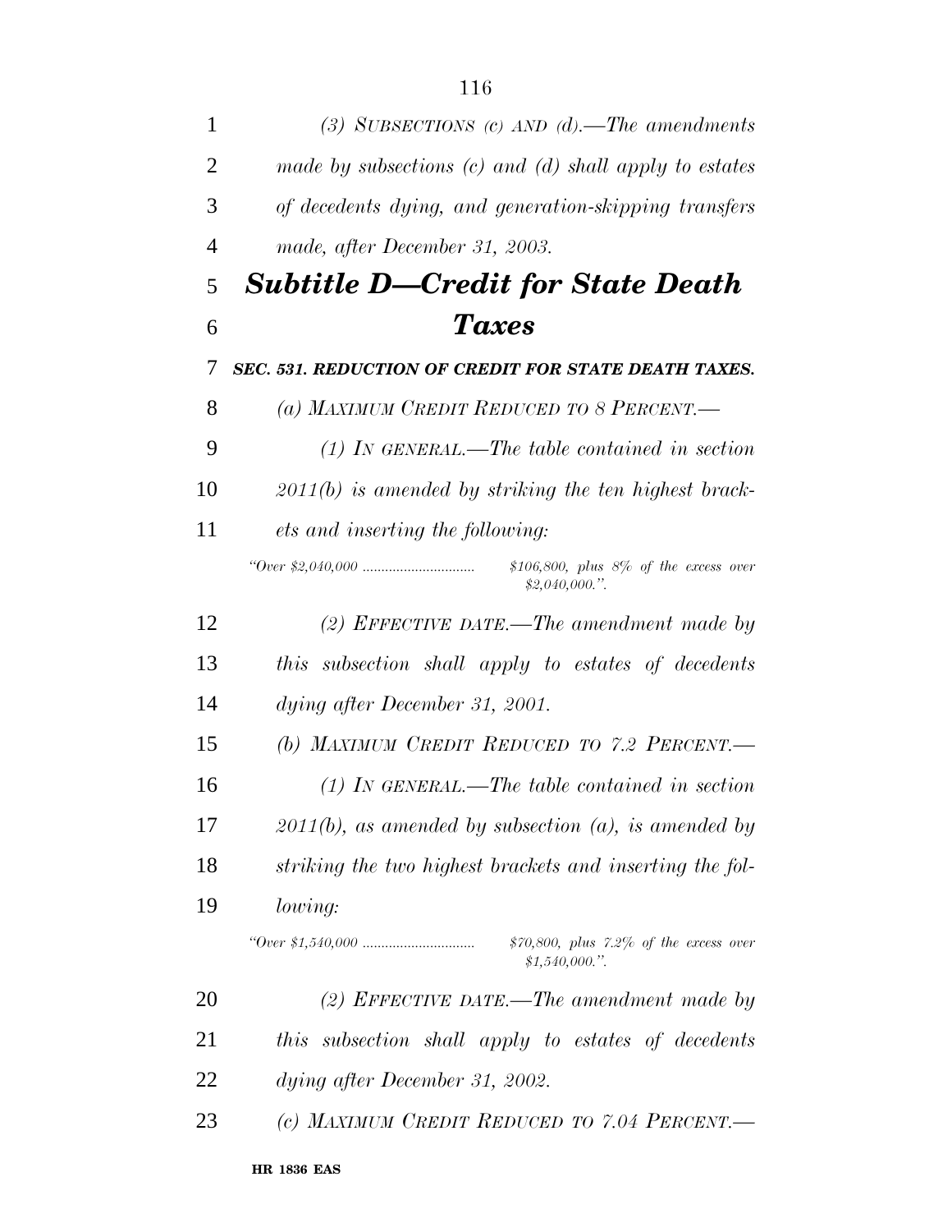*(3) SUBSECTIONS (c) AND (d).—The amendments made by subsections (c) and (d) shall apply to estates of decedents dying, and generation-skipping transfers made, after December 31, 2003.*

## *Subtitle D—Credit for State Death Taxes*

### *SEC. 531. REDUCTION OF CREDIT FOR STATE DEATH TAXES.*

*(a) MAXIMUM CREDIT REDUCED TO 8 PERCENT.—*

*(1) IN GENERAL.—The table contained in section 2011(b) is amended by striking the ten highest brackets and inserting the following:*

| | |
|---|---|
| *"Over $2,040,000 .............................* | *$106,800, plus 8% of the excess over $2,040,000.".* |

*(2) EFFECTIVE DATE.—The amendment made by this subsection shall apply to estates of decedents dying after December 31, 2001.*

*(b) MAXIMUM CREDIT REDUCED TO 7.2 PERCENT.—*

*(1) IN GENERAL.—The table contained in section 2011(b), as amended by subsection (a), is amended by striking the two highest brackets and inserting the following:*

| | |
|---|---|
| *"Over $1,540,000 .............................* | *$70,800, plus 7.2% of the excess over $1,540,000.".* |

*(2) EFFECTIVE DATE.—The amendment made by this subsection shall apply to estates of decedents dying after December 31, 2002.*

*(c) MAXIMUM CREDIT REDUCED TO 7.04 PERCENT.—*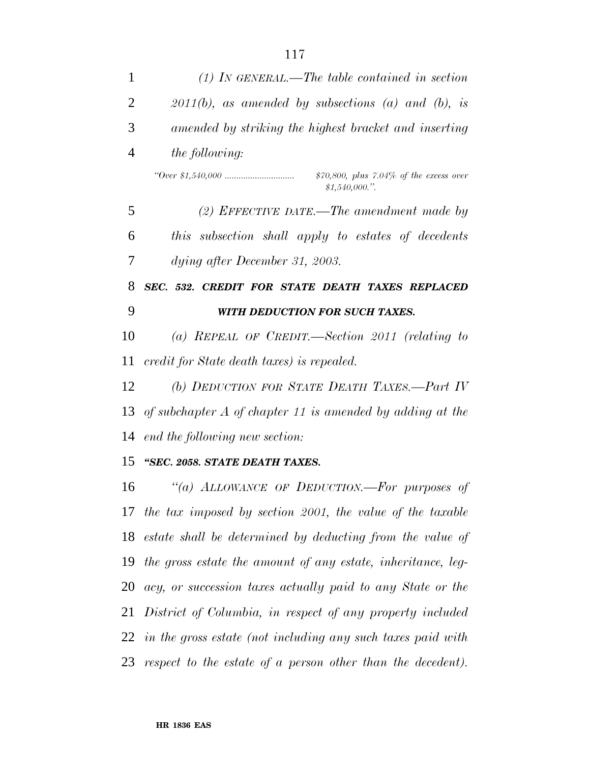*(1) IN GENERAL.—The table contained in section 2011(b), as amended by subsections (a) and (b), is amended by striking the highest bracket and inserting the following:*

| | |
|---|---|
| *"Over $1,540,000 ..............................* | *$70,800, plus 7.04% of the excess over $1,540,000.".* |

*(2) EFFECTIVE DATE.—The amendment made by this subsection shall apply to estates of decedents dying after December 31, 2003.*

***SEC. 532. CREDIT FOR STATE DEATH TAXES REPLACED WITH DEDUCTION FOR SUCH TAXES.***

*(a) REPEAL OF CREDIT.—Section 2011 (relating to credit for State death taxes) is repealed.*

*(b) DEDUCTION FOR STATE DEATH TAXES.—Part IV of subchapter A of chapter 11 is amended by adding at the end the following new section:*

***"SEC. 2058. STATE DEATH TAXES.***

*"(a) ALLOWANCE OF DEDUCTION.—For purposes of the tax imposed by section 2001, the value of the taxable estate shall be determined by deducting from the value of the gross estate the amount of any estate, inheritance, legacy, or succession taxes actually paid to any State or the District of Columbia, in respect of any property included in the gross estate (not including any such taxes paid with respect to the estate of a person other than the decedent).*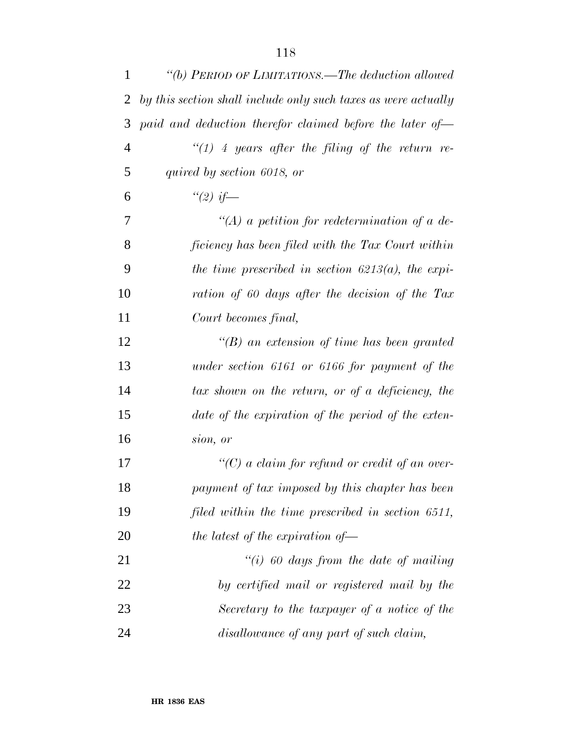*"(b) PERIOD OF LIMITATIONS.—The deduction allowed by this section shall include only such taxes as were actually paid and deduction therefor claimed before the later of—*

*"(1) 4 years after the filing of the return required by section 6018, or*

*"(2) if—*

*"(A) a petition for redetermination of a deficiency has been filed with the Tax Court within the time prescribed in section 6213(a), the expiration of 60 days after the decision of the Tax Court becomes final,*

*"(B) an extension of time has been granted under section 6161 or 6166 for payment of the tax shown on the return, or of a deficiency, the date of the expiration of the period of the extension, or*

*"(C) a claim for refund or credit of an overpayment of tax imposed by this chapter has been filed within the time prescribed in section 6511, the latest of the expiration of—*

*"(i) 60 days from the date of mailing by certified mail or registered mail by the Secretary to the taxpayer of a notice of the disallowance of any part of such claim,*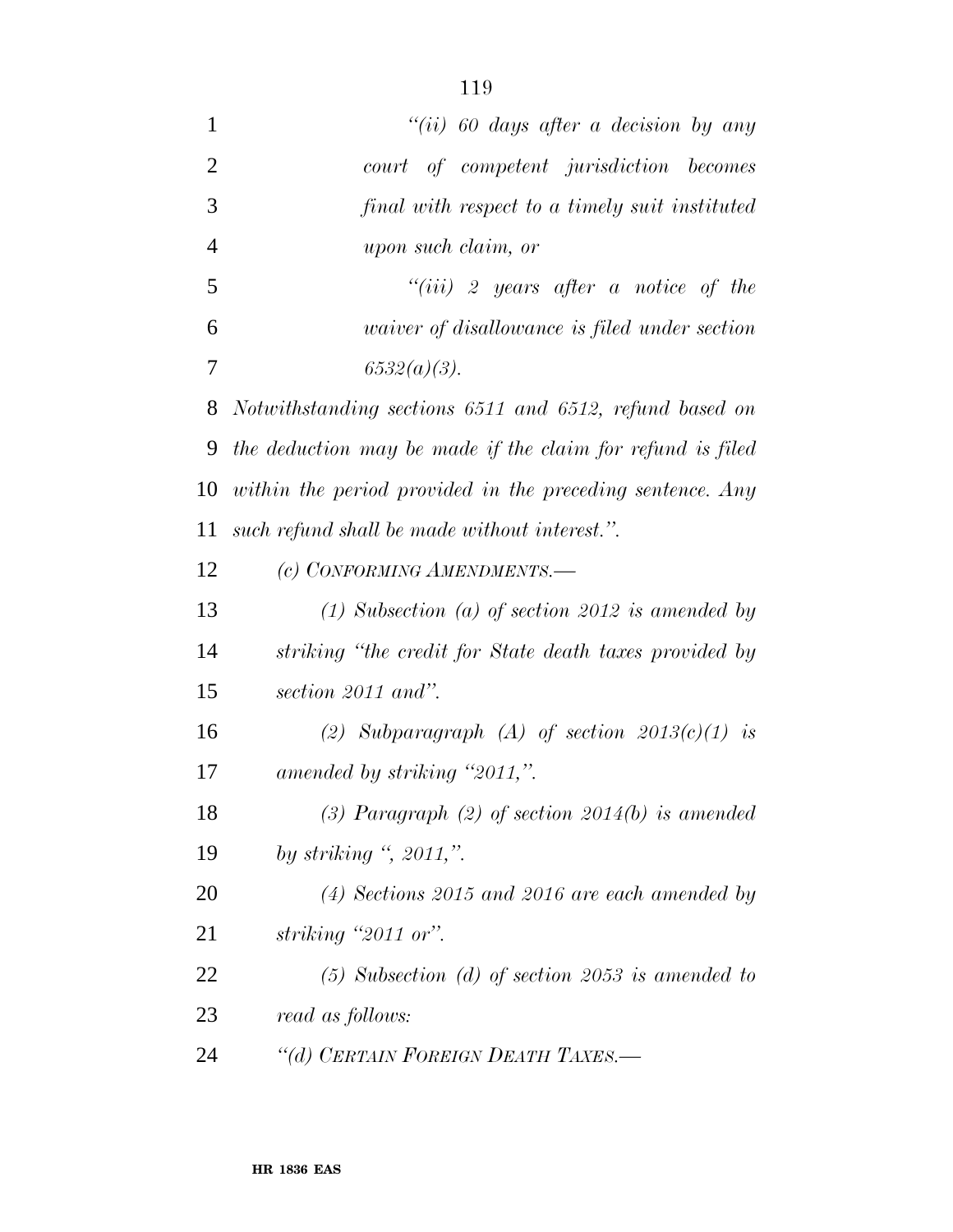*"(ii) 60 days after a decision by any court of competent jurisdiction becomes final with respect to a timely suit instituted upon such claim, or*

*"(iii) 2 years after a notice of the waiver of disallowance is filed under section 6532(a)(3).*

*Notwithstanding sections 6511 and 6512, refund based on the deduction may be made if the claim for refund is filed within the period provided in the preceding sentence. Any such refund shall be made without interest.".*

*(c) CONFORMING AMENDMENTS.—*

*(1) Subsection (a) of section 2012 is amended by striking "the credit for State death taxes provided by section 2011 and".*

*(2) Subparagraph (A) of section 2013(c)(1) is amended by striking "2011,".*

*(3) Paragraph (2) of section 2014(b) is amended by striking ", 2011,".*

*(4) Sections 2015 and 2016 are each amended by striking "2011 or".*

*(5) Subsection (d) of section 2053 is amended to read as follows:*

*"(d) CERTAIN FOREIGN DEATH TAXES.—*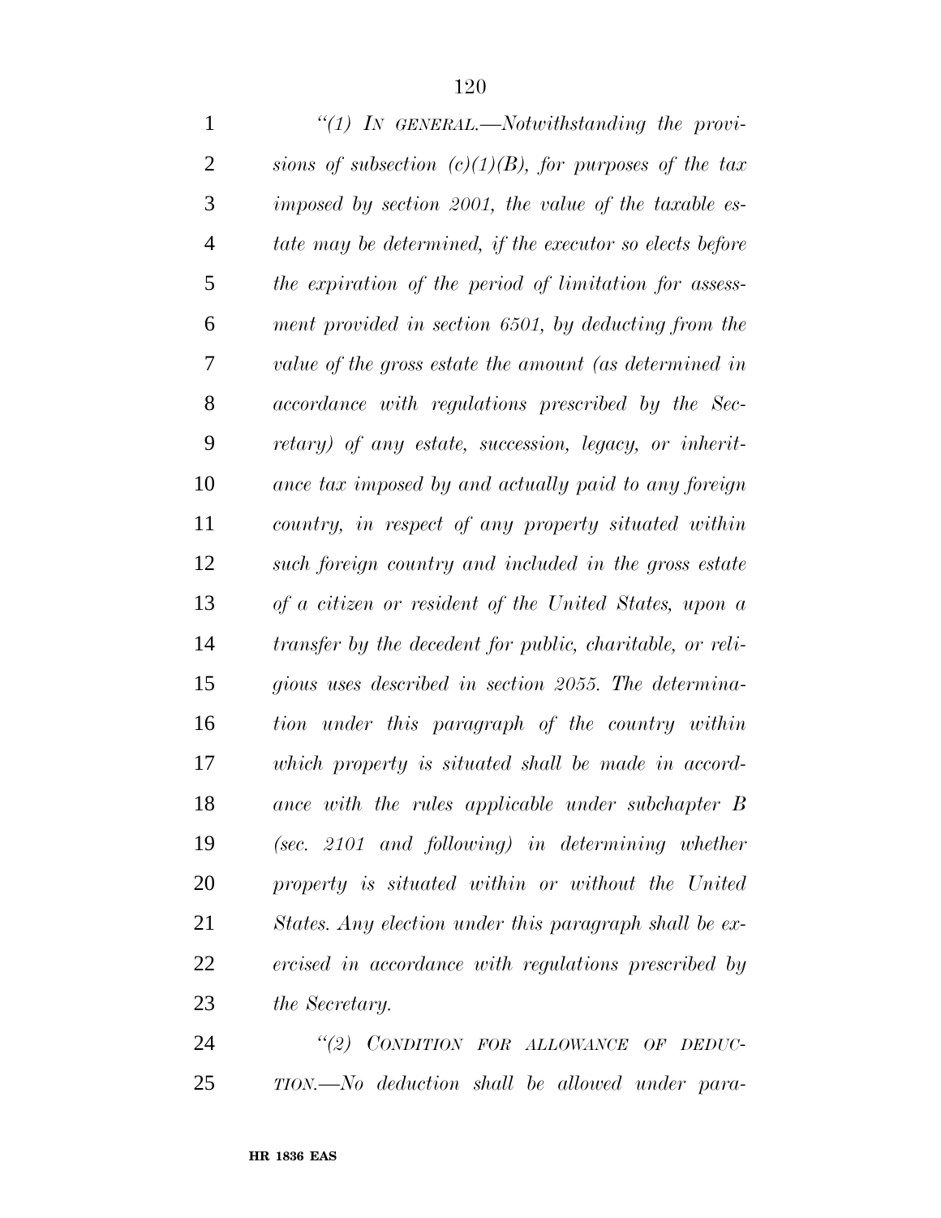*"(1) IN GENERAL.—Notwithstanding the provisions of subsection (c)(1)(B), for purposes of the tax imposed by section 2001, the value of the taxable estate may be determined, if the executor so elects before the expiration of the period of limitation for assessment provided in section 6501, by deducting from the value of the gross estate the amount (as determined in accordance with regulations prescribed by the Secretary) of any estate, succession, legacy, or inheritance tax imposed by and actually paid to any foreign country, in respect of any property situated within such foreign country and included in the gross estate of a citizen or resident of the United States, upon a transfer by the decedent for public, charitable, or religious uses described in section 2055. The determination under this paragraph of the country within which property is situated shall be made in accordance with the rules applicable under subchapter B (sec. 2101 and following) in determining whether property is situated within or without the United States. Any election under this paragraph shall be exercised in accordance with regulations prescribed by the Secretary.*

*"(2) CONDITION FOR ALLOWANCE OF DEDUCTION.—No deduction shall be allowed under para-*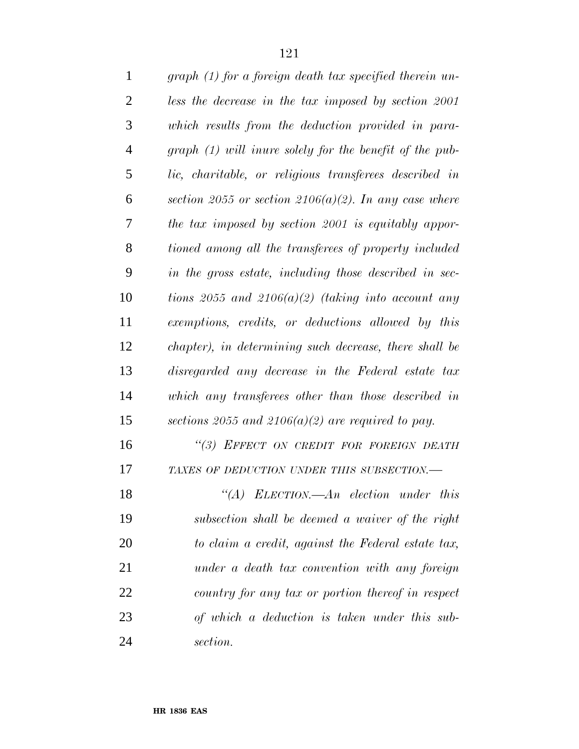*graph (1) for a foreign death tax specified therein unless the decrease in the tax imposed by section 2001 which results from the deduction provided in paragraph (1) will inure solely for the benefit of the public, charitable, or religious transferees described in section 2055 or section 2106(a)(2). In any case where the tax imposed by section 2001 is equitably apportioned among all the transferees of property included in the gross estate, including those described in sections 2055 and 2106(a)(2) (taking into account any exemptions, credits, or deductions allowed by this chapter), in determining such decrease, there shall be disregarded any decrease in the Federal estate tax which any transferees other than those described in sections 2055 and 2106(a)(2) are required to pay.*

*''(3) EFFECT ON CREDIT FOR FOREIGN DEATH TAXES OF DEDUCTION UNDER THIS SUBSECTION.—*

*''(A) ELECTION.—An election under this subsection shall be deemed a waiver of the right to claim a credit, against the Federal estate tax, under a death tax convention with any foreign country for any tax or portion thereof in respect of which a deduction is taken under this subsection.*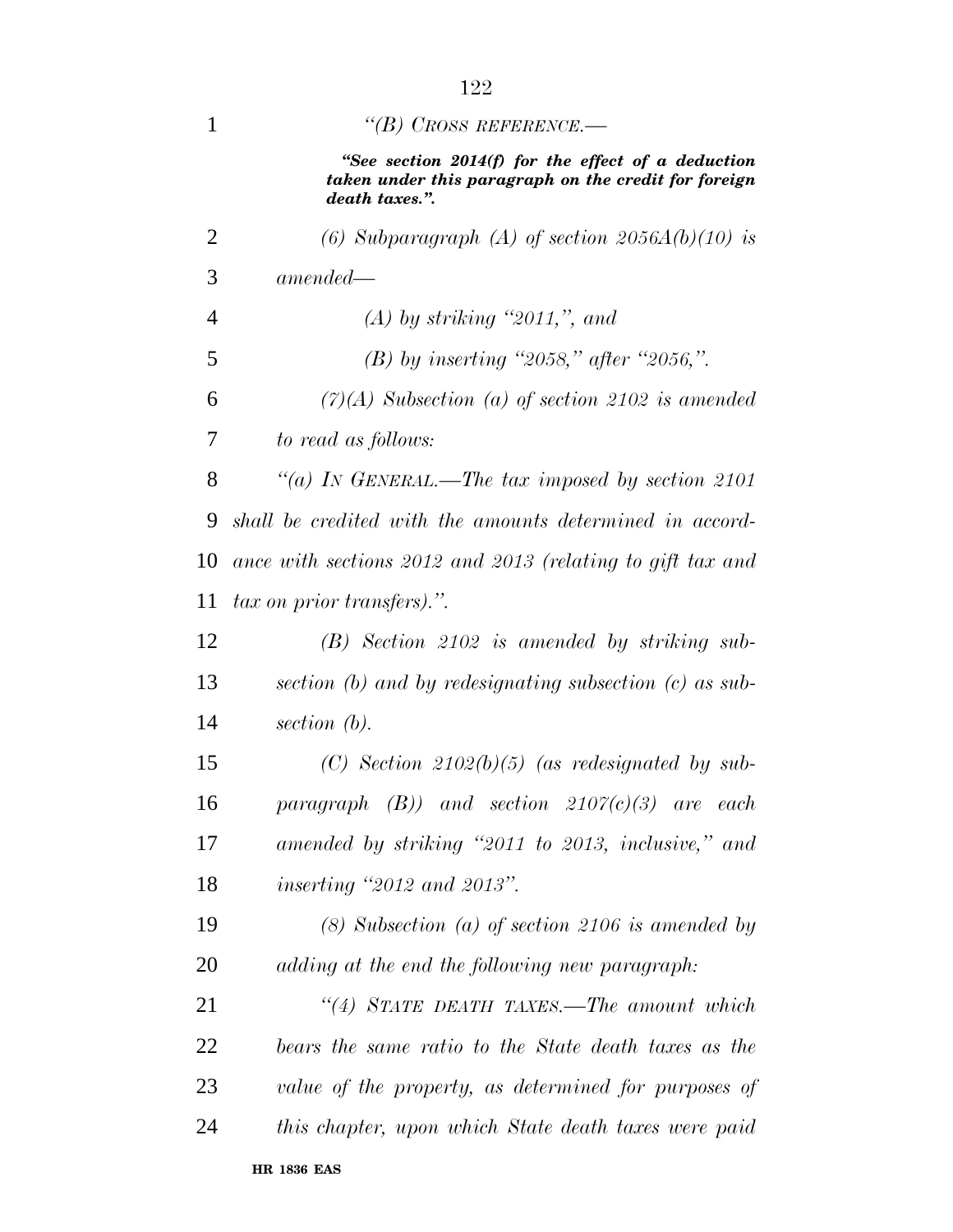*"(B) CROSS REFERENCE.—*

***"See section 2014(f) for the effect of a deduction taken under this paragraph on the credit for foreign death taxes.".***

*(6) Subparagraph (A) of section 2056A(b)(10) is amended—*

*(A) by striking "2011,", and*

*(B) by inserting "2058," after "2056,".*

*(7)(A) Subsection (a) of section 2102 is amended to read as follows:*

*"(a) IN GENERAL.—The tax imposed by section 2101 shall be credited with the amounts determined in accordance with sections 2012 and 2013 (relating to gift tax and tax on prior transfers).".*

*(B) Section 2102 is amended by striking subsection (b) and by redesignating subsection (c) as subsection (b).*

*(C) Section 2102(b)(5) (as redesignated by subparagraph (B)) and section 2107(c)(3) are each amended by striking "2011 to 2013, inclusive," and inserting "2012 and 2013".*

*(8) Subsection (a) of section 2106 is amended by adding at the end the following new paragraph:*

*"(4) STATE DEATH TAXES.—The amount which bears the same ratio to the State death taxes as the value of the property, as determined for purposes of this chapter, upon which State death taxes were paid*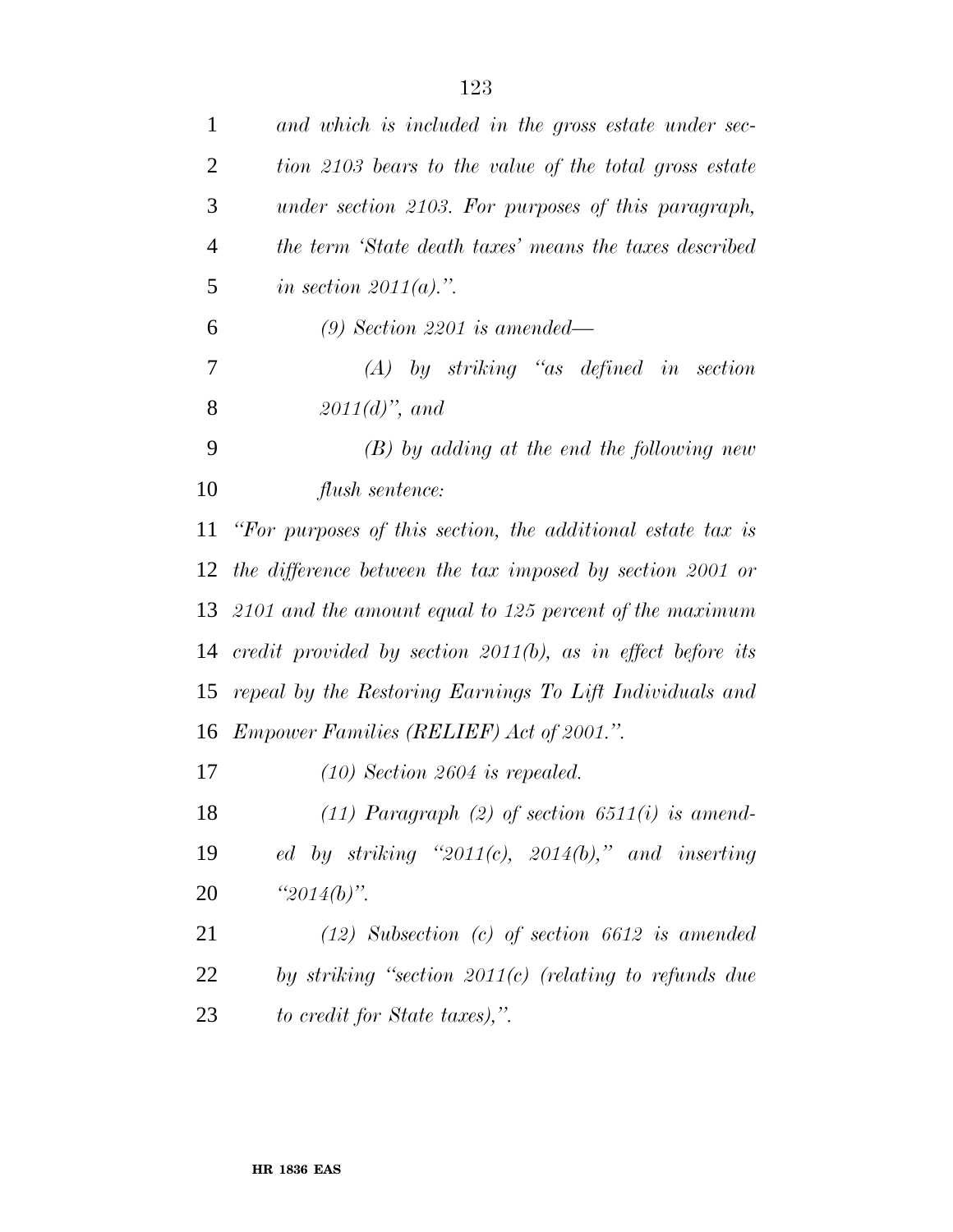*and which is included in the gross estate under section 2103 bears to the value of the total gross estate under section 2103. For purposes of this paragraph, the term 'State death taxes' means the taxes described in section 2011(a).".*

*(9) Section 2201 is amended—*

*(A) by striking "as defined in section 2011(d)", and*

*(B) by adding at the end the following new flush sentence:*

*"For purposes of this section, the additional estate tax is the difference between the tax imposed by section 2001 or 2101 and the amount equal to 125 percent of the maximum credit provided by section 2011(b), as in effect before its repeal by the Restoring Earnings To Lift Individuals and Empower Families (RELIEF) Act of 2001.".*

*(10) Section 2604 is repealed.*

*(11) Paragraph (2) of section 6511(i) is amended by striking "2011(c), 2014(b)," and inserting "2014(b)".*

*(12) Subsection (c) of section 6612 is amended by striking "section 2011(c) (relating to refunds due to credit for State taxes),".*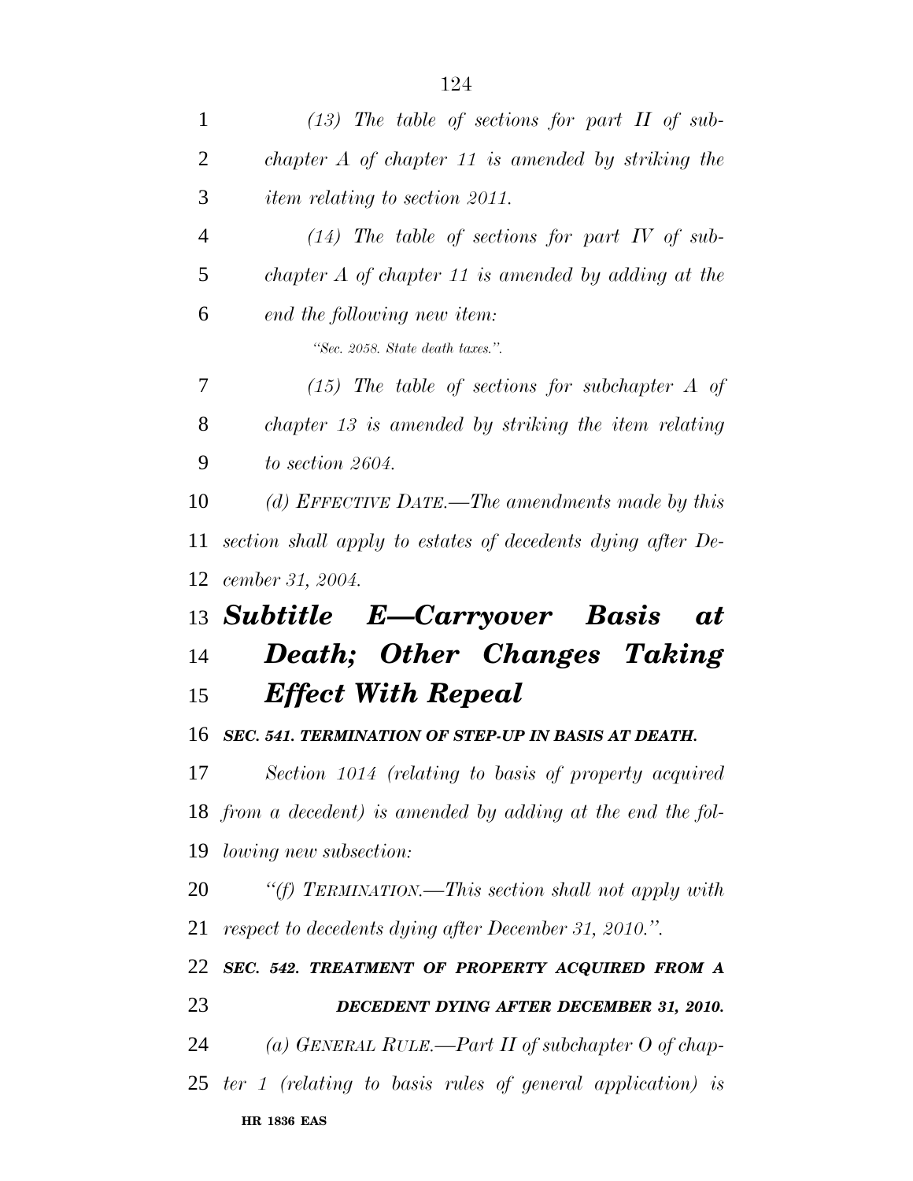*(13) The table of sections for part II of subchapter A of chapter 11 is amended by striking the item relating to section 2011.*

*(14) The table of sections for part IV of subchapter A of chapter 11 is amended by adding at the end the following new item:*

*"Sec. 2058. State death taxes.".*

*(15) The table of sections for subchapter A of chapter 13 is amended by striking the item relating to section 2604.*

*(d) EFFECTIVE DATE.—The amendments made by this section shall apply to estates of decedents dying after December 31, 2004.*

## *Subtitle E—Carryover Basis at Death; Other Changes Taking Effect With Repeal*

***SEC. 541. TERMINATION OF STEP-UP IN BASIS AT DEATH.***

*Section 1014 (relating to basis of property acquired from a decedent) is amended by adding at the end the following new subsection:*

*"(f) TERMINATION.—This section shall not apply with respect to decedents dying after December 31, 2010.".*

***SEC. 542. TREATMENT OF PROPERTY ACQUIRED FROM A DECEDENT DYING AFTER DECEMBER 31, 2010.***

*(a) GENERAL RULE.—Part II of subchapter O of chapter 1 (relating to basis rules of general application) is*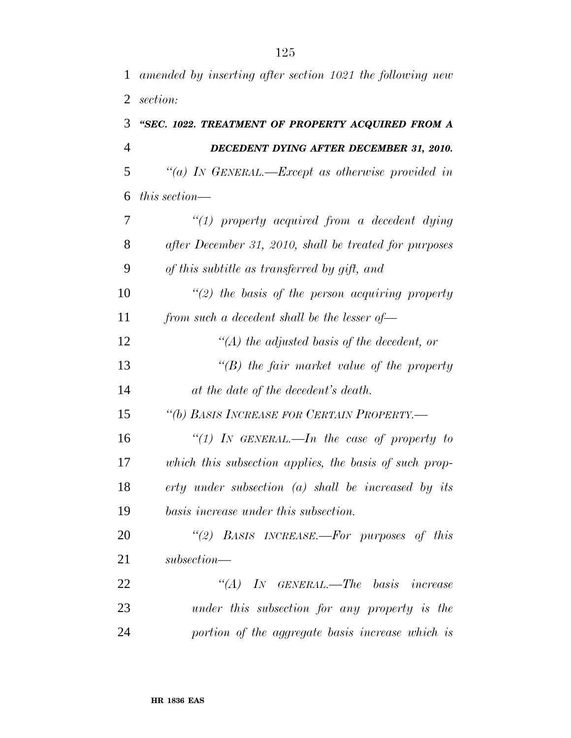*amended by inserting after section 1021 the following new section:*

***"SEC. 1022. TREATMENT OF PROPERTY ACQUIRED FROM A DECEDENT DYING AFTER DECEMBER 31, 2010.***

*"(a) IN GENERAL.—Except as otherwise provided in this section—*

*"(1) property acquired from a decedent dying after December 31, 2010, shall be treated for purposes of this subtitle as transferred by gift, and*

*"(2) the basis of the person acquiring property from such a decedent shall be the lesser of—*

*"(A) the adjusted basis of the decedent, or*

*"(B) the fair market value of the property at the date of the decedent's death.*

*"(b) BASIS INCREASE FOR CERTAIN PROPERTY.—*

*"(1) IN GENERAL.—In the case of property to which this subsection applies, the basis of such property under subsection (a) shall be increased by its basis increase under this subsection.*

*"(2) BASIS INCREASE.—For purposes of this subsection—*

*"(A) IN GENERAL.—The basis increase under this subsection for any property is the portion of the aggregate basis increase which is*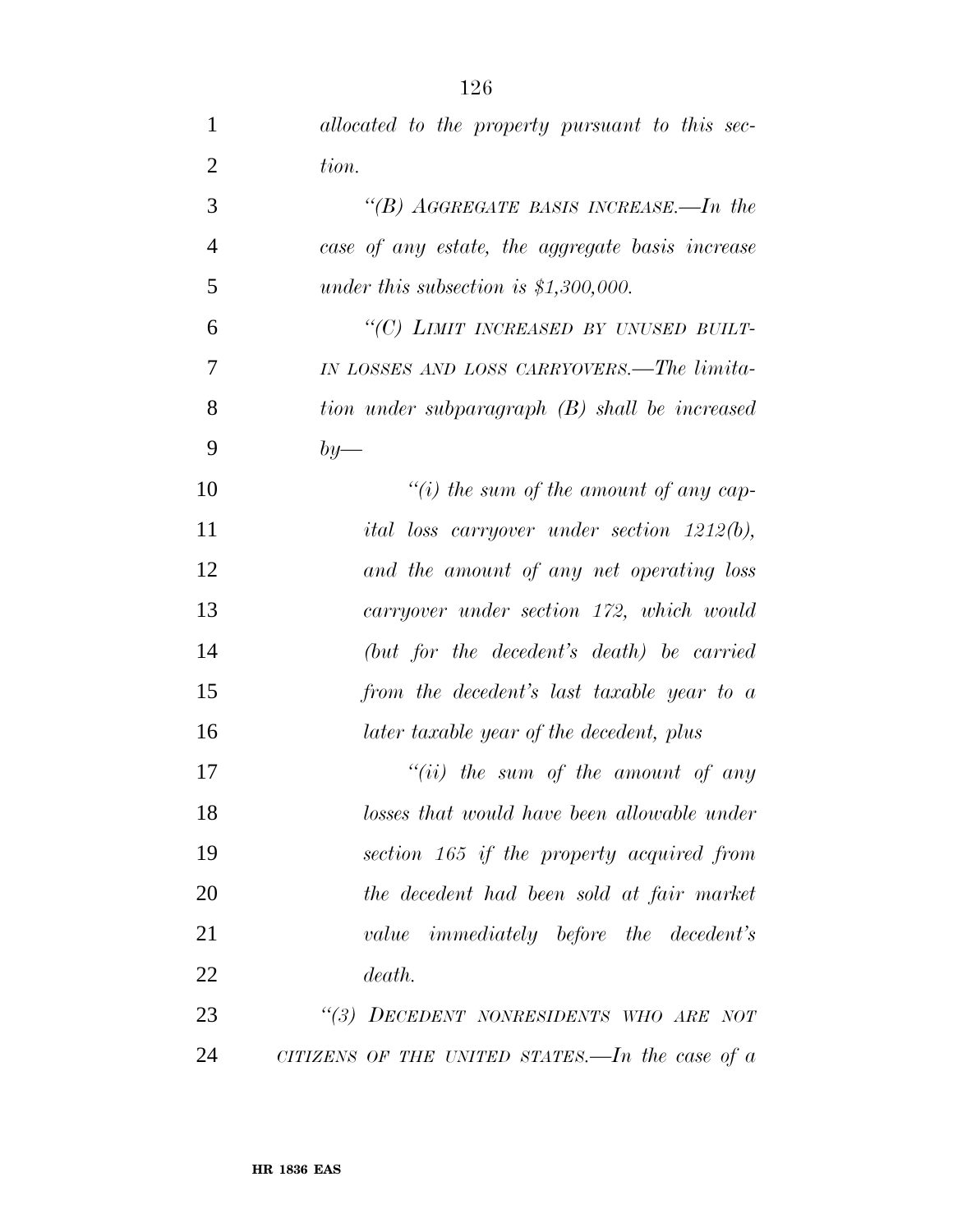*allocated to the property pursuant to this section.*

*"(B) AGGREGATE BASIS INCREASE.—In the case of any estate, the aggregate basis increase under this subsection is $1,300,000.*

*"(C) LIMIT INCREASED BY UNUSED BUILT-IN LOSSES AND LOSS CARRYOVERS.—The limitation under subparagraph (B) shall be increased by—*

*"(i) the sum of the amount of any capital loss carryover under section 1212(b), and the amount of any net operating loss carryover under section 172, which would (but for the decedent's death) be carried from the decedent's last taxable year to a later taxable year of the decedent, plus*

*"(ii) the sum of the amount of any losses that would have been allowable under section 165 if the property acquired from the decedent had been sold at fair market value immediately before the decedent's death.*

*"(3) DECEDENT NONRESIDENTS WHO ARE NOT CITIZENS OF THE UNITED STATES.—In the case of a*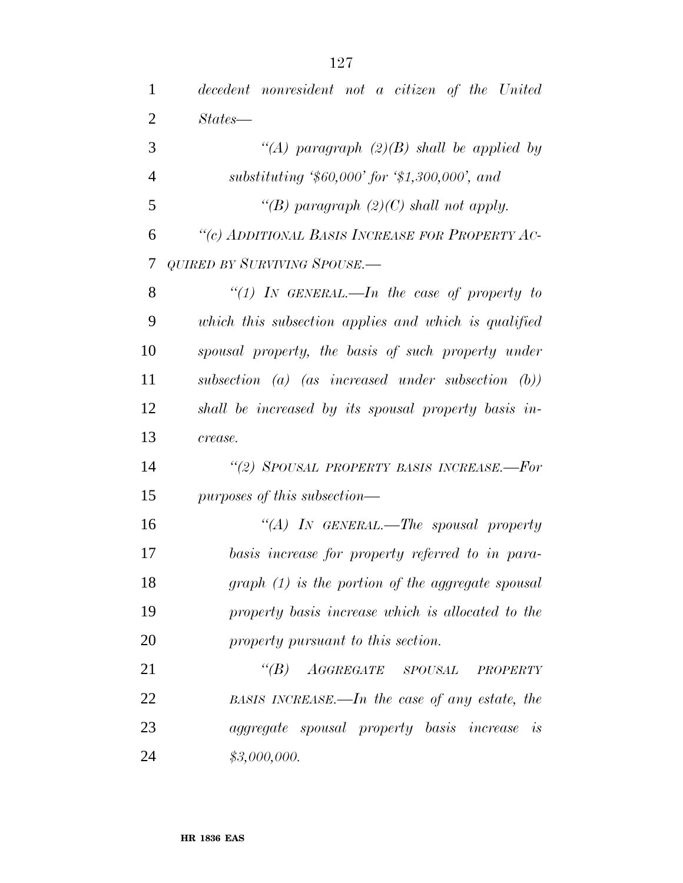*decedent nonresident not a citizen of the United States—*

*"(A) paragraph (2)(B) shall be applied by substituting '$60,000' for '$1,300,000', and*

*"(B) paragraph (2)(C) shall not apply.*

*"(c) ADDITIONAL BASIS INCREASE FOR PROPERTY ACQUIRED BY SURVIVING SPOUSE.—*

*"(1) IN GENERAL.—In the case of property to which this subsection applies and which is qualified spousal property, the basis of such property under subsection (a) (as increased under subsection (b)) shall be increased by its spousal property basis increase.*

*"(2) SPOUSAL PROPERTY BASIS INCREASE.—For purposes of this subsection—*

*"(A) IN GENERAL.—The spousal property basis increase for property referred to in paragraph (1) is the portion of the aggregate spousal property basis increase which is allocated to the property pursuant to this section.*

*"(B) AGGREGATE SPOUSAL PROPERTY BASIS INCREASE.—In the case of any estate, the aggregate spousal property basis increase is $3,000,000.*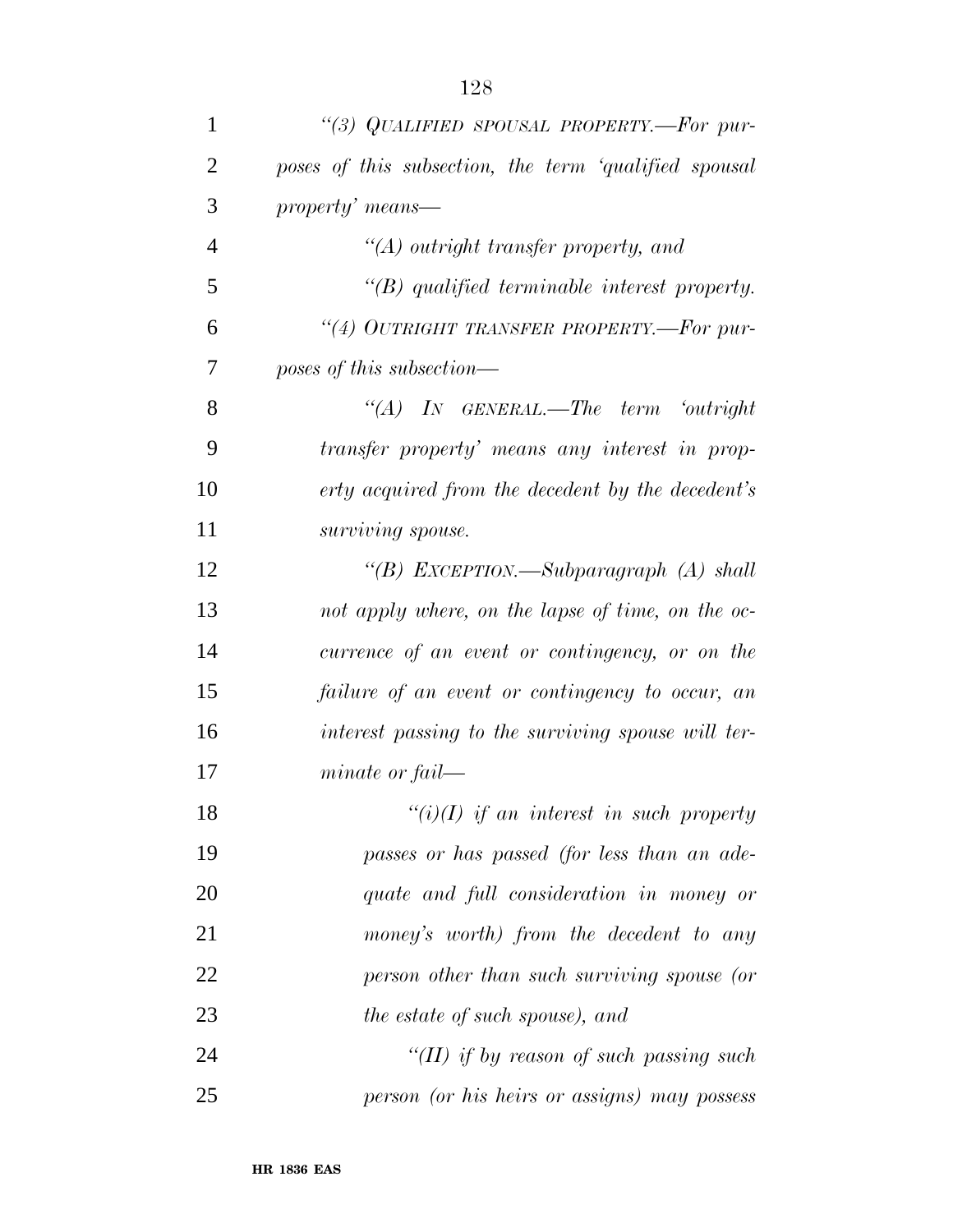*"(3) QUALIFIED SPOUSAL PROPERTY.—For purposes of this subsection, the term 'qualified spousal property' means—*

*"(A) outright transfer property, and*

*"(B) qualified terminable interest property.*

*"(4) OUTRIGHT TRANSFER PROPERTY.—For purposes of this subsection—*

*"(A) IN GENERAL.—The term 'outright transfer property' means any interest in property acquired from the decedent by the decedent's surviving spouse.*

*"(B) EXCEPTION.—Subparagraph (A) shall not apply where, on the lapse of time, on the occurrence of an event or contingency, or on the failure of an event or contingency to occur, an interest passing to the surviving spouse will terminate or fail—*

*"(i)(I) if an interest in such property passes or has passed (for less than an adequate and full consideration in money or money's worth) from the decedent to any person other than such surviving spouse (or the estate of such spouse), and*

*"(II) if by reason of such passing such person (or his heirs or assigns) may possess*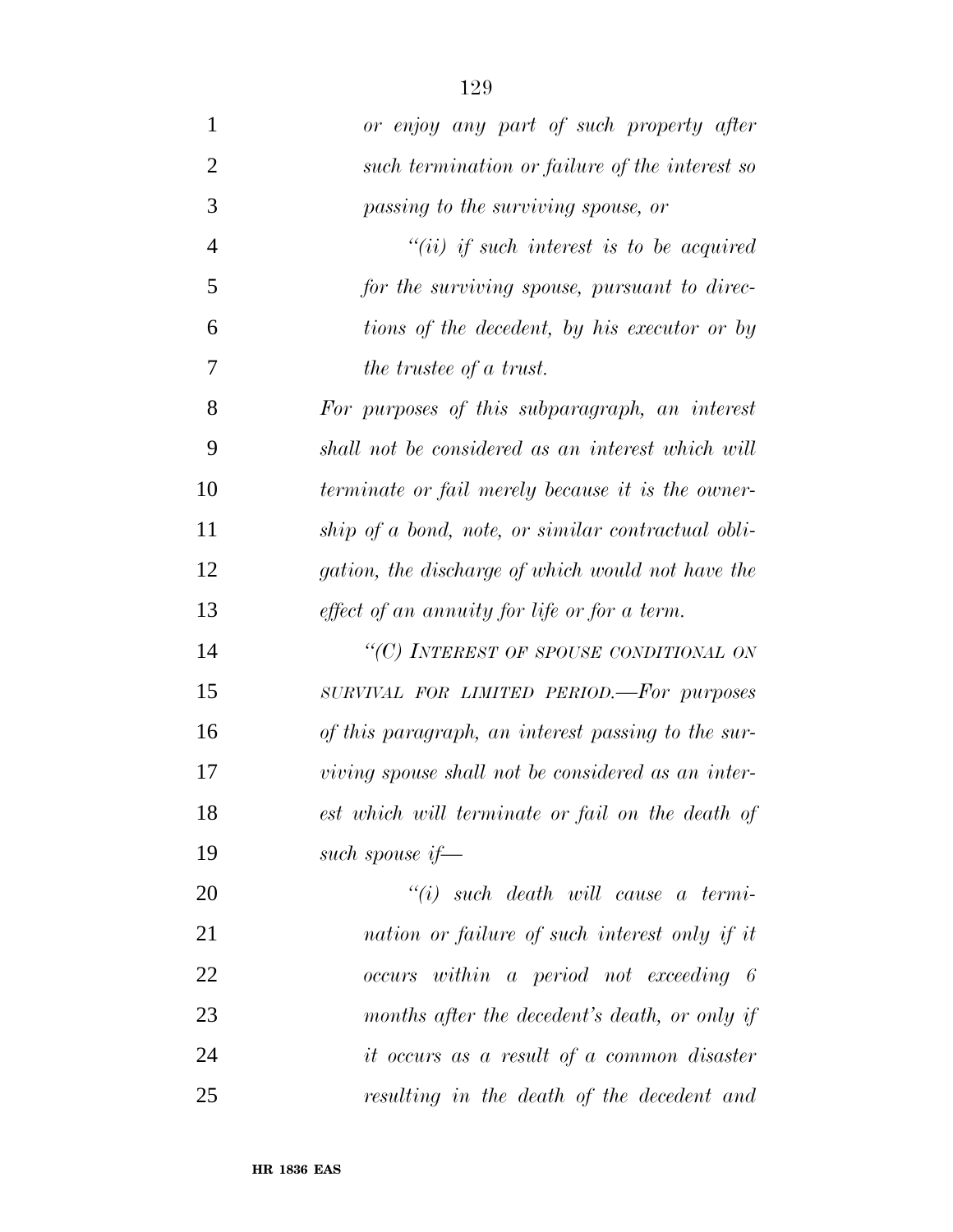*or enjoy any part of such property after such termination or failure of the interest so passing to the surviving spouse, or*

*"(ii) if such interest is to be acquired for the surviving spouse, pursuant to directions of the decedent, by his executor or by the trustee of a trust.*

*For purposes of this subparagraph, an interest shall not be considered as an interest which will terminate or fail merely because it is the ownership of a bond, note, or similar contractual obligation, the discharge of which would not have the effect of an annuity for life or for a term.*

*"(C) INTEREST OF SPOUSE CONDITIONAL ON SURVIVAL FOR LIMITED PERIOD.—For purposes of this paragraph, an interest passing to the surviving spouse shall not be considered as an interest which will terminate or fail on the death of such spouse if—*

*"(i) such death will cause a termination or failure of such interest only if it occurs within a period not exceeding 6 months after the decedent's death, or only if it occurs as a result of a common disaster resulting in the death of the decedent and*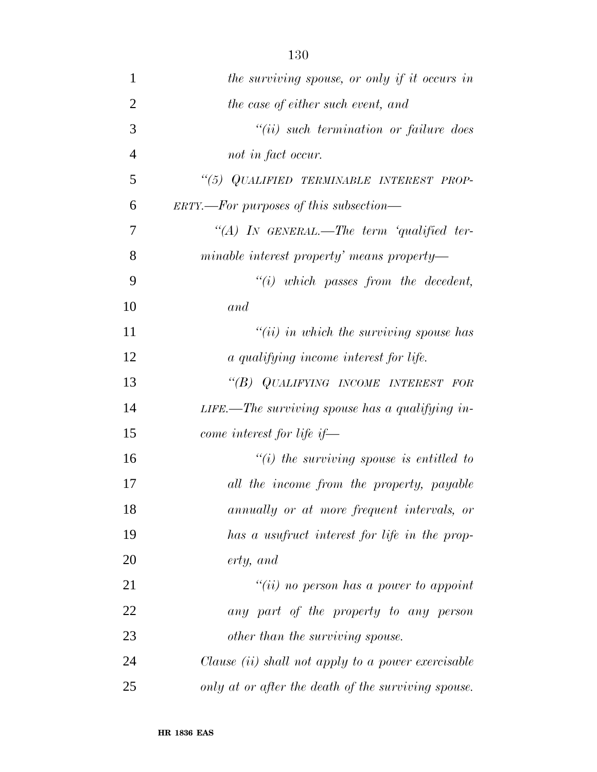*the surviving spouse, or only if it occurs in the case of either such event, and*

*"(ii) such termination or failure does not in fact occur.*

*"(5) QUALIFIED TERMINABLE INTEREST PROPERTY.—For purposes of this subsection—*

*"(A) IN GENERAL.—The term 'qualified terminable interest property' means property—*

*"(i) which passes from the decedent, and*

*"(ii) in which the surviving spouse has a qualifying income interest for life.*

*"(B) QUALIFYING INCOME INTEREST FOR LIFE.—The surviving spouse has a qualifying income interest for life if—*

*"(i) the surviving spouse is entitled to all the income from the property, payable annually or at more frequent intervals, or has a usufruct interest for life in the property, and*

*"(ii) no person has a power to appoint any part of the property to any person other than the surviving spouse.*

*Clause (ii) shall not apply to a power exercisable only at or after the death of the surviving spouse.*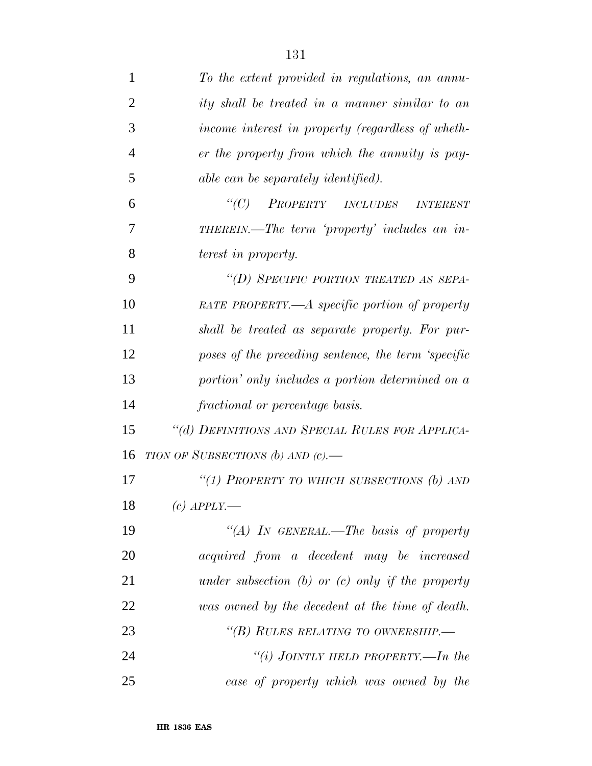*To the extent provided in regulations, an annuity shall be treated in a manner similar to an income interest in property (regardless of whether the property from which the annuity is payable can be separately identified).*

*"(C) PROPERTY INCLUDES INTEREST THEREIN.—The term 'property' includes an interest in property.*

*"(D) SPECIFIC PORTION TREATED AS SEPARATE PROPERTY.—A specific portion of property shall be treated as separate property. For purposes of the preceding sentence, the term 'specific portion' only includes a portion determined on a fractional or percentage basis.*

*"(d) DEFINITIONS AND SPECIAL RULES FOR APPLICATION OF SUBSECTIONS (b) AND (c).—*

*"(1) PROPERTY TO WHICH SUBSECTIONS (b) AND (c) APPLY.—*

*"(A) IN GENERAL.—The basis of property acquired from a decedent may be increased under subsection (b) or (c) only if the property was owned by the decedent at the time of death.*

*"(B) RULES RELATING TO OWNERSHIP.—*

*"(i) JOINTLY HELD PROPERTY.—In the case of property which was owned by the*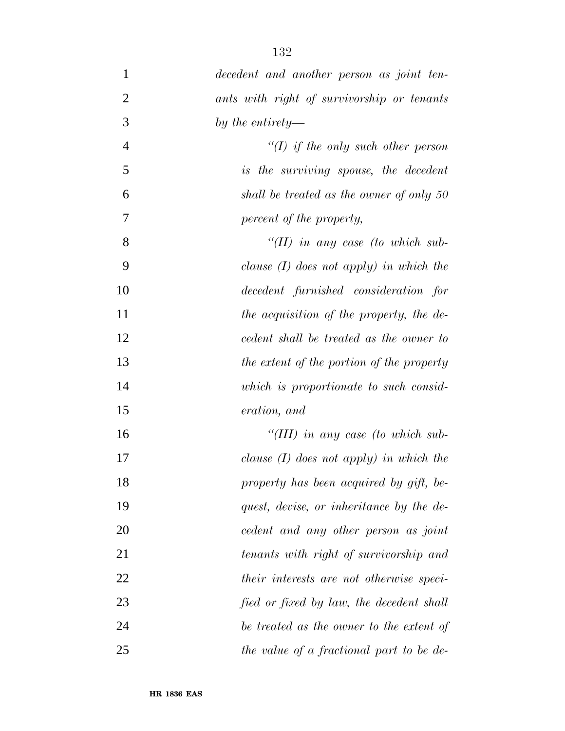*decedent and another person as joint tenants with right of survivorship or tenants by the entirety—*

*“(I) if the only such other person is the surviving spouse, the decedent shall be treated as the owner of only 50 percent of the property,*

*“(II) in any case (to which subclause (I) does not apply) in which the decedent furnished consideration for the acquisition of the property, the decedent shall be treated as the owner to the extent of the portion of the property which is proportionate to such consideration, and*

*“(III) in any case (to which subclause (I) does not apply) in which the property has been acquired by gift, bequest, devise, or inheritance by the decedent and any other person as joint tenants with right of survivorship and their interests are not otherwise specified or fixed by law, the decedent shall be treated as the owner to the extent of the value of a fractional part to be de-*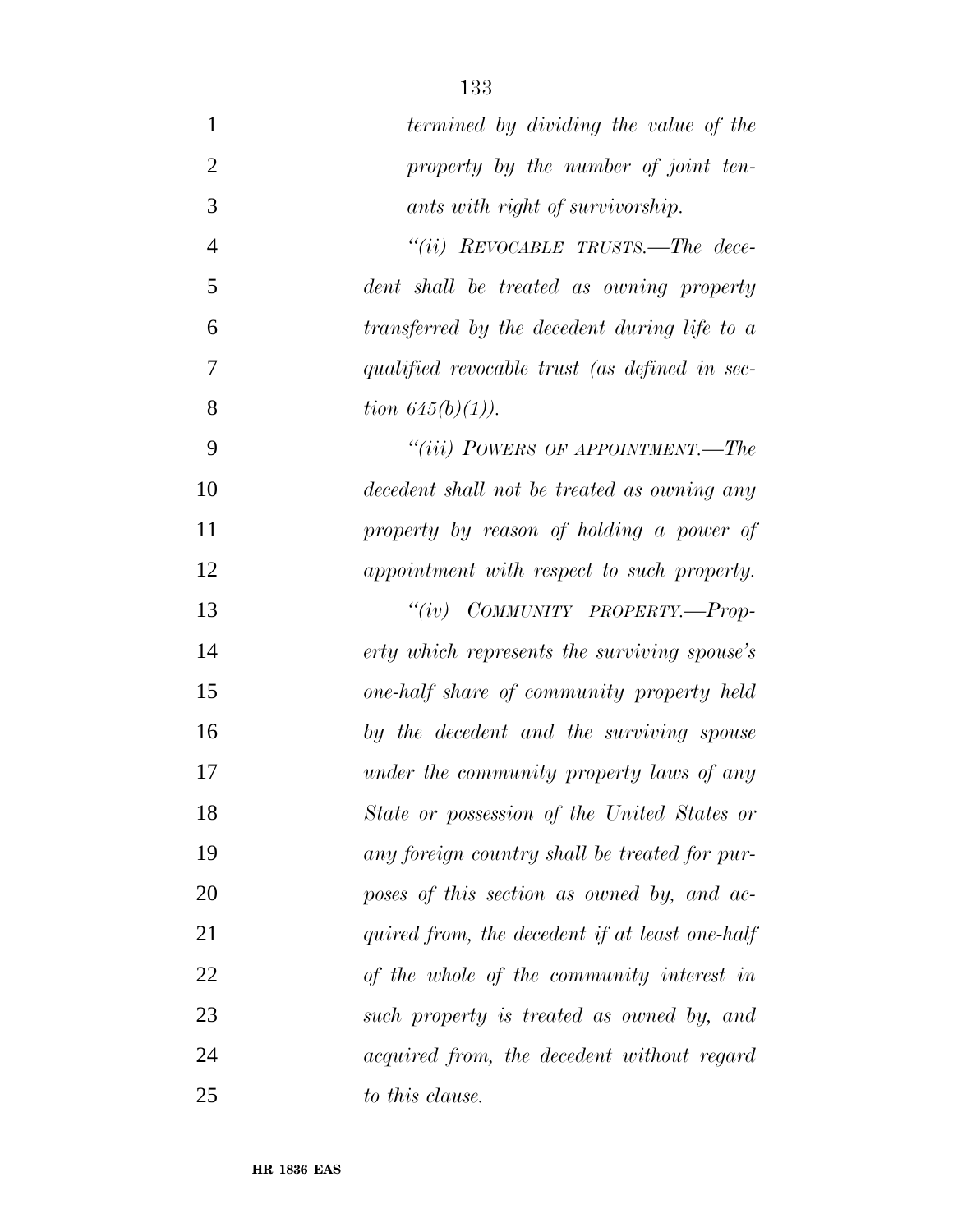*termined by dividing the value of the property by the number of joint tenants with right of survivorship.*

*"(ii) REVOCABLE TRUSTS.—The decedent shall be treated as owning property transferred by the decedent during life to a qualified revocable trust (as defined in section 645(b)(1)).*

*"(iii) POWERS OF APPOINTMENT.—The decedent shall not be treated as owning any property by reason of holding a power of appointment with respect to such property.*

*"(iv) COMMUNITY PROPERTY.—Property which represents the surviving spouse's one-half share of community property held by the decedent and the surviving spouse under the community property laws of any State or possession of the United States or any foreign country shall be treated for purposes of this section as owned by, and acquired from, the decedent if at least one-half of the whole of the community interest in such property is treated as owned by, and acquired from, the decedent without regard to this clause.*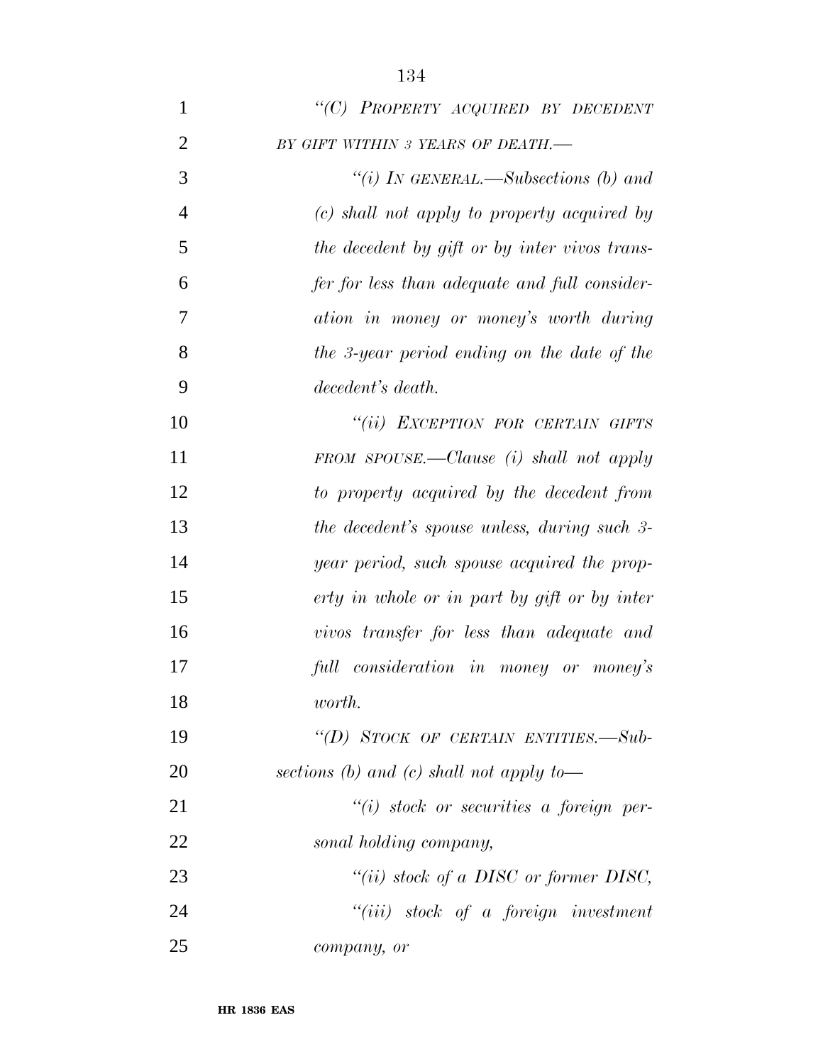*"(C) PROPERTY ACQUIRED BY DECEDENT BY GIFT WITHIN 3 YEARS OF DEATH.—*

*"(i) IN GENERAL.—Subsections (b) and (c) shall not apply to property acquired by the decedent by gift or by inter vivos transfer for less than adequate and full consideration in money or money's worth during the 3-year period ending on the date of the decedent's death.*

*"(ii) EXCEPTION FOR CERTAIN GIFTS FROM SPOUSE.—Clause (i) shall not apply to property acquired by the decedent from the decedent's spouse unless, during such 3-year period, such spouse acquired the property in whole or in part by gift or by inter vivos transfer for less than adequate and full consideration in money or money's worth.*

*"(D) STOCK OF CERTAIN ENTITIES.—Subsections (b) and (c) shall not apply to—*

*"(i) stock or securities a foreign personal holding company,*

*"(ii) stock of a DISC or former DISC,*

*"(iii) stock of a foreign investment company, or*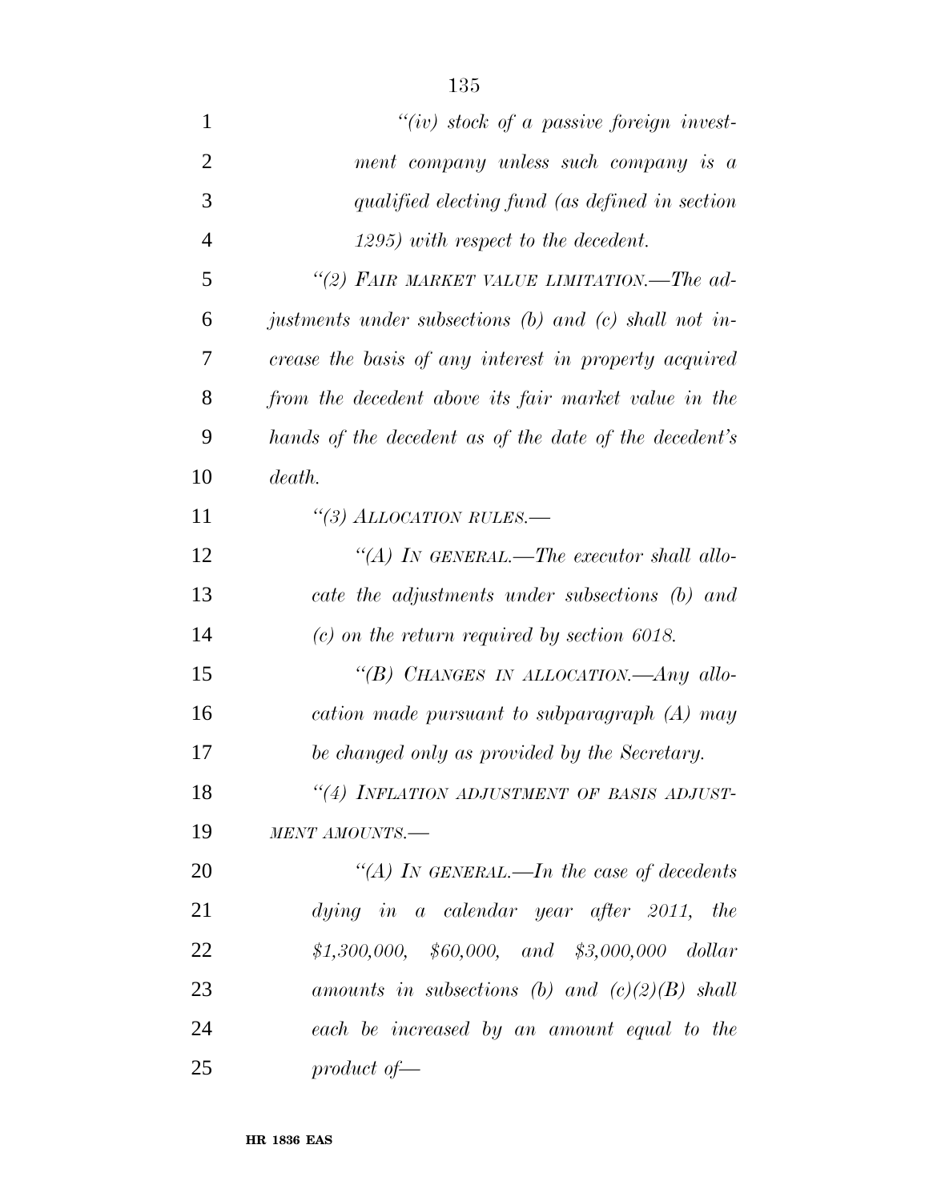*"(iv) stock of a passive foreign investment company unless such company is a qualified electing fund (as defined in section 1295) with respect to the decedent.*

*"(2) FAIR MARKET VALUE LIMITATION.—The adjustments under subsections (b) and (c) shall not increase the basis of any interest in property acquired from the decedent above its fair market value in the hands of the decedent as of the date of the decedent's death.*

*"(3) ALLOCATION RULES.—*

*"(A) IN GENERAL.—The executor shall allocate the adjustments under subsections (b) and (c) on the return required by section 6018.*

*"(B) CHANGES IN ALLOCATION.—Any allocation made pursuant to subparagraph (A) may be changed only as provided by the Secretary.*

*"(4) INFLATION ADJUSTMENT OF BASIS ADJUSTMENT AMOUNTS.—*

*"(A) IN GENERAL.—In the case of decedents dying in a calendar year after 2011, the $1,300,000, $60,000, and $3,000,000 dollar amounts in subsections (b) and (c)(2)(B) shall each be increased by an amount equal to the product of—*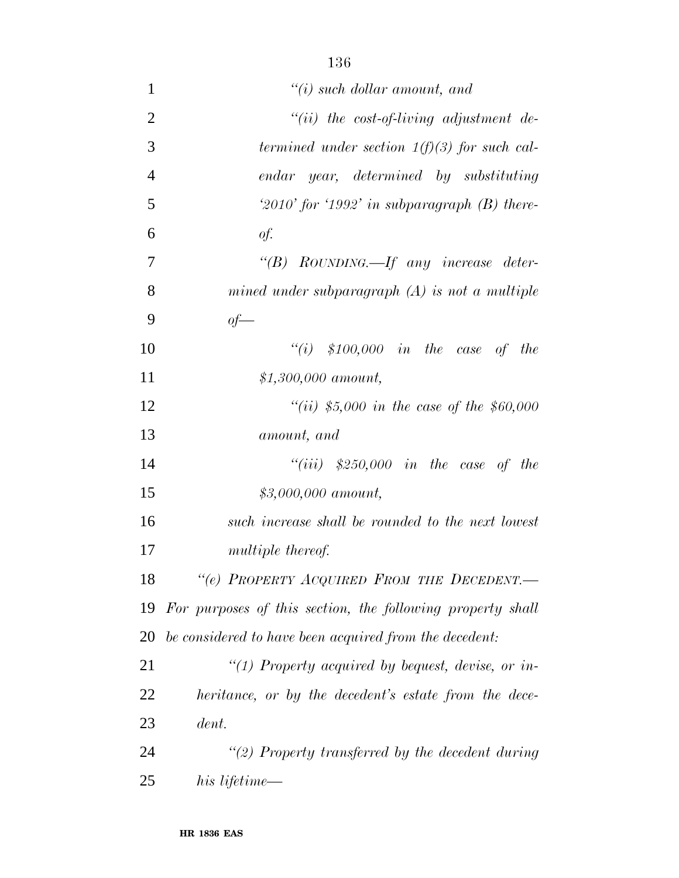*"(i) such dollar amount, and*

*"(ii) the cost-of-living adjustment determined under section 1(f)(3) for such calendar year, determined by substituting '2010' for '1992' in subparagraph (B) thereof.*

*"(B) ROUNDING.—If any increase determined under subparagraph (A) is not a multiple of—*

*"(i) $100,000 in the case of the $1,300,000 amount,*

*"(ii) $5,000 in the case of the $60,000 amount, and*

*"(iii) $250,000 in the case of the $3,000,000 amount,*

*such increase shall be rounded to the next lowest multiple thereof.*

*"(e) PROPERTY ACQUIRED FROM THE DECEDENT.—For purposes of this section, the following property shall be considered to have been acquired from the decedent:*

*"(1) Property acquired by bequest, devise, or inheritance, or by the decedent's estate from the decedent.*

*"(2) Property transferred by the decedent during his lifetime—*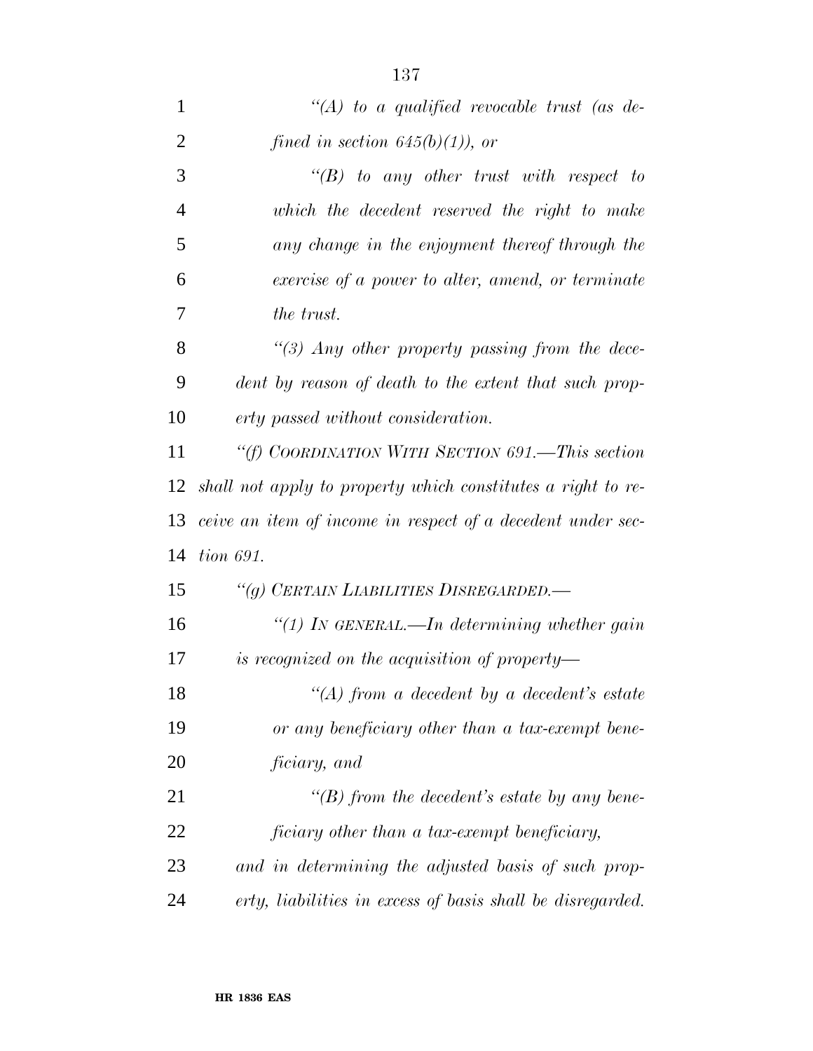*"(A) to a qualified revocable trust (as defined in section 645(b)(1)), or*

*"(B) to any other trust with respect to which the decedent reserved the right to make any change in the enjoyment thereof through the exercise of a power to alter, amend, or terminate the trust.*

*"(3) Any other property passing from the decedent by reason of death to the extent that such property passed without consideration.*

*"(f) COORDINATION WITH SECTION 691.—This section shall not apply to property which constitutes a right to receive an item of income in respect of a decedent under section 691.*

*"(g) CERTAIN LIABILITIES DISREGARDED.—*

*"(1) IN GENERAL.—In determining whether gain is recognized on the acquisition of property—*

*"(A) from a decedent by a decedent's estate or any beneficiary other than a tax-exempt beneficiary, and*

*"(B) from the decedent's estate by any beneficiary other than a tax-exempt beneficiary,*

*and in determining the adjusted basis of such property, liabilities in excess of basis shall be disregarded.*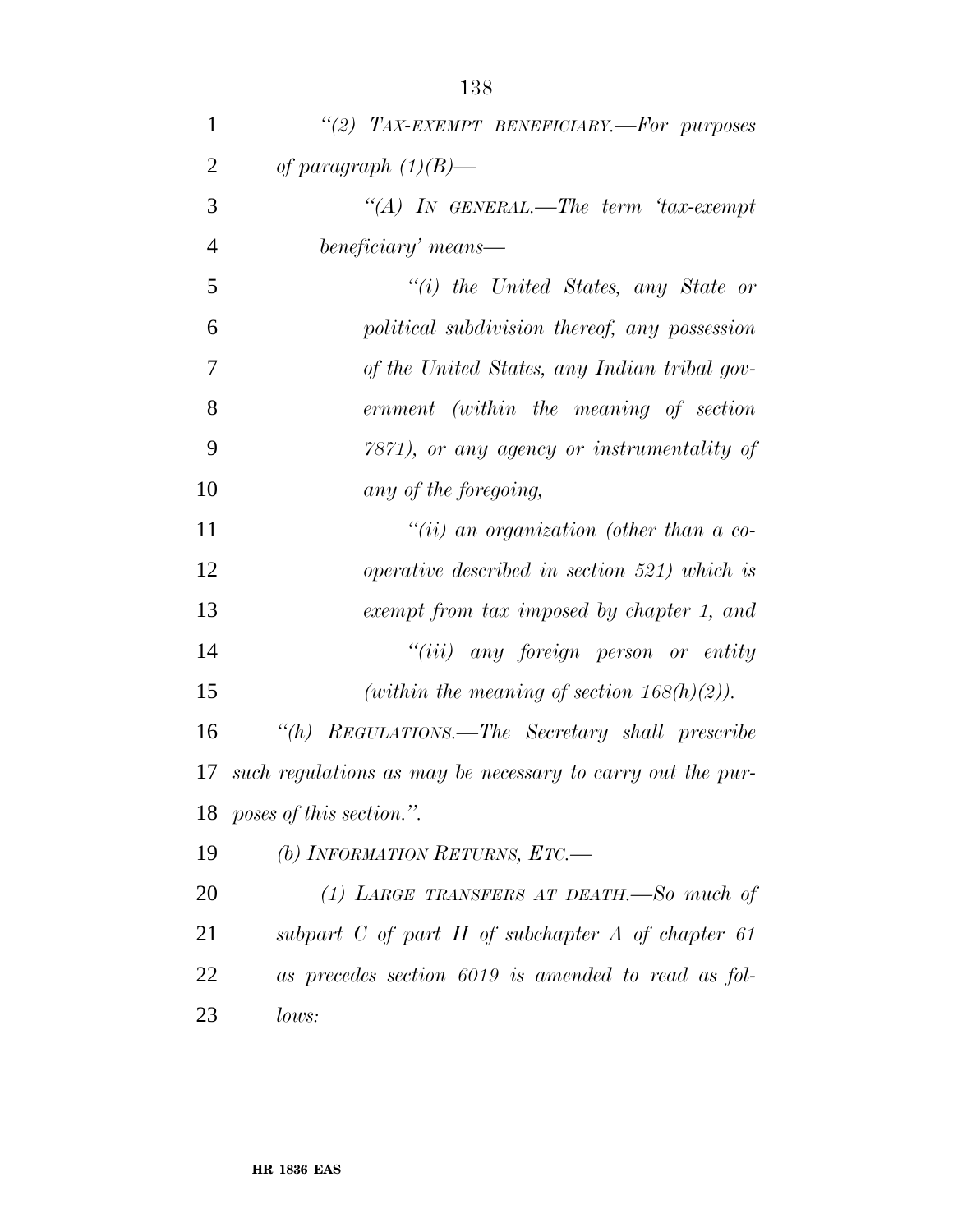*"(2) TAX-EXEMPT BENEFICIARY.—For purposes of paragraph (1)(B)—*

*"(A) IN GENERAL.—The term 'tax-exempt beneficiary' means—*

*"(i) the United States, any State or political subdivision thereof, any possession of the United States, any Indian tribal government (within the meaning of section 7871), or any agency or instrumentality of any of the foregoing,*

*"(ii) an organization (other than a cooperative described in section 521) which is exempt from tax imposed by chapter 1, and*

*"(iii) any foreign person or entity (within the meaning of section 168(h)(2)).*

*"(h) REGULATIONS.—The Secretary shall prescribe such regulations as may be necessary to carry out the purposes of this section.".*

*(b) INFORMATION RETURNS, ETC.—*

*(1) LARGE TRANSFERS AT DEATH.—So much of subpart C of part II of subchapter A of chapter 61 as precedes section 6019 is amended to read as follows:*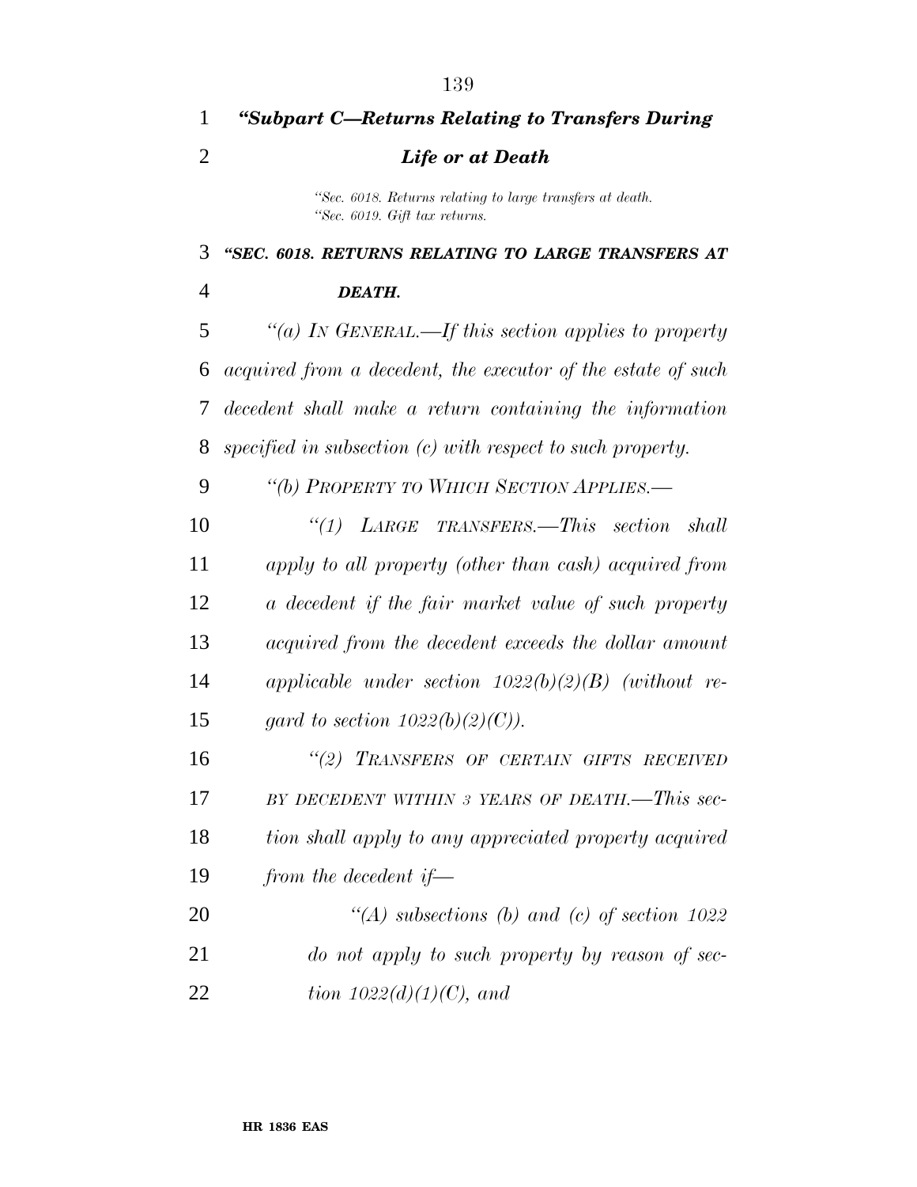### *“Subpart C—Returns Relating to Transfers During Life or at Death*

*“Sec. 6018. Returns relating to large transfers at death.*
*“Sec. 6019. Gift tax returns.*

### *“SEC. 6018. RETURNS RELATING TO LARGE TRANSFERS AT DEATH.*

*“(a) IN GENERAL.—If this section applies to property acquired from a decedent, the executor of the estate of such decedent shall make a return containing the information specified in subsection (c) with respect to such property.*

*“(b) PROPERTY TO WHICH SECTION APPLIES.—*

*“(1) LARGE TRANSFERS.—This section shall apply to all property (other than cash) acquired from a decedent if the fair market value of such property acquired from the decedent exceeds the dollar amount applicable under section 1022(b)(2)(B) (without regard to section 1022(b)(2)(C)).*

*“(2) TRANSFERS OF CERTAIN GIFTS RECEIVED BY DECEDENT WITHIN 3 YEARS OF DEATH.—This section shall apply to any appreciated property acquired from the decedent if—*

*“(A) subsections (b) and (c) of section 1022 do not apply to such property by reason of section 1022(d)(1)(C), and*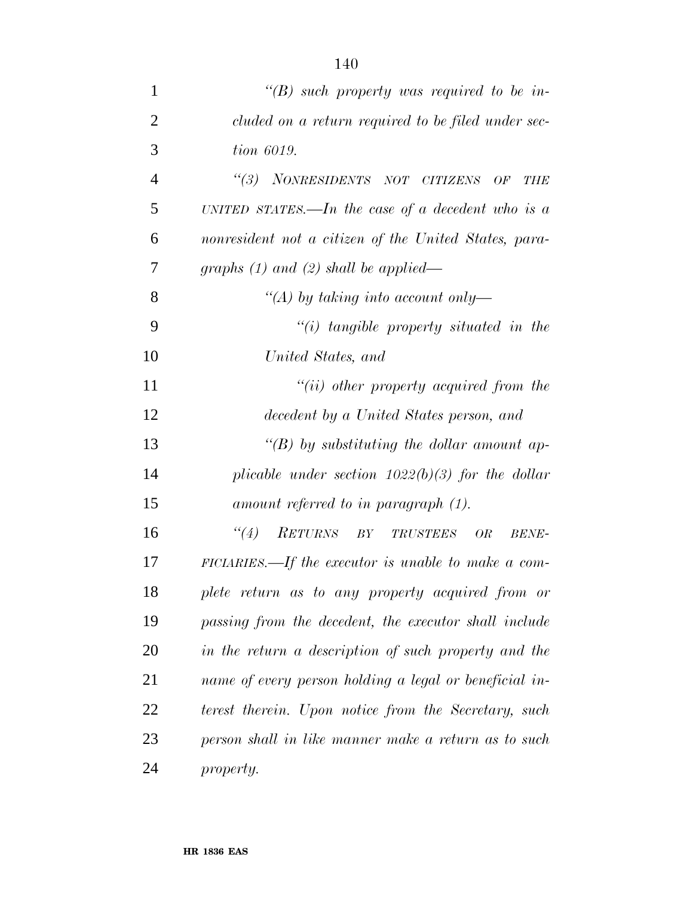*"(B) such property was required to be included on a return required to be filed under section 6019.*

*"(3) NONRESIDENTS NOT CITIZENS OF THE UNITED STATES.—In the case of a decedent who is a nonresident not a citizen of the United States, paragraphs (1) and (2) shall be applied—*

*"(A) by taking into account only—*

*"(i) tangible property situated in the United States, and*

*"(ii) other property acquired from the decedent by a United States person, and*

*"(B) by substituting the dollar amount applicable under section 1022(b)(3) for the dollar amount referred to in paragraph (1).*

*"(4) RETURNS BY TRUSTEES OR BENEFICIARIES.—If the executor is unable to make a complete return as to any property acquired from or passing from the decedent, the executor shall include in the return a description of such property and the name of every person holding a legal or beneficial interest therein. Upon notice from the Secretary, such person shall in like manner make a return as to such property.*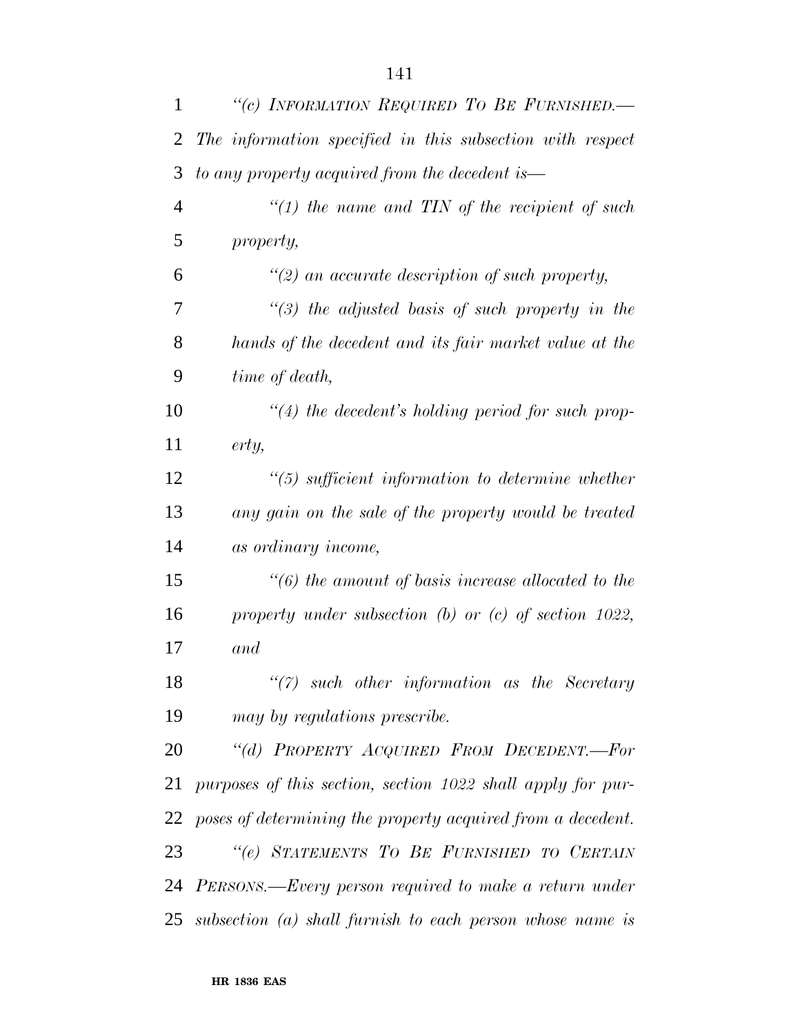*"(c) INFORMATION REQUIRED TO BE FURNISHED.—The information specified in this subsection with respect to any property acquired from the decedent is—*

*"(1) the name and TIN of the recipient of such property,*

*"(2) an accurate description of such property,*

*"(3) the adjusted basis of such property in the hands of the decedent and its fair market value at the time of death,*

*"(4) the decedent's holding period for such property,*

*"(5) sufficient information to determine whether any gain on the sale of the property would be treated as ordinary income,*

*"(6) the amount of basis increase allocated to the property under subsection (b) or (c) of section 1022, and*

*"(7) such other information as the Secretary may by regulations prescribe.*

*"(d) PROPERTY ACQUIRED FROM DECEDENT.—For purposes of this section, section 1022 shall apply for purposes of determining the property acquired from a decedent.*

*"(e) STATEMENTS TO BE FURNISHED TO CERTAIN PERSONS.—Every person required to make a return under subsection (a) shall furnish to each person whose name is*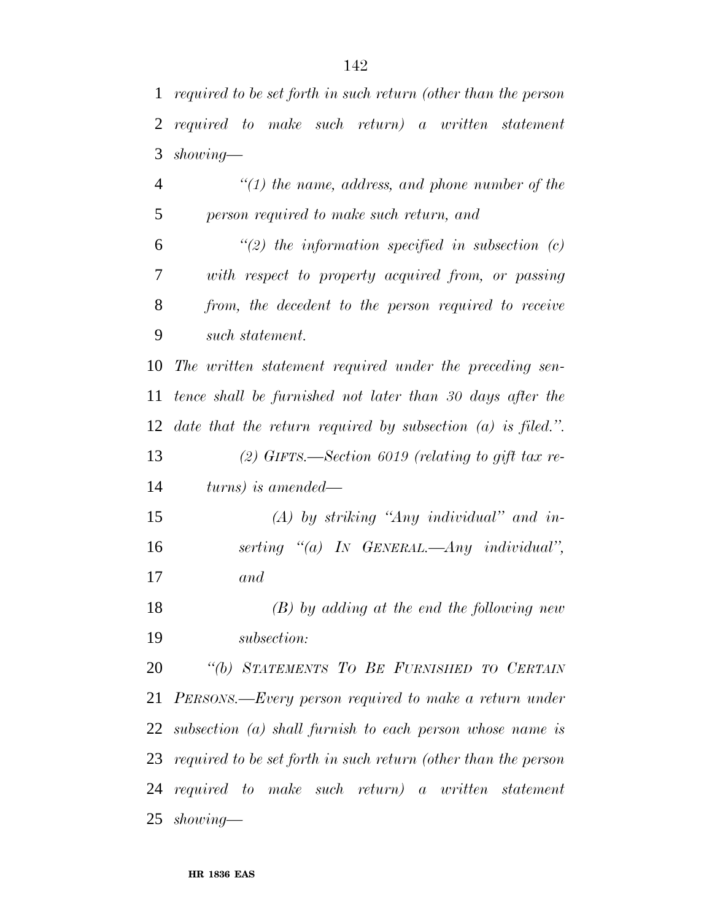*required to be set forth in such return (other than the person required to make such return) a written statement showing—*

*"(1) the name, address, and phone number of the person required to make such return, and*

*"(2) the information specified in subsection (c) with respect to property acquired from, or passing from, the decedent to the person required to receive such statement.*

*The written statement required under the preceding sentence shall be furnished not later than 30 days after the date that the return required by subsection (a) is filed.".*

*(2) GIFTS.—Section 6019 (relating to gift tax returns) is amended—*

*(A) by striking "Any individual" and inserting "(a) IN GENERAL.—Any individual", and*

*(B) by adding at the end the following new subsection:*

*"(b) STATEMENTS TO BE FURNISHED TO CERTAIN PERSONS.—Every person required to make a return under subsection (a) shall furnish to each person whose name is required to be set forth in such return (other than the person required to make such return) a written statement showing—*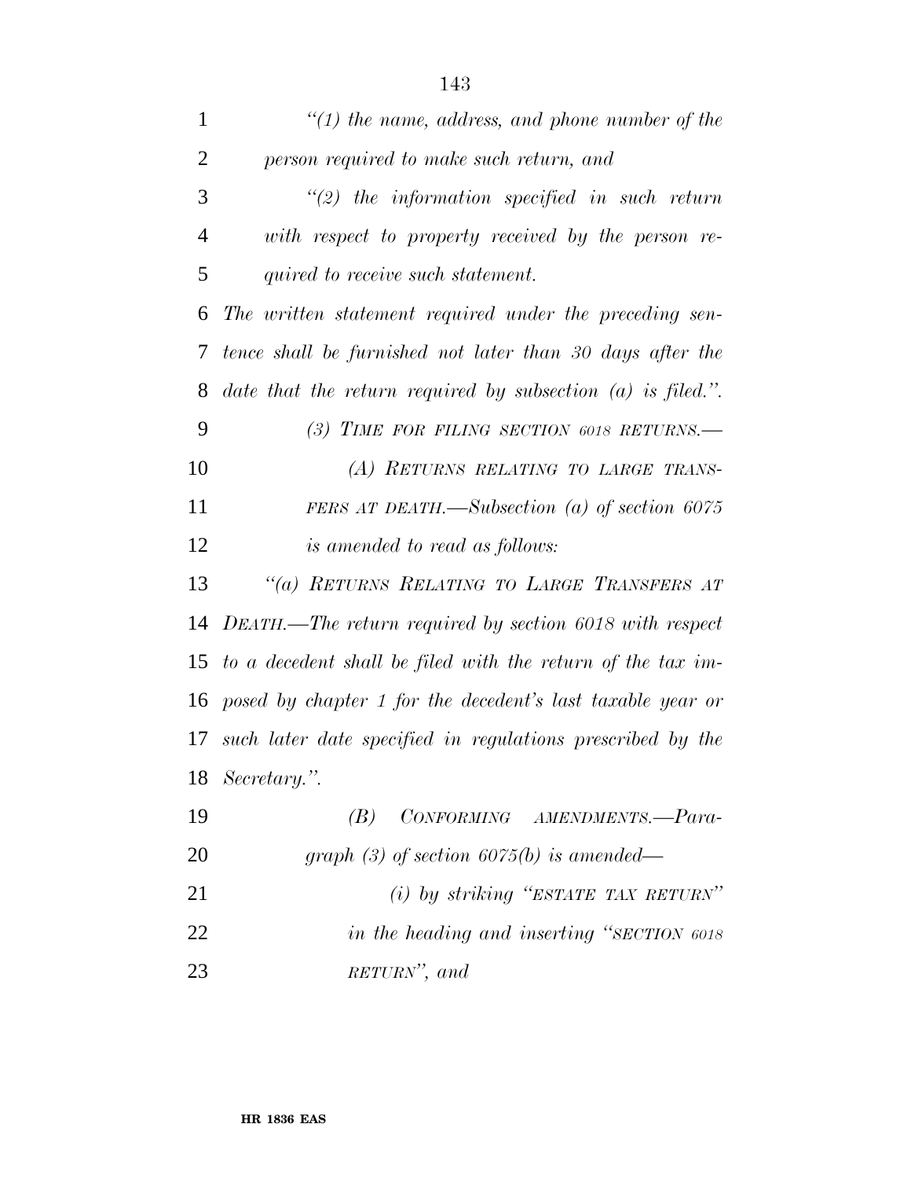*"(1) the name, address, and phone number of the person required to make such return, and*

*"(2) the information specified in such return with respect to property received by the person required to receive such statement.*

*The written statement required under the preceding sentence shall be furnished not later than 30 days after the date that the return required by subsection (a) is filed.".*

*(3) TIME FOR FILING SECTION 6018 RETURNS.—*

*(A) RETURNS RELATING TO LARGE TRANSFERS AT DEATH.—Subsection (a) of section 6075 is amended to read as follows:*

*"(a) RETURNS RELATING TO LARGE TRANSFERS AT DEATH.—The return required by section 6018 with respect to a decedent shall be filed with the return of the tax imposed by chapter 1 for the decedent's last taxable year or such later date specified in regulations prescribed by the Secretary.".*

*(B) CONFORMING AMENDMENTS.—Paragraph (3) of section 6075(b) is amended—*

*(i) by striking "ESTATE TAX RETURN" in the heading and inserting "SECTION 6018 RETURN", and*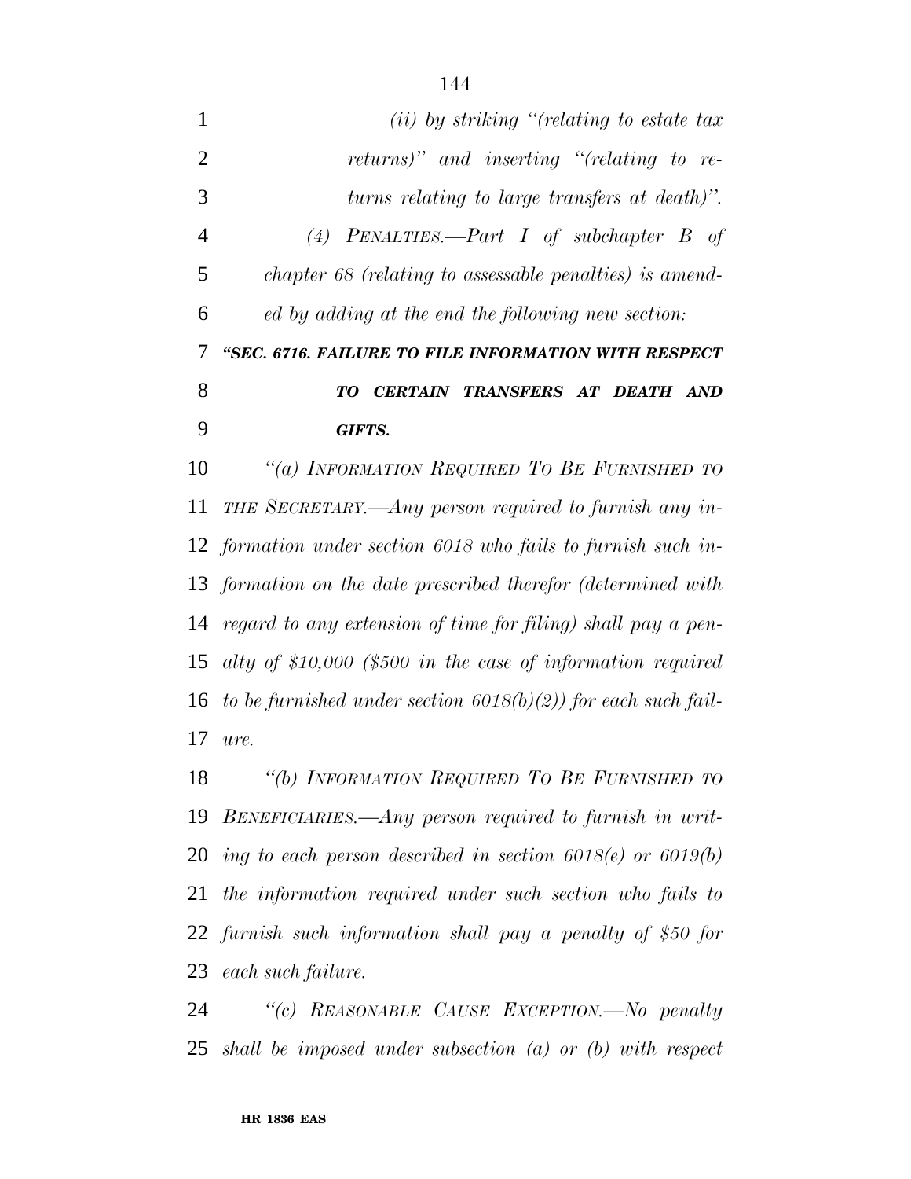*(ii) by striking "(relating to estate tax returns)" and inserting "(relating to returns relating to large transfers at death)".*

*(4) PENALTIES.—Part I of subchapter B of chapter 68 (relating to assessable penalties) is amended by adding at the end the following new section:*

***"SEC. 6716. FAILURE TO FILE INFORMATION WITH RESPECT TO CERTAIN TRANSFERS AT DEATH AND GIFTS.***

*"(a) INFORMATION REQUIRED TO BE FURNISHED TO THE SECRETARY.—Any person required to furnish any information under section 6018 who fails to furnish such information on the date prescribed therefor (determined with regard to any extension of time for filing) shall pay a penalty of $10,000 ($500 in the case of information required to be furnished under section 6018(b)(2)) for each such failure.*

*"(b) INFORMATION REQUIRED TO BE FURNISHED TO BENEFICIARIES.—Any person required to furnish in writing to each person described in section 6018(e) or 6019(b) the information required under such section who fails to furnish such information shall pay a penalty of $50 for each such failure.*

*"(c) REASONABLE CAUSE EXCEPTION.—No penalty shall be imposed under subsection (a) or (b) with respect*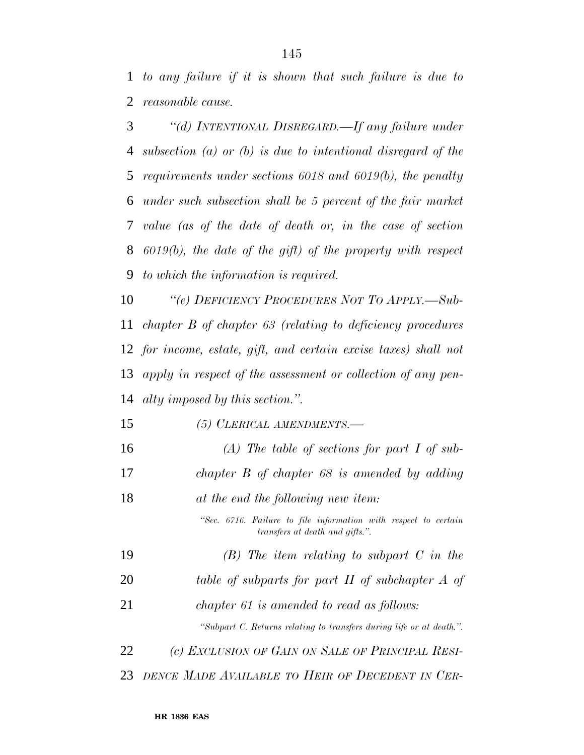*to any failure if it is shown that such failure is due to reasonable cause.*

*"(d) INTENTIONAL DISREGARD.—If any failure under subsection (a) or (b) is due to intentional disregard of the requirements under sections 6018 and 6019(b), the penalty under such subsection shall be 5 percent of the fair market value (as of the date of death or, in the case of section 6019(b), the date of the gift) of the property with respect to which the information is required.*

*"(e) DEFICIENCY PROCEDURES NOT TO APPLY.—Subchapter B of chapter 63 (relating to deficiency procedures for income, estate, gift, and certain excise taxes) shall not apply in respect of the assessment or collection of any penalty imposed by this section.".*

*(5) CLERICAL AMENDMENTS.—*

*(A) The table of sections for part I of subchapter B of chapter 68 is amended by adding at the end the following new item:*

*"Sec. 6716. Failure to file information with respect to certain transfers at death and gifts.".*

*(B) The item relating to subpart C in the table of subparts for part II of subchapter A of chapter 61 is amended to read as follows:*

*"Subpart C. Returns relating to transfers during life or at death.".*

*(c) EXCLUSION OF GAIN ON SALE OF PRINCIPAL RESIDENCE MADE AVAILABLE TO HEIR OF DECEDENT IN CER-*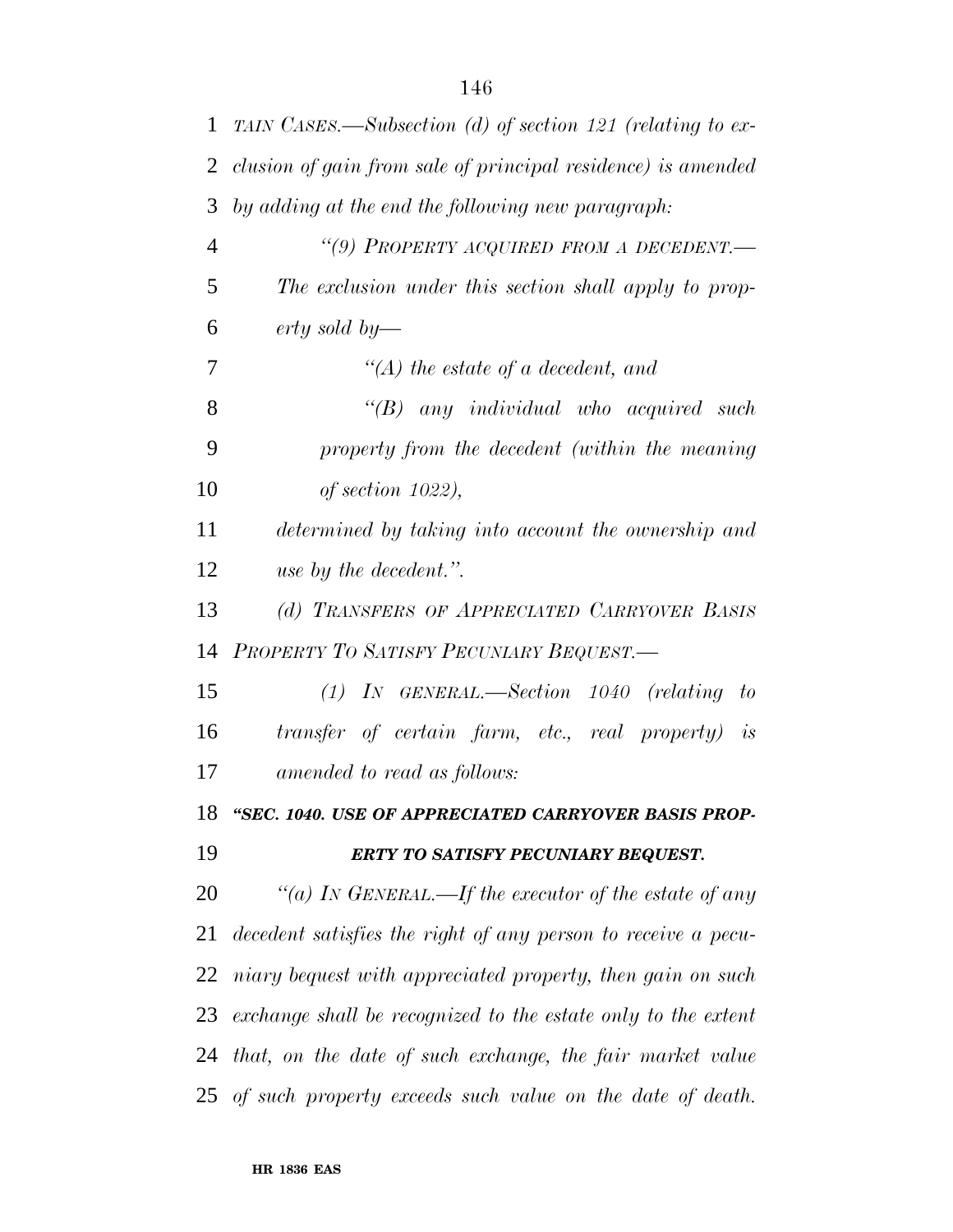*TAIN CASES.—Subsection (d) of section 121 (relating to exclusion of gain from sale of principal residence) is amended by adding at the end the following new paragraph:*

*"(9) PROPERTY ACQUIRED FROM A DECEDENT.— The exclusion under this section shall apply to property sold by—*

*"(A) the estate of a decedent, and*

*"(B) any individual who acquired such property from the decedent (within the meaning of section 1022),*

*determined by taking into account the ownership and use by the decedent.".*

*(d) TRANSFERS OF APPRECIATED CARRYOVER BASIS PROPERTY TO SATISFY PECUNIARY BEQUEST.—*

*(1) IN GENERAL.—Section 1040 (relating to transfer of certain farm, etc., real property) is amended to read as follows:*

***"SEC. 1040. USE OF APPRECIATED CARRYOVER BASIS PROPERTY TO SATISFY PECUNIARY BEQUEST.***

*"(a) IN GENERAL.—If the executor of the estate of any decedent satisfies the right of any person to receive a pecuniary bequest with appreciated property, then gain on such exchange shall be recognized to the estate only to the extent that, on the date of such exchange, the fair market value of such property exceeds such value on the date of death.*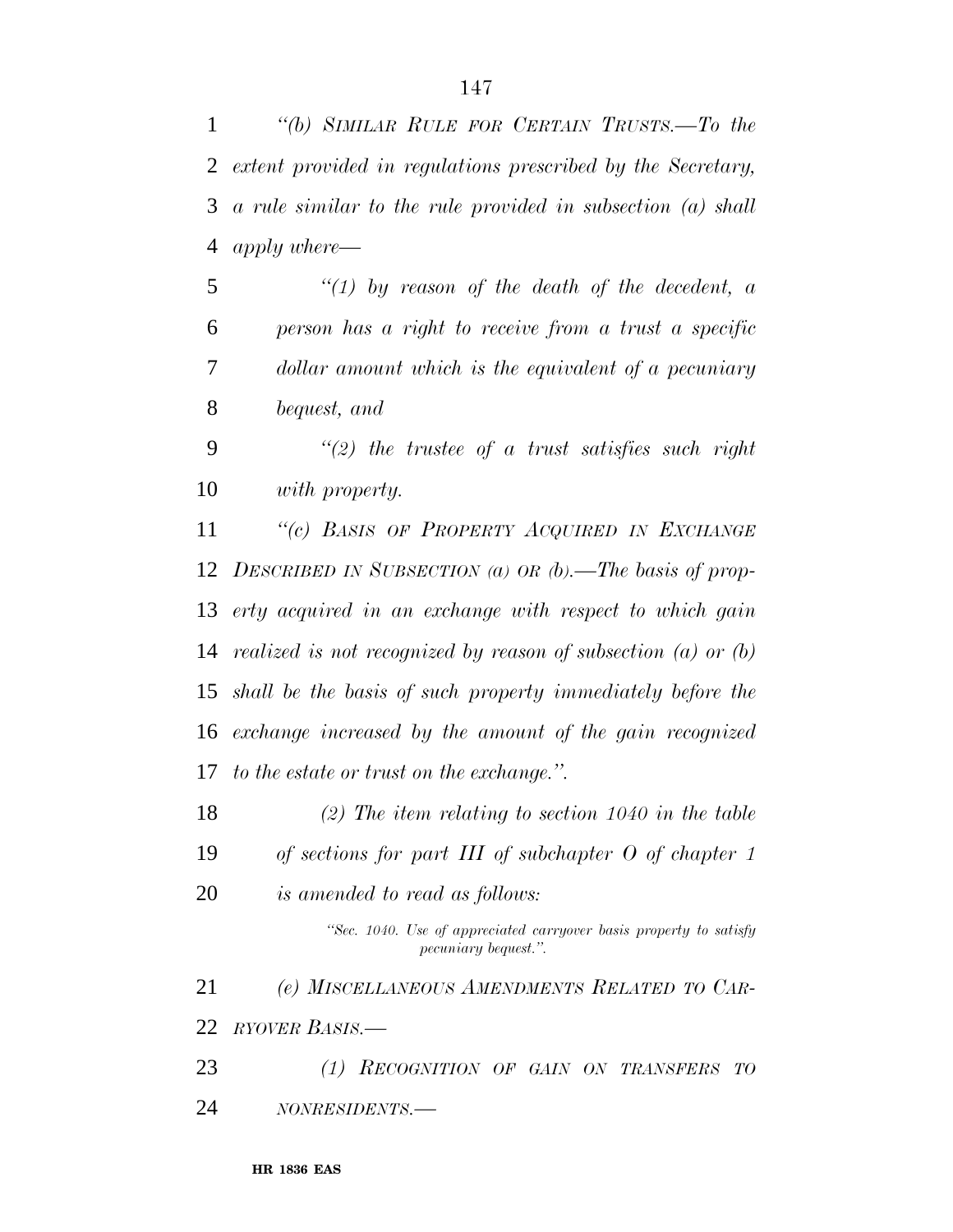*"(b) SIMILAR RULE FOR CERTAIN TRUSTS.—To the extent provided in regulations prescribed by the Secretary, a rule similar to the rule provided in subsection (a) shall apply where—*

*"(1) by reason of the death of the decedent, a person has a right to receive from a trust a specific dollar amount which is the equivalent of a pecuniary bequest, and*

*"(2) the trustee of a trust satisfies such right with property.*

*"(c) BASIS OF PROPERTY ACQUIRED IN EXCHANGE DESCRIBED IN SUBSECTION (a) OR (b).—The basis of property acquired in an exchange with respect to which gain realized is not recognized by reason of subsection (a) or (b) shall be the basis of such property immediately before the exchange increased by the amount of the gain recognized to the estate or trust on the exchange.".*

*(2) The item relating to section 1040 in the table of sections for part III of subchapter O of chapter 1 is amended to read as follows:*

*"Sec. 1040. Use of appreciated carryover basis property to satisfy pecuniary bequest.".*

*(e) MISCELLANEOUS AMENDMENTS RELATED TO CARRYOVER BASIS.—*

*(1) RECOGNITION OF GAIN ON TRANSFERS TO NONRESIDENTS.—*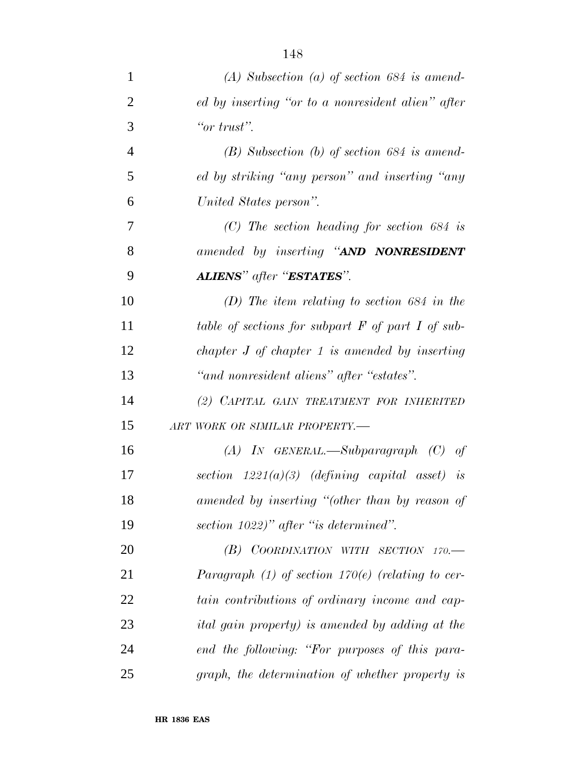*(A) Subsection (a) of section 684 is amended by inserting "or to a nonresident alien" after "or trust".*

*(B) Subsection (b) of section 684 is amended by striking "any person" and inserting "any United States person".*

*(C) The section heading for section 684 is amended by inserting "**AND NONRESIDENT ALIENS**" after "**ESTATES**".*

*(D) The item relating to section 684 in the table of sections for subpart F of part I of subchapter J of chapter 1 is amended by inserting "and nonresident aliens" after "estates".*

*(2) CAPITAL GAIN TREATMENT FOR INHERITED ART WORK OR SIMILAR PROPERTY.—*

*(A) IN GENERAL.—Subparagraph (C) of section 1221(a)(3) (defining capital asset) is amended by inserting "(other than by reason of section 1022)" after "is determined".*

*(B) COORDINATION WITH SECTION 170.—Paragraph (1) of section 170(e) (relating to certain contributions of ordinary income and capital gain property) is amended by adding at the end the following: "For purposes of this paragraph, the determination of whether property is*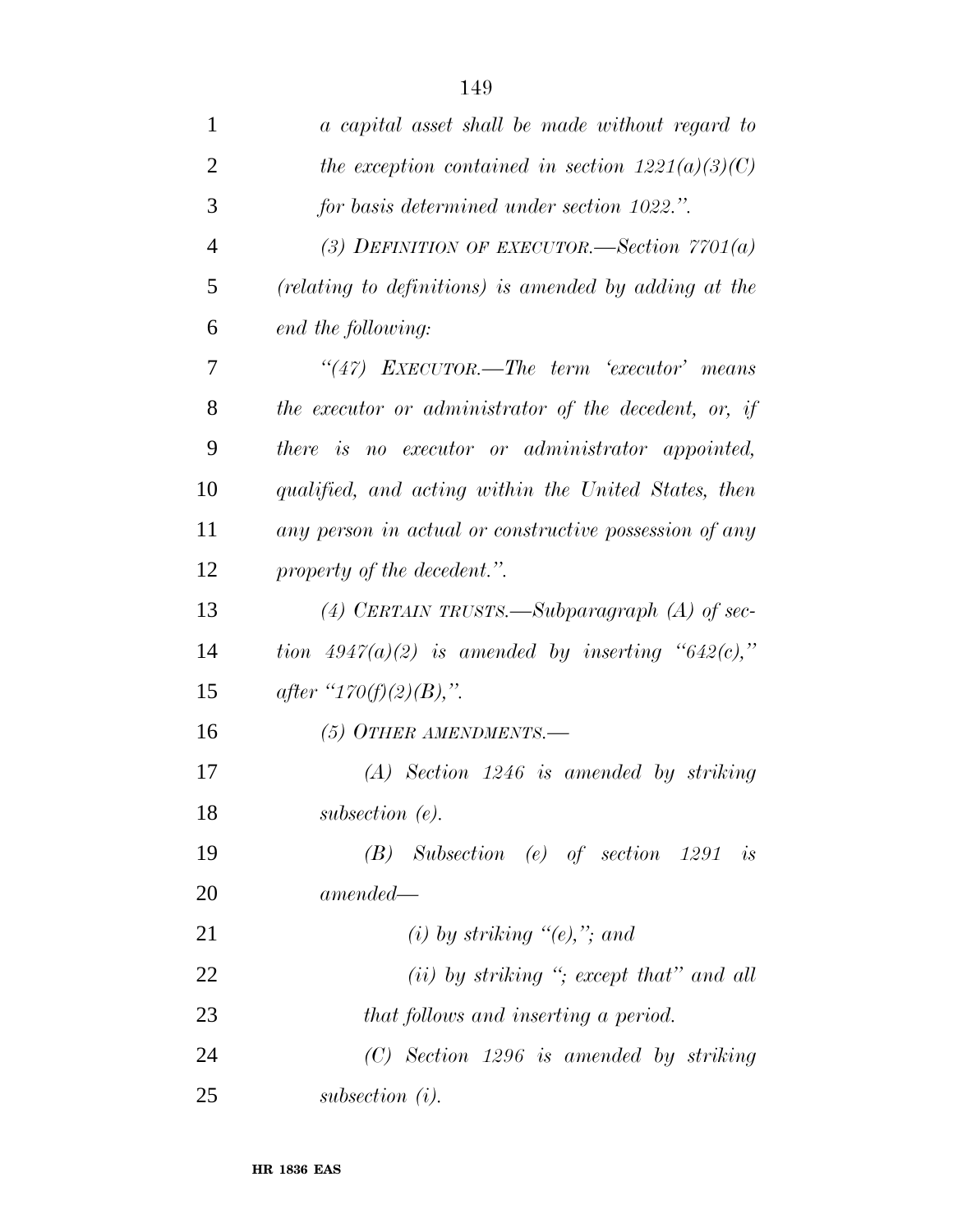*a capital asset shall be made without regard to the exception contained in section 1221(a)(3)(C) for basis determined under section 1022.".*

*(3) DEFINITION OF EXECUTOR.—Section 7701(a) (relating to definitions) is amended by adding at the end the following:*

*"(47) EXECUTOR.—The term 'executor' means the executor or administrator of the decedent, or, if there is no executor or administrator appointed, qualified, and acting within the United States, then any person in actual or constructive possession of any property of the decedent.".*

*(4) CERTAIN TRUSTS.—Subparagraph (A) of section 4947(a)(2) is amended by inserting "642(c)," after "170(f)(2)(B),".*

*(5) OTHER AMENDMENTS.—*

*(A) Section 1246 is amended by striking subsection (e).*

*(B) Subsection (e) of section 1291 is amended—*

*(i) by striking "(e),"; and*

*(ii) by striking "; except that" and all that follows and inserting a period.*

*(C) Section 1296 is amended by striking subsection (i).*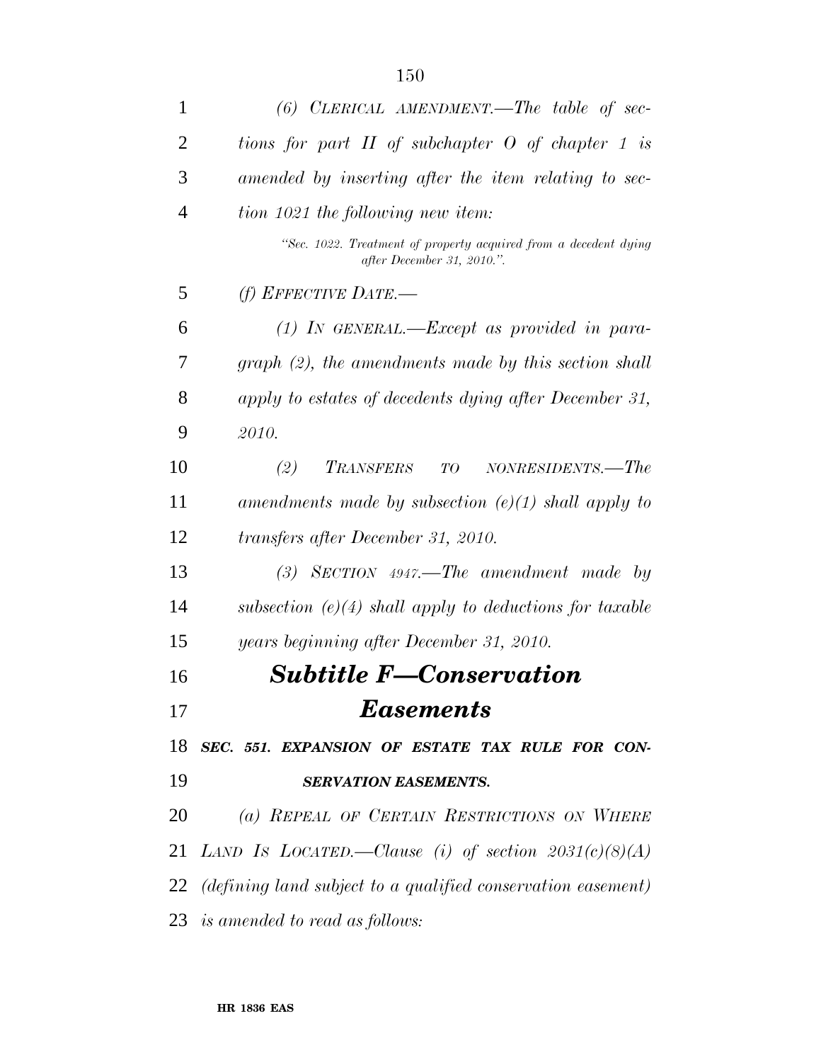*(6) CLERICAL AMENDMENT.—The table of sections for part II of subchapter O of chapter 1 is amended by inserting after the item relating to section 1021 the following new item:*

*"Sec. 1022. Treatment of property acquired from a decedent dying after December 31, 2010.".*

*(f) EFFECTIVE DATE.—*

*(1) IN GENERAL.—Except as provided in paragraph (2), the amendments made by this section shall apply to estates of decedents dying after December 31, 2010.*

*(2) TRANSFERS TO NONRESIDENTS.—The amendments made by subsection (e)(1) shall apply to transfers after December 31, 2010.*

*(3) SECTION 4947.—The amendment made by subsection (e)(4) shall apply to deductions for taxable years beginning after December 31, 2010.*

## *Subtitle F—Conservation Easements*

***SEC. 551. EXPANSION OF ESTATE TAX RULE FOR CONSERVATION EASEMENTS.***

*(a) REPEAL OF CERTAIN RESTRICTIONS ON WHERE LAND IS LOCATED.—Clause (i) of section 2031(c)(8)(A) (defining land subject to a qualified conservation easement) is amended to read as follows:*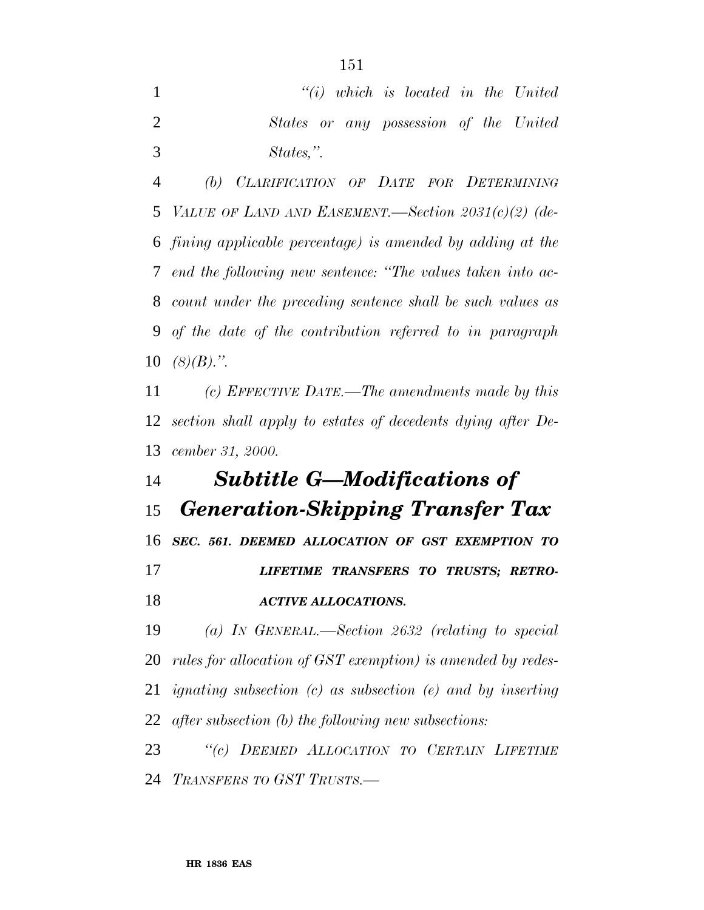*"(i) which is located in the United States or any possession of the United States,".*

*(b) CLARIFICATION OF DATE FOR DETERMINING VALUE OF LAND AND EASEMENT.—Section 2031(c)(2) (defining applicable percentage) is amended by adding at the end the following new sentence: "The values taken into account under the preceding sentence shall be such values as of the date of the contribution referred to in paragraph (8)(B).".*

*(c) EFFECTIVE DATE.—The amendments made by this section shall apply to estates of decedents dying after December 31, 2000.*

## *Subtitle G—Modifications of Generation-Skipping Transfer Tax*

***SEC. 561. DEEMED ALLOCATION OF GST EXEMPTION TO LIFETIME TRANSFERS TO TRUSTS; RETROACTIVE ALLOCATIONS.***

*(a) IN GENERAL.—Section 2632 (relating to special rules for allocation of GST exemption) is amended by redesignating subsection (c) as subsection (e) and by inserting after subsection (b) the following new subsections:*

*"(c) DEEMED ALLOCATION TO CERTAIN LIFETIME TRANSFERS TO GST TRUSTS.—*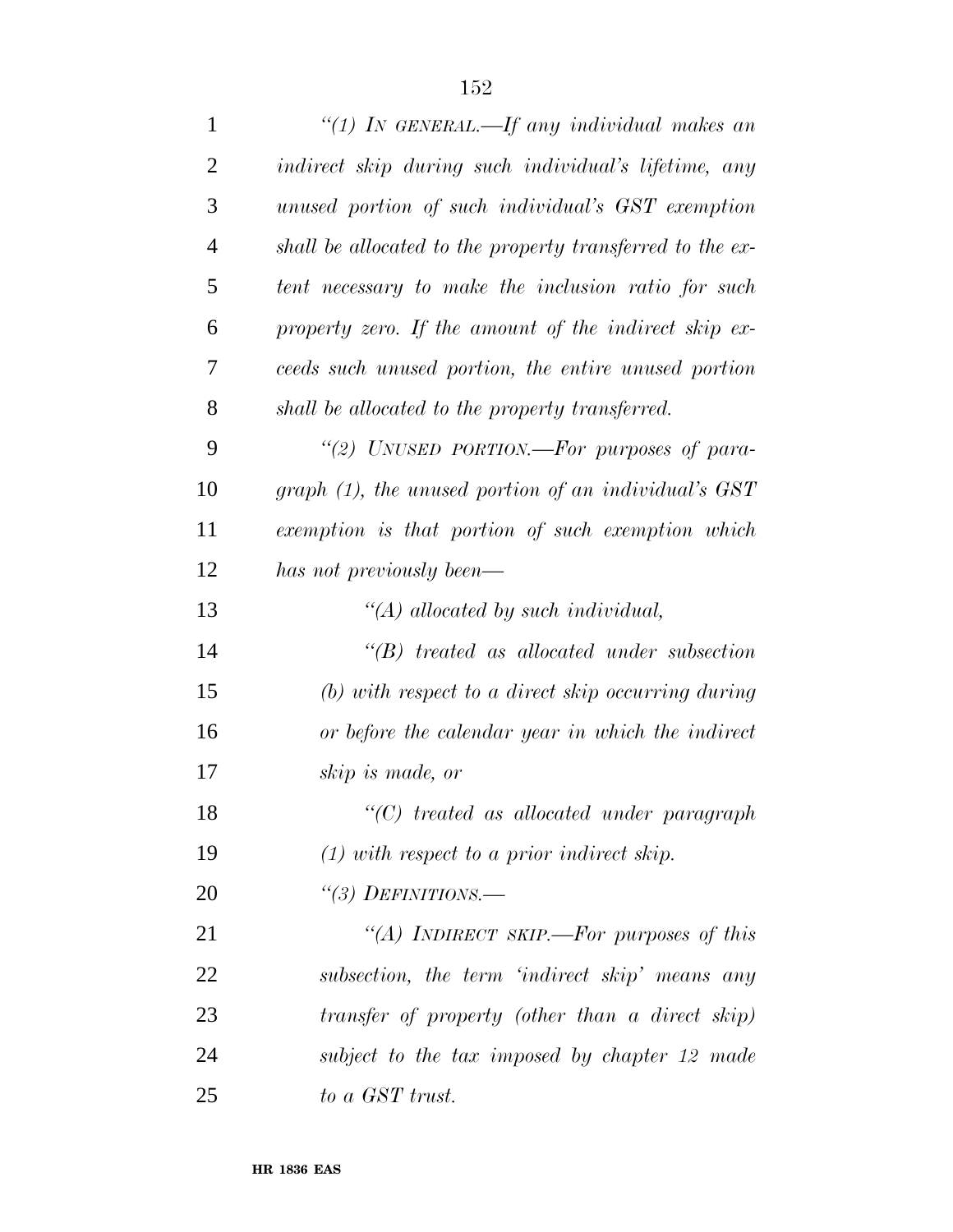*"(1) IN GENERAL.—If any individual makes an indirect skip during such individual's lifetime, any unused portion of such individual's GST exemption shall be allocated to the property transferred to the extent necessary to make the inclusion ratio for such property zero. If the amount of the indirect skip exceeds such unused portion, the entire unused portion shall be allocated to the property transferred.*

*"(2) UNUSED PORTION.—For purposes of paragraph (1), the unused portion of an individual's GST exemption is that portion of such exemption which has not previously been—*

*"(A) allocated by such individual,*

*"(B) treated as allocated under subsection (b) with respect to a direct skip occurring during or before the calendar year in which the indirect skip is made, or*

*"(C) treated as allocated under paragraph (1) with respect to a prior indirect skip.*

*"(3) DEFINITIONS.—*

*"(A) INDIRECT SKIP.—For purposes of this subsection, the term 'indirect skip' means any transfer of property (other than a direct skip) subject to the tax imposed by chapter 12 made to a GST trust.*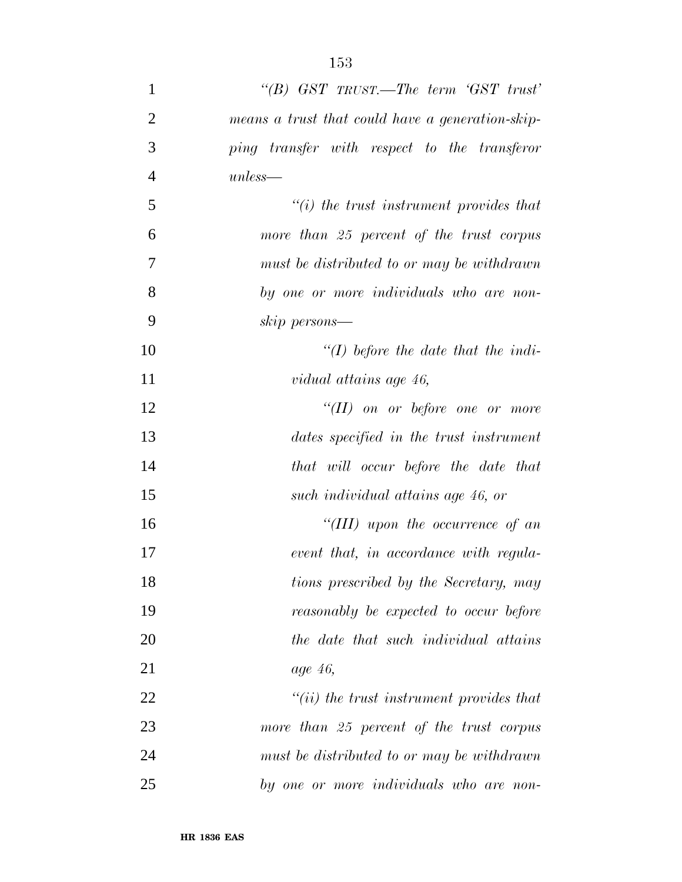*"(B) GST TRUST.—The term 'GST trust' means a trust that could have a generation-skipping transfer with respect to the transferor unless—*

*"(i) the trust instrument provides that more than 25 percent of the trust corpus must be distributed to or may be withdrawn by one or more individuals who are non-skip persons—*

*"(I) before the date that the individual attains age 46,*

*"(II) on or before one or more dates specified in the trust instrument that will occur before the date that such individual attains age 46, or*

*"(III) upon the occurrence of an event that, in accordance with regulations prescribed by the Secretary, may reasonably be expected to occur before the date that such individual attains age 46,*

*"(ii) the trust instrument provides that more than 25 percent of the trust corpus must be distributed to or may be withdrawn by one or more individuals who are non-*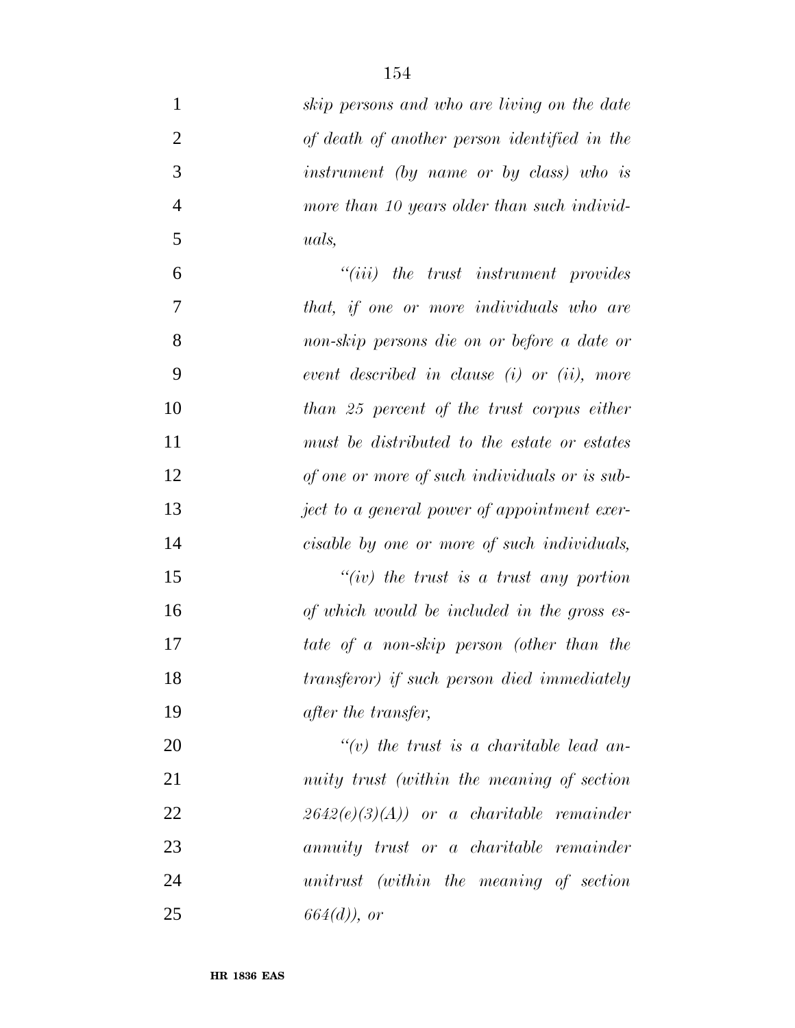*skip persons and who are living on the date of death of another person identified in the instrument (by name or by class) who is more than 10 years older than such individuals,*

*"(iii) the trust instrument provides that, if one or more individuals who are non-skip persons die on or before a date or event described in clause (i) or (ii), more than 25 percent of the trust corpus either must be distributed to the estate or estates of one or more of such individuals or is subject to a general power of appointment exercisable by one or more of such individuals,*

*"(iv) the trust is a trust any portion of which would be included in the gross estate of a non-skip person (other than the transferor) if such person died immediately after the transfer,*

*"(v) the trust is a charitable lead annuity trust (within the meaning of section 2642(e)(3)(A)) or a charitable remainder annuity trust or a charitable remainder unitrust (within the meaning of section 664(d)), or*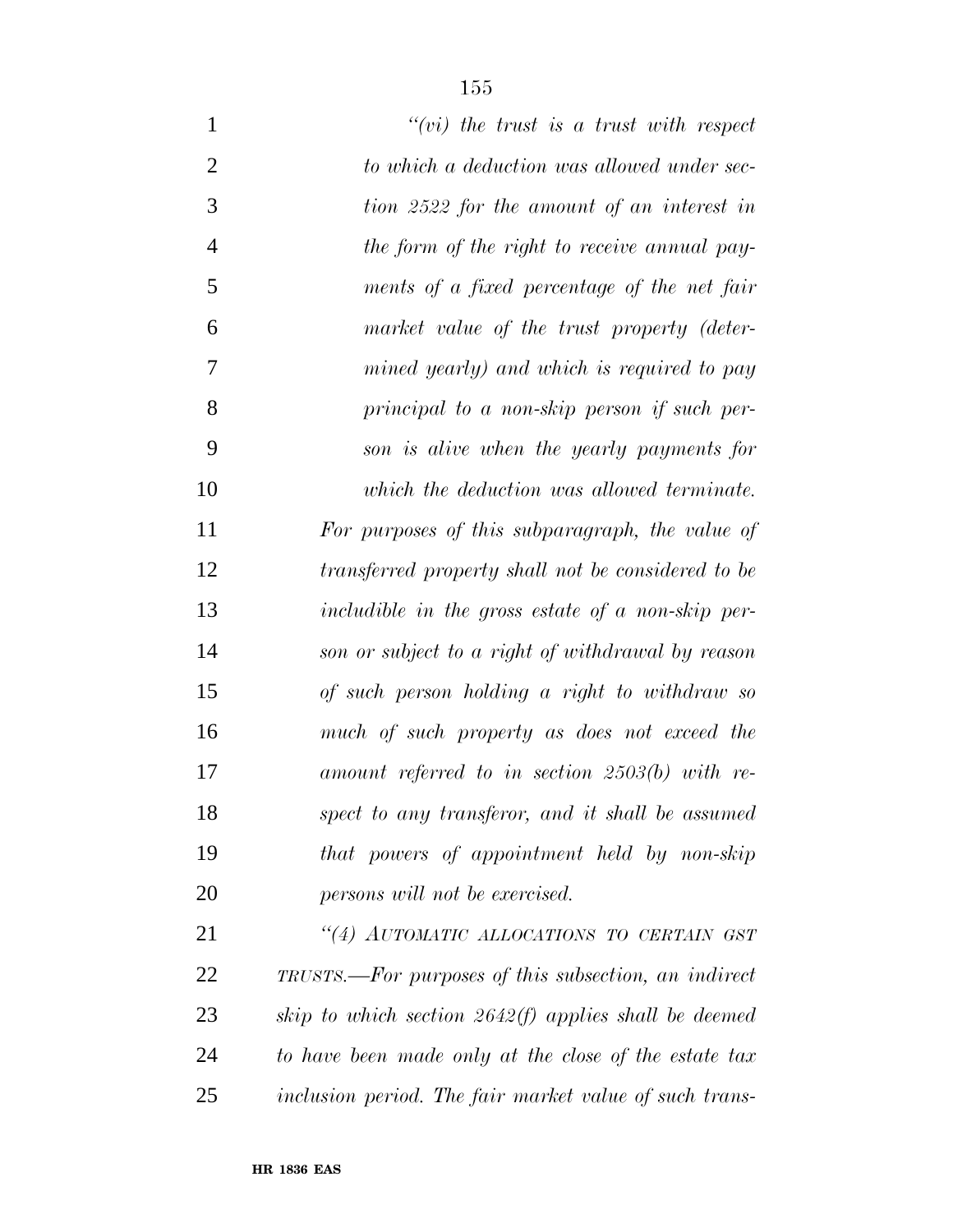*"(vi) the trust is a trust with respect to which a deduction was allowed under section 2522 for the amount of an interest in the form of the right to receive annual payments of a fixed percentage of the net fair market value of the trust property (determined yearly) and which is required to pay principal to a non-skip person if such person is alive when the yearly payments for which the deduction was allowed terminate.*

*For purposes of this subparagraph, the value of transferred property shall not be considered to be includible in the gross estate of a non-skip person or subject to a right of withdrawal by reason of such person holding a right to withdraw so much of such property as does not exceed the amount referred to in section 2503(b) with respect to any transferor, and it shall be assumed that powers of appointment held by non-skip persons will not be exercised.*

*"(4) AUTOMATIC ALLOCATIONS TO CERTAIN GST TRUSTS.—For purposes of this subsection, an indirect skip to which section 2642(f) applies shall be deemed to have been made only at the close of the estate tax inclusion period. The fair market value of such trans-*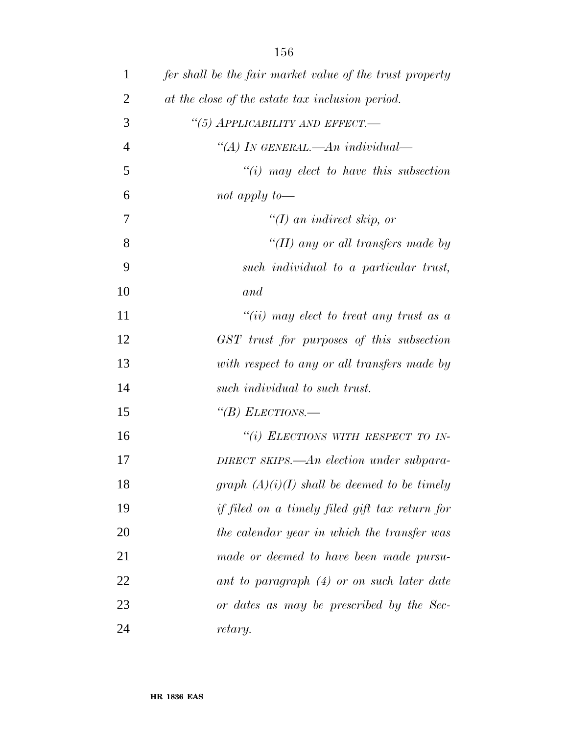*fer shall be the fair market value of the trust property at the close of the estate tax inclusion period.*

*"(5) APPLICABILITY AND EFFECT.—*

*"(A) IN GENERAL.—An individual—*

*"(i) may elect to have this subsection not apply to—*

*"(I) an indirect skip, or*

*"(II) any or all transfers made by such individual to a particular trust, and*

*"(ii) may elect to treat any trust as a GST trust for purposes of this subsection with respect to any or all transfers made by such individual to such trust.*

*"(B) ELECTIONS.—*

*"(i) ELECTIONS WITH RESPECT TO INDIRECT SKIPS.—An election under subparagraph (A)(i)(I) shall be deemed to be timely if filed on a timely filed gift tax return for the calendar year in which the transfer was made or deemed to have been made pursuant to paragraph (4) or on such later date or dates as may be prescribed by the Secretary.*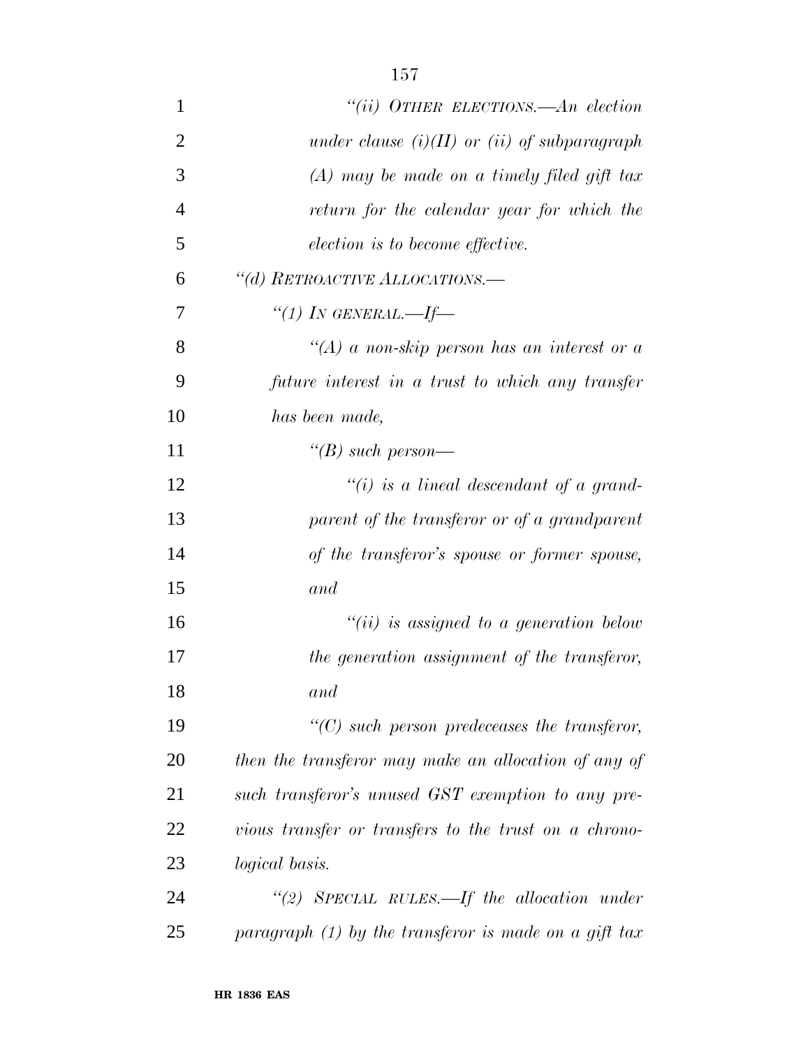*"(ii) OTHER ELECTIONS.—An election under clause (i)(II) or (ii) of subparagraph (A) may be made on a timely filed gift tax return for the calendar year for which the election is to become effective.*

*"(d) RETROACTIVE ALLOCATIONS.—*

*"(1) IN GENERAL.—If—*

*"(A) a non-skip person has an interest or a future interest in a trust to which any transfer has been made,*

*"(B) such person—*

*"(i) is a lineal descendant of a grandparent of the transferor or of a grandparent of the transferor's spouse or former spouse, and*

*"(ii) is assigned to a generation below the generation assignment of the transferor, and*

*"(C) such person predeceases the transferor,*

*then the transferor may make an allocation of any of such transferor's unused GST exemption to any previous transfer or transfers to the trust on a chronological basis.*

*"(2) SPECIAL RULES.—If the allocation under paragraph (1) by the transferor is made on a gift tax*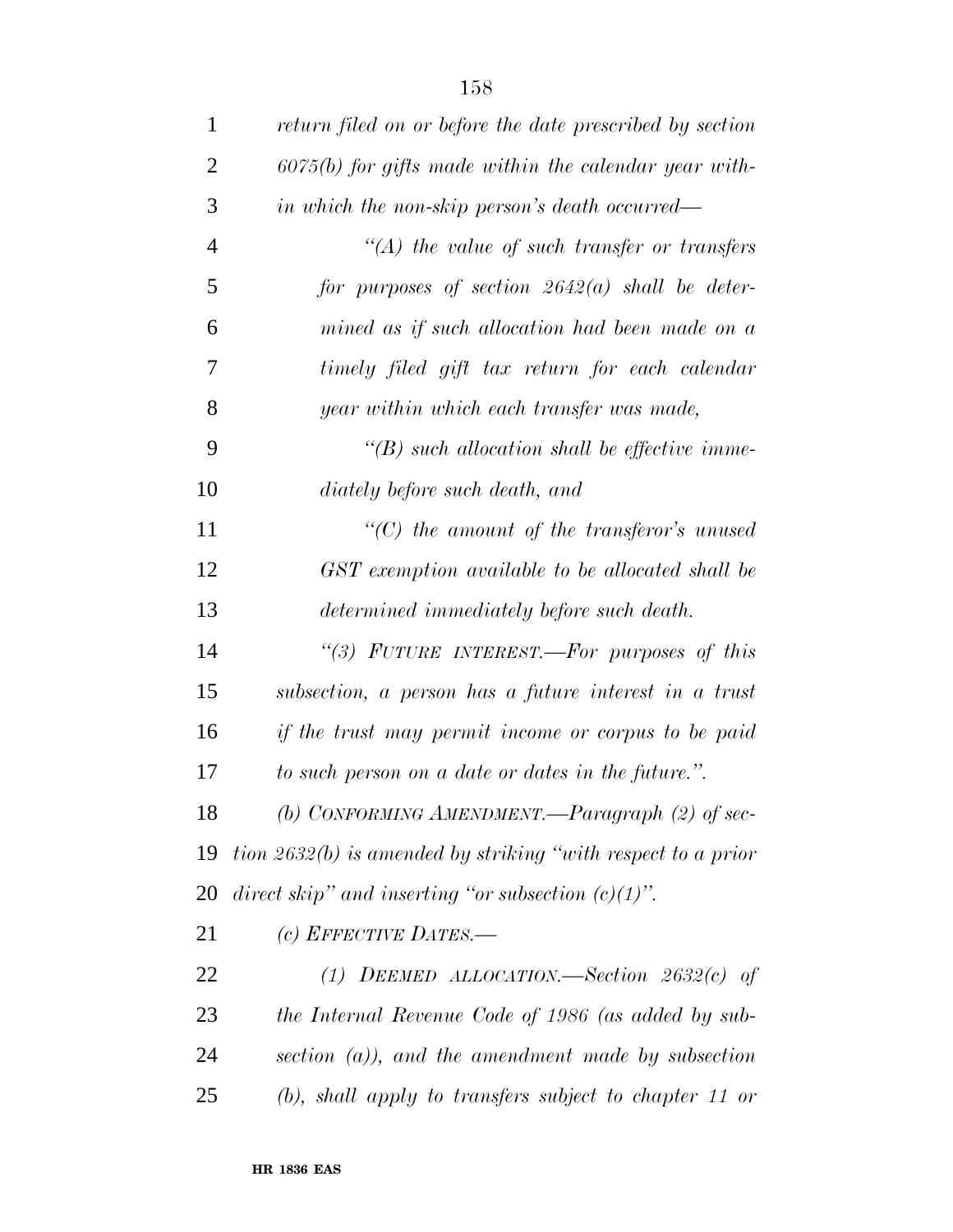*return filed on or before the date prescribed by section 6075(b) for gifts made within the calendar year within which the non-skip person's death occurred—*

*"(A) the value of such transfer or transfers for purposes of section 2642(a) shall be determined as if such allocation had been made on a timely filed gift tax return for each calendar year within which each transfer was made,*

*"(B) such allocation shall be effective immediately before such death, and*

*"(C) the amount of the transferor's unused GST exemption available to be allocated shall be determined immediately before such death.*

*"(3) FUTURE INTEREST.—For purposes of this subsection, a person has a future interest in a trust if the trust may permit income or corpus to be paid to such person on a date or dates in the future.".*

*(b) CONFORMING AMENDMENT.—Paragraph (2) of section 2632(b) is amended by striking "with respect to a prior direct skip" and inserting "or subsection (c)(1)".*

*(c) EFFECTIVE DATES.—*

*(1) DEEMED ALLOCATION.—Section 2632(c) of the Internal Revenue Code of 1986 (as added by subsection (a)), and the amendment made by subsection (b), shall apply to transfers subject to chapter 11 or*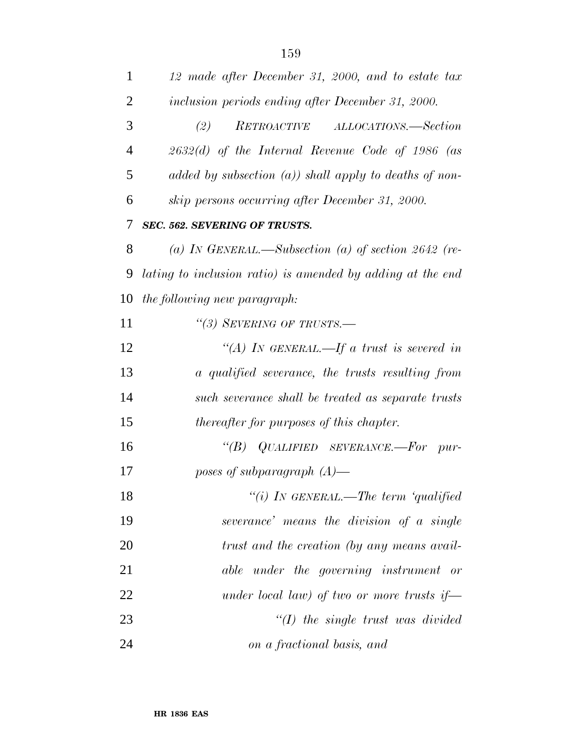*12 made after December 31, 2000, and to estate tax inclusion periods ending after December 31, 2000.*

*(2) RETROACTIVE ALLOCATIONS.—Section 2632(d) of the Internal Revenue Code of 1986 (as added by subsection (a)) shall apply to deaths of non-skip persons occurring after December 31, 2000.*

***SEC. 562. SEVERING OF TRUSTS.***

*(a) IN GENERAL.—Subsection (a) of section 2642 (relating to inclusion ratio) is amended by adding at the end the following new paragraph:*

*"(3) SEVERING OF TRUSTS.—*

*"(A) IN GENERAL.—If a trust is severed in a qualified severance, the trusts resulting from such severance shall be treated as separate trusts thereafter for purposes of this chapter.*

*"(B) QUALIFIED SEVERANCE.—For purposes of subparagraph (A)—*

*"(i) IN GENERAL.—The term 'qualified severance' means the division of a single trust and the creation (by any means available under the governing instrument or under local law) of two or more trusts if—*

*"(I) the single trust was divided on a fractional basis, and*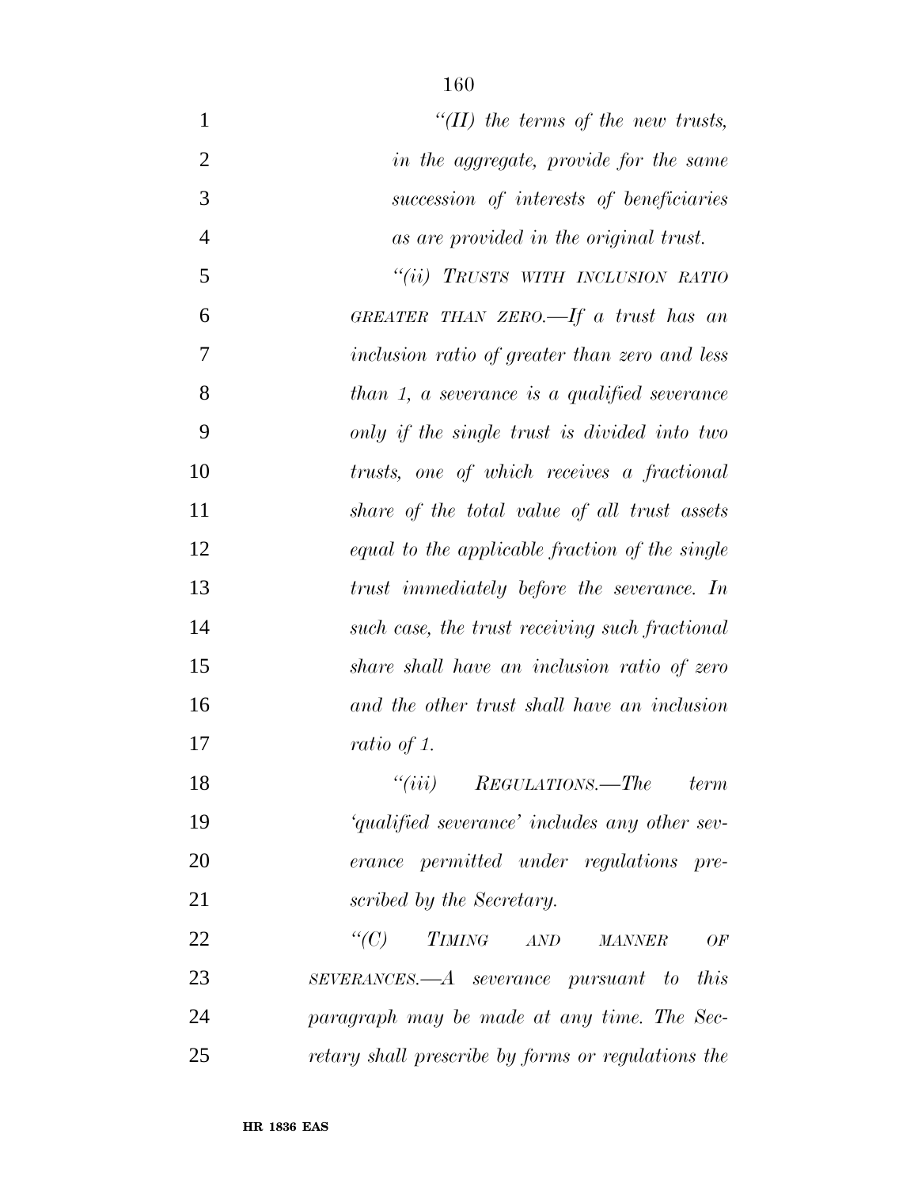*"(II) the terms of the new trusts, in the aggregate, provide for the same succession of interests of beneficiaries as are provided in the original trust.*

*"(ii) TRUSTS WITH INCLUSION RATIO GREATER THAN ZERO.—If a trust has an inclusion ratio of greater than zero and less than 1, a severance is a qualified severance only if the single trust is divided into two trusts, one of which receives a fractional share of the total value of all trust assets equal to the applicable fraction of the single trust immediately before the severance. In such case, the trust receiving such fractional share shall have an inclusion ratio of zero and the other trust shall have an inclusion ratio of 1.*

*"(iii) REGULATIONS.—The term 'qualified severance' includes any other severance permitted under regulations prescribed by the Secretary.*

*"(C) TIMING AND MANNER OF SEVERANCES.—A severance pursuant to this paragraph may be made at any time. The Secretary shall prescribe by forms or regulations the*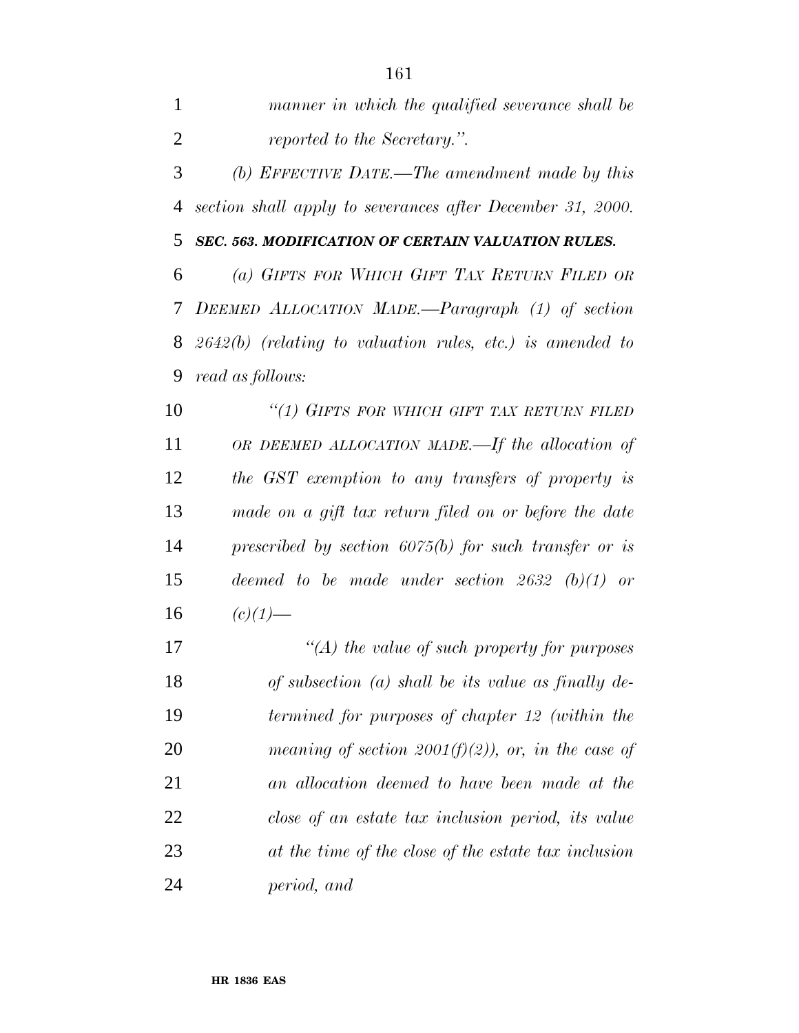*manner in which the qualified severance shall be reported to the Secretary.".*

*(b) EFFECTIVE DATE.—The amendment made by this section shall apply to severances after December 31, 2000.*

***SEC. 563. MODIFICATION OF CERTAIN VALUATION RULES.***

*(a) GIFTS FOR WHICH GIFT TAX RETURN FILED OR DEEMED ALLOCATION MADE.—Paragraph (1) of section 2642(b) (relating to valuation rules, etc.) is amended to read as follows:*

*"(1) GIFTS FOR WHICH GIFT TAX RETURN FILED OR DEEMED ALLOCATION MADE.—If the allocation of the GST exemption to any transfers of property is made on a gift tax return filed on or before the date prescribed by section 6075(b) for such transfer or is deemed to be made under section 2632 (b)(1) or (c)(1)—*

*"(A) the value of such property for purposes of subsection (a) shall be its value as finally determined for purposes of chapter 12 (within the meaning of section 2001(f)(2)), or, in the case of an allocation deemed to have been made at the close of an estate tax inclusion period, its value at the time of the close of the estate tax inclusion period, and*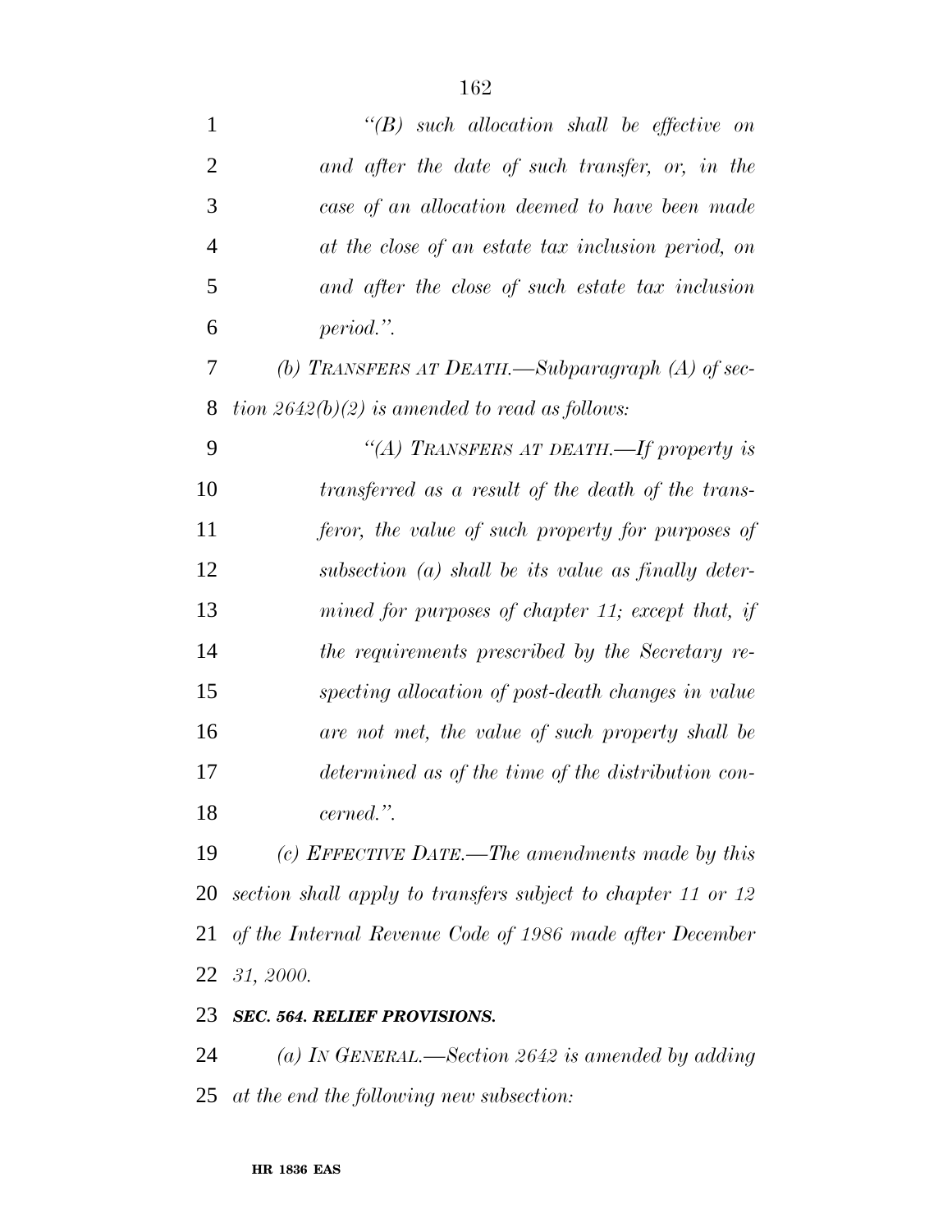*"(B) such allocation shall be effective on and after the date of such transfer, or, in the case of an allocation deemed to have been made at the close of an estate tax inclusion period, on and after the close of such estate tax inclusion period.".*

*(b) TRANSFERS AT DEATH.—Subparagraph (A) of section 2642(b)(2) is amended to read as follows:*

*"(A) TRANSFERS AT DEATH.—If property is transferred as a result of the death of the transferor, the value of such property for purposes of subsection (a) shall be its value as finally determined for purposes of chapter 11; except that, if the requirements prescribed by the Secretary respecting allocation of post-death changes in value are not met, the value of such property shall be determined as of the time of the distribution concerned.".*

*(c) EFFECTIVE DATE.—The amendments made by this section shall apply to transfers subject to chapter 11 or 12 of the Internal Revenue Code of 1986 made after December 31, 2000.*

***SEC. 564. RELIEF PROVISIONS.***

*(a) IN GENERAL.—Section 2642 is amended by adding at the end the following new subsection:*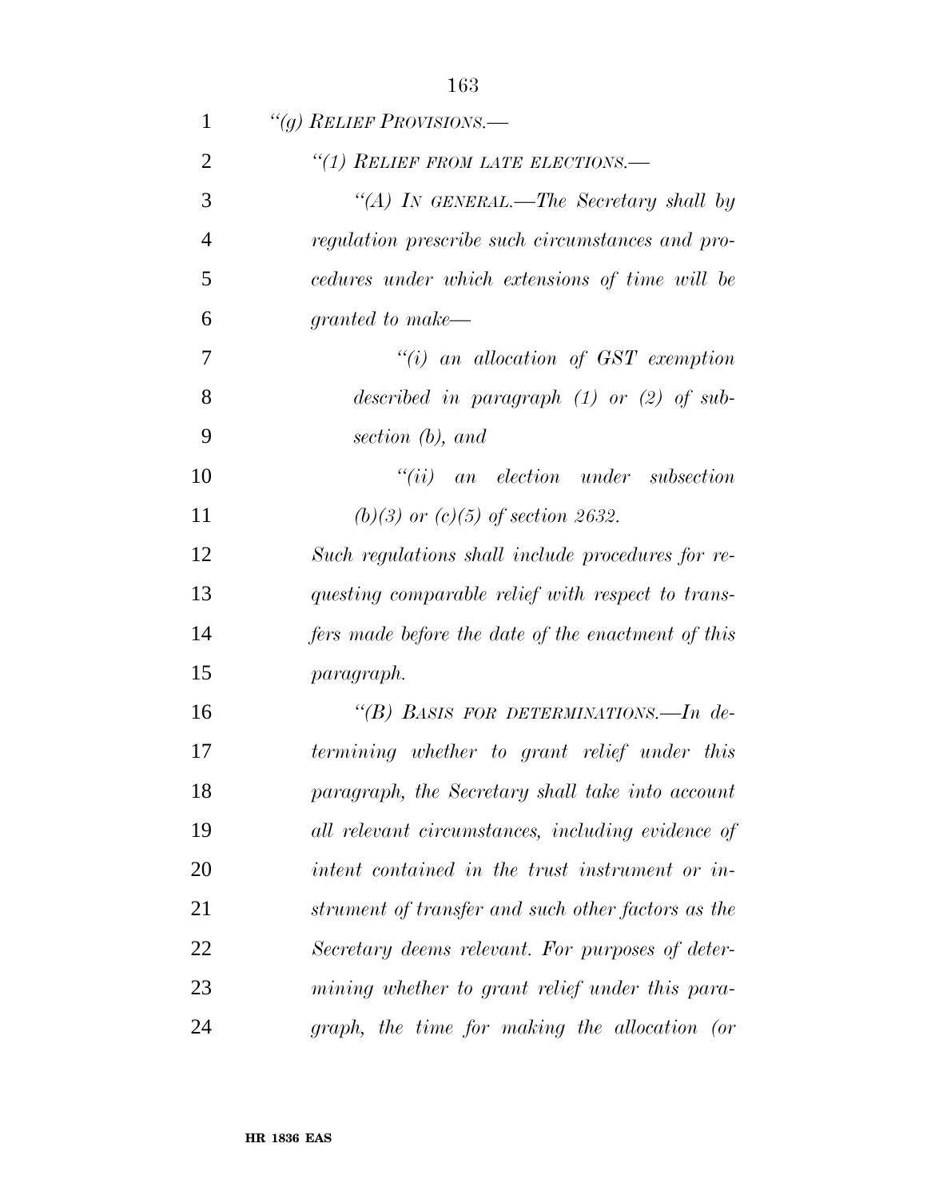*"(g) RELIEF PROVISIONS.—*

*"(1) RELIEF FROM LATE ELECTIONS.—*

*"(A) IN GENERAL.—The Secretary shall by regulation prescribe such circumstances and procedures under which extensions of time will be granted to make—*

*"(i) an allocation of GST exemption described in paragraph (1) or (2) of subsection (b), and*

*"(ii) an election under subsection (b)(3) or (c)(5) of section 2632.*

*Such regulations shall include procedures for requesting comparable relief with respect to transfers made before the date of the enactment of this paragraph.*

*"(B) BASIS FOR DETERMINATIONS.—In determining whether to grant relief under this paragraph, the Secretary shall take into account all relevant circumstances, including evidence of intent contained in the trust instrument or instrument of transfer and such other factors as the Secretary deems relevant. For purposes of determining whether to grant relief under this paragraph, the time for making the allocation (or*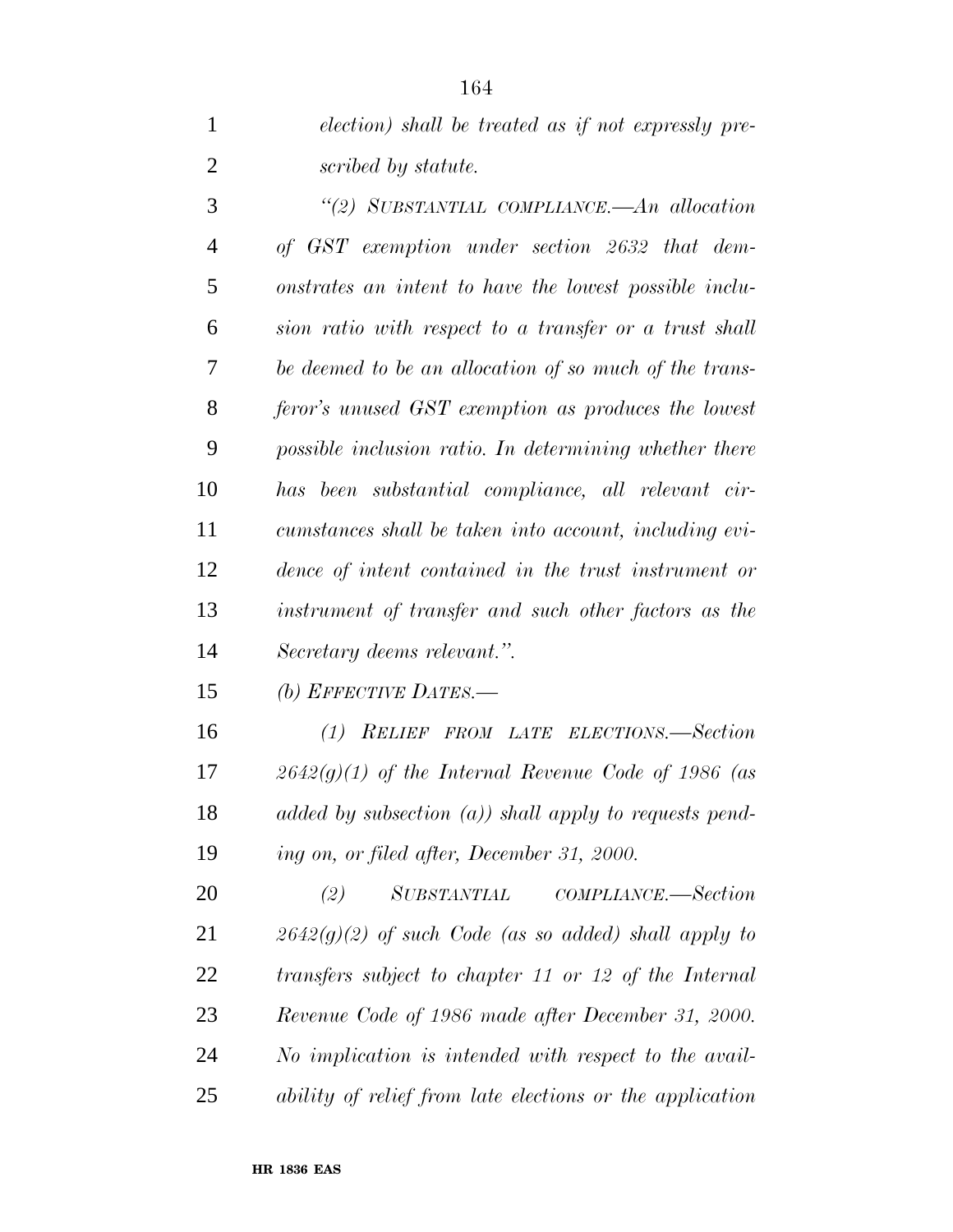*election) shall be treated as if not expressly prescribed by statute.*

*"(2) SUBSTANTIAL COMPLIANCE.—An allocation of GST exemption under section 2632 that demonstrates an intent to have the lowest possible inclusion ratio with respect to a transfer or a trust shall be deemed to be an allocation of so much of the transferor's unused GST exemption as produces the lowest possible inclusion ratio. In determining whether there has been substantial compliance, all relevant circumstances shall be taken into account, including evidence of intent contained in the trust instrument or instrument of transfer and such other factors as the Secretary deems relevant.".*

*(b) EFFECTIVE DATES.—*

*(1) RELIEF FROM LATE ELECTIONS.—Section 2642(g)(1) of the Internal Revenue Code of 1986 (as added by subsection (a)) shall apply to requests pending on, or filed after, December 31, 2000.*

*(2) SUBSTANTIAL COMPLIANCE.—Section 2642(g)(2) of such Code (as so added) shall apply to transfers subject to chapter 11 or 12 of the Internal Revenue Code of 1986 made after December 31, 2000. No implication is intended with respect to the availability of relief from late elections or the application*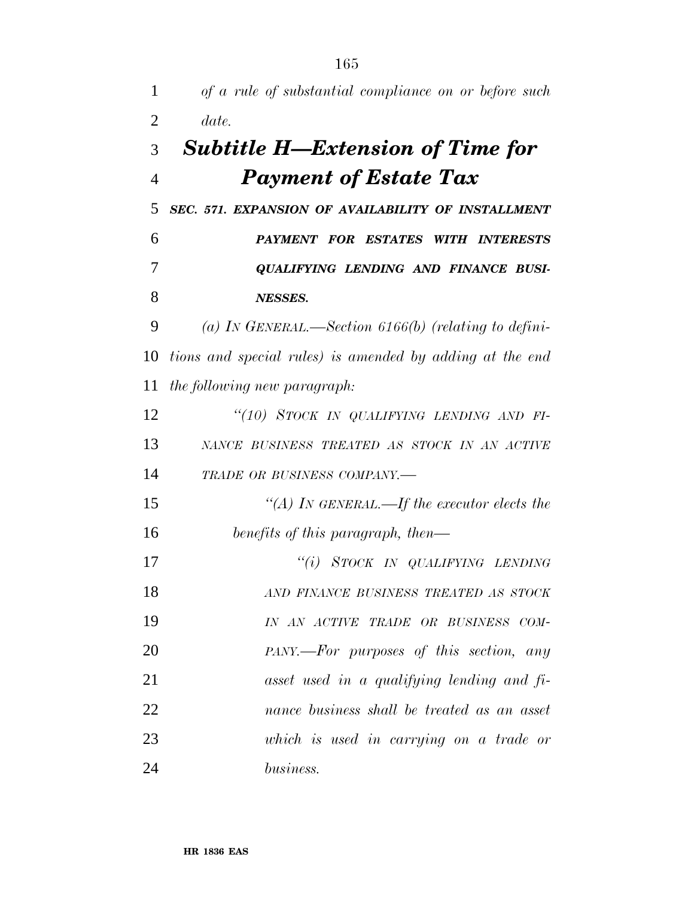*of a rule of substantial compliance on or before such date.*

## *Subtitle H—Extension of Time for Payment of Estate Tax*

***SEC. 571. EXPANSION OF AVAILABILITY OF INSTALLMENT PAYMENT FOR ESTATES WITH INTERESTS QUALIFYING LENDING AND FINANCE BUSINESSES.***

*(a) IN GENERAL.—Section 6166(b) (relating to definitions and special rules) is amended by adding at the end the following new paragraph:*

*"(10) STOCK IN QUALIFYING LENDING AND FINANCE BUSINESS TREATED AS STOCK IN AN ACTIVE TRADE OR BUSINESS COMPANY.—*

*"(A) IN GENERAL.—If the executor elects the benefits of this paragraph, then—*

*"(i) STOCK IN QUALIFYING LENDING AND FINANCE BUSINESS TREATED AS STOCK IN AN ACTIVE TRADE OR BUSINESS COMPANY.—For purposes of this section, any asset used in a qualifying lending and finance business shall be treated as an asset which is used in carrying on a trade or business.*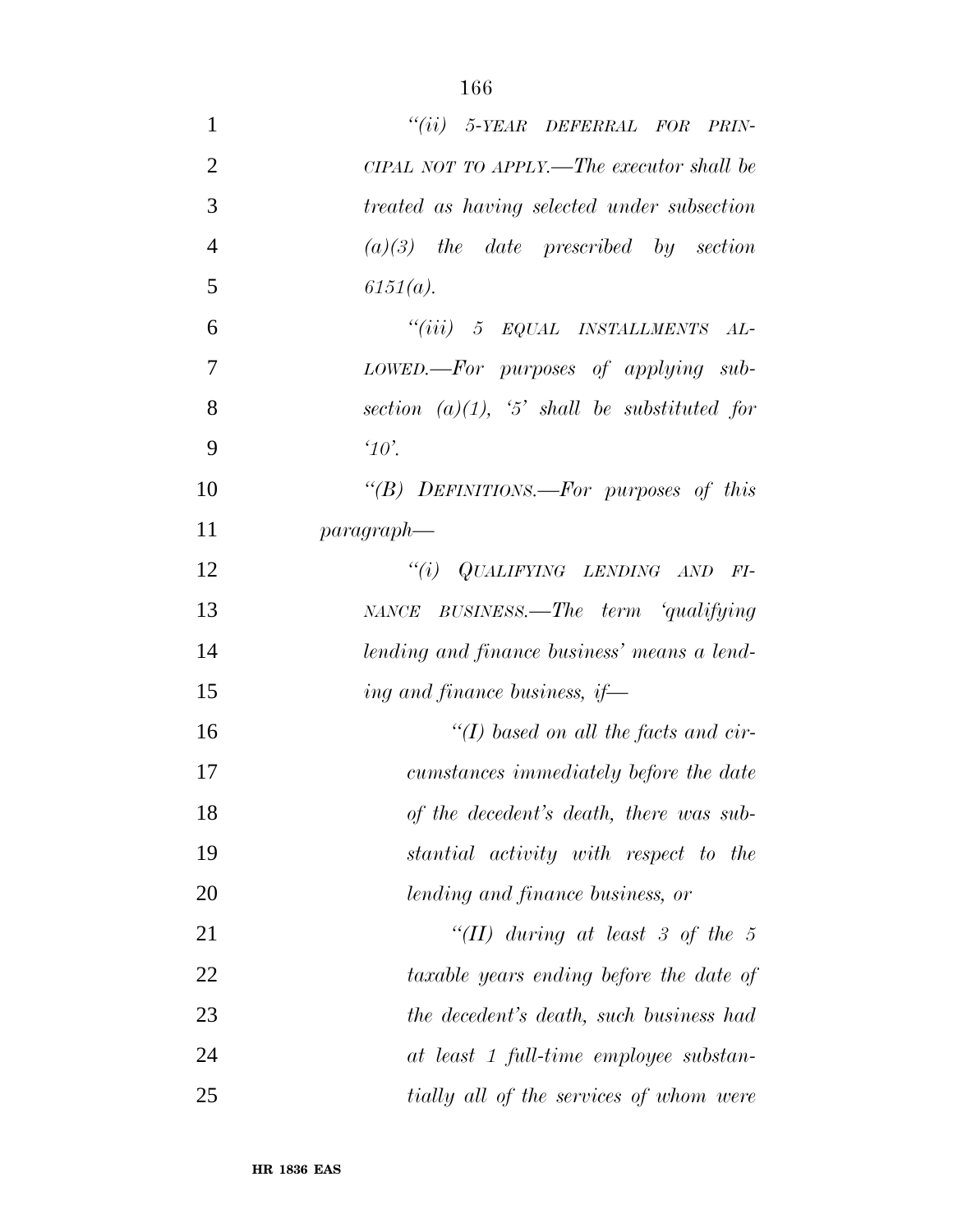*"(ii) 5-YEAR DEFERRAL FOR PRINCIPAL NOT TO APPLY.—The executor shall be treated as having selected under subsection (a)(3) the date prescribed by section 6151(a).*

*"(iii) 5 EQUAL INSTALLMENTS ALLOWED.—For purposes of applying subsection (a)(1), '5' shall be substituted for '10'.*

*"(B) DEFINITIONS.—For purposes of this paragraph—*

*"(i) QUALIFYING LENDING AND FINANCE BUSINESS.—The term 'qualifying lending and finance business' means a lending and finance business, if—*

*"(I) based on all the facts and circumstances immediately before the date of the decedent's death, there was substantial activity with respect to the lending and finance business, or*

*"(II) during at least 3 of the 5 taxable years ending before the date of the decedent's death, such business had at least 1 full-time employee substantially all of the services of whom were*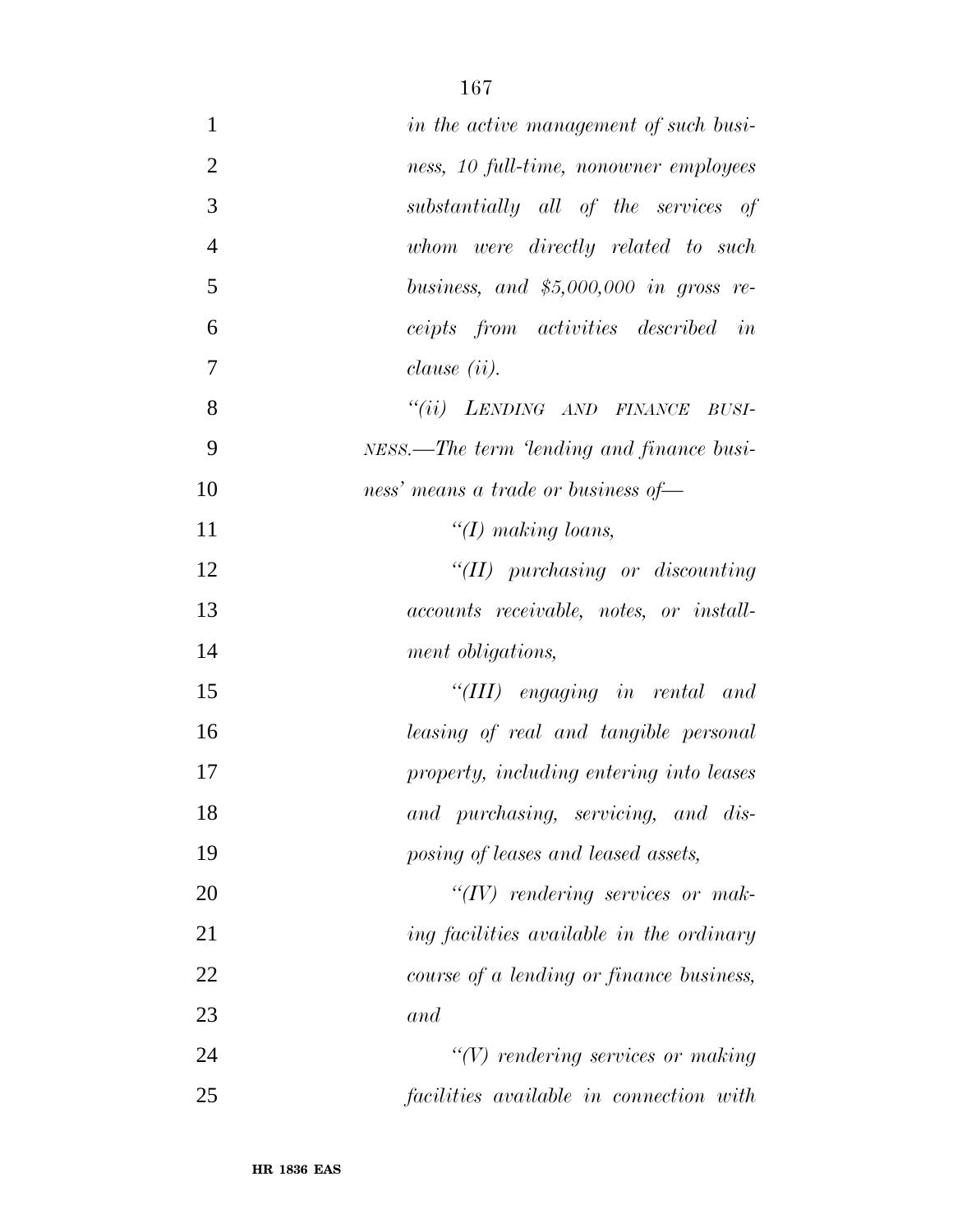*in the active management of such business, 10 full-time, nonowner employees substantially all of the services of whom were directly related to such business, and $5,000,000 in gross receipts from activities described in clause (ii).*

*"(ii) LENDING AND FINANCE BUSINESS.—The term 'lending and finance business' means a trade or business of—*

*"(I) making loans,*

*"(II) purchasing or discounting accounts receivable, notes, or installment obligations,*

*"(III) engaging in rental and leasing of real and tangible personal property, including entering into leases and purchasing, servicing, and disposing of leases and leased assets,*

*"(IV) rendering services or making facilities available in the ordinary course of a lending or finance business, and*

*"(V) rendering services or making facilities available in connection with*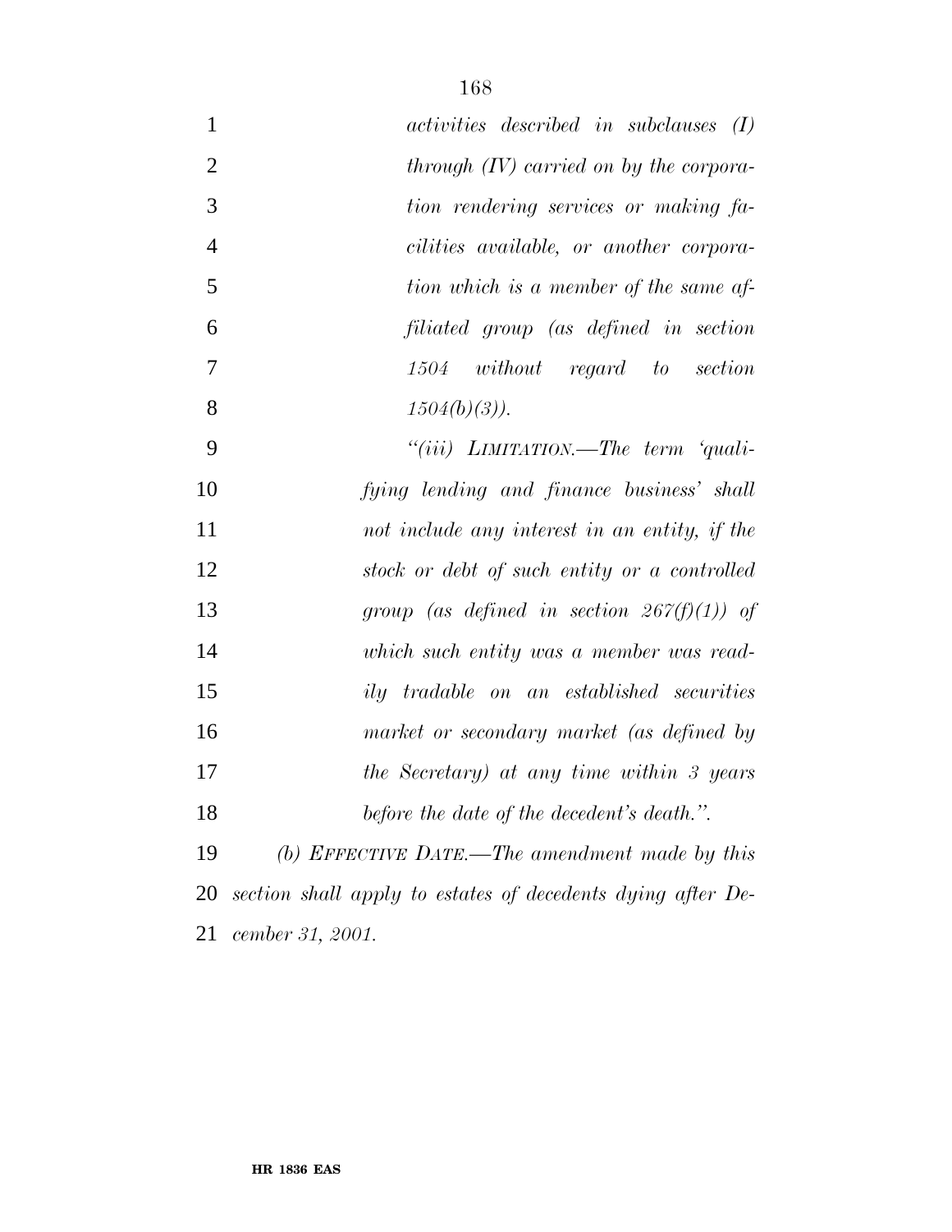*activities described in subclauses (I) through (IV) carried on by the corporation rendering services or making facilities available, or another corporation which is a member of the same affiliated group (as defined in section 1504 without regard to section 1504(b)(3)).*

*"(iii) LIMITATION.—The term 'qualifying lending and finance business' shall not include any interest in an entity, if the stock or debt of such entity or a controlled group (as defined in section 267(f)(1)) of which such entity was a member was readily tradable on an established securities market or secondary market (as defined by the Secretary) at any time within 3 years before the date of the decedent's death.".*

*(b) EFFECTIVE DATE.—The amendment made by this section shall apply to estates of decedents dying after December 31, 2001.*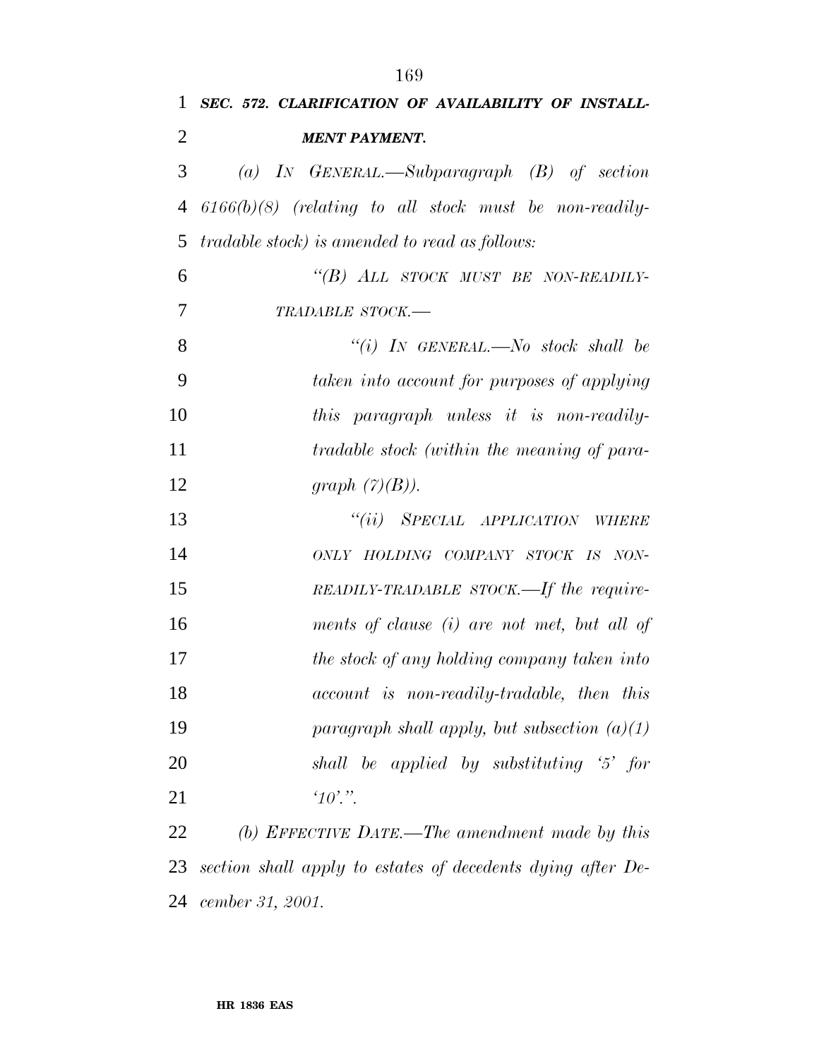***SEC. 572. CLARIFICATION OF AVAILABILITY OF INSTALLMENT PAYMENT.***

*(a) IN GENERAL.—Subparagraph (B) of section 6166(b)(8) (relating to all stock must be non-readily-tradable stock) is amended to read as follows:*

*"(B) ALL STOCK MUST BE NON-READILY-TRADABLE STOCK.—*

*"(i) IN GENERAL.—No stock shall be taken into account for purposes of applying this paragraph unless it is non-readily-tradable stock (within the meaning of paragraph (7)(B)).*

*"(ii) SPECIAL APPLICATION WHERE ONLY HOLDING COMPANY STOCK IS NON-READILY-TRADABLE STOCK.—If the requirements of clause (i) are not met, but all of the stock of any holding company taken into account is non-readily-tradable, then this paragraph shall apply, but subsection (a)(1) shall be applied by substituting '5' for '10'.".*

*(b) EFFECTIVE DATE.—The amendment made by this section shall apply to estates of decedents dying after December 31, 2001.*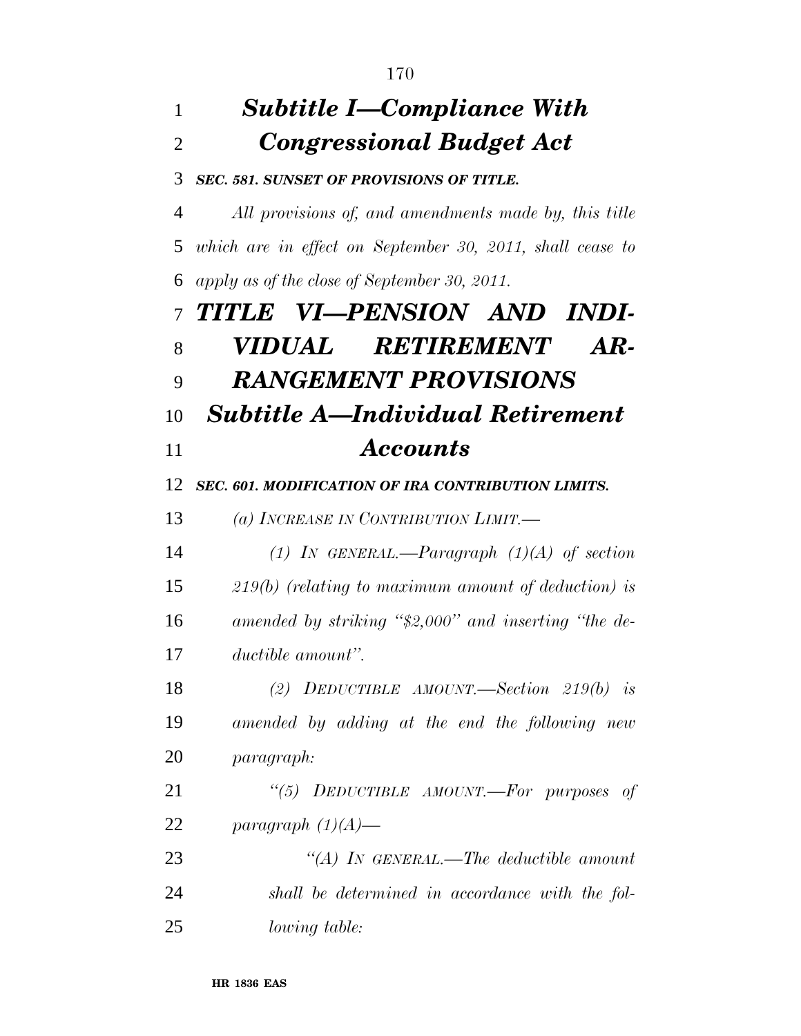## *Subtitle I—Compliance With Congressional Budget Act*

***SEC. 581. SUNSET OF PROVISIONS OF TITLE.***

*All provisions of, and amendments made by, this title which are in effect on September 30, 2011, shall cease to apply as of the close of September 30, 2011.*

# *TITLE VI—PENSION AND INDIVIDUAL RETIREMENT ARRANGEMENT PROVISIONS*

## *Subtitle A—Individual Retirement Accounts*

***SEC. 601. MODIFICATION OF IRA CONTRIBUTION LIMITS.***

*(a) INCREASE IN CONTRIBUTION LIMIT.—*

*(1) IN GENERAL.—Paragraph (1)(A) of section 219(b) (relating to maximum amount of deduction) is amended by striking "$2,000" and inserting "the deductible amount".*

*(2) DEDUCTIBLE AMOUNT.—Section 219(b) is amended by adding at the end the following new paragraph:*

*"(5) DEDUCTIBLE AMOUNT.—For purposes of paragraph (1)(A)—*

*"(A) IN GENERAL.—The deductible amount shall be determined in accordance with the following table:*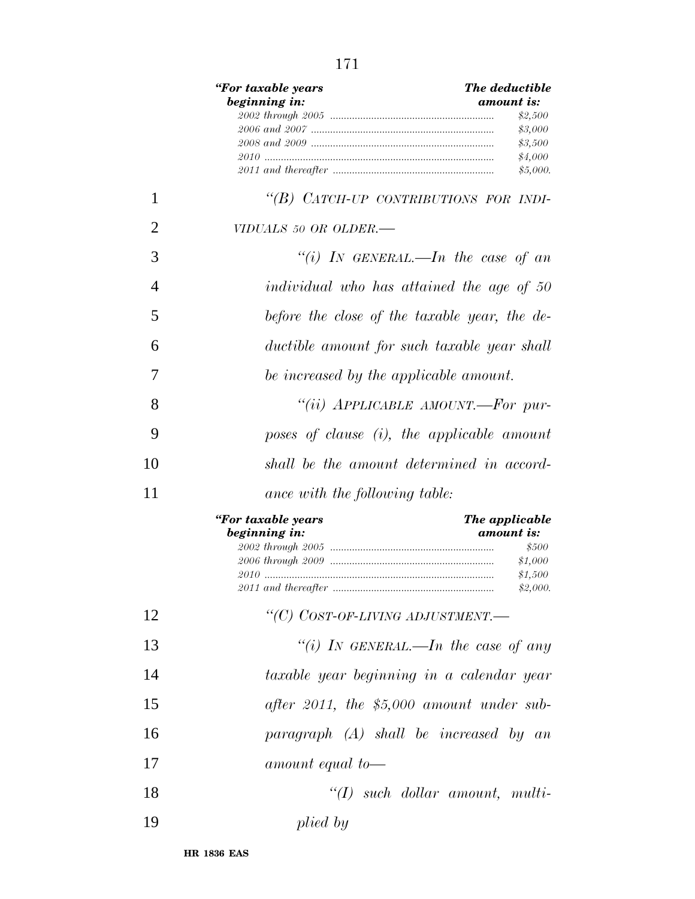| "*For taxable years beginning in:* | *The deductible amount is:* |
|---|---|
| *2002 through 2005* | *$2,500* |
| *2006 and 2007* | *$3,000* |
| *2008 and 2009* | *$3,500* |
| *2010* | *$4,000* |
| *2011 and thereafter* | *$5,000.* |

*"(B) CATCH-UP CONTRIBUTIONS FOR INDIVIDUALS 50 OR OLDER.—*

*"(i) IN GENERAL.—In the case of an individual who has attained the age of 50 before the close of the taxable year, the deductible amount for such taxable year shall be increased by the applicable amount.*

*"(ii) APPLICABLE AMOUNT.—For purposes of clause (i), the applicable amount shall be the amount determined in accordance with the following table:*

| "*For taxable years beginning in:* | *The applicable amount is:* |
|---|---|
| *2002 through 2005* | *$500* |
| *2006 through 2009* | *$1,000* |
| *2010* | *$1,500* |
| *2011 and thereafter* | *$2,000.* |

*"(C) COST-OF-LIVING ADJUSTMENT.—*

*"(i) IN GENERAL.—In the case of any taxable year beginning in a calendar year after 2011, the $5,000 amount under subparagraph (A) shall be increased by an amount equal to—*

*"(I) such dollar amount, multiplied by*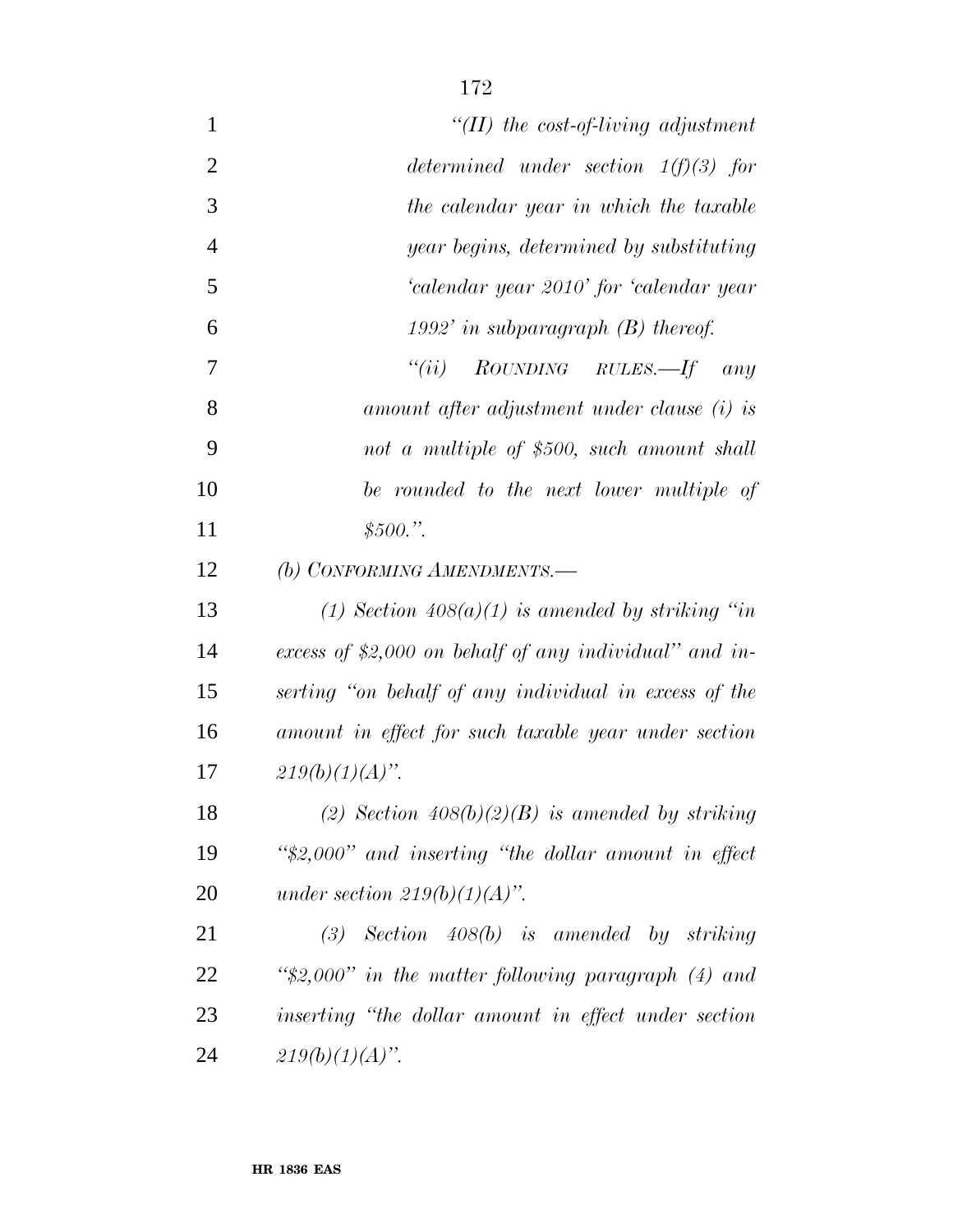*"(II) the cost-of-living adjustment determined under section 1(f)(3) for the calendar year in which the taxable year begins, determined by substituting 'calendar year 2010' for 'calendar year 1992' in subparagraph (B) thereof.*

*"(ii) ROUNDING RULES.—If any amount after adjustment under clause (i) is not a multiple of $500, such amount shall be rounded to the next lower multiple of $500.".*

*(b) CONFORMING AMENDMENTS.—*

*(1) Section 408(a)(1) is amended by striking "in excess of $2,000 on behalf of any individual" and inserting "on behalf of any individual in excess of the amount in effect for such taxable year under section 219(b)(1)(A)".*

*(2) Section 408(b)(2)(B) is amended by striking "$2,000" and inserting "the dollar amount in effect under section 219(b)(1)(A)".*

*(3) Section 408(b) is amended by striking "$2,000" in the matter following paragraph (4) and inserting "the dollar amount in effect under section 219(b)(1)(A)".*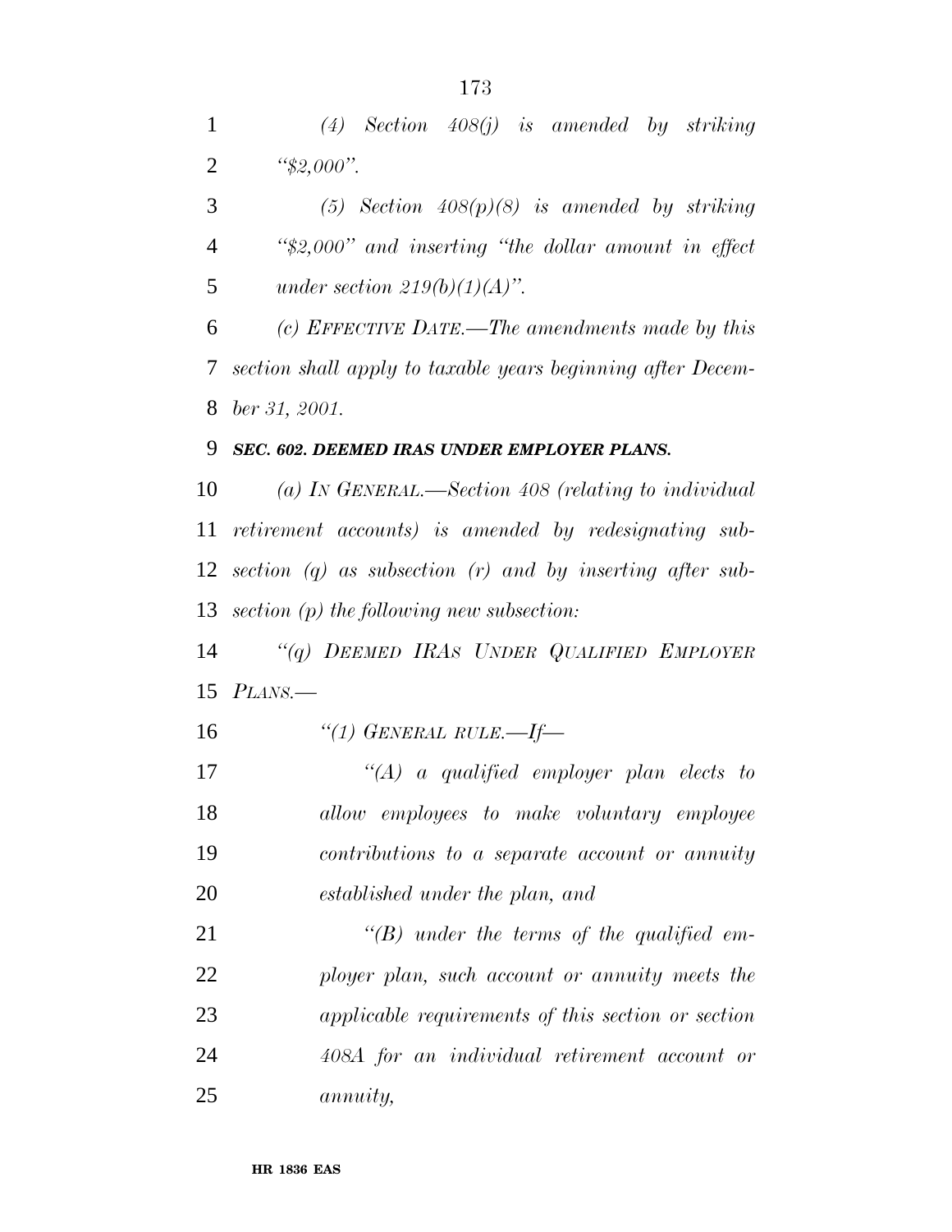*(4) Section 408(j) is amended by striking "$2,000".*

*(5) Section 408(p)(8) is amended by striking "$2,000" and inserting "the dollar amount in effect under section 219(b)(1)(A)".*

*(c) EFFECTIVE DATE.—The amendments made by this section shall apply to taxable years beginning after December 31, 2001.*

***SEC. 602. DEEMED IRAS UNDER EMPLOYER PLANS.***

*(a) IN GENERAL.—Section 408 (relating to individual retirement accounts) is amended by redesignating subsection (q) as subsection (r) and by inserting after subsection (p) the following new subsection:*

*"(q) DEEMED IRAS UNDER QUALIFIED EMPLOYER PLANS.—*

*"(1) GENERAL RULE.—If—*

*"(A) a qualified employer plan elects to allow employees to make voluntary employee contributions to a separate account or annuity established under the plan, and*

*"(B) under the terms of the qualified employer plan, such account or annuity meets the applicable requirements of this section or section 408A for an individual retirement account or annuity,*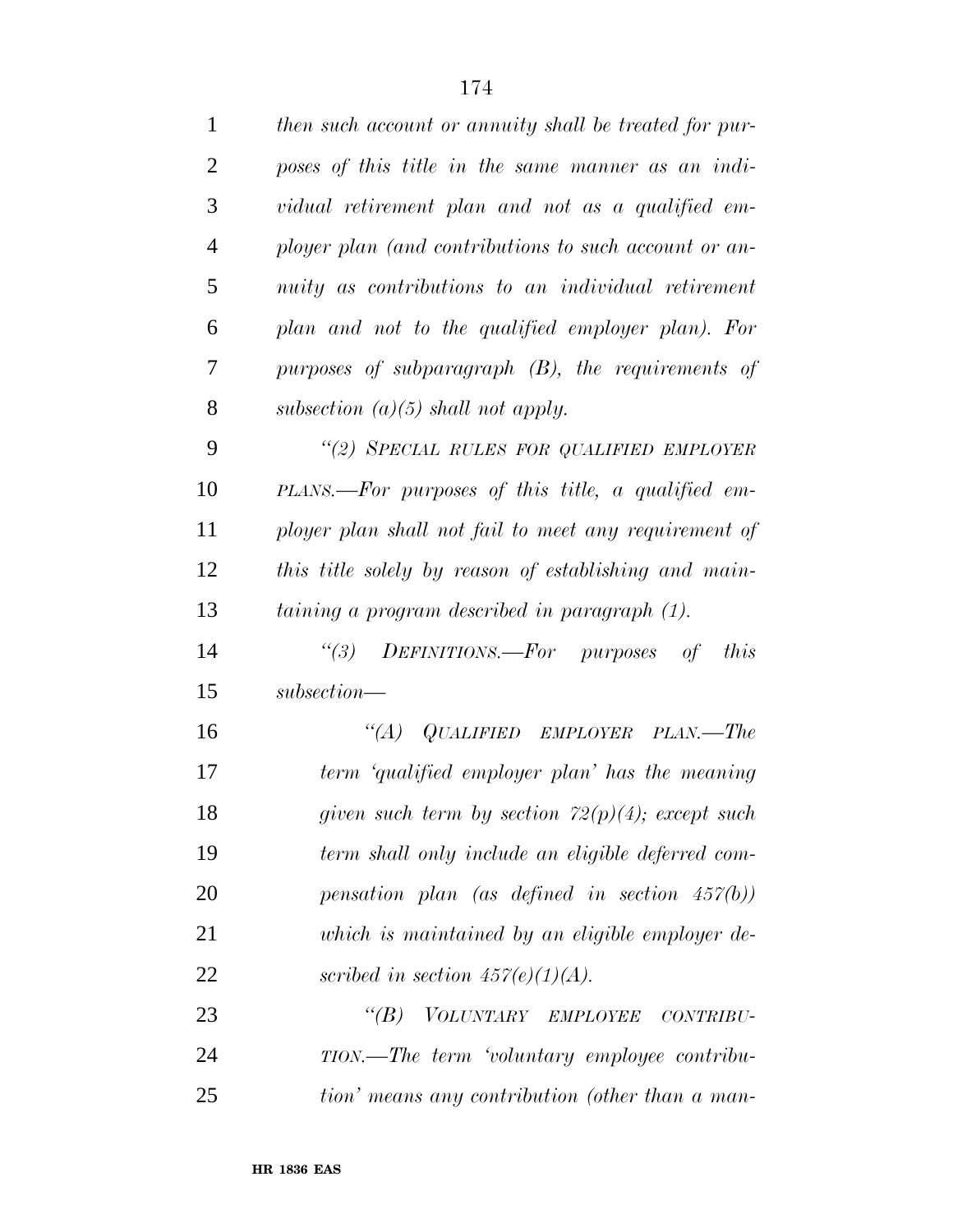*then such account or annuity shall be treated for purposes of this title in the same manner as an individual retirement plan and not as a qualified employer plan (and contributions to such account or annuity as contributions to an individual retirement plan and not to the qualified employer plan). For purposes of subparagraph (B), the requirements of subsection (a)(5) shall not apply.*

*"(2) SPECIAL RULES FOR QUALIFIED EMPLOYER PLANS.—For purposes of this title, a qualified employer plan shall not fail to meet any requirement of this title solely by reason of establishing and maintaining a program described in paragraph (1).*

*"(3) DEFINITIONS.—For purposes of this subsection—*

*"(A) QUALIFIED EMPLOYER PLAN.—The term 'qualified employer plan' has the meaning given such term by section 72(p)(4); except such term shall only include an eligible deferred compensation plan (as defined in section 457(b)) which is maintained by an eligible employer described in section 457(e)(1)(A).*

*"(B) VOLUNTARY EMPLOYEE CONTRIBUTION.—The term 'voluntary employee contribution' means any contribution (other than a man-*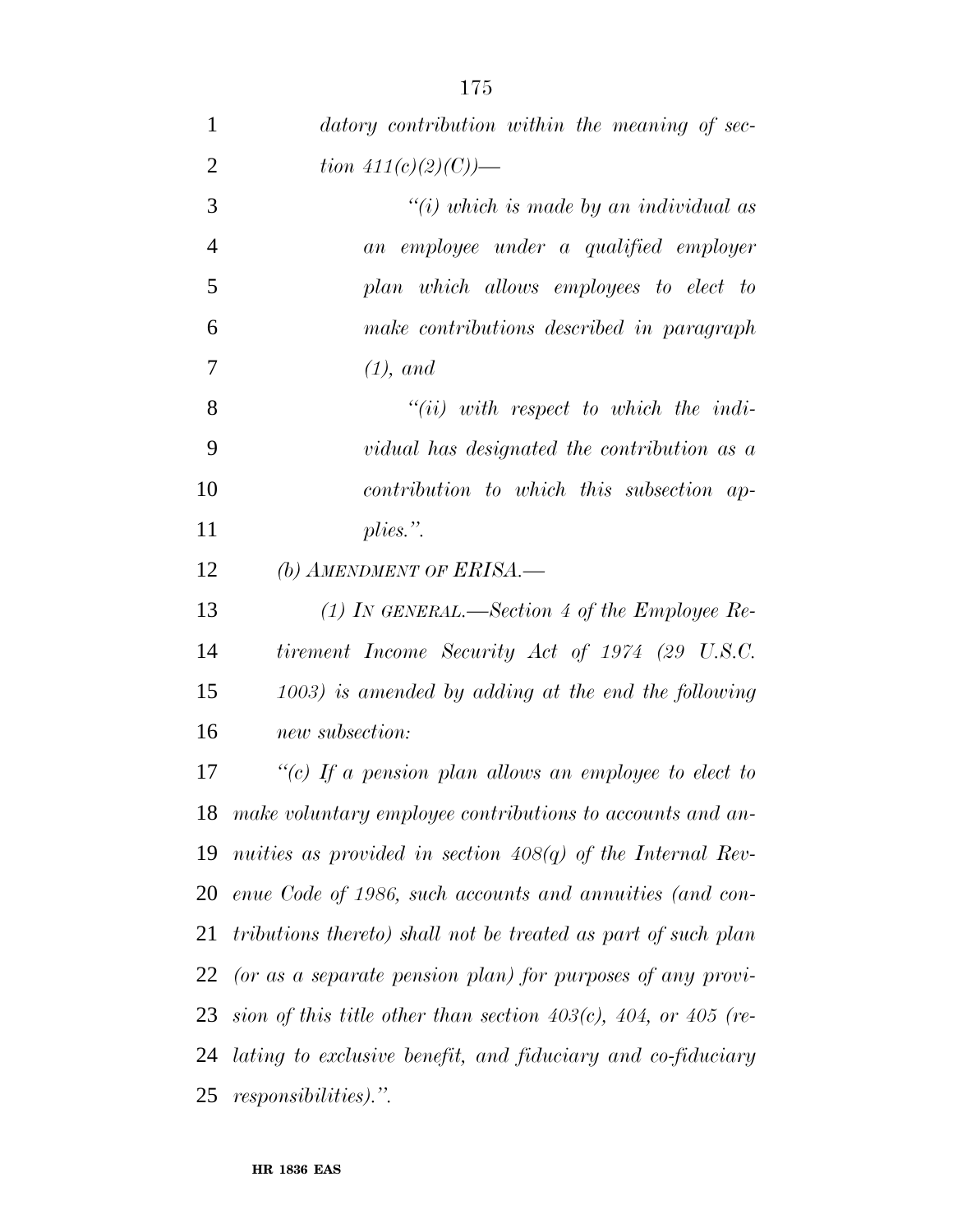*datory contribution within the meaning of section 411(c)(2)(C))—*

*"(i) which is made by an individual as an employee under a qualified employer plan which allows employees to elect to make contributions described in paragraph (1), and*

*"(ii) with respect to which the individual has designated the contribution as a contribution to which this subsection applies.".*

*(b) AMENDMENT OF ERISA.—*

*(1) IN GENERAL.—Section 4 of the Employee Retirement Income Security Act of 1974 (29 U.S.C. 1003) is amended by adding at the end the following new subsection:*

*"(c) If a pension plan allows an employee to elect to make voluntary employee contributions to accounts and annuities as provided in section 408(q) of the Internal Revenue Code of 1986, such accounts and annuities (and contributions thereto) shall not be treated as part of such plan (or as a separate pension plan) for purposes of any provision of this title other than section 403(c), 404, or 405 (relating to exclusive benefit, and fiduciary and co-fiduciary responsibilities).".*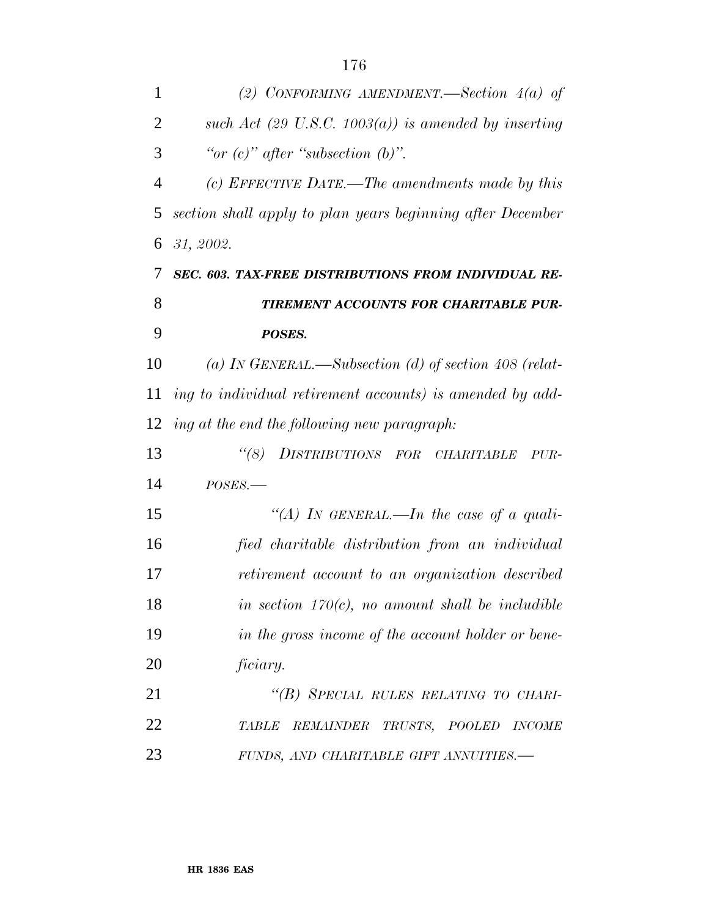*(2) CONFORMING AMENDMENT.—Section 4(a) of such Act (29 U.S.C. 1003(a)) is amended by inserting "or (c)" after "subsection (b)".*

*(c) EFFECTIVE DATE.—The amendments made by this section shall apply to plan years beginning after December 31, 2002.*

***SEC. 603. TAX-FREE DISTRIBUTIONS FROM INDIVIDUAL RETIREMENT ACCOUNTS FOR CHARITABLE PURPOSES.***

*(a) IN GENERAL.—Subsection (d) of section 408 (relating to individual retirement accounts) is amended by adding at the end the following new paragraph:*

*"(8) DISTRIBUTIONS FOR CHARITABLE PURPOSES.—*

*"(A) IN GENERAL.—In the case of a qualified charitable distribution from an individual retirement account to an organization described in section 170(c), no amount shall be includible in the gross income of the account holder or beneficiary.*

*"(B) SPECIAL RULES RELATING TO CHARITABLE REMAINDER TRUSTS, POOLED INCOME FUNDS, AND CHARITABLE GIFT ANNUITIES.—*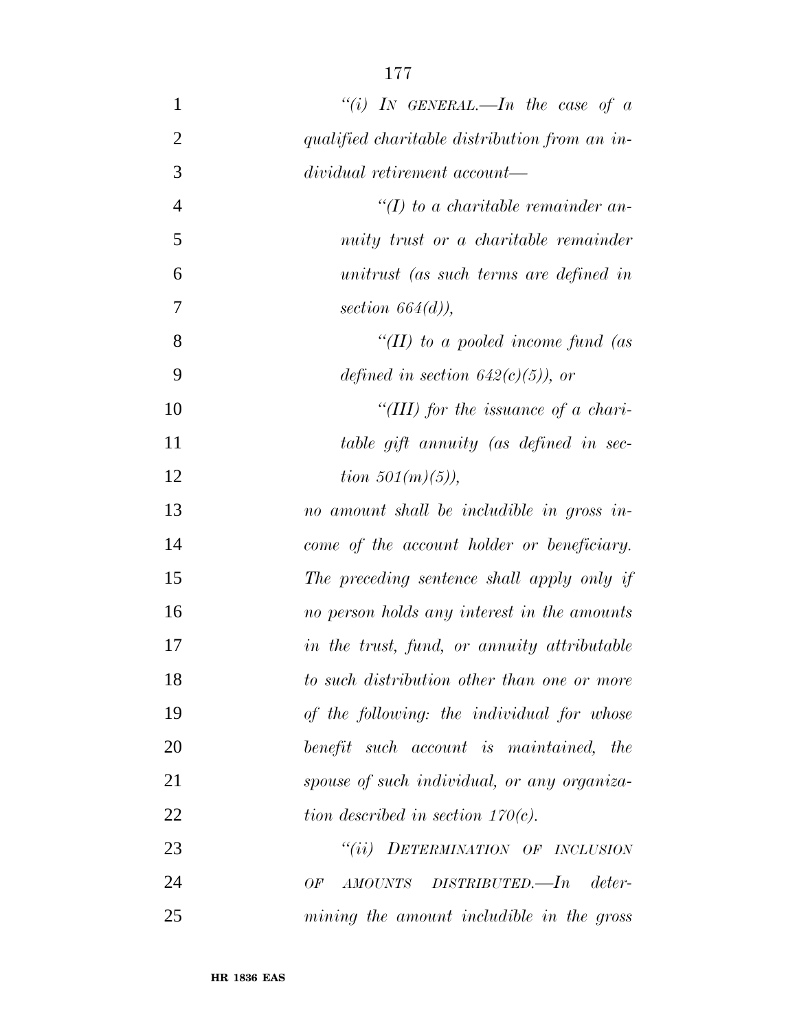*"(i) IN GENERAL.—In the case of a qualified charitable distribution from an individual retirement account—*

*"(I) to a charitable remainder annuity trust or a charitable remainder unitrust (as such terms are defined in section 664(d)),*

*"(II) to a pooled income fund (as defined in section 642(c)(5)), or*

*"(III) for the issuance of a charitable gift annuity (as defined in section 501(m)(5)),*

*no amount shall be includible in gross income of the account holder or beneficiary. The preceding sentence shall apply only if no person holds any interest in the amounts in the trust, fund, or annuity attributable to such distribution other than one or more of the following: the individual for whose benefit such account is maintained, the spouse of such individual, or any organization described in section 170(c).*

*"(ii) DETERMINATION OF INCLUSION OF AMOUNTS DISTRIBUTED.—In determining the amount includible in the gross*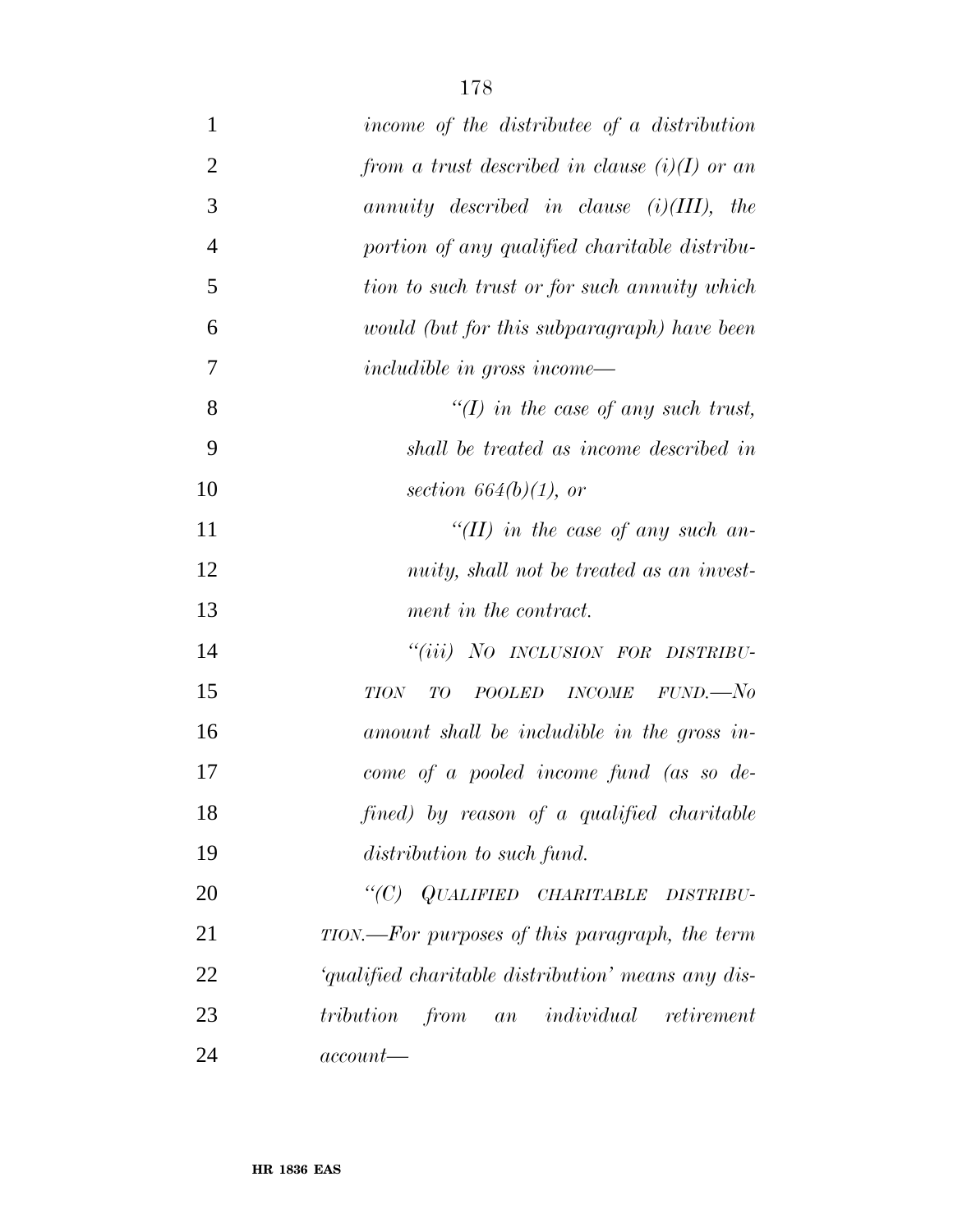*income of the distributee of a distribution from a trust described in clause (i)(I) or an annuity described in clause (i)(III), the portion of any qualified charitable distribution to such trust or for such annuity which would (but for this subparagraph) have been includible in gross income—*

*"(I) in the case of any such trust, shall be treated as income described in section 664(b)(1), or*

*"(II) in the case of any such annuity, shall not be treated as an investment in the contract.*

*"(iii) NO INCLUSION FOR DISTRIBUTION TO POOLED INCOME FUND.—No amount shall be includible in the gross income of a pooled income fund (as so defined) by reason of a qualified charitable distribution to such fund.*

*"(C) QUALIFIED CHARITABLE DISTRIBUTION.—For purposes of this paragraph, the term 'qualified charitable distribution' means any distribution from an individual retirement account—*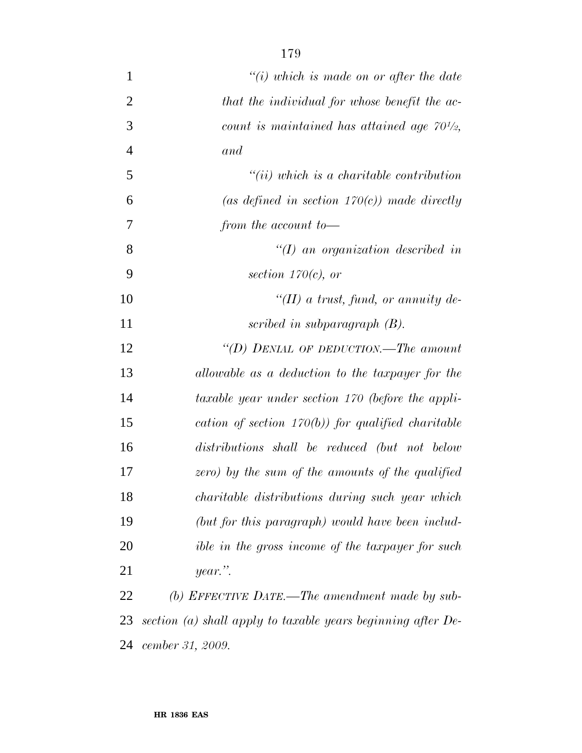*"(i) which is made on or after the date that the individual for whose benefit the account is maintained has attained age 70½, and*

*"(ii) which is a charitable contribution (as defined in section 170(c)) made directly from the account to—*

*"(I) an organization described in section 170(c), or*

*"(II) a trust, fund, or annuity described in subparagraph (B).*

*"(D) DENIAL OF DEDUCTION.—The amount allowable as a deduction to the taxpayer for the taxable year under section 170 (before the application of section 170(b)) for qualified charitable distributions shall be reduced (but not below zero) by the sum of the amounts of the qualified charitable distributions during such year which (but for this paragraph) would have been includible in the gross income of the taxpayer for such year.".*

*(b) EFFECTIVE DATE.—The amendment made by subsection (a) shall apply to taxable years beginning after December 31, 2009.*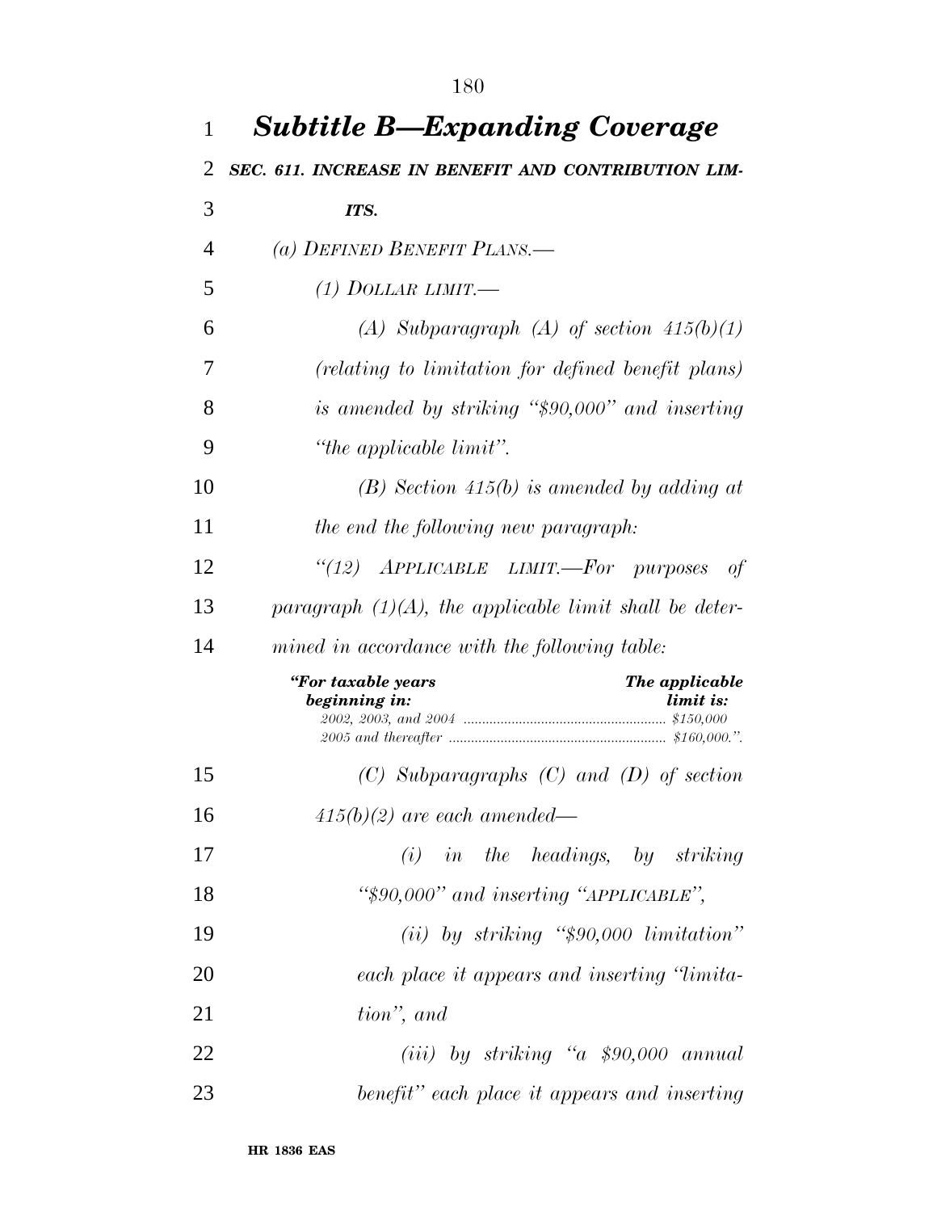# *Subtitle B—Expanding Coverage*

***SEC. 611. INCREASE IN BENEFIT AND CONTRIBUTION LIMITS.***

*(a) DEFINED BENEFIT PLANS.—*

*(1) DOLLAR LIMIT.—*

*(A) Subparagraph (A) of section 415(b)(1) (relating to limitation for defined benefit plans) is amended by striking "$90,000" and inserting "the applicable limit".*

*(B) Section 415(b) is amended by adding at the end the following new paragraph:*

*"(12) APPLICABLE LIMIT.—For purposes of paragraph (1)(A), the applicable limit shall be determined in accordance with the following table:*

| *"For taxable years beginning in:* | *The applicable limit is:* |
|---|---|
| *2002, 2003, and 2004* | *$150,000* |
| *2005 and thereafter* | *$160,000.".* |

*(C) Subparagraphs (C) and (D) of section 415(b)(2) are each amended—*

*(i) in the headings, by striking "$90,000" and inserting "APPLICABLE",*

*(ii) by striking "$90,000 limitation" each place it appears and inserting "limitation", and*

*(iii) by striking "a $90,000 annual benefit" each place it appears and inserting*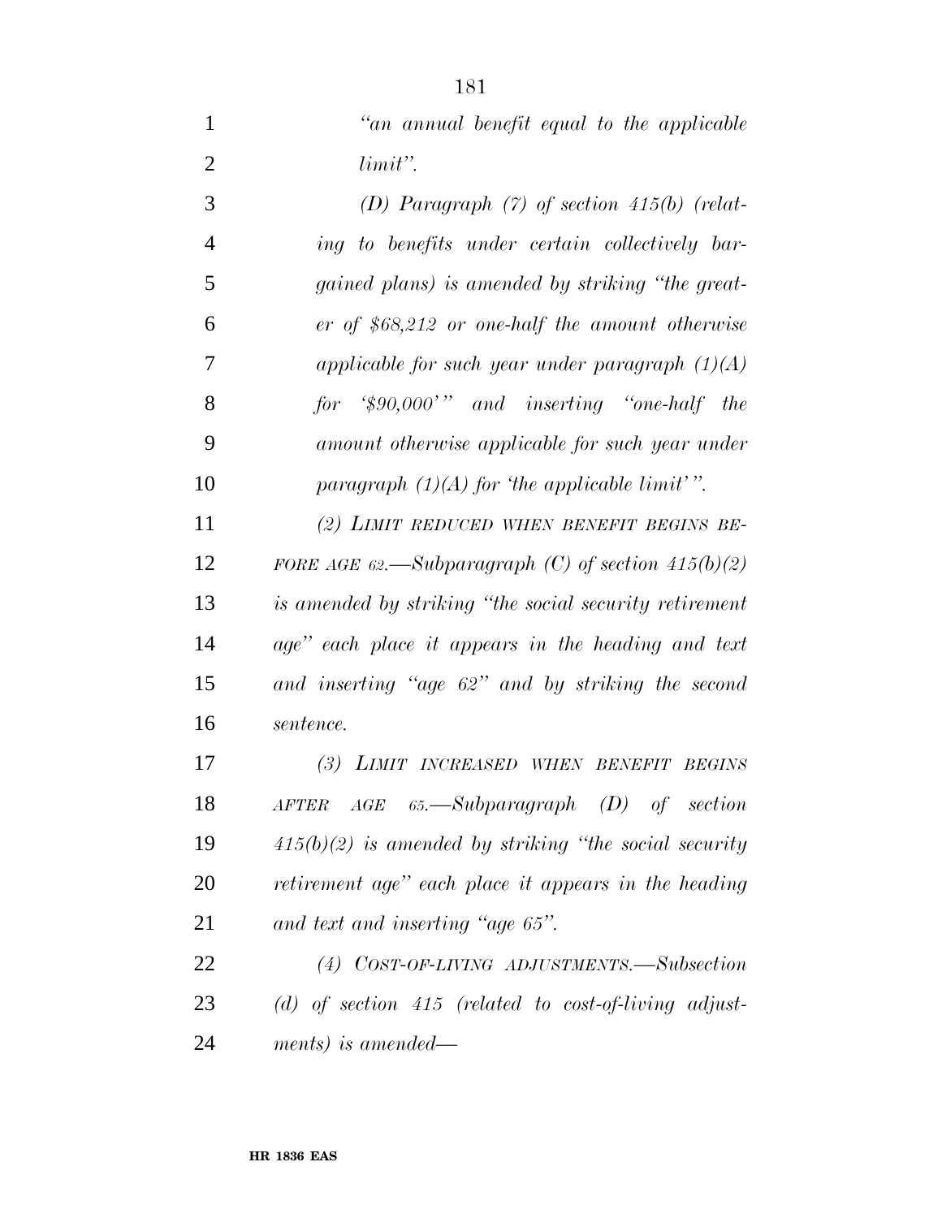*"an annual benefit equal to the applicable limit".*

*(D) Paragraph (7) of section 415(b) (relating to benefits under certain collectively bargained plans) is amended by striking "the greater of $68,212 or one-half the amount otherwise applicable for such year under paragraph (1)(A) for '$90,000'" and inserting "one-half the amount otherwise applicable for such year under paragraph (1)(A) for 'the applicable limit'".*

*(2) LIMIT REDUCED WHEN BENEFIT BEGINS BEFORE AGE 62.—Subparagraph (C) of section 415(b)(2) is amended by striking "the social security retirement age" each place it appears in the heading and text and inserting "age 62" and by striking the second sentence.*

*(3) LIMIT INCREASED WHEN BENEFIT BEGINS AFTER AGE 65.—Subparagraph (D) of section 415(b)(2) is amended by striking "the social security retirement age" each place it appears in the heading and text and inserting "age 65".*

*(4) COST-OF-LIVING ADJUSTMENTS.—Subsection (d) of section 415 (related to cost-of-living adjustments) is amended—*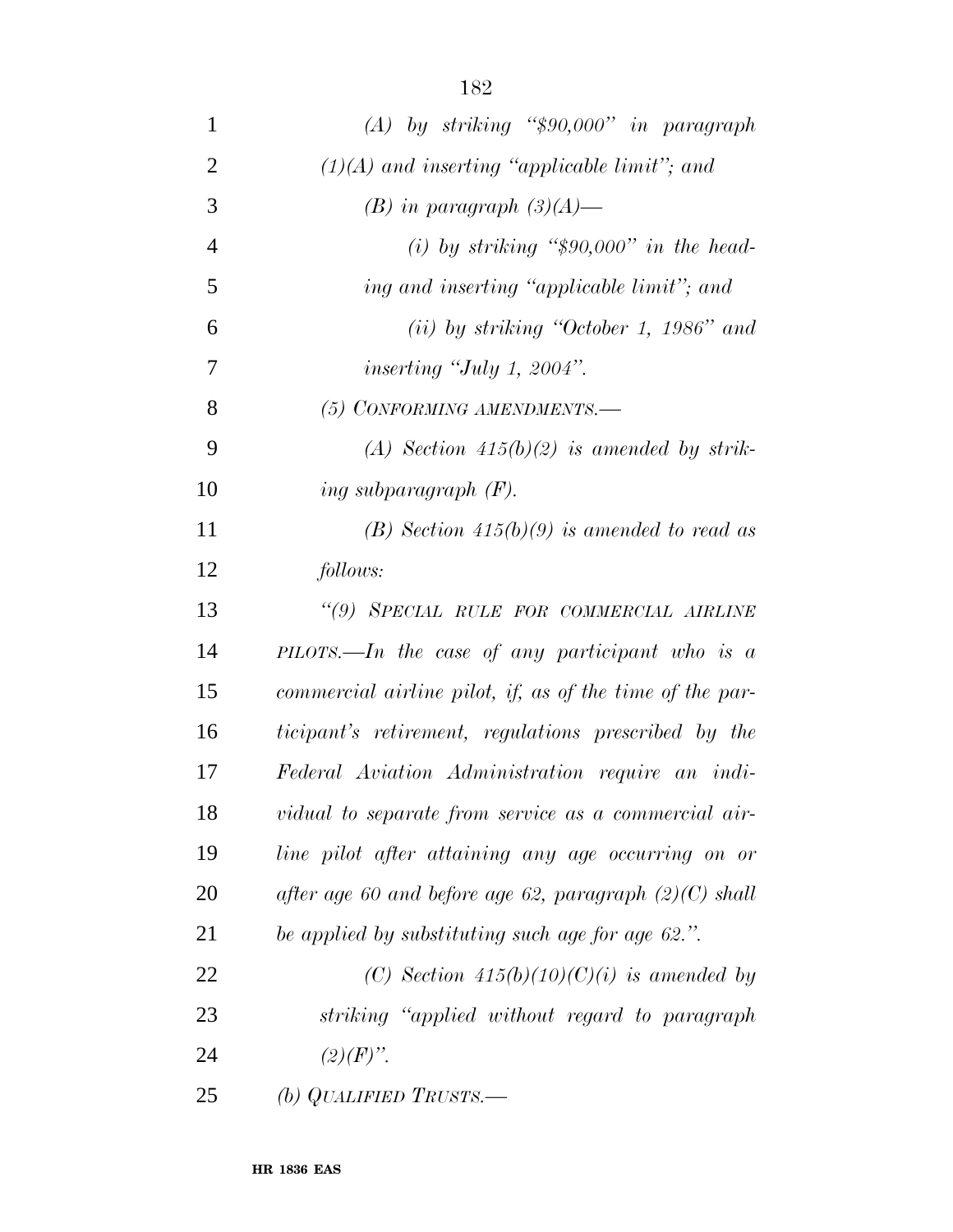*(A) by striking "$90,000" in paragraph (1)(A) and inserting "applicable limit"; and*

*(B) in paragraph (3)(A)—*

*(i) by striking "$90,000" in the heading and inserting "applicable limit"; and*

*(ii) by striking "October 1, 1986" and inserting "July 1, 2004".*

*(5) CONFORMING AMENDMENTS.—*

*(A) Section 415(b)(2) is amended by striking subparagraph (F).*

*(B) Section 415(b)(9) is amended to read as follows:*

*"(9) SPECIAL RULE FOR COMMERCIAL AIRLINE PILOTS.—In the case of any participant who is a commercial airline pilot, if, as of the time of the participant's retirement, regulations prescribed by the Federal Aviation Administration require an individual to separate from service as a commercial airline pilot after attaining any age occurring on or after age 60 and before age 62, paragraph (2)(C) shall be applied by substituting such age for age 62.".*

*(C) Section 415(b)(10)(C)(i) is amended by striking "applied without regard to paragraph (2)(F)".*

*(b) QUALIFIED TRUSTS.—*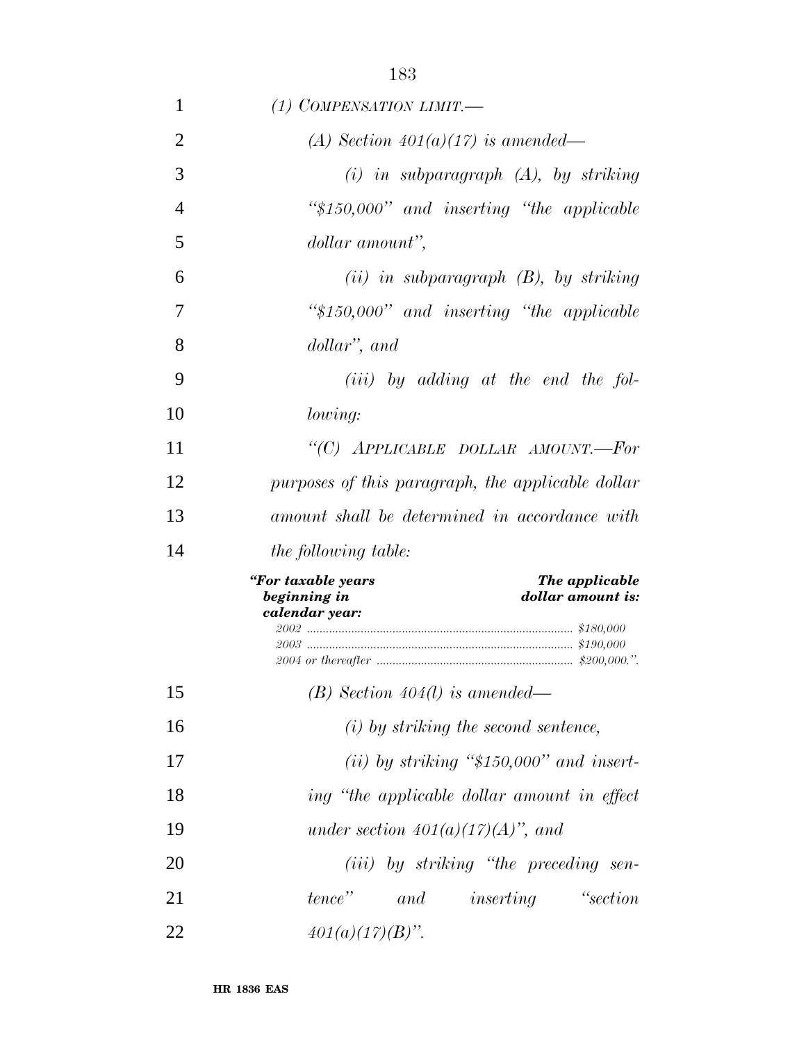*(1) COMPENSATION LIMIT.—*

*(A) Section 401(a)(17) is amended—*

*(i) in subparagraph (A), by striking "$150,000" and inserting "the applicable dollar amount",*

*(ii) in subparagraph (B), by striking "$150,000" and inserting "the applicable dollar", and*

*(iii) by adding at the end the following:*

*"(C) APPLICABLE DOLLAR AMOUNT.—For purposes of this paragraph, the applicable dollar amount shall be determined in accordance with the following table:*

| *"For taxable years beginning in calendar year:* | *The applicable dollar amount is:* |
|---|---|
| *2002* | *$180,000* |
| *2003* | *$190,000* |
| *2004 or thereafter* | *$200,000.".* |

*(B) Section 404(l) is amended—*

*(i) by striking the second sentence,*

*(ii) by striking "$150,000" and inserting "the applicable dollar amount in effect under section 401(a)(17)(A)", and*

*(iii) by striking "the preceding sentence" and inserting "section 401(a)(17)(B)".*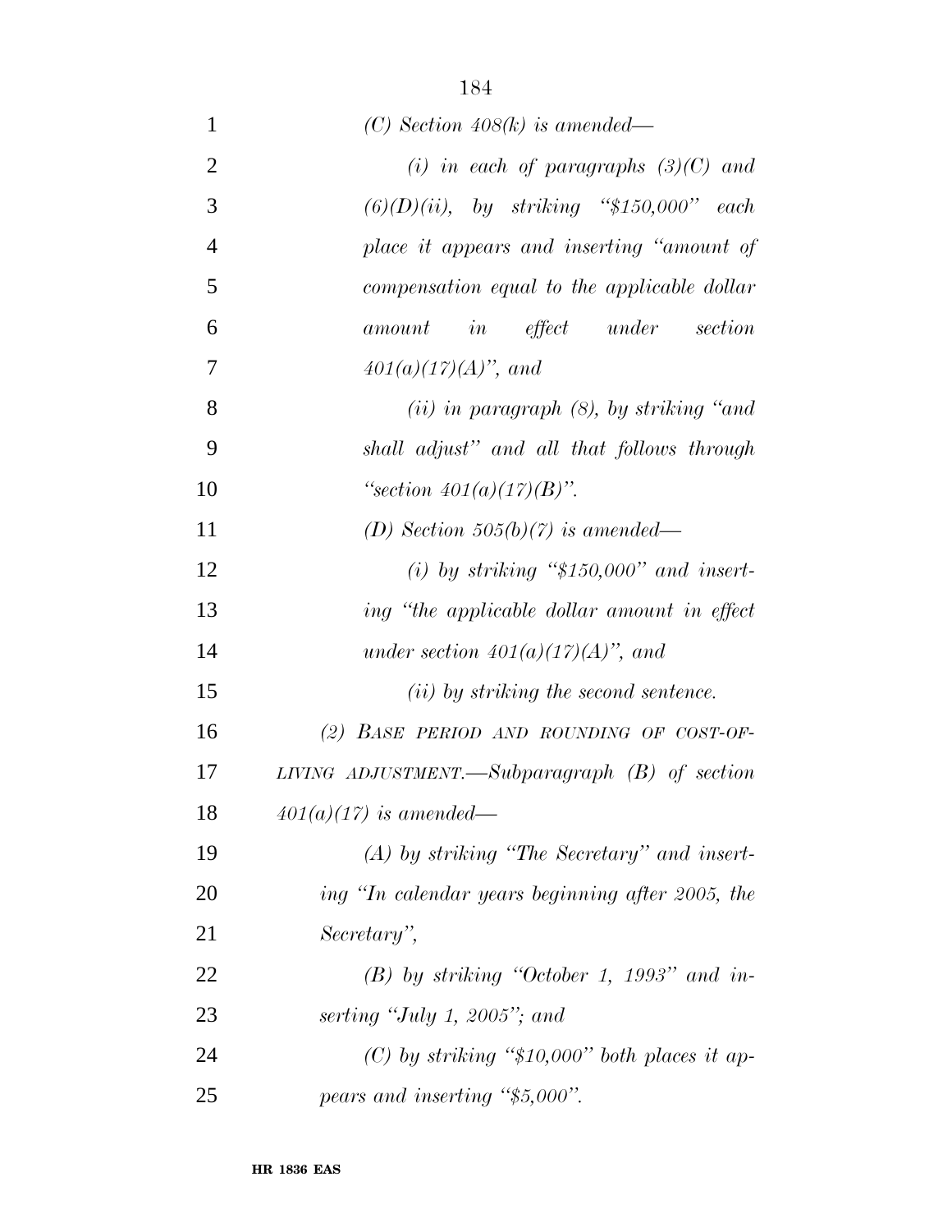*(C) Section 408(k) is amended—*

*(i) in each of paragraphs (3)(C) and (6)(D)(ii), by striking "$150,000" each place it appears and inserting "amount of compensation equal to the applicable dollar amount in effect under section 401(a)(17)(A)", and*

*(ii) in paragraph (8), by striking "and shall adjust" and all that follows through "section 401(a)(17)(B)".*

*(D) Section 505(b)(7) is amended—*

*(i) by striking "$150,000" and inserting "the applicable dollar amount in effect under section 401(a)(17)(A)", and*

*(ii) by striking the second sentence.*

*(2) BASE PERIOD AND ROUNDING OF COST-OF-LIVING ADJUSTMENT.—Subparagraph (B) of section 401(a)(17) is amended—*

*(A) by striking "The Secretary" and inserting "In calendar years beginning after 2005, the Secretary",*

*(B) by striking "October 1, 1993" and inserting "July 1, 2005"; and*

*(C) by striking "$10,000" both places it appears and inserting "$5,000".*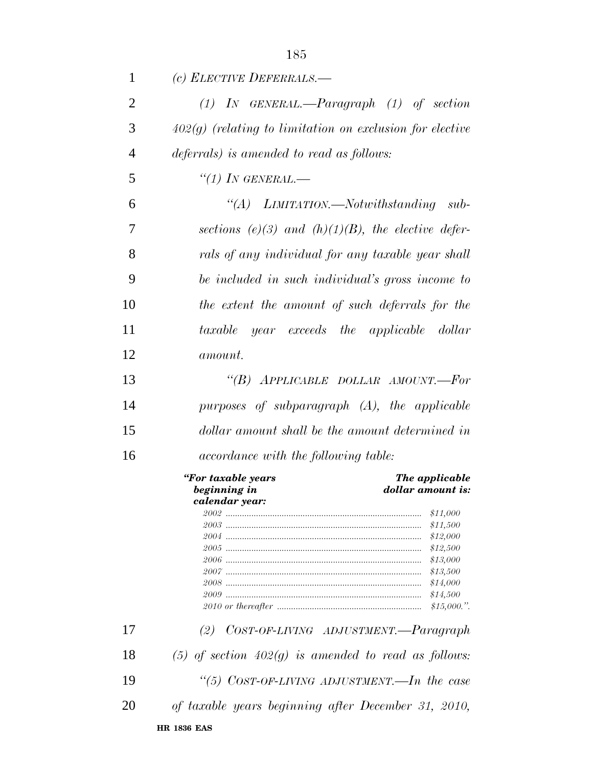*(c) ELECTIVE DEFERRALS.—*

*(1) IN GENERAL.—Paragraph (1) of section 402(g) (relating to limitation on exclusion for elective deferrals) is amended to read as follows:*

*"(1) IN GENERAL.—*

*"(A) LIMITATION.—Notwithstanding subsections (e)(3) and (h)(1)(B), the elective deferrals of any individual for any taxable year shall be included in such individual's gross income to the extent the amount of such deferrals for the taxable year exceeds the applicable dollar amount.*

*"(B) APPLICABLE DOLLAR AMOUNT.—For purposes of subparagraph (A), the applicable dollar amount shall be the amount determined in accordance with the following table:*

| *"For taxable years beginning in calendar year:* | *The applicable dollar amount is:* |
|---|---|
| *2002* | *$11,000* |
| *2003* | *$11,500* |
| *2004* | *$12,000* |
| *2005* | *$12,500* |
| *2006* | *$13,000* |
| *2007* | *$13,500* |
| *2008* | *$14,000* |
| *2009* | *$14,500* |
| *2010 or thereafter* | *$15,000.".* |

*(2) COST-OF-LIVING ADJUSTMENT.—Paragraph (5) of section 402(g) is amended to read as follows:*

*"(5) COST-OF-LIVING ADJUSTMENT.—In the case of taxable years beginning after December 31, 2010,*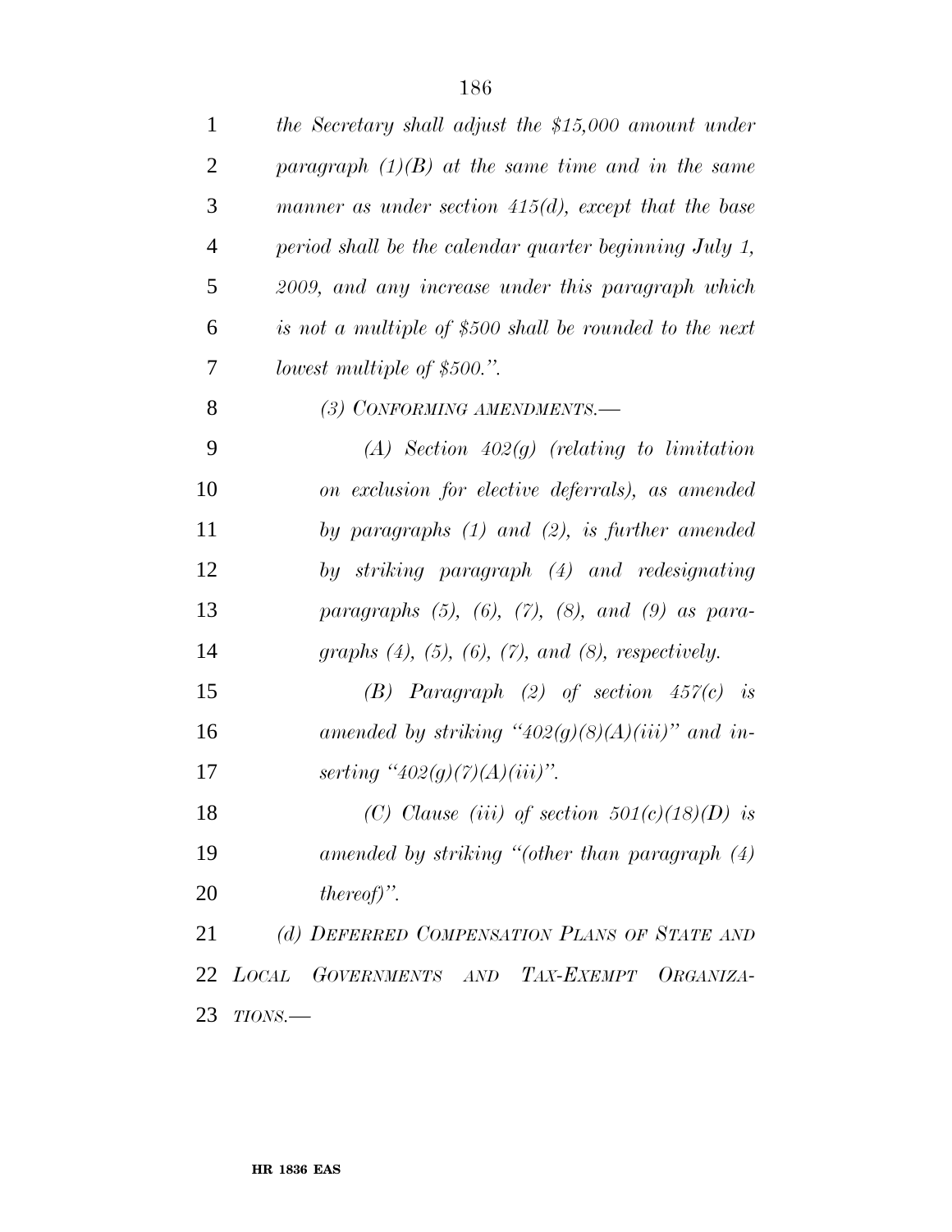*the Secretary shall adjust the $15,000 amount under paragraph (1)(B) at the same time and in the same manner as under section 415(d), except that the base period shall be the calendar quarter beginning July 1, 2009, and any increase under this paragraph which is not a multiple of $500 shall be rounded to the next lowest multiple of $500.".*

*(3) CONFORMING AMENDMENTS.—*

*(A) Section 402(g) (relating to limitation on exclusion for elective deferrals), as amended by paragraphs (1) and (2), is further amended by striking paragraph (4) and redesignating paragraphs (5), (6), (7), (8), and (9) as paragraphs (4), (5), (6), (7), and (8), respectively.*

*(B) Paragraph (2) of section 457(c) is amended by striking "402(g)(8)(A)(iii)" and inserting "402(g)(7)(A)(iii)".*

*(C) Clause (iii) of section 501(c)(18)(D) is amended by striking "(other than paragraph (4) thereof)".*

*(d) DEFERRED COMPENSATION PLANS OF STATE AND LOCAL GOVERNMENTS AND TAX-EXEMPT ORGANIZATIONS.—*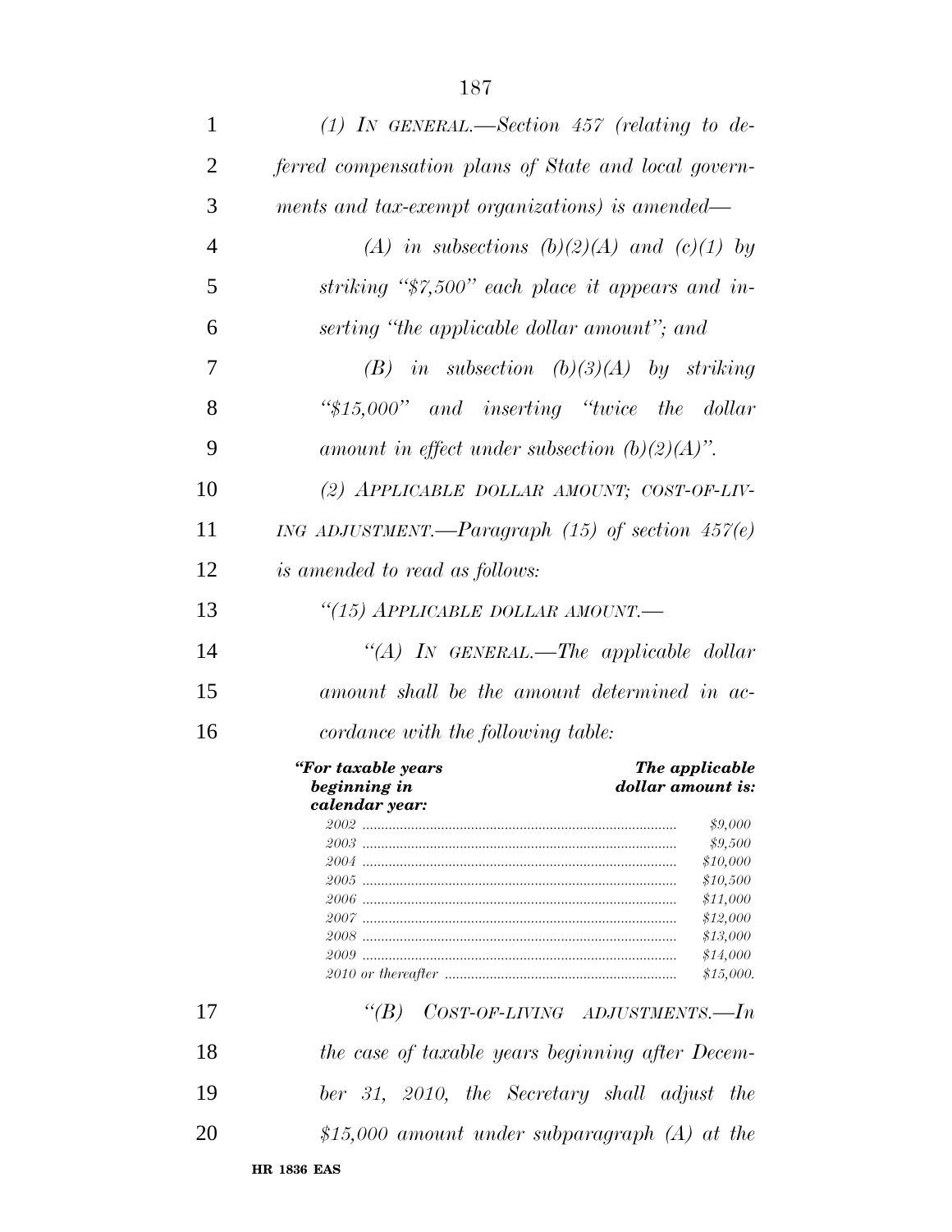*(1) IN GENERAL.—Section 457 (relating to deferred compensation plans of State and local governments and tax-exempt organizations) is amended—*

*(A) in subsections (b)(2)(A) and (c)(1) by striking "$7,500" each place it appears and inserting "the applicable dollar amount"; and*

*(B) in subsection (b)(3)(A) by striking "$15,000" and inserting "twice the dollar amount in effect under subsection (b)(2)(A)".*

*(2) APPLICABLE DOLLAR AMOUNT; COST-OF-LIVING ADJUSTMENT.—Paragraph (15) of section 457(e) is amended to read as follows:*

*"(15) APPLICABLE DOLLAR AMOUNT.—*

*"(A) IN GENERAL.—The applicable dollar amount shall be the amount determined in accordance with the following table:*

| ***"For taxable years beginning in calendar year:*** | ***The applicable dollar amount is:*** |
|---|---|
| *2002* | *$9,000* |
| *2003* | *$9,500* |
| *2004* | *$10,000* |
| *2005* | *$10,500* |
| *2006* | *$11,000* |
| *2007* | *$12,000* |
| *2008* | *$13,000* |
| *2009* | *$14,000* |
| *2010 or thereafter* | *$15,000.* |

*"(B) COST-OF-LIVING ADJUSTMENTS.—In the case of taxable years beginning after December 31, 2010, the Secretary shall adjust the $15,000 amount under subparagraph (A) at the*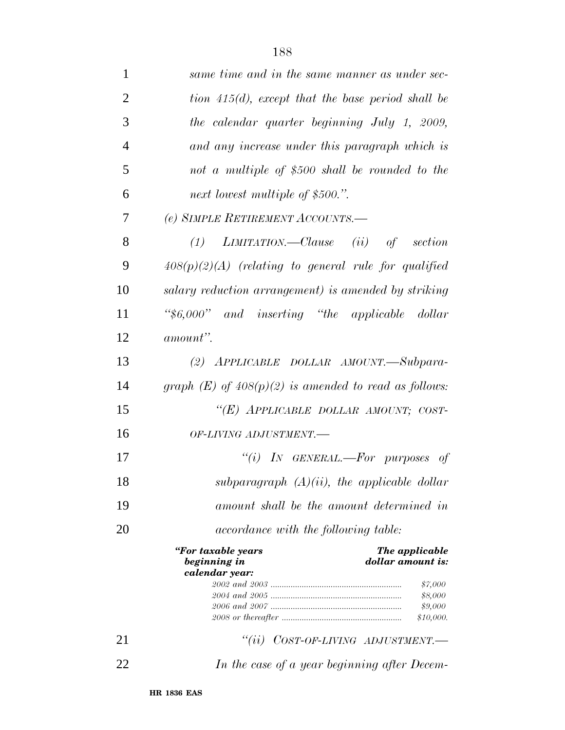*same time and in the same manner as under section 415(d), except that the base period shall be the calendar quarter beginning July 1, 2009, and any increase under this paragraph which is not a multiple of $500 shall be rounded to the next lowest multiple of $500.".*

*(e) SIMPLE RETIREMENT ACCOUNTS.—*

*(1) LIMITATION.—Clause (ii) of section 408(p)(2)(A) (relating to general rule for qualified salary reduction arrangement) is amended by striking "$6,000" and inserting "the applicable dollar amount".*

*(2) APPLICABLE DOLLAR AMOUNT.—Subparagraph (E) of 408(p)(2) is amended to read as follows:*

*"(E) APPLICABLE DOLLAR AMOUNT; COST-OF-LIVING ADJUSTMENT.—*

*"(i) IN GENERAL.—For purposes of subparagraph (A)(ii), the applicable dollar amount shall be the amount determined in accordance with the following table:*

| *"For taxable years beginning in calendar year:* | *The applicable dollar amount is:* |
|---|---|
| *2002 and 2003* | *$7,000* |
| *2004 and 2005* | *$8,000* |
| *2006 and 2007* | *$9,000* |
| *2008 or thereafter* | *$10,000.* |

*"(ii) COST-OF-LIVING ADJUSTMENT.— In the case of a year beginning after Decem-*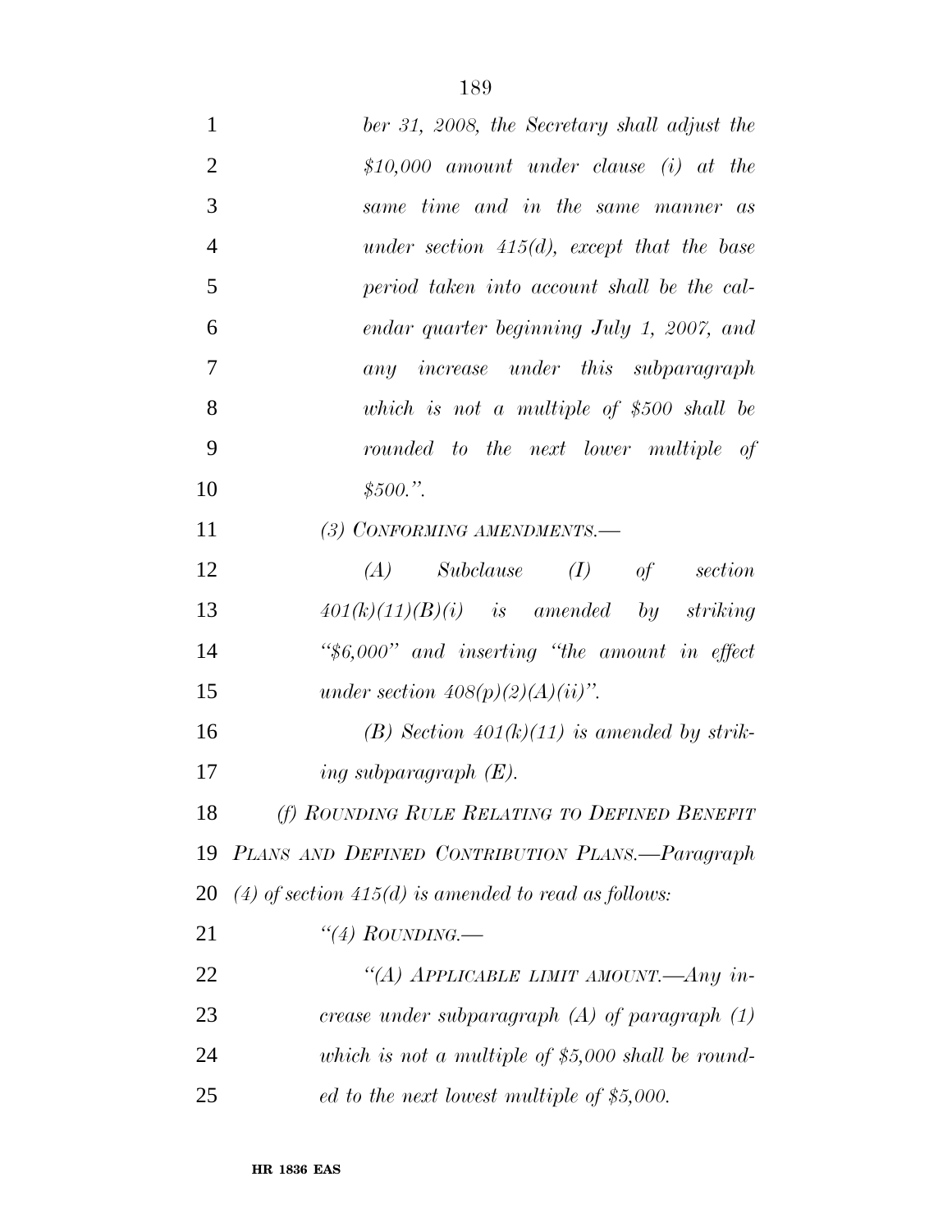*ber 31, 2008, the Secretary shall adjust the $10,000 amount under clause (i) at the same time and in the same manner as under section 415(d), except that the base period taken into account shall be the calendar quarter beginning July 1, 2007, and any increase under this subparagraph which is not a multiple of $500 shall be rounded to the next lower multiple of $500.''.*

*(3) CONFORMING AMENDMENTS.—*

*(A) Subclause (I) of section 401(k)(11)(B)(i) is amended by striking ''$6,000'' and inserting ''the amount in effect under section 408(p)(2)(A)(ii)''.*

*(B) Section 401(k)(11) is amended by striking subparagraph (E).*

*(f) ROUNDING RULE RELATING TO DEFINED BENEFIT PLANS AND DEFINED CONTRIBUTION PLANS.—Paragraph (4) of section 415(d) is amended to read as follows:*

*''(4) ROUNDING.—*

*''(A) APPLICABLE LIMIT AMOUNT.—Any increase under subparagraph (A) of paragraph (1) which is not a multiple of $5,000 shall be rounded to the next lowest multiple of $5,000.*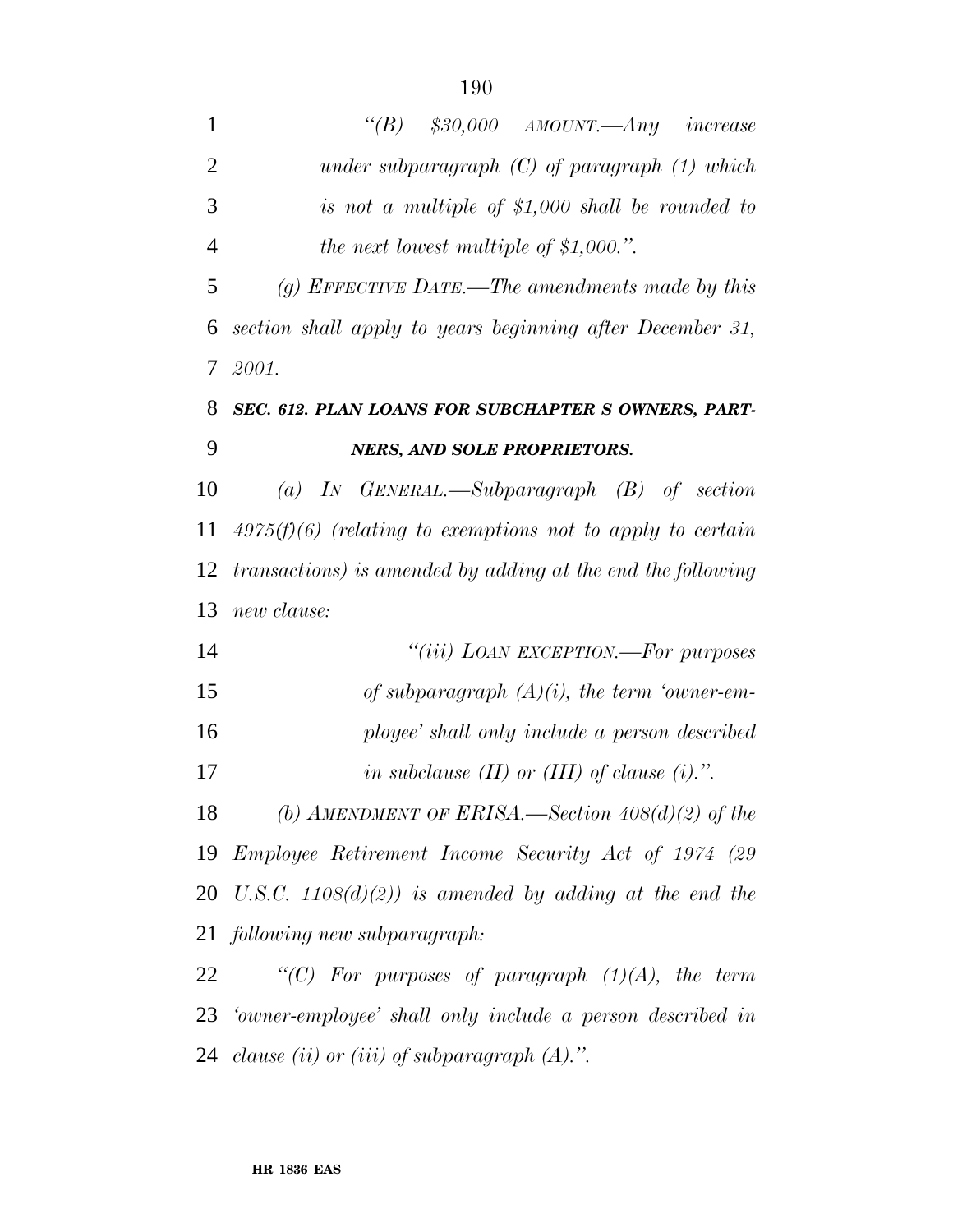*"(B) $30,000 AMOUNT.—Any increase under subparagraph (C) of paragraph (1) which is not a multiple of $1,000 shall be rounded to the next lowest multiple of $1,000.".*

*(g) EFFECTIVE DATE.—The amendments made by this section shall apply to years beginning after December 31, 2001.*

### ***SEC. 612. PLAN LOANS FOR SUBCHAPTER S OWNERS, PARTNERS, AND SOLE PROPRIETORS.***

*(a) IN GENERAL.—Subparagraph (B) of section 4975(f)(6) (relating to exemptions not to apply to certain transactions) is amended by adding at the end the following new clause:*

*"(iii) LOAN EXCEPTION.—For purposes of subparagraph (A)(i), the term 'owner-employee' shall only include a person described in subclause (II) or (III) of clause (i).".*

*(b) AMENDMENT OF ERISA.—Section 408(d)(2) of the Employee Retirement Income Security Act of 1974 (29 U.S.C. 1108(d)(2)) is amended by adding at the end the following new subparagraph:*

*"(C) For purposes of paragraph (1)(A), the term 'owner-employee' shall only include a person described in clause (ii) or (iii) of subparagraph (A).".*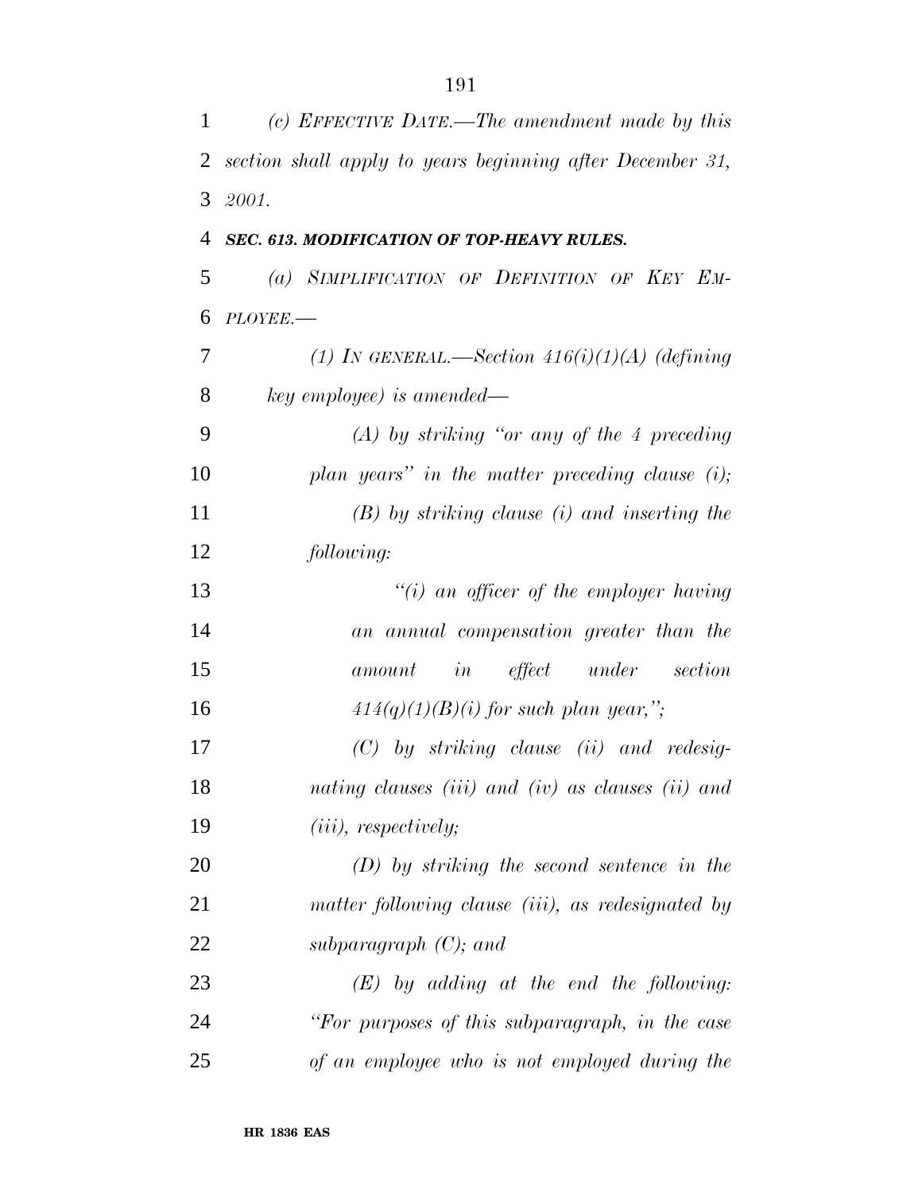*(c) EFFECTIVE DATE.—The amendment made by this section shall apply to years beginning after December 31, 2001.*

***SEC. 613. MODIFICATION OF TOP-HEAVY RULES.***

*(a) SIMPLIFICATION OF DEFINITION OF KEY EMPLOYEE.—*

*(1) IN GENERAL.—Section 416(i)(1)(A) (defining key employee) is amended—*

*(A) by striking "or any of the 4 preceding plan years" in the matter preceding clause (i);*

*(B) by striking clause (i) and inserting the following:*

*"(i) an officer of the employer having an annual compensation greater than the amount in effect under section 414(q)(1)(B)(i) for such plan year,";*

*(C) by striking clause (ii) and redesignating clauses (iii) and (iv) as clauses (ii) and (iii), respectively;*

*(D) by striking the second sentence in the matter following clause (iii), as redesignated by subparagraph (C); and*

*(E) by adding at the end the following: "For purposes of this subparagraph, in the case of an employee who is not employed during the*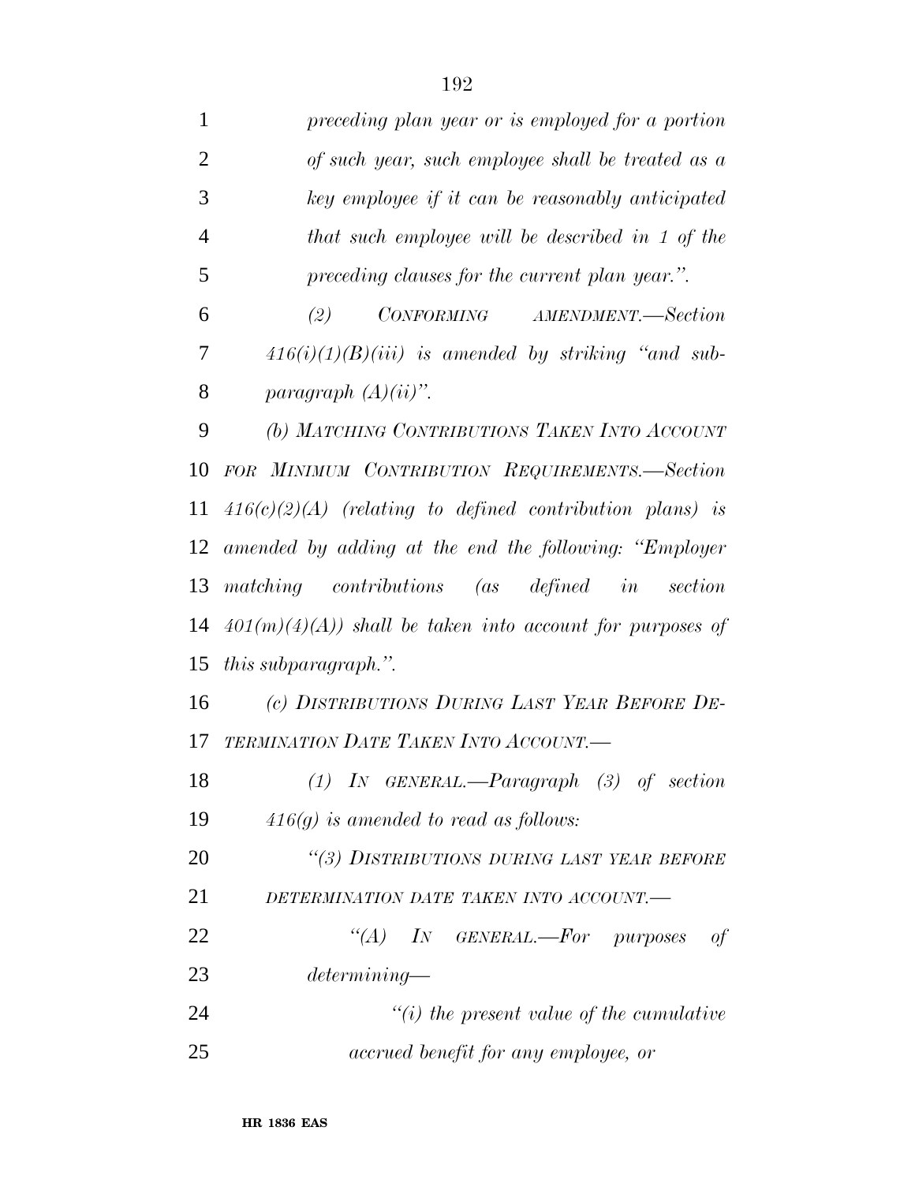*preceding plan year or is employed for a portion of such year, such employee shall be treated as a key employee if it can be reasonably anticipated that such employee will be described in 1 of the preceding clauses for the current plan year.".*

*(2) CONFORMING AMENDMENT.—Section 416(i)(1)(B)(iii) is amended by striking "and subparagraph (A)(ii)".*

*(b) MATCHING CONTRIBUTIONS TAKEN INTO ACCOUNT FOR MINIMUM CONTRIBUTION REQUIREMENTS.—Section 416(c)(2)(A) (relating to defined contribution plans) is amended by adding at the end the following: "Employer matching contributions (as defined in section 401(m)(4)(A)) shall be taken into account for purposes of this subparagraph.".*

*(c) DISTRIBUTIONS DURING LAST YEAR BEFORE DETERMINATION DATE TAKEN INTO ACCOUNT.—*

*(1) IN GENERAL.—Paragraph (3) of section 416(g) is amended to read as follows:*

*"(3) DISTRIBUTIONS DURING LAST YEAR BEFORE DETERMINATION DATE TAKEN INTO ACCOUNT.—*

*"(A) IN GENERAL.—For purposes of determining—*

*"(i) the present value of the cumulative accrued benefit for any employee, or*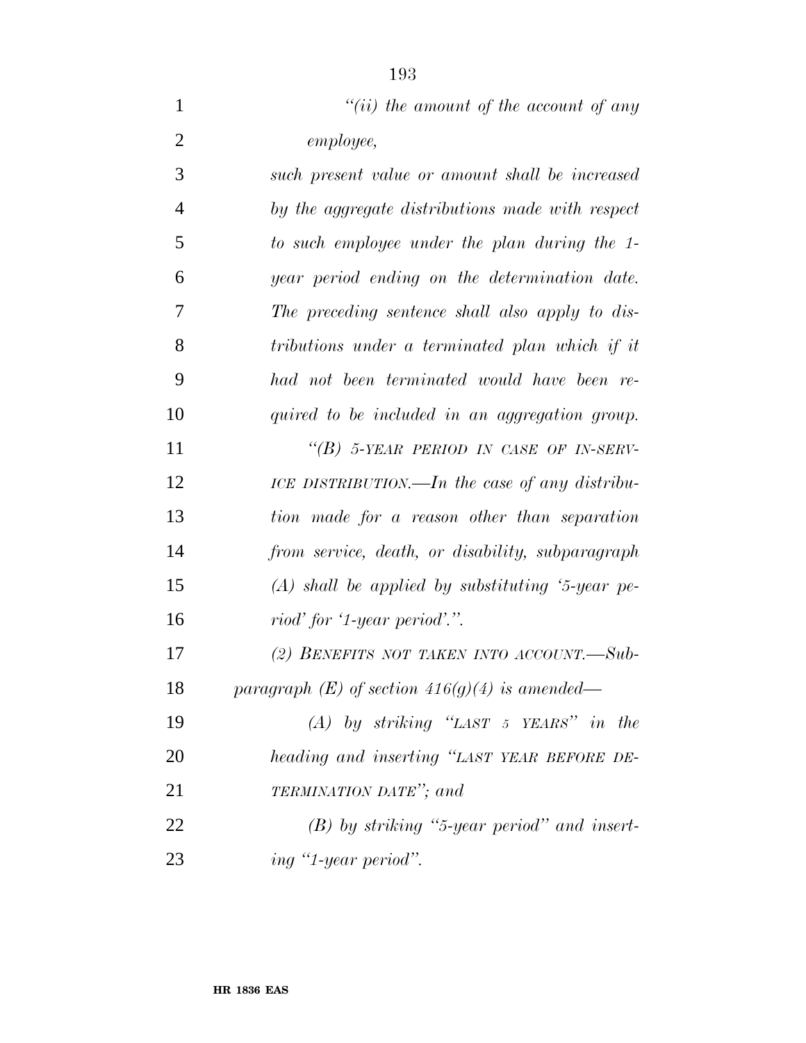*"(ii) the amount of the account of any employee,*

*such present value or amount shall be increased by the aggregate distributions made with respect to such employee under the plan during the 1-year period ending on the determination date. The preceding sentence shall also apply to distributions under a terminated plan which if it had not been terminated would have been required to be included in an aggregation group.*

*"(B) 5-YEAR PERIOD IN CASE OF IN-SERVICE DISTRIBUTION.—In the case of any distribution made for a reason other than separation from service, death, or disability, subparagraph (A) shall be applied by substituting '5-year period' for '1-year period'.".*

*(2) BENEFITS NOT TAKEN INTO ACCOUNT.—Subparagraph (E) of section 416(g)(4) is amended—*

*(A) by striking "LAST 5 YEARS" in the heading and inserting "LAST YEAR BEFORE DETERMINATION DATE"; and*

*(B) by striking "5-year period" and inserting "1-year period".*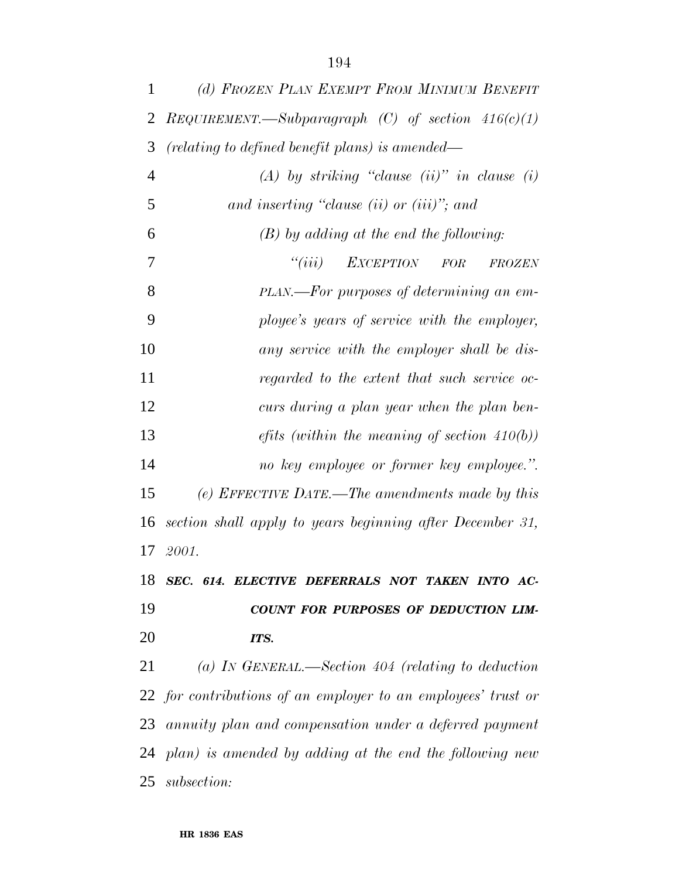*(d) Frozen Plan Exempt From Minimum Benefit Requirement.—Subparagraph (C) of section 416(c)(1) (relating to defined benefit plans) is amended—*

*(A) by striking "clause (ii)" in clause (i) and inserting "clause (ii) or (iii)"; and*

*(B) by adding at the end the following:*

*"(iii) Exception for frozen plan.—For purposes of determining an employee's years of service with the employer, any service with the employer shall be disregarded to the extent that such service occurs during a plan year when the plan benefits (within the meaning of section 410(b)) no key employee or former key employee.".*

*(e) Effective Date.—The amendments made by this section shall apply to years beginning after December 31, 2001.*

### *SEC. 614. ELECTIVE DEFERRALS NOT TAKEN INTO ACCOUNT FOR PURPOSES OF DEDUCTION LIMITS.*

*(a) In General.—Section 404 (relating to deduction for contributions of an employer to an employees' trust or annuity plan and compensation under a deferred payment plan) is amended by adding at the end the following new subsection:*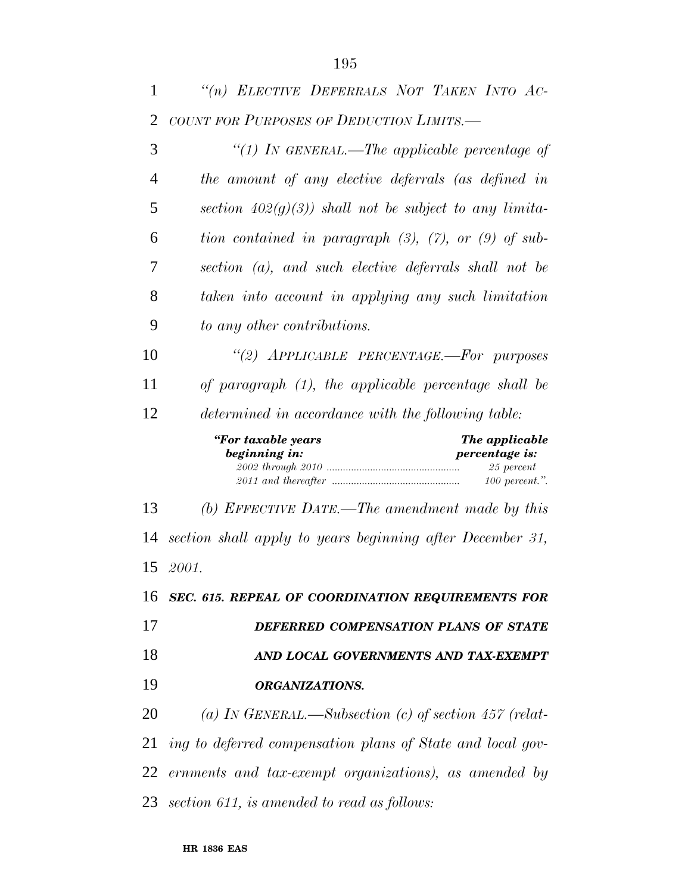*"(n) ELECTIVE DEFERRALS NOT TAKEN INTO ACCOUNT FOR PURPOSES OF DEDUCTION LIMITS.—*

*"(1) IN GENERAL.—The applicable percentage of the amount of any elective deferrals (as defined in section 402(g)(3)) shall not be subject to any limitation contained in paragraph (3), (7), or (9) of subsection (a), and such elective deferrals shall not be taken into account in applying any such limitation to any other contributions.*

*"(2) APPLICABLE PERCENTAGE.—For purposes of paragraph (1), the applicable percentage shall be determined in accordance with the following table:*

| *"For taxable years beginning in:* | *The applicable percentage is:* |
|---|---|
| *2002 through 2010* | *25 percent* |
| *2011 and thereafter* | *100 percent.".* |

*(b) EFFECTIVE DATE.—The amendment made by this section shall apply to years beginning after December 31, 2001.*

***SEC. 615. REPEAL OF COORDINATION REQUIREMENTS FOR DEFERRED COMPENSATION PLANS OF STATE AND LOCAL GOVERNMENTS AND TAX-EXEMPT ORGANIZATIONS.***

*(a) IN GENERAL.—Subsection (c) of section 457 (relating to deferred compensation plans of State and local governments and tax-exempt organizations), as amended by section 611, is amended to read as follows:*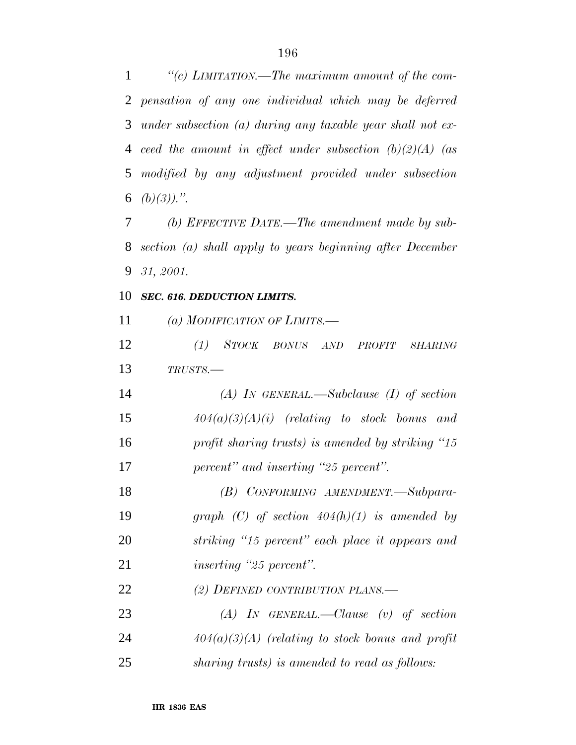*"(c) LIMITATION.—The maximum amount of the compensation of any one individual which may be deferred under subsection (a) during any taxable year shall not exceed the amount in effect under subsection (b)(2)(A) (as modified by any adjustment provided under subsection (b)(3)).".*

*(b) EFFECTIVE DATE.—The amendment made by subsection (a) shall apply to years beginning after December 31, 2001.*

***SEC. 616. DEDUCTION LIMITS.***

*(a) MODIFICATION OF LIMITS.—*

*(1) STOCK BONUS AND PROFIT SHARING TRUSTS.—*

*(A) IN GENERAL.—Subclause (I) of section 404(a)(3)(A)(i) (relating to stock bonus and profit sharing trusts) is amended by striking "15 percent" and inserting "25 percent".*

*(B) CONFORMING AMENDMENT.—Subparagraph (C) of section 404(h)(1) is amended by striking "15 percent" each place it appears and inserting "25 percent".*

*(2) DEFINED CONTRIBUTION PLANS.—*

*(A) IN GENERAL.—Clause (v) of section 404(a)(3)(A) (relating to stock bonus and profit sharing trusts) is amended to read as follows:*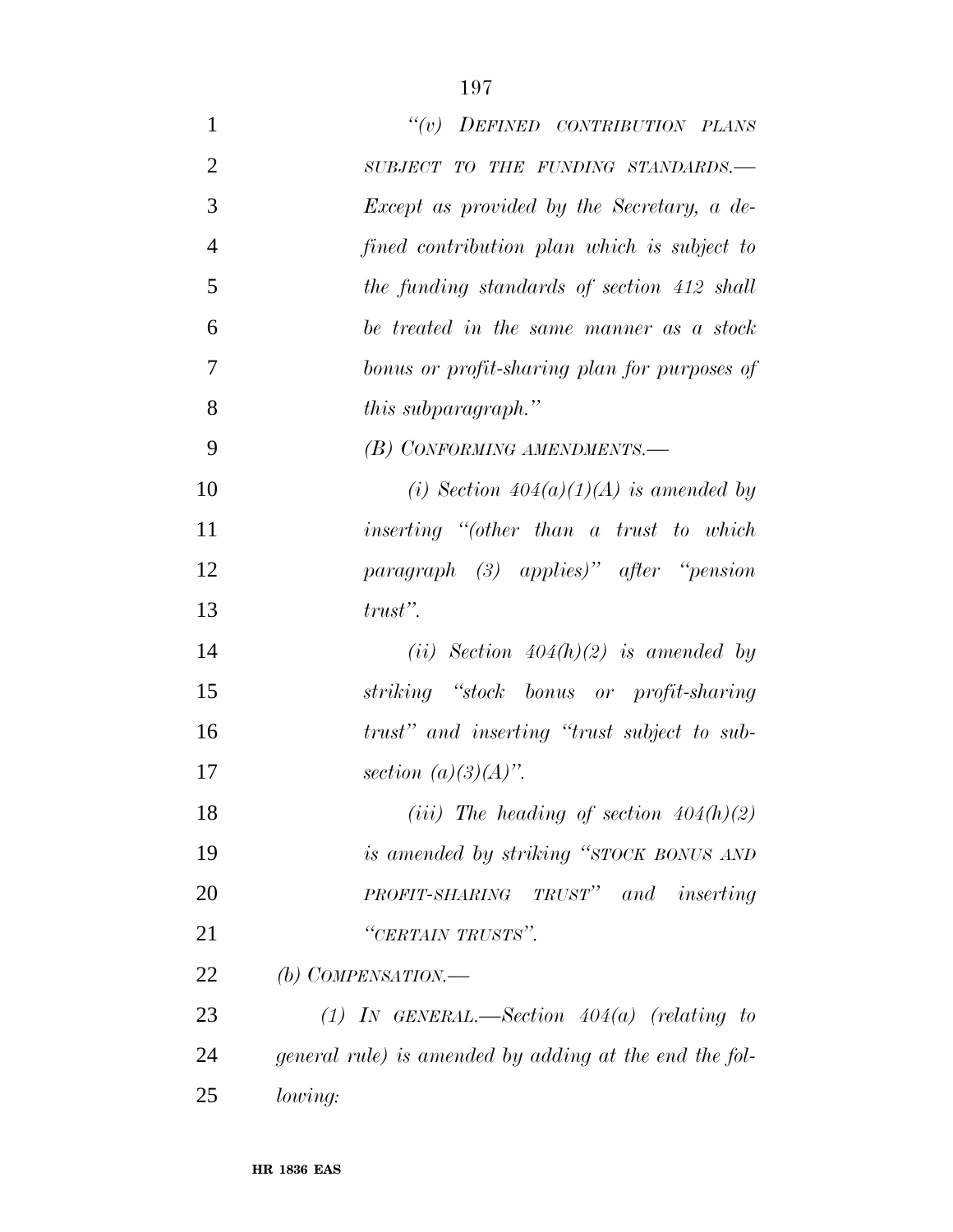*"(v) DEFINED CONTRIBUTION PLANS SUBJECT TO THE FUNDING STANDARDS.—Except as provided by the Secretary, a defined contribution plan which is subject to the funding standards of section 412 shall be treated in the same manner as a stock bonus or profit-sharing plan for purposes of this subparagraph."*

*(B) CONFORMING AMENDMENTS.—*

*(i) Section 404(a)(1)(A) is amended by inserting "(other than a trust to which paragraph (3) applies)" after "pension trust".*

*(ii) Section 404(h)(2) is amended by striking "stock bonus or profit-sharing trust" and inserting "trust subject to subsection (a)(3)(A)".*

*(iii) The heading of section 404(h)(2) is amended by striking "STOCK BONUS AND PROFIT-SHARING TRUST" and inserting "CERTAIN TRUSTS".*

*(b) COMPENSATION.—*

*(1) IN GENERAL.—Section 404(a) (relating to general rule) is amended by adding at the end the following:*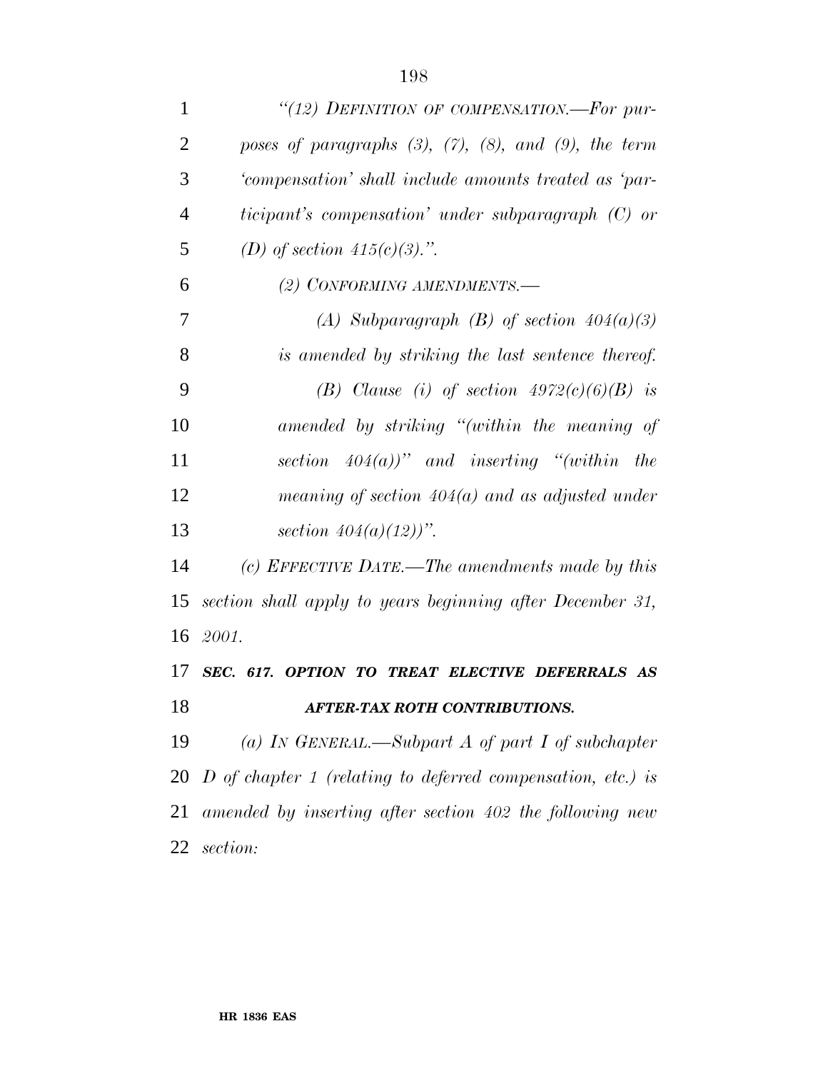*"(12) DEFINITION OF COMPENSATION.—For purposes of paragraphs (3), (7), (8), and (9), the term 'compensation' shall include amounts treated as 'participant's compensation' under subparagraph (C) or (D) of section 415(c)(3).".*

*(2) CONFORMING AMENDMENTS.—*

*(A) Subparagraph (B) of section 404(a)(3) is amended by striking the last sentence thereof.*

*(B) Clause (i) of section 4972(c)(6)(B) is amended by striking "(within the meaning of section 404(a))" and inserting "(within the meaning of section 404(a) and as adjusted under section 404(a)(12))".*

*(c) EFFECTIVE DATE.—The amendments made by this section shall apply to years beginning after December 31, 2001.*

***SEC. 617. OPTION TO TREAT ELECTIVE DEFERRALS AS AFTER-TAX ROTH CONTRIBUTIONS.***

*(a) IN GENERAL.—Subpart A of part I of subchapter D of chapter 1 (relating to deferred compensation, etc.) is amended by inserting after section 402 the following new section:*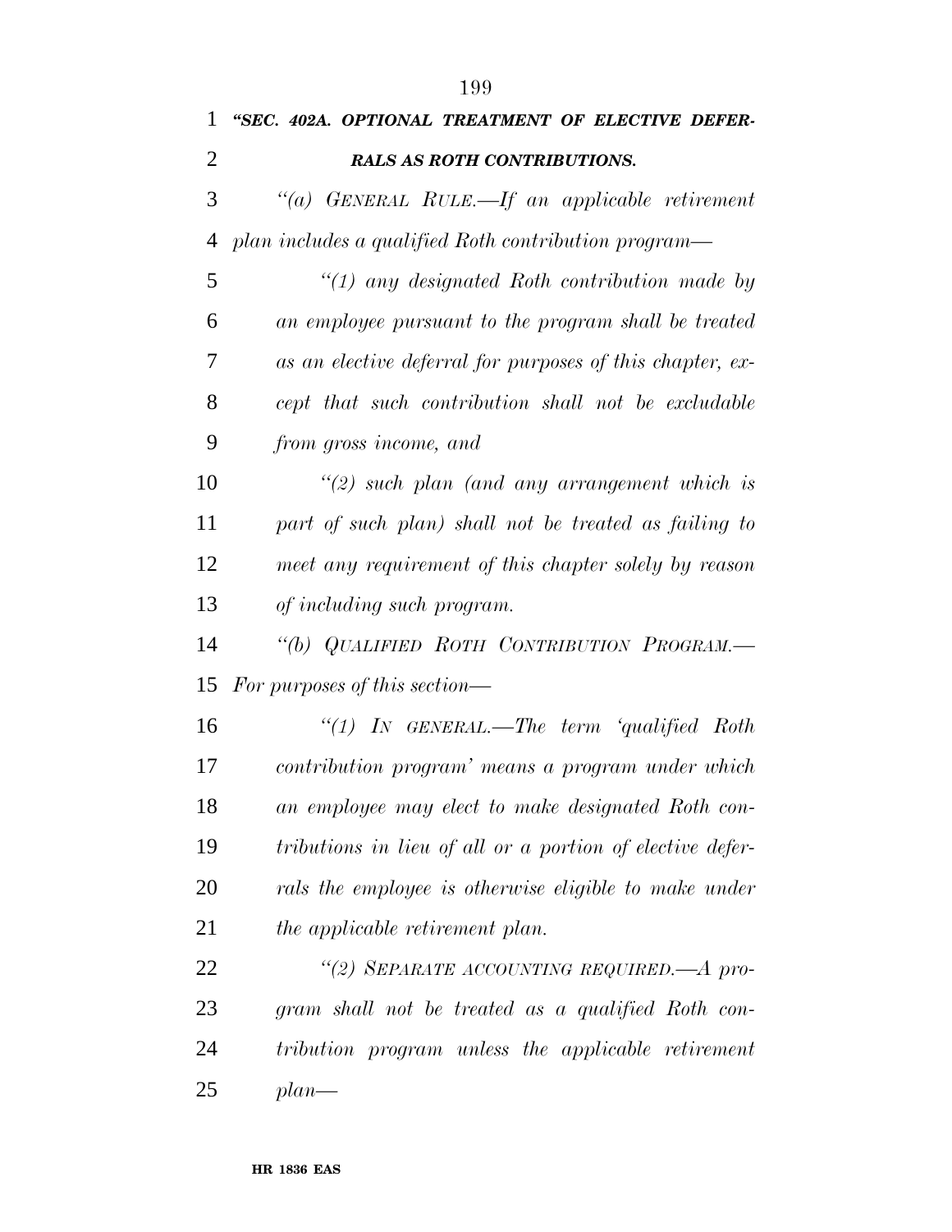**"SEC. 402A. OPTIONAL TREATMENT OF ELECTIVE DEFERRALS AS ROTH CONTRIBUTIONS.**

*"(a) GENERAL RULE.—If an applicable retirement plan includes a qualified Roth contribution program—*

*"(1) any designated Roth contribution made by an employee pursuant to the program shall be treated as an elective deferral for purposes of this chapter, except that such contribution shall not be excludable from gross income, and*

*"(2) such plan (and any arrangement which is part of such plan) shall not be treated as failing to meet any requirement of this chapter solely by reason of including such program.*

*"(b) QUALIFIED ROTH CONTRIBUTION PROGRAM.—For purposes of this section—*

*"(1) IN GENERAL.—The term 'qualified Roth contribution program' means a program under which an employee may elect to make designated Roth contributions in lieu of all or a portion of elective deferrals the employee is otherwise eligible to make under the applicable retirement plan.*

*"(2) SEPARATE ACCOUNTING REQUIRED.—A program shall not be treated as a qualified Roth contribution program unless the applicable retirement plan—*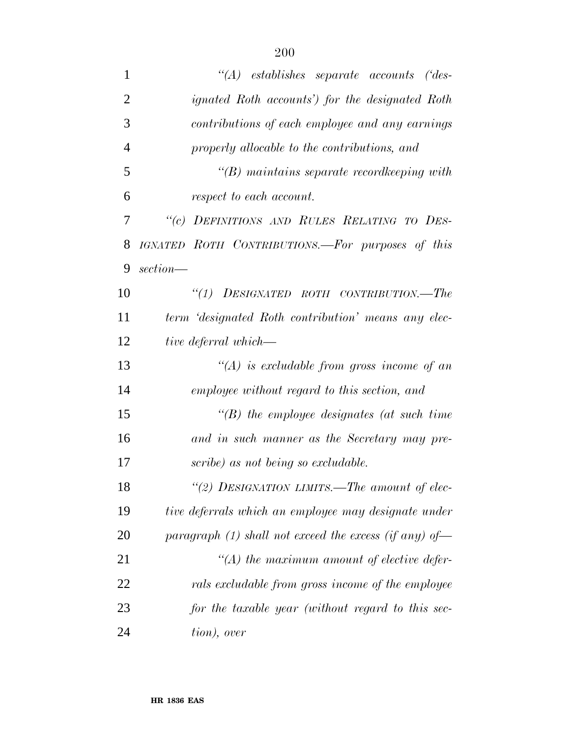*"(A) establishes separate accounts ('designated Roth accounts') for the designated Roth contributions of each employee and any earnings properly allocable to the contributions, and*

*"(B) maintains separate recordkeeping with respect to each account.*

*"(c) DEFINITIONS AND RULES RELATING TO DESIGNATED ROTH CONTRIBUTIONS.—For purposes of this section—*

*"(1) DESIGNATED ROTH CONTRIBUTION.—The term 'designated Roth contribution' means any elective deferral which—*

*"(A) is excludable from gross income of an employee without regard to this section, and*

*"(B) the employee designates (at such time and in such manner as the Secretary may prescribe) as not being so excludable.*

*"(2) DESIGNATION LIMITS.—The amount of elective deferrals which an employee may designate under paragraph (1) shall not exceed the excess (if any) of—*

*"(A) the maximum amount of elective deferrals excludable from gross income of the employee for the taxable year (without regard to this section), over*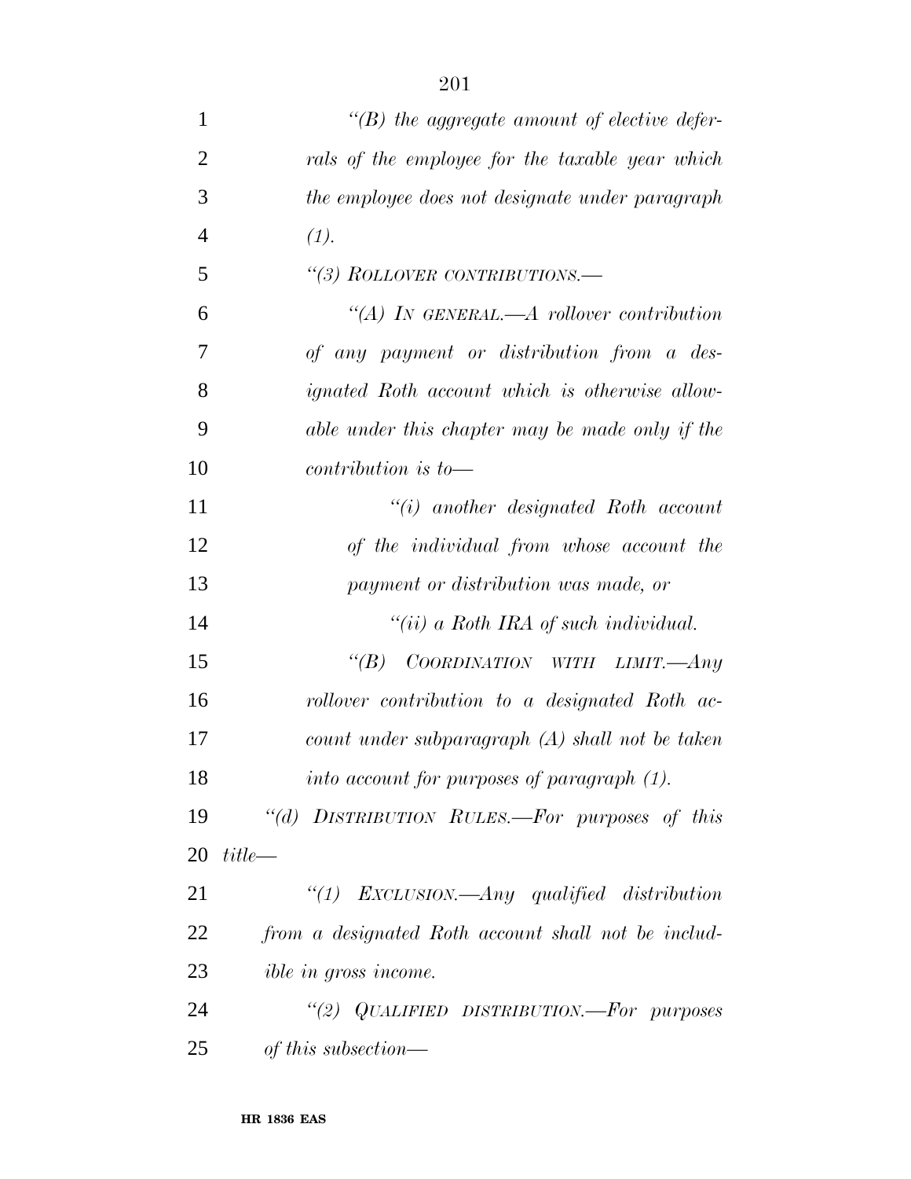*"(B) the aggregate amount of elective deferrals of the employee for the taxable year which the employee does not designate under paragraph (1).*

*"(3) ROLLOVER CONTRIBUTIONS.—*

*"(A) IN GENERAL.—A rollover contribution of any payment or distribution from a designated Roth account which is otherwise allowable under this chapter may be made only if the contribution is to—*

*"(i) another designated Roth account of the individual from whose account the payment or distribution was made, or*

*"(ii) a Roth IRA of such individual.*

*"(B) COORDINATION WITH LIMIT.—Any rollover contribution to a designated Roth account under subparagraph (A) shall not be taken into account for purposes of paragraph (1).*

*"(d) DISTRIBUTION RULES.—For purposes of this title—*

*"(1) EXCLUSION.—Any qualified distribution from a designated Roth account shall not be includible in gross income.*

*"(2) QUALIFIED DISTRIBUTION.—For purposes of this subsection—*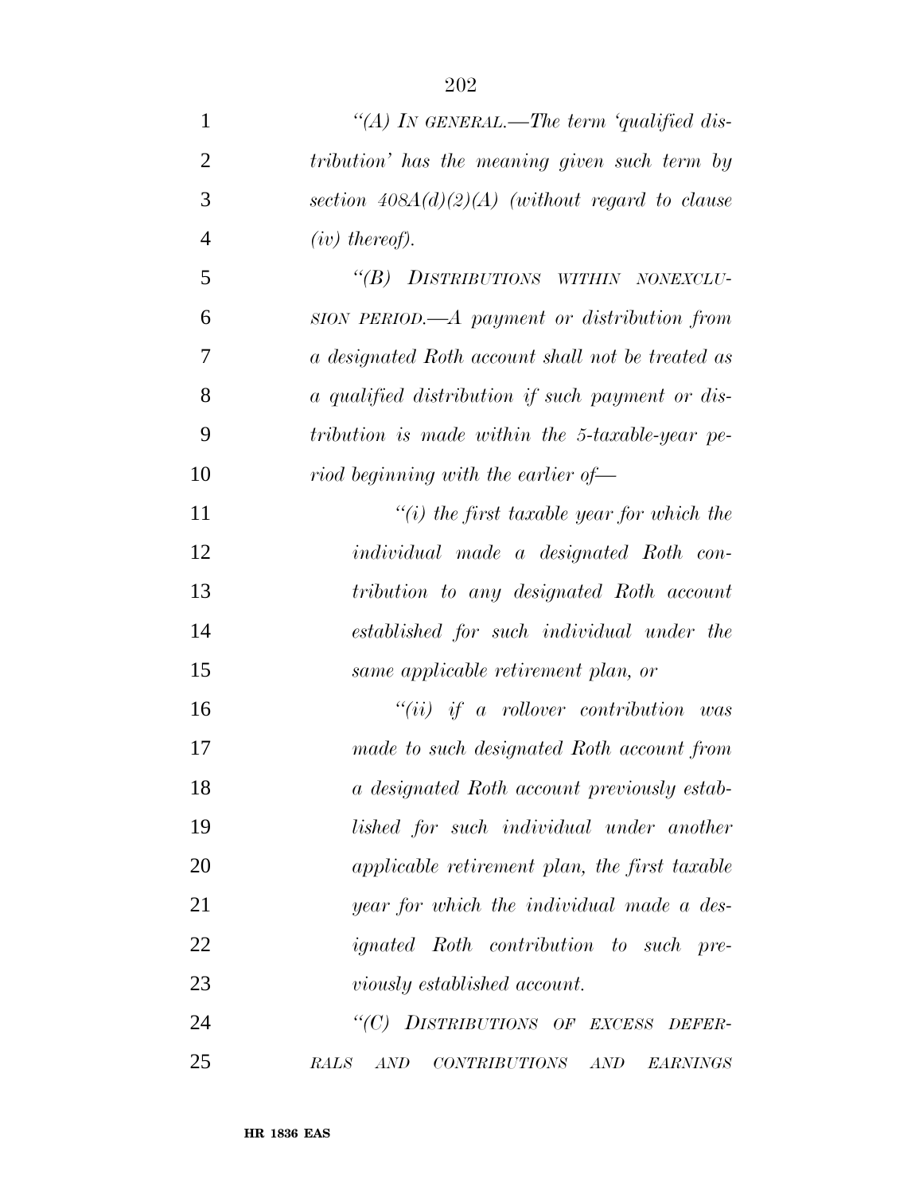*"(A) IN GENERAL.—The term 'qualified distribution' has the meaning given such term by section 408A(d)(2)(A) (without regard to clause (iv) thereof).*

*"(B) DISTRIBUTIONS WITHIN NONEXCLUSION PERIOD.—A payment or distribution from a designated Roth account shall not be treated as a qualified distribution if such payment or distribution is made within the 5-taxable-year period beginning with the earlier of—*

*"(i) the first taxable year for which the individual made a designated Roth contribution to any designated Roth account established for such individual under the same applicable retirement plan, or*

*"(ii) if a rollover contribution was made to such designated Roth account from a designated Roth account previously established for such individual under another applicable retirement plan, the first taxable year for which the individual made a designated Roth contribution to such previously established account.*

*"(C) DISTRIBUTIONS OF EXCESS DEFERRALS AND CONTRIBUTIONS AND EARNINGS*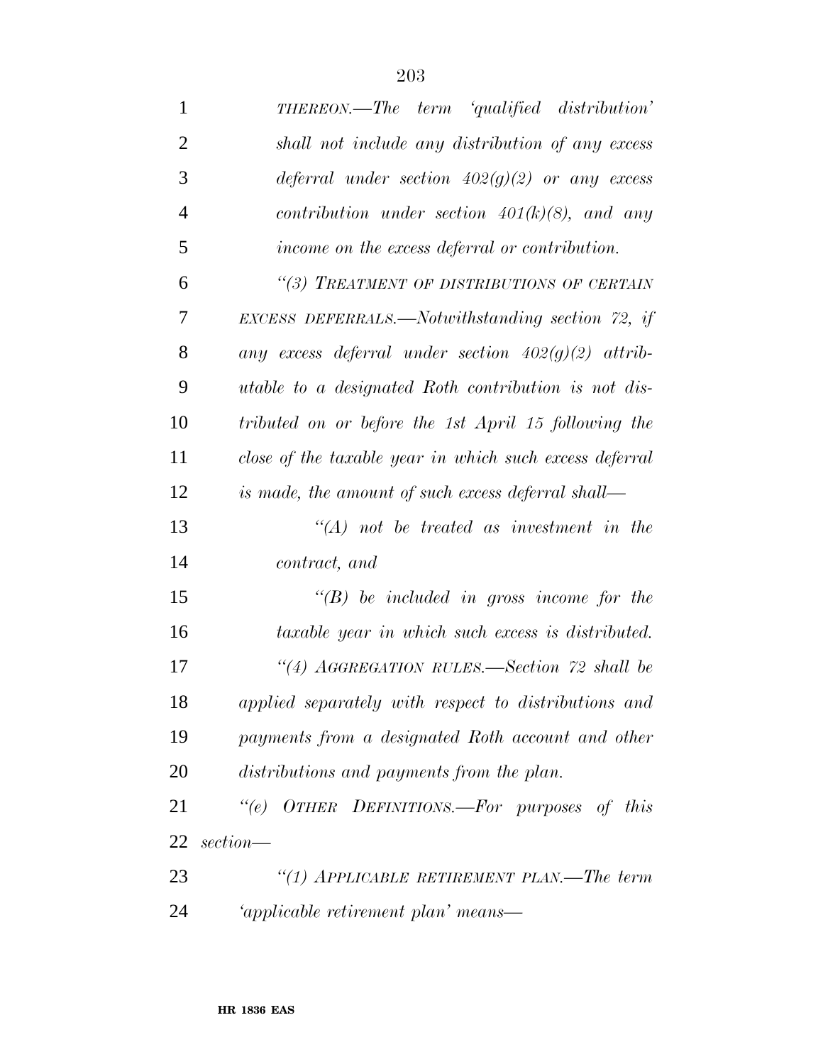*THEREON.—The term 'qualified distribution' shall not include any distribution of any excess deferral under section 402(g)(2) or any excess contribution under section 401(k)(8), and any income on the excess deferral or contribution.*

*"(3) TREATMENT OF DISTRIBUTIONS OF CERTAIN EXCESS DEFERRALS.—Notwithstanding section 72, if any excess deferral under section 402(g)(2) attributable to a designated Roth contribution is not distributed on or before the 1st April 15 following the close of the taxable year in which such excess deferral is made, the amount of such excess deferral shall—*

*"(A) not be treated as investment in the contract, and*

*"(B) be included in gross income for the taxable year in which such excess is distributed.*

*"(4) AGGREGATION RULES.—Section 72 shall be applied separately with respect to distributions and payments from a designated Roth account and other distributions and payments from the plan.*

*"(e) OTHER DEFINITIONS.—For purposes of this section—*

*"(1) APPLICABLE RETIREMENT PLAN.—The term 'applicable retirement plan' means—*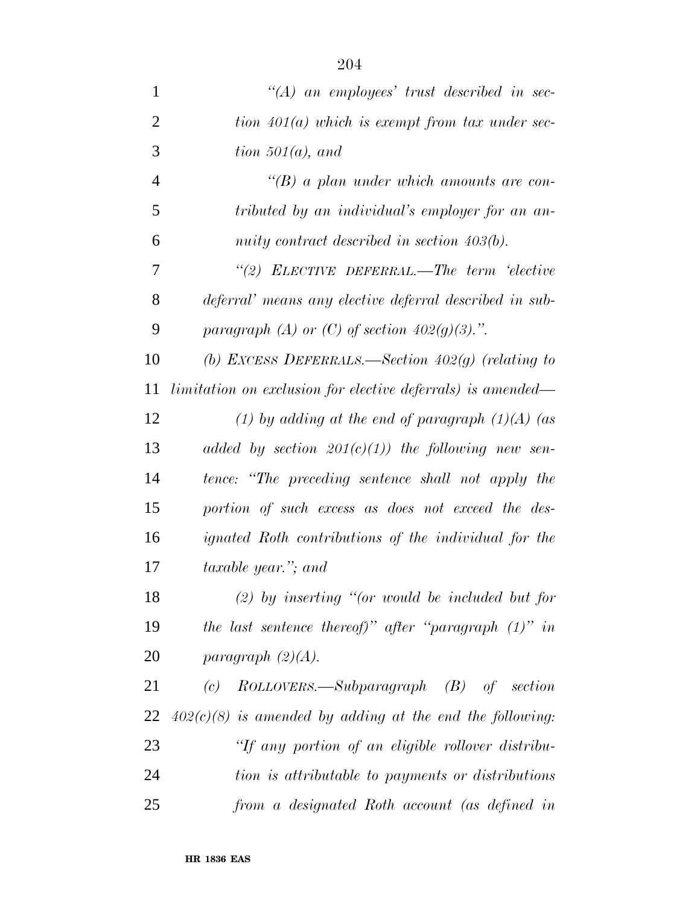*"(A) an employees' trust described in section 401(a) which is exempt from tax under section 501(a), and*

*"(B) a plan under which amounts are contributed by an individual's employer for an annuity contract described in section 403(b).*

*"(2) ELECTIVE DEFERRAL.—The term 'elective deferral' means any elective deferral described in subparagraph (A) or (C) of section 402(g)(3).".*

*(b) EXCESS DEFERRALS.—Section 402(g) (relating to limitation on exclusion for elective deferrals) is amended—*

*(1) by adding at the end of paragraph (1)(A) (as added by section 201(c)(1)) the following new sentence: "The preceding sentence shall not apply the portion of such excess as does not exceed the designated Roth contributions of the individual for the taxable year."; and*

*(2) by inserting "(or would be included but for the last sentence thereof)" after "paragraph (1)" in paragraph (2)(A).*

*(c) ROLLOVERS.—Subparagraph (B) of section 402(c)(8) is amended by adding at the end the following:*

*"If any portion of an eligible rollover distribution is attributable to payments or distributions from a designated Roth account (as defined in*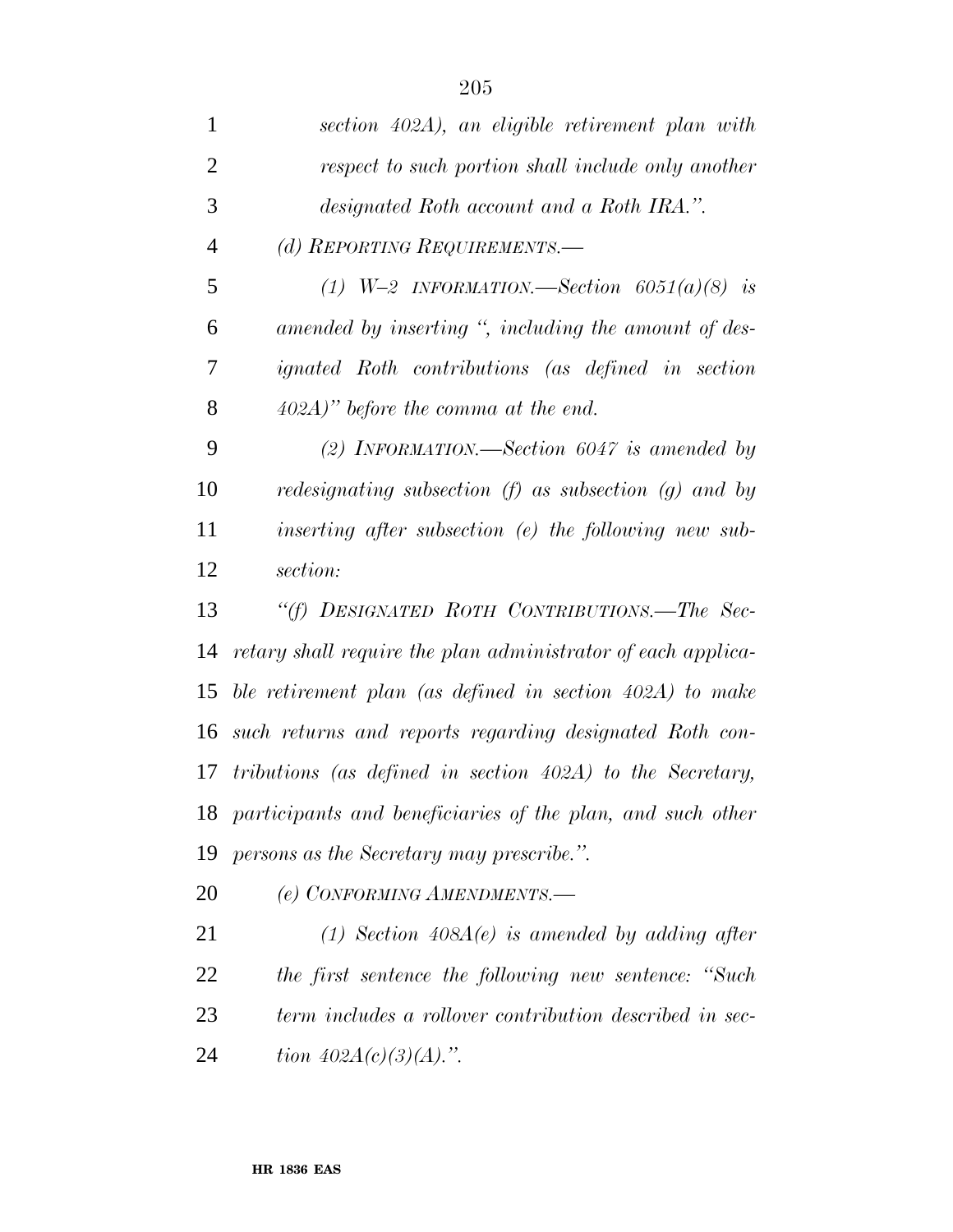*section 402A), an eligible retirement plan with respect to such portion shall include only another designated Roth account and a Roth IRA.".*

*(d) REPORTING REQUIREMENTS.—*

*(1) W–2 INFORMATION.—Section 6051(a)(8) is amended by inserting ", including the amount of designated Roth contributions (as defined in section 402A)" before the comma at the end.*

*(2) INFORMATION.—Section 6047 is amended by redesignating subsection (f) as subsection (g) and by inserting after subsection (e) the following new subsection:*

*"(f) DESIGNATED ROTH CONTRIBUTIONS.—The Secretary shall require the plan administrator of each applicable retirement plan (as defined in section 402A) to make such returns and reports regarding designated Roth contributions (as defined in section 402A) to the Secretary, participants and beneficiaries of the plan, and such other persons as the Secretary may prescribe.".*

*(e) CONFORMING AMENDMENTS.—*

*(1) Section 408A(e) is amended by adding after the first sentence the following new sentence: "Such term includes a rollover contribution described in section 402A(c)(3)(A).".*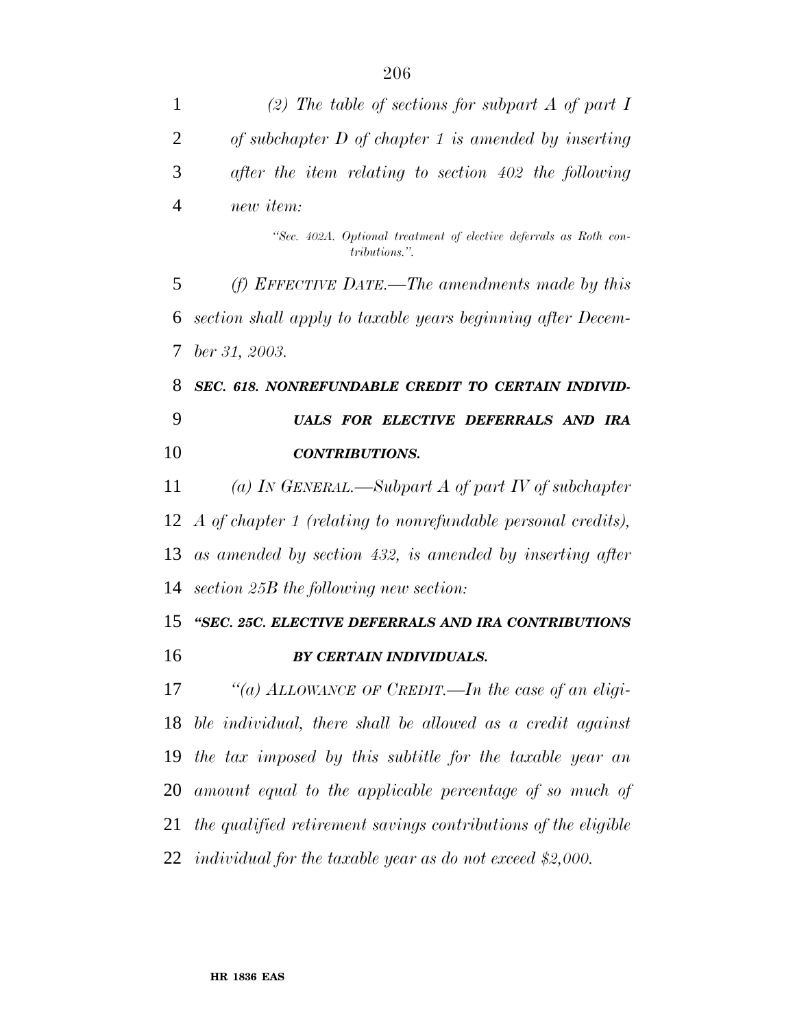*(2) The table of sections for subpart A of part I of subchapter D of chapter 1 is amended by inserting after the item relating to section 402 the following new item:*

> *"Sec. 402A. Optional treatment of elective deferrals as Roth contributions.".*

*(f) EFFECTIVE DATE.—The amendments made by this section shall apply to taxable years beginning after December 31, 2003.*

***SEC. 618. NONREFUNDABLE CREDIT TO CERTAIN INDIVIDUALS FOR ELECTIVE DEFERRALS AND IRA CONTRIBUTIONS.***

*(a) IN GENERAL.—Subpart A of part IV of subchapter A of chapter 1 (relating to nonrefundable personal credits), as amended by section 432, is amended by inserting after section 25B the following new section:*

***"SEC. 25C. ELECTIVE DEFERRALS AND IRA CONTRIBUTIONS BY CERTAIN INDIVIDUALS.***

*"(a) ALLOWANCE OF CREDIT.—In the case of an eligible individual, there shall be allowed as a credit against the tax imposed by this subtitle for the taxable year an amount equal to the applicable percentage of so much of the qualified retirement savings contributions of the eligible individual for the taxable year as do not exceed $2,000.*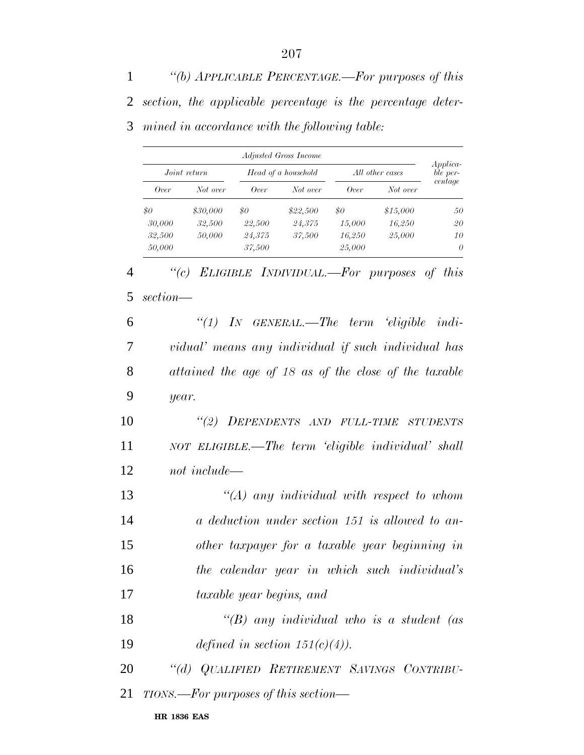*"(b) APPLICABLE PERCENTAGE.—For purposes of this section, the applicable percentage is the percentage determined in accordance with the following table:*

| *Adjusted Gross Income* | | | | | | *Applicable percentage* |
|---|---|---|---|---|---|---|
| *Joint return* | | *Head of a household* | | *All other cases* | | |
| *Over* | *Not over* | *Over* | *Not over* | *Over* | *Not over* | |
| *$0* | *$30,000* | *$0* | *$22,500* | *$0* | *$15,000* | *50* |
| *30,000* | *32,500* | *22,500* | *24,375* | *15,000* | *16,250* | *20* |
| *32,500* | *50,000* | *24,375* | *37,500* | *16,250* | *25,000* | *10* |
| *50,000* | | *37,500* | | *25,000* | | *0* |

*"(c) ELIGIBLE INDIVIDUAL.—For purposes of this section—*

*"(1) IN GENERAL.—The term 'eligible individual' means any individual if such individual has attained the age of 18 as of the close of the taxable year.*

*"(2) DEPENDENTS AND FULL-TIME STUDENTS NOT ELIGIBLE.—The term 'eligible individual' shall not include—*

*"(A) any individual with respect to whom a deduction under section 151 is allowed to another taxpayer for a taxable year beginning in the calendar year in which such individual's taxable year begins, and*

*"(B) any individual who is a student (as defined in section 151(c)(4)).*

*"(d) QUALIFIED RETIREMENT SAVINGS CONTRIBUTIONS.—For purposes of this section—*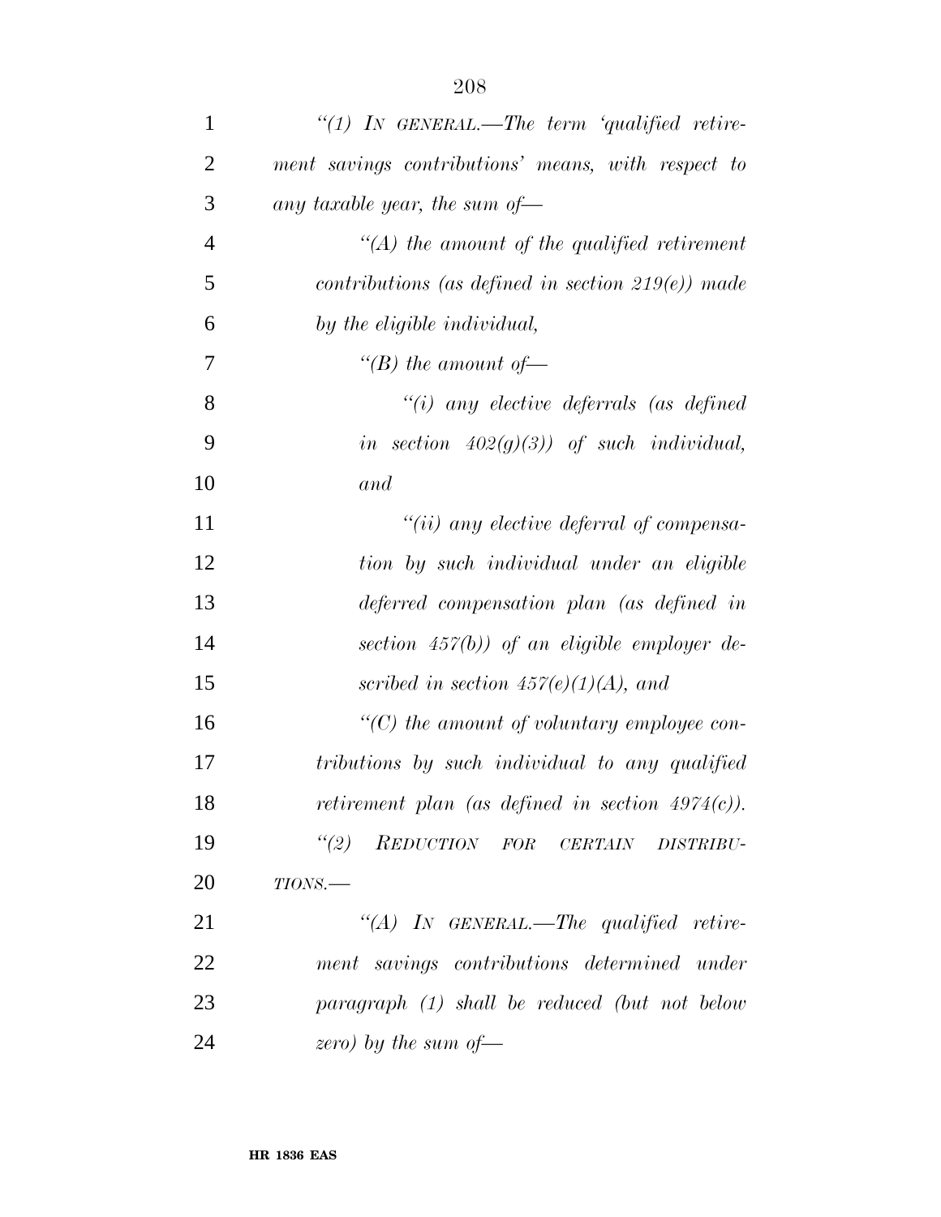*"(1) IN GENERAL.—The term 'qualified retirement savings contributions' means, with respect to any taxable year, the sum of—*

*"(A) the amount of the qualified retirement contributions (as defined in section 219(e)) made by the eligible individual,*

*"(B) the amount of—*

*"(i) any elective deferrals (as defined in section 402(g)(3)) of such individual, and*

*"(ii) any elective deferral of compensation by such individual under an eligible deferred compensation plan (as defined in section 457(b)) of an eligible employer described in section 457(e)(1)(A), and*

*"(C) the amount of voluntary employee contributions by such individual to any qualified retirement plan (as defined in section 4974(c)).*

*"(2) REDUCTION FOR CERTAIN DISTRIBUTIONS.—*

*"(A) IN GENERAL.—The qualified retirement savings contributions determined under paragraph (1) shall be reduced (but not below zero) by the sum of—*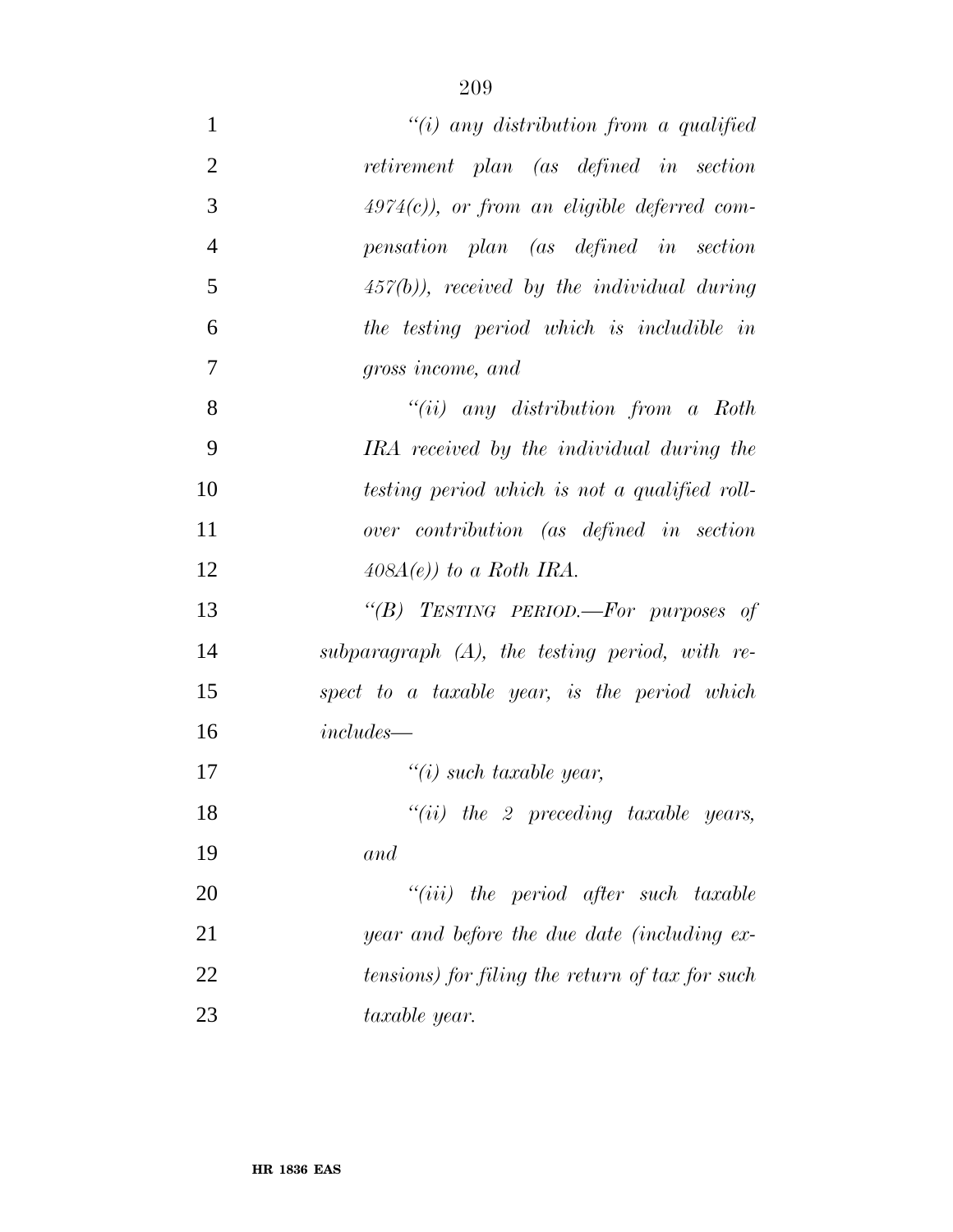*"(i) any distribution from a qualified retirement plan (as defined in section 4974(c)), or from an eligible deferred compensation plan (as defined in section 457(b)), received by the individual during the testing period which is includible in gross income, and*

*"(ii) any distribution from a Roth IRA received by the individual during the testing period which is not a qualified rollover contribution (as defined in section 408A(e)) to a Roth IRA.*

*"(B) TESTING PERIOD.—For purposes of subparagraph (A), the testing period, with respect to a taxable year, is the period which includes—*

*"(i) such taxable year,*

*"(ii) the 2 preceding taxable years, and*

*"(iii) the period after such taxable year and before the due date (including extensions) for filing the return of tax for such taxable year.*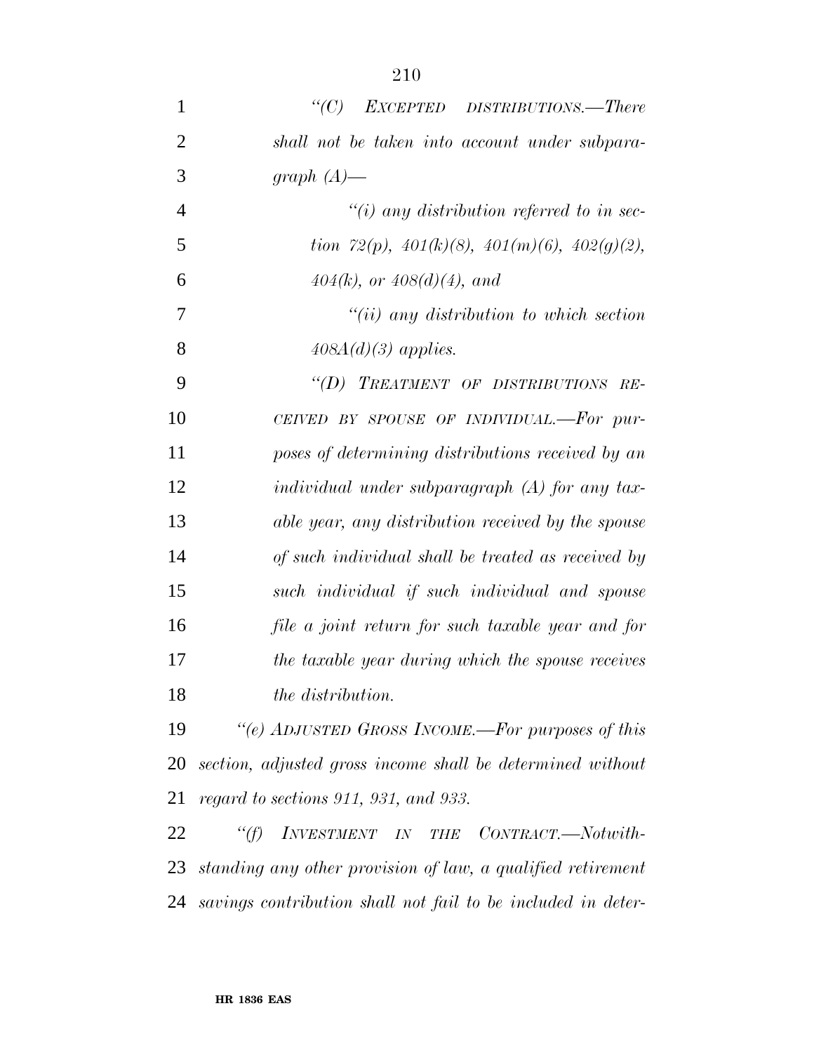*"(C) EXCEPTED DISTRIBUTIONS.—There shall not be taken into account under subparagraph (A)—*

*"(i) any distribution referred to in section 72(p), 401(k)(8), 401(m)(6), 402(g)(2), 404(k), or 408(d)(4), and*

*"(ii) any distribution to which section 408A(d)(3) applies.*

*"(D) TREATMENT OF DISTRIBUTIONS RECEIVED BY SPOUSE OF INDIVIDUAL.—For purposes of determining distributions received by an individual under subparagraph (A) for any taxable year, any distribution received by the spouse of such individual shall be treated as received by such individual if such individual and spouse file a joint return for such taxable year and for the taxable year during which the spouse receives the distribution.*

*"(e) ADJUSTED GROSS INCOME.—For purposes of this section, adjusted gross income shall be determined without regard to sections 911, 931, and 933.*

*"(f) INVESTMENT IN THE CONTRACT.—Notwithstanding any other provision of law, a qualified retirement savings contribution shall not fail to be included in deter-*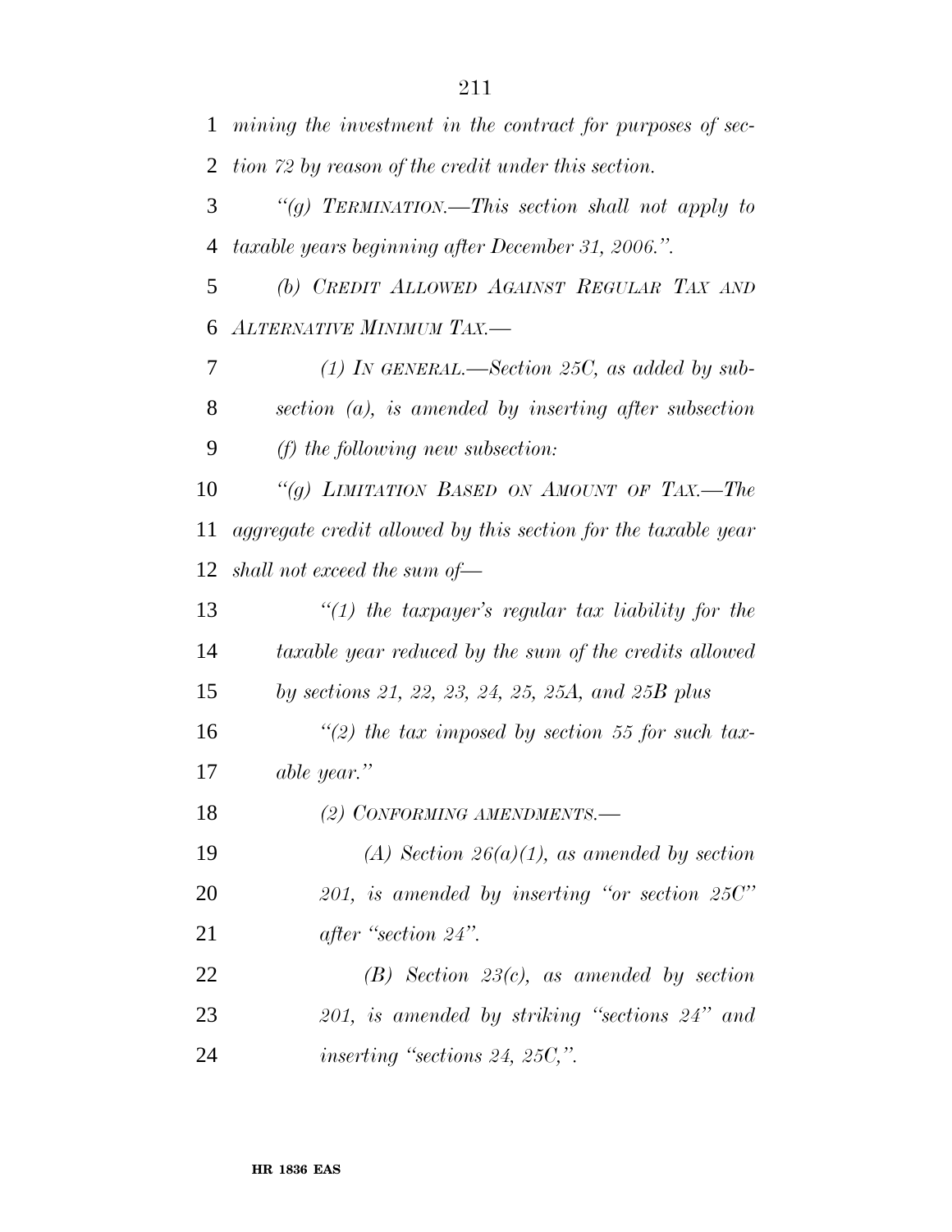*mining the investment in the contract for purposes of section 72 by reason of the credit under this section.*

*"(g) TERMINATION.—This section shall not apply to taxable years beginning after December 31, 2006.".*

*(b) CREDIT ALLOWED AGAINST REGULAR TAX AND ALTERNATIVE MINIMUM TAX.—*

*(1) IN GENERAL.—Section 25C, as added by subsection (a), is amended by inserting after subsection (f) the following new subsection:*

*"(g) LIMITATION BASED ON AMOUNT OF TAX.—The aggregate credit allowed by this section for the taxable year shall not exceed the sum of—*

*"(1) the taxpayer's regular tax liability for the taxable year reduced by the sum of the credits allowed by sections 21, 22, 23, 24, 25, 25A, and 25B plus*

*"(2) the tax imposed by section 55 for such taxable year."*

*(2) CONFORMING AMENDMENTS.—*

*(A) Section 26(a)(1), as amended by section 201, is amended by inserting "or section 25C" after "section 24".*

*(B) Section 23(c), as amended by section 201, is amended by striking "sections 24" and inserting "sections 24, 25C,".*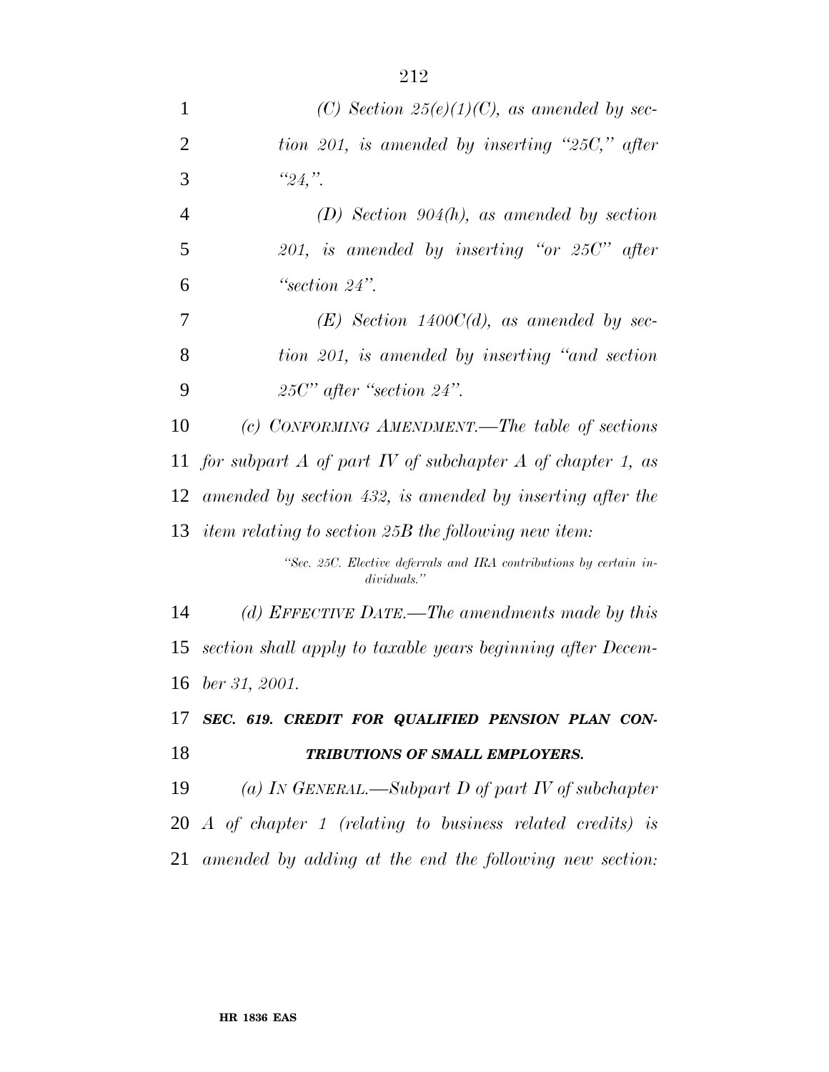*(C) Section 25(e)(1)(C), as amended by section 201, is amended by inserting "25C," after "24,".*

*(D) Section 904(h), as amended by section 201, is amended by inserting "or 25C" after "section 24".*

*(E) Section 1400C(d), as amended by section 201, is amended by inserting "and section 25C" after "section 24".*

*(c) CONFORMING AMENDMENT.—The table of sections for subpart A of part IV of subchapter A of chapter 1, as amended by section 432, is amended by inserting after the item relating to section 25B the following new item:*

*"Sec. 25C. Elective deferrals and IRA contributions by certain individuals."*

*(d) EFFECTIVE DATE.—The amendments made by this section shall apply to taxable years beginning after December 31, 2001.*

***SEC. 619. CREDIT FOR QUALIFIED PENSION PLAN CONTRIBUTIONS OF SMALL EMPLOYERS.***

*(a) IN GENERAL.—Subpart D of part IV of subchapter A of chapter 1 (relating to business related credits) is amended by adding at the end the following new section:*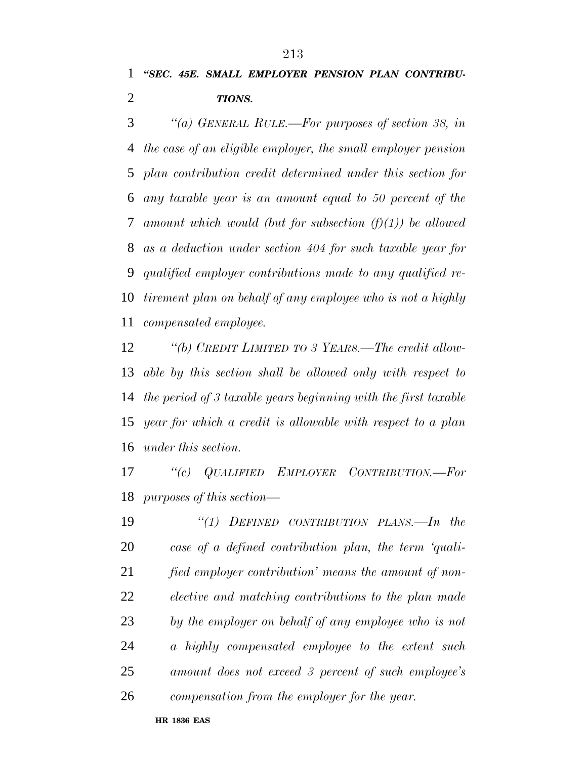***"SEC. 45E. SMALL EMPLOYER PENSION PLAN CONTRIBUTIONS.***

*"(a) GENERAL RULE.—For purposes of section 38, in the case of an eligible employer, the small employer pension plan contribution credit determined under this section for any taxable year is an amount equal to 50 percent of the amount which would (but for subsection (f)(1)) be allowed as a deduction under section 404 for such taxable year for qualified employer contributions made to any qualified retirement plan on behalf of any employee who is not a highly compensated employee.*

*"(b) CREDIT LIMITED TO 3 YEARS.—The credit allowable by this section shall be allowed only with respect to the period of 3 taxable years beginning with the first taxable year for which a credit is allowable with respect to a plan under this section.*

*"(c) QUALIFIED EMPLOYER CONTRIBUTION.—For purposes of this section—*

*"(1) DEFINED CONTRIBUTION PLANS.—In the case of a defined contribution plan, the term 'qualified employer contribution' means the amount of nonelective and matching contributions to the plan made by the employer on behalf of any employee who is not a highly compensated employee to the extent such amount does not exceed 3 percent of such employee's compensation from the employer for the year.*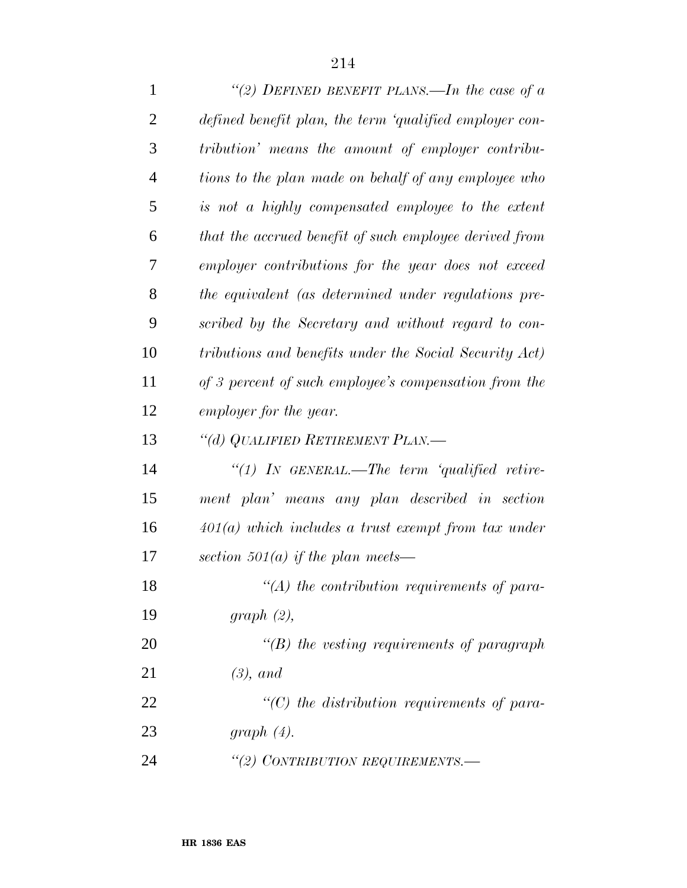*"(2) DEFINED BENEFIT PLANS.—In the case of a defined benefit plan, the term 'qualified employer contribution' means the amount of employer contributions to the plan made on behalf of any employee who is not a highly compensated employee to the extent that the accrued benefit of such employee derived from employer contributions for the year does not exceed the equivalent (as determined under regulations prescribed by the Secretary and without regard to contributions and benefits under the Social Security Act) of 3 percent of such employee's compensation from the employer for the year.*

*"(d) QUALIFIED RETIREMENT PLAN.—*

*"(1) IN GENERAL.—The term 'qualified retirement plan' means any plan described in section 401(a) which includes a trust exempt from tax under section 501(a) if the plan meets—*

*"(A) the contribution requirements of paragraph (2),*

*"(B) the vesting requirements of paragraph (3), and*

*"(C) the distribution requirements of paragraph (4).*

*"(2) CONTRIBUTION REQUIREMENTS.—*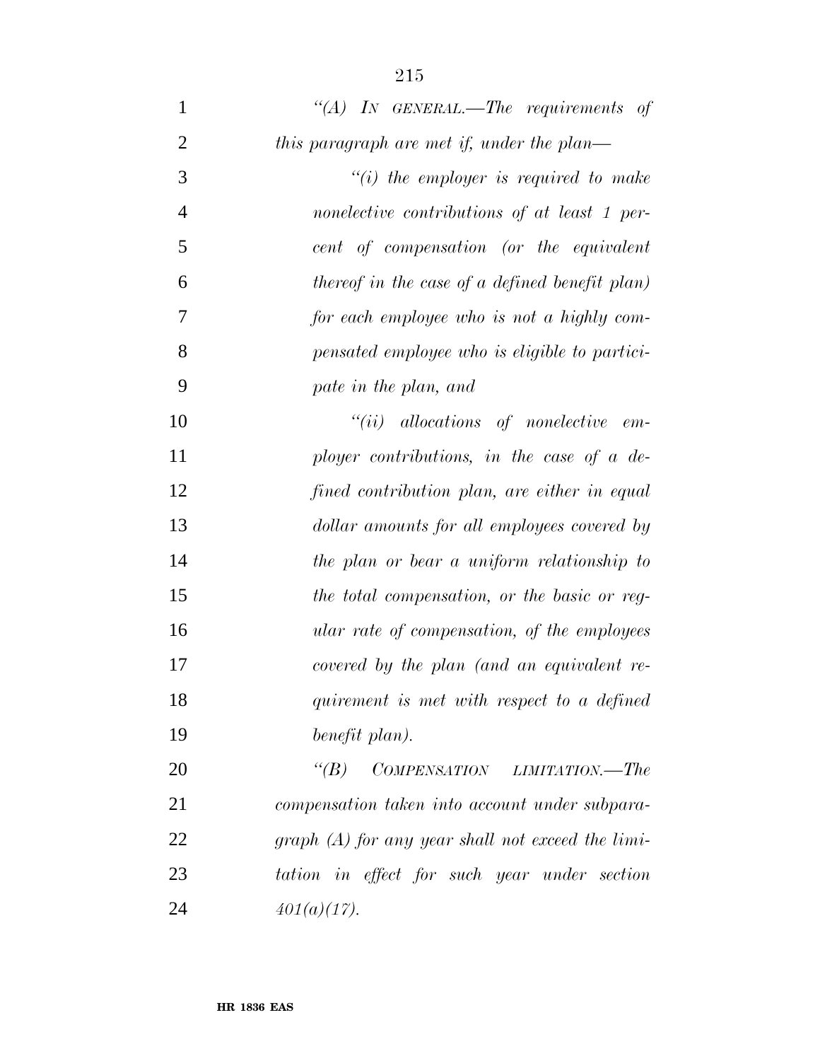*"(A) IN GENERAL.—The requirements of this paragraph are met if, under the plan—*

*"(i) the employer is required to make nonelective contributions of at least 1 percent of compensation (or the equivalent thereof in the case of a defined benefit plan) for each employee who is not a highly compensated employee who is eligible to participate in the plan, and*

*"(ii) allocations of nonelective employer contributions, in the case of a defined contribution plan, are either in equal dollar amounts for all employees covered by the plan or bear a uniform relationship to the total compensation, or the basic or regular rate of compensation, of the employees covered by the plan (and an equivalent requirement is met with respect to a defined benefit plan).*

*"(B) COMPENSATION LIMITATION.—The compensation taken into account under subparagraph (A) for any year shall not exceed the limitation in effect for such year under section 401(a)(17).*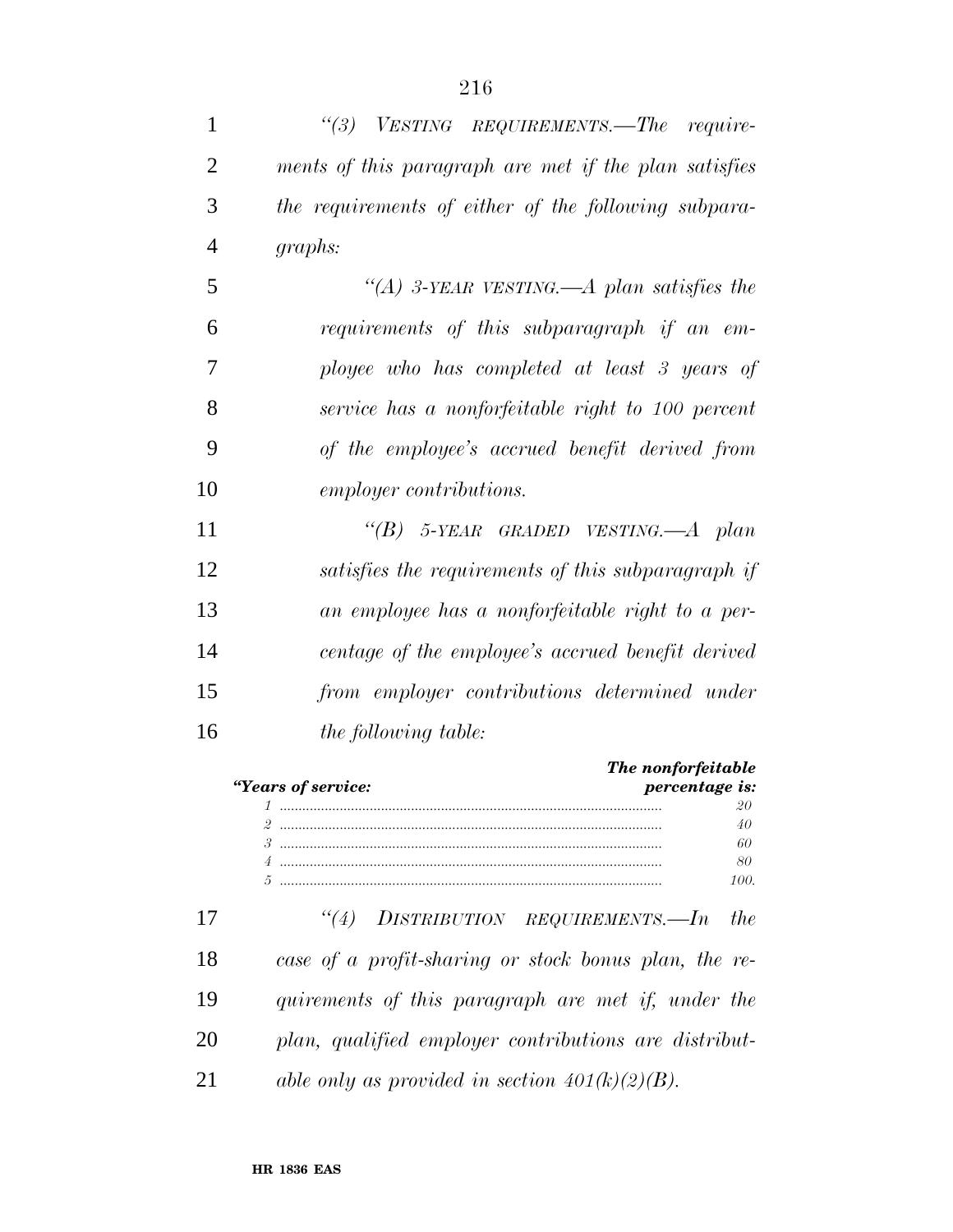*"(3) VESTING REQUIREMENTS.—The requirements of this paragraph are met if the plan satisfies the requirements of either of the following subparagraphs:*

*"(A) 3-YEAR VESTING.—A plan satisfies the requirements of this subparagraph if an employee who has completed at least 3 years of service has a nonforfeitable right to 100 percent of the employee's accrued benefit derived from employer contributions.*

*"(B) 5-YEAR GRADED VESTING.—A plan satisfies the requirements of this subparagraph if an employee has a nonforfeitable right to a percentage of the employee's accrued benefit derived from employer contributions determined under the following table:*

| *"Years of service:* | *The nonforfeitable percentage is:* |
|---|---|
| *1* | *20* |
| *2* | *40* |
| *3* | *60* |
| *4* | *80* |
| *5* | *100.* |

*"(4) DISTRIBUTION REQUIREMENTS.—In the case of a profit-sharing or stock bonus plan, the requirements of this paragraph are met if, under the plan, qualified employer contributions are distributable only as provided in section 401(k)(2)(B).*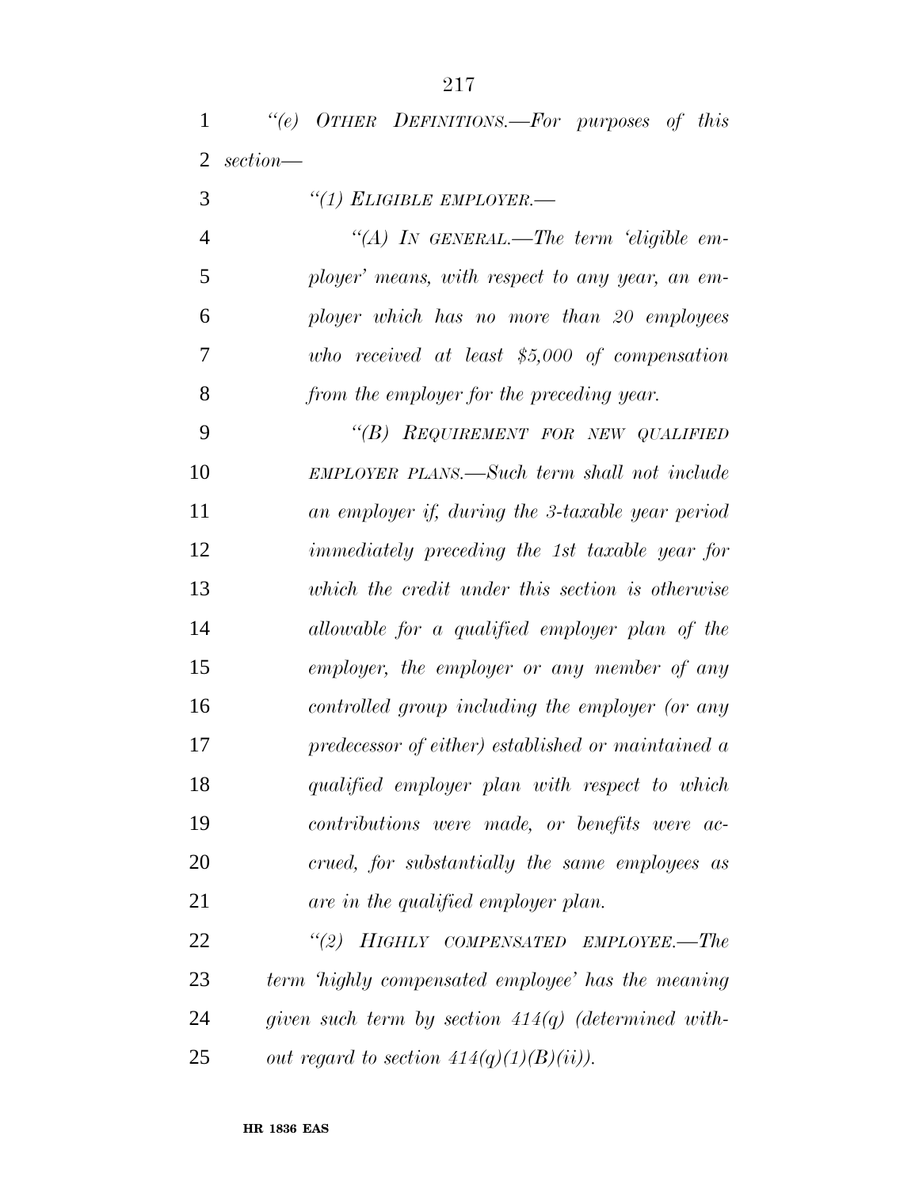*"(e) OTHER DEFINITIONS.—For purposes of this section—*

*"(1) ELIGIBLE EMPLOYER.—*

*"(A) IN GENERAL.—The term 'eligible employer' means, with respect to any year, an employer which has no more than 20 employees who received at least $5,000 of compensation from the employer for the preceding year.*

*"(B) REQUIREMENT FOR NEW QUALIFIED EMPLOYER PLANS.—Such term shall not include an employer if, during the 3-taxable year period immediately preceding the 1st taxable year for which the credit under this section is otherwise allowable for a qualified employer plan of the employer, the employer or any member of any controlled group including the employer (or any predecessor of either) established or maintained a qualified employer plan with respect to which contributions were made, or benefits were accrued, for substantially the same employees as are in the qualified employer plan.*

*"(2) HIGHLY COMPENSATED EMPLOYEE.—The term 'highly compensated employee' has the meaning given such term by section 414(q) (determined without regard to section 414(q)(1)(B)(ii)).*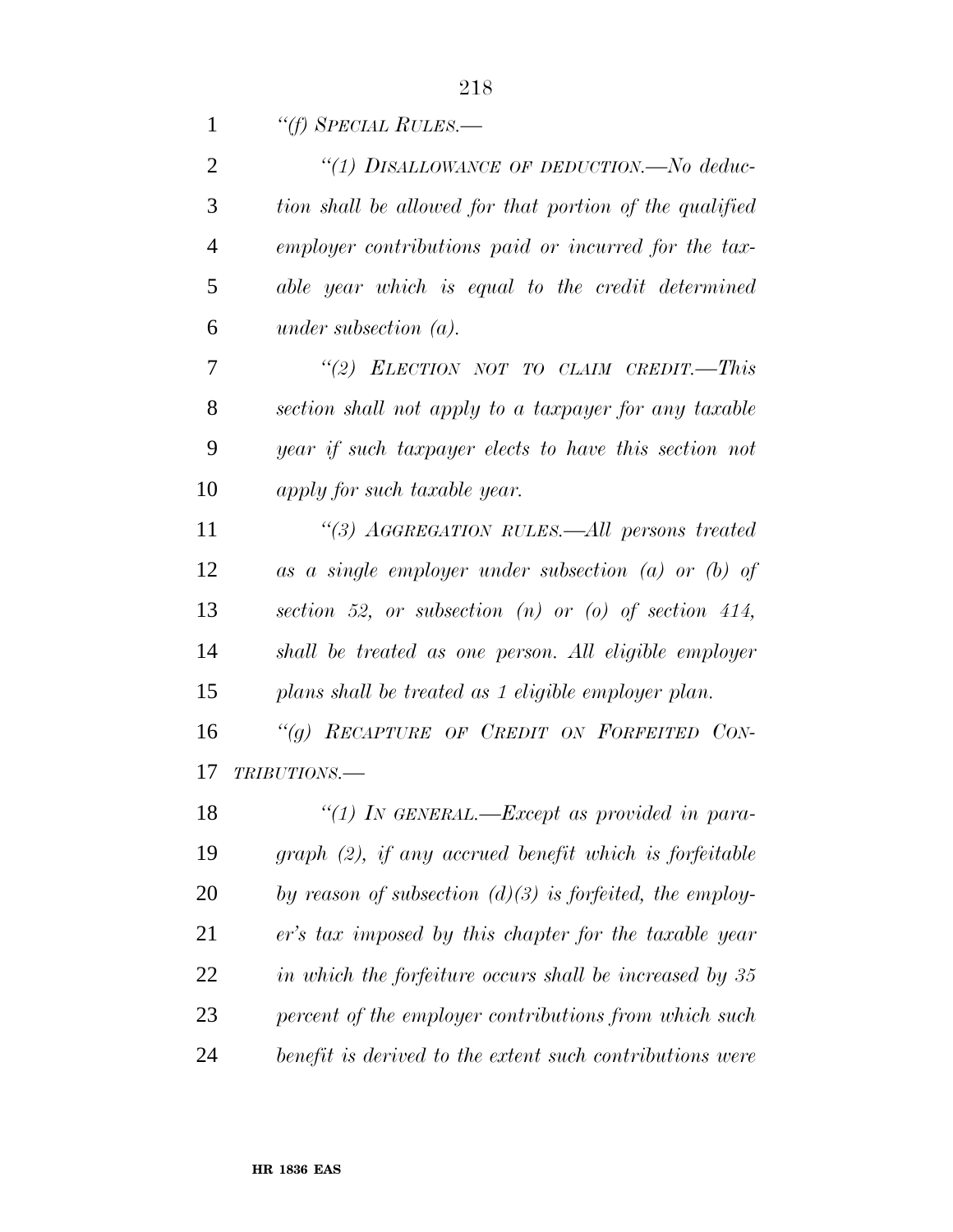*"(f) SPECIAL RULES.—*

*"(1) DISALLOWANCE OF DEDUCTION.—No deduction shall be allowed for that portion of the qualified employer contributions paid or incurred for the taxable year which is equal to the credit determined under subsection (a).*

*"(2) ELECTION NOT TO CLAIM CREDIT.—This section shall not apply to a taxpayer for any taxable year if such taxpayer elects to have this section not apply for such taxable year.*

*"(3) AGGREGATION RULES.—All persons treated as a single employer under subsection (a) or (b) of section 52, or subsection (n) or (o) of section 414, shall be treated as one person. All eligible employer plans shall be treated as 1 eligible employer plan.*

*"(g) RECAPTURE OF CREDIT ON FORFEITED CONTRIBUTIONS.—*

*"(1) IN GENERAL.—Except as provided in paragraph (2), if any accrued benefit which is forfeitable by reason of subsection (d)(3) is forfeited, the employer's tax imposed by this chapter for the taxable year in which the forfeiture occurs shall be increased by 35 percent of the employer contributions from which such benefit is derived to the extent such contributions were*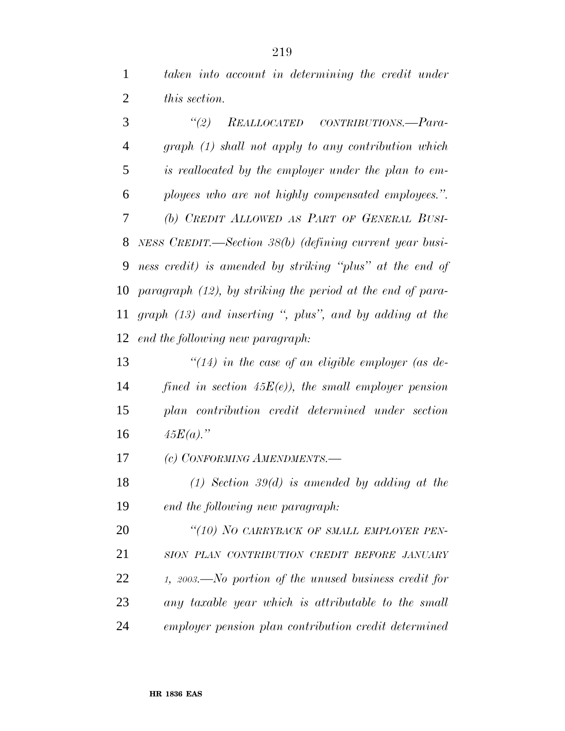*taken into account in determining the credit under this section.*

*"(2) REALLOCATED CONTRIBUTIONS.—Paragraph (1) shall not apply to any contribution which is reallocated by the employer under the plan to employees who are not highly compensated employees.".*

*(b) CREDIT ALLOWED AS PART OF GENERAL BUSINESS CREDIT.—Section 38(b) (defining current year business credit) is amended by striking "plus" at the end of paragraph (12), by striking the period at the end of paragraph (13) and inserting ", plus", and by adding at the end the following new paragraph:*

*"(14) in the case of an eligible employer (as defined in section 45E(e)), the small employer pension plan contribution credit determined under section 45E(a)."*

*(c) CONFORMING AMENDMENTS.—*

*(1) Section 39(d) is amended by adding at the end the following new paragraph:*

*"(10) NO CARRYBACK OF SMALL EMPLOYER PENSION PLAN CONTRIBUTION CREDIT BEFORE JANUARY 1, 2003.—No portion of the unused business credit for any taxable year which is attributable to the small employer pension plan contribution credit determined*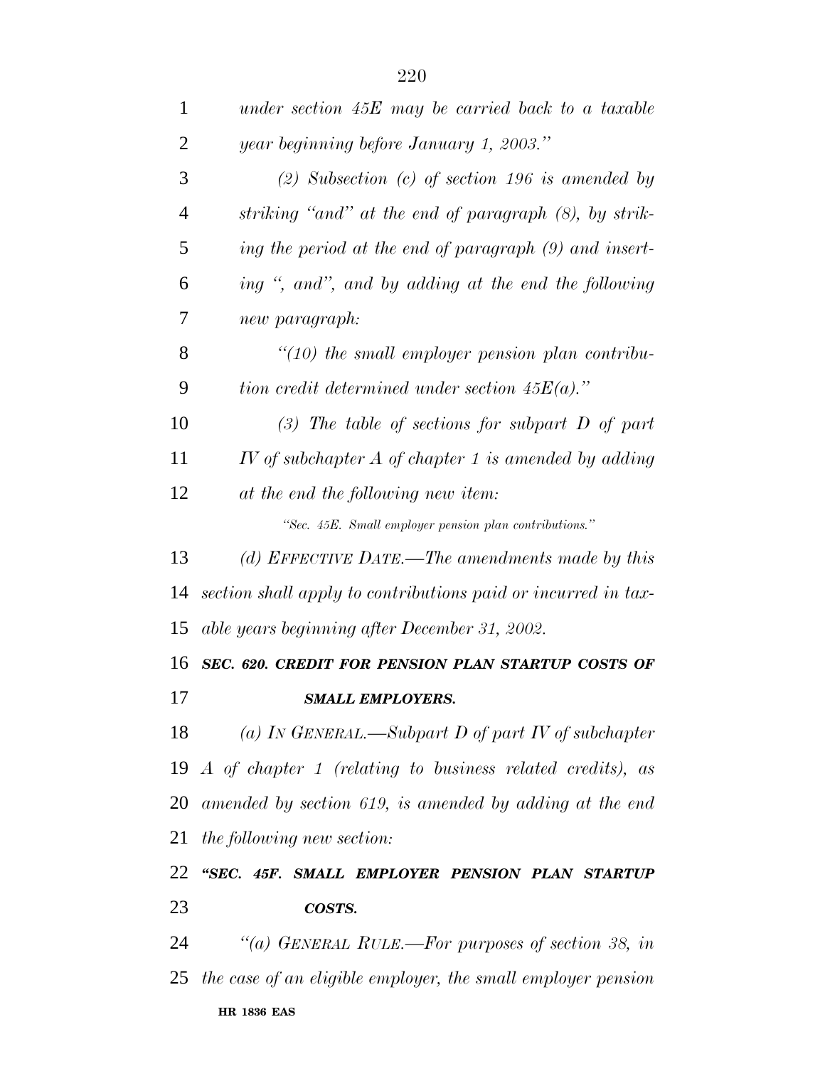*under section 45E may be carried back to a taxable year beginning before January 1, 2003.''*

*(2) Subsection (c) of section 196 is amended by striking ''and'' at the end of paragraph (8), by striking the period at the end of paragraph (9) and inserting '', and'', and by adding at the end the following new paragraph:*

*''(10) the small employer pension plan contribution credit determined under section 45E(a).''*

*(3) The table of sections for subpart D of part IV of subchapter A of chapter 1 is amended by adding at the end the following new item:*

*''Sec. 45E. Small employer pension plan contributions.''*

*(d) EFFECTIVE DATE.—The amendments made by this section shall apply to contributions paid or incurred in taxable years beginning after December 31, 2002.*

***SEC. 620. CREDIT FOR PENSION PLAN STARTUP COSTS OF SMALL EMPLOYERS.***

*(a) IN GENERAL.—Subpart D of part IV of subchapter A of chapter 1 (relating to business related credits), as amended by section 619, is amended by adding at the end the following new section:*

***''SEC. 45F. SMALL EMPLOYER PENSION PLAN STARTUP COSTS.***

*''(a) GENERAL RULE.—For purposes of section 38, in the case of an eligible employer, the small employer pension*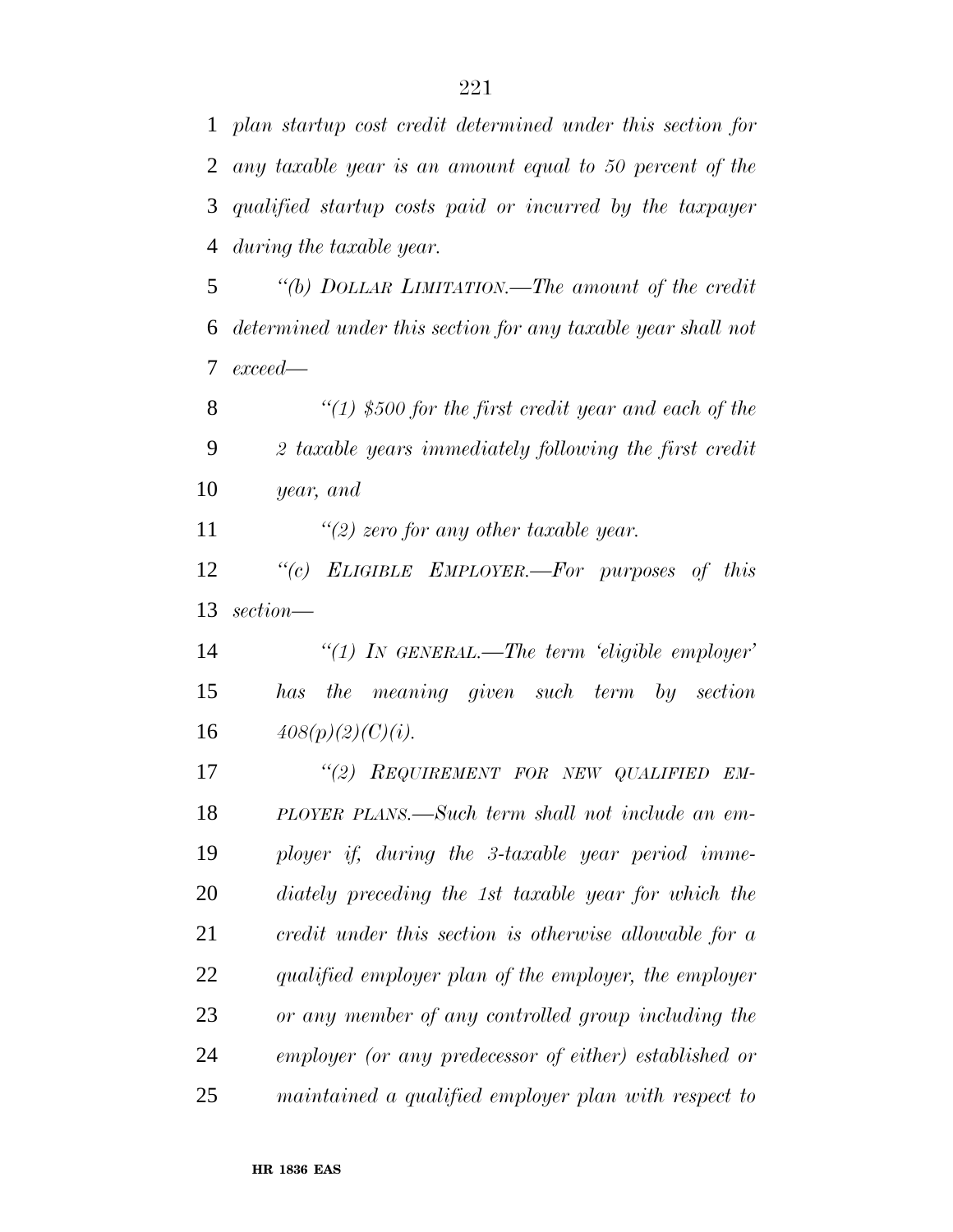*plan startup cost credit determined under this section for any taxable year is an amount equal to 50 percent of the qualified startup costs paid or incurred by the taxpayer during the taxable year.*

*"(b) DOLLAR LIMITATION.—The amount of the credit determined under this section for any taxable year shall not exceed—*

*"(1) $500 for the first credit year and each of the 2 taxable years immediately following the first credit year, and*

*"(2) zero for any other taxable year.*

*"(c) ELIGIBLE EMPLOYER.—For purposes of this section—*

*"(1) IN GENERAL.—The term 'eligible employer' has the meaning given such term by section 408(p)(2)(C)(i).*

*"(2) REQUIREMENT FOR NEW QUALIFIED EMPLOYER PLANS.—Such term shall not include an employer if, during the 3-taxable year period immediately preceding the 1st taxable year for which the credit under this section is otherwise allowable for a qualified employer plan of the employer, the employer or any member of any controlled group including the employer (or any predecessor of either) established or maintained a qualified employer plan with respect to*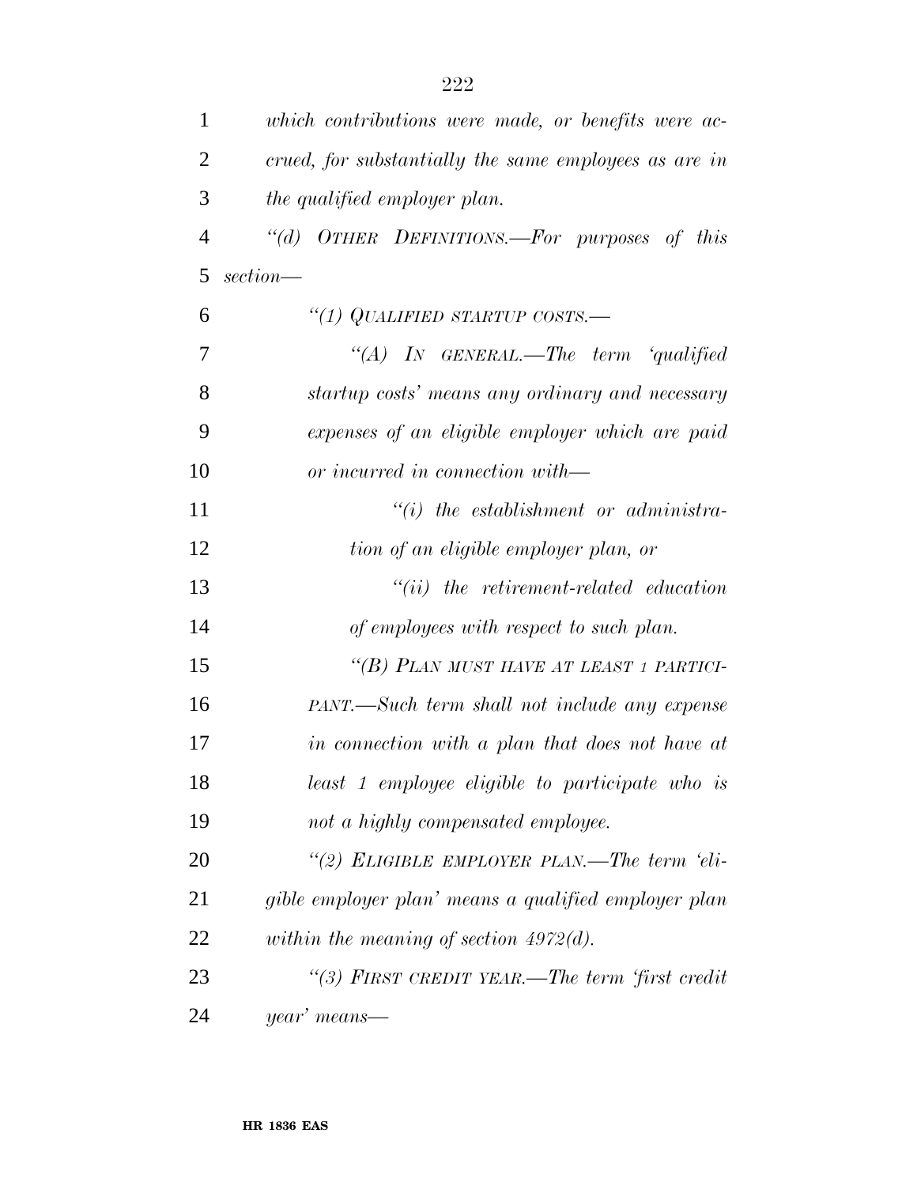*which contributions were made, or benefits were accrued, for substantially the same employees as are in the qualified employer plan.*

*"(d) OTHER DEFINITIONS.—For purposes of this section—*

*"(1) QUALIFIED STARTUP COSTS.—*

*"(A) IN GENERAL.—The term 'qualified startup costs' means any ordinary and necessary expenses of an eligible employer which are paid or incurred in connection with—*

*"(i) the establishment or administration of an eligible employer plan, or*

*"(ii) the retirement-related education of employees with respect to such plan.*

*"(B) PLAN MUST HAVE AT LEAST 1 PARTICIPANT.—Such term shall not include any expense in connection with a plan that does not have at least 1 employee eligible to participate who is not a highly compensated employee.*

*"(2) ELIGIBLE EMPLOYER PLAN.—The term 'eligible employer plan' means a qualified employer plan within the meaning of section 4972(d).*

*"(3) FIRST CREDIT YEAR.—The term 'first credit year' means—*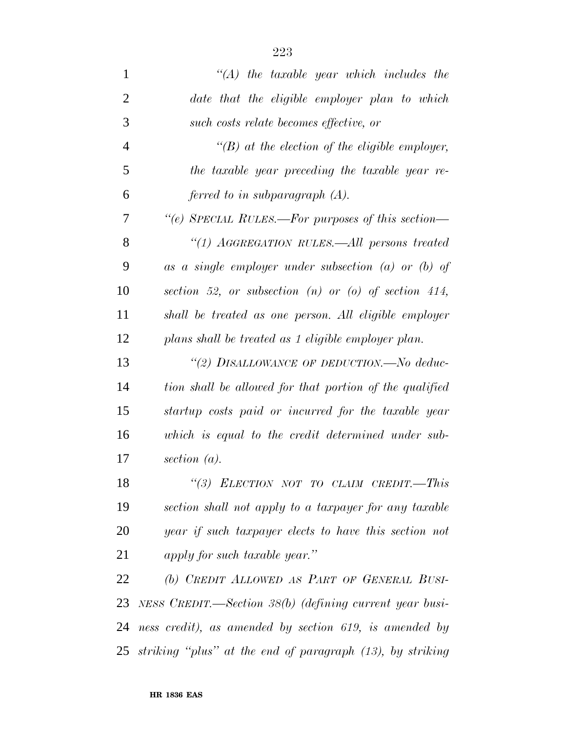*"(A) the taxable year which includes the date that the eligible employer plan to which such costs relate becomes effective, or*

*"(B) at the election of the eligible employer, the taxable year preceding the taxable year referred to in subparagraph (A).*

*"(e) SPECIAL RULES.—For purposes of this section—*

*"(1) AGGREGATION RULES.—All persons treated as a single employer under subsection (a) or (b) of section 52, or subsection (n) or (o) of section 414, shall be treated as one person. All eligible employer plans shall be treated as 1 eligible employer plan.*

*"(2) DISALLOWANCE OF DEDUCTION.—No deduction shall be allowed for that portion of the qualified startup costs paid or incurred for the taxable year which is equal to the credit determined under subsection (a).*

*"(3) ELECTION NOT TO CLAIM CREDIT.—This section shall not apply to a taxpayer for any taxable year if such taxpayer elects to have this section not apply for such taxable year."*

*(b) CREDIT ALLOWED AS PART OF GENERAL BUSINESS CREDIT.—Section 38(b) (defining current year business credit), as amended by section 619, is amended by striking "plus" at the end of paragraph (13), by striking*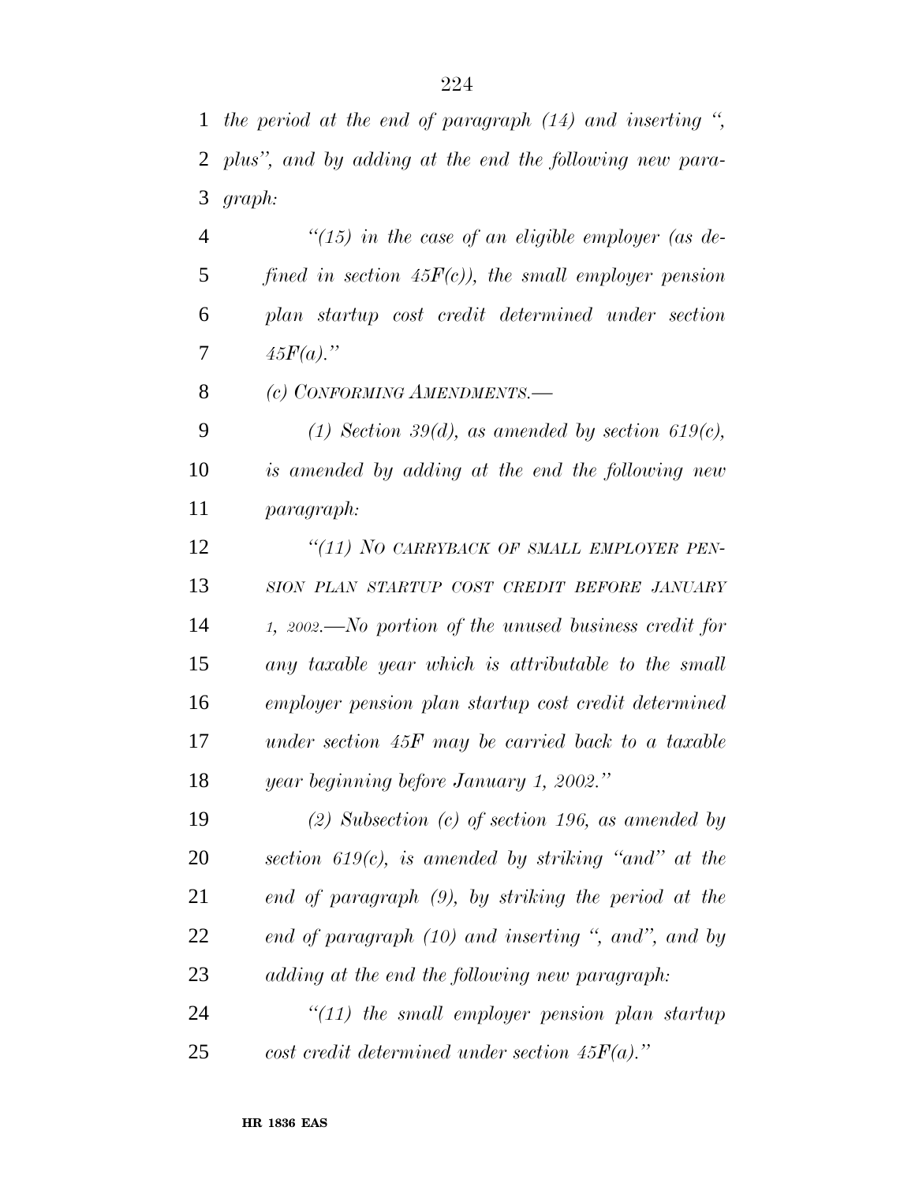*the period at the end of paragraph (14) and inserting ", plus", and by adding at the end the following new paragraph:*

*"(15) in the case of an eligible employer (as defined in section 45F(c)), the small employer pension plan startup cost credit determined under section 45F(a)."*

*(c) CONFORMING AMENDMENTS.—*

*(1) Section 39(d), as amended by section 619(c), is amended by adding at the end the following new paragraph:*

*"(11) NO CARRYBACK OF SMALL EMPLOYER PENSION PLAN STARTUP COST CREDIT BEFORE JANUARY 1, 2002.—No portion of the unused business credit for any taxable year which is attributable to the small employer pension plan startup cost credit determined under section 45F may be carried back to a taxable year beginning before January 1, 2002."*

*(2) Subsection (c) of section 196, as amended by section 619(c), is amended by striking "and" at the end of paragraph (9), by striking the period at the end of paragraph (10) and inserting ", and", and by adding at the end the following new paragraph:*

*"(11) the small employer pension plan startup cost credit determined under section 45F(a)."*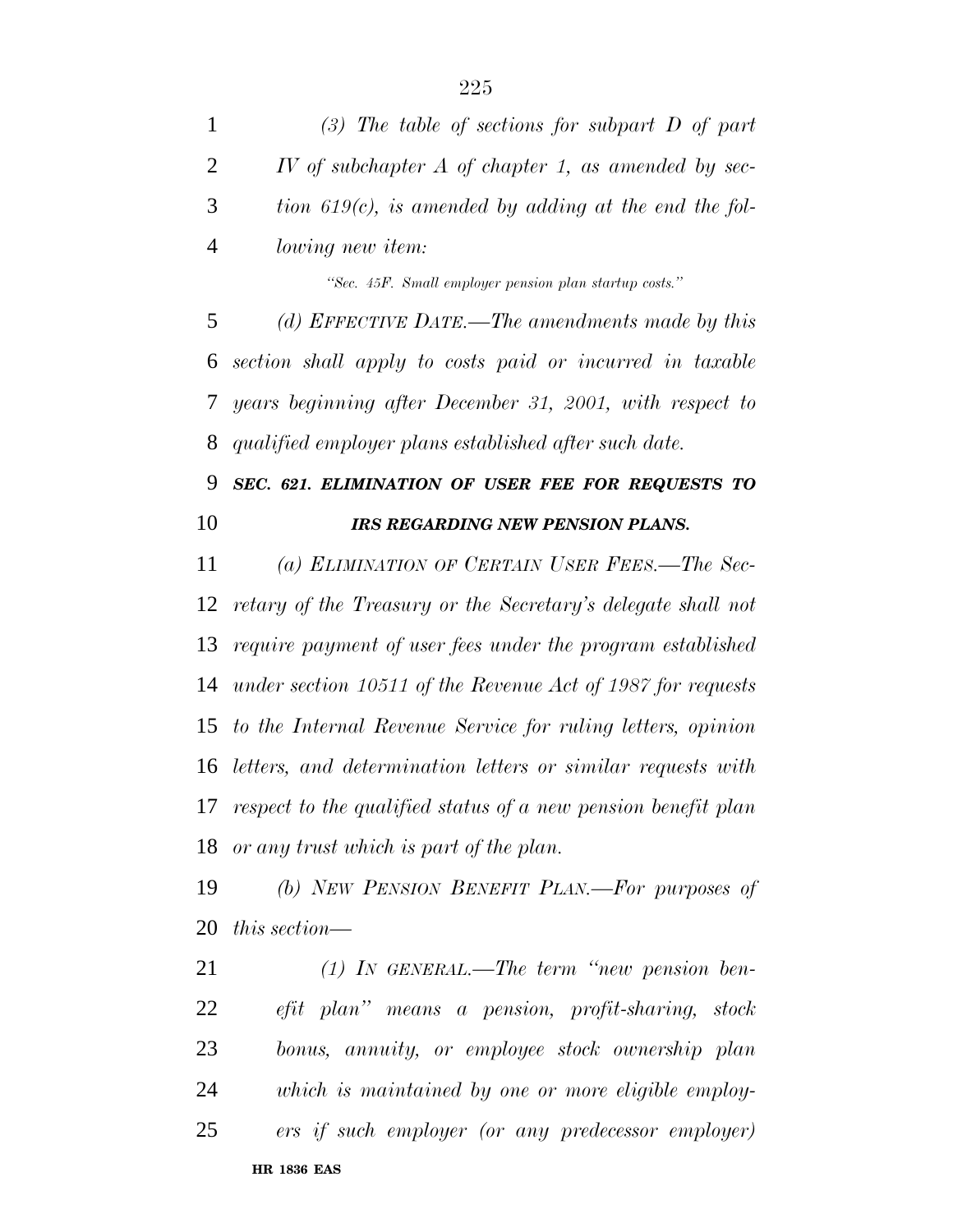*(3) The table of sections for subpart D of part IV of subchapter A of chapter 1, as amended by section 619(c), is amended by adding at the end the following new item:*

*"Sec. 45F. Small employer pension plan startup costs."*

*(d) EFFECTIVE DATE.—The amendments made by this section shall apply to costs paid or incurred in taxable years beginning after December 31, 2001, with respect to qualified employer plans established after such date.*

***SEC. 621. ELIMINATION OF USER FEE FOR REQUESTS TO IRS REGARDING NEW PENSION PLANS.***

*(a) ELIMINATION OF CERTAIN USER FEES.—The Secretary of the Treasury or the Secretary's delegate shall not require payment of user fees under the program established under section 10511 of the Revenue Act of 1987 for requests to the Internal Revenue Service for ruling letters, opinion letters, and determination letters or similar requests with respect to the qualified status of a new pension benefit plan or any trust which is part of the plan.*

*(b) NEW PENSION BENEFIT PLAN.—For purposes of this section—*

*(1) IN GENERAL.—The term "new pension benefit plan" means a pension, profit-sharing, stock bonus, annuity, or employee stock ownership plan which is maintained by one or more eligible employers if such employer (or any predecessor employer)*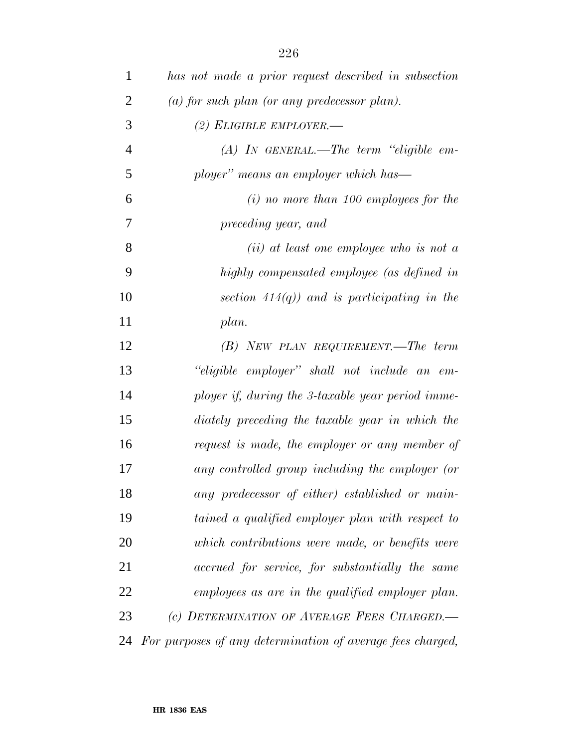*has not made a prior request described in subsection (a) for such plan (or any predecessor plan).*

*(2) ELIGIBLE EMPLOYER.—*

*(A) IN GENERAL.—The term "eligible employer" means an employer which has—*

*(i) no more than 100 employees for the preceding year, and*

*(ii) at least one employee who is not a highly compensated employee (as defined in section 414(q)) and is participating in the plan.*

*(B) NEW PLAN REQUIREMENT.—The term "eligible employer" shall not include an employer if, during the 3-taxable year period immediately preceding the taxable year in which the request is made, the employer or any member of any controlled group including the employer (or any predecessor of either) established or maintained a qualified employer plan with respect to which contributions were made, or benefits were accrued for service, for substantially the same employees as are in the qualified employer plan.*

*(c) DETERMINATION OF AVERAGE FEES CHARGED.— For purposes of any determination of average fees charged,*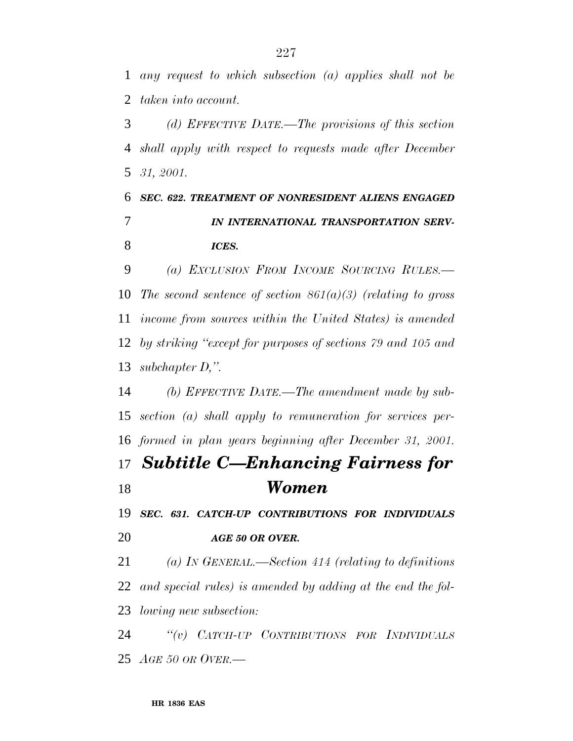*any request to which subsection (a) applies shall not be taken into account.*

*(d) EFFECTIVE DATE.—The provisions of this section shall apply with respect to requests made after December 31, 2001.*

***SEC. 622. TREATMENT OF NONRESIDENT ALIENS ENGAGED IN INTERNATIONAL TRANSPORTATION SERVICES.***

*(a) EXCLUSION FROM INCOME SOURCING RULES.—The second sentence of section 861(a)(3) (relating to gross income from sources within the United States) is amended by striking "except for purposes of sections 79 and 105 and subchapter D,".*

*(b) EFFECTIVE DATE.—The amendment made by subsection (a) shall apply to remuneration for services performed in plan years beginning after December 31, 2001.*

## *Subtitle C—Enhancing Fairness for Women*

***SEC. 631. CATCH-UP CONTRIBUTIONS FOR INDIVIDUALS AGE 50 OR OVER.***

*(a) IN GENERAL.—Section 414 (relating to definitions and special rules) is amended by adding at the end the following new subsection:*

*"(v) CATCH-UP CONTRIBUTIONS FOR INDIVIDUALS AGE 50 OR OVER.—*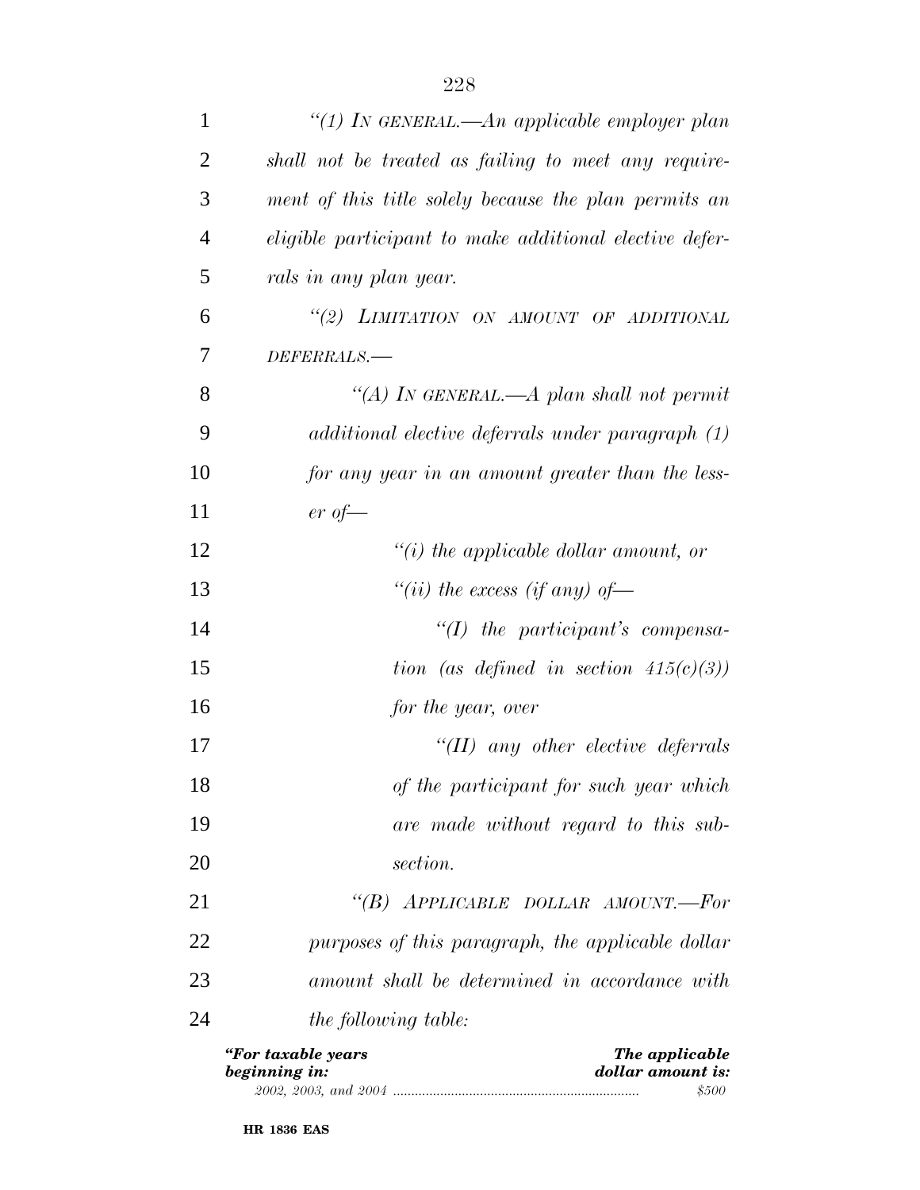*"(1) IN GENERAL.—An applicable employer plan shall not be treated as failing to meet any requirement of this title solely because the plan permits an eligible participant to make additional elective deferrals in any plan year.*

*"(2) LIMITATION ON AMOUNT OF ADDITIONAL DEFERRALS.—*

*"(A) IN GENERAL.—A plan shall not permit additional elective deferrals under paragraph (1) for any year in an amount greater than the lesser of—*

*"(i) the applicable dollar amount, or*

*"(ii) the excess (if any) of—*

*"(I) the participant's compensation (as defined in section 415(c)(3)) for the year, over*

*"(II) any other elective deferrals of the participant for such year which are made without regard to this subsection.*

*"(B) APPLICABLE DOLLAR AMOUNT.—For purposes of this paragraph, the applicable dollar amount shall be determined in accordance with the following table:*

| *"For taxable years beginning in:* | *The applicable dollar amount is:* |
| --- | --- |
| *2002, 2003, and 2004* | *$500* |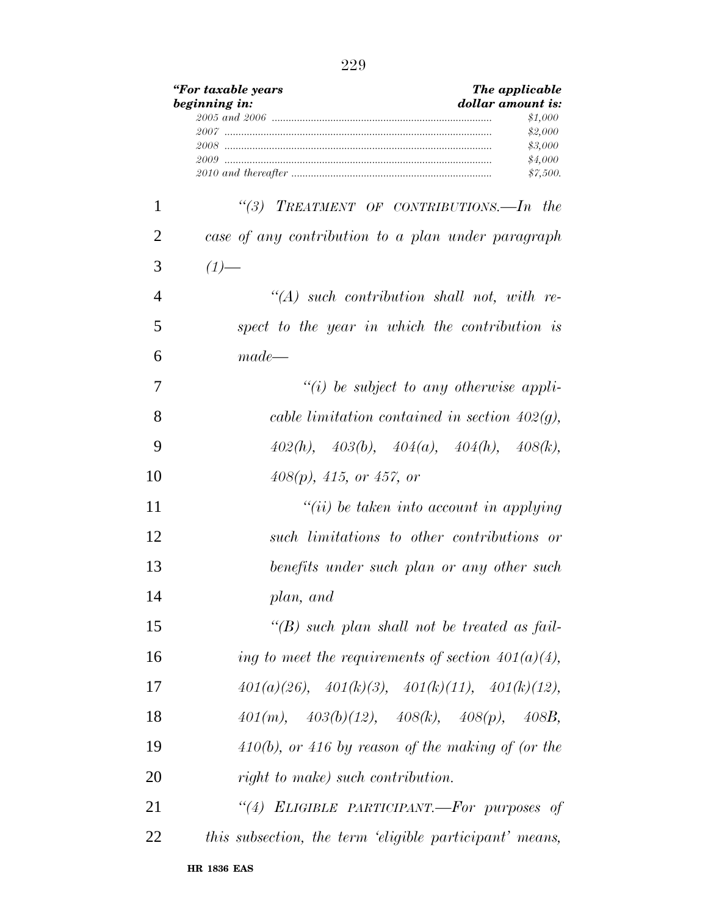| *"For taxable years beginning in:* | *The applicable dollar amount is:* |
|---|---|
| *2005 and 2006* | *$1,000* |
| *2007* | *$2,000* |
| *2008* | *$3,000* |
| *2009* | *$4,000* |
| *2010 and thereafter* | *$7,500.* |

*"(3) TREATMENT OF CONTRIBUTIONS.—In the case of any contribution to a plan under paragraph (1)—*

*"(A) such contribution shall not, with respect to the year in which the contribution is made—*

*"(i) be subject to any otherwise applicable limitation contained in section 402(g), 402(h), 403(b), 404(a), 404(h), 408(k), 408(p), 415, or 457, or*

*"(ii) be taken into account in applying such limitations to other contributions or benefits under such plan or any other such plan, and*

*"(B) such plan shall not be treated as failing to meet the requirements of section 401(a)(4), 401(a)(26), 401(k)(3), 401(k)(11), 401(k)(12), 401(m), 403(b)(12), 408(k), 408(p), 408B, 410(b), or 416 by reason of the making of (or the right to make) such contribution.*

*"(4) ELIGIBLE PARTICIPANT.—For purposes of this subsection, the term 'eligible participant' means,*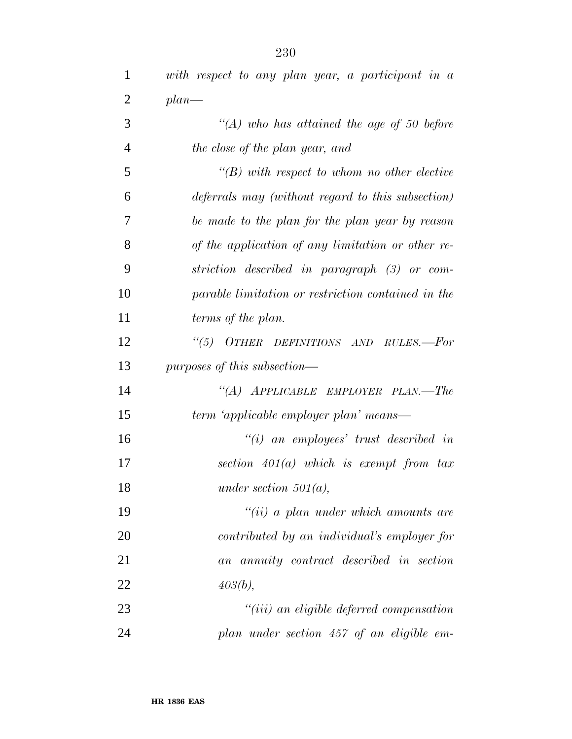*with respect to any plan year, a participant in a plan—*

*"(A) who has attained the age of 50 before the close of the plan year, and*

*"(B) with respect to whom no other elective deferrals may (without regard to this subsection) be made to the plan for the plan year by reason of the application of any limitation or other restriction described in paragraph (3) or comparable limitation or restriction contained in the terms of the plan.*

*"(5) OTHER DEFINITIONS AND RULES.—For purposes of this subsection—*

*"(A) APPLICABLE EMPLOYER PLAN.—The term 'applicable employer plan' means—*

*"(i) an employees' trust described in section 401(a) which is exempt from tax under section 501(a),*

*"(ii) a plan under which amounts are contributed by an individual's employer for an annuity contract described in section 403(b),*

*"(iii) an eligible deferred compensation plan under section 457 of an eligible em-*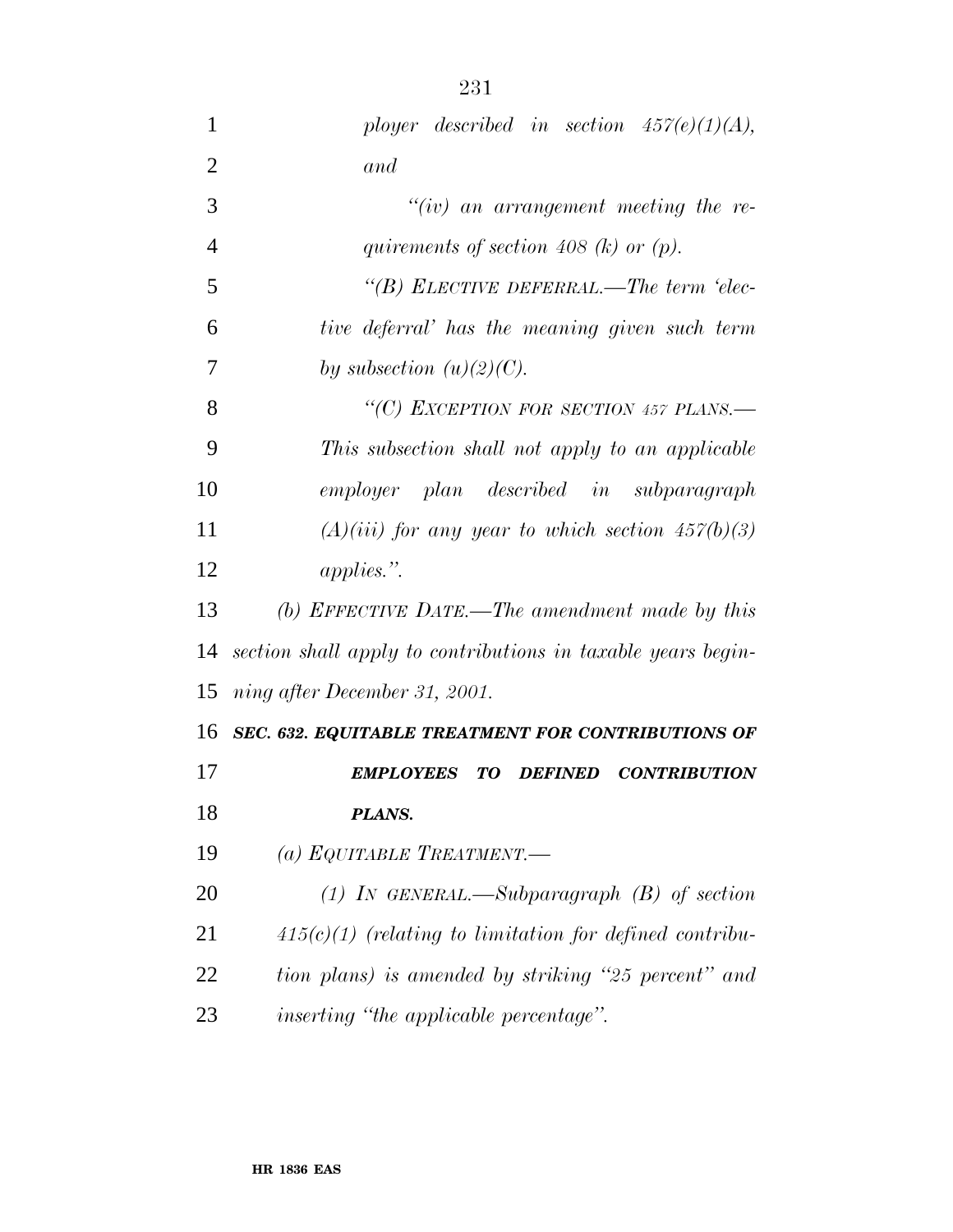*ployer described in section 457(e)(1)(A), and*

*''(iv) an arrangement meeting the requirements of section 408 (k) or (p).*

*''(B) ELECTIVE DEFERRAL.—The term 'elective deferral' has the meaning given such term by subsection (u)(2)(C).*

*''(C) EXCEPTION FOR SECTION 457 PLANS.—This subsection shall not apply to an applicable employer plan described in subparagraph (A)(iii) for any year to which section 457(b)(3) applies.''.*

*(b) EFFECTIVE DATE.—The amendment made by this section shall apply to contributions in taxable years beginning after December 31, 2001.*

***SEC. 632. EQUITABLE TREATMENT FOR CONTRIBUTIONS OF EMPLOYEES TO DEFINED CONTRIBUTION PLANS.***

*(a) EQUITABLE TREATMENT.—*

*(1) IN GENERAL.—Subparagraph (B) of section 415(c)(1) (relating to limitation for defined contribution plans) is amended by striking ''25 percent'' and inserting ''the applicable percentage''.*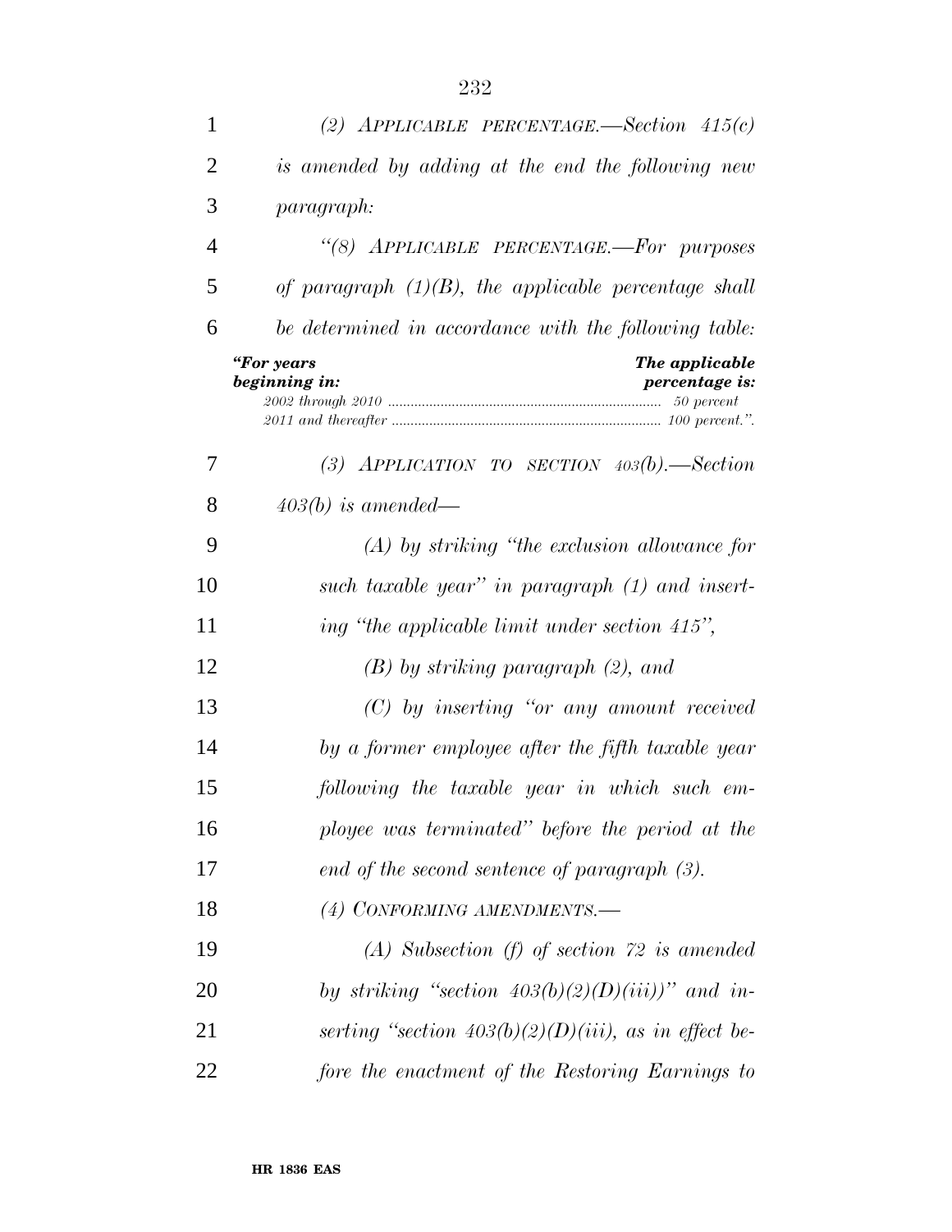*(2) APPLICABLE PERCENTAGE.—Section 415(c) is amended by adding at the end the following new paragraph:*

*"(8) APPLICABLE PERCENTAGE.—For purposes of paragraph (1)(B), the applicable percentage shall be determined in accordance with the following table:*

| *"For years beginning in:* | *The applicable percentage is:* |
|---|---|
| *2002 through 2010* | *50 percent* |
| *2011 and thereafter* | *100 percent.".* |

*(3) APPLICATION TO SECTION 403(b).—Section 403(b) is amended—*

*(A) by striking "the exclusion allowance for such taxable year" in paragraph (1) and inserting "the applicable limit under section 415",*

*(B) by striking paragraph (2), and*

*(C) by inserting "or any amount received by a former employee after the fifth taxable year following the taxable year in which such employee was terminated" before the period at the end of the second sentence of paragraph (3).*

*(4) CONFORMING AMENDMENTS.—*

*(A) Subsection (f) of section 72 is amended by striking "section 403(b)(2)(D)(iii))" and inserting "section 403(b)(2)(D)(iii), as in effect before the enactment of the Restoring Earnings to*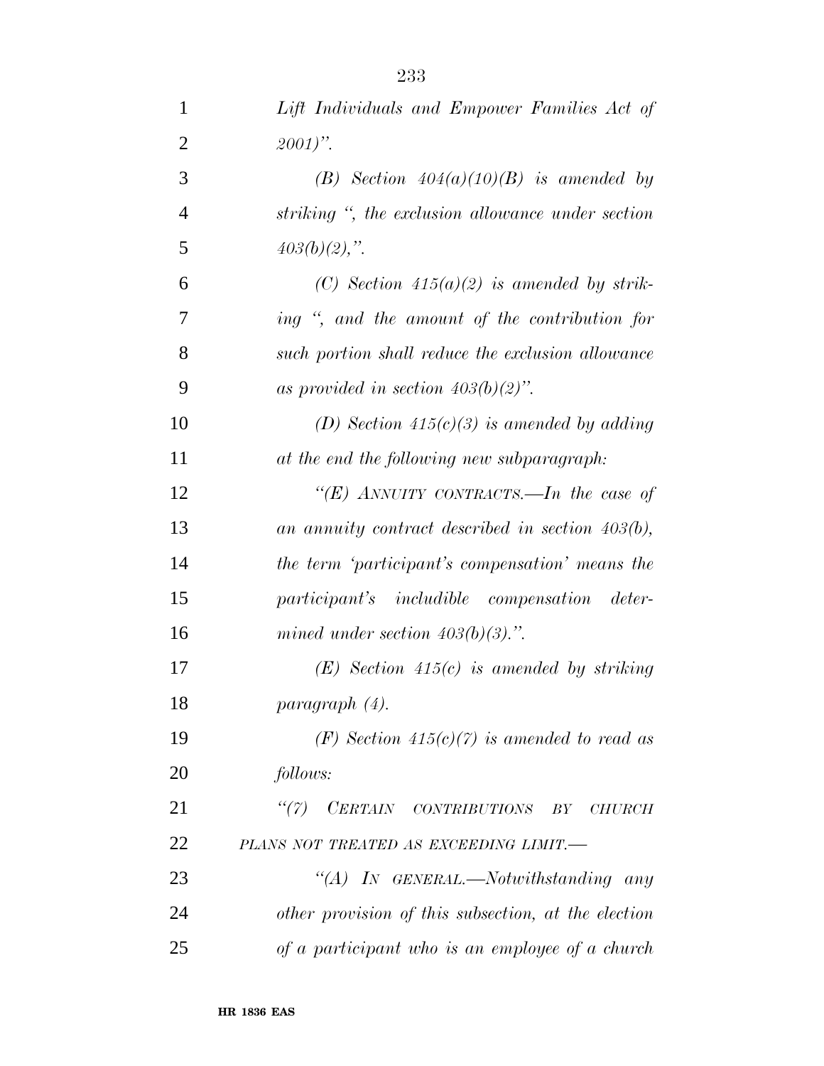*Lift Individuals and Empower Families Act of 2001)''.*

*(B) Section 404(a)(10)(B) is amended by striking '', the exclusion allowance under section 403(b)(2),''.*

*(C) Section 415(a)(2) is amended by striking '', and the amount of the contribution for such portion shall reduce the exclusion allowance as provided in section 403(b)(2)''.*

*(D) Section 415(c)(3) is amended by adding at the end the following new subparagraph:*

*''(E) ANNUITY CONTRACTS.—In the case of an annuity contract described in section 403(b), the term 'participant's compensation' means the participant's includible compensation determined under section 403(b)(3).''.*

*(E) Section 415(c) is amended by striking paragraph (4).*

*(F) Section 415(c)(7) is amended to read as follows:*

*''(7) CERTAIN CONTRIBUTIONS BY CHURCH PLANS NOT TREATED AS EXCEEDING LIMIT.—*

*''(A) IN GENERAL.—Notwithstanding any other provision of this subsection, at the election of a participant who is an employee of a church*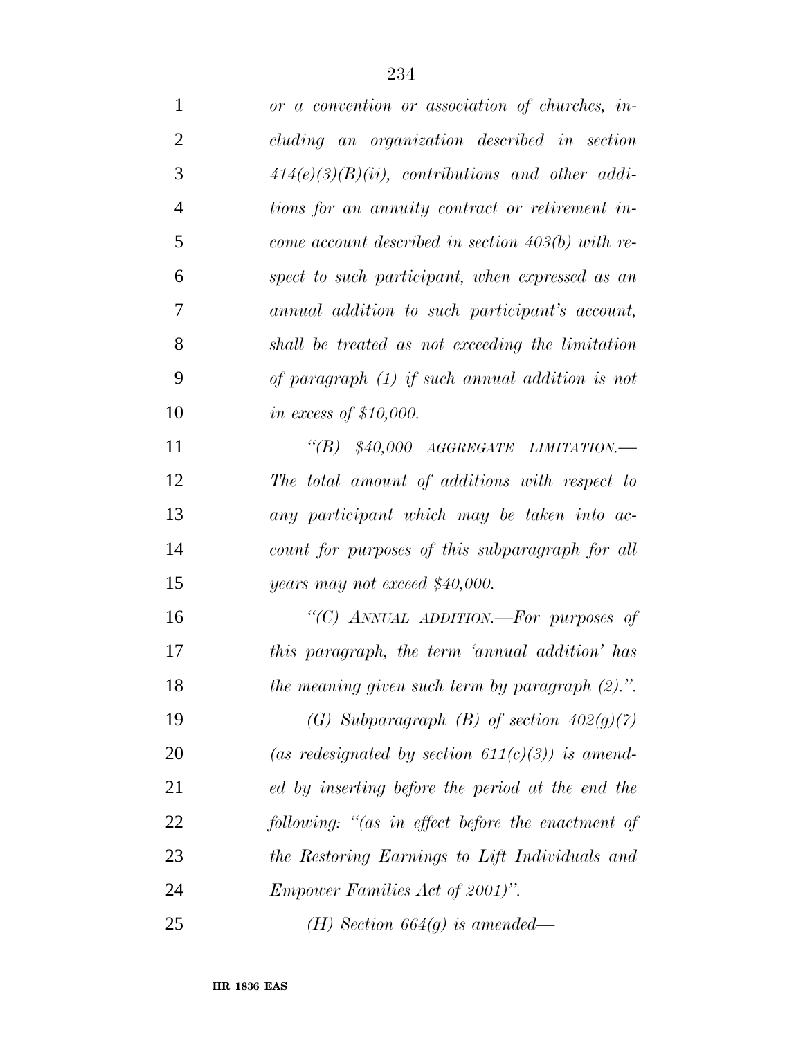*or a convention or association of churches, including an organization described in section 414(e)(3)(B)(ii), contributions and other additions for an annuity contract or retirement income account described in section 403(b) with respect to such participant, when expressed as an annual addition to such participant's account, shall be treated as not exceeding the limitation of paragraph (1) if such annual addition is not in excess of $10,000.*

*"(B) $40,000 AGGREGATE LIMITATION.—The total amount of additions with respect to any participant which may be taken into account for purposes of this subparagraph for all years may not exceed $40,000.*

*"(C) ANNUAL ADDITION.—For purposes of this paragraph, the term 'annual addition' has the meaning given such term by paragraph (2).".*

*(G) Subparagraph (B) of section 402(g)(7) (as redesignated by section 611(c)(3)) is amended by inserting before the period at the end the following: "(as in effect before the enactment of the Restoring Earnings to Lift Individuals and Empower Families Act of 2001)".*

*(H) Section 664(g) is amended—*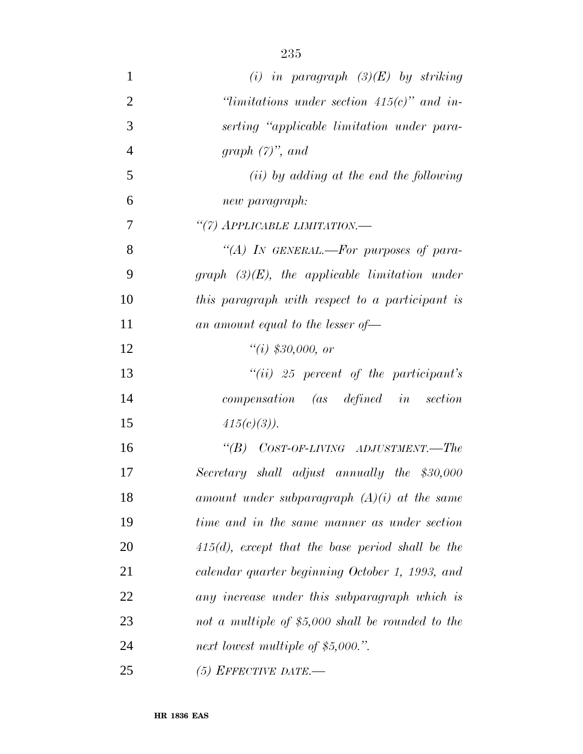*(i) in paragraph (3)(E) by striking "limitations under section 415(c)" and inserting "applicable limitation under paragraph (7)", and*

*(ii) by adding at the end the following new paragraph:*

*"(7) APPLICABLE LIMITATION.—*

*"(A) IN GENERAL.—For purposes of paragraph (3)(E), the applicable limitation under this paragraph with respect to a participant is an amount equal to the lesser of—*

*"(i) $30,000, or*

*"(ii) 25 percent of the participant's compensation (as defined in section 415(c)(3)).*

*"(B) COST-OF-LIVING ADJUSTMENT.—The Secretary shall adjust annually the $30,000 amount under subparagraph (A)(i) at the same time and in the same manner as under section 415(d), except that the base period shall be the calendar quarter beginning October 1, 1993, and any increase under this subparagraph which is not a multiple of $5,000 shall be rounded to the next lowest multiple of $5,000.".*

*(5) EFFECTIVE DATE.—*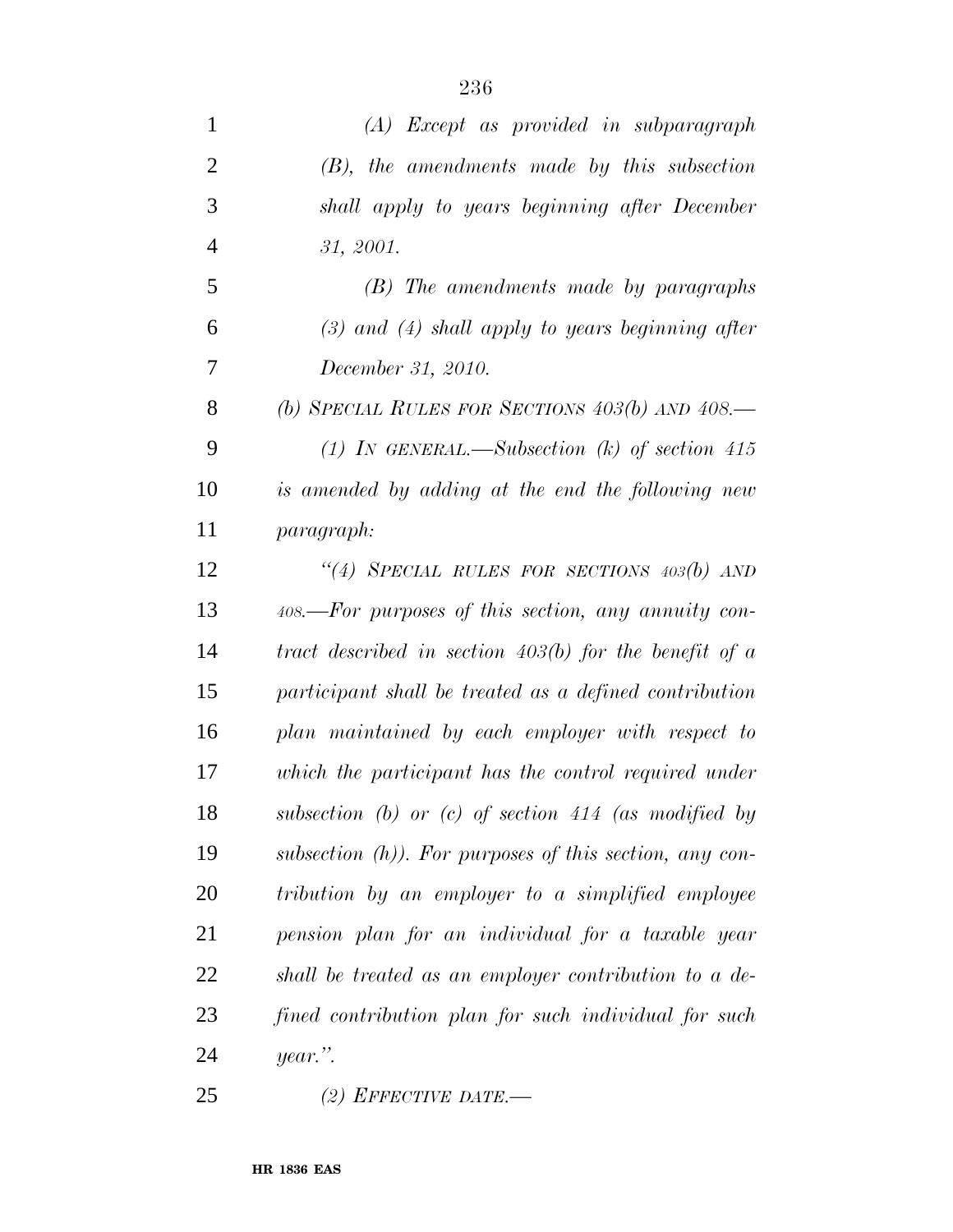*(A) Except as provided in subparagraph (B), the amendments made by this subsection shall apply to years beginning after December 31, 2001.*

*(B) The amendments made by paragraphs (3) and (4) shall apply to years beginning after December 31, 2010.*

*(b) SPECIAL RULES FOR SECTIONS 403(b) AND 408.—*

*(1) IN GENERAL.—Subsection (k) of section 415 is amended by adding at the end the following new paragraph:*

*"(4) SPECIAL RULES FOR SECTIONS 403(b) AND 408.—For purposes of this section, any annuity contract described in section 403(b) for the benefit of a participant shall be treated as a defined contribution plan maintained by each employer with respect to which the participant has the control required under subsection (b) or (c) of section 414 (as modified by subsection (h)). For purposes of this section, any contribution by an employer to a simplified employee pension plan for an individual for a taxable year shall be treated as an employer contribution to a defined contribution plan for such individual for such year.".*

*(2) EFFECTIVE DATE.—*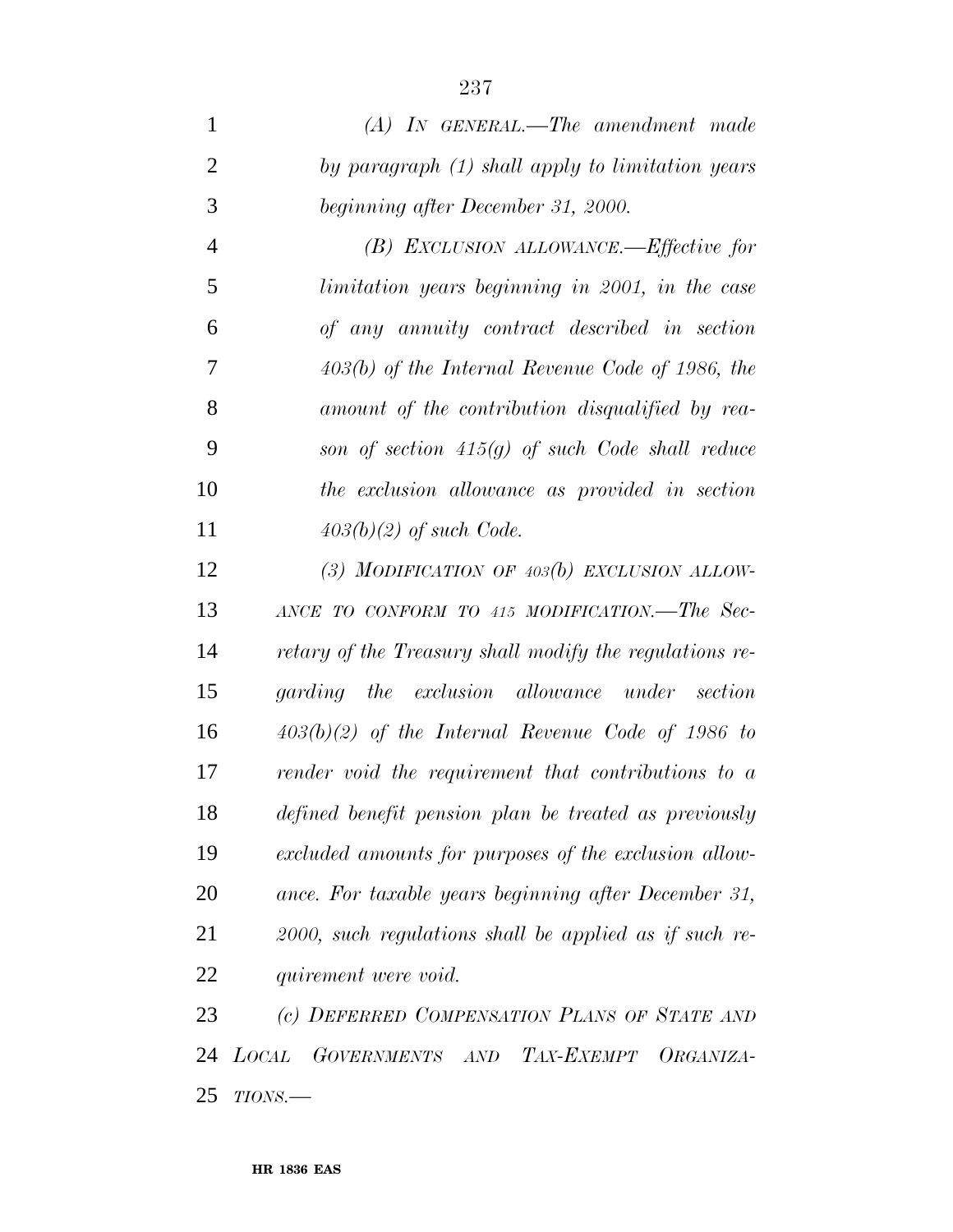*(A) IN GENERAL.—The amendment made by paragraph (1) shall apply to limitation years beginning after December 31, 2000.*

*(B) EXCLUSION ALLOWANCE.—Effective for limitation years beginning in 2001, in the case of any annuity contract described in section 403(b) of the Internal Revenue Code of 1986, the amount of the contribution disqualified by reason of section 415(g) of such Code shall reduce the exclusion allowance as provided in section 403(b)(2) of such Code.*

*(3) MODIFICATION OF 403(b) EXCLUSION ALLOWANCE TO CONFORM TO 415 MODIFICATION.—The Secretary of the Treasury shall modify the regulations regarding the exclusion allowance under section 403(b)(2) of the Internal Revenue Code of 1986 to render void the requirement that contributions to a defined benefit pension plan be treated as previously excluded amounts for purposes of the exclusion allowance. For taxable years beginning after December 31, 2000, such regulations shall be applied as if such requirement were void.*

*(c) DEFERRED COMPENSATION PLANS OF STATE AND LOCAL GOVERNMENTS AND TAX-EXEMPT ORGANIZATIONS.—*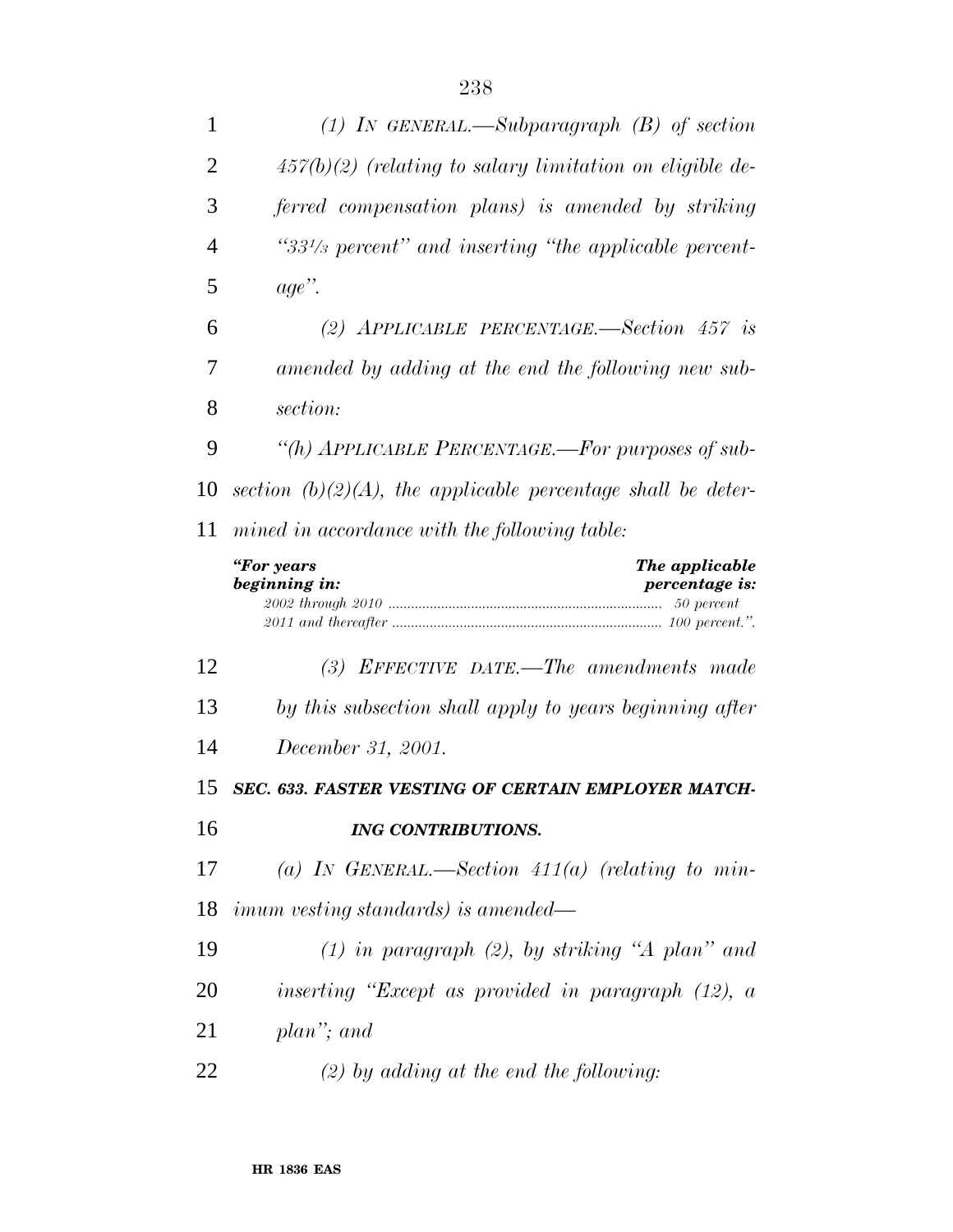*(1) IN GENERAL.—Subparagraph (B) of section 457(b)(2) (relating to salary limitation on eligible deferred compensation plans) is amended by striking "33⅓ percent" and inserting "the applicable percentage".*

*(2) APPLICABLE PERCENTAGE.—Section 457 is amended by adding at the end the following new subsection:*

*"(h) APPLICABLE PERCENTAGE.—For purposes of subsection (b)(2)(A), the applicable percentage shall be determined in accordance with the following table:*

| *"For years beginning in:* | *The applicable percentage is:* |
|---|---|
| *2002 through 2010* | *50 percent* |
| *2011 and thereafter* | *100 percent.".* |

*(3) EFFECTIVE DATE.—The amendments made by this subsection shall apply to years beginning after December 31, 2001.*

***SEC. 633. FASTER VESTING OF CERTAIN EMPLOYER MATCHING CONTRIBUTIONS.***

*(a) IN GENERAL.—Section 411(a) (relating to minimum vesting standards) is amended—*

*(1) in paragraph (2), by striking "A plan" and inserting "Except as provided in paragraph (12), a plan"; and*

*(2) by adding at the end the following:*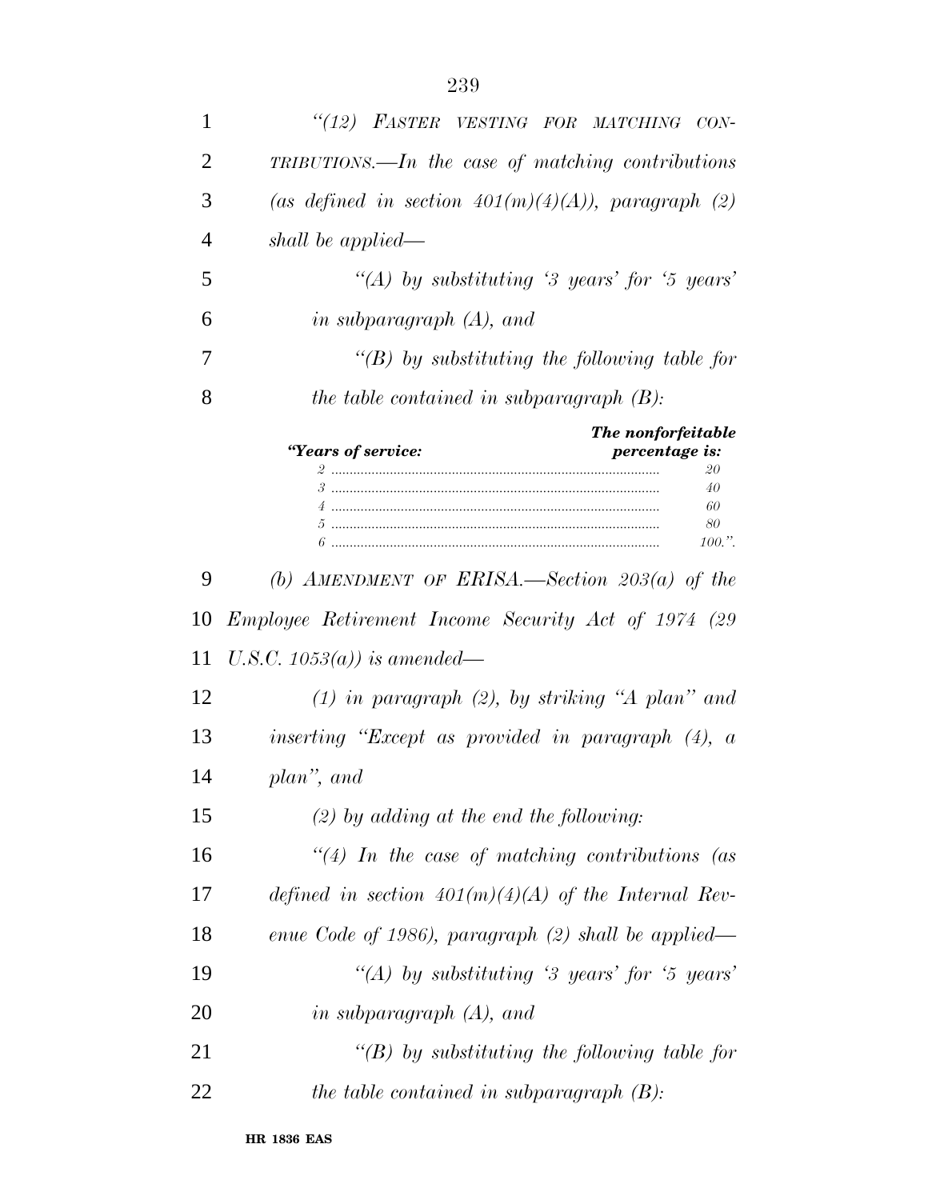*"(12) FASTER VESTING FOR MATCHING CONTRIBUTIONS.—In the case of matching contributions (as defined in section 401(m)(4)(A)), paragraph (2) shall be applied—*

*"(A) by substituting '3 years' for '5 years' in subparagraph (A), and*

*"(B) by substituting the following table for the table contained in subparagraph (B):*

| *"Years of service:* | *The nonforfeitable percentage is:* |
|---|---|
| *2* | *20* |
| *3* | *40* |
| *4* | *60* |
| *5* | *80* |
| *6* | *100.".* |

*(b) AMENDMENT OF ERISA.—Section 203(a) of the Employee Retirement Income Security Act of 1974 (29 U.S.C. 1053(a)) is amended—*

*(1) in paragraph (2), by striking "A plan" and inserting "Except as provided in paragraph (4), a plan", and*

*(2) by adding at the end the following:*

*"(4) In the case of matching contributions (as defined in section 401(m)(4)(A) of the Internal Revenue Code of 1986), paragraph (2) shall be applied—*

*"(A) by substituting '3 years' for '5 years' in subparagraph (A), and*

*"(B) by substituting the following table for the table contained in subparagraph (B):*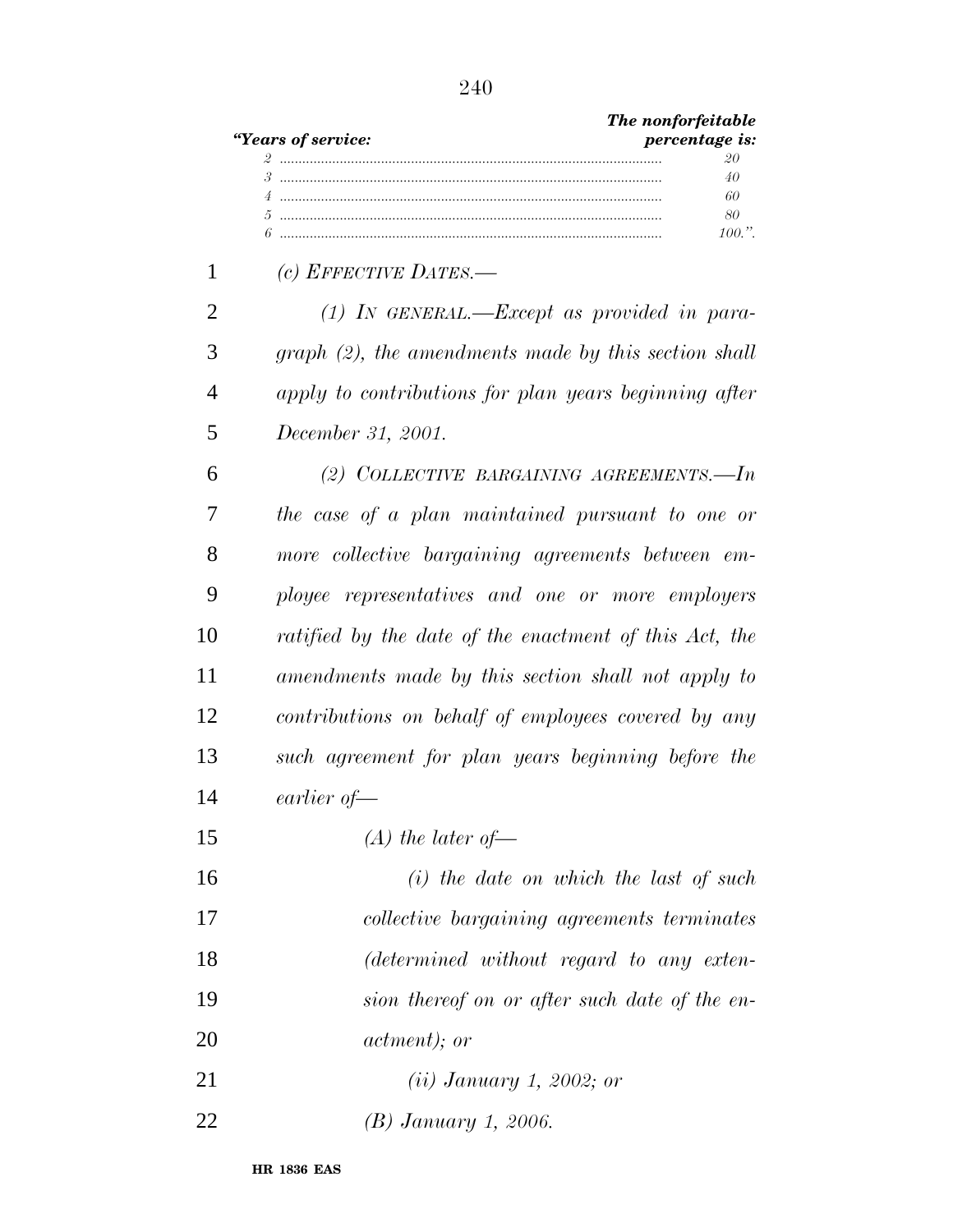| *"Years of service:* | *The nonforfeitable percentage is:* |
|---|---|
| *2* | *20* |
| *3* | *40* |
| *4* | *60* |
| *5* | *80* |
| *6* | *100.".* |

*(c) EFFECTIVE DATES.—*

*(1) IN GENERAL.—Except as provided in paragraph (2), the amendments made by this section shall apply to contributions for plan years beginning after December 31, 2001.*

*(2) COLLECTIVE BARGAINING AGREEMENTS.—In the case of a plan maintained pursuant to one or more collective bargaining agreements between employee representatives and one or more employers ratified by the date of the enactment of this Act, the amendments made by this section shall not apply to contributions on behalf of employees covered by any such agreement for plan years beginning before the earlier of—*

*(A) the later of—*

*(i) the date on which the last of such collective bargaining agreements terminates (determined without regard to any extension thereof on or after such date of the enactment); or*

*(ii) January 1, 2002; or*

*(B) January 1, 2006.*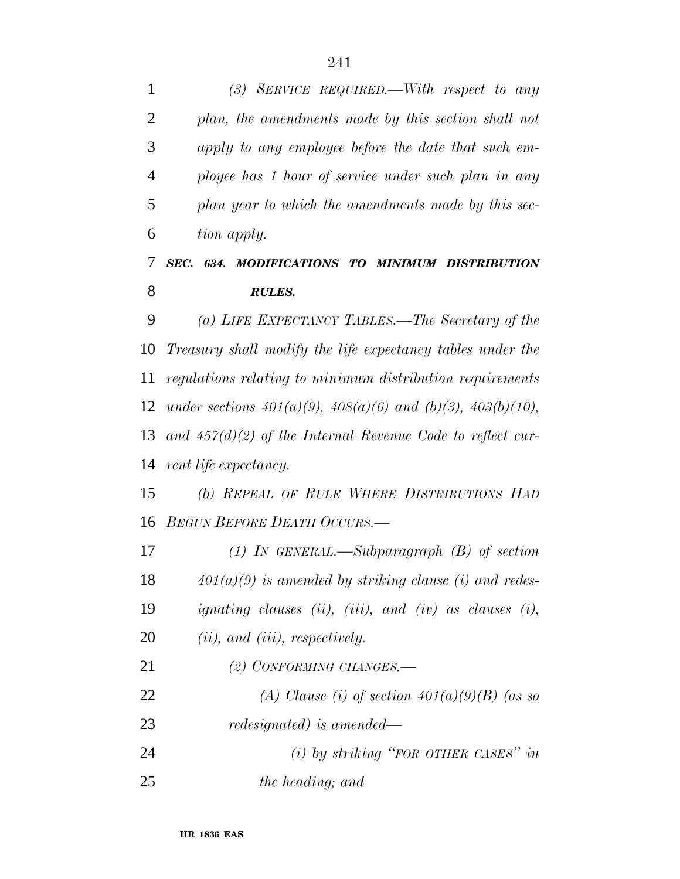*(3) SERVICE REQUIRED.—With respect to any plan, the amendments made by this section shall not apply to any employee before the date that such employee has 1 hour of service under such plan in any plan year to which the amendments made by this section apply.*

## *SEC. 634. MODIFICATIONS TO MINIMUM DISTRIBUTION RULES.*

*(a) LIFE EXPECTANCY TABLES.—The Secretary of the Treasury shall modify the life expectancy tables under the regulations relating to minimum distribution requirements under sections 401(a)(9), 408(a)(6) and (b)(3), 403(b)(10), and 457(d)(2) of the Internal Revenue Code to reflect current life expectancy.*

*(b) REPEAL OF RULE WHERE DISTRIBUTIONS HAD BEGUN BEFORE DEATH OCCURS.—*

*(1) IN GENERAL.—Subparagraph (B) of section 401(a)(9) is amended by striking clause (i) and redesignating clauses (ii), (iii), and (iv) as clauses (i), (ii), and (iii), respectively.*

*(2) CONFORMING CHANGES.—*

*(A) Clause (i) of section 401(a)(9)(B) (as so redesignated) is amended—*

*(i) by striking "FOR OTHER CASES" in the heading; and*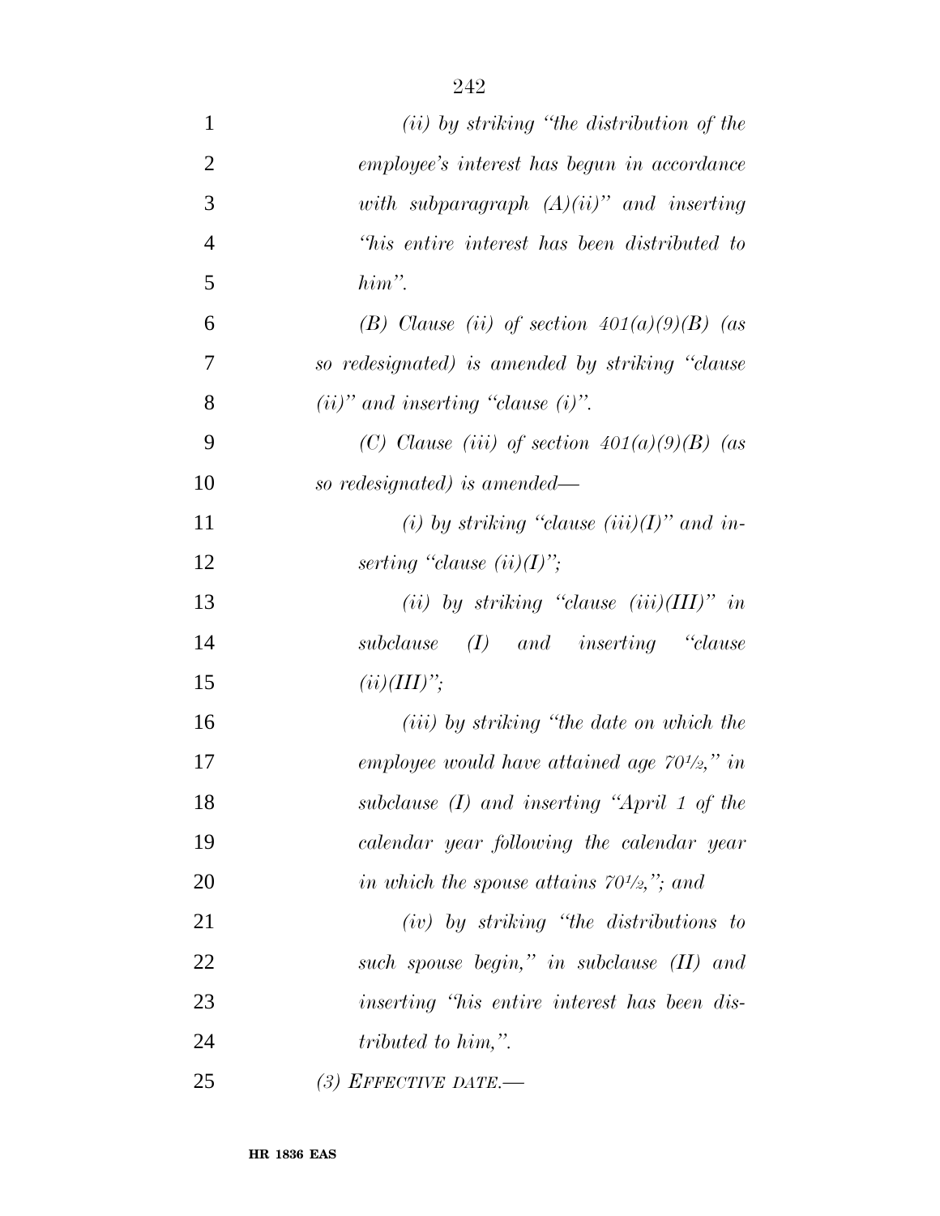*(ii) by striking "the distribution of the employee's interest has begun in accordance with subparagraph (A)(ii)" and inserting "his entire interest has been distributed to him".*

*(B) Clause (ii) of section 401(a)(9)(B) (as so redesignated) is amended by striking "clause (ii)" and inserting "clause (i)".*

*(C) Clause (iii) of section 401(a)(9)(B) (as so redesignated) is amended—*

*(i) by striking "clause (iii)(I)" and inserting "clause (ii)(I)";*

*(ii) by striking "clause (iii)(III)" in subclause (I) and inserting "clause (ii)(III)";*

*(iii) by striking "the date on which the employee would have attained age 70½," in subclause (I) and inserting "April 1 of the calendar year following the calendar year in which the spouse attains 70½,"; and*

*(iv) by striking "the distributions to such spouse begin," in subclause (II) and inserting "his entire interest has been distributed to him,".*

*(3) EFFECTIVE DATE.—*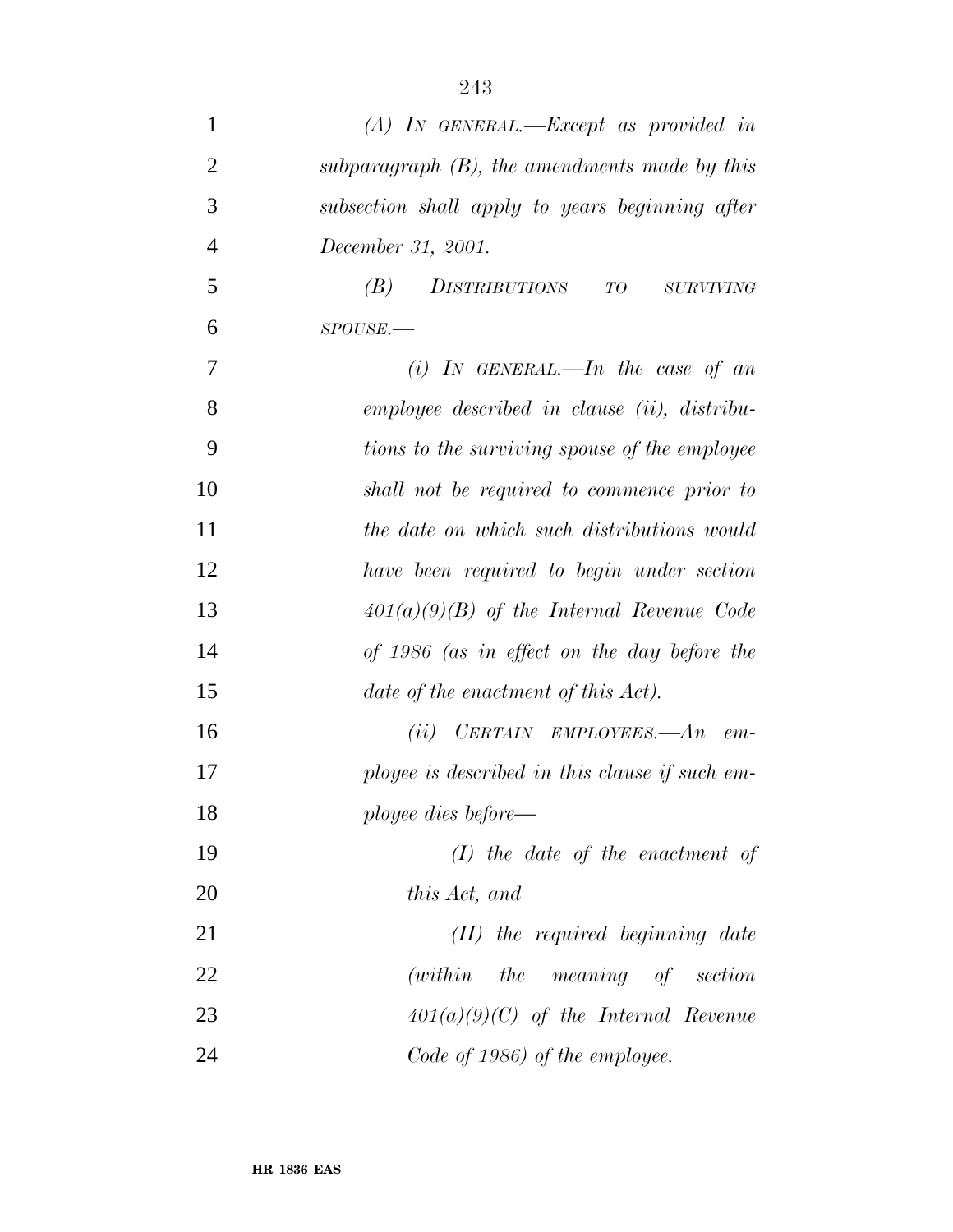*(A) IN GENERAL.—Except as provided in subparagraph (B), the amendments made by this subsection shall apply to years beginning after December 31, 2001.*

*(B) DISTRIBUTIONS TO SURVIVING SPOUSE.—*

*(i) IN GENERAL.—In the case of an employee described in clause (ii), distributions to the surviving spouse of the employee shall not be required to commence prior to the date on which such distributions would have been required to begin under section 401(a)(9)(B) of the Internal Revenue Code of 1986 (as in effect on the day before the date of the enactment of this Act).*

*(ii) CERTAIN EMPLOYEES.—An employee is described in this clause if such employee dies before—*

*(I) the date of the enactment of this Act, and*

*(II) the required beginning date (within the meaning of section 401(a)(9)(C) of the Internal Revenue Code of 1986) of the employee.*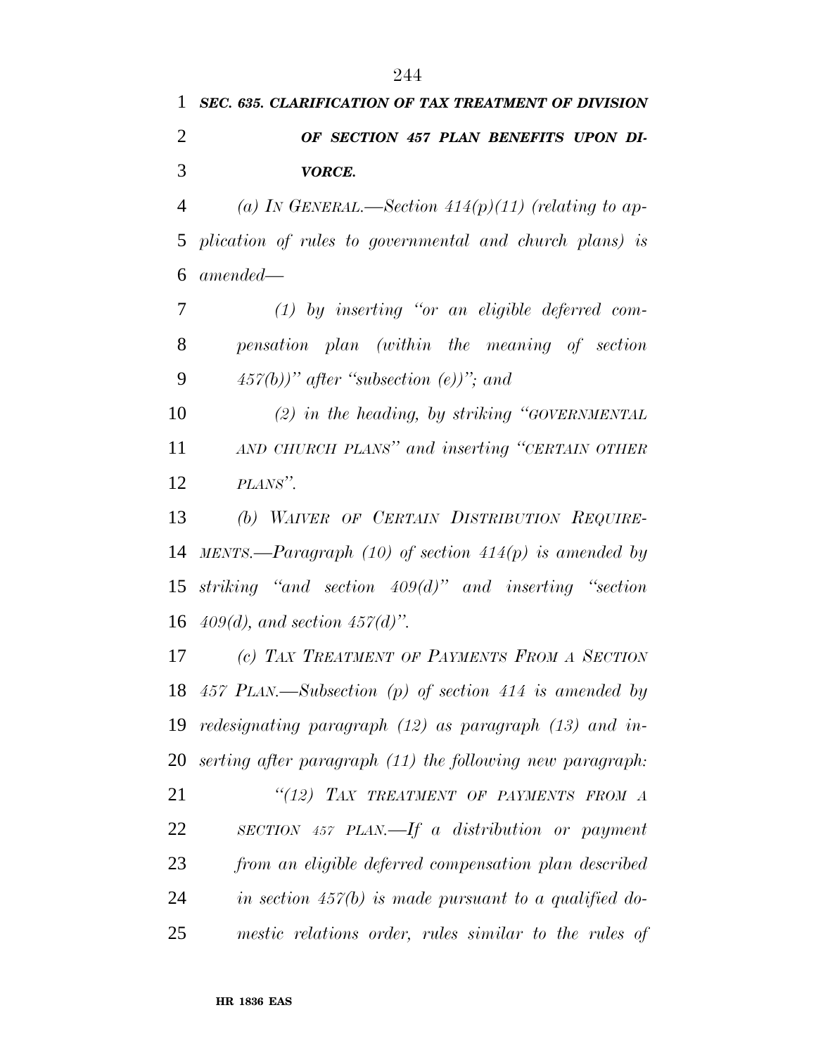***SEC. 635. CLARIFICATION OF TAX TREATMENT OF DIVISION OF SECTION 457 PLAN BENEFITS UPON DIVORCE.***

*(a) IN GENERAL.—Section 414(p)(11) (relating to application of rules to governmental and church plans) is amended—*

*(1) by inserting "or an eligible deferred compensation plan (within the meaning of section 457(b))" after "subsection (e))"; and*

*(2) in the heading, by striking "GOVERNMENTAL AND CHURCH PLANS" and inserting "CERTAIN OTHER PLANS".*

*(b) WAIVER OF CERTAIN DISTRIBUTION REQUIREMENTS.—Paragraph (10) of section 414(p) is amended by striking "and section 409(d)" and inserting "section 409(d), and section 457(d)".*

*(c) TAX TREATMENT OF PAYMENTS FROM A SECTION 457 PLAN.—Subsection (p) of section 414 is amended by redesignating paragraph (12) as paragraph (13) and inserting after paragraph (11) the following new paragraph:*

*"(12) TAX TREATMENT OF PAYMENTS FROM A SECTION 457 PLAN.—If a distribution or payment from an eligible deferred compensation plan described in section 457(b) is made pursuant to a qualified domestic relations order, rules similar to the rules of*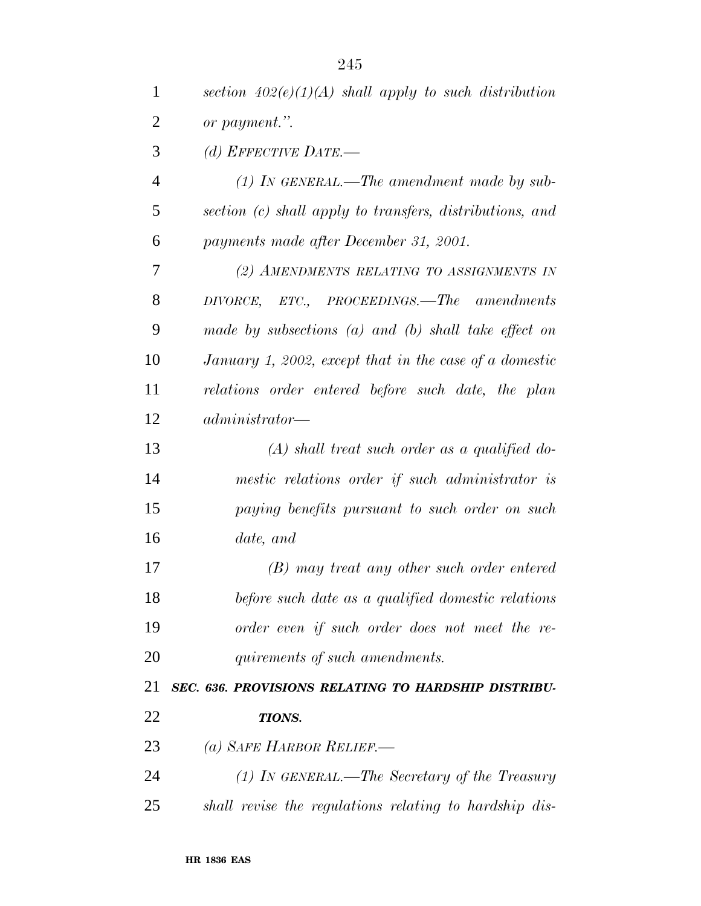*section 402(e)(1)(A) shall apply to such distribution or payment.".*

*(d) EFFECTIVE DATE.—*

*(1) IN GENERAL.—The amendment made by subsection (c) shall apply to transfers, distributions, and payments made after December 31, 2001.*

*(2) AMENDMENTS RELATING TO ASSIGNMENTS IN DIVORCE, ETC., PROCEEDINGS.—The amendments made by subsections (a) and (b) shall take effect on January 1, 2002, except that in the case of a domestic relations order entered before such date, the plan administrator—*

*(A) shall treat such order as a qualified domestic relations order if such administrator is paying benefits pursuant to such order on such date, and*

*(B) may treat any other such order entered before such date as a qualified domestic relations order even if such order does not meet the requirements of such amendments.*

***SEC. 636. PROVISIONS RELATING TO HARDSHIP DISTRIBUTIONS.***

*(a) SAFE HARBOR RELIEF.—*

*(1) IN GENERAL.—The Secretary of the Treasury shall revise the regulations relating to hardship dis-*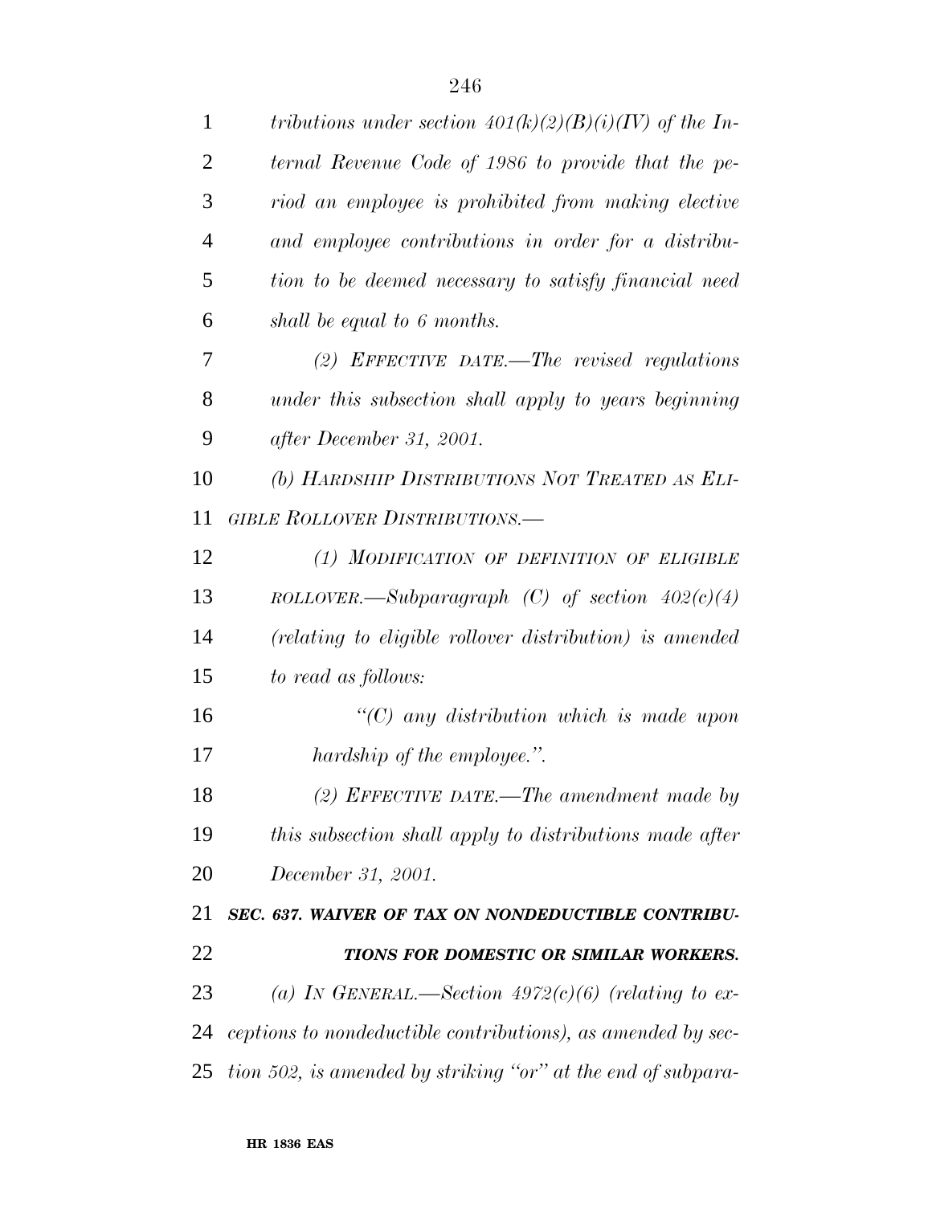*tributions under section 401(k)(2)(B)(i)(IV) of the Internal Revenue Code of 1986 to provide that the period an employee is prohibited from making elective and employee contributions in order for a distribution to be deemed necessary to satisfy financial need shall be equal to 6 months.*

*(2) EFFECTIVE DATE.—The revised regulations under this subsection shall apply to years beginning after December 31, 2001.*

*(b) HARDSHIP DISTRIBUTIONS NOT TREATED AS ELIGIBLE ROLLOVER DISTRIBUTIONS.—*

*(1) MODIFICATION OF DEFINITION OF ELIGIBLE ROLLOVER.—Subparagraph (C) of section 402(c)(4) (relating to eligible rollover distribution) is amended to read as follows:*

*"(C) any distribution which is made upon hardship of the employee.".*

*(2) EFFECTIVE DATE.—The amendment made by this subsection shall apply to distributions made after December 31, 2001.*

***SEC. 637. WAIVER OF TAX ON NONDEDUCTIBLE CONTRIBUTIONS FOR DOMESTIC OR SIMILAR WORKERS.***

*(a) IN GENERAL.—Section 4972(c)(6) (relating to exceptions to nondeductible contributions), as amended by section 502, is amended by striking "or" at the end of subpara-*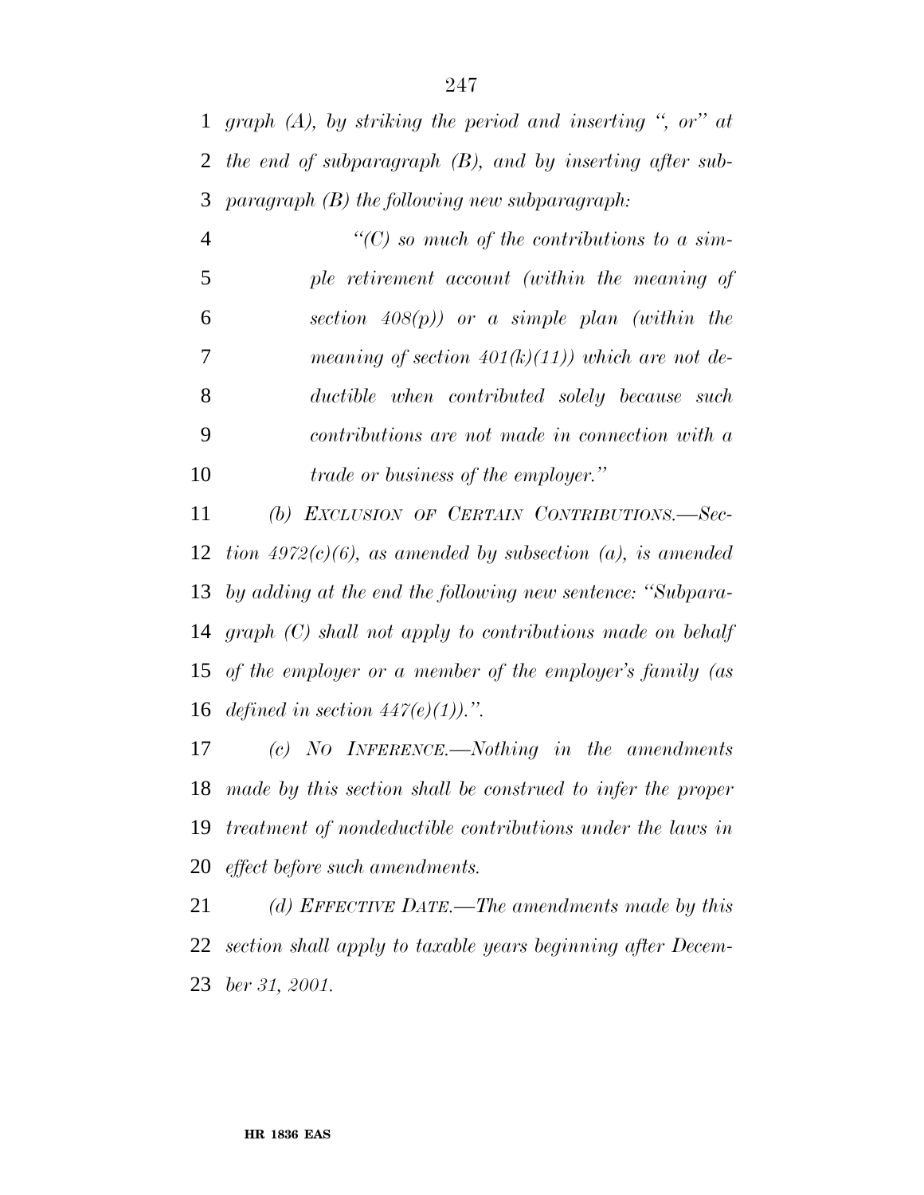*graph (A), by striking the period and inserting ", or" at the end of subparagraph (B), and by inserting after subparagraph (B) the following new subparagraph:*

*"(C) so much of the contributions to a simple retirement account (within the meaning of section 408(p)) or a simple plan (within the meaning of section 401(k)(11)) which are not deductible when contributed solely because such contributions are not made in connection with a trade or business of the employer."*

*(b) EXCLUSION OF CERTAIN CONTRIBUTIONS.—Section 4972(c)(6), as amended by subsection (a), is amended by adding at the end the following new sentence: "Subparagraph (C) shall not apply to contributions made on behalf of the employer or a member of the employer's family (as defined in section 447(e)(1)).".*

*(c) NO INFERENCE.—Nothing in the amendments made by this section shall be construed to infer the proper treatment of nondeductible contributions under the laws in effect before such amendments.*

*(d) EFFECTIVE DATE.—The amendments made by this section shall apply to taxable years beginning after December 31, 2001.*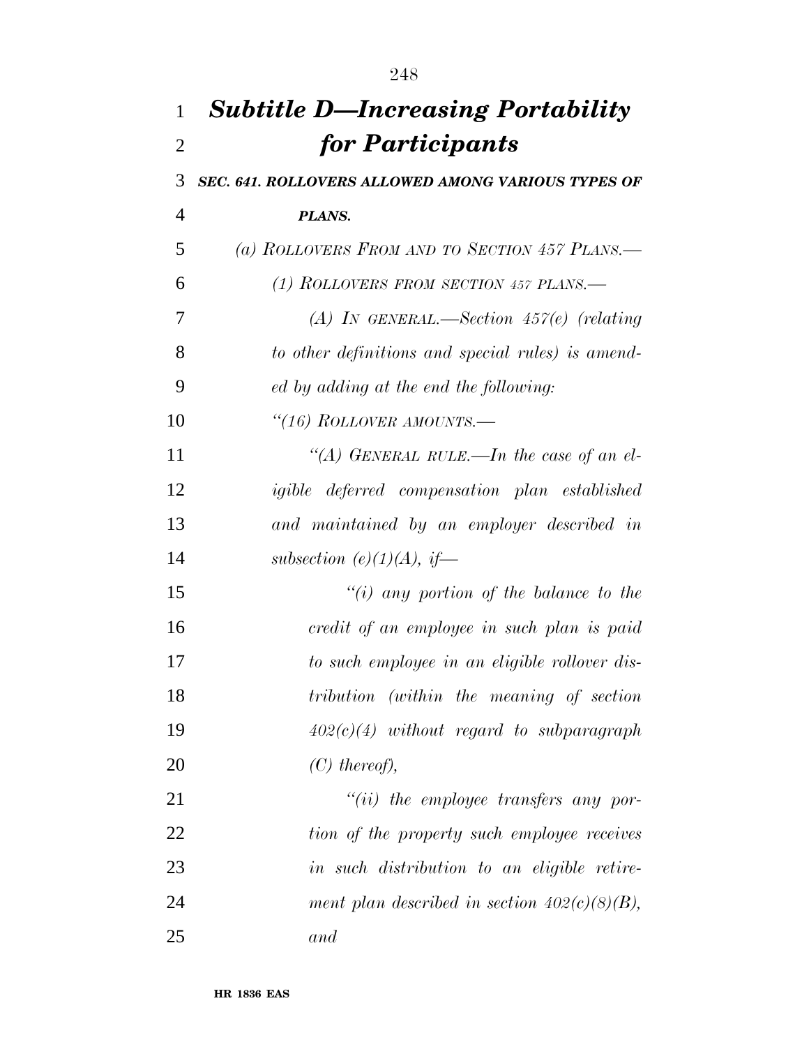# *Subtitle D—Increasing Portability for Participants*

***SEC. 641. ROLLOVERS ALLOWED AMONG VARIOUS TYPES OF PLANS.***

*(a) ROLLOVERS FROM AND TO SECTION 457 PLANS.—*

*(1) ROLLOVERS FROM SECTION 457 PLANS.—*

*(A) IN GENERAL.—Section 457(e) (relating to other definitions and special rules) is amended by adding at the end the following:*

*"(16) ROLLOVER AMOUNTS.—*

*"(A) GENERAL RULE.—In the case of an eligible deferred compensation plan established and maintained by an employer described in subsection (e)(1)(A), if—*

*"(i) any portion of the balance to the credit of an employee in such plan is paid to such employee in an eligible rollover distribution (within the meaning of section 402(c)(4) without regard to subparagraph (C) thereof),*

*"(ii) the employee transfers any portion of the property such employee receives in such distribution to an eligible retirement plan described in section 402(c)(8)(B), and*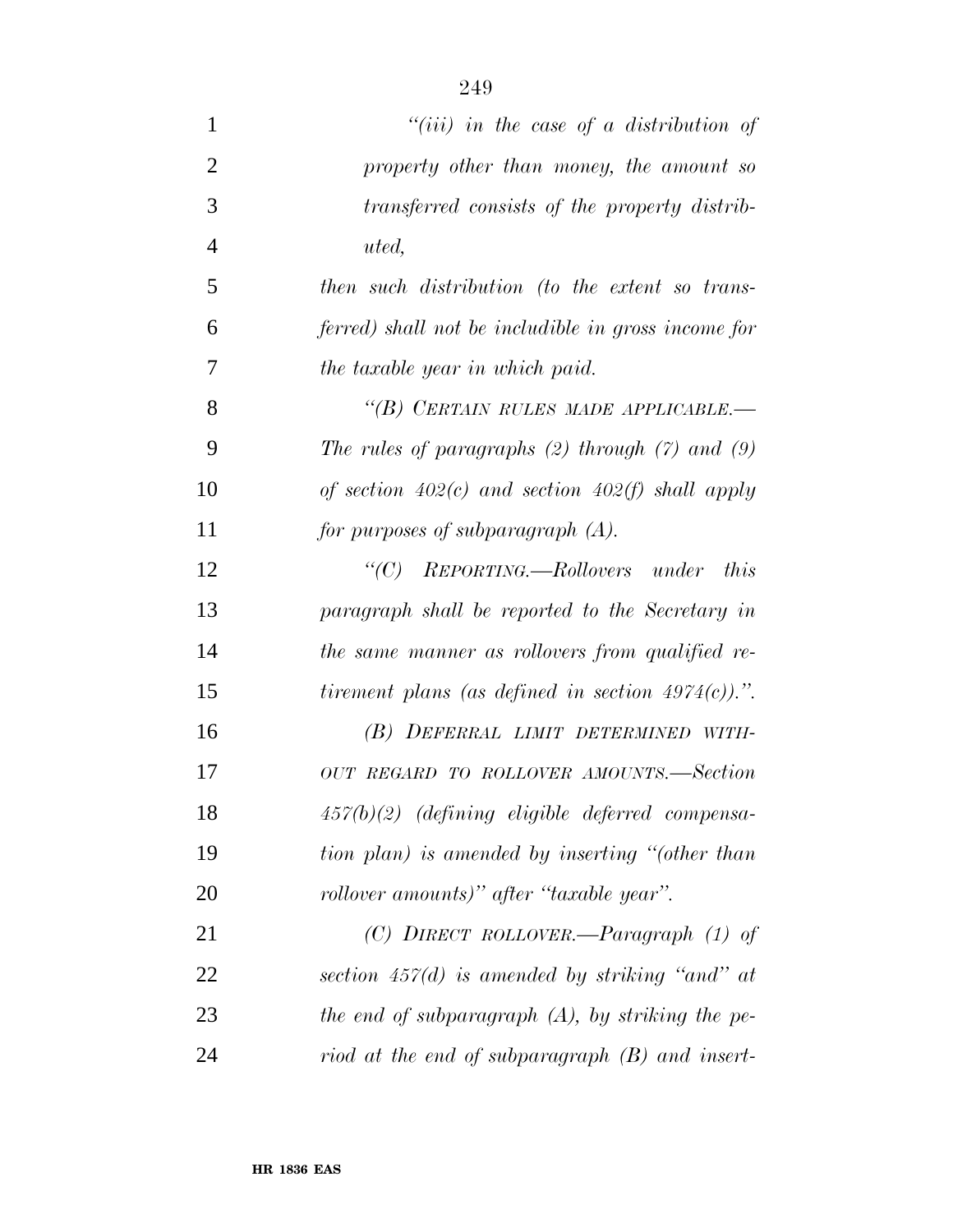*"(iii) in the case of a distribution of property other than money, the amount so transferred consists of the property distributed,*

*then such distribution (to the extent so transferred) shall not be includible in gross income for the taxable year in which paid.*

*"(B) CERTAIN RULES MADE APPLICABLE.—The rules of paragraphs (2) through (7) and (9) of section 402(c) and section 402(f) shall apply for purposes of subparagraph (A).*

*"(C) REPORTING.—Rollovers under this paragraph shall be reported to the Secretary in the same manner as rollovers from qualified retirement plans (as defined in section 4974(c)).".*

*(B) DEFERRAL LIMIT DETERMINED WITHOUT REGARD TO ROLLOVER AMOUNTS.—Section 457(b)(2) (defining eligible deferred compensation plan) is amended by inserting "(other than rollover amounts)" after "taxable year".*

*(C) DIRECT ROLLOVER.—Paragraph (1) of section 457(d) is amended by striking "and" at the end of subparagraph (A), by striking the period at the end of subparagraph (B) and insert-*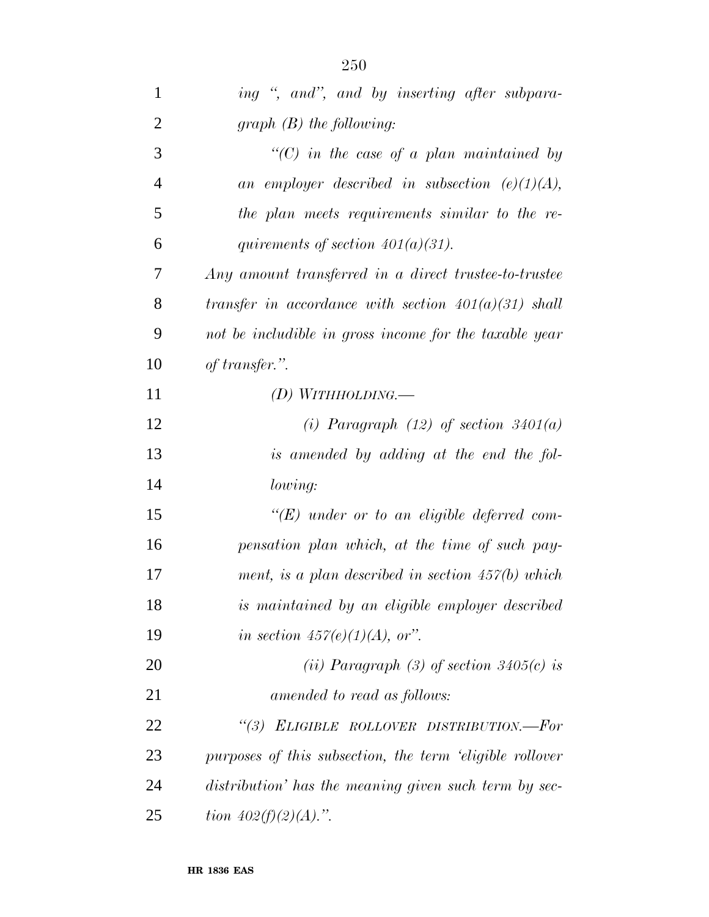*ing ", and", and by inserting after subparagraph (B) the following:*

*"(C) in the case of a plan maintained by an employer described in subsection (e)(1)(A), the plan meets requirements similar to the requirements of section 401(a)(31).*

*Any amount transferred in a direct trustee-to-trustee transfer in accordance with section 401(a)(31) shall not be includible in gross income for the taxable year of transfer.".*

*(D) WITHHOLDING.—*

*(i) Paragraph (12) of section 3401(a) is amended by adding at the end the following:*

*"(E) under or to an eligible deferred compensation plan which, at the time of such payment, is a plan described in section 457(b) which is maintained by an eligible employer described in section 457(e)(1)(A), or".*

*(ii) Paragraph (3) of section 3405(c) is amended to read as follows:*

*"(3) ELIGIBLE ROLLOVER DISTRIBUTION.—For purposes of this subsection, the term 'eligible rollover distribution' has the meaning given such term by section 402(f)(2)(A).".*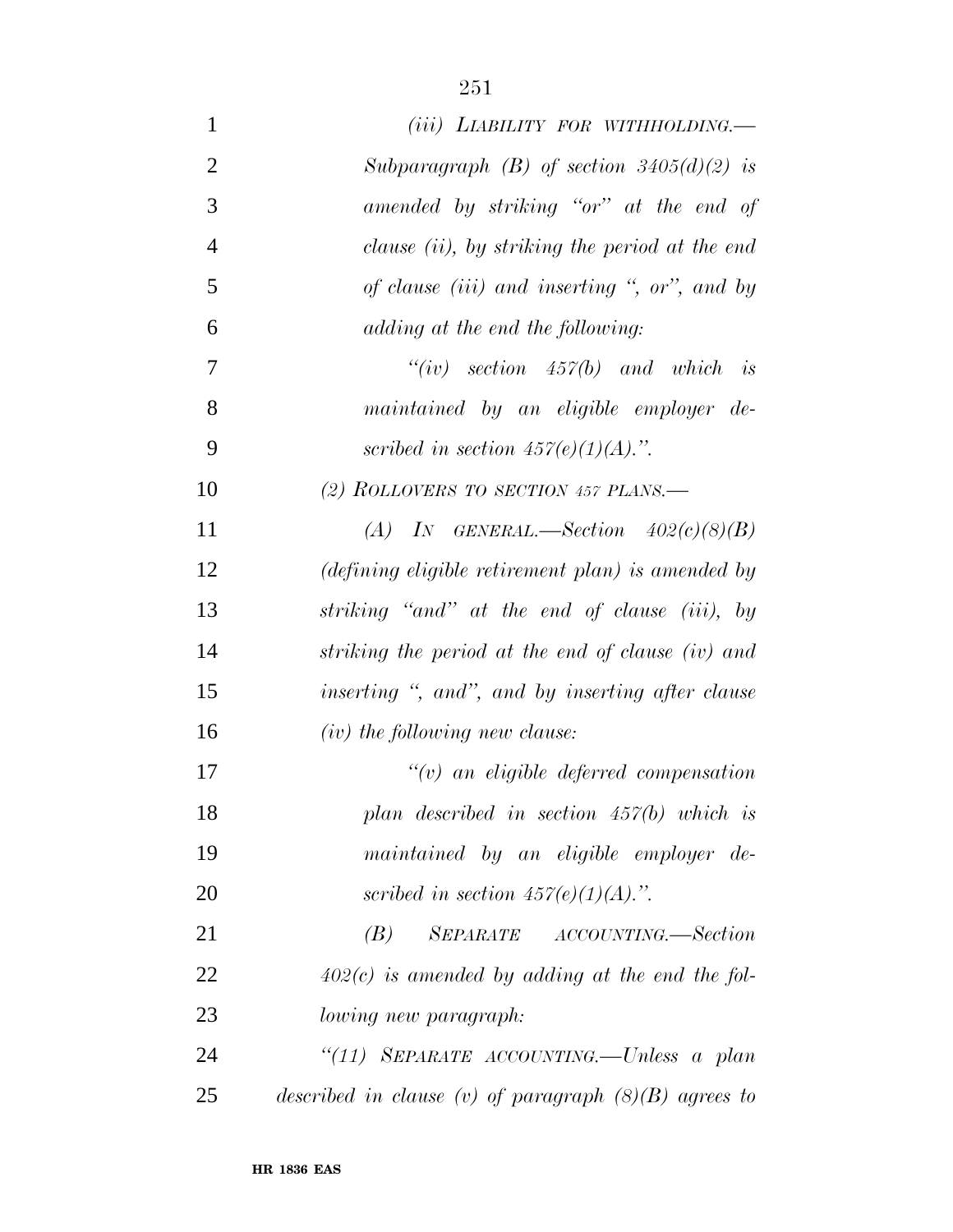*(iii) LIABILITY FOR WITHHOLDING.—Subparagraph (B) of section 3405(d)(2) is amended by striking "or" at the end of clause (ii), by striking the period at the end of clause (iii) and inserting ", or", and by adding at the end the following:*

*"(iv) section 457(b) and which is maintained by an eligible employer described in section 457(e)(1)(A).".*

*(2) ROLLOVERS TO SECTION 457 PLANS.—*

*(A) IN GENERAL.—Section 402(c)(8)(B) (defining eligible retirement plan) is amended by striking "and" at the end of clause (iii), by striking the period at the end of clause (iv) and inserting ", and", and by inserting after clause (iv) the following new clause:*

*"(v) an eligible deferred compensation plan described in section 457(b) which is maintained by an eligible employer described in section 457(e)(1)(A).".*

*(B) SEPARATE ACCOUNTING.—Section 402(c) is amended by adding at the end the following new paragraph:*

*"(11) SEPARATE ACCOUNTING.—Unless a plan described in clause (v) of paragraph (8)(B) agrees to*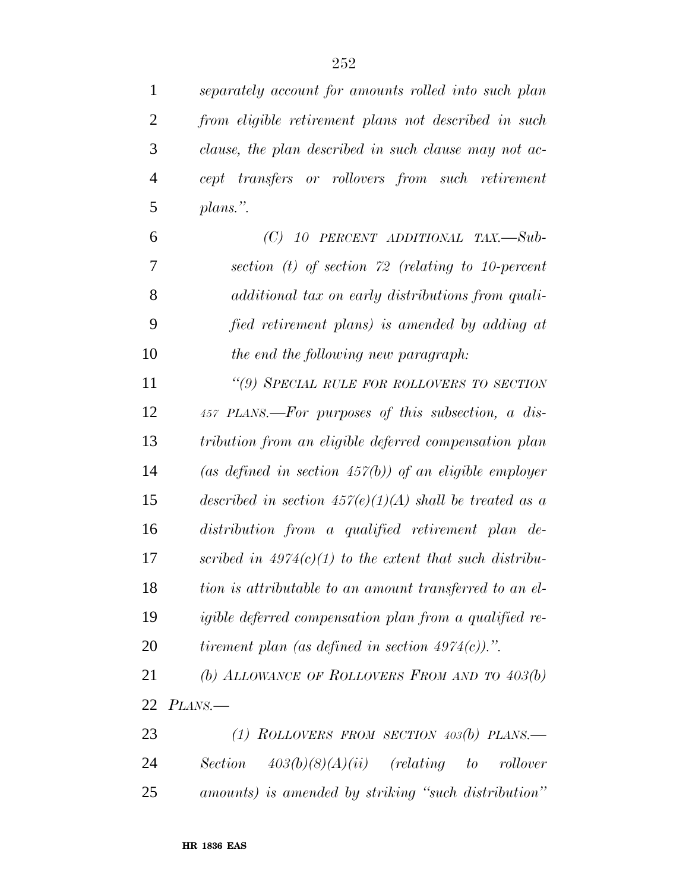*separately account for amounts rolled into such plan from eligible retirement plans not described in such clause, the plan described in such clause may not accept transfers or rollovers from such retirement plans.".*

*(C) 10 PERCENT ADDITIONAL TAX.—Subsection (t) of section 72 (relating to 10-percent additional tax on early distributions from qualified retirement plans) is amended by adding at the end the following new paragraph:*

*"(9) SPECIAL RULE FOR ROLLOVERS TO SECTION 457 PLANS.—For purposes of this subsection, a distribution from an eligible deferred compensation plan (as defined in section 457(b)) of an eligible employer described in section 457(e)(1)(A) shall be treated as a distribution from a qualified retirement plan described in 4974(c)(1) to the extent that such distribution is attributable to an amount transferred to an eligible deferred compensation plan from a qualified retirement plan (as defined in section 4974(c)).".*

*(b) ALLOWANCE OF ROLLOVERS FROM AND TO 403(b) PLANS.—*

*(1) ROLLOVERS FROM SECTION 403(b) PLANS.—Section 403(b)(8)(A)(ii) (relating to rollover amounts) is amended by striking "such distribution"*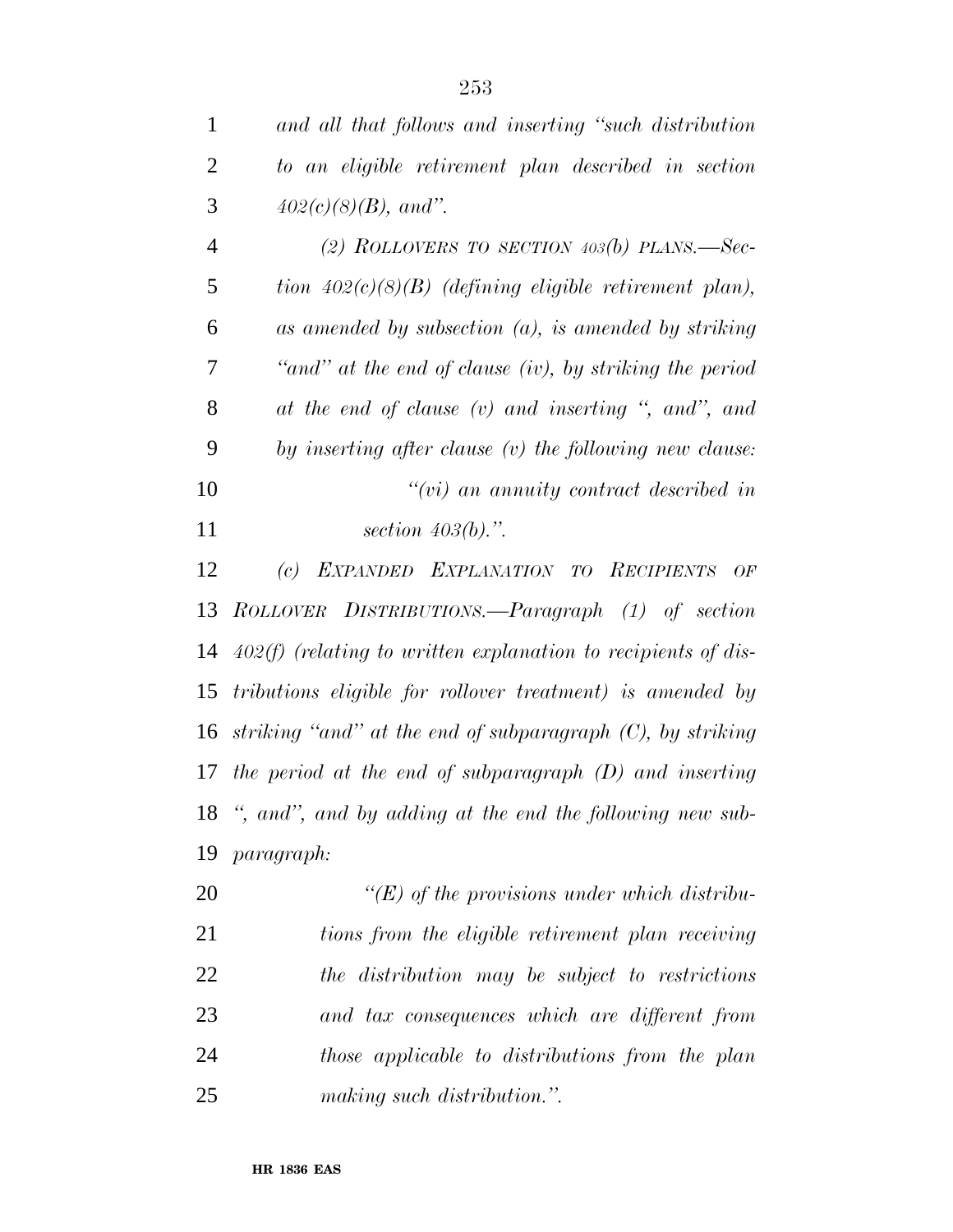*and all that follows and inserting "such distribution to an eligible retirement plan described in section 402(c)(8)(B), and".*

*(2) ROLLOVERS TO SECTION 403(b) PLANS.—Section 402(c)(8)(B) (defining eligible retirement plan), as amended by subsection (a), is amended by striking "and" at the end of clause (iv), by striking the period at the end of clause (v) and inserting ", and", and by inserting after clause (v) the following new clause:*

*"(vi) an annuity contract described in section 403(b).".*

*(c) EXPANDED EXPLANATION TO RECIPIENTS OF ROLLOVER DISTRIBUTIONS.—Paragraph (1) of section 402(f) (relating to written explanation to recipients of distributions eligible for rollover treatment) is amended by striking "and" at the end of subparagraph (C), by striking the period at the end of subparagraph (D) and inserting ", and", and by adding at the end the following new subparagraph:*

*"(E) of the provisions under which distributions from the eligible retirement plan receiving the distribution may be subject to restrictions and tax consequences which are different from those applicable to distributions from the plan making such distribution.".*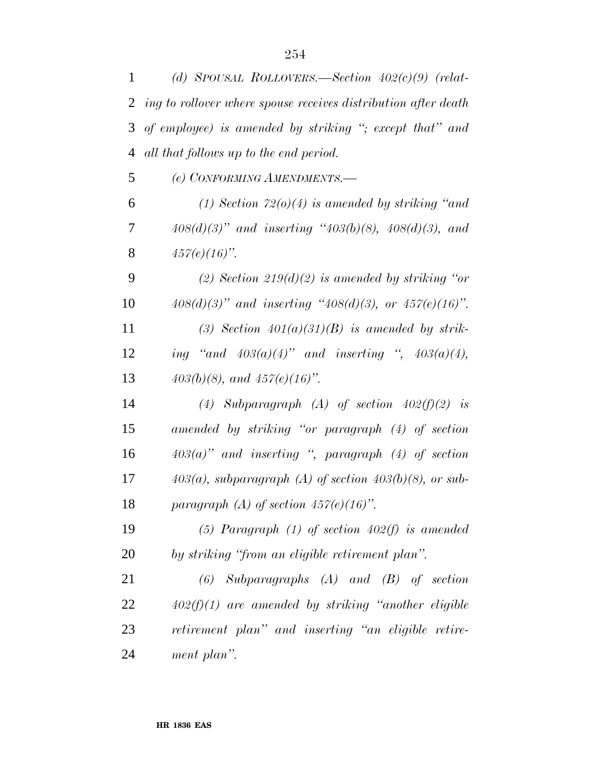*(d) SPOUSAL ROLLOVERS.—Section 402(c)(9) (relating to rollover where spouse receives distribution after death of employee) is amended by striking "; except that" and all that follows up to the end period.*

*(e) CONFORMING AMENDMENTS.—*

*(1) Section 72(o)(4) is amended by striking "and 408(d)(3)" and inserting "403(b)(8), 408(d)(3), and 457(e)(16)".*

*(2) Section 219(d)(2) is amended by striking "or 408(d)(3)" and inserting "408(d)(3), or 457(e)(16)".*

*(3) Section 401(a)(31)(B) is amended by striking "and 403(a)(4)" and inserting ", 403(a)(4), 403(b)(8), and 457(e)(16)".*

*(4) Subparagraph (A) of section 402(f)(2) is amended by striking "or paragraph (4) of section 403(a)" and inserting ", paragraph (4) of section 403(a), subparagraph (A) of section 403(b)(8), or subparagraph (A) of section 457(e)(16)".*

*(5) Paragraph (1) of section 402(f) is amended by striking "from an eligible retirement plan".*

*(6) Subparagraphs (A) and (B) of section 402(f)(1) are amended by striking "another eligible retirement plan" and inserting "an eligible retirement plan".*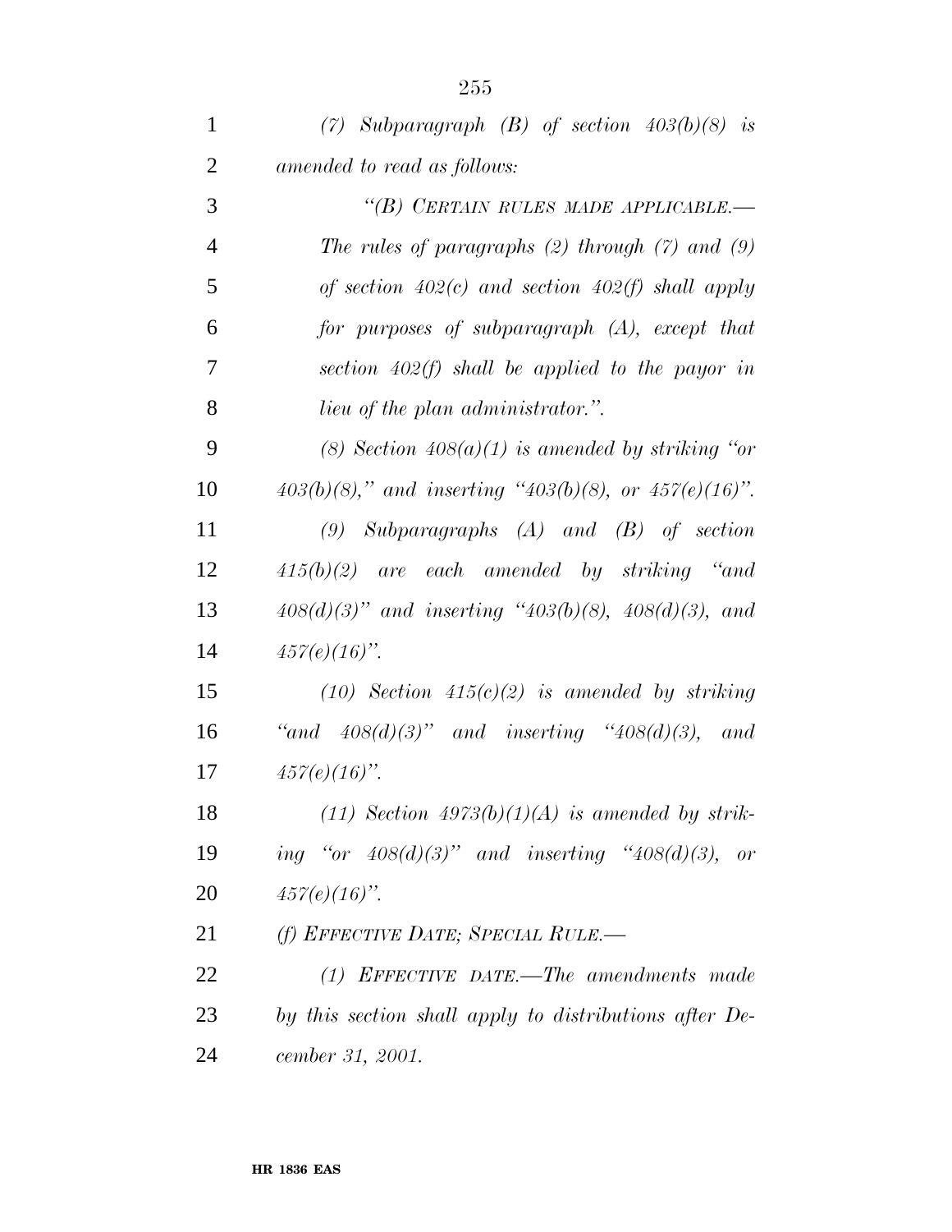*(7) Subparagraph (B) of section 403(b)(8) is amended to read as follows:*

*"(B) CERTAIN RULES MADE APPLICABLE.—The rules of paragraphs (2) through (7) and (9) of section 402(c) and section 402(f) shall apply for purposes of subparagraph (A), except that section 402(f) shall be applied to the payor in lieu of the plan administrator.".*

*(8) Section 408(a)(1) is amended by striking "or 403(b)(8)," and inserting "403(b)(8), or 457(e)(16)".*

*(9) Subparagraphs (A) and (B) of section 415(b)(2) are each amended by striking "and 408(d)(3)" and inserting "403(b)(8), 408(d)(3), and 457(e)(16)".*

*(10) Section 415(c)(2) is amended by striking "and 408(d)(3)" and inserting "408(d)(3), and 457(e)(16)".*

*(11) Section 4973(b)(1)(A) is amended by striking "or 408(d)(3)" and inserting "408(d)(3), or 457(e)(16)".*

*(f) EFFECTIVE DATE; SPECIAL RULE.—*

*(1) EFFECTIVE DATE.—The amendments made by this section shall apply to distributions after December 31, 2001.*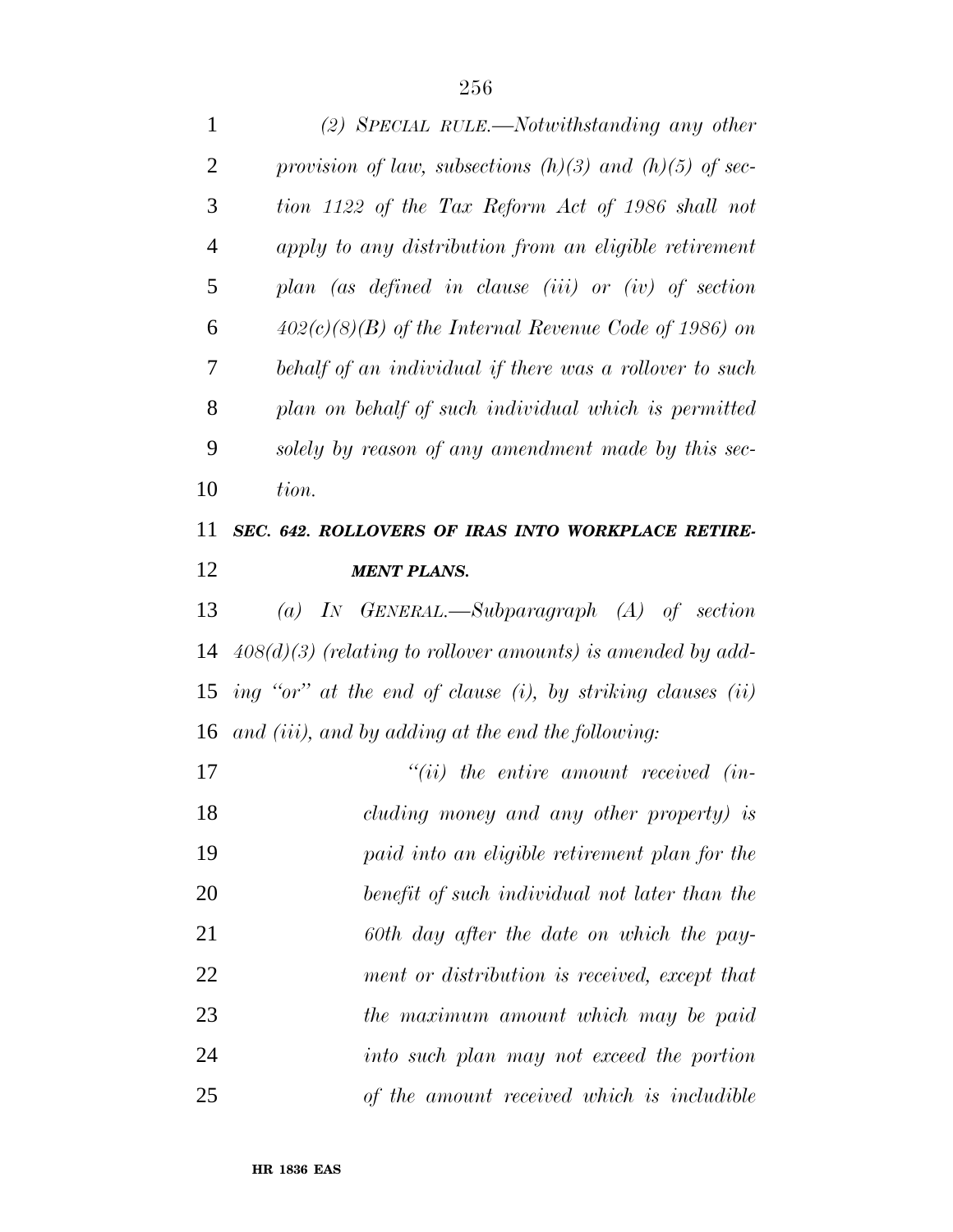*(2) SPECIAL RULE.—Notwithstanding any other provision of law, subsections (h)(3) and (h)(5) of section 1122 of the Tax Reform Act of 1986 shall not apply to any distribution from an eligible retirement plan (as defined in clause (iii) or (iv) of section 402(c)(8)(B) of the Internal Revenue Code of 1986) on behalf of an individual if there was a rollover to such plan on behalf of such individual which is permitted solely by reason of any amendment made by this section.*

### *SEC. 642. ROLLOVERS OF IRAS INTO WORKPLACE RETIREMENT PLANS.*

*(a) IN GENERAL.—Subparagraph (A) of section 408(d)(3) (relating to rollover amounts) is amended by adding "or" at the end of clause (i), by striking clauses (ii) and (iii), and by adding at the end the following:*

*"(ii) the entire amount received (including money and any other property) is paid into an eligible retirement plan for the benefit of such individual not later than the 60th day after the date on which the payment or distribution is received, except that the maximum amount which may be paid into such plan may not exceed the portion of the amount received which is includible*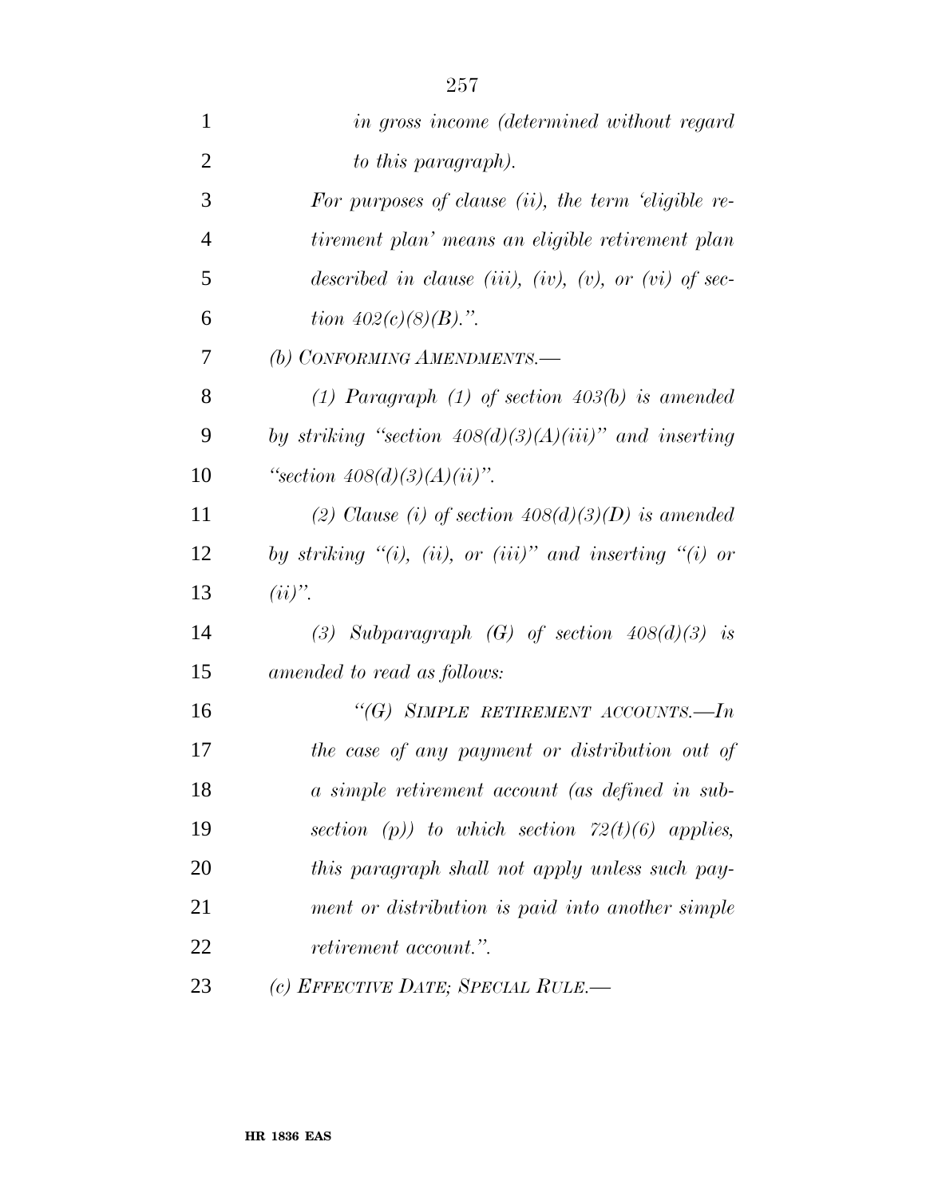*in gross income (determined without regard to this paragraph).*

*For purposes of clause (ii), the term 'eligible retirement plan' means an eligible retirement plan described in clause (iii), (iv), (v), or (vi) of section 402(c)(8)(B).".*

*(b) CONFORMING AMENDMENTS.—*

*(1) Paragraph (1) of section 403(b) is amended by striking "section 408(d)(3)(A)(iii)" and inserting "section 408(d)(3)(A)(ii)".*

*(2) Clause (i) of section 408(d)(3)(D) is amended by striking "(i), (ii), or (iii)" and inserting "(i) or (ii)".*

*(3) Subparagraph (G) of section 408(d)(3) is amended to read as follows:*

*"(G) SIMPLE RETIREMENT ACCOUNTS.—In the case of any payment or distribution out of a simple retirement account (as defined in subsection (p)) to which section 72(t)(6) applies, this paragraph shall not apply unless such payment or distribution is paid into another simple retirement account.".*

*(c) EFFECTIVE DATE; SPECIAL RULE.—*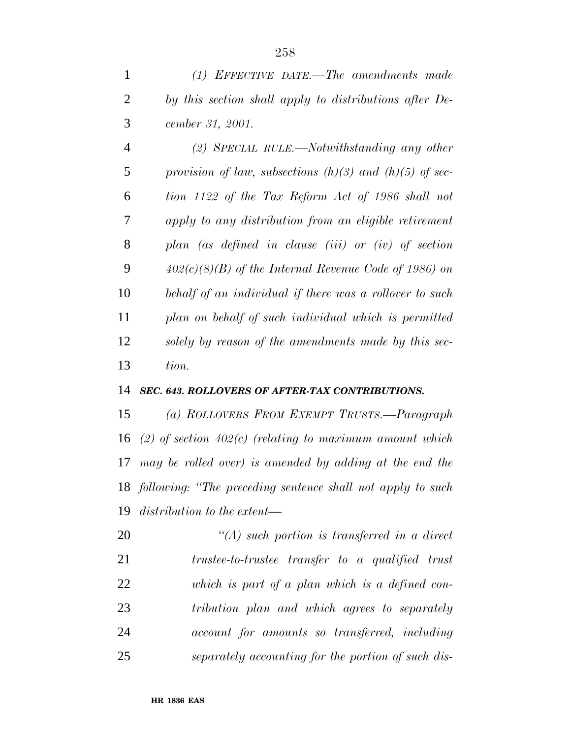*(1) EFFECTIVE DATE.—The amendments made by this section shall apply to distributions after December 31, 2001.*

*(2) SPECIAL RULE.—Notwithstanding any other provision of law, subsections (h)(3) and (h)(5) of section 1122 of the Tax Reform Act of 1986 shall not apply to any distribution from an eligible retirement plan (as defined in clause (iii) or (iv) of section 402(c)(8)(B) of the Internal Revenue Code of 1986) on behalf of an individual if there was a rollover to such plan on behalf of such individual which is permitted solely by reason of the amendments made by this section.*

***SEC. 643. ROLLOVERS OF AFTER-TAX CONTRIBUTIONS.***

*(a) ROLLOVERS FROM EXEMPT TRUSTS.—Paragraph (2) of section 402(c) (relating to maximum amount which may be rolled over) is amended by adding at the end the following: "The preceding sentence shall not apply to such distribution to the extent—*

*"(A) such portion is transferred in a direct trustee-to-trustee transfer to a qualified trust which is part of a plan which is a defined contribution plan and which agrees to separately account for amounts so transferred, including separately accounting for the portion of such dis-*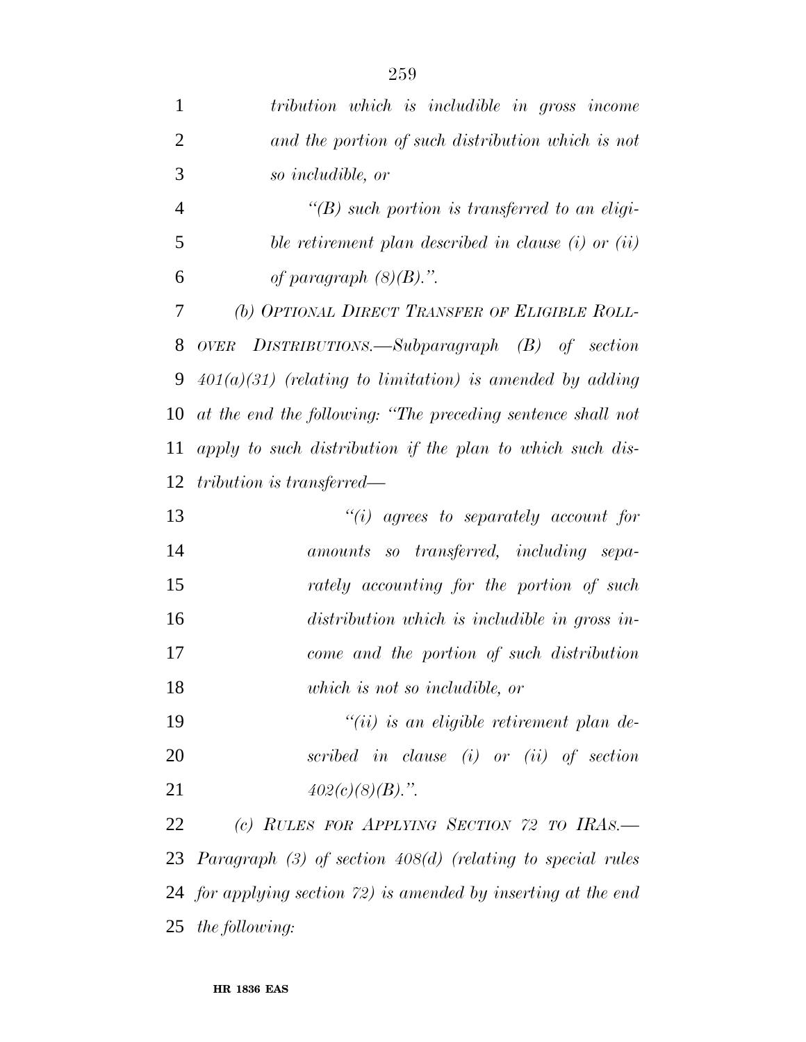*tribution which is includible in gross income and the portion of such distribution which is not so includible, or*

*"(B) such portion is transferred to an eligible retirement plan described in clause (i) or (ii) of paragraph (8)(B).".*

*(b) OPTIONAL DIRECT TRANSFER OF ELIGIBLE ROLLOVER DISTRIBUTIONS.—Subparagraph (B) of section 401(a)(31) (relating to limitation) is amended by adding at the end the following: "The preceding sentence shall not apply to such distribution if the plan to which such distribution is transferred—*

*"(i) agrees to separately account for amounts so transferred, including separately accounting for the portion of such distribution which is includible in gross income and the portion of such distribution which is not so includible, or*

*"(ii) is an eligible retirement plan described in clause (i) or (ii) of section 402(c)(8)(B).".*

*(c) RULES FOR APPLYING SECTION 72 TO IRAS.—Paragraph (3) of section 408(d) (relating to special rules for applying section 72) is amended by inserting at the end the following:*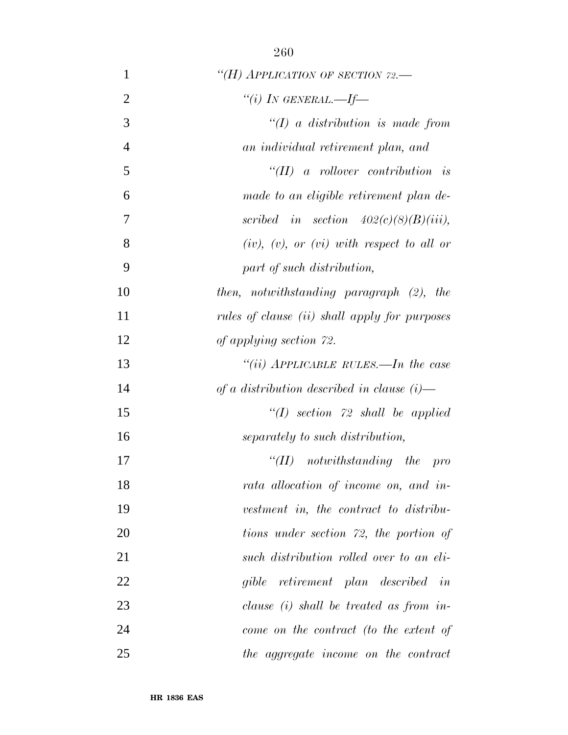*"(H) APPLICATION OF SECTION 72.—*

*"(i) IN GENERAL.—If—*

*"(I) a distribution is made from an individual retirement plan, and*

*"(II) a rollover contribution is made to an eligible retirement plan described in section 402(c)(8)(B)(iii), (iv), (v), or (vi) with respect to all or part of such distribution,*

*then, notwithstanding paragraph (2), the rules of clause (ii) shall apply for purposes of applying section 72.*

*"(ii) APPLICABLE RULES.—In the case of a distribution described in clause (i)—*

*"(I) section 72 shall be applied separately to such distribution,*

*"(II) notwithstanding the pro rata allocation of income on, and investment in, the contract to distributions under section 72, the portion of such distribution rolled over to an eligible retirement plan described in clause (i) shall be treated as from income on the contract (to the extent of the aggregate income on the contract*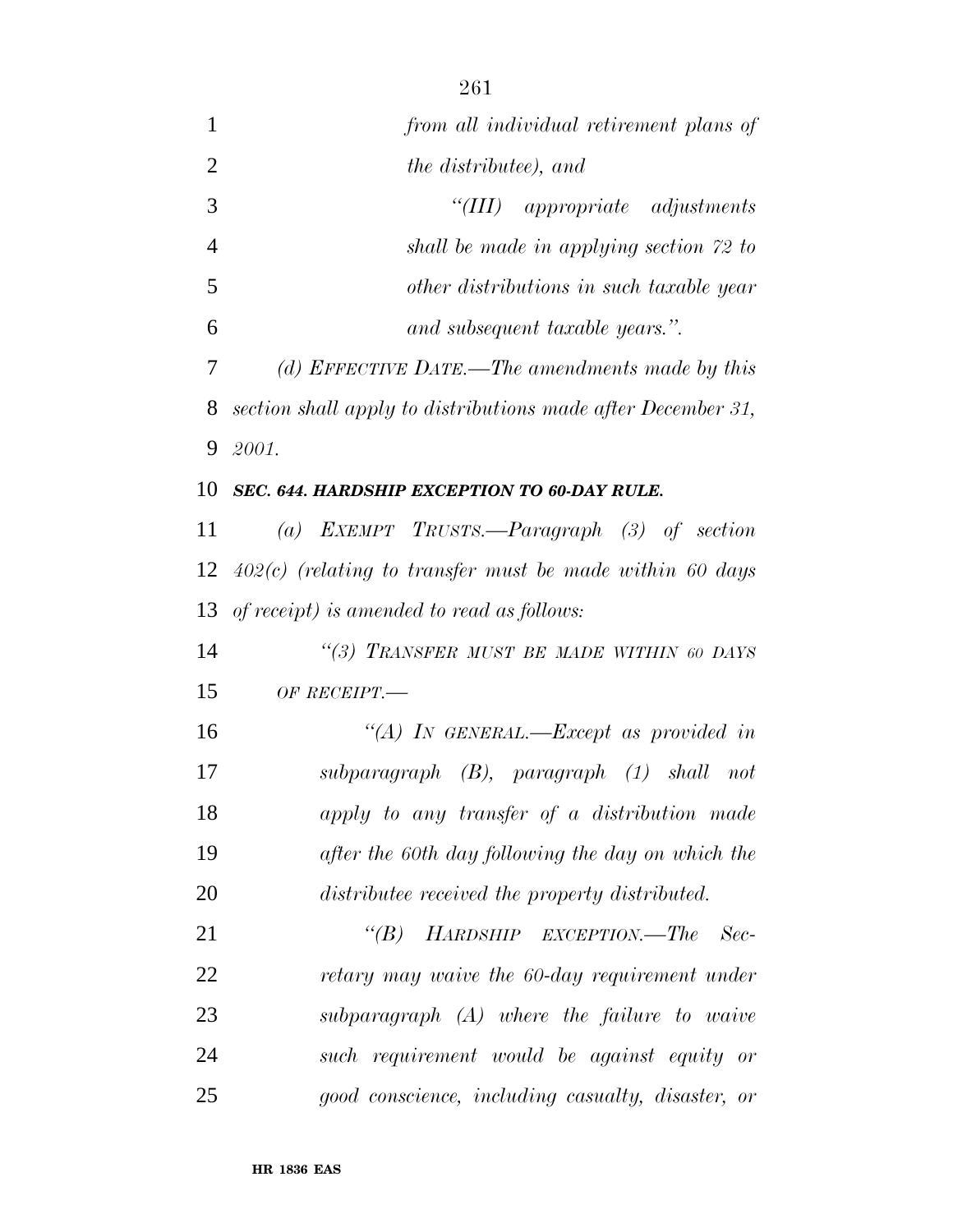*from all individual retirement plans of the distributee), and*

*"(III) appropriate adjustments shall be made in applying section 72 to other distributions in such taxable year and subsequent taxable years.".*

*(d) EFFECTIVE DATE.—The amendments made by this section shall apply to distributions made after December 31, 2001.*

***SEC. 644. HARDSHIP EXCEPTION TO 60-DAY RULE.***

*(a) EXEMPT TRUSTS.—Paragraph (3) of section 402(c) (relating to transfer must be made within 60 days of receipt) is amended to read as follows:*

*"(3) TRANSFER MUST BE MADE WITHIN 60 DAYS OF RECEIPT.—*

*"(A) IN GENERAL.—Except as provided in subparagraph (B), paragraph (1) shall not apply to any transfer of a distribution made after the 60th day following the day on which the distributee received the property distributed.*

*"(B) HARDSHIP EXCEPTION.—The Secretary may waive the 60-day requirement under subparagraph (A) where the failure to waive such requirement would be against equity or good conscience, including casualty, disaster, or*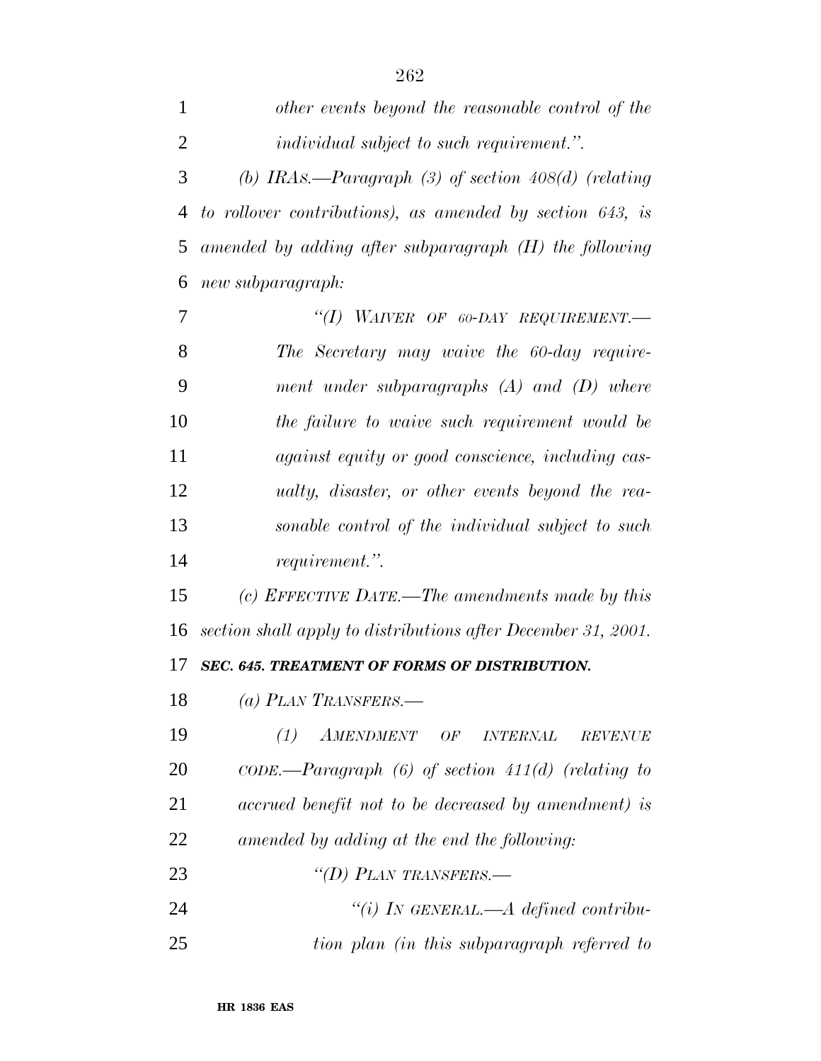*other events beyond the reasonable control of the individual subject to such requirement.''.*

*(b) IRAs.—Paragraph (3) of section 408(d) (relating to rollover contributions), as amended by section 643, is amended by adding after subparagraph (H) the following new subparagraph:*

*''(I) WAIVER OF 60-DAY REQUIREMENT.— The Secretary may waive the 60-day requirement under subparagraphs (A) and (D) where the failure to waive such requirement would be against equity or good conscience, including casualty, disaster, or other events beyond the reasonable control of the individual subject to such requirement.''.*

*(c) EFFECTIVE DATE.—The amendments made by this section shall apply to distributions after December 31, 2001.*

***SEC. 645. TREATMENT OF FORMS OF DISTRIBUTION.***

*(a) PLAN TRANSFERS.—*

*(1) AMENDMENT OF INTERNAL REVENUE CODE.—Paragraph (6) of section 411(d) (relating to accrued benefit not to be decreased by amendment) is amended by adding at the end the following:*

*''(D) PLAN TRANSFERS.—*

*''(i) IN GENERAL.—A defined contribution plan (in this subparagraph referred to*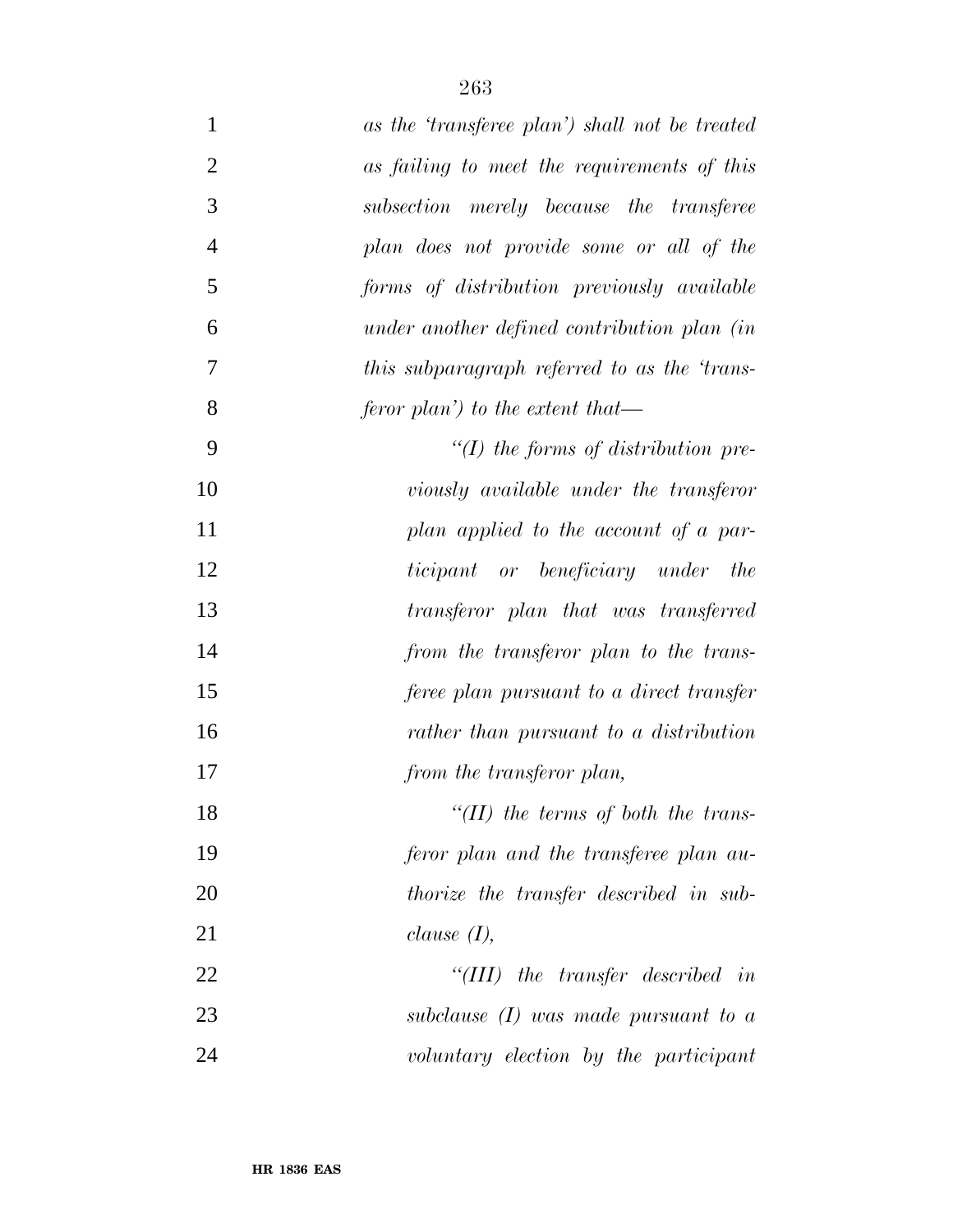*as the 'transferee plan') shall not be treated as failing to meet the requirements of this subsection merely because the transferee plan does not provide some or all of the forms of distribution previously available under another defined contribution plan (in this subparagraph referred to as the 'transferor plan') to the extent that—*

*''(I) the forms of distribution previously available under the transferor plan applied to the account of a participant or beneficiary under the transferor plan that was transferred from the transferor plan to the transferee plan pursuant to a direct transfer rather than pursuant to a distribution from the transferor plan,*

*''(II) the terms of both the transferor plan and the transferee plan authorize the transfer described in subclause (I),*

*''(III) the transfer described in subclause (I) was made pursuant to a voluntary election by the participant*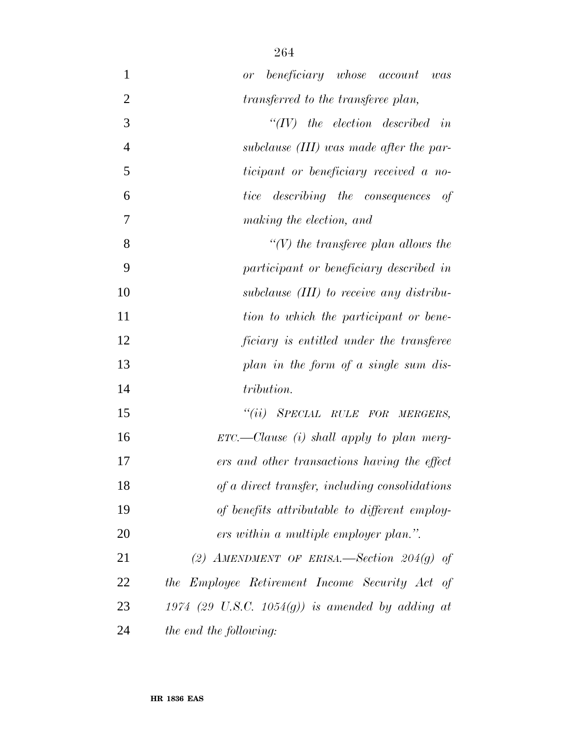*or beneficiary whose account was transferred to the transferee plan,*

*"(IV) the election described in subclause (III) was made after the participant or beneficiary received a notice describing the consequences of making the election, and*

*"(V) the transferee plan allows the participant or beneficiary described in subclause (III) to receive any distribution to which the participant or beneficiary is entitled under the transferee plan in the form of a single sum distribution.*

*"(ii) SPECIAL RULE FOR MERGERS, ETC.—Clause (i) shall apply to plan mergers and other transactions having the effect of a direct transfer, including consolidations of benefits attributable to different employers within a multiple employer plan.".*

*(2) AMENDMENT OF ERISA.—Section 204(g) of the Employee Retirement Income Security Act of 1974 (29 U.S.C. 1054(g)) is amended by adding at the end the following:*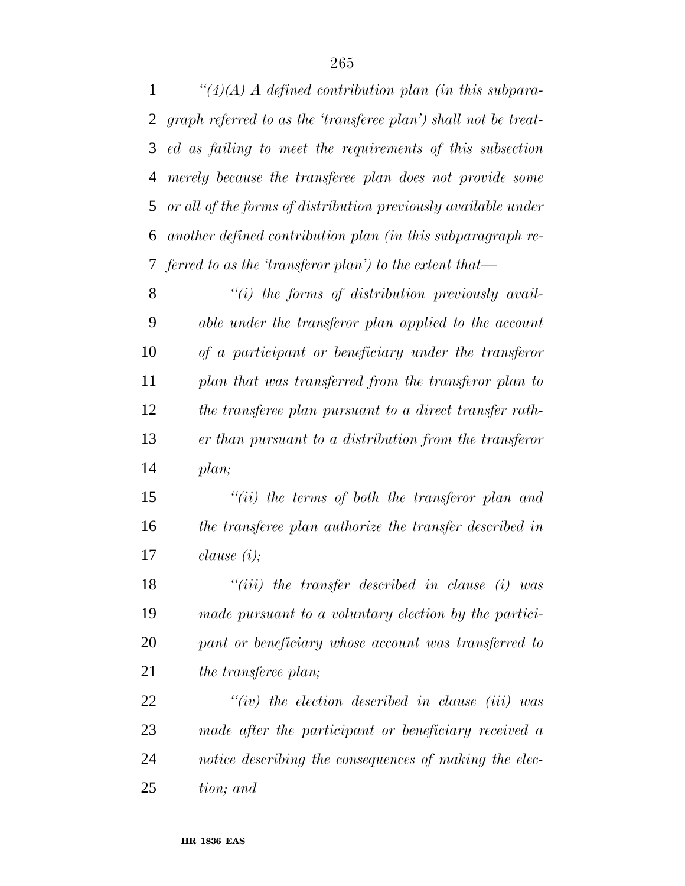*"(4)(A) A defined contribution plan (in this subparagraph referred to as the 'transferee plan') shall not be treated as failing to meet the requirements of this subsection merely because the transferee plan does not provide some or all of the forms of distribution previously available under another defined contribution plan (in this subparagraph referred to as the 'transferor plan') to the extent that—*

*"(i) the forms of distribution previously available under the transferor plan applied to the account of a participant or beneficiary under the transferor plan that was transferred from the transferor plan to the transferee plan pursuant to a direct transfer rather than pursuant to a distribution from the transferor plan;*

*"(ii) the terms of both the transferor plan and the transferee plan authorize the transfer described in clause (i);*

*"(iii) the transfer described in clause (i) was made pursuant to a voluntary election by the participant or beneficiary whose account was transferred to the transferee plan;*

*"(iv) the election described in clause (iii) was made after the participant or beneficiary received a notice describing the consequences of making the election; and*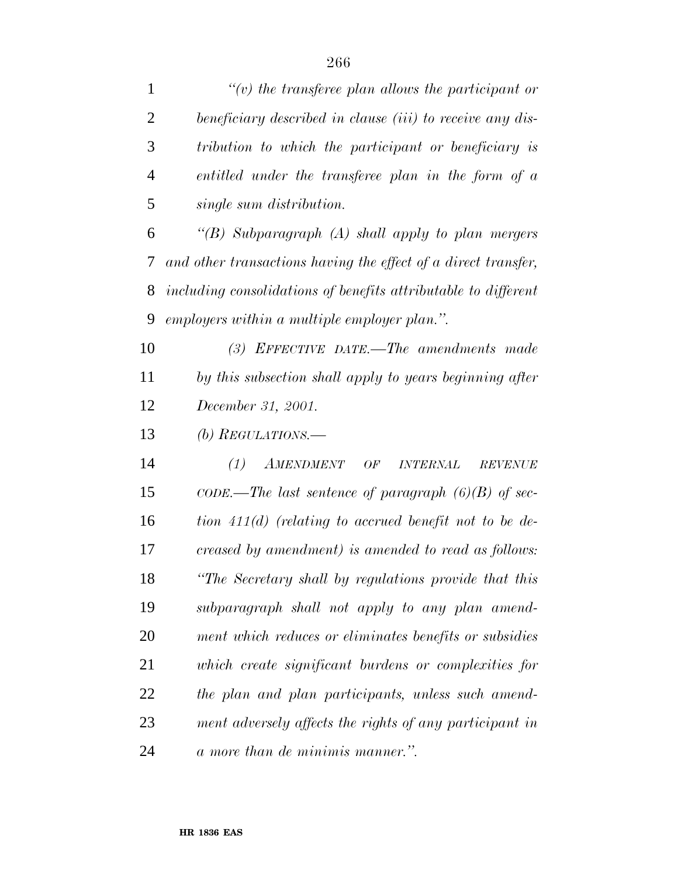*"(v) the transferee plan allows the participant or beneficiary described in clause (iii) to receive any distribution to which the participant or beneficiary is entitled under the transferee plan in the form of a single sum distribution.*

*"(B) Subparagraph (A) shall apply to plan mergers and other transactions having the effect of a direct transfer, including consolidations of benefits attributable to different employers within a multiple employer plan.".*

*(3) EFFECTIVE DATE.—The amendments made by this subsection shall apply to years beginning after December 31, 2001.*

*(b) REGULATIONS.—*

*(1) AMENDMENT OF INTERNAL REVENUE CODE.—The last sentence of paragraph (6)(B) of section 411(d) (relating to accrued benefit not to be decreased by amendment) is amended to read as follows: "The Secretary shall by regulations provide that this subparagraph shall not apply to any plan amendment which reduces or eliminates benefits or subsidies which create significant burdens or complexities for the plan and plan participants, unless such amendment adversely affects the rights of any participant in a more than de minimis manner.".*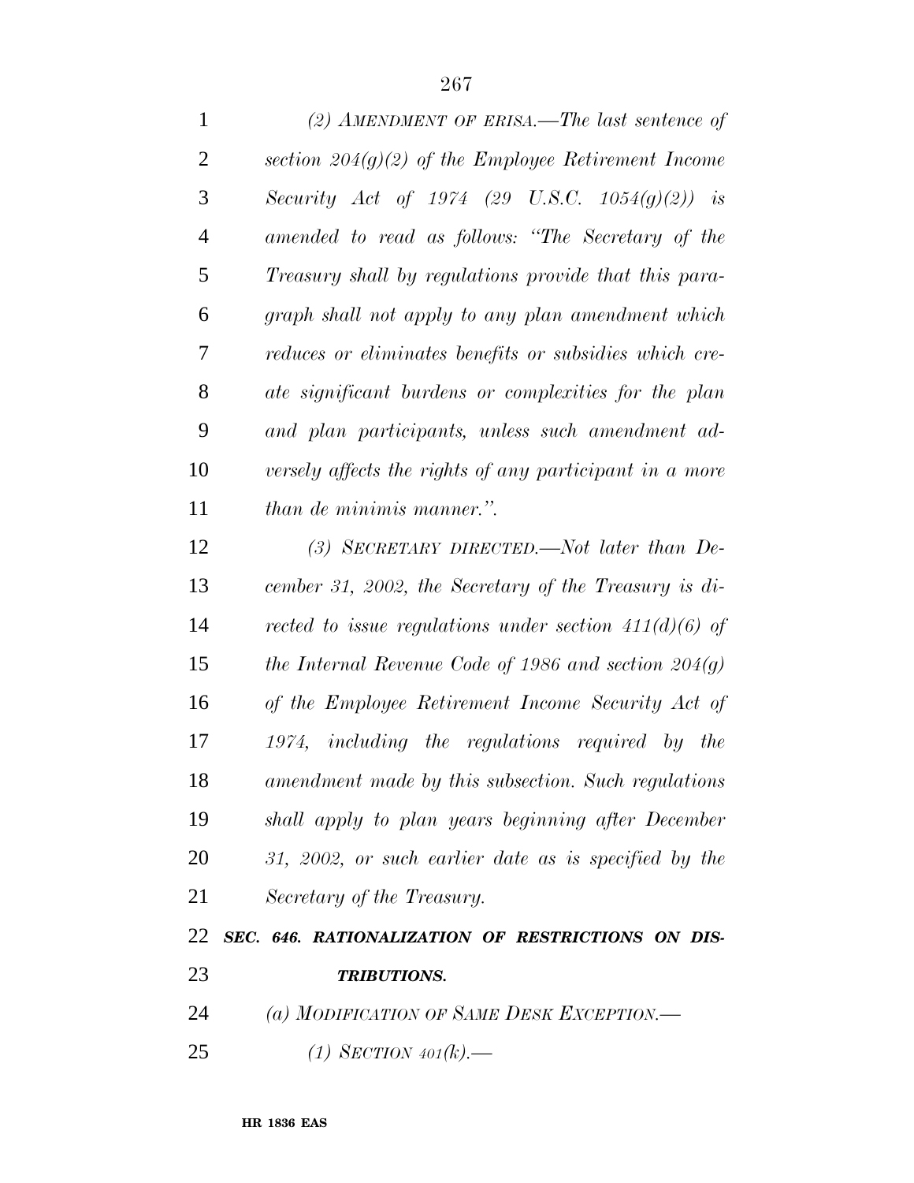*(2) AMENDMENT OF ERISA.—The last sentence of section 204(g)(2) of the Employee Retirement Income Security Act of 1974 (29 U.S.C. 1054(g)(2)) is amended to read as follows: "The Secretary of the Treasury shall by regulations provide that this paragraph shall not apply to any plan amendment which reduces or eliminates benefits or subsidies which create significant burdens or complexities for the plan and plan participants, unless such amendment adversely affects the rights of any participant in a more than de minimis manner.".*

*(3) SECRETARY DIRECTED.—Not later than December 31, 2002, the Secretary of the Treasury is directed to issue regulations under section 411(d)(6) of the Internal Revenue Code of 1986 and section 204(g) of the Employee Retirement Income Security Act of 1974, including the regulations required by the amendment made by this subsection. Such regulations shall apply to plan years beginning after December 31, 2002, or such earlier date as is specified by the Secretary of the Treasury.*

***SEC. 646. RATIONALIZATION OF RESTRICTIONS ON DISTRIBUTIONS.***

*(a) MODIFICATION OF SAME DESK EXCEPTION.—*

*(1) SECTION 401(k).—*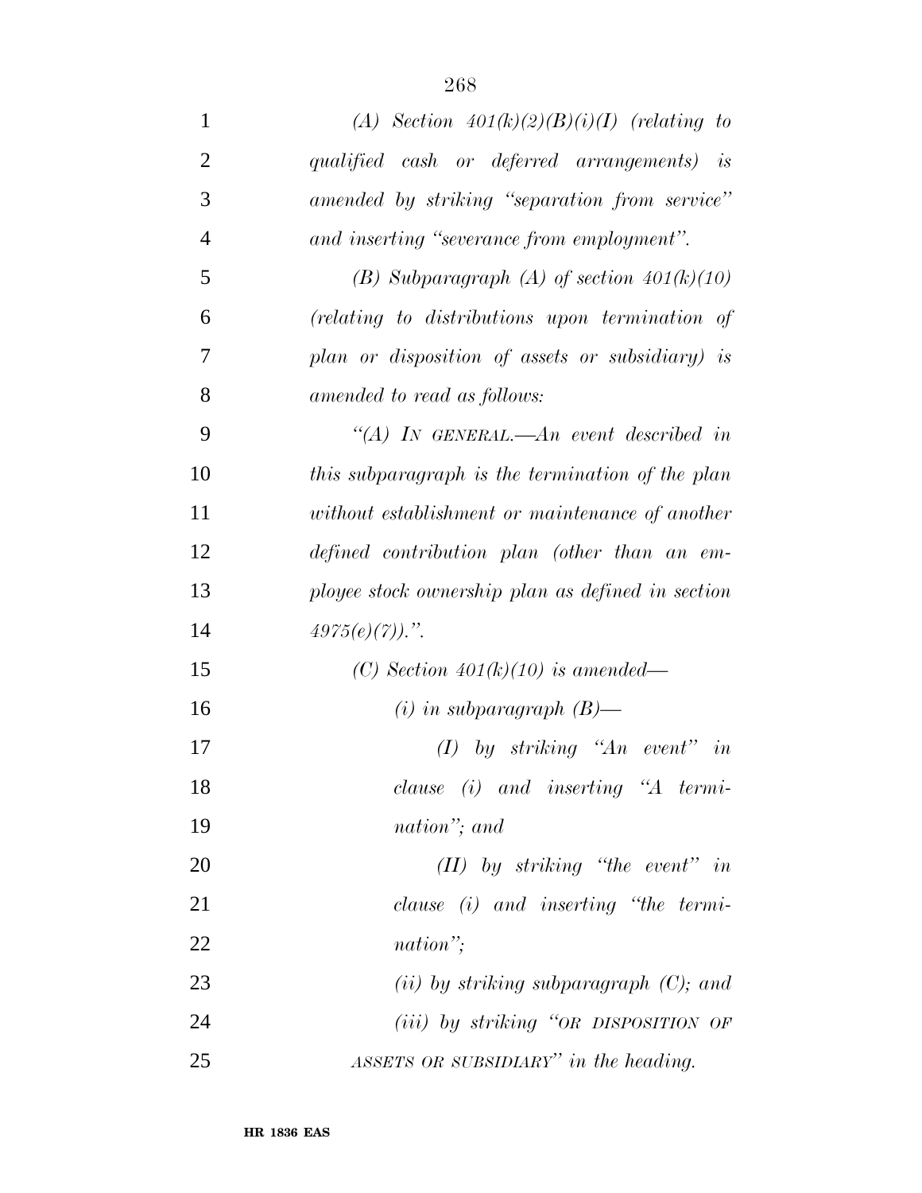*(A) Section 401(k)(2)(B)(i)(I) (relating to qualified cash or deferred arrangements) is amended by striking "separation from service" and inserting "severance from employment".*

*(B) Subparagraph (A) of section 401(k)(10) (relating to distributions upon termination of plan or disposition of assets or subsidiary) is amended to read as follows:*

*"(A) IN GENERAL.—An event described in this subparagraph is the termination of the plan without establishment or maintenance of another defined contribution plan (other than an employee stock ownership plan as defined in section 4975(e)(7)).".*

*(C) Section 401(k)(10) is amended—*

*(i) in subparagraph (B)—*

*(I) by striking "An event" in clause (i) and inserting "A termination"; and*

*(II) by striking "the event" in clause (i) and inserting "the termination";*

*(ii) by striking subparagraph (C); and*

*(iii) by striking "OR DISPOSITION OF ASSETS OR SUBSIDIARY" in the heading.*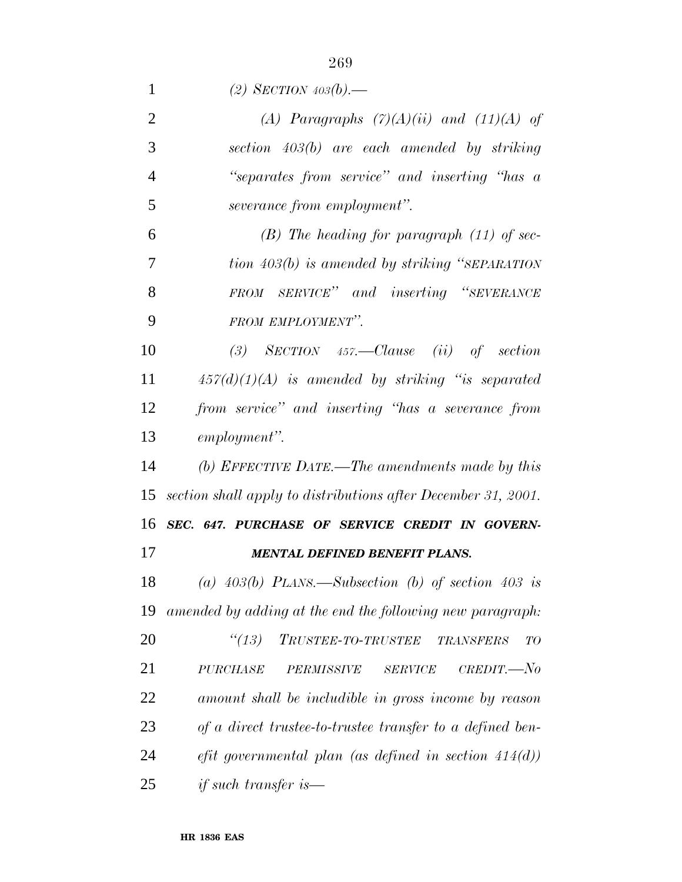*(2) SECTION 403(b).—*

*(A) Paragraphs (7)(A)(ii) and (11)(A) of section 403(b) are each amended by striking "separates from service" and inserting "has a severance from employment".*

*(B) The heading for paragraph (11) of section 403(b) is amended by striking "SEPARATION FROM SERVICE" and inserting "SEVERANCE FROM EMPLOYMENT".*

*(3) SECTION 457.—Clause (ii) of section 457(d)(1)(A) is amended by striking "is separated from service" and inserting "has a severance from employment".*

*(b) EFFECTIVE DATE.—The amendments made by this section shall apply to distributions after December 31, 2001.*

***SEC. 647. PURCHASE OF SERVICE CREDIT IN GOVERNMENTAL DEFINED BENEFIT PLANS.***

*(a) 403(b) PLANS.—Subsection (b) of section 403 is amended by adding at the end the following new paragraph:*

*"(13) TRUSTEE-TO-TRUSTEE TRANSFERS TO PURCHASE PERMISSIVE SERVICE CREDIT.—No amount shall be includible in gross income by reason of a direct trustee-to-trustee transfer to a defined benefit governmental plan (as defined in section 414(d)) if such transfer is—*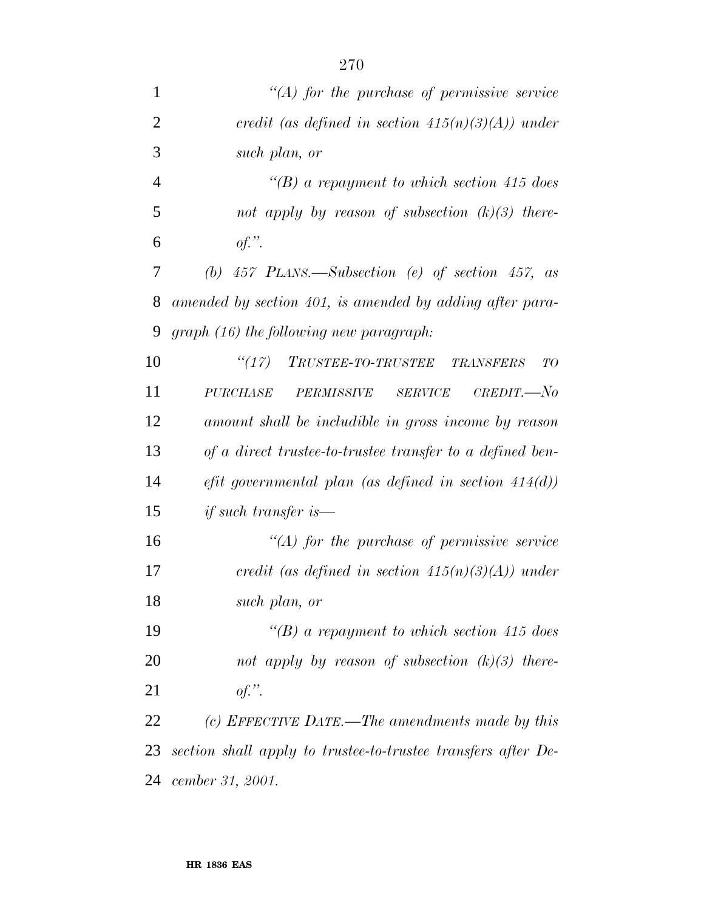*"(A) for the purchase of permissive service credit (as defined in section 415(n)(3)(A)) under such plan, or*

*"(B) a repayment to which section 415 does not apply by reason of subsection (k)(3) thereof.".*

*(b) 457 PLANS.—Subsection (e) of section 457, as amended by section 401, is amended by adding after paragraph (16) the following new paragraph:*

*"(17) TRUSTEE-TO-TRUSTEE TRANSFERS TO PURCHASE PERMISSIVE SERVICE CREDIT.—No amount shall be includible in gross income by reason of a direct trustee-to-trustee transfer to a defined benefit governmental plan (as defined in section 414(d)) if such transfer is—*

*"(A) for the purchase of permissive service credit (as defined in section 415(n)(3)(A)) under such plan, or*

*"(B) a repayment to which section 415 does not apply by reason of subsection (k)(3) thereof.".*

*(c) EFFECTIVE DATE.—The amendments made by this section shall apply to trustee-to-trustee transfers after December 31, 2001.*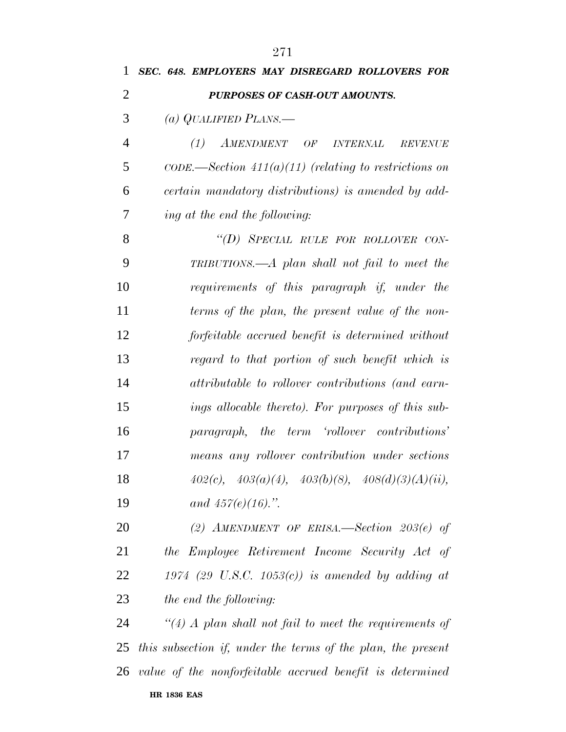***SEC. 648. EMPLOYERS MAY DISREGARD ROLLOVERS FOR PURPOSES OF CASH-OUT AMOUNTS.***

*(a) QUALIFIED PLANS.—*

*(1) AMENDMENT OF INTERNAL REVENUE CODE.—Section 411(a)(11) (relating to restrictions on certain mandatory distributions) is amended by adding at the end the following:*

*''(D) SPECIAL RULE FOR ROLLOVER CONTRIBUTIONS.—A plan shall not fail to meet the requirements of this paragraph if, under the terms of the plan, the present value of the nonforfeitable accrued benefit is determined without regard to that portion of such benefit which is attributable to rollover contributions (and earnings allocable thereto). For purposes of this subparagraph, the term 'rollover contributions' means any rollover contribution under sections 402(c), 403(a)(4), 403(b)(8), 408(d)(3)(A)(ii), and 457(e)(16).''.*

*(2) AMENDMENT OF ERISA.—Section 203(e) of the Employee Retirement Income Security Act of 1974 (29 U.S.C. 1053(c)) is amended by adding at the end the following:*

*''(4) A plan shall not fail to meet the requirements of this subsection if, under the terms of the plan, the present value of the nonforfeitable accrued benefit is determined*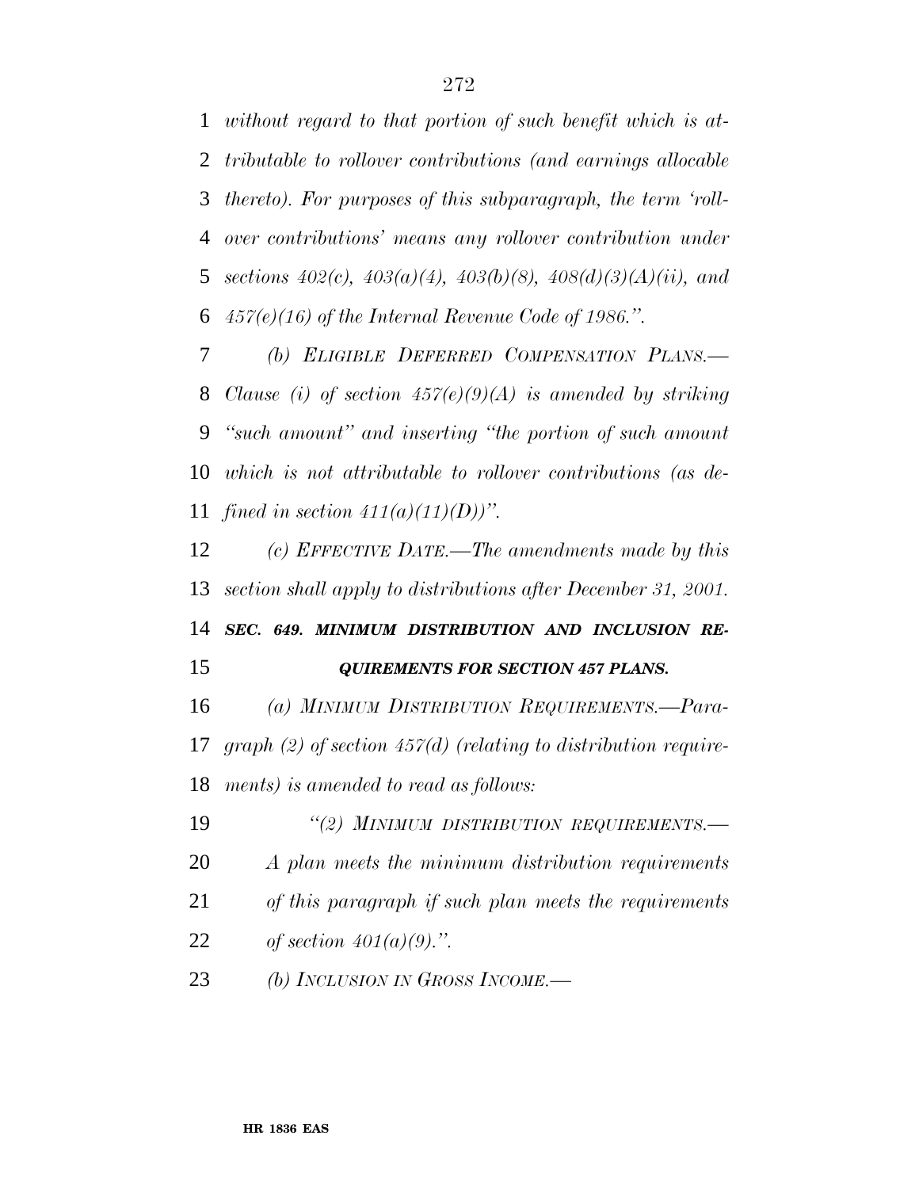*without regard to that portion of such benefit which is attributable to rollover contributions (and earnings allocable thereto). For purposes of this subparagraph, the term 'rollover contributions' means any rollover contribution under sections 402(c), 403(a)(4), 403(b)(8), 408(d)(3)(A)(ii), and 457(e)(16) of the Internal Revenue Code of 1986.".*

*(b) ELIGIBLE DEFERRED COMPENSATION PLANS.—Clause (i) of section 457(e)(9)(A) is amended by striking "such amount" and inserting "the portion of such amount which is not attributable to rollover contributions (as defined in section 411(a)(11)(D))".*

*(c) EFFECTIVE DATE.—The amendments made by this section shall apply to distributions after December 31, 2001.*

***SEC. 649. MINIMUM DISTRIBUTION AND INCLUSION REQUIREMENTS FOR SECTION 457 PLANS.***

*(a) MINIMUM DISTRIBUTION REQUIREMENTS.—Paragraph (2) of section 457(d) (relating to distribution requirements) is amended to read as follows:*

*"(2) MINIMUM DISTRIBUTION REQUIREMENTS.—A plan meets the minimum distribution requirements of this paragraph if such plan meets the requirements of section 401(a)(9).".*

*(b) INCLUSION IN GROSS INCOME.—*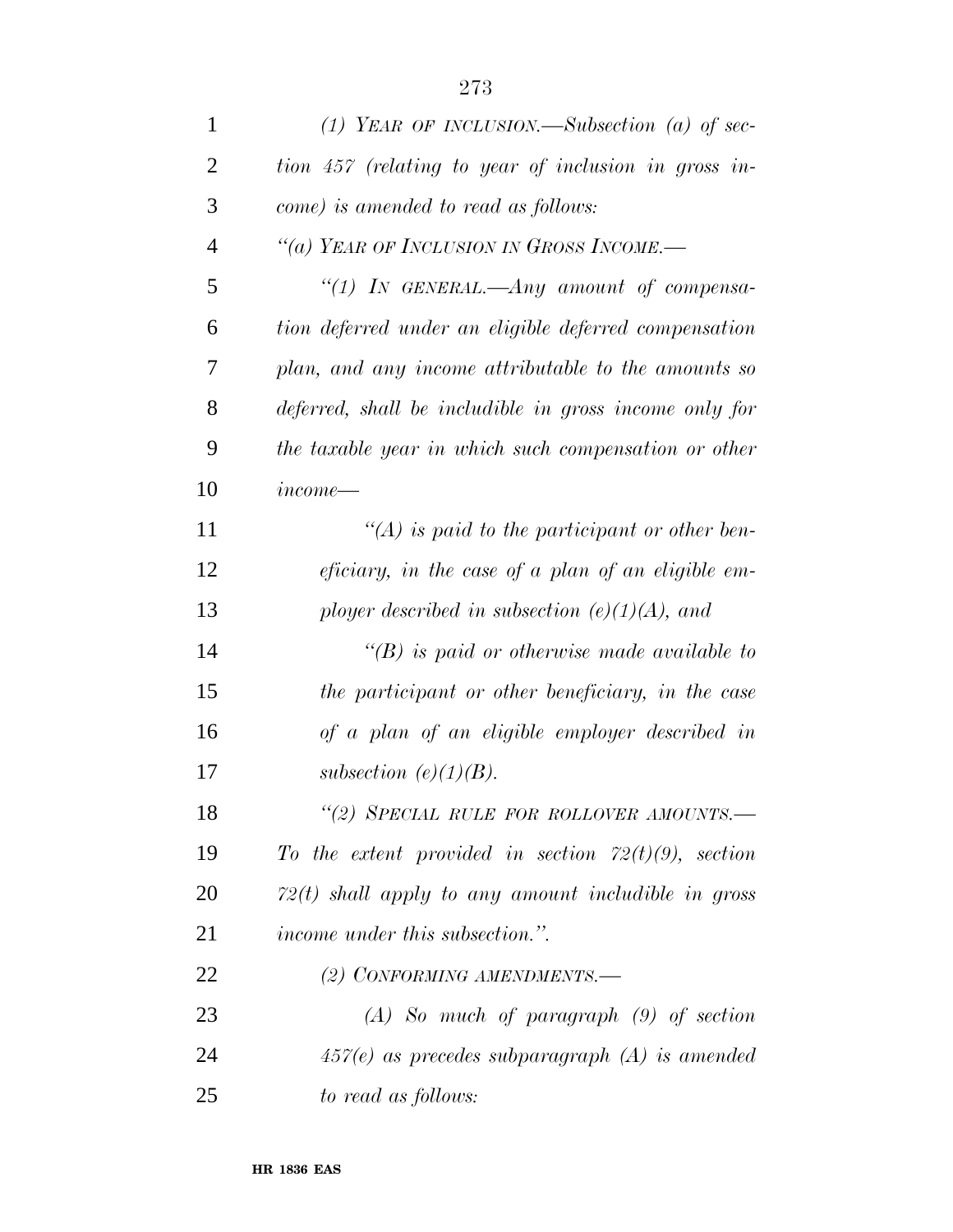*(1) YEAR OF INCLUSION.—Subsection (a) of section 457 (relating to year of inclusion in gross income) is amended to read as follows:*

*"(a) YEAR OF INCLUSION IN GROSS INCOME.—*

*"(1) IN GENERAL.—Any amount of compensation deferred under an eligible deferred compensation plan, and any income attributable to the amounts so deferred, shall be includible in gross income only for the taxable year in which such compensation or other income—*

*"(A) is paid to the participant or other beneficiary, in the case of a plan of an eligible employer described in subsection (e)(1)(A), and*

*"(B) is paid or otherwise made available to the participant or other beneficiary, in the case of a plan of an eligible employer described in subsection (e)(1)(B).*

*"(2) SPECIAL RULE FOR ROLLOVER AMOUNTS.—To the extent provided in section 72(t)(9), section 72(t) shall apply to any amount includible in gross income under this subsection.".*

*(2) CONFORMING AMENDMENTS.—*

*(A) So much of paragraph (9) of section 457(e) as precedes subparagraph (A) is amended to read as follows:*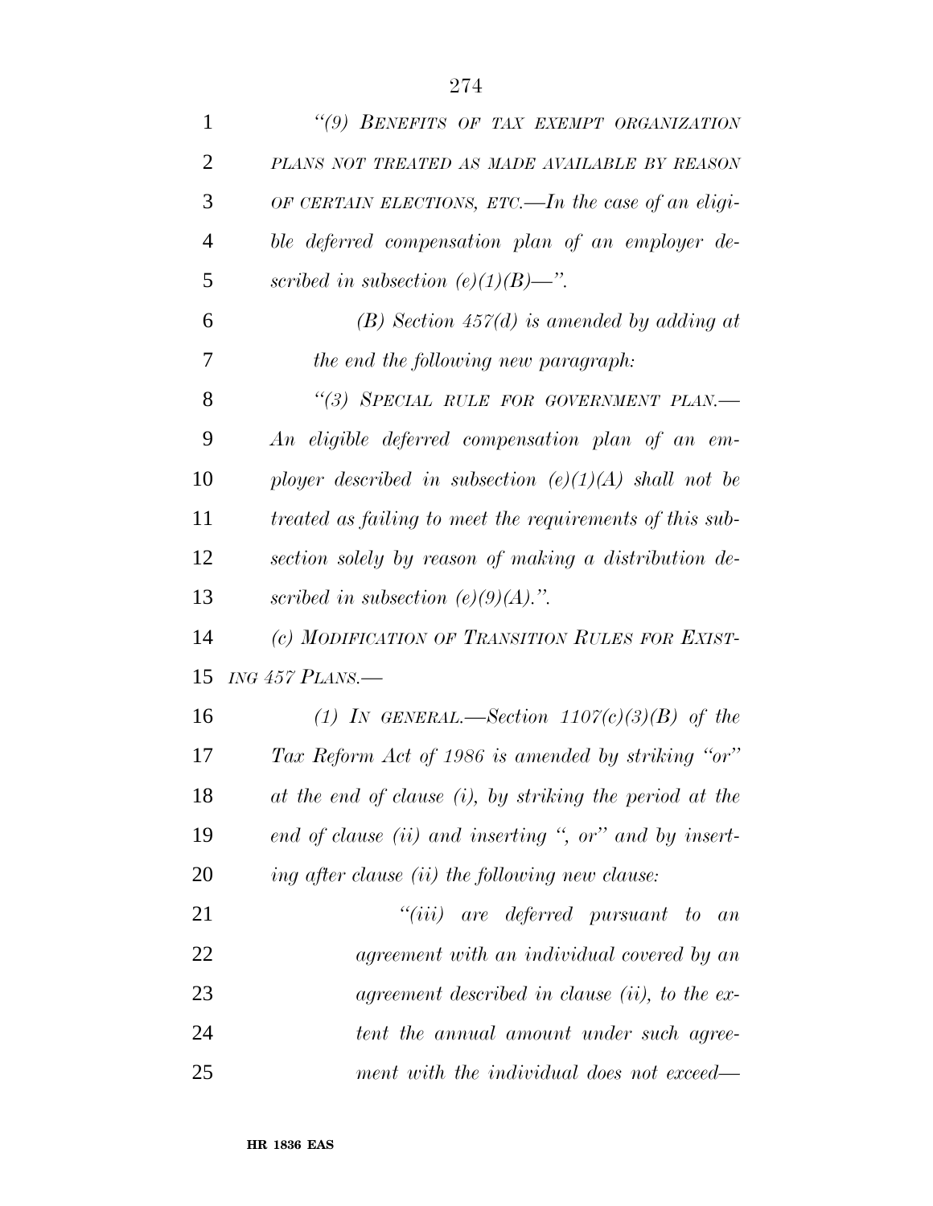*"(9) BENEFITS OF TAX EXEMPT ORGANIZATION PLANS NOT TREATED AS MADE AVAILABLE BY REASON OF CERTAIN ELECTIONS, ETC.—In the case of an eligible deferred compensation plan of an employer described in subsection (e)(1)(B)—".*

*(B) Section 457(d) is amended by adding at the end the following new paragraph:*

*"(3) SPECIAL RULE FOR GOVERNMENT PLAN.—An eligible deferred compensation plan of an employer described in subsection (e)(1)(A) shall not be treated as failing to meet the requirements of this subsection solely by reason of making a distribution described in subsection (e)(9)(A).".*

*(c) MODIFICATION OF TRANSITION RULES FOR EXISTING 457 PLANS.—*

*(1) IN GENERAL.—Section 1107(c)(3)(B) of the Tax Reform Act of 1986 is amended by striking "or" at the end of clause (i), by striking the period at the end of clause (ii) and inserting ", or" and by inserting after clause (ii) the following new clause:*

*"(iii) are deferred pursuant to an agreement with an individual covered by an agreement described in clause (ii), to the extent the annual amount under such agreement with the individual does not exceed—*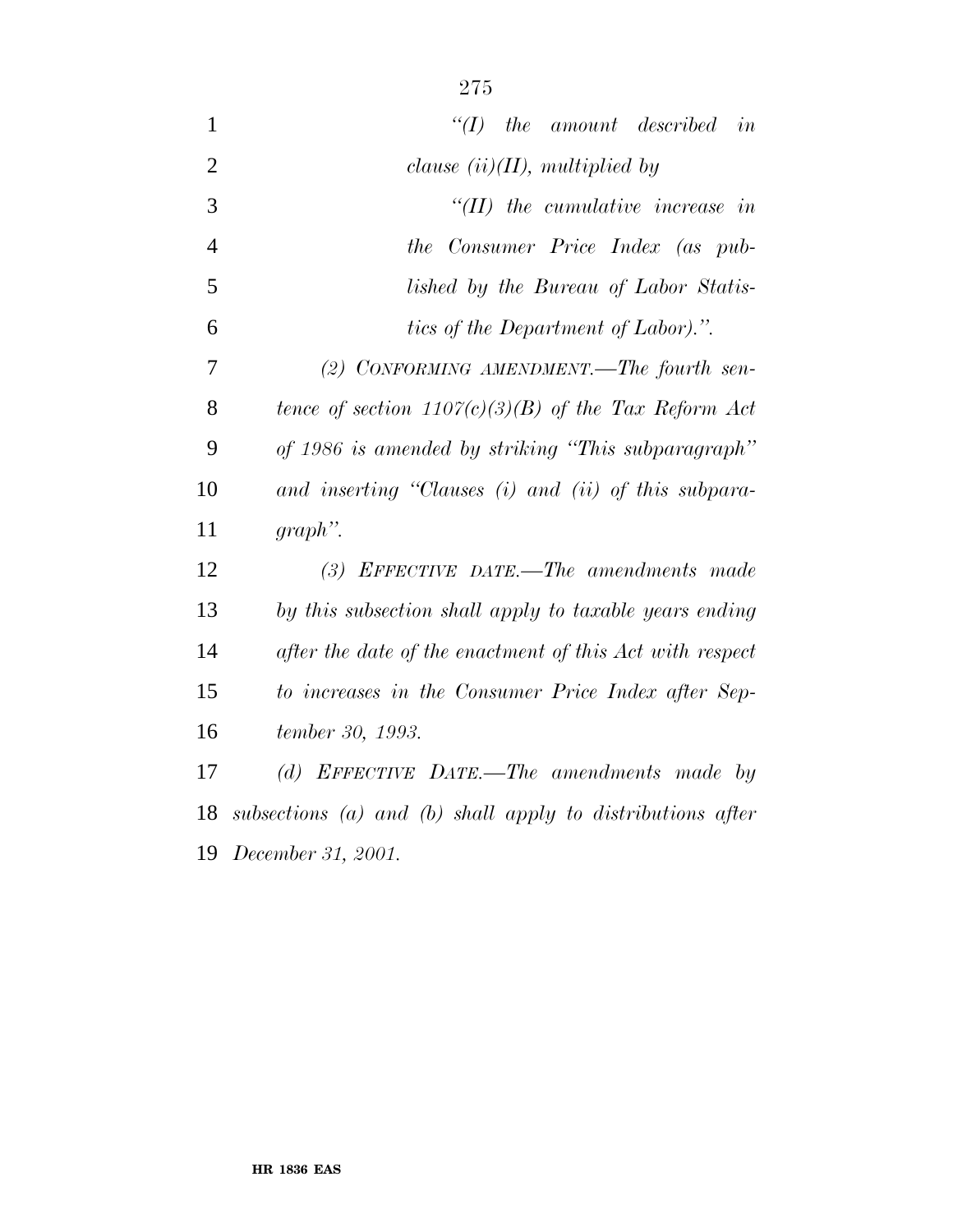*"(I) the amount described in clause (ii)(II), multiplied by*

*"(II) the cumulative increase in the Consumer Price Index (as published by the Bureau of Labor Statistics of the Department of Labor).".*

*(2) CONFORMING AMENDMENT.—The fourth sentence of section 1107(c)(3)(B) of the Tax Reform Act of 1986 is amended by striking "This subparagraph" and inserting "Clauses (i) and (ii) of this subparagraph".*

*(3) EFFECTIVE DATE.—The amendments made by this subsection shall apply to taxable years ending after the date of the enactment of this Act with respect to increases in the Consumer Price Index after September 30, 1993.*

*(d) EFFECTIVE DATE.—The amendments made by subsections (a) and (b) shall apply to distributions after December 31, 2001.*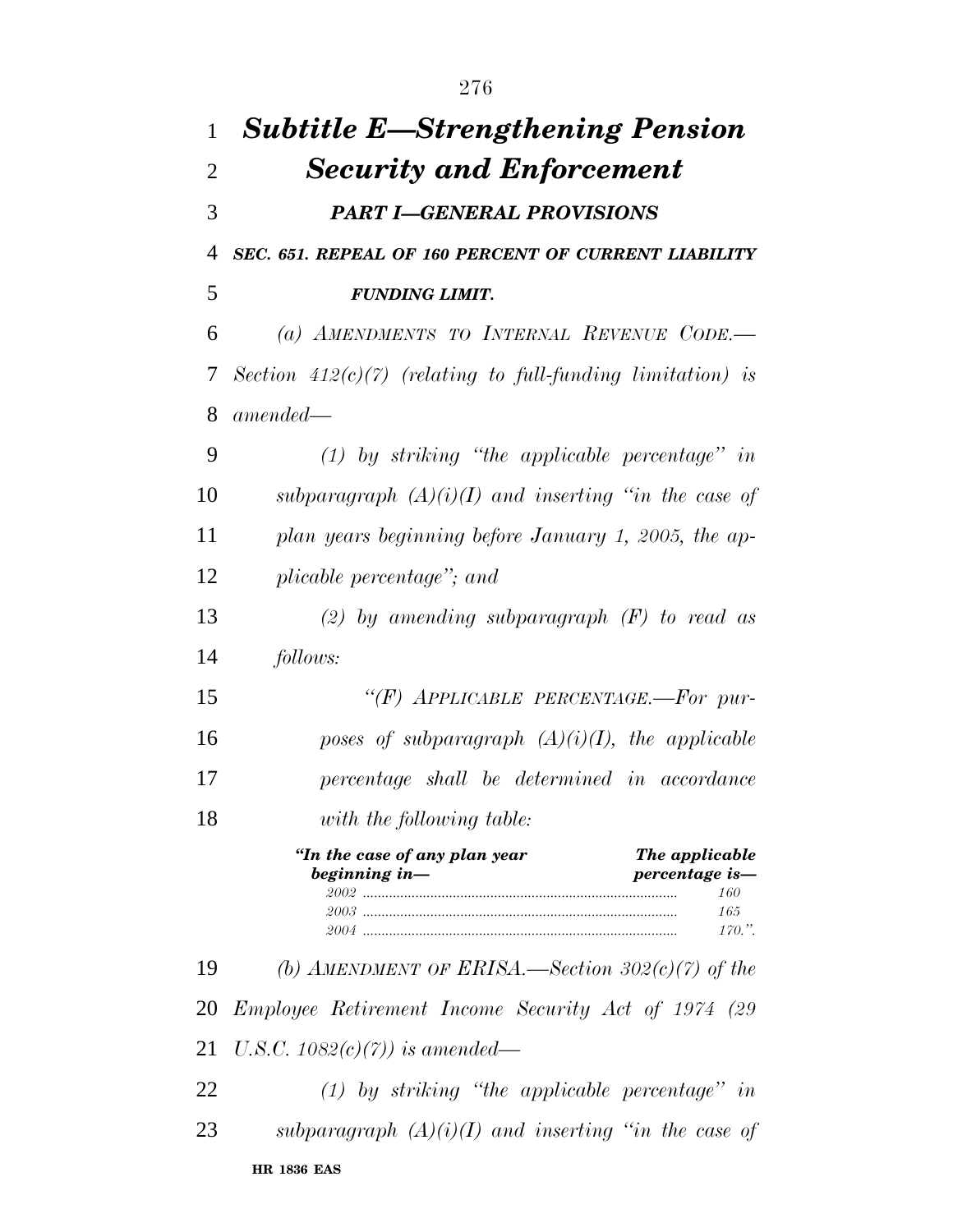# *Subtitle E—Strengthening Pension Security and Enforcement*

## *PART I—GENERAL PROVISIONS*

### *SEC. 651. REPEAL OF 160 PERCENT OF CURRENT LIABILITY FUNDING LIMIT.*

*(a) AMENDMENTS TO INTERNAL REVENUE CODE.—Section 412(c)(7) (relating to full-funding limitation) is amended—*

*(1) by striking "the applicable percentage" in subparagraph (A)(i)(I) and inserting "in the case of plan years beginning before January 1, 2005, the applicable percentage"; and*

*(2) by amending subparagraph (F) to read as follows:*

*"(F) APPLICABLE PERCENTAGE.—For purposes of subparagraph (A)(i)(I), the applicable percentage shall be determined in accordance with the following table:*

| *"In the case of any plan year beginning in—* | *The applicable percentage is—* |
| --- | --- |
| *2002* | *160* |
| *2003* | *165* |
| *2004* | *170.".* |

*(b) AMENDMENT OF ERISA.—Section 302(c)(7) of the Employee Retirement Income Security Act of 1974 (29 U.S.C. 1082(c)(7)) is amended—*

*(1) by striking "the applicable percentage" in subparagraph (A)(i)(I) and inserting "in the case of*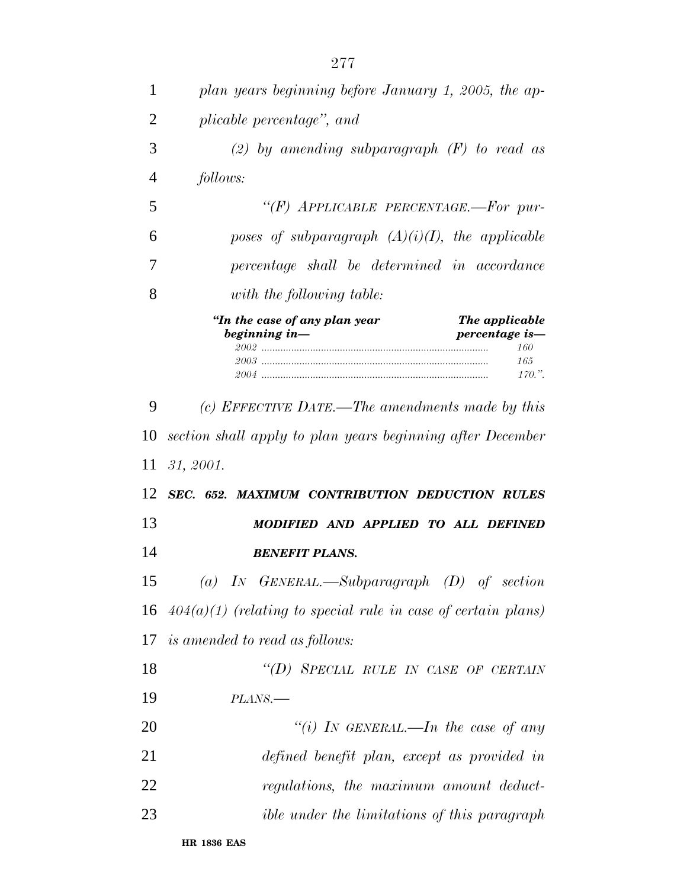*plan years beginning before January 1, 2005, the applicable percentage", and*

*(2) by amending subparagraph (F) to read as follows:*

*"(F) APPLICABLE PERCENTAGE.—For purposes of subparagraph (A)(i)(I), the applicable percentage shall be determined in accordance with the following table:*

| *"In the case of any plan year beginning in—* | *The applicable percentage is—* |
|---|---|
| *2002* | *160* |
| *2003* | *165* |
| *2004* | *170.".* |

*(c) EFFECTIVE DATE.—The amendments made by this section shall apply to plan years beginning after December 31, 2001.*

***SEC. 652. MAXIMUM CONTRIBUTION DEDUCTION RULES MODIFIED AND APPLIED TO ALL DEFINED BENEFIT PLANS.***

*(a) IN GENERAL.—Subparagraph (D) of section 404(a)(1) (relating to special rule in case of certain plans) is amended to read as follows:*

*"(D) SPECIAL RULE IN CASE OF CERTAIN PLANS.—*

*"(i) IN GENERAL.—In the case of any defined benefit plan, except as provided in regulations, the maximum amount deductible under the limitations of this paragraph*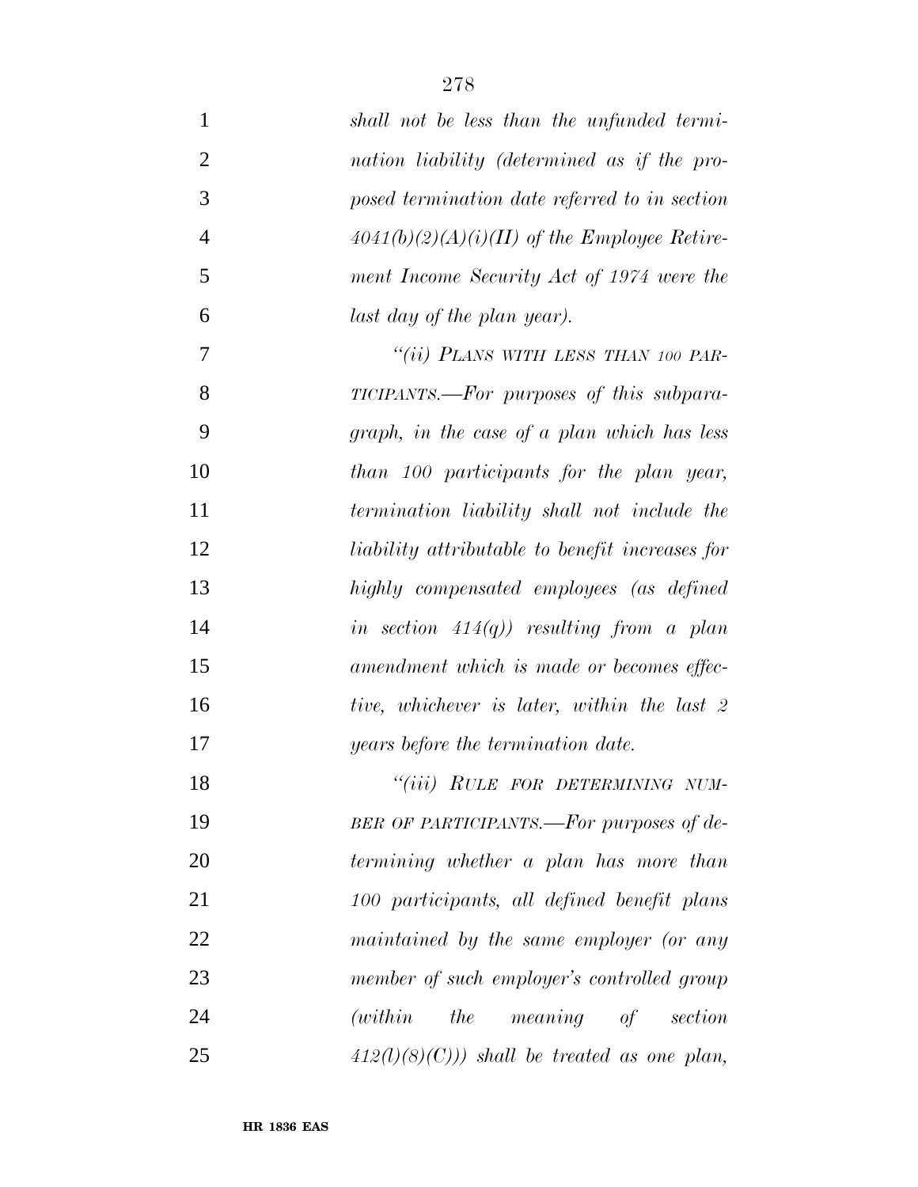*shall not be less than the unfunded termination liability (determined as if the proposed termination date referred to in section 4041(b)(2)(A)(i)(II) of the Employee Retirement Income Security Act of 1974 were the last day of the plan year).*

*"(ii) PLANS WITH LESS THAN 100 PARTICIPANTS.—For purposes of this subparagraph, in the case of a plan which has less than 100 participants for the plan year, termination liability shall not include the liability attributable to benefit increases for highly compensated employees (as defined in section 414(q)) resulting from a plan amendment which is made or becomes effective, whichever is later, within the last 2 years before the termination date.*

*"(iii) RULE FOR DETERMINING NUMBER OF PARTICIPANTS.—For purposes of determining whether a plan has more than 100 participants, all defined benefit plans maintained by the same employer (or any member of such employer's controlled group (within the meaning of section 412(l)(8)(C))) shall be treated as one plan,*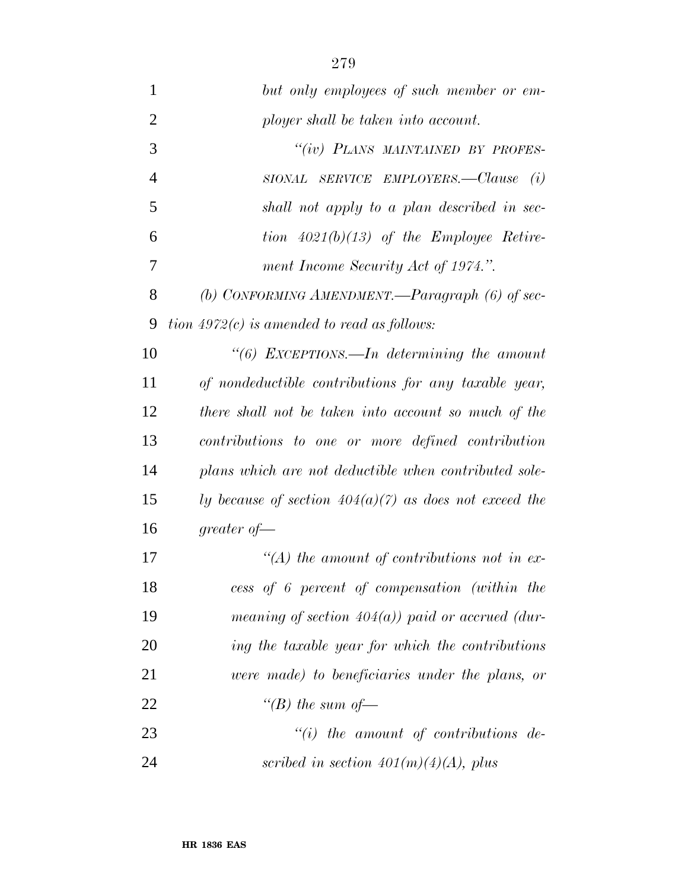*but only employees of such member or employer shall be taken into account.*

*"(iv) PLANS MAINTAINED BY PROFESSIONAL SERVICE EMPLOYERS.—Clause (i) shall not apply to a plan described in section 4021(b)(13) of the Employee Retirement Income Security Act of 1974.".*

*(b) CONFORMING AMENDMENT.—Paragraph (6) of section 4972(c) is amended to read as follows:*

*"(6) EXCEPTIONS.—In determining the amount of nondeductible contributions for any taxable year, there shall not be taken into account so much of the contributions to one or more defined contribution plans which are not deductible when contributed solely because of section 404(a)(7) as does not exceed the greater of—*

*"(A) the amount of contributions not in excess of 6 percent of compensation (within the meaning of section 404(a)) paid or accrued (during the taxable year for which the contributions were made) to beneficiaries under the plans, or*

*"(B) the sum of—*

*"(i) the amount of contributions described in section 401(m)(4)(A), plus*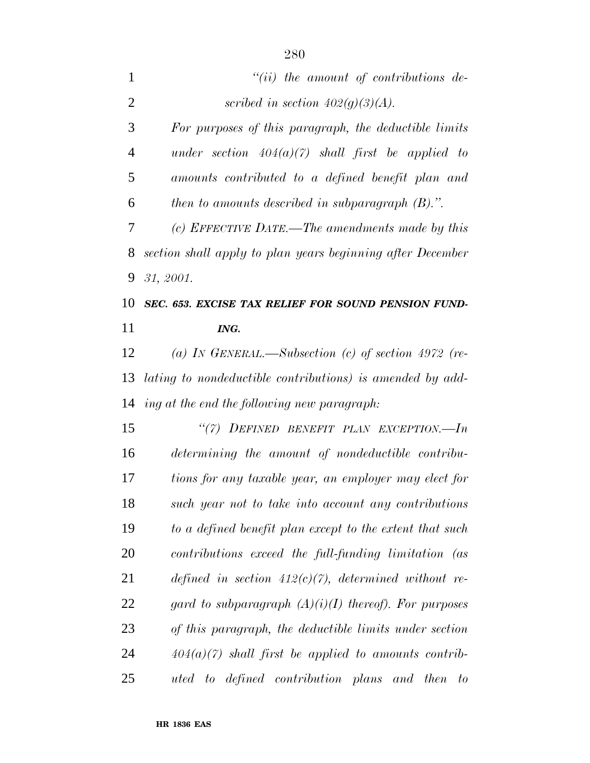*"(ii) the amount of contributions described in section 402(g)(3)(A).*

*For purposes of this paragraph, the deductible limits under section 404(a)(7) shall first be applied to amounts contributed to a defined benefit plan and then to amounts described in subparagraph (B).".*

*(c) EFFECTIVE DATE.—The amendments made by this section shall apply to plan years beginning after December 31, 2001.*

***SEC. 653. EXCISE TAX RELIEF FOR SOUND PENSION FUNDING.***

*(a) IN GENERAL.—Subsection (c) of section 4972 (relating to nondeductible contributions) is amended by adding at the end the following new paragraph:*

*"(7) DEFINED BENEFIT PLAN EXCEPTION.—In determining the amount of nondeductible contributions for any taxable year, an employer may elect for such year not to take into account any contributions to a defined benefit plan except to the extent that such contributions exceed the full-funding limitation (as defined in section 412(c)(7), determined without regard to subparagraph (A)(i)(I) thereof). For purposes of this paragraph, the deductible limits under section 404(a)(7) shall first be applied to amounts contributed to defined contribution plans and then to*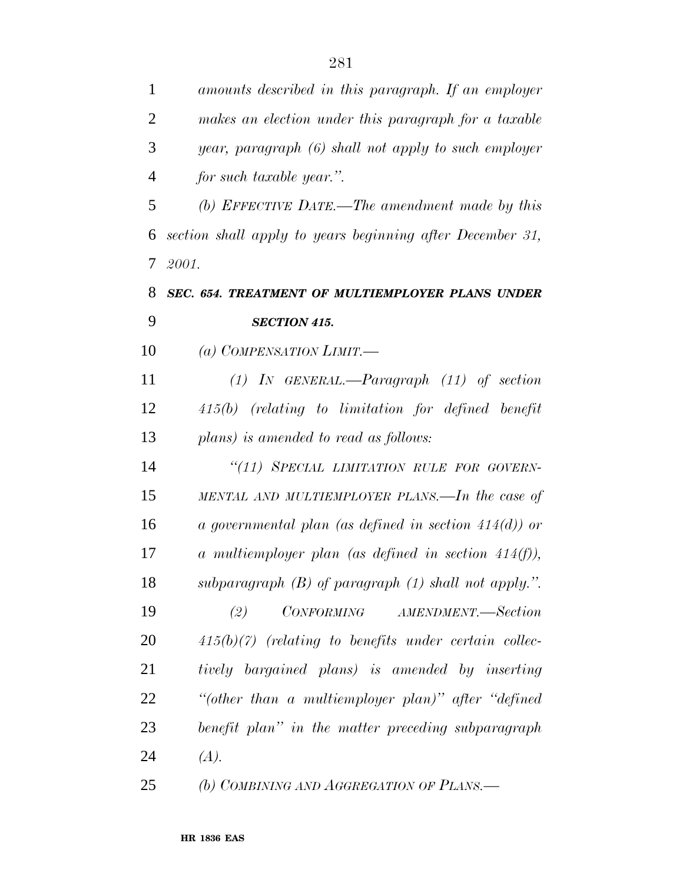*amounts described in this paragraph. If an employer makes an election under this paragraph for a taxable year, paragraph (6) shall not apply to such employer for such taxable year.''.*

*(b) EFFECTIVE DATE.—The amendment made by this section shall apply to years beginning after December 31, 2001.*

***SEC. 654. TREATMENT OF MULTIEMPLOYER PLANS UNDER SECTION 415.***

*(a) COMPENSATION LIMIT.—*

*(1) IN GENERAL.—Paragraph (11) of section 415(b) (relating to limitation for defined benefit plans) is amended to read as follows:*

*''(11) SPECIAL LIMITATION RULE FOR GOVERNMENTAL AND MULTIEMPLOYER PLANS.—In the case of a governmental plan (as defined in section 414(d)) or a multiemployer plan (as defined in section 414(f)), subparagraph (B) of paragraph (1) shall not apply.''.*

*(2) CONFORMING AMENDMENT.—Section 415(b)(7) (relating to benefits under certain collectively bargained plans) is amended by inserting ''(other than a multiemployer plan)'' after ''defined benefit plan'' in the matter preceding subparagraph (A).*

*(b) COMBINING AND AGGREGATION OF PLANS.—*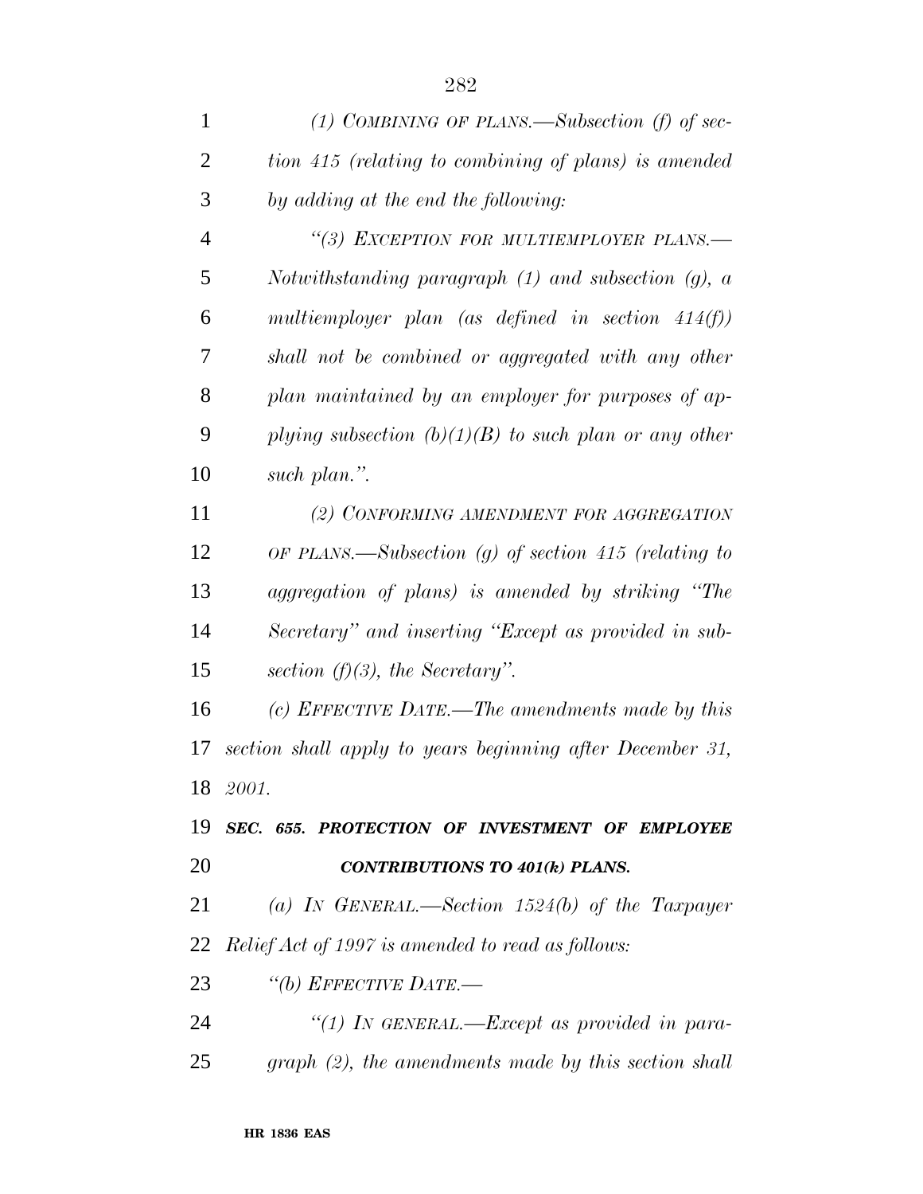*(1) COMBINING OF PLANS.—Subsection (f) of section 415 (relating to combining of plans) is amended by adding at the end the following:*

*"(3) EXCEPTION FOR MULTIEMPLOYER PLANS.—Notwithstanding paragraph (1) and subsection (g), a multiemployer plan (as defined in section 414(f)) shall not be combined or aggregated with any other plan maintained by an employer for purposes of applying subsection (b)(1)(B) to such plan or any other such plan.".*

*(2) CONFORMING AMENDMENT FOR AGGREGATION OF PLANS.—Subsection (g) of section 415 (relating to aggregation of plans) is amended by striking "The Secretary" and inserting "Except as provided in subsection (f)(3), the Secretary".*

*(c) EFFECTIVE DATE.—The amendments made by this section shall apply to years beginning after December 31, 2001.*

***SEC. 655. PROTECTION OF INVESTMENT OF EMPLOYEE CONTRIBUTIONS TO 401(k) PLANS.***

*(a) IN GENERAL.—Section 1524(b) of the Taxpayer Relief Act of 1997 is amended to read as follows:*

*"(b) EFFECTIVE DATE.—*

*"(1) IN GENERAL.—Except as provided in paragraph (2), the amendments made by this section shall*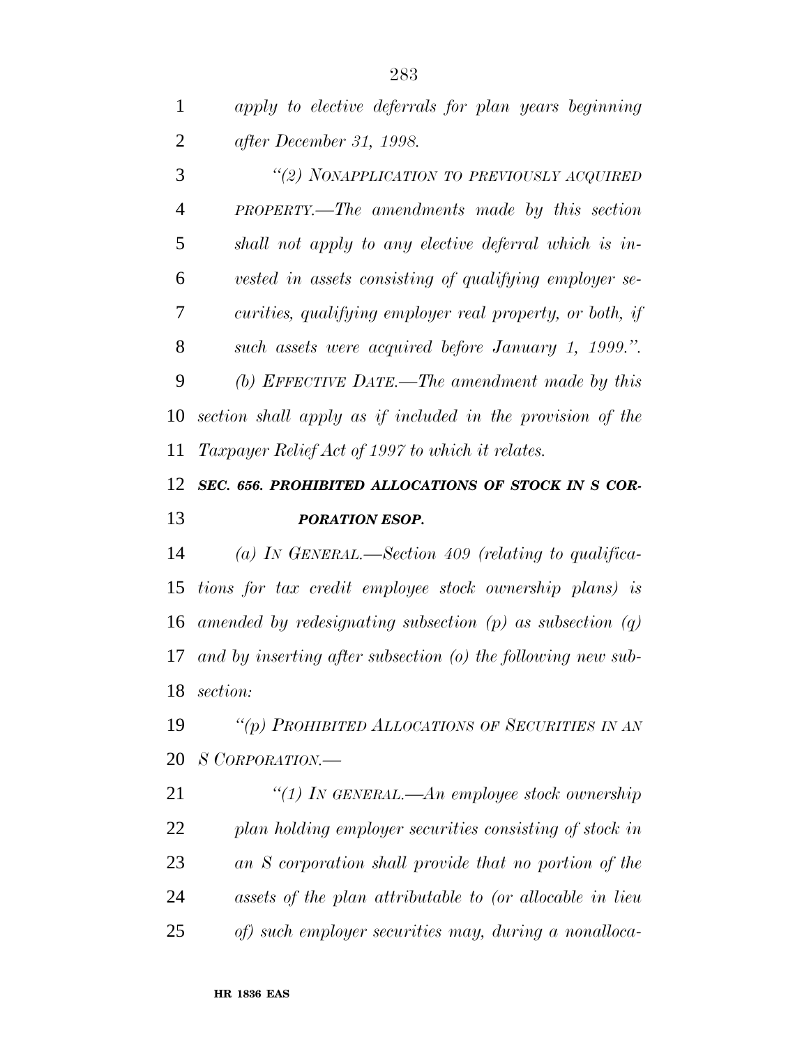*apply to elective deferrals for plan years beginning after December 31, 1998.*

*"(2) NONAPPLICATION TO PREVIOUSLY ACQUIRED PROPERTY.—The amendments made by this section shall not apply to any elective deferral which is invested in assets consisting of qualifying employer securities, qualifying employer real property, or both, if such assets were acquired before January 1, 1999.".*

*(b) EFFECTIVE DATE.—The amendment made by this section shall apply as if included in the provision of the Taxpayer Relief Act of 1997 to which it relates.*

***SEC. 656. PROHIBITED ALLOCATIONS OF STOCK IN S CORPORATION ESOP.***

*(a) IN GENERAL.—Section 409 (relating to qualifications for tax credit employee stock ownership plans) is amended by redesignating subsection (p) as subsection (q) and by inserting after subsection (o) the following new subsection:*

*"(p) PROHIBITED ALLOCATIONS OF SECURITIES IN AN S CORPORATION.—*

*"(1) IN GENERAL.—An employee stock ownership plan holding employer securities consisting of stock in an S corporation shall provide that no portion of the assets of the plan attributable to (or allocable in lieu of) such employer securities may, during a nonalloca-*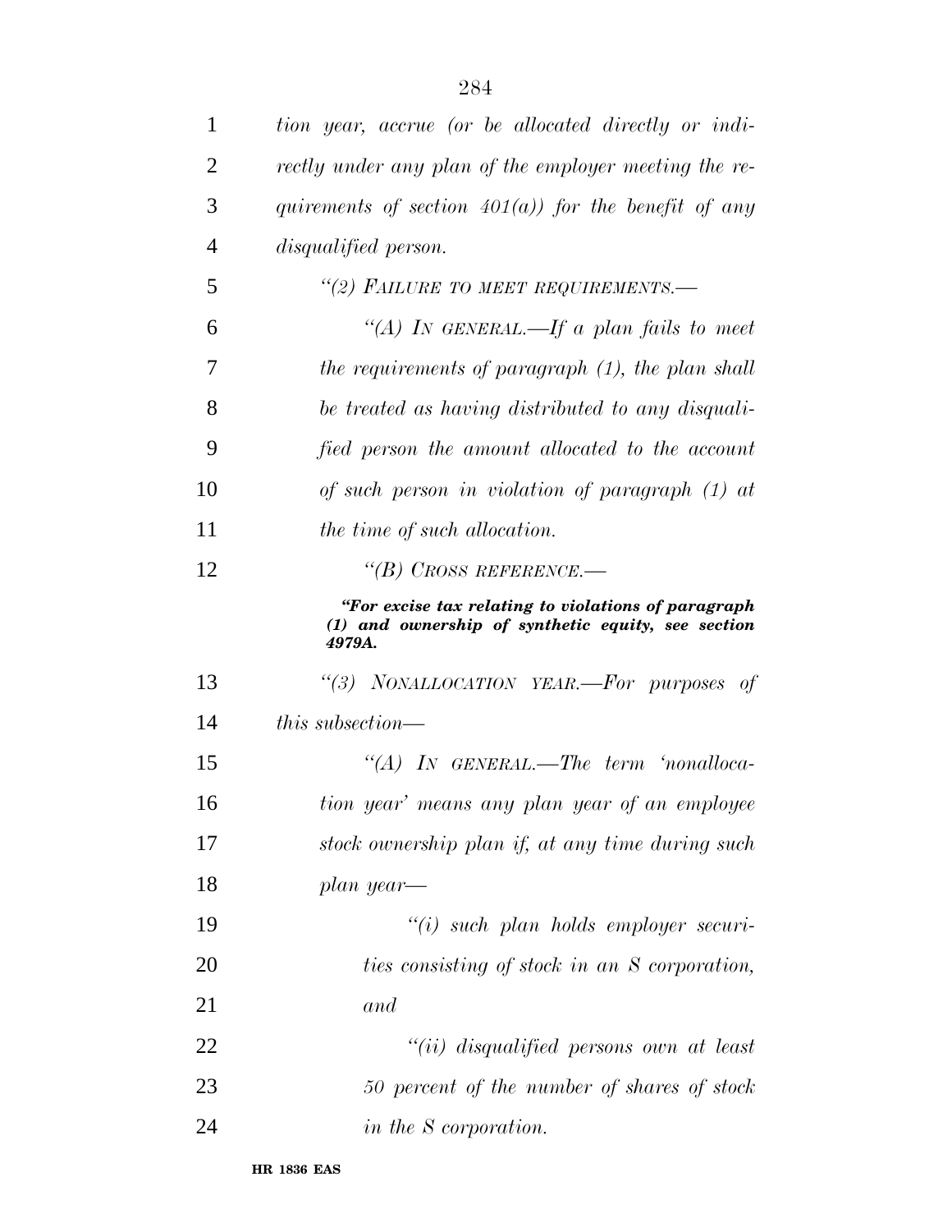*tion year, accrue (or be allocated directly or indirectly under any plan of the employer meeting the requirements of section 401(a)) for the benefit of any disqualified person.*

*"(2) FAILURE TO MEET REQUIREMENTS.—*

*"(A) IN GENERAL.—If a plan fails to meet the requirements of paragraph (1), the plan shall be treated as having distributed to any disqualified person the amount allocated to the account of such person in violation of paragraph (1) at the time of such allocation.*

*"(B) CROSS REFERENCE.—*

***"For excise tax relating to violations of paragraph (1) and ownership of synthetic equity, see section 4979A.***

*"(3) NONALLOCATION YEAR.—For purposes of this subsection—*

*"(A) IN GENERAL.—The term 'nonallocation year' means any plan year of an employee stock ownership plan if, at any time during such plan year—*

*"(i) such plan holds employer securities consisting of stock in an S corporation, and*

*"(ii) disqualified persons own at least 50 percent of the number of shares of stock in the S corporation.*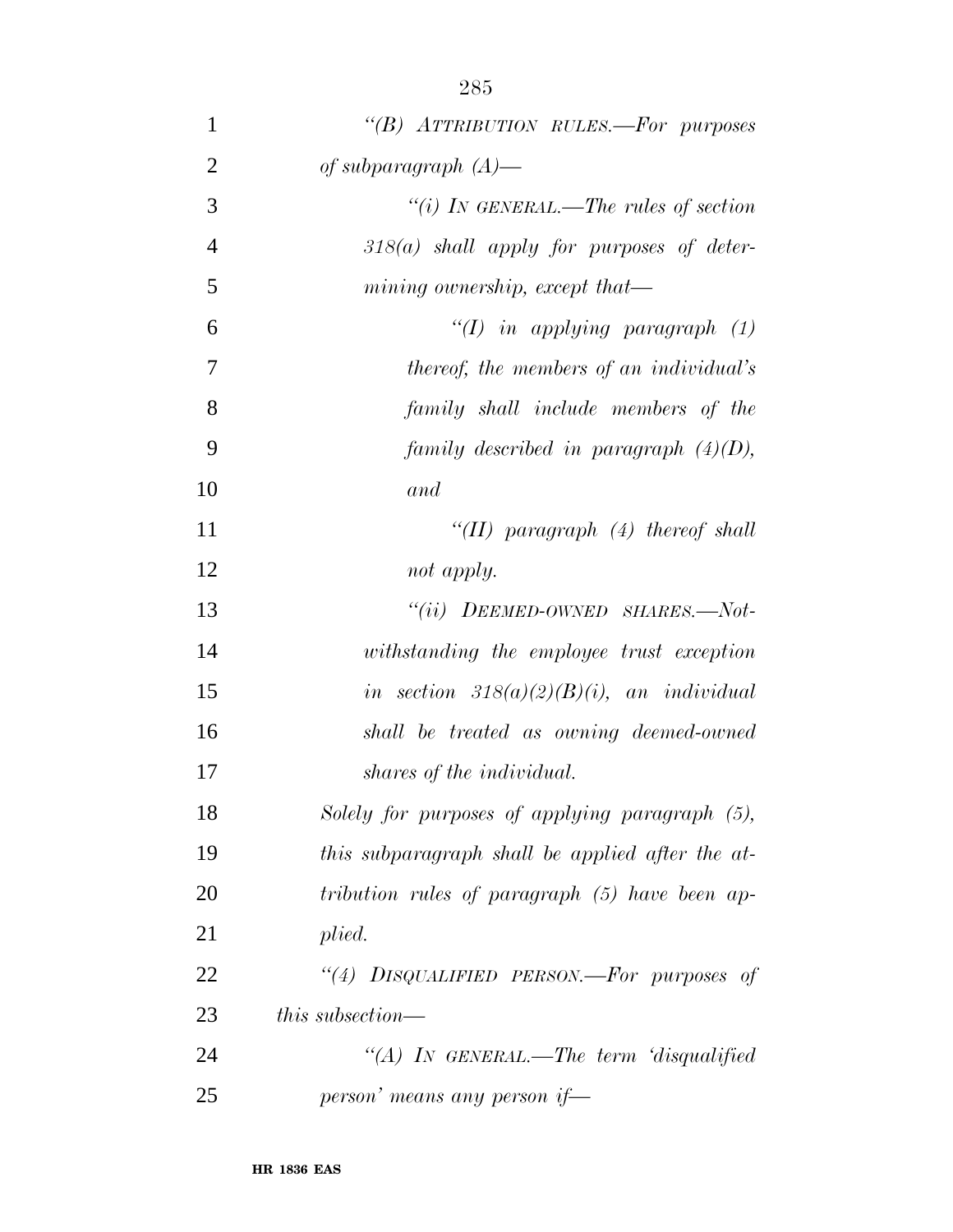"(B) ATTRIBUTION RULES.—For purposes of subparagraph (A)—

"(i) IN GENERAL.—The rules of section 318(a) shall apply for purposes of determining ownership, except that—

"(I) in applying paragraph (1) thereof, the members of an individual's family shall include members of the family described in paragraph (4)(D), and

"(II) paragraph (4) thereof shall not apply.

"(ii) DEEMED-OWNED SHARES.—Notwithstanding the employee trust exception in section 318(a)(2)(B)(i), an individual shall be treated as owning deemed-owned shares of the individual.

Solely for purposes of applying paragraph (5), this subparagraph shall be applied after the attribution rules of paragraph (5) have been applied.

"(4) DISQUALIFIED PERSON.—For purposes of this subsection—

"(A) IN GENERAL.—The term 'disqualified person' means any person if—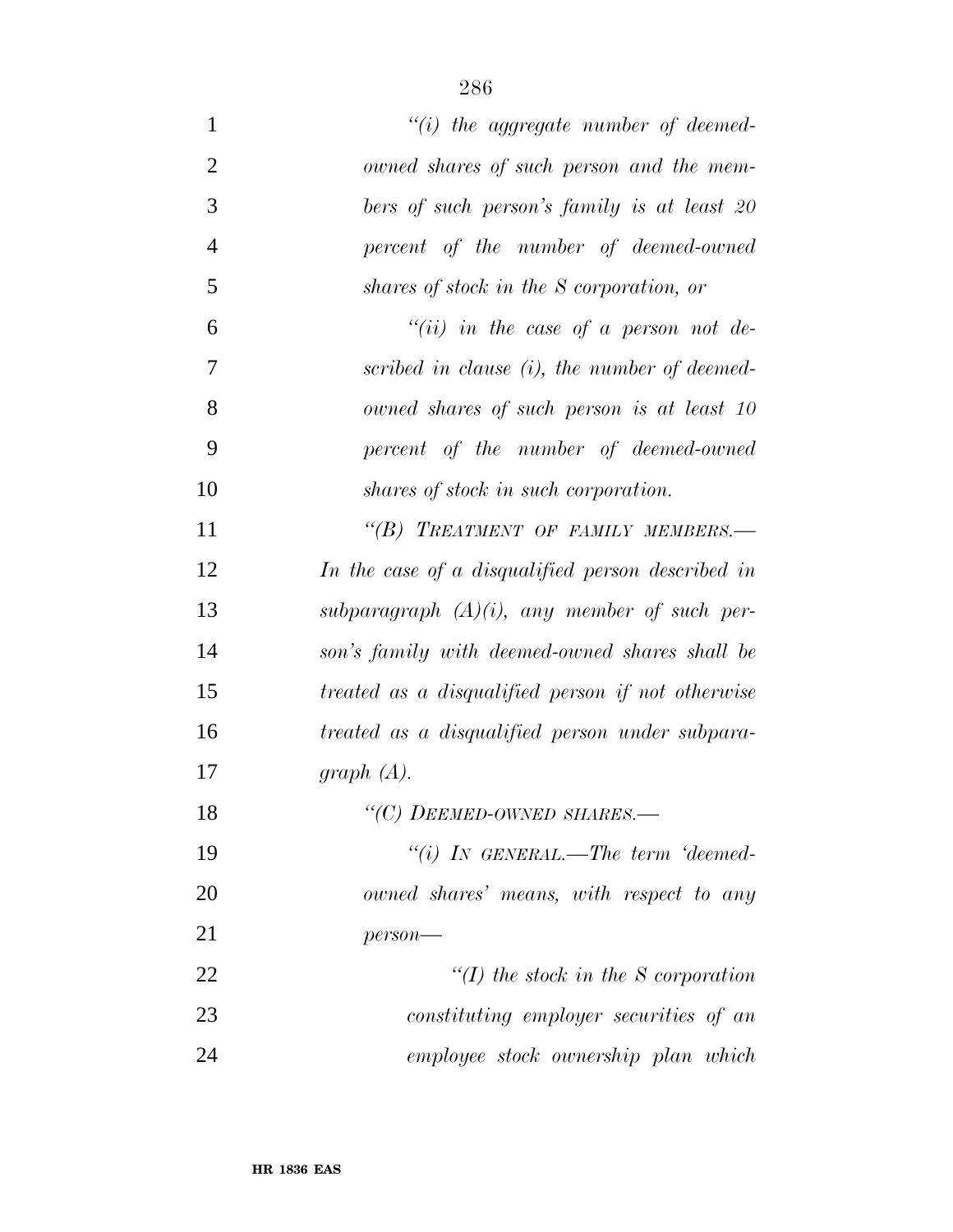*"(i) the aggregate number of deemed-owned shares of such person and the members of such person's family is at least 20 percent of the number of deemed-owned shares of stock in the S corporation, or*

*"(ii) in the case of a person not described in clause (i), the number of deemed-owned shares of such person is at least 10 percent of the number of deemed-owned shares of stock in such corporation.*

*"(B) TREATMENT OF FAMILY MEMBERS.—In the case of a disqualified person described in subparagraph (A)(i), any member of such person's family with deemed-owned shares shall be treated as a disqualified person if not otherwise treated as a disqualified person under subparagraph (A).*

*"(C) DEEMED-OWNED SHARES.—*

*"(i) IN GENERAL.—The term 'deemed-owned shares' means, with respect to any person—*

*"(I) the stock in the S corporation constituting employer securities of an employee stock ownership plan which*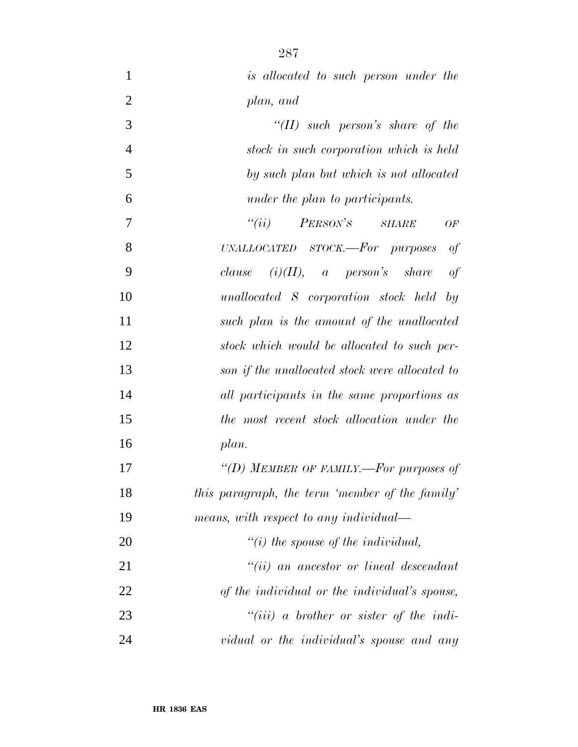*is allocated to such person under the plan, and*

*"(II) such person's share of the stock in such corporation which is held by such plan but which is not allocated under the plan to participants.*

*"(ii) PERSON'S SHARE OF UNALLOCATED STOCK.—For purposes of clause (i)(II), a person's share of unallocated S corporation stock held by such plan is the amount of the unallocated stock which would be allocated to such person if the unallocated stock were allocated to all participants in the same proportions as the most recent stock allocation under the plan.*

*"(D) MEMBER OF FAMILY.—For purposes of this paragraph, the term 'member of the family' means, with respect to any individual—*

*"(i) the spouse of the individual,*

*"(ii) an ancestor or lineal descendant of the individual or the individual's spouse,*

*"(iii) a brother or sister of the individual or the individual's spouse and any*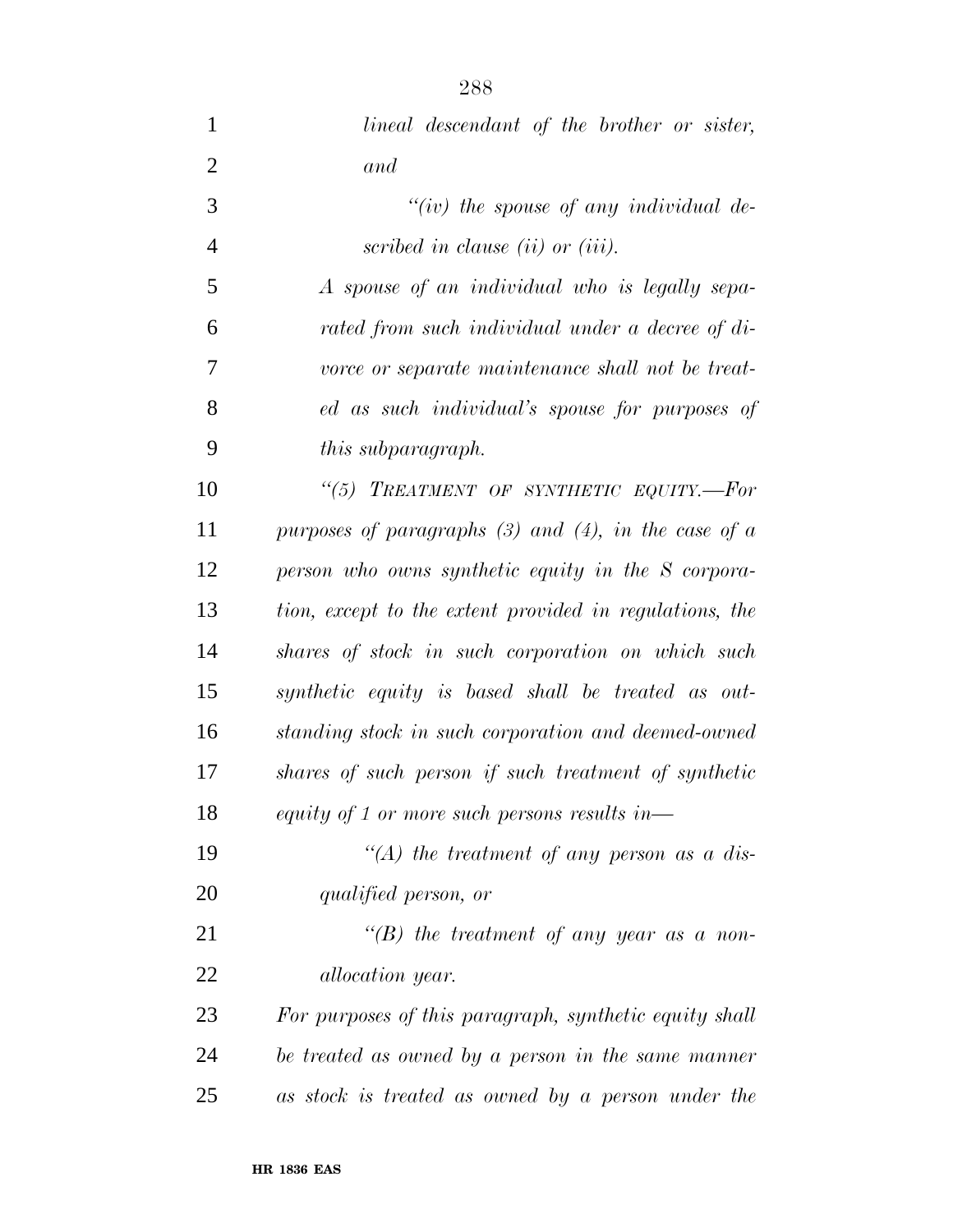*lineal descendant of the brother or sister, and*

*"(iv) the spouse of any individual described in clause (ii) or (iii).*

*A spouse of an individual who is legally separated from such individual under a decree of divorce or separate maintenance shall not be treated as such individual's spouse for purposes of this subparagraph.*

*"(5) TREATMENT OF SYNTHETIC EQUITY.—For purposes of paragraphs (3) and (4), in the case of a person who owns synthetic equity in the S corporation, except to the extent provided in regulations, the shares of stock in such corporation on which such synthetic equity is based shall be treated as outstanding stock in such corporation and deemed-owned shares of such person if such treatment of synthetic equity of 1 or more such persons results in—*

*"(A) the treatment of any person as a disqualified person, or*

*"(B) the treatment of any year as a nonallocation year.*

*For purposes of this paragraph, synthetic equity shall be treated as owned by a person in the same manner as stock is treated as owned by a person under the*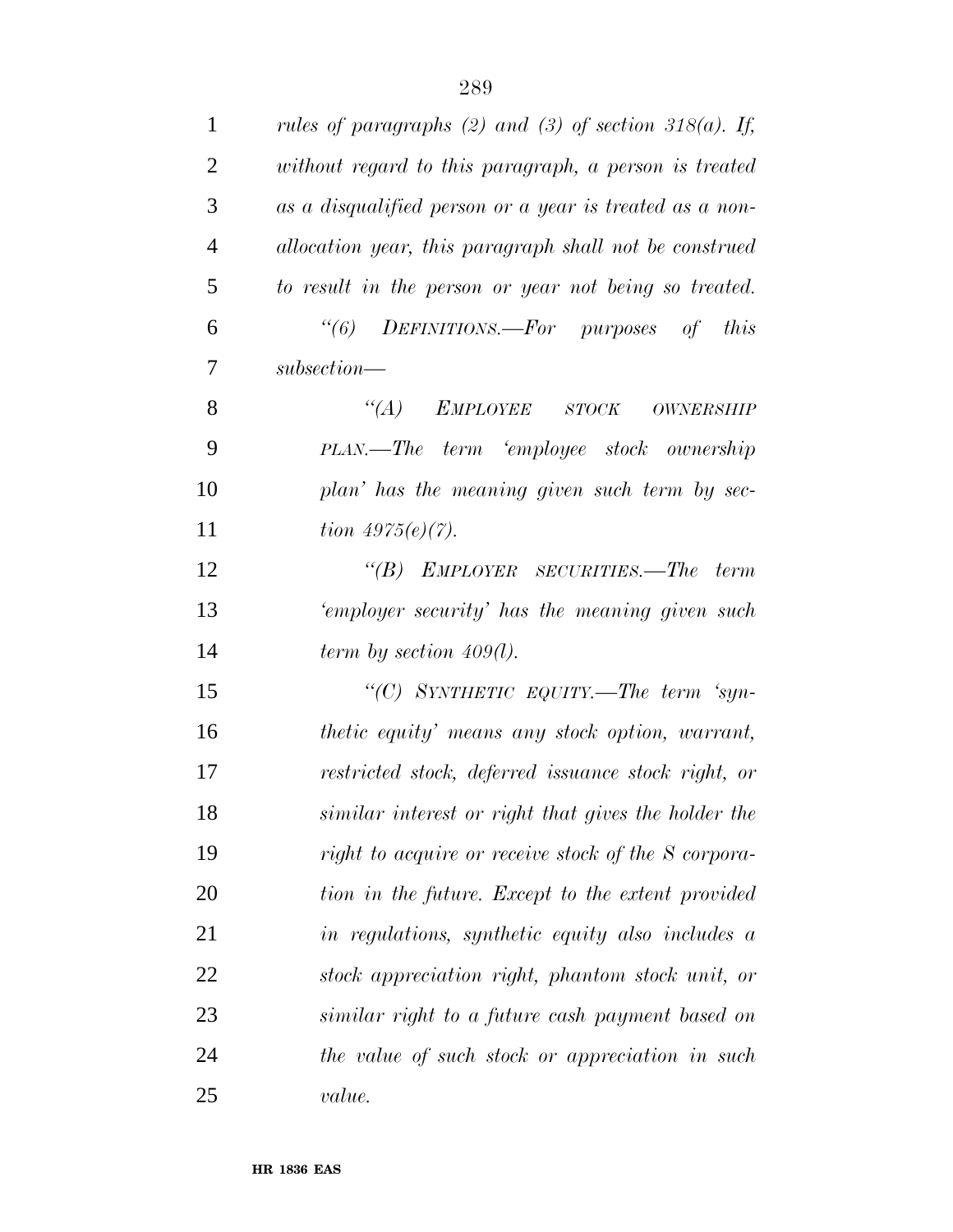*rules of paragraphs (2) and (3) of section 318(a). If, without regard to this paragraph, a person is treated as a disqualified person or a year is treated as a non-allocation year, this paragraph shall not be construed to result in the person or year not being so treated.*

*''(6) DEFINITIONS.—For purposes of this subsection—*

*''(A) EMPLOYEE STOCK OWNERSHIP PLAN.—The term 'employee stock ownership plan' has the meaning given such term by section 4975(e)(7).*

*''(B) EMPLOYER SECURITIES.—The term 'employer security' has the meaning given such term by section 409(l).*

*''(C) SYNTHETIC EQUITY.—The term 'synthetic equity' means any stock option, warrant, restricted stock, deferred issuance stock right, or similar interest or right that gives the holder the right to acquire or receive stock of the S corporation in the future. Except to the extent provided in regulations, synthetic equity also includes a stock appreciation right, phantom stock unit, or similar right to a future cash payment based on the value of such stock or appreciation in such value.*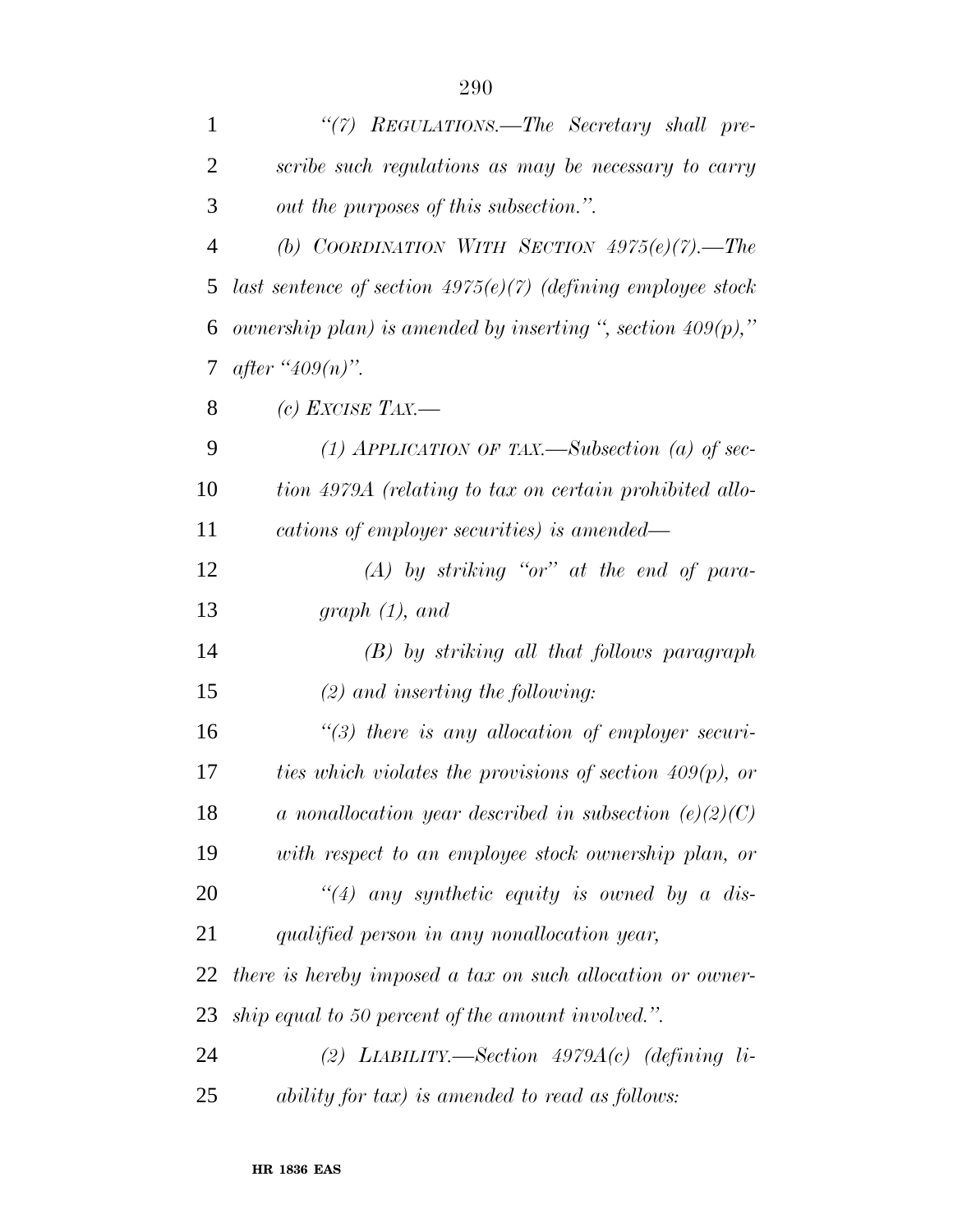*"(7) REGULATIONS.—The Secretary shall prescribe such regulations as may be necessary to carry out the purposes of this subsection.".*

*(b) COORDINATION WITH SECTION 4975(e)(7).—The last sentence of section 4975(e)(7) (defining employee stock ownership plan) is amended by inserting ", section 409(p)," after "409(n)".*

*(c) EXCISE TAX.—*

*(1) APPLICATION OF TAX.—Subsection (a) of section 4979A (relating to tax on certain prohibited allocations of employer securities) is amended—*

*(A) by striking "or" at the end of paragraph (1), and*

*(B) by striking all that follows paragraph (2) and inserting the following:*

*"(3) there is any allocation of employer securities which violates the provisions of section 409(p), or a nonallocation year described in subsection (e)(2)(C) with respect to an employee stock ownership plan, or*

*"(4) any synthetic equity is owned by a disqualified person in any nonallocation year,*

*there is hereby imposed a tax on such allocation or ownership equal to 50 percent of the amount involved.".*

*(2) LIABILITY.—Section 4979A(c) (defining liability for tax) is amended to read as follows:*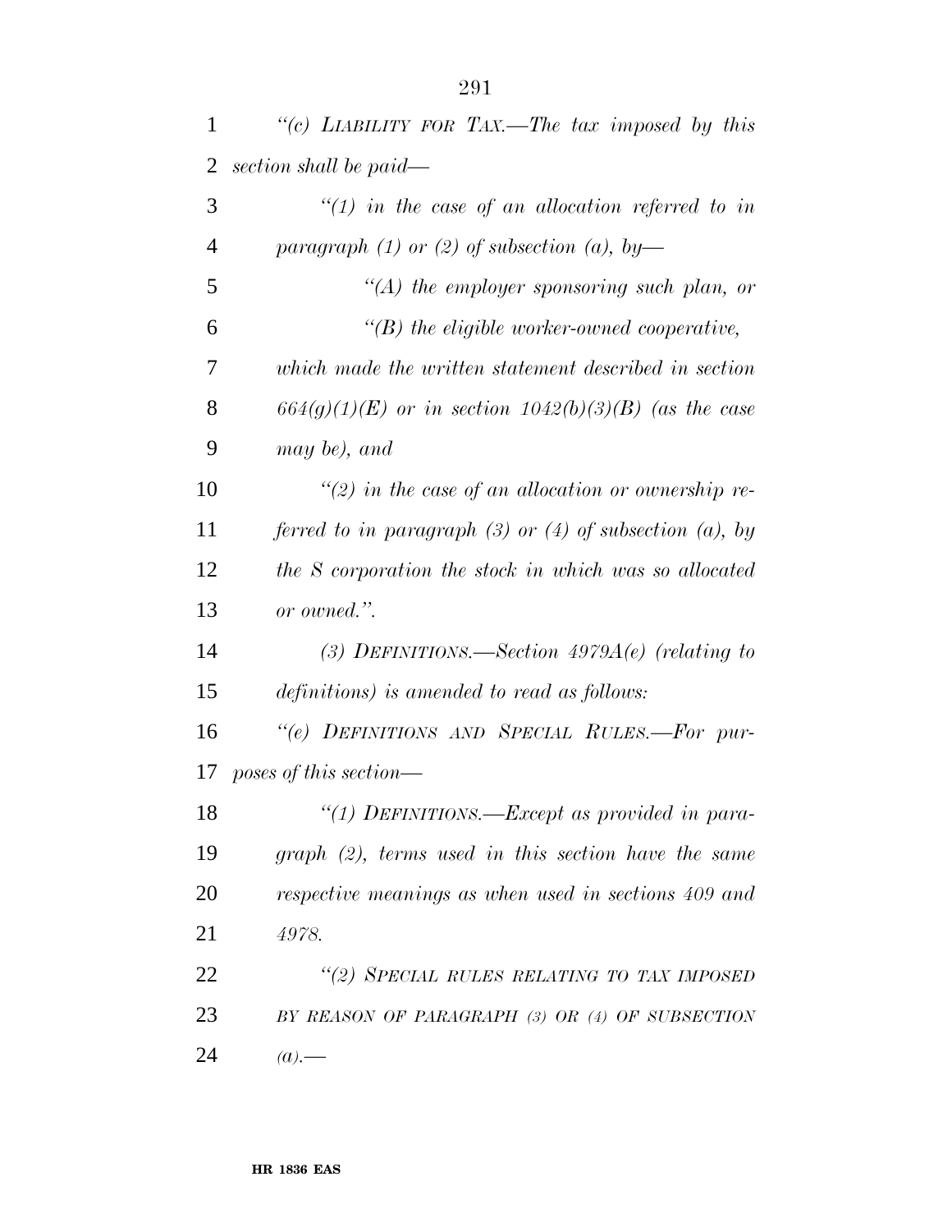*"(c) LIABILITY FOR TAX.—The tax imposed by this section shall be paid—*

*"(1) in the case of an allocation referred to in paragraph (1) or (2) of subsection (a), by—*

*"(A) the employer sponsoring such plan, or*

*"(B) the eligible worker-owned cooperative,*

*which made the written statement described in section 664(g)(1)(E) or in section 1042(b)(3)(B) (as the case may be), and*

*"(2) in the case of an allocation or ownership referred to in paragraph (3) or (4) of subsection (a), by the S corporation the stock in which was so allocated or owned.".*

*(3) DEFINITIONS.—Section 4979A(e) (relating to definitions) is amended to read as follows:*

*"(e) DEFINITIONS AND SPECIAL RULES.—For purposes of this section—*

*"(1) DEFINITIONS.—Except as provided in paragraph (2), terms used in this section have the same respective meanings as when used in sections 409 and 4978.*

*"(2) SPECIAL RULES RELATING TO TAX IMPOSED BY REASON OF PARAGRAPH (3) OR (4) OF SUBSECTION (a).—*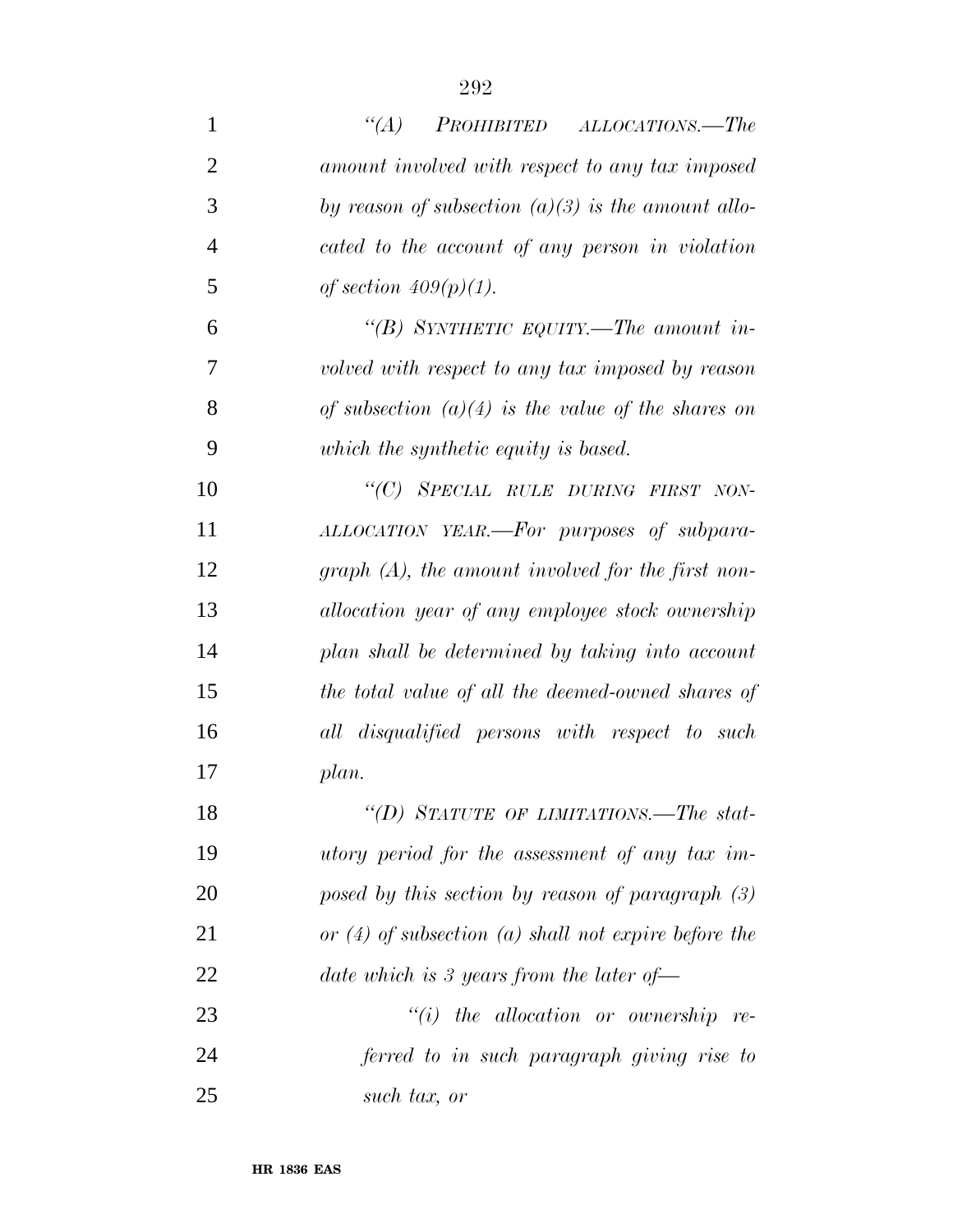*"(A) PROHIBITED ALLOCATIONS.—The amount involved with respect to any tax imposed by reason of subsection (a)(3) is the amount allocated to the account of any person in violation of section 409(p)(1).*

*"(B) SYNTHETIC EQUITY.—The amount involved with respect to any tax imposed by reason of subsection (a)(4) is the value of the shares on which the synthetic equity is based.*

*"(C) SPECIAL RULE DURING FIRST NON-ALLOCATION YEAR.—For purposes of subparagraph (A), the amount involved for the first non-allocation year of any employee stock ownership plan shall be determined by taking into account the total value of all the deemed-owned shares of all disqualified persons with respect to such plan.*

*"(D) STATUTE OF LIMITATIONS.—The statutory period for the assessment of any tax imposed by this section by reason of paragraph (3) or (4) of subsection (a) shall not expire before the date which is 3 years from the later of—*

*"(i) the allocation or ownership referred to in such paragraph giving rise to such tax, or*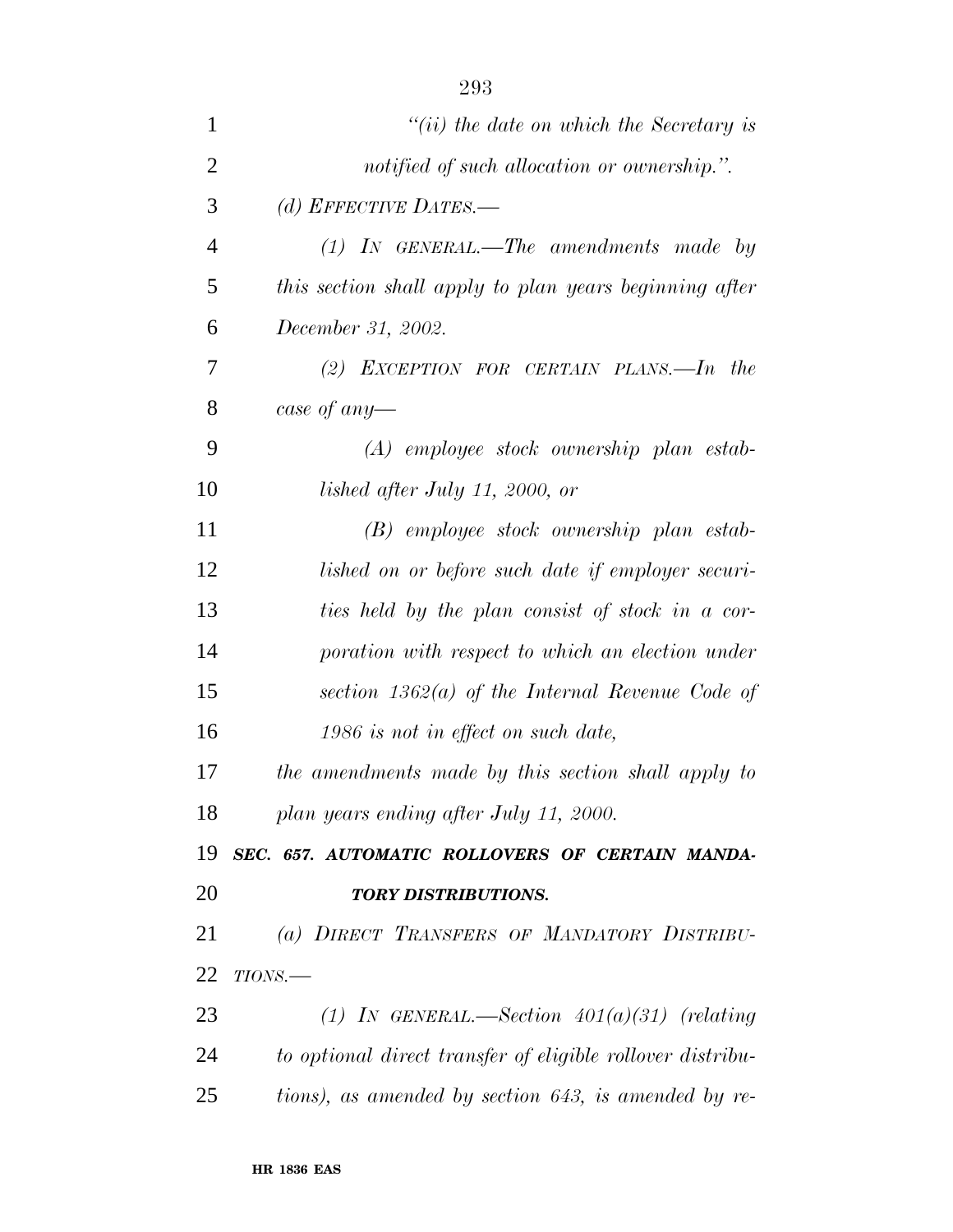*"(ii) the date on which the Secretary is notified of such allocation or ownership.".*

*(d) EFFECTIVE DATES.—*

*(1) IN GENERAL.—The amendments made by this section shall apply to plan years beginning after December 31, 2002.*

*(2) EXCEPTION FOR CERTAIN PLANS.—In the case of any—*

*(A) employee stock ownership plan established after July 11, 2000, or*

*(B) employee stock ownership plan established on or before such date if employer securities held by the plan consist of stock in a corporation with respect to which an election under section 1362(a) of the Internal Revenue Code of 1986 is not in effect on such date,*

*the amendments made by this section shall apply to plan years ending after July 11, 2000.*

***SEC. 657. AUTOMATIC ROLLOVERS OF CERTAIN MANDATORY DISTRIBUTIONS.***

*(a) DIRECT TRANSFERS OF MANDATORY DISTRIBUTIONS.—*

*(1) IN GENERAL.—Section 401(a)(31) (relating to optional direct transfer of eligible rollover distributions), as amended by section 643, is amended by re-*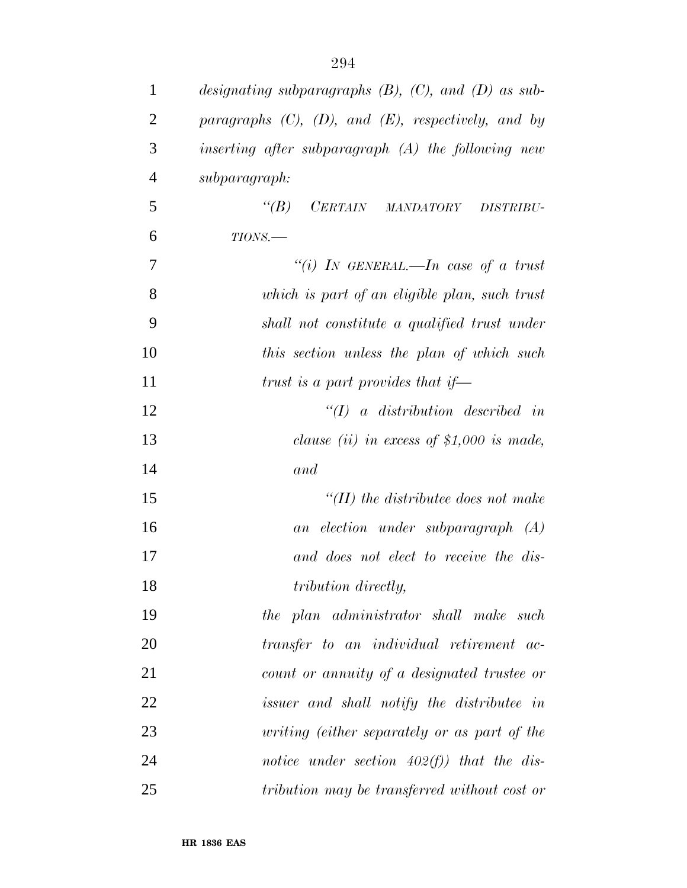*designating subparagraphs (B), (C), and (D) as subparagraphs (C), (D), and (E), respectively, and by inserting after subparagraph (A) the following new subparagraph:*

*"(B) CERTAIN MANDATORY DISTRIBUTIONS.—*

*"(i) IN GENERAL.—In case of a trust which is part of an eligible plan, such trust shall not constitute a qualified trust under this section unless the plan of which such trust is a part provides that if—*

*"(I) a distribution described in clause (ii) in excess of $1,000 is made, and*

*"(II) the distributee does not make an election under subparagraph (A) and does not elect to receive the distribution directly,*

*the plan administrator shall make such transfer to an individual retirement account or annuity of a designated trustee or issuer and shall notify the distributee in writing (either separately or as part of the notice under section 402(f)) that the distribution may be transferred without cost or*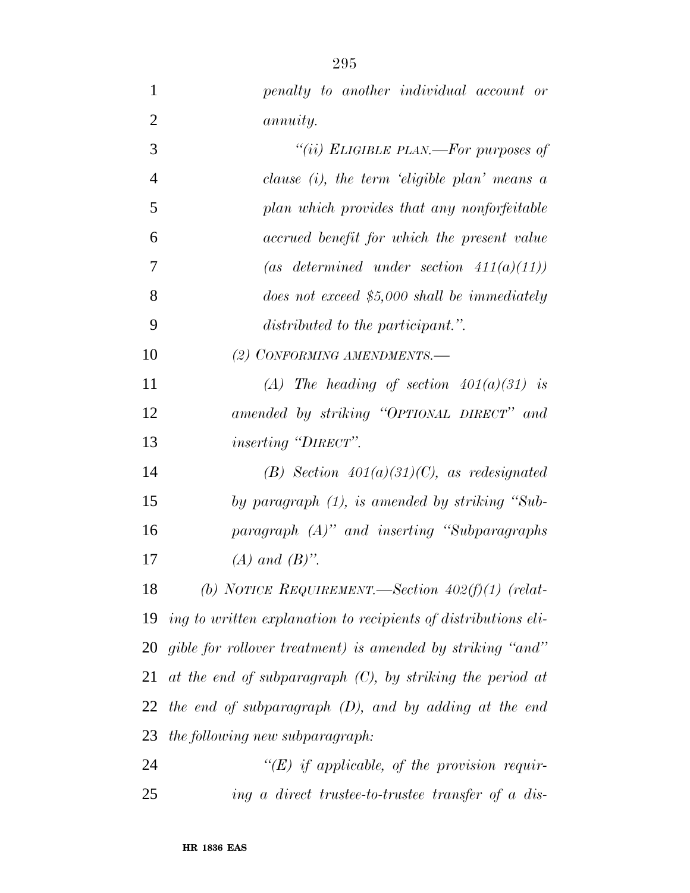*penalty to another individual account or annuity.*

*"(ii) ELIGIBLE PLAN.—For purposes of clause (i), the term 'eligible plan' means a plan which provides that any nonforfeitable accrued benefit for which the present value (as determined under section 411(a)(11)) does not exceed $5,000 shall be immediately distributed to the participant.".*

*(2) CONFORMING AMENDMENTS.—*

*(A) The heading of section 401(a)(31) is amended by striking "OPTIONAL DIRECT" and inserting "DIRECT".*

*(B) Section 401(a)(31)(C), as redesignated by paragraph (1), is amended by striking "Subparagraph (A)" and inserting "Subparagraphs (A) and (B)".*

*(b) NOTICE REQUIREMENT.—Section 402(f)(1) (relating to written explanation to recipients of distributions eligible for rollover treatment) is amended by striking "and" at the end of subparagraph (C), by striking the period at the end of subparagraph (D), and by adding at the end the following new subparagraph:*

*"(E) if applicable, of the provision requiring a direct trustee-to-trustee transfer of a dis-*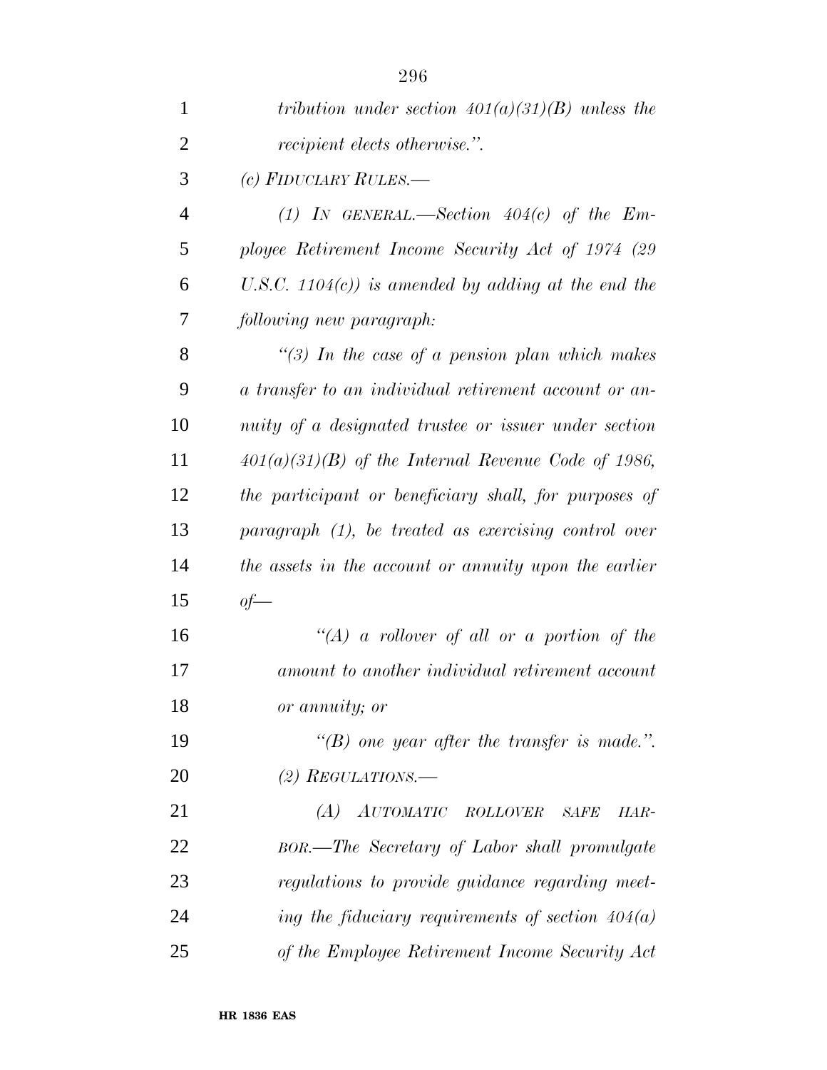*tribution under section 401(a)(31)(B) unless the recipient elects otherwise.".*

*(c) FIDUCIARY RULES.—*

*(1) IN GENERAL.—Section 404(c) of the Employee Retirement Income Security Act of 1974 (29 U.S.C. 1104(c)) is amended by adding at the end the following new paragraph:*

*"(3) In the case of a pension plan which makes a transfer to an individual retirement account or annuity of a designated trustee or issuer under section 401(a)(31)(B) of the Internal Revenue Code of 1986, the participant or beneficiary shall, for purposes of paragraph (1), be treated as exercising control over the assets in the account or annuity upon the earlier of—*

*"(A) a rollover of all or a portion of the amount to another individual retirement account or annuity; or*

*"(B) one year after the transfer is made.".*

*(2) REGULATIONS.—*

*(A) AUTOMATIC ROLLOVER SAFE HARBOR.—The Secretary of Labor shall promulgate regulations to provide guidance regarding meeting the fiduciary requirements of section 404(a) of the Employee Retirement Income Security Act*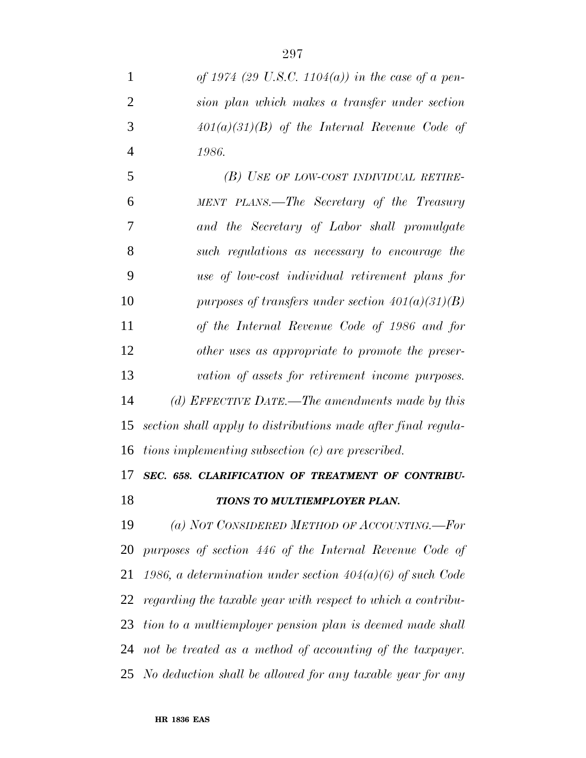*of 1974 (29 U.S.C. 1104(a)) in the case of a pension plan which makes a transfer under section 401(a)(31)(B) of the Internal Revenue Code of 1986.*

*(B) USE OF LOW-COST INDIVIDUAL RETIREMENT PLANS.—The Secretary of the Treasury and the Secretary of Labor shall promulgate such regulations as necessary to encourage the use of low-cost individual retirement plans for purposes of transfers under section 401(a)(31)(B) of the Internal Revenue Code of 1986 and for other uses as appropriate to promote the preservation of assets for retirement income purposes.*

*(d) EFFECTIVE DATE.—The amendments made by this section shall apply to distributions made after final regulations implementing subsection (c) are prescribed.*

***SEC. 658. CLARIFICATION OF TREATMENT OF CONTRIBUTIONS TO MULTIEMPLOYER PLAN.***

*(a) NOT CONSIDERED METHOD OF ACCOUNTING.—For purposes of section 446 of the Internal Revenue Code of 1986, a determination under section 404(a)(6) of such Code regarding the taxable year with respect to which a contribution to a multiemployer pension plan is deemed made shall not be treated as a method of accounting of the taxpayer. No deduction shall be allowed for any taxable year for any*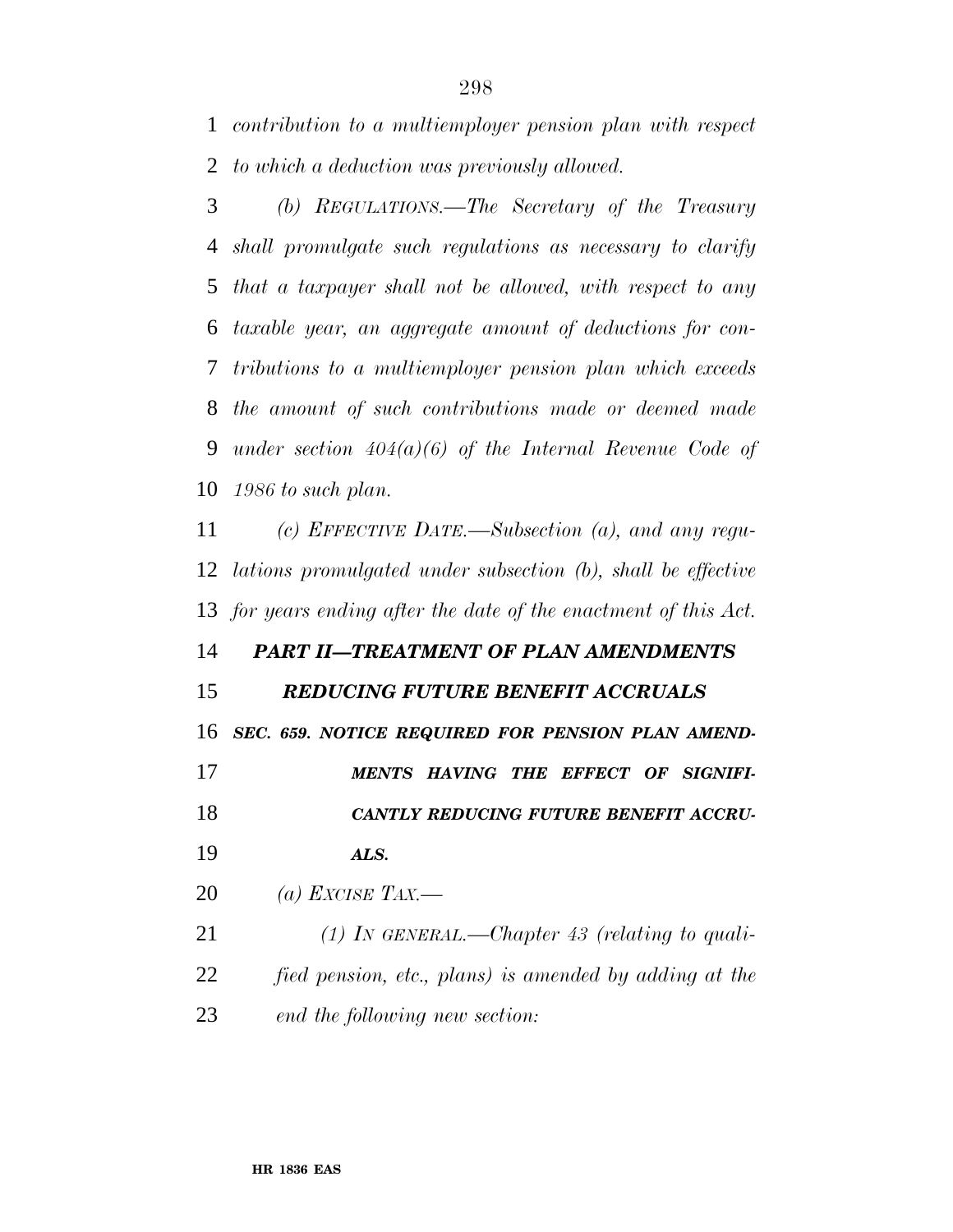*contribution to a multiemployer pension plan with respect to which a deduction was previously allowed.*

*(b) REGULATIONS.—The Secretary of the Treasury shall promulgate such regulations as necessary to clarify that a taxpayer shall not be allowed, with respect to any taxable year, an aggregate amount of deductions for contributions to a multiemployer pension plan which exceeds the amount of such contributions made or deemed made under section 404(a)(6) of the Internal Revenue Code of 1986 to such plan.*

*(c) EFFECTIVE DATE.—Subsection (a), and any regulations promulgated under subsection (b), shall be effective for years ending after the date of the enactment of this Act.*

## *PART II—TREATMENT OF PLAN AMENDMENTS REDUCING FUTURE BENEFIT ACCRUALS*

### *SEC. 659. NOTICE REQUIRED FOR PENSION PLAN AMENDMENTS HAVING THE EFFECT OF SIGNIFICANTLY REDUCING FUTURE BENEFIT ACCRUALS.*

*(a) EXCISE TAX.—*

*(1) IN GENERAL.—Chapter 43 (relating to qualified pension, etc., plans) is amended by adding at the end the following new section:*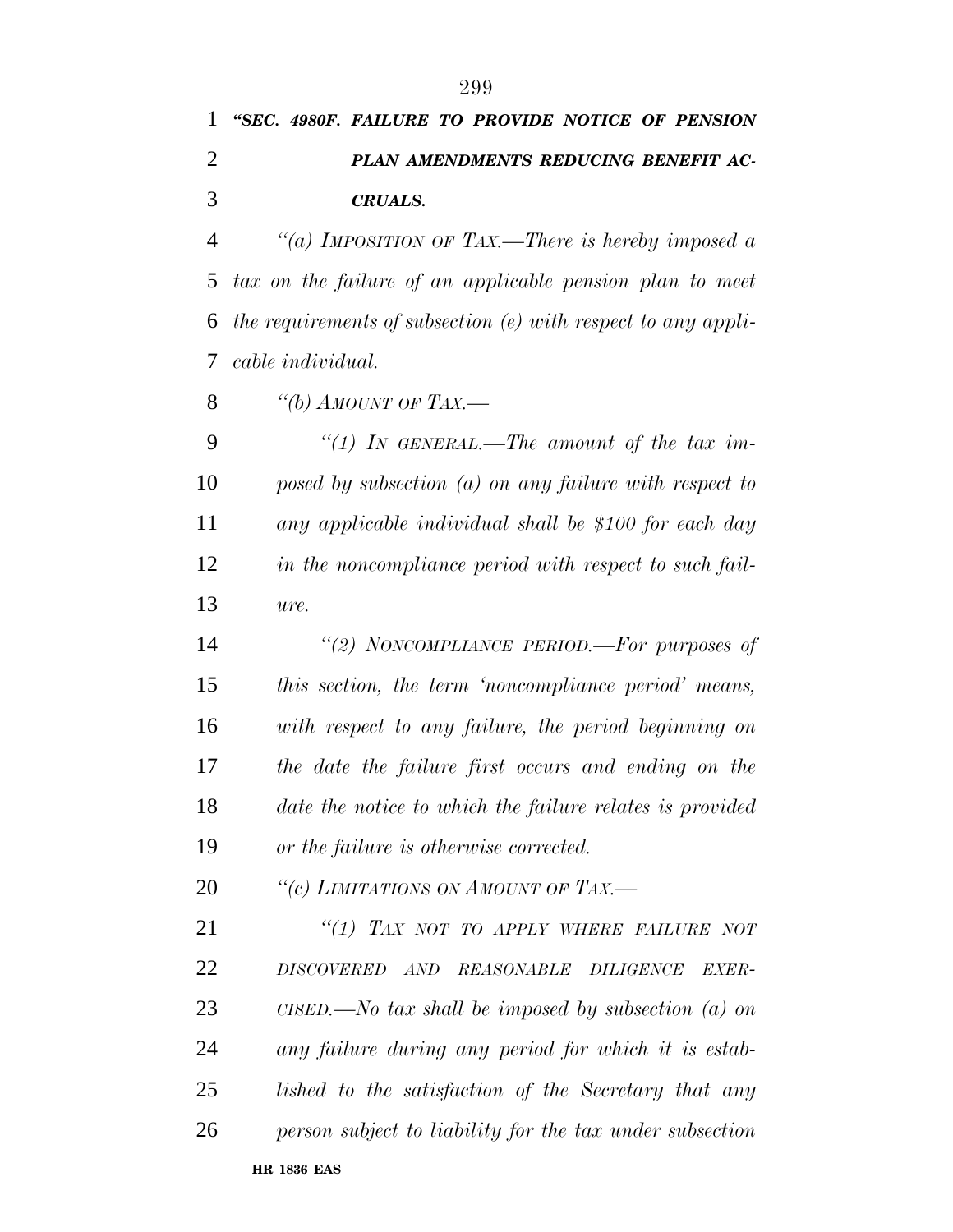***"SEC. 4980F. FAILURE TO PROVIDE NOTICE OF PENSION PLAN AMENDMENTS REDUCING BENEFIT ACCRUALS.***

*"(a) IMPOSITION OF TAX.—There is hereby imposed a tax on the failure of an applicable pension plan to meet the requirements of subsection (e) with respect to any applicable individual.*

*"(b) AMOUNT OF TAX.—*

*"(1) IN GENERAL.—The amount of the tax imposed by subsection (a) on any failure with respect to any applicable individual shall be $100 for each day in the noncompliance period with respect to such failure.*

*"(2) NONCOMPLIANCE PERIOD.—For purposes of this section, the term 'noncompliance period' means, with respect to any failure, the period beginning on the date the failure first occurs and ending on the date the notice to which the failure relates is provided or the failure is otherwise corrected.*

*"(c) LIMITATIONS ON AMOUNT OF TAX.—*

*"(1) TAX NOT TO APPLY WHERE FAILURE NOT DISCOVERED AND REASONABLE DILIGENCE EXERCISED.—No tax shall be imposed by subsection (a) on any failure during any period for which it is established to the satisfaction of the Secretary that any person subject to liability for the tax under subsection*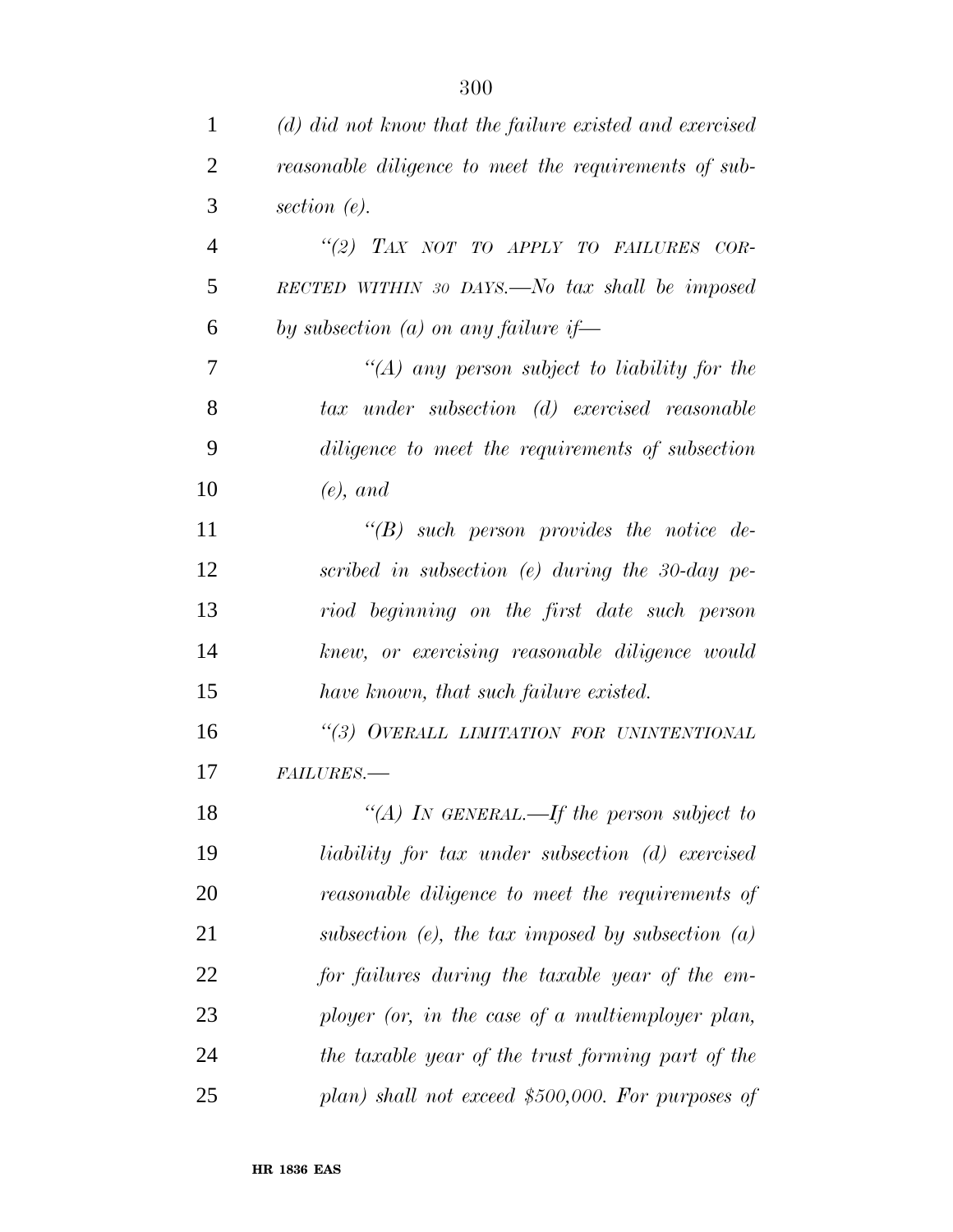*(d) did not know that the failure existed and exercised reasonable diligence to meet the requirements of subsection (e).*

*"(2) TAX NOT TO APPLY TO FAILURES CORRECTED WITHIN 30 DAYS.—No tax shall be imposed by subsection (a) on any failure if—*

*"(A) any person subject to liability for the tax under subsection (d) exercised reasonable diligence to meet the requirements of subsection (e), and*

*"(B) such person provides the notice described in subsection (e) during the 30-day period beginning on the first date such person knew, or exercising reasonable diligence would have known, that such failure existed.*

*"(3) OVERALL LIMITATION FOR UNINTENTIONAL FAILURES.—*

*"(A) IN GENERAL.—If the person subject to liability for tax under subsection (d) exercised reasonable diligence to meet the requirements of subsection (e), the tax imposed by subsection (a) for failures during the taxable year of the employer (or, in the case of a multiemployer plan, the taxable year of the trust forming part of the plan) shall not exceed $500,000. For purposes of*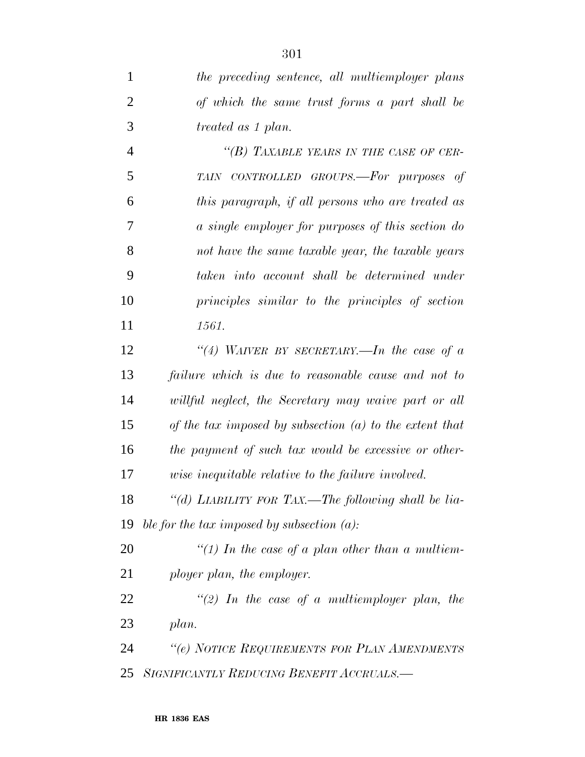*the preceding sentence, all multiemployer plans of which the same trust forms a part shall be treated as 1 plan.*

*“(B) TAXABLE YEARS IN THE CASE OF CERTAIN CONTROLLED GROUPS.—For purposes of this paragraph, if all persons who are treated as a single employer for purposes of this section do not have the same taxable year, the taxable years taken into account shall be determined under principles similar to the principles of section 1561.*

*“(4) WAIVER BY SECRETARY.—In the case of a failure which is due to reasonable cause and not to willful neglect, the Secretary may waive part or all of the tax imposed by subsection (a) to the extent that the payment of such tax would be excessive or otherwise inequitable relative to the failure involved.*

*“(d) LIABILITY FOR TAX.—The following shall be liable for the tax imposed by subsection (a):*

*“(1) In the case of a plan other than a multiemployer plan, the employer.*

*“(2) In the case of a multiemployer plan, the plan.*

*“(e) NOTICE REQUIREMENTS FOR PLAN AMENDMENTS SIGNIFICANTLY REDUCING BENEFIT ACCRUALS.—*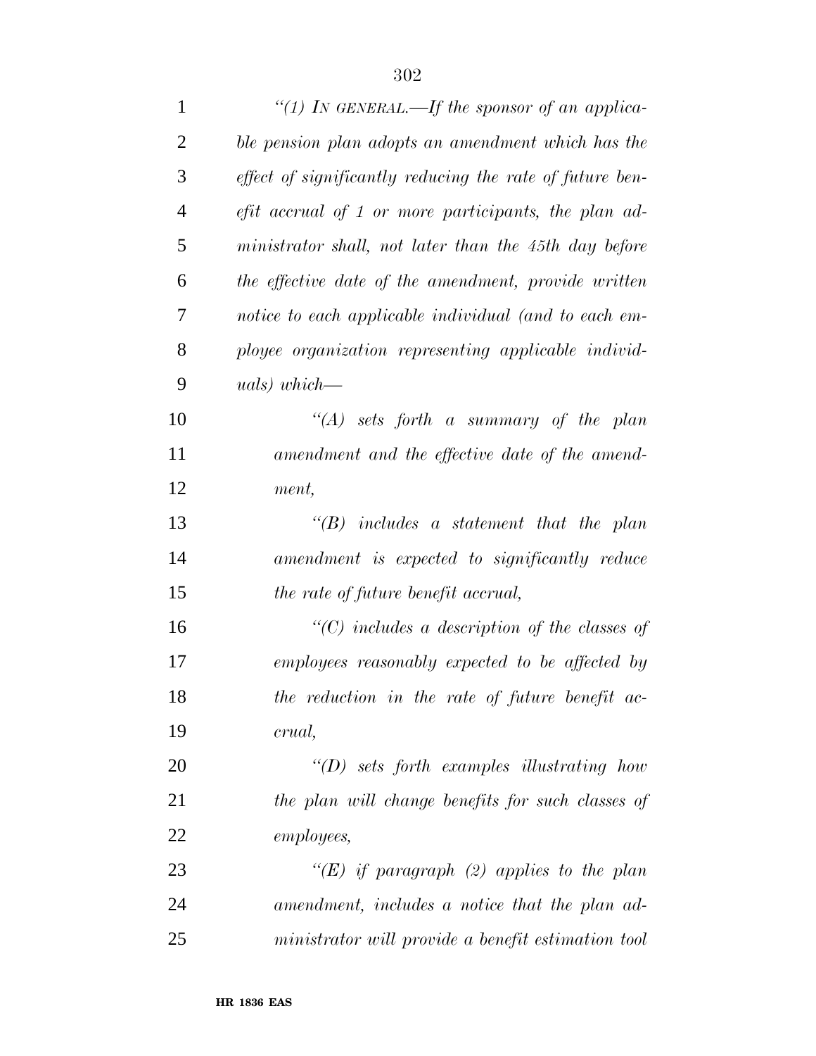*"(1) IN GENERAL.—If the sponsor of an applicable pension plan adopts an amendment which has the effect of significantly reducing the rate of future benefit accrual of 1 or more participants, the plan administrator shall, not later than the 45th day before the effective date of the amendment, provide written notice to each applicable individual (and to each employee organization representing applicable individuals) which—*

*"(A) sets forth a summary of the plan amendment and the effective date of the amendment,*

*"(B) includes a statement that the plan amendment is expected to significantly reduce the rate of future benefit accrual,*

*"(C) includes a description of the classes of employees reasonably expected to be affected by the reduction in the rate of future benefit accrual,*

*"(D) sets forth examples illustrating how the plan will change benefits for such classes of employees,*

*"(E) if paragraph (2) applies to the plan amendment, includes a notice that the plan administrator will provide a benefit estimation tool*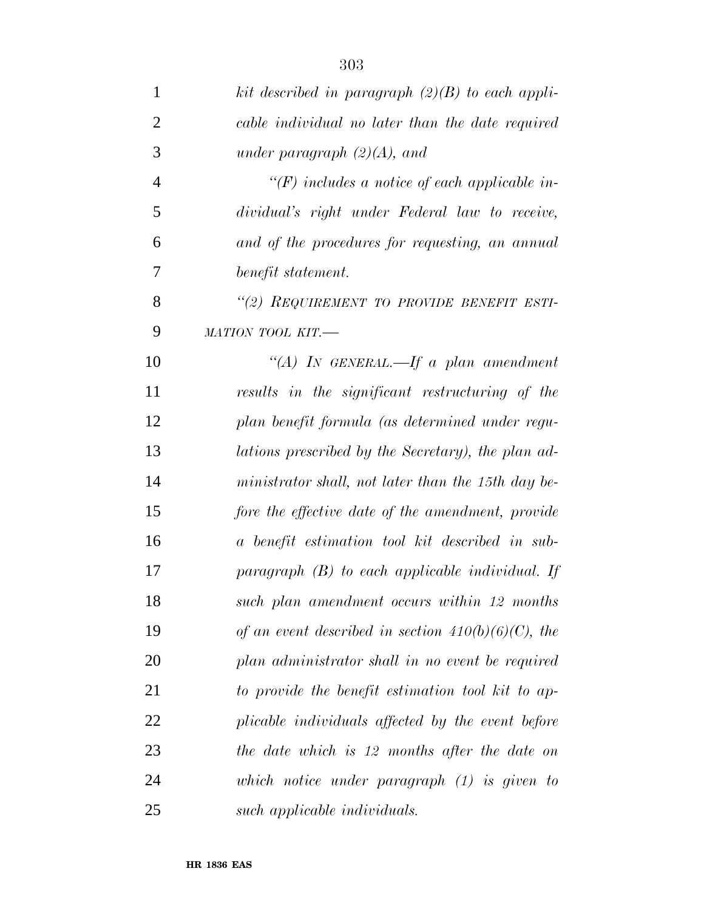*kit described in paragraph (2)(B) to each applicable individual no later than the date required under paragraph (2)(A), and*

*"(F) includes a notice of each applicable individual's right under Federal law to receive, and of the procedures for requesting, an annual benefit statement.*

*"(2) REQUIREMENT TO PROVIDE BENEFIT ESTIMATION TOOL KIT.—*

*"(A) IN GENERAL.—If a plan amendment results in the significant restructuring of the plan benefit formula (as determined under regulations prescribed by the Secretary), the plan administrator shall, not later than the 15th day before the effective date of the amendment, provide a benefit estimation tool kit described in subparagraph (B) to each applicable individual. If such plan amendment occurs within 12 months of an event described in section 410(b)(6)(C), the plan administrator shall in no event be required to provide the benefit estimation tool kit to applicable individuals affected by the event before the date which is 12 months after the date on which notice under paragraph (1) is given to such applicable individuals.*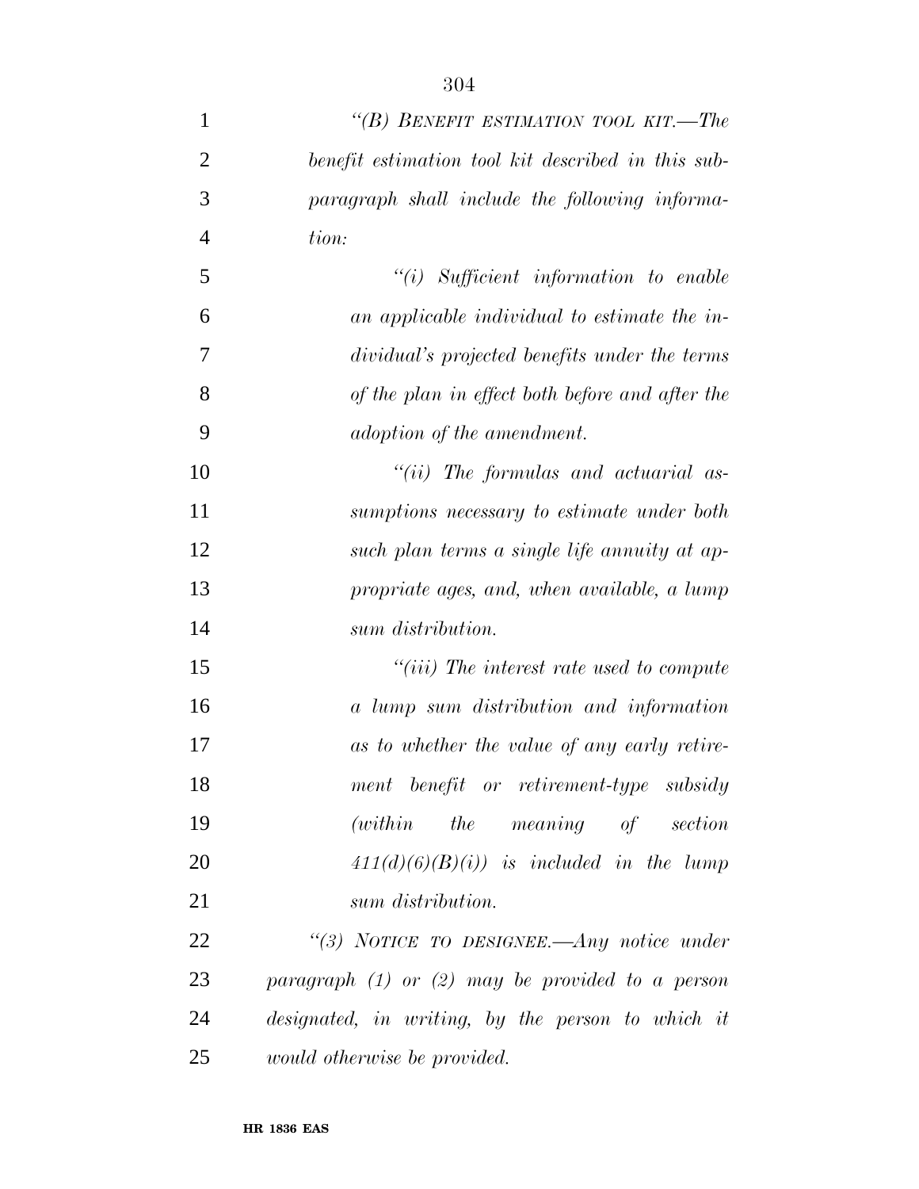*"(B) BENEFIT ESTIMATION TOOL KIT.—The benefit estimation tool kit described in this subparagraph shall include the following information:*

*"(i) Sufficient information to enable an applicable individual to estimate the individual's projected benefits under the terms of the plan in effect both before and after the adoption of the amendment.*

*"(ii) The formulas and actuarial assumptions necessary to estimate under both such plan terms a single life annuity at appropriate ages, and, when available, a lump sum distribution.*

*"(iii) The interest rate used to compute a lump sum distribution and information as to whether the value of any early retirement benefit or retirement-type subsidy (within the meaning of section 411(d)(6)(B)(i)) is included in the lump sum distribution.*

*"(3) NOTICE TO DESIGNEE.—Any notice under paragraph (1) or (2) may be provided to a person designated, in writing, by the person to which it would otherwise be provided.*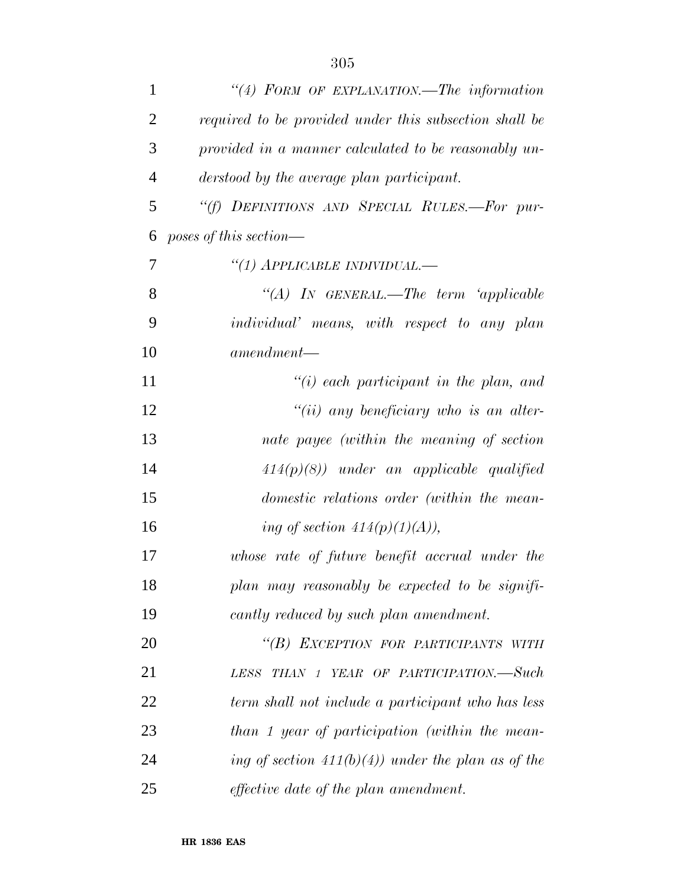*"(4) FORM OF EXPLANATION.—The information required to be provided under this subsection shall be provided in a manner calculated to be reasonably understood by the average plan participant.*

*"(f) DEFINITIONS AND SPECIAL RULES.—For purposes of this section—*

*"(1) APPLICABLE INDIVIDUAL.—*

*"(A) IN GENERAL.—The term 'applicable individual' means, with respect to any plan amendment—*

*"(i) each participant in the plan, and*

*"(ii) any beneficiary who is an alternate payee (within the meaning of section 414(p)(8)) under an applicable qualified domestic relations order (within the meaning of section 414(p)(1)(A)),*

*whose rate of future benefit accrual under the plan may reasonably be expected to be significantly reduced by such plan amendment.*

*"(B) EXCEPTION FOR PARTICIPANTS WITH LESS THAN 1 YEAR OF PARTICIPATION.—Such term shall not include a participant who has less than 1 year of participation (within the meaning of section 411(b)(4)) under the plan as of the effective date of the plan amendment.*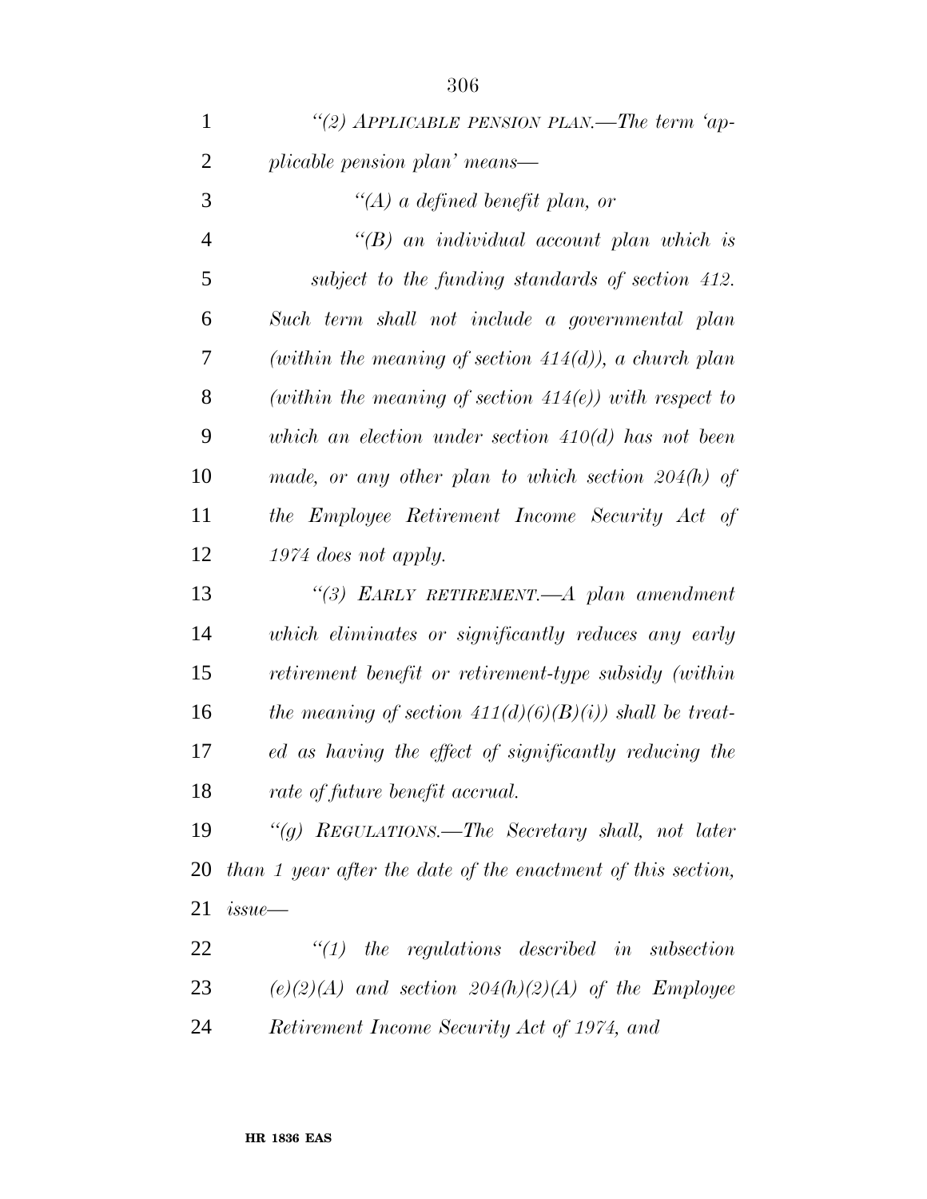*"(2) APPLICABLE PENSION PLAN.—The term 'applicable pension plan' means—*

*"(A) a defined benefit plan, or*

*"(B) an individual account plan which is subject to the funding standards of section 412.*

*Such term shall not include a governmental plan (within the meaning of section 414(d)), a church plan (within the meaning of section 414(e)) with respect to which an election under section 410(d) has not been made, or any other plan to which section 204(h) of the Employee Retirement Income Security Act of 1974 does not apply.*

*"(3) EARLY RETIREMENT.—A plan amendment which eliminates or significantly reduces any early retirement benefit or retirement-type subsidy (within the meaning of section 411(d)(6)(B)(i)) shall be treated as having the effect of significantly reducing the rate of future benefit accrual.*

*"(g) REGULATIONS.—The Secretary shall, not later than 1 year after the date of the enactment of this section, issue—*

*"(1) the regulations described in subsection (e)(2)(A) and section 204(h)(2)(A) of the Employee Retirement Income Security Act of 1974, and*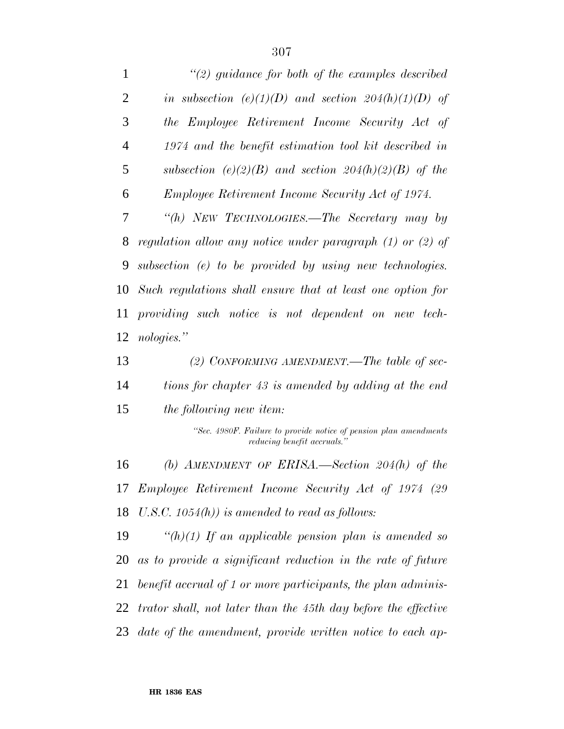*"(2) guidance for both of the examples described in subsection (e)(1)(D) and section 204(h)(1)(D) of the Employee Retirement Income Security Act of 1974 and the benefit estimation tool kit described in subsection (e)(2)(B) and section 204(h)(2)(B) of the Employee Retirement Income Security Act of 1974.*

*"(h) NEW TECHNOLOGIES.—The Secretary may by regulation allow any notice under paragraph (1) or (2) of subsection (e) to be provided by using new technologies. Such regulations shall ensure that at least one option for providing such notice is not dependent on new technologies."*

*(2) CONFORMING AMENDMENT.—The table of sections for chapter 43 is amended by adding at the end the following new item:*

*"Sec. 4980F. Failure to provide notice of pension plan amendments reducing benefit accruals."*

*(b) AMENDMENT OF ERISA.—Section 204(h) of the Employee Retirement Income Security Act of 1974 (29 U.S.C. 1054(h)) is amended to read as follows:*

*"(h)(1) If an applicable pension plan is amended so as to provide a significant reduction in the rate of future benefit accrual of 1 or more participants, the plan administrator shall, not later than the 45th day before the effective date of the amendment, provide written notice to each ap-*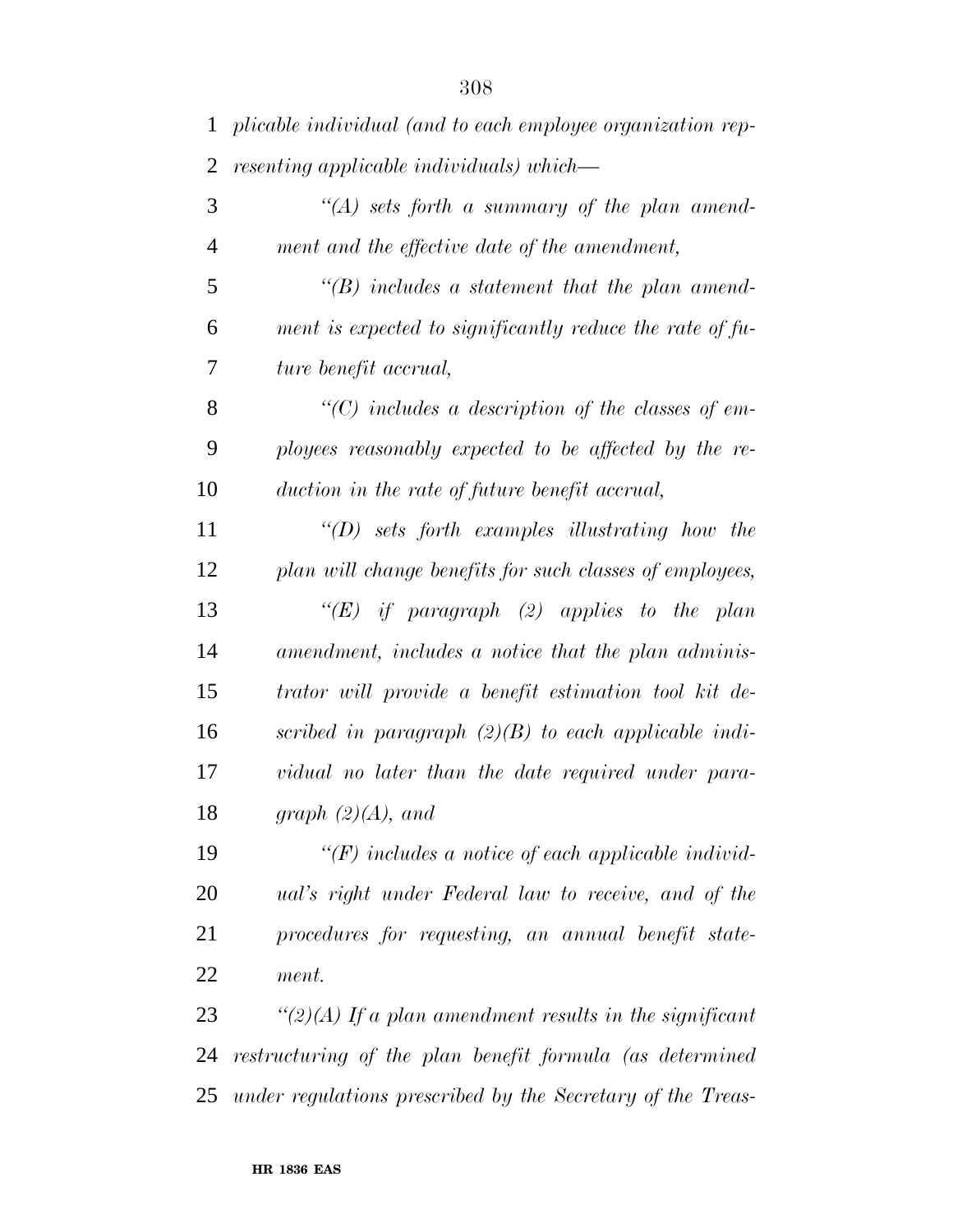*plicable individual (and to each employee organization representing applicable individuals) which—*

*"(A) sets forth a summary of the plan amendment and the effective date of the amendment,*

*"(B) includes a statement that the plan amendment is expected to significantly reduce the rate of future benefit accrual,*

*"(C) includes a description of the classes of employees reasonably expected to be affected by the reduction in the rate of future benefit accrual,*

*"(D) sets forth examples illustrating how the plan will change benefits for such classes of employees,*

*"(E) if paragraph (2) applies to the plan amendment, includes a notice that the plan administrator will provide a benefit estimation tool kit described in paragraph (2)(B) to each applicable individual no later than the date required under paragraph (2)(A), and*

*"(F) includes a notice of each applicable individual's right under Federal law to receive, and of the procedures for requesting, an annual benefit statement.*

*"(2)(A) If a plan amendment results in the significant restructuring of the plan benefit formula (as determined under regulations prescribed by the Secretary of the Treas-*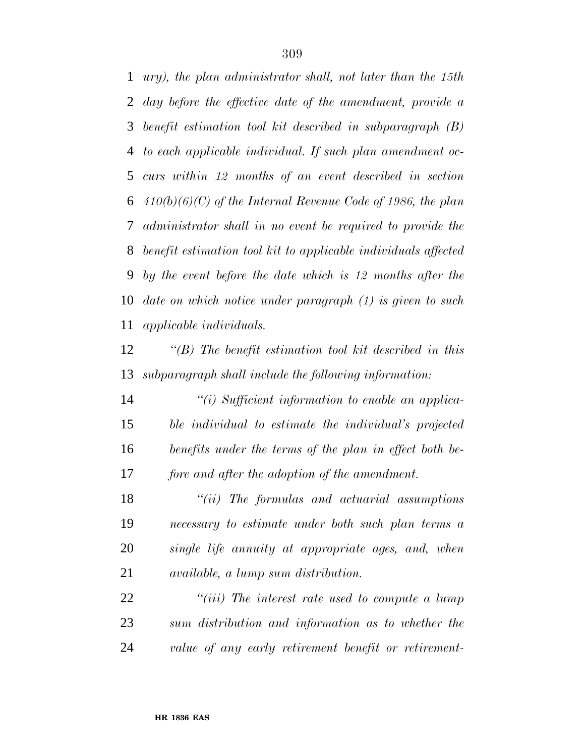*ury), the plan administrator shall, not later than the 15th day before the effective date of the amendment, provide a benefit estimation tool kit described in subparagraph (B) to each applicable individual. If such plan amendment occurs within 12 months of an event described in section 410(b)(6)(C) of the Internal Revenue Code of 1986, the plan administrator shall in no event be required to provide the benefit estimation tool kit to applicable individuals affected by the event before the date which is 12 months after the date on which notice under paragraph (1) is given to such applicable individuals.*

*''(B) The benefit estimation tool kit described in this subparagraph shall include the following information:*

*''(i) Sufficient information to enable an applicable individual to estimate the individual's projected benefits under the terms of the plan in effect both before and after the adoption of the amendment.*

*''(ii) The formulas and actuarial assumptions necessary to estimate under both such plan terms a single life annuity at appropriate ages, and, when available, a lump sum distribution.*

*''(iii) The interest rate used to compute a lump sum distribution and information as to whether the value of any early retirement benefit or retirement-*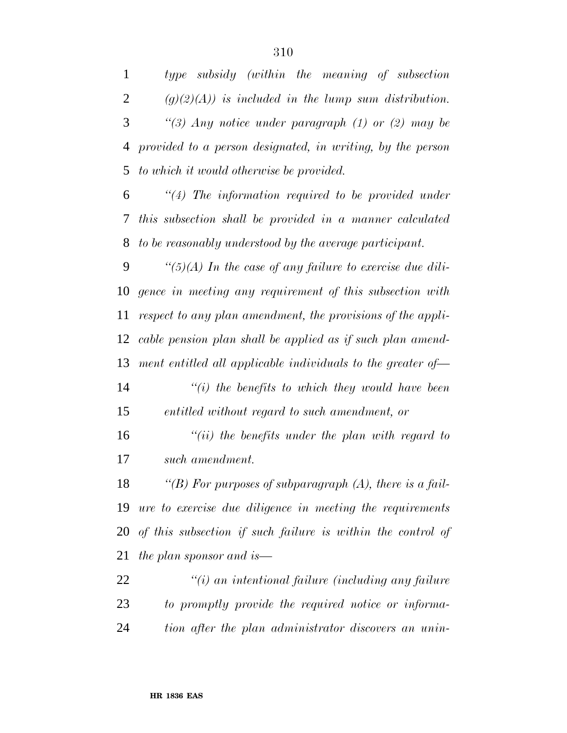*type subsidy (within the meaning of subsection (g)(2)(A)) is included in the lump sum distribution.*

*"(3) Any notice under paragraph (1) or (2) may be provided to a person designated, in writing, by the person to which it would otherwise be provided.*

*"(4) The information required to be provided under this subsection shall be provided in a manner calculated to be reasonably understood by the average participant.*

*"(5)(A) In the case of any failure to exercise due diligence in meeting any requirement of this subsection with respect to any plan amendment, the provisions of the applicable pension plan shall be applied as if such plan amendment entitled all applicable individuals to the greater of—*

*"(i) the benefits to which they would have been entitled without regard to such amendment, or*

*"(ii) the benefits under the plan with regard to such amendment.*

*"(B) For purposes of subparagraph (A), there is a failure to exercise due diligence in meeting the requirements of this subsection if such failure is within the control of the plan sponsor and is—*

*"(i) an intentional failure (including any failure to promptly provide the required notice or information after the plan administrator discovers an unin-*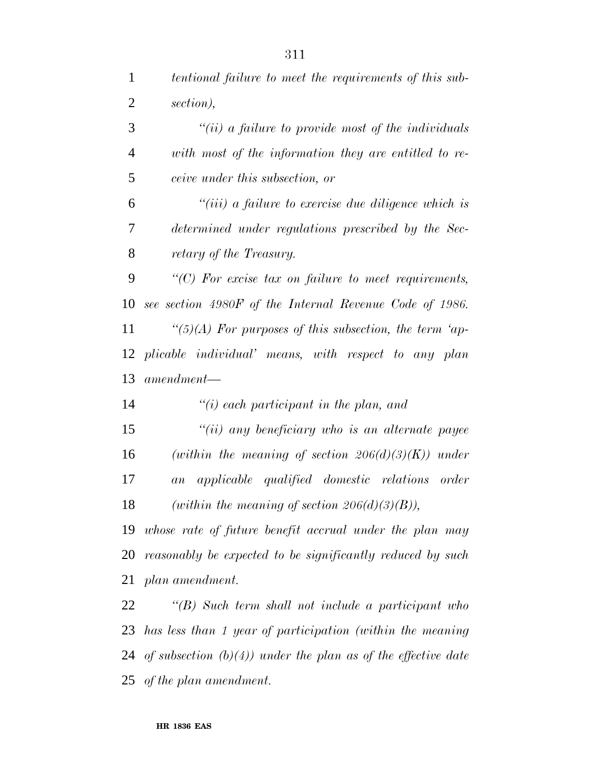*tentional failure to meet the requirements of this subsection),*

*''(ii) a failure to provide most of the individuals with most of the information they are entitled to receive under this subsection, or*

*''(iii) a failure to exercise due diligence which is determined under regulations prescribed by the Secretary of the Treasury.*

*''(C) For excise tax on failure to meet requirements, see section 4980F of the Internal Revenue Code of 1986.*

*''(5)(A) For purposes of this subsection, the term 'applicable individual' means, with respect to any plan amendment—*

*''(i) each participant in the plan, and*

*''(ii) any beneficiary who is an alternate payee (within the meaning of section 206(d)(3)(K)) under an applicable qualified domestic relations order (within the meaning of section 206(d)(3)(B)),*

*whose rate of future benefit accrual under the plan may reasonably be expected to be significantly reduced by such plan amendment.*

*''(B) Such term shall not include a participant who has less than 1 year of participation (within the meaning of subsection (b)(4)) under the plan as of the effective date of the plan amendment.*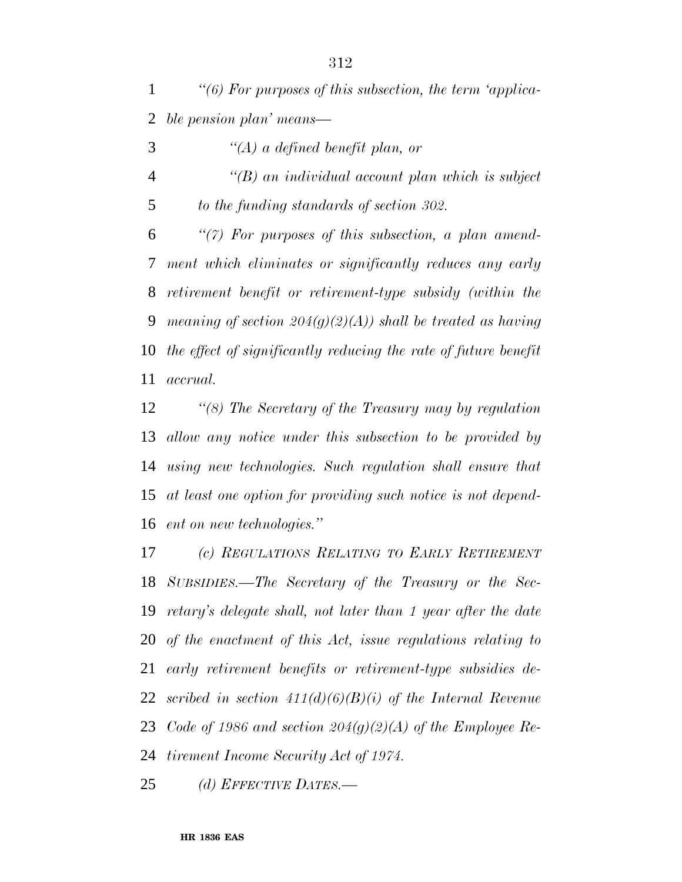*''(6) For purposes of this subsection, the term 'applicable pension plan' means—*

*''(A) a defined benefit plan, or*

*''(B) an individual account plan which is subject to the funding standards of section 302.*

*''(7) For purposes of this subsection, a plan amendment which eliminates or significantly reduces any early retirement benefit or retirement-type subsidy (within the meaning of section 204(g)(2)(A)) shall be treated as having the effect of significantly reducing the rate of future benefit accrual.*

*''(8) The Secretary of the Treasury may by regulation allow any notice under this subsection to be provided by using new technologies. Such regulation shall ensure that at least one option for providing such notice is not dependent on new technologies.''*

*(c) REGULATIONS RELATING TO EARLY RETIREMENT SUBSIDIES.—The Secretary of the Treasury or the Secretary's delegate shall, not later than 1 year after the date of the enactment of this Act, issue regulations relating to early retirement benefits or retirement-type subsidies described in section 411(d)(6)(B)(i) of the Internal Revenue Code of 1986 and section 204(g)(2)(A) of the Employee Retirement Income Security Act of 1974.*

*(d) EFFECTIVE DATES.—*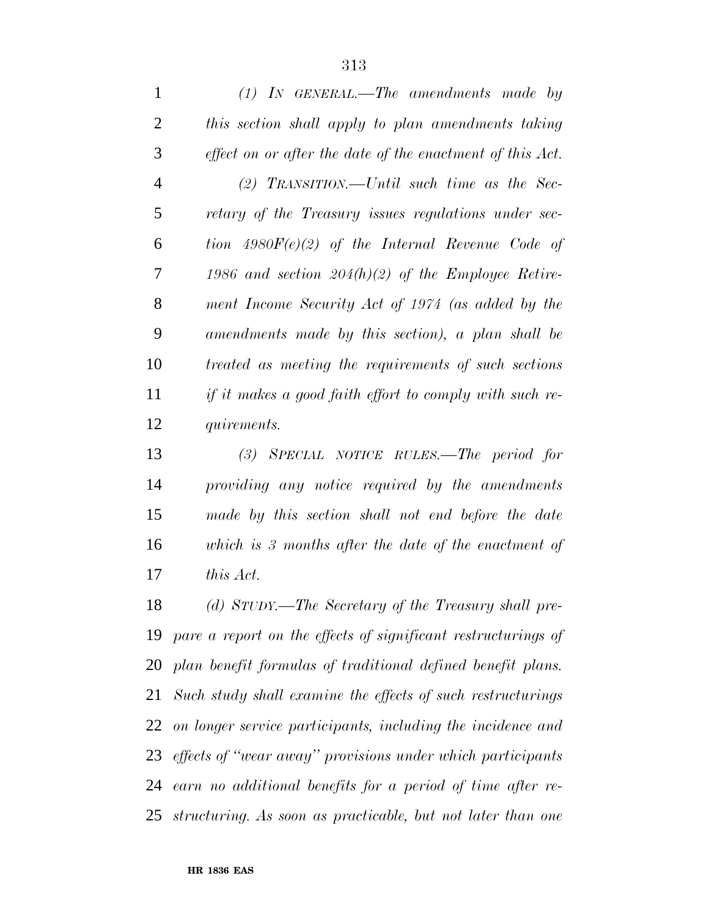*(1) IN GENERAL.—The amendments made by this section shall apply to plan amendments taking effect on or after the date of the enactment of this Act.*

*(2) TRANSITION.—Until such time as the Secretary of the Treasury issues regulations under section 4980F(e)(2) of the Internal Revenue Code of 1986 and section 204(h)(2) of the Employee Retirement Income Security Act of 1974 (as added by the amendments made by this section), a plan shall be treated as meeting the requirements of such sections if it makes a good faith effort to comply with such requirements.*

*(3) SPECIAL NOTICE RULES.—The period for providing any notice required by the amendments made by this section shall not end before the date which is 3 months after the date of the enactment of this Act.*

*(d) STUDY.—The Secretary of the Treasury shall prepare a report on the effects of significant restructurings of plan benefit formulas of traditional defined benefit plans. Such study shall examine the effects of such restructurings on longer service participants, including the incidence and effects of "wear away" provisions under which participants earn no additional benefits for a period of time after restructuring. As soon as practicable, but not later than one*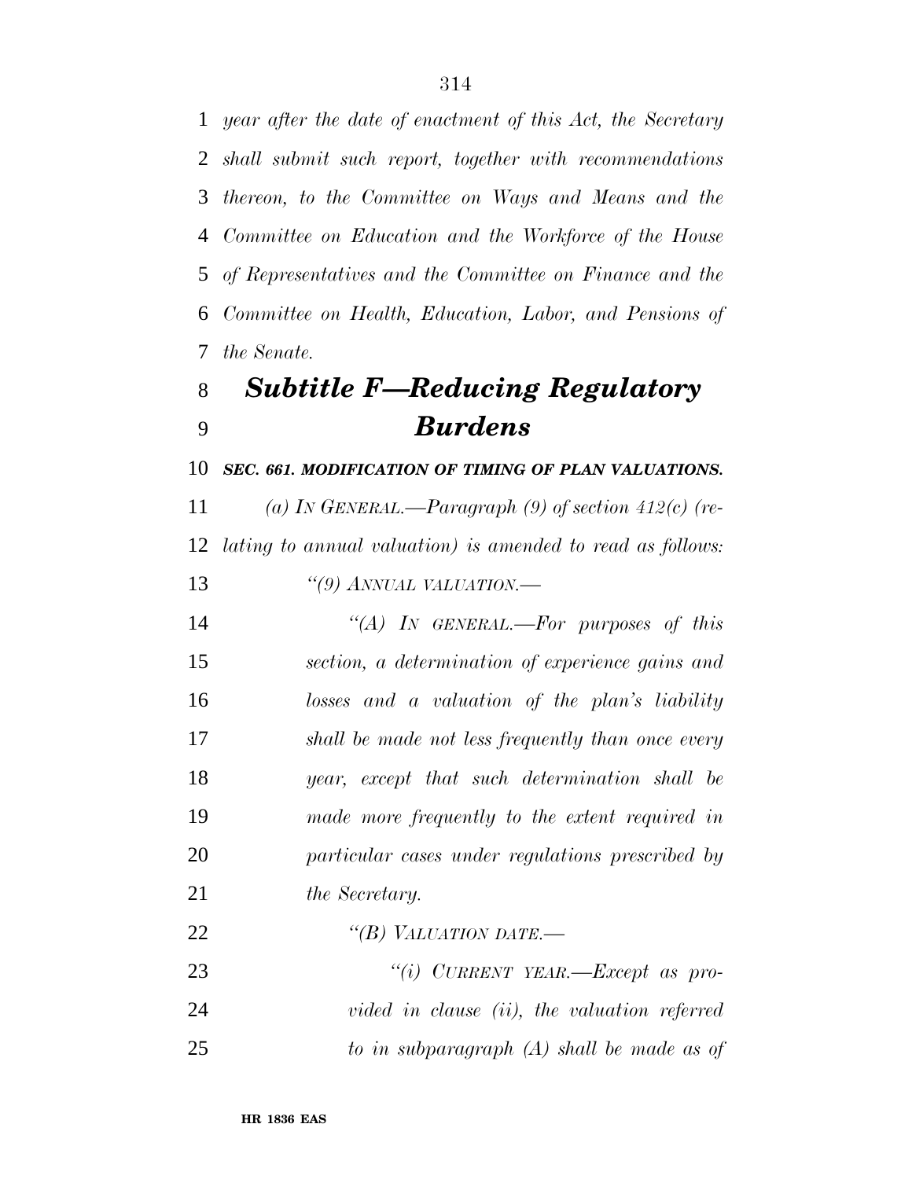*year after the date of enactment of this Act, the Secretary shall submit such report, together with recommendations thereon, to the Committee on Ways and Means and the Committee on Education and the Workforce of the House of Representatives and the Committee on Finance and the Committee on Health, Education, Labor, and Pensions of the Senate.*

## *Subtitle F—Reducing Regulatory Burdens*

***SEC. 661. MODIFICATION OF TIMING OF PLAN VALUATIONS.***

*(a) IN GENERAL.—Paragraph (9) of section 412(c) (relating to annual valuation) is amended to read as follows:*

*"(9) ANNUAL VALUATION.—*

*"(A) IN GENERAL.—For purposes of this section, a determination of experience gains and losses and a valuation of the plan's liability shall be made not less frequently than once every year, except that such determination shall be made more frequently to the extent required in particular cases under regulations prescribed by the Secretary.*

*"(B) VALUATION DATE.—*

*"(i) CURRENT YEAR.—Except as provided in clause (ii), the valuation referred to in subparagraph (A) shall be made as of*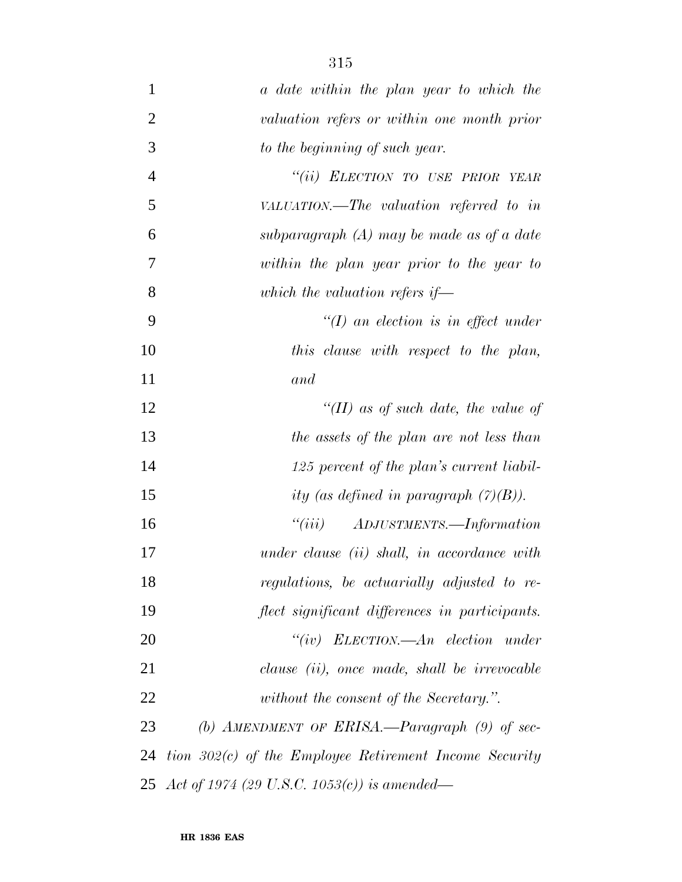*a date within the plan year to which the valuation refers or within one month prior to the beginning of such year.*

*"(ii) ELECTION TO USE PRIOR YEAR VALUATION.—The valuation referred to in subparagraph (A) may be made as of a date within the plan year prior to the year to which the valuation refers if—*

*"(I) an election is in effect under this clause with respect to the plan, and*

*"(II) as of such date, the value of the assets of the plan are not less than 125 percent of the plan's current liability (as defined in paragraph (7)(B)).*

*"(iii) ADJUSTMENTS.—Information under clause (ii) shall, in accordance with regulations, be actuarially adjusted to reflect significant differences in participants.*

*"(iv) ELECTION.—An election under clause (ii), once made, shall be irrevocable without the consent of the Secretary.".*

*(b) AMENDMENT OF ERISA.—Paragraph (9) of section 302(c) of the Employee Retirement Income Security Act of 1974 (29 U.S.C. 1053(c)) is amended—*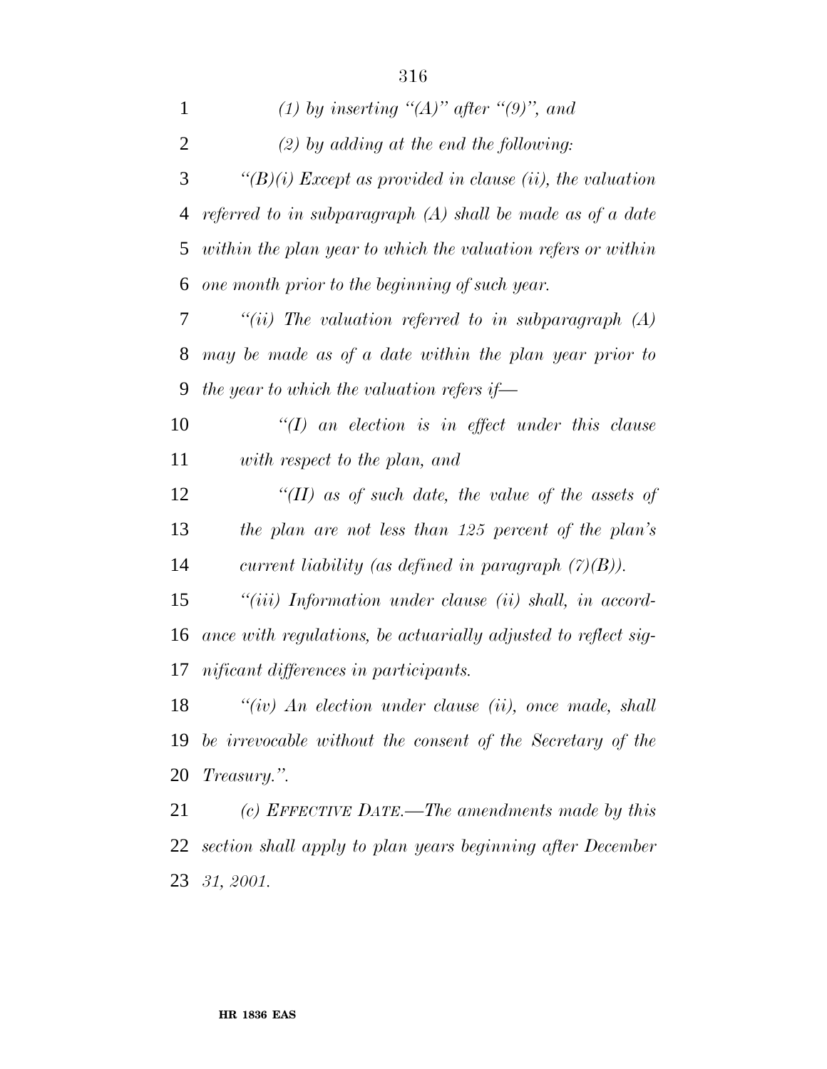*(1) by inserting "(A)" after "(9)", and*

*(2) by adding at the end the following:*

*"(B)(i) Except as provided in clause (ii), the valuation referred to in subparagraph (A) shall be made as of a date within the plan year to which the valuation refers or within one month prior to the beginning of such year.*

*"(ii) The valuation referred to in subparagraph (A) may be made as of a date within the plan year prior to the year to which the valuation refers if—*

*"(I) an election is in effect under this clause with respect to the plan, and*

*"(II) as of such date, the value of the assets of the plan are not less than 125 percent of the plan's current liability (as defined in paragraph (7)(B)).*

*"(iii) Information under clause (ii) shall, in accordance with regulations, be actuarially adjusted to reflect significant differences in participants.*

*"(iv) An election under clause (ii), once made, shall be irrevocable without the consent of the Secretary of the Treasury.".*

*(c) EFFECTIVE DATE.—The amendments made by this section shall apply to plan years beginning after December 31, 2001.*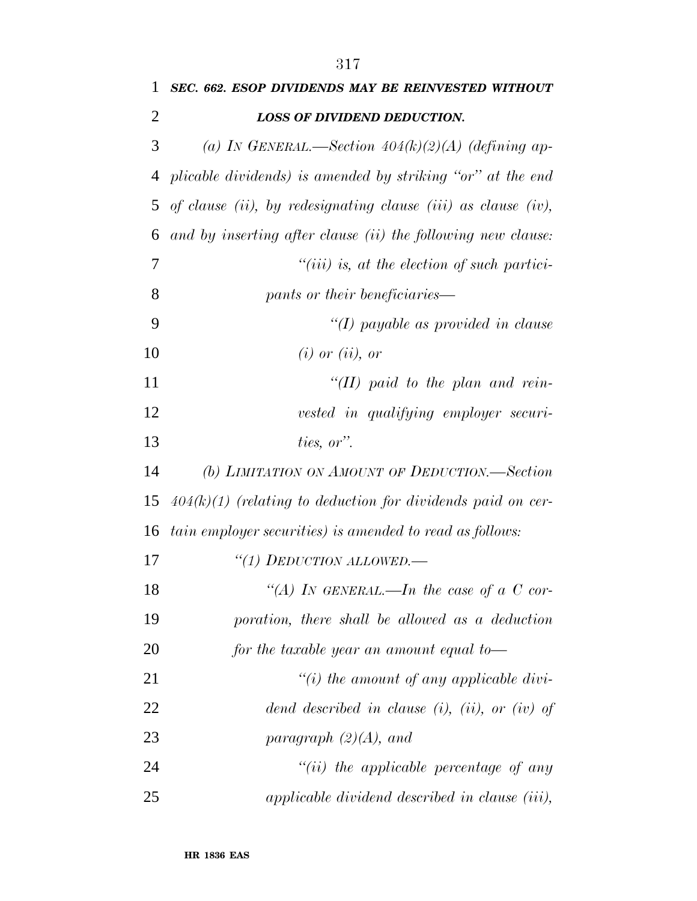***SEC. 662. ESOP DIVIDENDS MAY BE REINVESTED WITHOUT LOSS OF DIVIDEND DEDUCTION.***

*(a) IN GENERAL.—Section 404(k)(2)(A) (defining applicable dividends) is amended by striking ''or'' at the end of clause (ii), by redesignating clause (iii) as clause (iv), and by inserting after clause (ii) the following new clause:*

*''(iii) is, at the election of such participants or their beneficiaries—*

*''(I) payable as provided in clause (i) or (ii), or*

*''(II) paid to the plan and reinvested in qualifying employer securities, or''.*

*(b) LIMITATION ON AMOUNT OF DEDUCTION.—Section 404(k)(1) (relating to deduction for dividends paid on certain employer securities) is amended to read as follows:*

*''(1) DEDUCTION ALLOWED.—*

*''(A) IN GENERAL.—In the case of a C corporation, there shall be allowed as a deduction for the taxable year an amount equal to—*

*''(i) the amount of any applicable dividend described in clause (i), (ii), or (iv) of paragraph (2)(A), and*

*''(ii) the applicable percentage of any applicable dividend described in clause (iii),*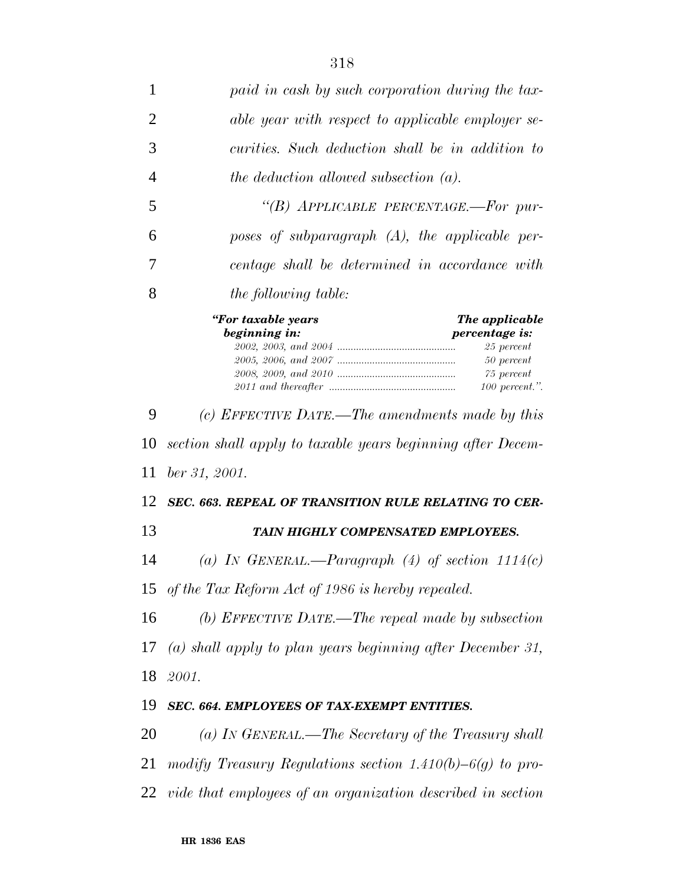*paid in cash by such corporation during the taxable year with respect to applicable employer securities. Such deduction shall be in addition to the deduction allowed subsection (a).*

*"(B) APPLICABLE PERCENTAGE.—For purposes of subparagraph (A), the applicable percentage shall be determined in accordance with the following table:*

| *"For taxable years beginning in:* | *The applicable percentage is:* |
|---|---|
| *2002, 2003, and 2004* | *25 percent* |
| *2005, 2006, and 2007* | *50 percent* |
| *2008, 2009, and 2010* | *75 percent* |
| *2011 and thereafter* | *100 percent.".* |

*(c) EFFECTIVE DATE.—The amendments made by this section shall apply to taxable years beginning after December 31, 2001.*

### *SEC. 663. REPEAL OF TRANSITION RULE RELATING TO CERTAIN HIGHLY COMPENSATED EMPLOYEES.*

*(a) IN GENERAL.—Paragraph (4) of section 1114(c) of the Tax Reform Act of 1986 is hereby repealed.*

*(b) EFFECTIVE DATE.—The repeal made by subsection (a) shall apply to plan years beginning after December 31, 2001.*

### *SEC. 664. EMPLOYEES OF TAX-EXEMPT ENTITIES.*

*(a) IN GENERAL.—The Secretary of the Treasury shall modify Treasury Regulations section 1.410(b)–6(g) to provide that employees of an organization described in section*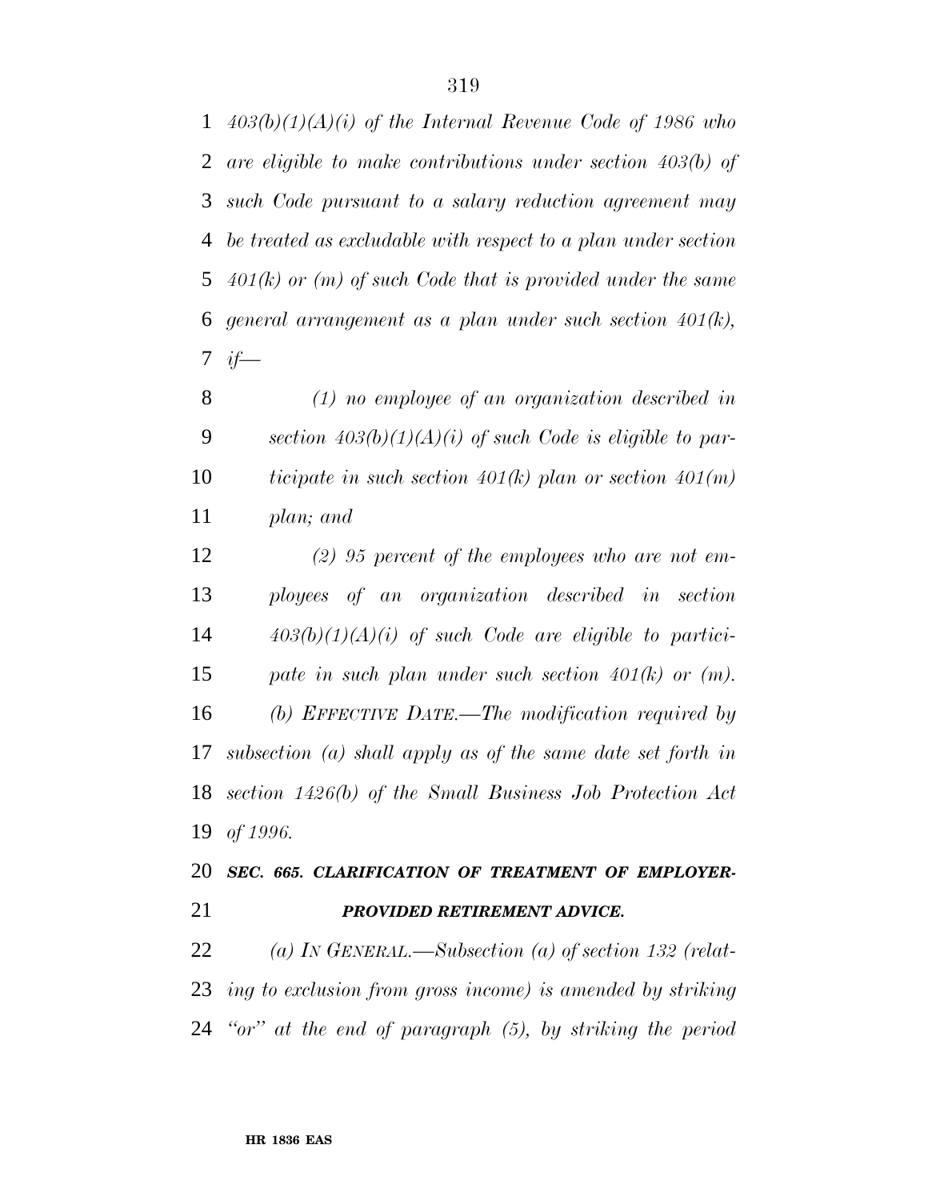*403(b)(1)(A)(i) of the Internal Revenue Code of 1986 who are eligible to make contributions under section 403(b) of such Code pursuant to a salary reduction agreement may be treated as excludable with respect to a plan under section 401(k) or (m) of such Code that is provided under the same general arrangement as a plan under such section 401(k), if—*

*(1) no employee of an organization described in section 403(b)(1)(A)(i) of such Code is eligible to participate in such section 401(k) plan or section 401(m) plan; and*

*(2) 95 percent of the employees who are not employees of an organization described in section 403(b)(1)(A)(i) of such Code are eligible to participate in such plan under such section 401(k) or (m).*

*(b) EFFECTIVE DATE.—The modification required by subsection (a) shall apply as of the same date set forth in section 1426(b) of the Small Business Job Protection Act of 1996.*

***SEC. 665. CLARIFICATION OF TREATMENT OF EMPLOYER-PROVIDED RETIREMENT ADVICE.***

*(a) IN GENERAL.—Subsection (a) of section 132 (relating to exclusion from gross income) is amended by striking "or" at the end of paragraph (5), by striking the period*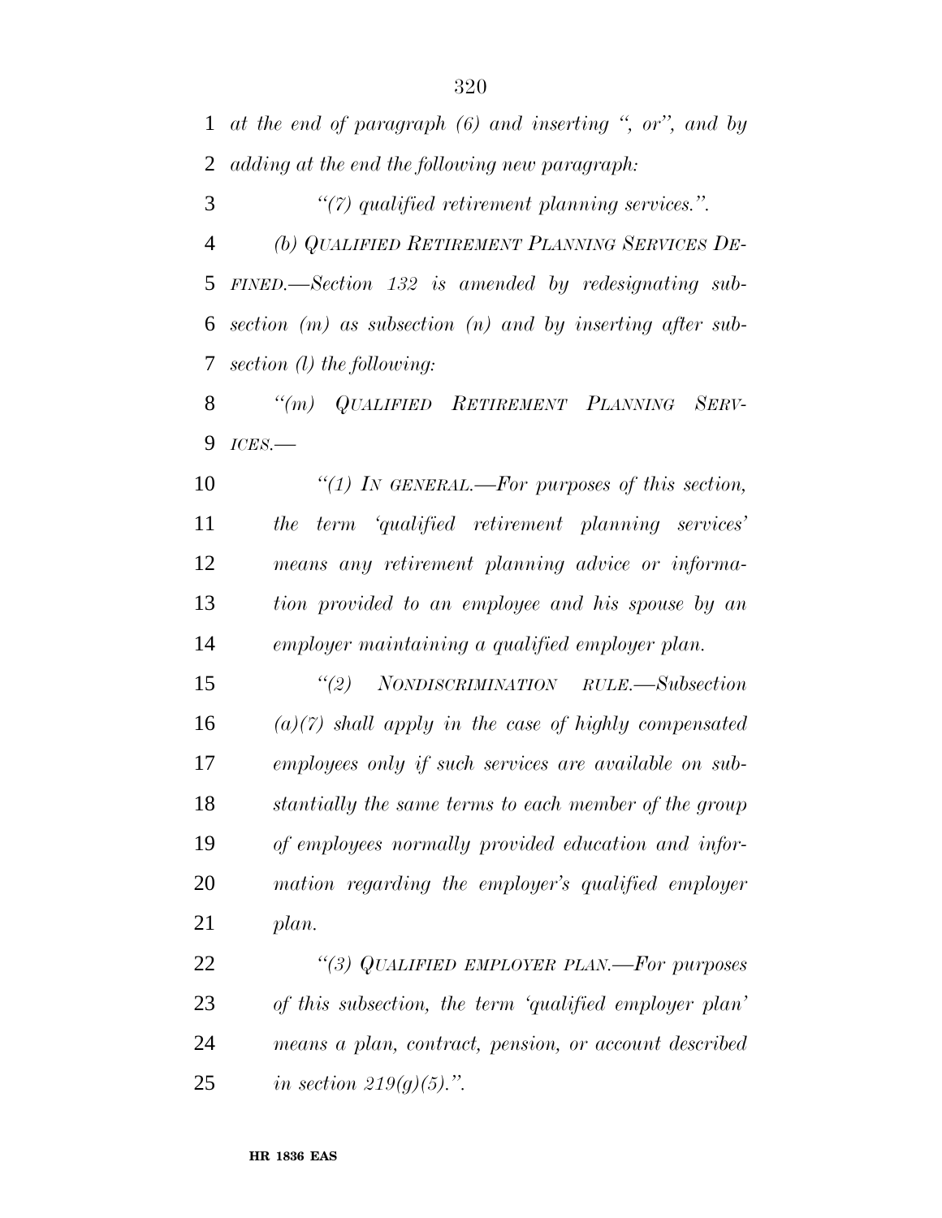*at the end of paragraph (6) and inserting ", or", and by adding at the end the following new paragraph:*

*"(7) qualified retirement planning services.".*

*(b) QUALIFIED RETIREMENT PLANNING SERVICES DEFINED.—Section 132 is amended by redesignating subsection (m) as subsection (n) and by inserting after subsection (l) the following:*

*"(m) QUALIFIED RETIREMENT PLANNING SERVICES.—*

*"(1) IN GENERAL.—For purposes of this section, the term 'qualified retirement planning services' means any retirement planning advice or information provided to an employee and his spouse by an employer maintaining a qualified employer plan.*

*"(2) NONDISCRIMINATION RULE.—Subsection (a)(7) shall apply in the case of highly compensated employees only if such services are available on substantially the same terms to each member of the group of employees normally provided education and information regarding the employer's qualified employer plan.*

*"(3) QUALIFIED EMPLOYER PLAN.—For purposes of this subsection, the term 'qualified employer plan' means a plan, contract, pension, or account described in section 219(g)(5).".*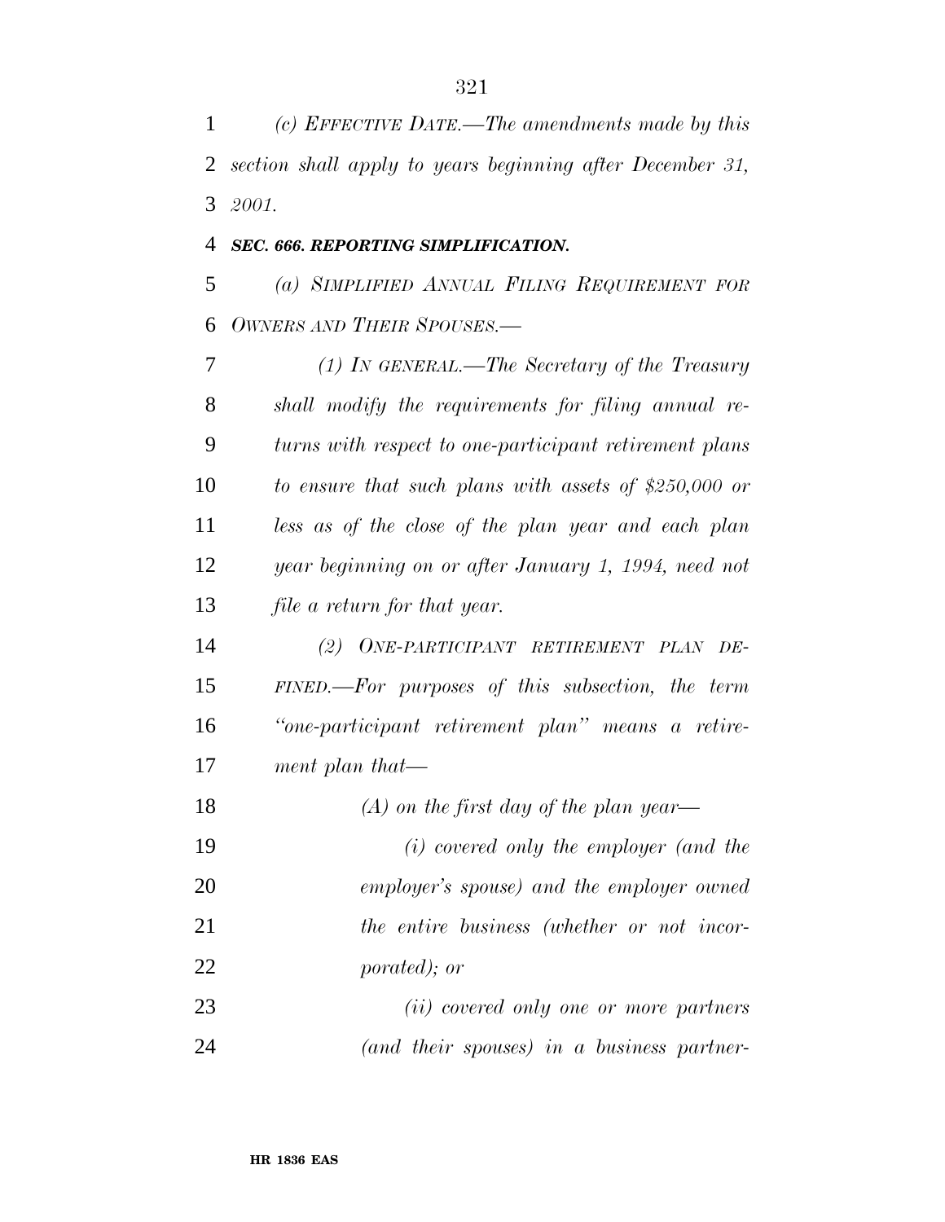*(c) EFFECTIVE DATE.—The amendments made by this section shall apply to years beginning after December 31, 2001.*

***SEC. 666. REPORTING SIMPLIFICATION.***

*(a) SIMPLIFIED ANNUAL FILING REQUIREMENT FOR OWNERS AND THEIR SPOUSES.—*

*(1) IN GENERAL.—The Secretary of the Treasury shall modify the requirements for filing annual returns with respect to one-participant retirement plans to ensure that such plans with assets of $250,000 or less as of the close of the plan year and each plan year beginning on or after January 1, 1994, need not file a return for that year.*

*(2) ONE-PARTICIPANT RETIREMENT PLAN DEFINED.—For purposes of this subsection, the term "one-participant retirement plan" means a retirement plan that—*

*(A) on the first day of the plan year—*

*(i) covered only the employer (and the employer's spouse) and the employer owned the entire business (whether or not incorporated); or*

*(ii) covered only one or more partners (and their spouses) in a business partner-*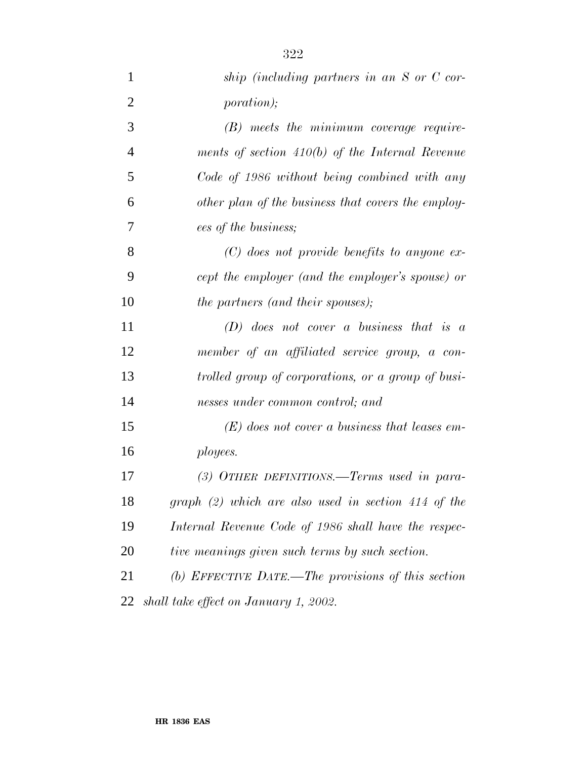*ship (including partners in an S or C corporation);*

*(B) meets the minimum coverage requirements of section 410(b) of the Internal Revenue Code of 1986 without being combined with any other plan of the business that covers the employees of the business;*

*(C) does not provide benefits to anyone except the employer (and the employer's spouse) or the partners (and their spouses);*

*(D) does not cover a business that is a member of an affiliated service group, a controlled group of corporations, or a group of businesses under common control; and*

*(E) does not cover a business that leases employees.*

*(3) OTHER DEFINITIONS.—Terms used in paragraph (2) which are also used in section 414 of the Internal Revenue Code of 1986 shall have the respective meanings given such terms by such section.*

*(b) EFFECTIVE DATE.—The provisions of this section shall take effect on January 1, 2002.*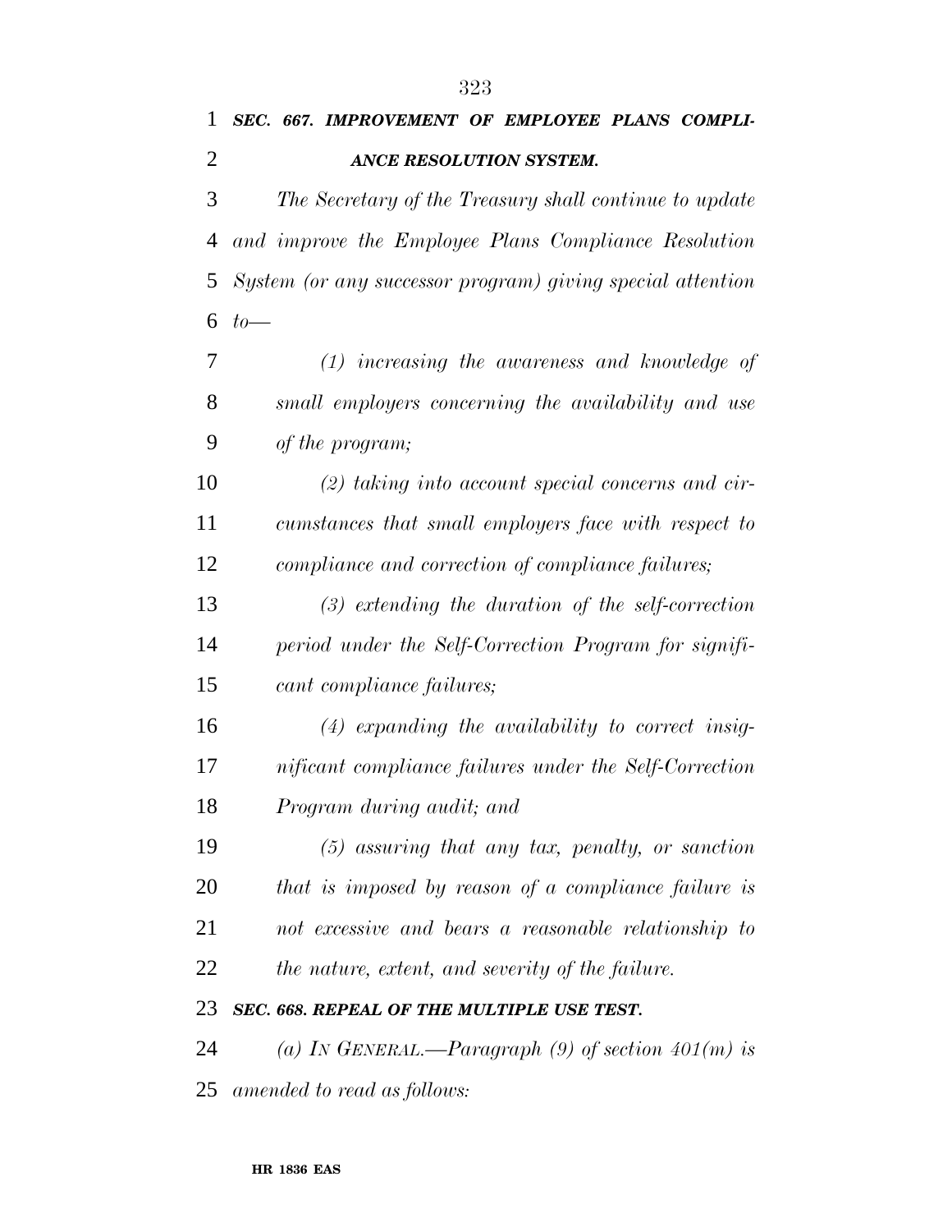***SEC. 667. IMPROVEMENT OF EMPLOYEE PLANS COMPLIANCE RESOLUTION SYSTEM.***

*The Secretary of the Treasury shall continue to update and improve the Employee Plans Compliance Resolution System (or any successor program) giving special attention to—*

*(1) increasing the awareness and knowledge of small employers concerning the availability and use of the program;*

*(2) taking into account special concerns and circumstances that small employers face with respect to compliance and correction of compliance failures;*

*(3) extending the duration of the self-correction period under the Self-Correction Program for significant compliance failures;*

*(4) expanding the availability to correct insignificant compliance failures under the Self-Correction Program during audit; and*

*(5) assuring that any tax, penalty, or sanction that is imposed by reason of a compliance failure is not excessive and bears a reasonable relationship to the nature, extent, and severity of the failure.*

***SEC. 668. REPEAL OF THE MULTIPLE USE TEST.***

*(a) IN GENERAL.—Paragraph (9) of section 401(m) is amended to read as follows:*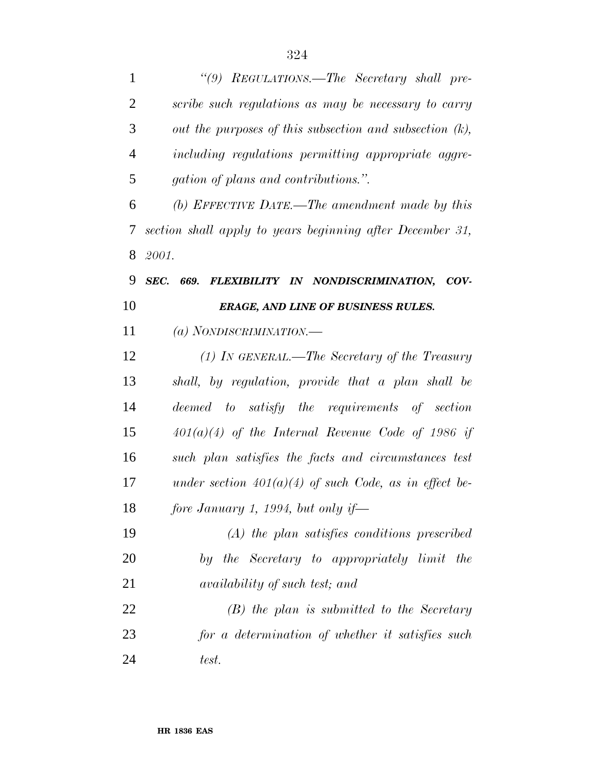*"(9) REGULATIONS.—The Secretary shall prescribe such regulations as may be necessary to carry out the purposes of this subsection and subsection (k), including regulations permitting appropriate aggregation of plans and contributions.".*

*(b) EFFECTIVE DATE.—The amendment made by this section shall apply to years beginning after December 31, 2001.*

***SEC. 669. FLEXIBILITY IN NONDISCRIMINATION, COVERAGE, AND LINE OF BUSINESS RULES.***

*(a) NONDISCRIMINATION.—*

*(1) IN GENERAL.—The Secretary of the Treasury shall, by regulation, provide that a plan shall be deemed to satisfy the requirements of section 401(a)(4) of the Internal Revenue Code of 1986 if such plan satisfies the facts and circumstances test under section 401(a)(4) of such Code, as in effect before January 1, 1994, but only if—*

*(A) the plan satisfies conditions prescribed by the Secretary to appropriately limit the availability of such test; and*

*(B) the plan is submitted to the Secretary for a determination of whether it satisfies such test.*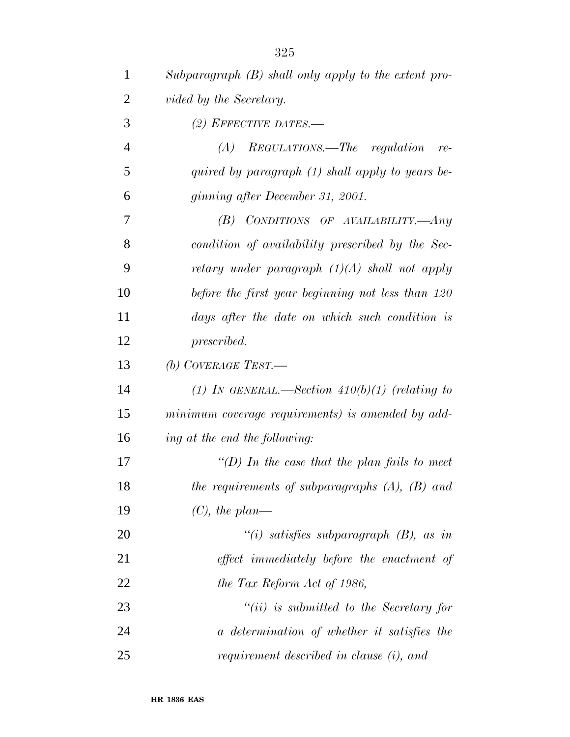*Subparagraph (B) shall only apply to the extent provided by the Secretary.*

*(2) EFFECTIVE DATES.—*

*(A) REGULATIONS.—The regulation required by paragraph (1) shall apply to years beginning after December 31, 2001.*

*(B) CONDITIONS OF AVAILABILITY.—Any condition of availability prescribed by the Secretary under paragraph (1)(A) shall not apply before the first year beginning not less than 120 days after the date on which such condition is prescribed.*

*(b) COVERAGE TEST.—*

*(1) IN GENERAL.—Section 410(b)(1) (relating to minimum coverage requirements) is amended by adding at the end the following:*

*"(D) In the case that the plan fails to meet the requirements of subparagraphs (A), (B) and (C), the plan—*

*"(i) satisfies subparagraph (B), as in effect immediately before the enactment of the Tax Reform Act of 1986,*

*"(ii) is submitted to the Secretary for a determination of whether it satisfies the requirement described in clause (i), and*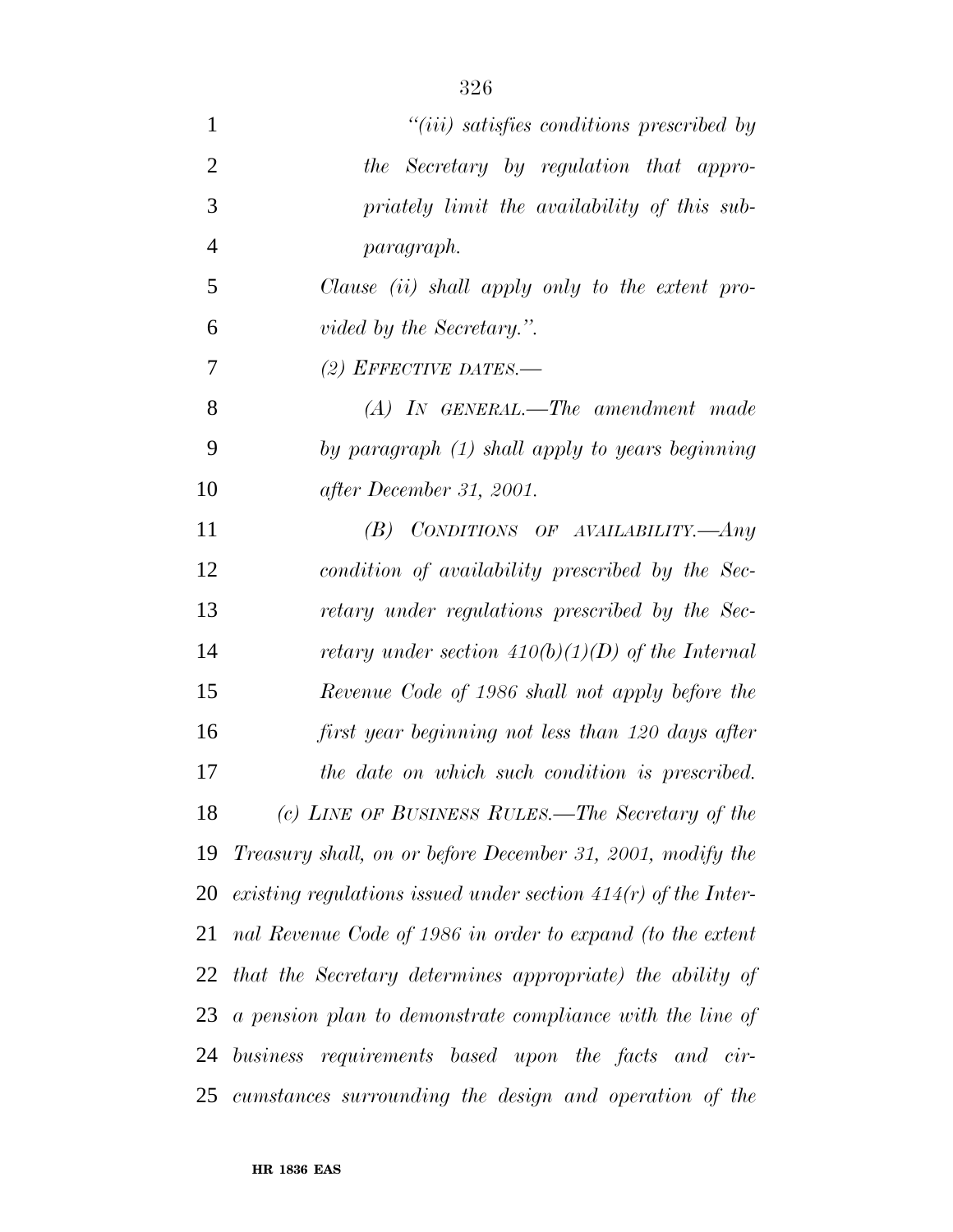*"(iii) satisfies conditions prescribed by the Secretary by regulation that appropriately limit the availability of this subparagraph.*

*Clause (ii) shall apply only to the extent provided by the Secretary.".*

*(2) EFFECTIVE DATES.—*

*(A) IN GENERAL.—The amendment made by paragraph (1) shall apply to years beginning after December 31, 2001.*

*(B) CONDITIONS OF AVAILABILITY.—Any condition of availability prescribed by the Secretary under regulations prescribed by the Secretary under section 410(b)(1)(D) of the Internal Revenue Code of 1986 shall not apply before the first year beginning not less than 120 days after the date on which such condition is prescribed.*

*(c) LINE OF BUSINESS RULES.—The Secretary of the Treasury shall, on or before December 31, 2001, modify the existing regulations issued under section 414(r) of the Internal Revenue Code of 1986 in order to expand (to the extent that the Secretary determines appropriate) the ability of a pension plan to demonstrate compliance with the line of business requirements based upon the facts and circumstances surrounding the design and operation of the*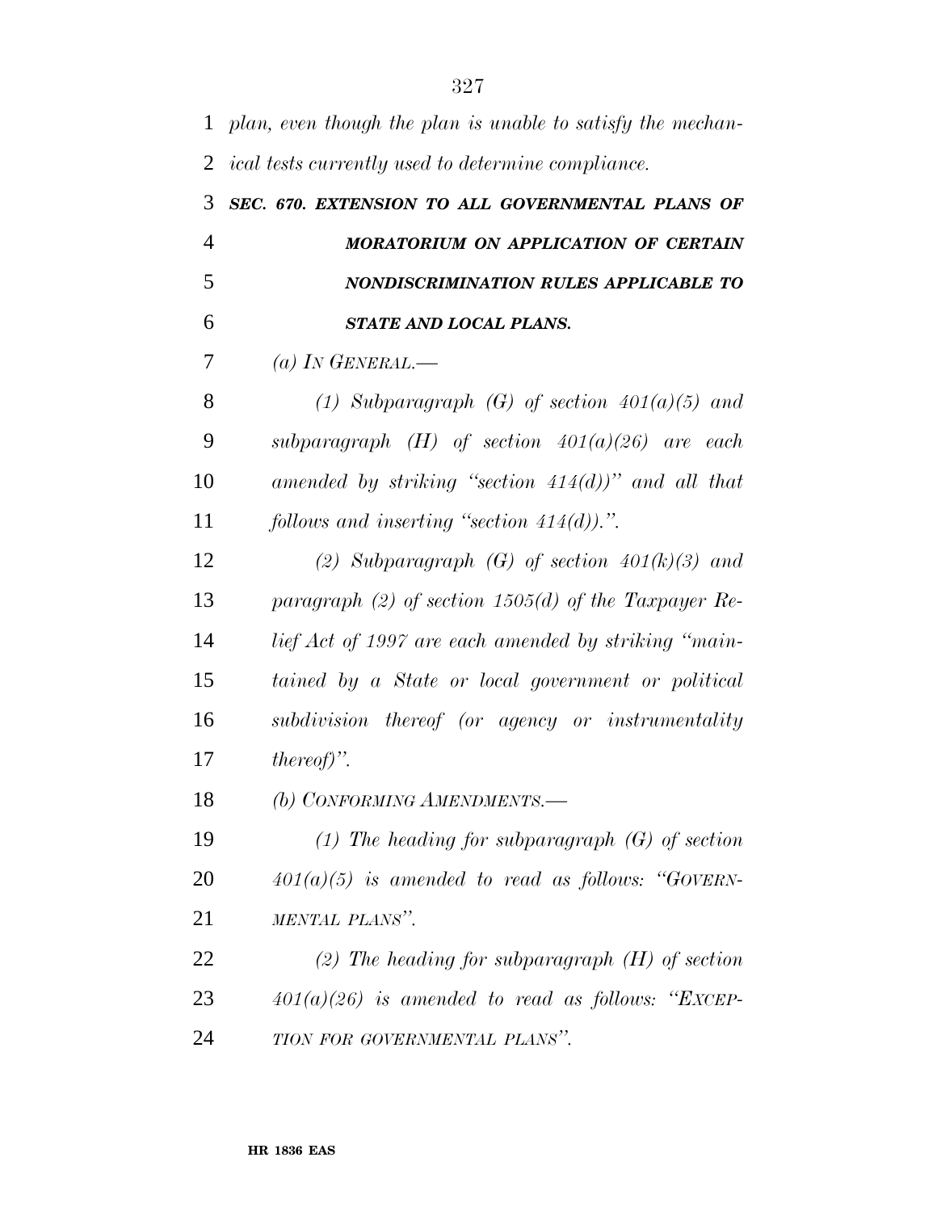*plan, even though the plan is unable to satisfy the mechanical tests currently used to determine compliance.*

***SEC. 670. EXTENSION TO ALL GOVERNMENTAL PLANS OF MORATORIUM ON APPLICATION OF CERTAIN NONDISCRIMINATION RULES APPLICABLE TO STATE AND LOCAL PLANS.***

*(a) IN GENERAL.—*

*(1) Subparagraph (G) of section 401(a)(5) and subparagraph (H) of section 401(a)(26) are each amended by striking "section 414(d))" and all that follows and inserting "section 414(d)).".*

*(2) Subparagraph (G) of section 401(k)(3) and paragraph (2) of section 1505(d) of the Taxpayer Relief Act of 1997 are each amended by striking "maintained by a State or local government or political subdivision thereof (or agency or instrumentality thereof)".*

*(b) CONFORMING AMENDMENTS.—*

*(1) The heading for subparagraph (G) of section 401(a)(5) is amended to read as follows: "GOVERNMENTAL PLANS".*

*(2) The heading for subparagraph (H) of section 401(a)(26) is amended to read as follows: "EXCEPTION FOR GOVERNMENTAL PLANS".*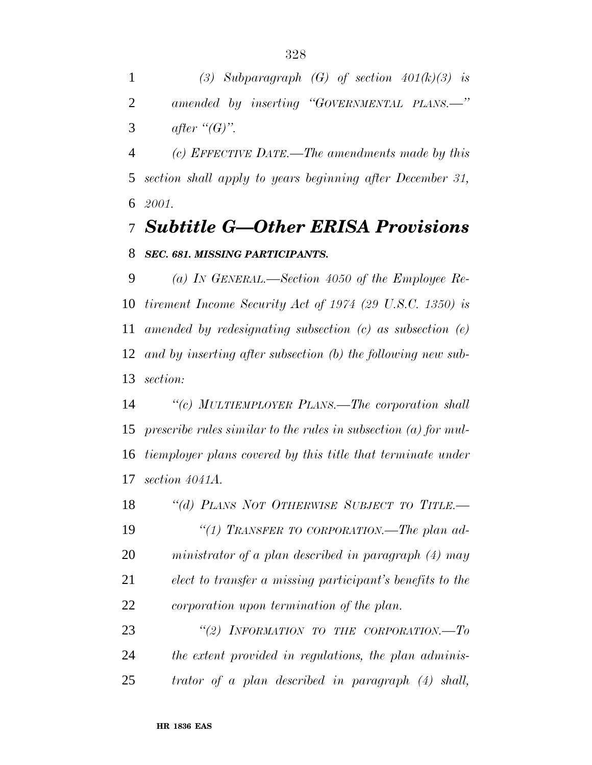*(3) Subparagraph (G) of section 401(k)(3) is amended by inserting "GOVERNMENTAL PLANS.—" after "(G)".*

*(c) EFFECTIVE DATE.—The amendments made by this section shall apply to years beginning after December 31, 2001.*

## *Subtitle G—Other ERISA Provisions*

### *SEC. 681. MISSING PARTICIPANTS.*

*(a) IN GENERAL.—Section 4050 of the Employee Retirement Income Security Act of 1974 (29 U.S.C. 1350) is amended by redesignating subsection (c) as subsection (e) and by inserting after subsection (b) the following new subsection:*

*"(c) MULTIEMPLOYER PLANS.—The corporation shall prescribe rules similar to the rules in subsection (a) for multiemployer plans covered by this title that terminate under section 4041A.*

*"(d) PLANS NOT OTHERWISE SUBJECT TO TITLE.—*

*"(1) TRANSFER TO CORPORATION.—The plan administrator of a plan described in paragraph (4) may elect to transfer a missing participant's benefits to the corporation upon termination of the plan.*

*"(2) INFORMATION TO THE CORPORATION.—To the extent provided in regulations, the plan administrator of a plan described in paragraph (4) shall,*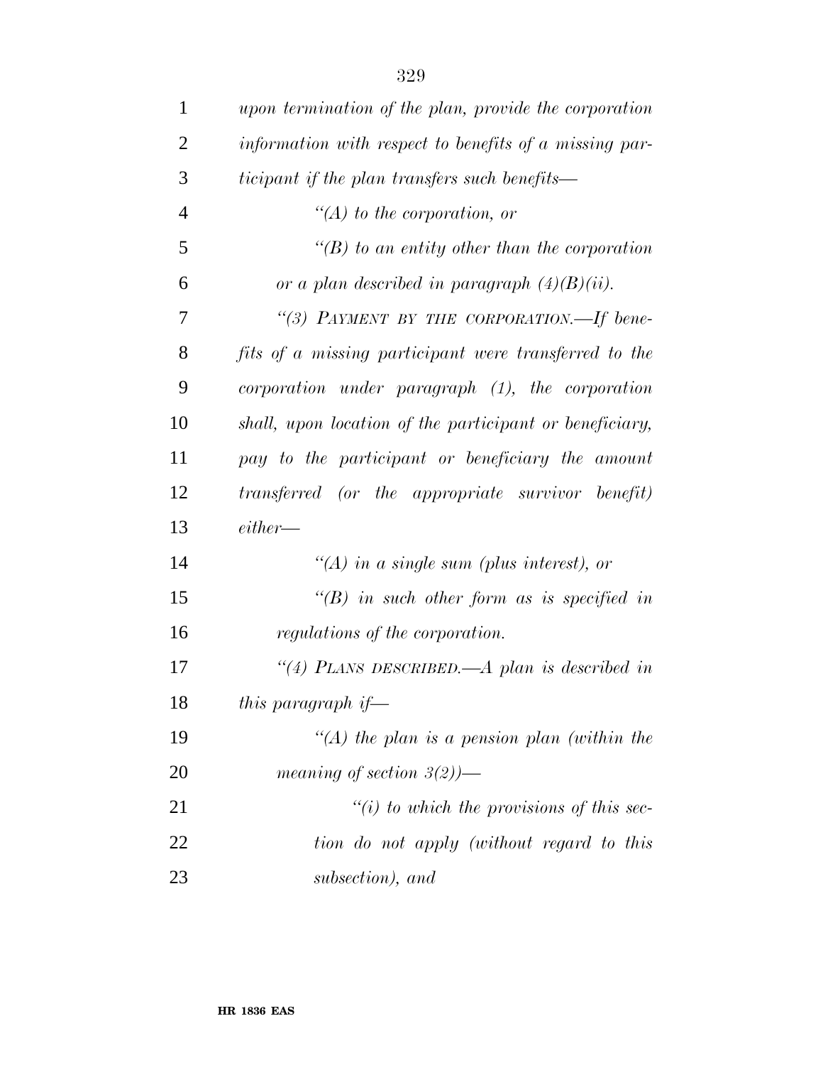*upon termination of the plan, provide the corporation information with respect to benefits of a missing participant if the plan transfers such benefits—*

*"(A) to the corporation, or*

*"(B) to an entity other than the corporation or a plan described in paragraph (4)(B)(ii).*

*"(3) PAYMENT BY THE CORPORATION.—If benefits of a missing participant were transferred to the corporation under paragraph (1), the corporation shall, upon location of the participant or beneficiary, pay to the participant or beneficiary the amount transferred (or the appropriate survivor benefit) either—*

*"(A) in a single sum (plus interest), or*

*"(B) in such other form as is specified in regulations of the corporation.*

*"(4) PLANS DESCRIBED.—A plan is described in this paragraph if—*

*"(A) the plan is a pension plan (within the meaning of section 3(2))—*

*"(i) to which the provisions of this section do not apply (without regard to this subsection), and*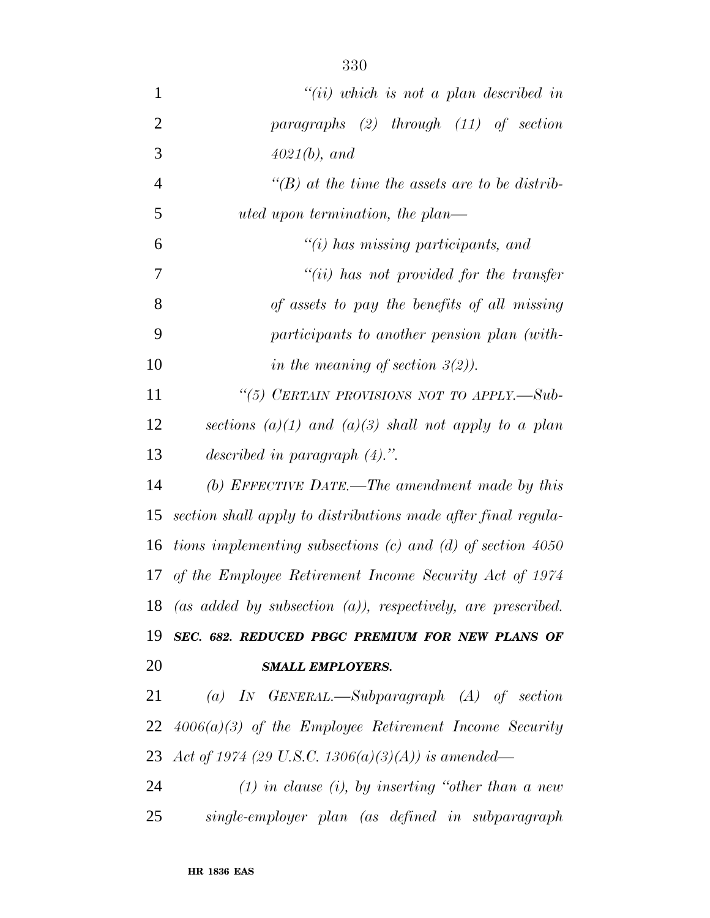*"(ii) which is not a plan described in paragraphs (2) through (11) of section 4021(b), and*

*"(B) at the time the assets are to be distributed upon termination, the plan—*

*"(i) has missing participants, and*

*"(ii) has not provided for the transfer of assets to pay the benefits of all missing participants to another pension plan (within the meaning of section 3(2)).*

*"(5) CERTAIN PROVISIONS NOT TO APPLY.—Subsections (a)(1) and (a)(3) shall not apply to a plan described in paragraph (4).".*

*(b) EFFECTIVE DATE.—The amendment made by this section shall apply to distributions made after final regulations implementing subsections (c) and (d) of section 4050 of the Employee Retirement Income Security Act of 1974 (as added by subsection (a)), respectively, are prescribed.*

***SEC. 682. REDUCED PBGC PREMIUM FOR NEW PLANS OF SMALL EMPLOYERS.***

*(a) IN GENERAL.—Subparagraph (A) of section 4006(a)(3) of the Employee Retirement Income Security Act of 1974 (29 U.S.C. 1306(a)(3)(A)) is amended—*

*(1) in clause (i), by inserting "other than a new single-employer plan (as defined in subparagraph*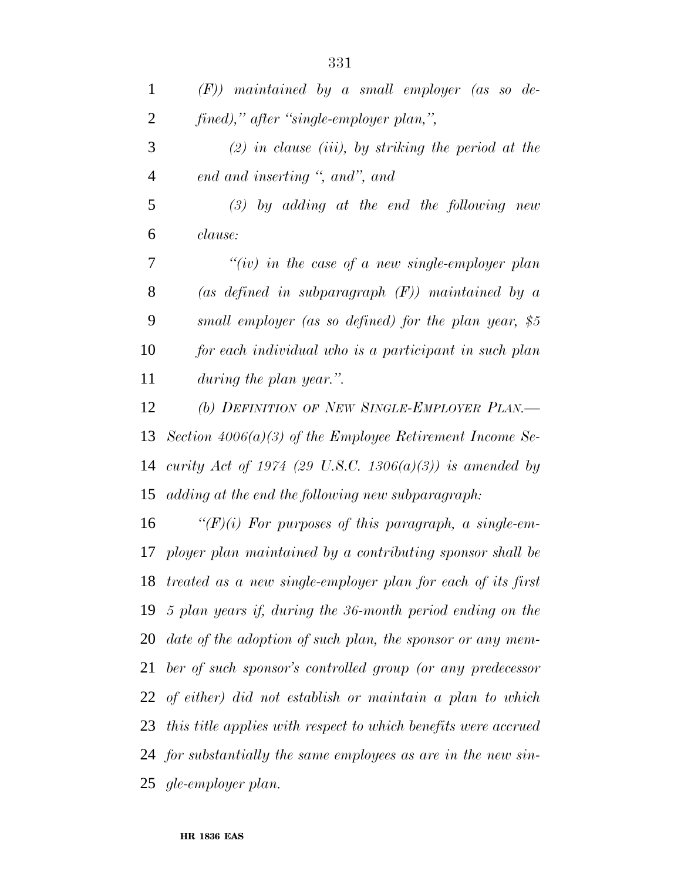*(F)) maintained by a small employer (as so defined)," after "single-employer plan,",*

*(2) in clause (iii), by striking the period at the end and inserting ", and", and*

*(3) by adding at the end the following new clause:*

*"(iv) in the case of a new single-employer plan (as defined in subparagraph (F)) maintained by a small employer (as so defined) for the plan year, $5 for each individual who is a participant in such plan during the plan year.".*

*(b) DEFINITION OF NEW SINGLE-EMPLOYER PLAN.— Section 4006(a)(3) of the Employee Retirement Income Security Act of 1974 (29 U.S.C. 1306(a)(3)) is amended by adding at the end the following new subparagraph:*

*"(F)(i) For purposes of this paragraph, a single-employer plan maintained by a contributing sponsor shall be treated as a new single-employer plan for each of its first 5 plan years if, during the 36-month period ending on the date of the adoption of such plan, the sponsor or any member of such sponsor's controlled group (or any predecessor of either) did not establish or maintain a plan to which this title applies with respect to which benefits were accrued for substantially the same employees as are in the new single-employer plan.*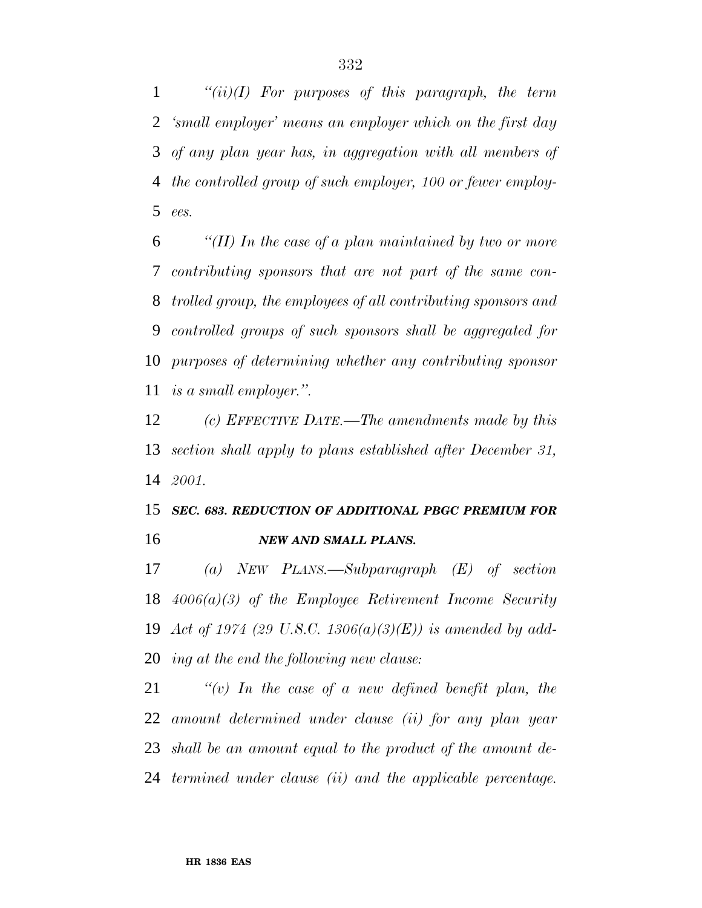*"(ii)(I) For purposes of this paragraph, the term 'small employer' means an employer which on the first day of any plan year has, in aggregation with all members of the controlled group of such employer, 100 or fewer employees.*

*"(II) In the case of a plan maintained by two or more contributing sponsors that are not part of the same controlled group, the employees of all contributing sponsors and controlled groups of such sponsors shall be aggregated for purposes of determining whether any contributing sponsor is a small employer.".*

*(c) EFFECTIVE DATE.—The amendments made by this section shall apply to plans established after December 31, 2001.*

### *SEC. 683. REDUCTION OF ADDITIONAL PBGC PREMIUM FOR NEW AND SMALL PLANS.*

*(a) NEW PLANS.—Subparagraph (E) of section 4006(a)(3) of the Employee Retirement Income Security Act of 1974 (29 U.S.C. 1306(a)(3)(E)) is amended by adding at the end the following new clause:*

*"(v) In the case of a new defined benefit plan, the amount determined under clause (ii) for any plan year shall be an amount equal to the product of the amount determined under clause (ii) and the applicable percentage.*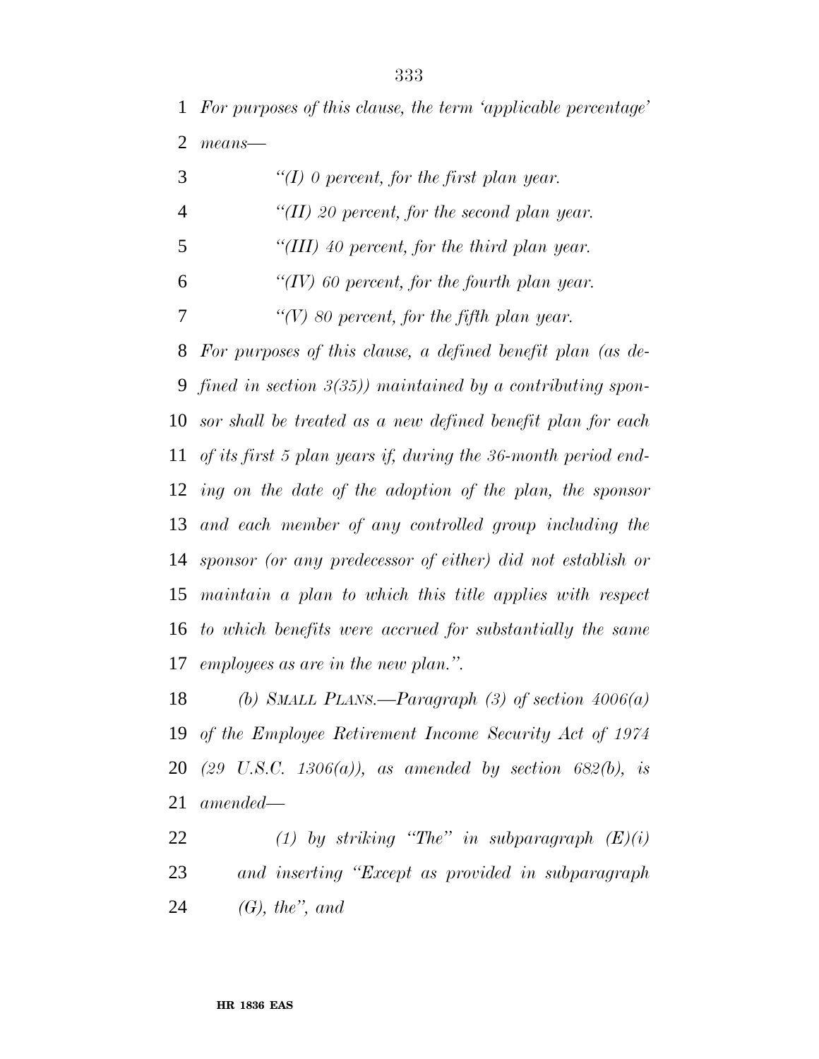*For purposes of this clause, the term 'applicable percentage' means—*

*"(I) 0 percent, for the first plan year.*

*"(II) 20 percent, for the second plan year.*

*"(III) 40 percent, for the third plan year.*

*"(IV) 60 percent, for the fourth plan year.*

*"(V) 80 percent, for the fifth plan year.*

*For purposes of this clause, a defined benefit plan (as defined in section 3(35)) maintained by a contributing sponsor shall be treated as a new defined benefit plan for each of its first 5 plan years if, during the 36-month period ending on the date of the adoption of the plan, the sponsor and each member of any controlled group including the sponsor (or any predecessor of either) did not establish or maintain a plan to which this title applies with respect to which benefits were accrued for substantially the same employees as are in the new plan.".*

*(b) SMALL PLANS.—Paragraph (3) of section 4006(a) of the Employee Retirement Income Security Act of 1974 (29 U.S.C. 1306(a)), as amended by section 682(b), is amended—*

*(1) by striking "The" in subparagraph (E)(i) and inserting "Except as provided in subparagraph (G), the", and*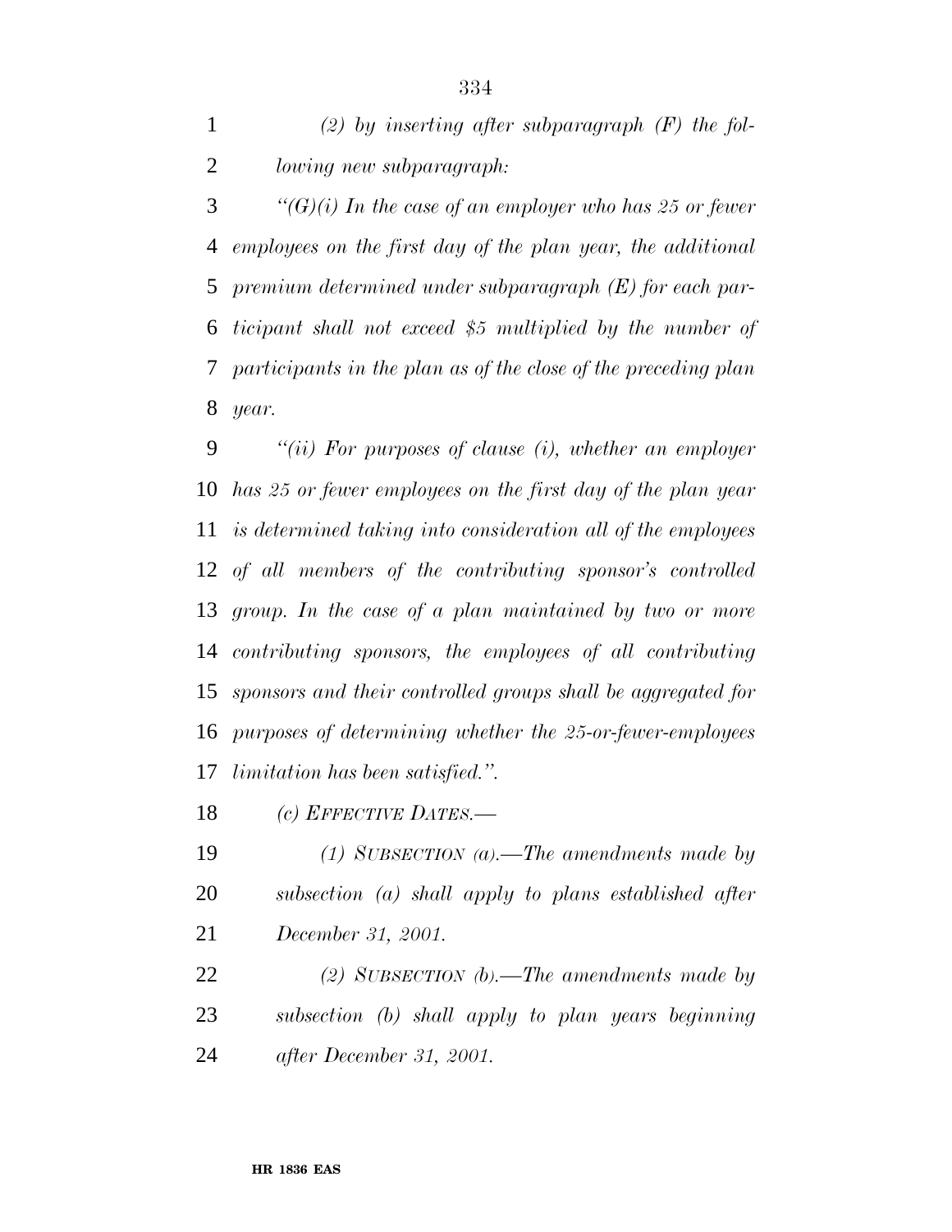*(2) by inserting after subparagraph (F) the following new subparagraph:*

*''(G)(i) In the case of an employer who has 25 or fewer employees on the first day of the plan year, the additional premium determined under subparagraph (E) for each participant shall not exceed $5 multiplied by the number of participants in the plan as of the close of the preceding plan year.*

*''(ii) For purposes of clause (i), whether an employer has 25 or fewer employees on the first day of the plan year is determined taking into consideration all of the employees of all members of the contributing sponsor's controlled group. In the case of a plan maintained by two or more contributing sponsors, the employees of all contributing sponsors and their controlled groups shall be aggregated for purposes of determining whether the 25-or-fewer-employees limitation has been satisfied.''.*

*(c) EFFECTIVE DATES.—*

*(1) SUBSECTION (a).—The amendments made by subsection (a) shall apply to plans established after December 31, 2001.*

*(2) SUBSECTION (b).—The amendments made by subsection (b) shall apply to plan years beginning after December 31, 2001.*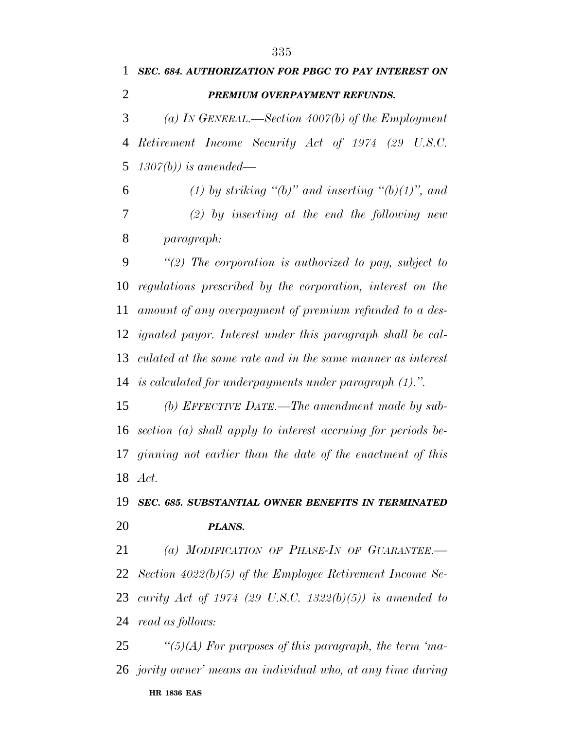***SEC. 684. AUTHORIZATION FOR PBGC TO PAY INTEREST ON PREMIUM OVERPAYMENT REFUNDS.***

*(a) IN GENERAL.—Section 4007(b) of the Employment Retirement Income Security Act of 1974 (29 U.S.C. 1307(b)) is amended—*

*(1) by striking "(b)" and inserting "(b)(1)", and*

*(2) by inserting at the end the following new paragraph:*

*"(2) The corporation is authorized to pay, subject to regulations prescribed by the corporation, interest on the amount of any overpayment of premium refunded to a designated payor. Interest under this paragraph shall be calculated at the same rate and in the same manner as interest is calculated for underpayments under paragraph (1).".*

*(b) EFFECTIVE DATE.—The amendment made by subsection (a) shall apply to interest accruing for periods beginning not earlier than the date of the enactment of this Act.*

***SEC. 685. SUBSTANTIAL OWNER BENEFITS IN TERMINATED PLANS.***

*(a) MODIFICATION OF PHASE-IN OF GUARANTEE.—Section 4022(b)(5) of the Employee Retirement Income Security Act of 1974 (29 U.S.C. 1322(b)(5)) is amended to read as follows:*

*"(5)(A) For purposes of this paragraph, the term 'majority owner' means an individual who, at any time during*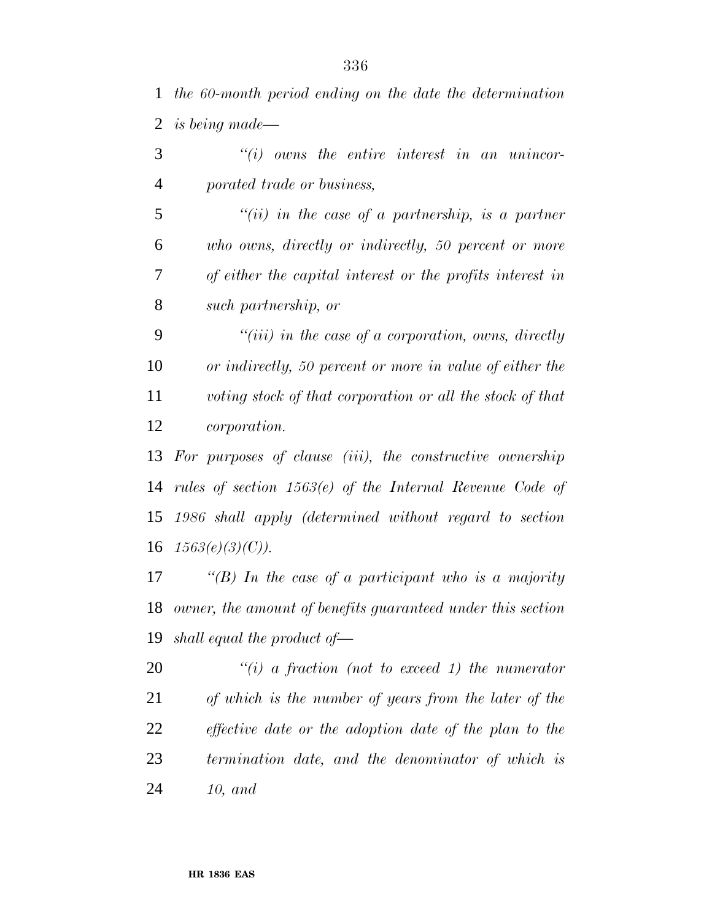*the 60-month period ending on the date the determination is being made—*

*"(i) owns the entire interest in an unincorporated trade or business,*

*"(ii) in the case of a partnership, is a partner who owns, directly or indirectly, 50 percent or more of either the capital interest or the profits interest in such partnership, or*

*"(iii) in the case of a corporation, owns, directly or indirectly, 50 percent or more in value of either the voting stock of that corporation or all the stock of that corporation.*

*For purposes of clause (iii), the constructive ownership rules of section 1563(e) of the Internal Revenue Code of 1986 shall apply (determined without regard to section 1563(e)(3)(C)).*

*"(B) In the case of a participant who is a majority owner, the amount of benefits guaranteed under this section shall equal the product of—*

*"(i) a fraction (not to exceed 1) the numerator of which is the number of years from the later of the effective date or the adoption date of the plan to the termination date, and the denominator of which is 10, and*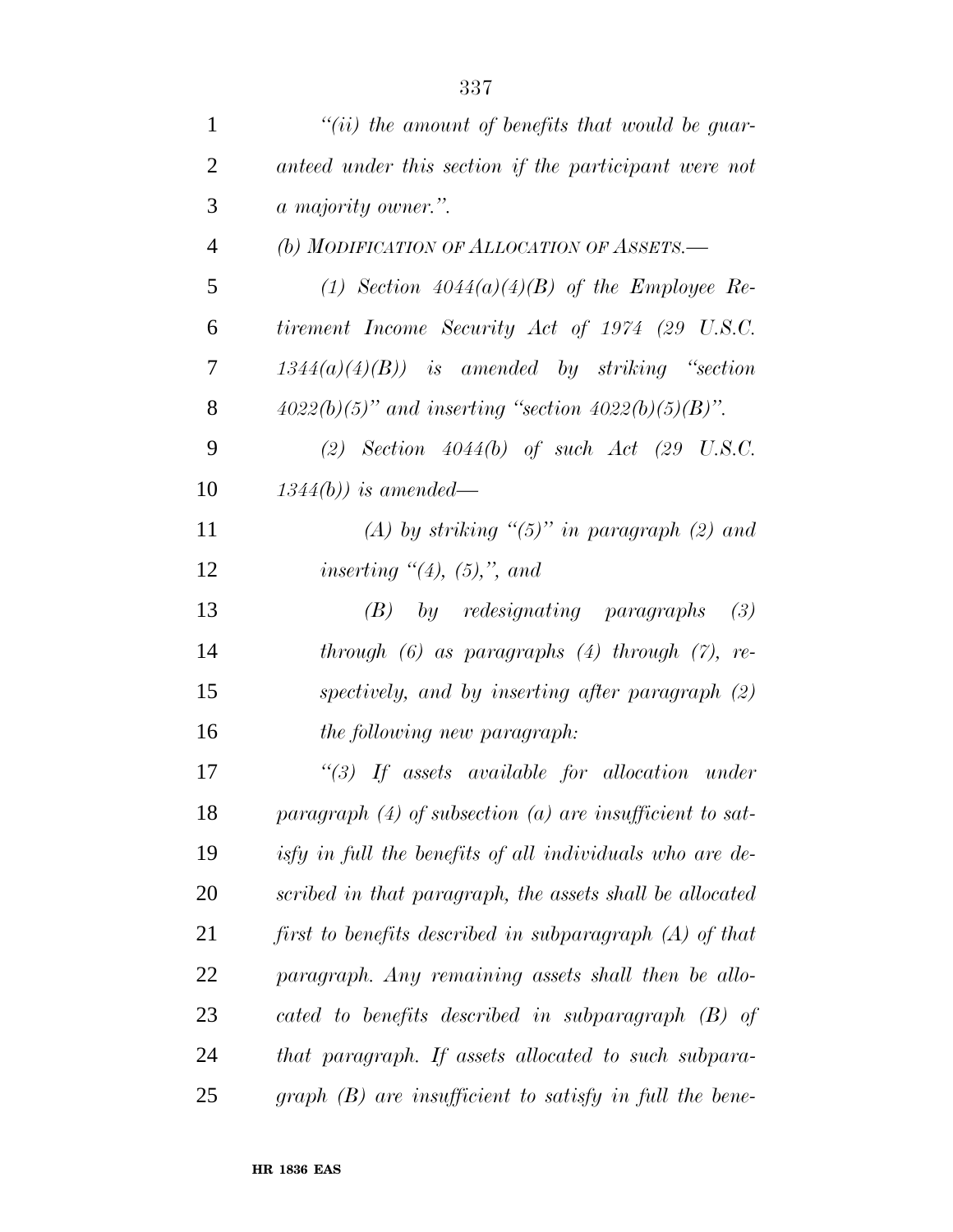*"(ii) the amount of benefits that would be guaranteed under this section if the participant were not a majority owner.".*

*(b) MODIFICATION OF ALLOCATION OF ASSETS.—*

*(1) Section 4044(a)(4)(B) of the Employee Retirement Income Security Act of 1974 (29 U.S.C. 1344(a)(4)(B)) is amended by striking "section 4022(b)(5)" and inserting "section 4022(b)(5)(B)".*

*(2) Section 4044(b) of such Act (29 U.S.C. 1344(b)) is amended—*

*(A) by striking "(5)" in paragraph (2) and inserting "(4), (5),", and*

*(B) by redesignating paragraphs (3) through (6) as paragraphs (4) through (7), respectively, and by inserting after paragraph (2) the following new paragraph:*

*"(3) If assets available for allocation under paragraph (4) of subsection (a) are insufficient to satisfy in full the benefits of all individuals who are described in that paragraph, the assets shall be allocated first to benefits described in subparagraph (A) of that paragraph. Any remaining assets shall then be allocated to benefits described in subparagraph (B) of that paragraph. If assets allocated to such subparagraph (B) are insufficient to satisfy in full the bene-*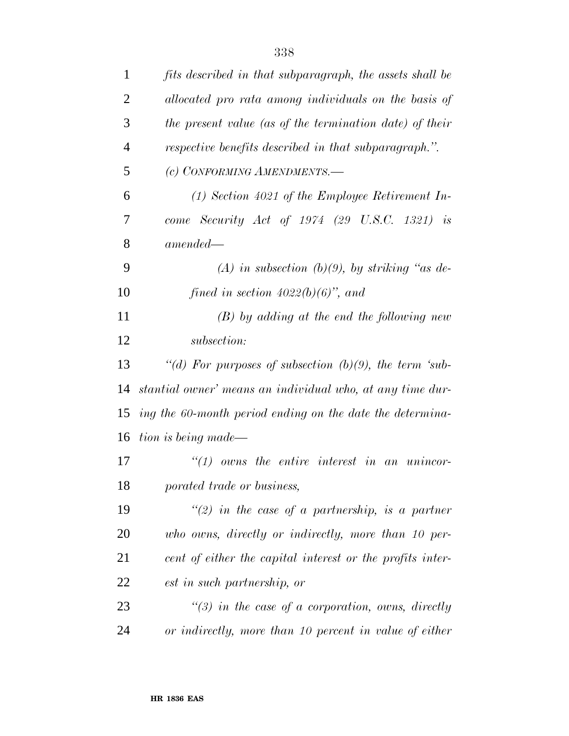*fits described in that subparagraph, the assets shall be allocated pro rata among individuals on the basis of the present value (as of the termination date) of their respective benefits described in that subparagraph.''.*

*(c) CONFORMING AMENDMENTS.—*

*(1) Section 4021 of the Employee Retirement Income Security Act of 1974 (29 U.S.C. 1321) is amended—*

*(A) in subsection (b)(9), by striking ''as defined in section 4022(b)(6)'', and*

*(B) by adding at the end the following new subsection:*

*''(d) For purposes of subsection (b)(9), the term 'substantial owner' means an individual who, at any time during the 60-month period ending on the date the determination is being made—*

*''(1) owns the entire interest in an unincorporated trade or business,*

*''(2) in the case of a partnership, is a partner who owns, directly or indirectly, more than 10 percent of either the capital interest or the profits interest in such partnership, or*

*''(3) in the case of a corporation, owns, directly or indirectly, more than 10 percent in value of either*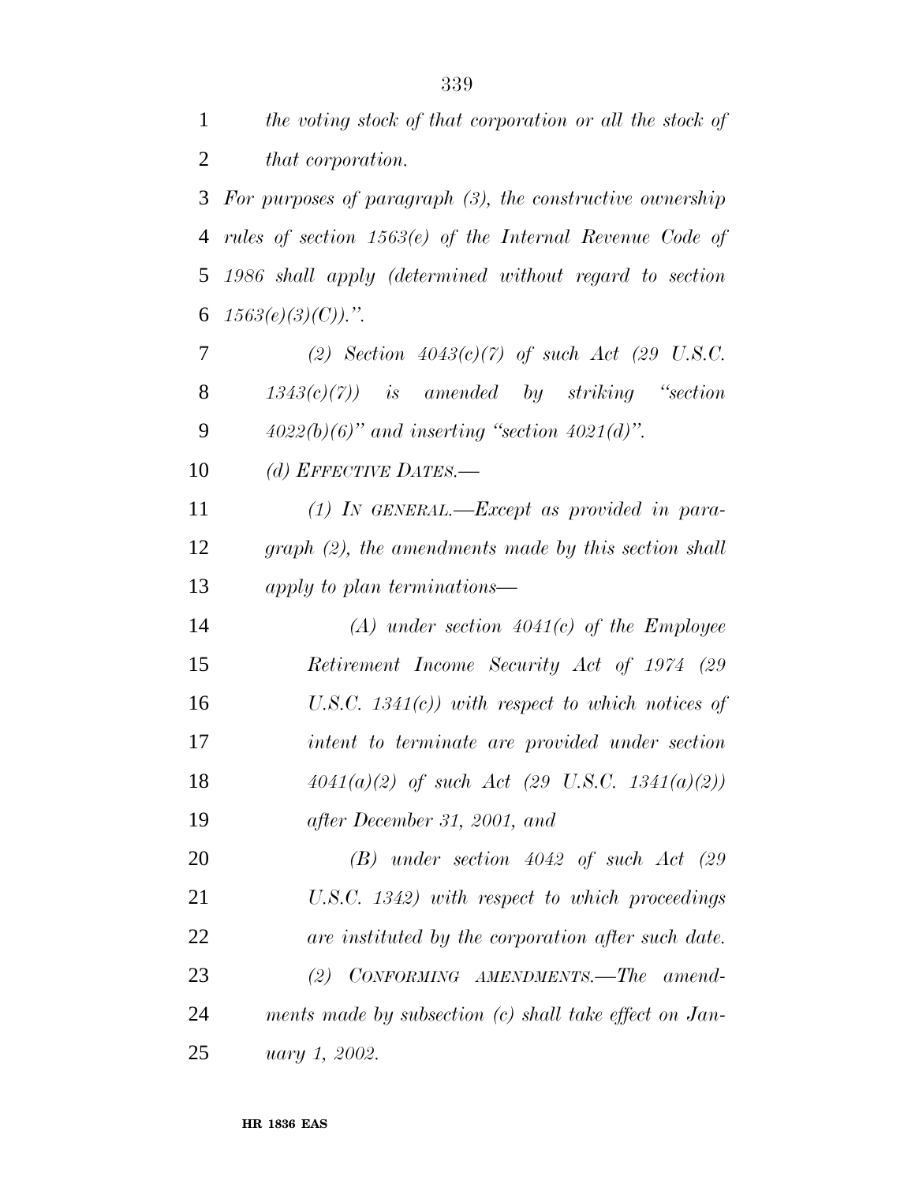*the voting stock of that corporation or all the stock of that corporation.*

*For purposes of paragraph (3), the constructive ownership rules of section 1563(e) of the Internal Revenue Code of 1986 shall apply (determined without regard to section 1563(e)(3)(C)).".*

*(2) Section 4043(c)(7) of such Act (29 U.S.C. 1343(c)(7)) is amended by striking "section 4022(b)(6)" and inserting "section 4021(d)".*

*(d) EFFECTIVE DATES.—*

*(1) IN GENERAL.—Except as provided in paragraph (2), the amendments made by this section shall apply to plan terminations—*

*(A) under section 4041(c) of the Employee Retirement Income Security Act of 1974 (29 U.S.C. 1341(c)) with respect to which notices of intent to terminate are provided under section 4041(a)(2) of such Act (29 U.S.C. 1341(a)(2)) after December 31, 2001, and*

*(B) under section 4042 of such Act (29 U.S.C. 1342) with respect to which proceedings are instituted by the corporation after such date.*

*(2) CONFORMING AMENDMENTS.—The amendments made by subsection (c) shall take effect on January 1, 2002.*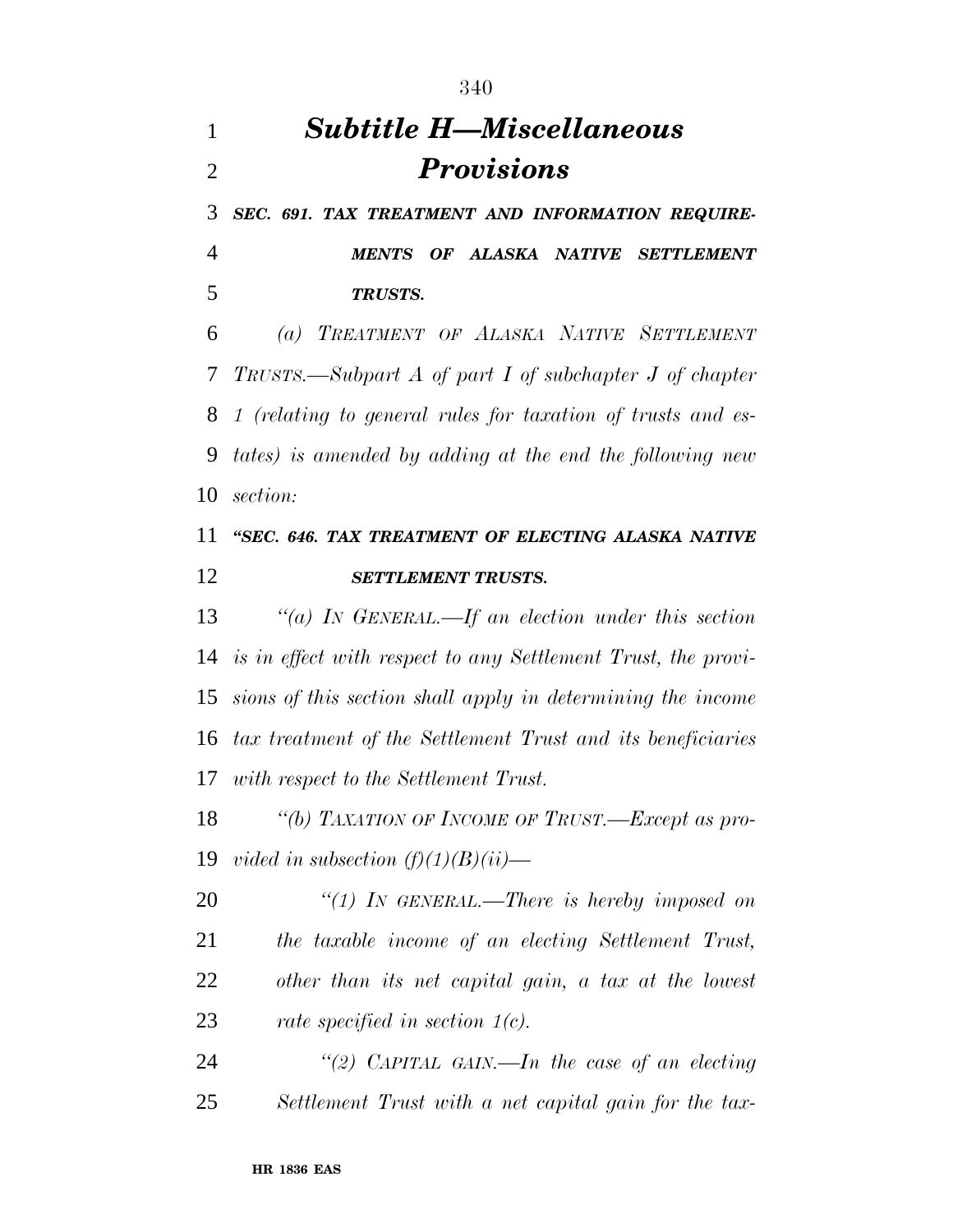# *Subtitle H—Miscellaneous Provisions*

***SEC. 691. TAX TREATMENT AND INFORMATION REQUIREMENTS OF ALASKA NATIVE SETTLEMENT TRUSTS.***

*(a) TREATMENT OF ALASKA NATIVE SETTLEMENT TRUSTS.—Subpart A of part I of subchapter J of chapter 1 (relating to general rules for taxation of trusts and estates) is amended by adding at the end the following new section:*

***"SEC. 646. TAX TREATMENT OF ELECTING ALASKA NATIVE SETTLEMENT TRUSTS.***

*"(a) IN GENERAL.—If an election under this section is in effect with respect to any Settlement Trust, the provisions of this section shall apply in determining the income tax treatment of the Settlement Trust and its beneficiaries with respect to the Settlement Trust.*

*"(b) TAXATION OF INCOME OF TRUST.—Except as provided in subsection (f)(1)(B)(ii)—*

*"(1) IN GENERAL.—There is hereby imposed on the taxable income of an electing Settlement Trust, other than its net capital gain, a tax at the lowest rate specified in section 1(c).*

*"(2) CAPITAL GAIN.—In the case of an electing Settlement Trust with a net capital gain for the tax-*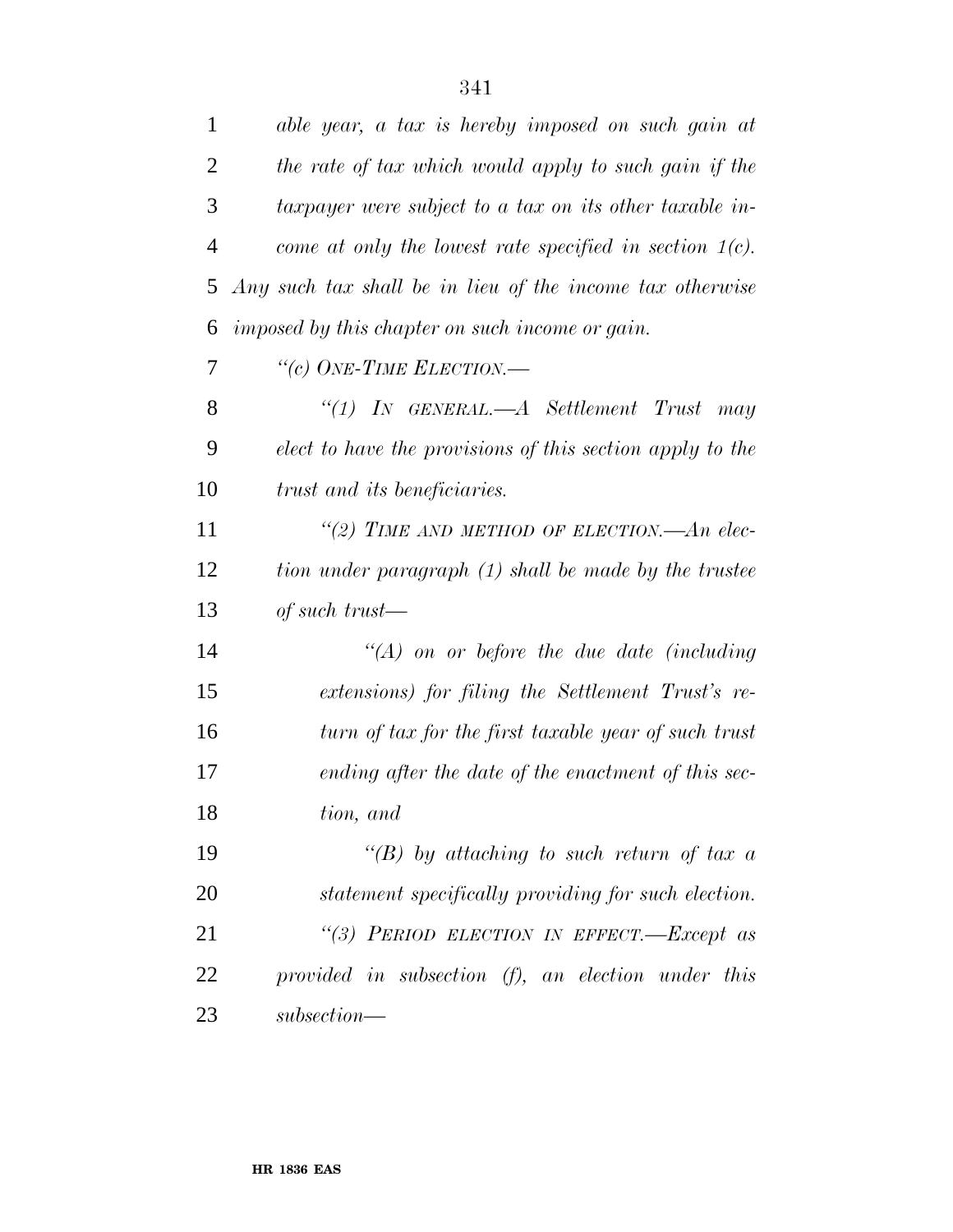*able year, a tax is hereby imposed on such gain at the rate of tax which would apply to such gain if the taxpayer were subject to a tax on its other taxable income at only the lowest rate specified in section 1(c). Any such tax shall be in lieu of the income tax otherwise imposed by this chapter on such income or gain.*

*''(c) ONE-TIME ELECTION.—*

*''(1) IN GENERAL.—A Settlement Trust may elect to have the provisions of this section apply to the trust and its beneficiaries.*

*''(2) TIME AND METHOD OF ELECTION.—An election under paragraph (1) shall be made by the trustee of such trust—*

*''(A) on or before the due date (including extensions) for filing the Settlement Trust's return of tax for the first taxable year of such trust ending after the date of the enactment of this section, and*

*''(B) by attaching to such return of tax a statement specifically providing for such election.*

*''(3) PERIOD ELECTION IN EFFECT.—Except as provided in subsection (f), an election under this subsection—*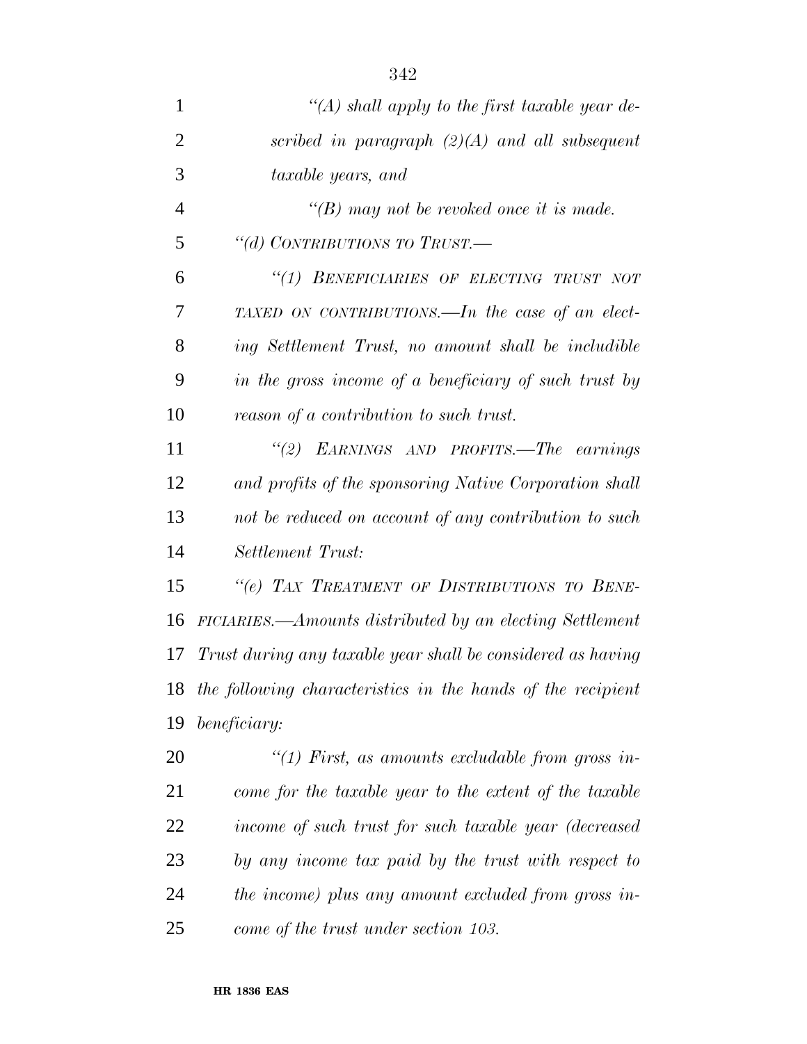*"(A) shall apply to the first taxable year described in paragraph (2)(A) and all subsequent taxable years, and*

*"(B) may not be revoked once it is made.*

*"(d) CONTRIBUTIONS TO TRUST.—*

*"(1) BENEFICIARIES OF ELECTING TRUST NOT TAXED ON CONTRIBUTIONS.—In the case of an electing Settlement Trust, no amount shall be includible in the gross income of a beneficiary of such trust by reason of a contribution to such trust.*

*"(2) EARNINGS AND PROFITS.—The earnings and profits of the sponsoring Native Corporation shall not be reduced on account of any contribution to such Settlement Trust:*

*"(e) TAX TREATMENT OF DISTRIBUTIONS TO BENEFICIARIES.—Amounts distributed by an electing Settlement Trust during any taxable year shall be considered as having the following characteristics in the hands of the recipient beneficiary:*

*"(1) First, as amounts excludable from gross income for the taxable year to the extent of the taxable income of such trust for such taxable year (decreased by any income tax paid by the trust with respect to the income) plus any amount excluded from gross income of the trust under section 103.*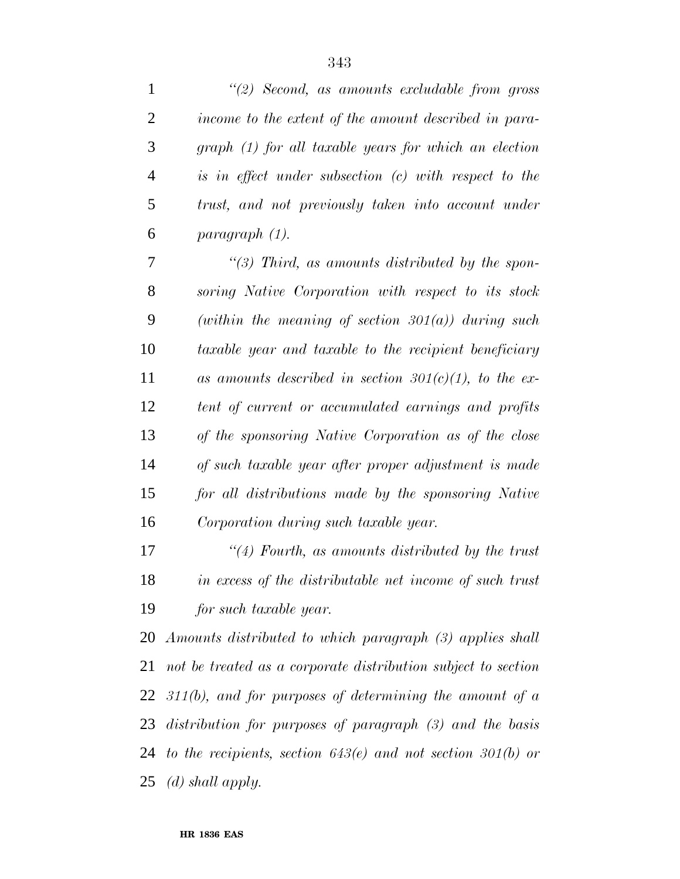*"(2) Second, as amounts excludable from gross income to the extent of the amount described in paragraph (1) for all taxable years for which an election is in effect under subsection (c) with respect to the trust, and not previously taken into account under paragraph (1).*

*"(3) Third, as amounts distributed by the sponsoring Native Corporation with respect to its stock (within the meaning of section 301(a)) during such taxable year and taxable to the recipient beneficiary as amounts described in section 301(c)(1), to the extent of current or accumulated earnings and profits of the sponsoring Native Corporation as of the close of such taxable year after proper adjustment is made for all distributions made by the sponsoring Native Corporation during such taxable year.*

*"(4) Fourth, as amounts distributed by the trust in excess of the distributable net income of such trust for such taxable year.*

*Amounts distributed to which paragraph (3) applies shall not be treated as a corporate distribution subject to section 311(b), and for purposes of determining the amount of a distribution for purposes of paragraph (3) and the basis to the recipients, section 643(e) and not section 301(b) or (d) shall apply.*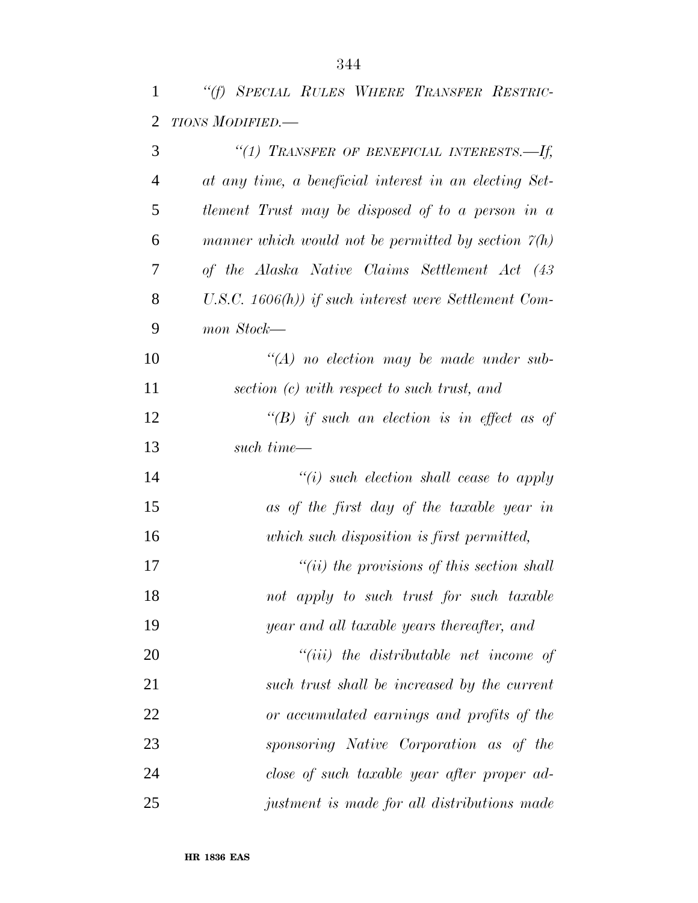*“(f) SPECIAL RULES WHERE TRANSFER RESTRICTIONS MODIFIED.—*

*“(1) TRANSFER OF BENEFICIAL INTERESTS.—If, at any time, a beneficial interest in an electing Settlement Trust may be disposed of to a person in a manner which would not be permitted by section 7(h) of the Alaska Native Claims Settlement Act (43 U.S.C. 1606(h)) if such interest were Settlement Common Stock—*

*“(A) no election may be made under subsection (c) with respect to such trust, and*

*“(B) if such an election is in effect as of such time—*

*“(i) such election shall cease to apply as of the first day of the taxable year in which such disposition is first permitted,*

*“(ii) the provisions of this section shall not apply to such trust for such taxable year and all taxable years thereafter, and*

*“(iii) the distributable net income of such trust shall be increased by the current or accumulated earnings and profits of the sponsoring Native Corporation as of the close of such taxable year after proper adjustment is made for all distributions made*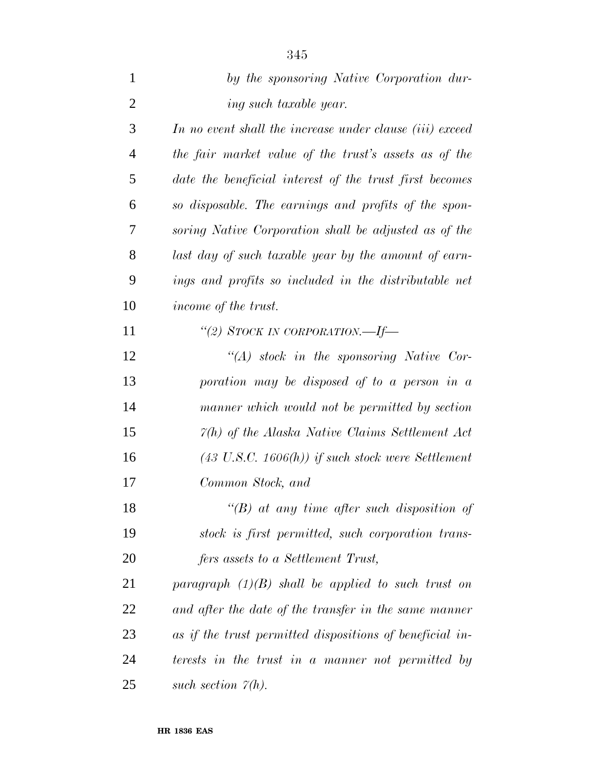*by the sponsoring Native Corporation during such taxable year.*

*In no event shall the increase under clause (iii) exceed the fair market value of the trust's assets as of the date the beneficial interest of the trust first becomes so disposable. The earnings and profits of the sponsoring Native Corporation shall be adjusted as of the last day of such taxable year by the amount of earnings and profits so included in the distributable net income of the trust.*

*"(2) STOCK IN CORPORATION.—If—*

*"(A) stock in the sponsoring Native Corporation may be disposed of to a person in a manner which would not be permitted by section 7(h) of the Alaska Native Claims Settlement Act (43 U.S.C. 1606(h)) if such stock were Settlement Common Stock, and*

*"(B) at any time after such disposition of stock is first permitted, such corporation transfers assets to a Settlement Trust,*

*paragraph (1)(B) shall be applied to such trust on and after the date of the transfer in the same manner as if the trust permitted dispositions of beneficial interests in the trust in a manner not permitted by such section 7(h).*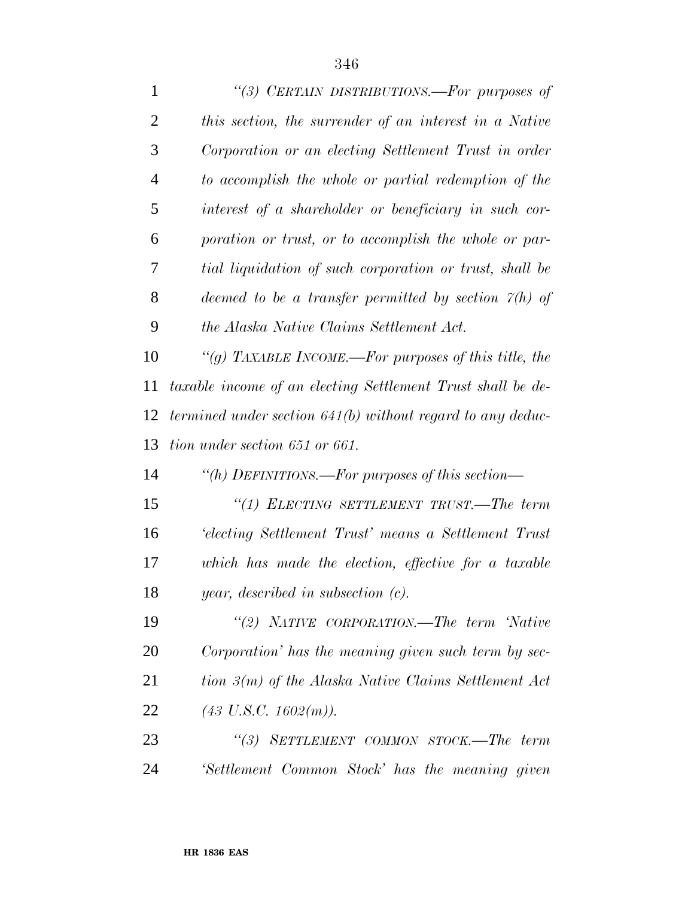*"(3) CERTAIN DISTRIBUTIONS.—For purposes of this section, the surrender of an interest in a Native Corporation or an electing Settlement Trust in order to accomplish the whole or partial redemption of the interest of a shareholder or beneficiary in such corporation or trust, or to accomplish the whole or partial liquidation of such corporation or trust, shall be deemed to be a transfer permitted by section 7(h) of the Alaska Native Claims Settlement Act.*

*"(g) TAXABLE INCOME.—For purposes of this title, the taxable income of an electing Settlement Trust shall be determined under section 641(b) without regard to any deduction under section 651 or 661.*

*"(h) DEFINITIONS.—For purposes of this section—*

*"(1) ELECTING SETTLEMENT TRUST.—The term 'electing Settlement Trust' means a Settlement Trust which has made the election, effective for a taxable year, described in subsection (c).*

*"(2) NATIVE CORPORATION.—The term 'Native Corporation' has the meaning given such term by section 3(m) of the Alaska Native Claims Settlement Act (43 U.S.C. 1602(m)).*

*"(3) SETTLEMENT COMMON STOCK.—The term 'Settlement Common Stock' has the meaning given*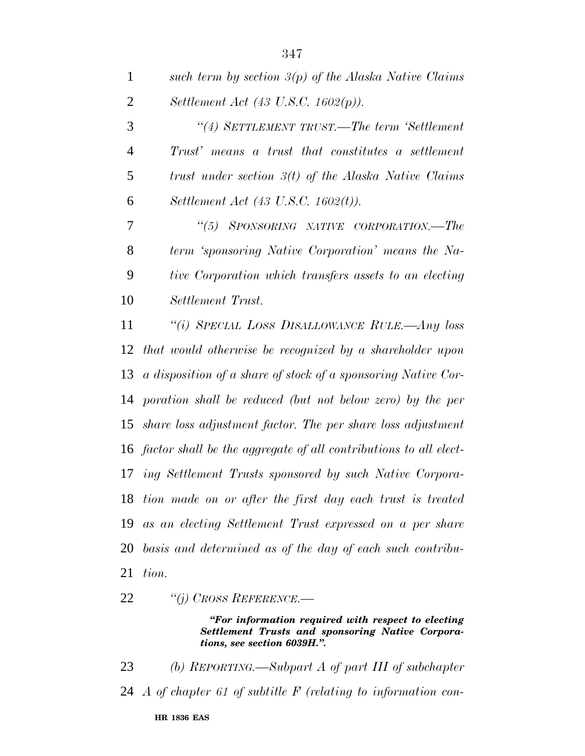*such term by section 3(p) of the Alaska Native Claims Settlement Act (43 U.S.C. 1602(p)).*

*"(4) SETTLEMENT TRUST.—The term 'Settlement Trust' means a trust that constitutes a settlement trust under section 3(t) of the Alaska Native Claims Settlement Act (43 U.S.C. 1602(t)).*

*"(5) SPONSORING NATIVE CORPORATION.—The term 'sponsoring Native Corporation' means the Native Corporation which transfers assets to an electing Settlement Trust.*

*"(i) SPECIAL LOSS DISALLOWANCE RULE.—Any loss that would otherwise be recognized by a shareholder upon a disposition of a share of stock of a sponsoring Native Corporation shall be reduced (but not below zero) by the per share loss adjustment factor. The per share loss adjustment factor shall be the aggregate of all contributions to all electing Settlement Trusts sponsored by such Native Corporation made on or after the first day each trust is treated as an electing Settlement Trust expressed on a per share basis and determined as of the day of each such contribution.*

*"(j) CROSS REFERENCE.—*

***"For information required with respect to electing Settlement Trusts and sponsoring Native Corporations, see section 6039H.".***

*(b) REPORTING.—Subpart A of part III of subchapter A of chapter 61 of subtitle F (relating to information con-*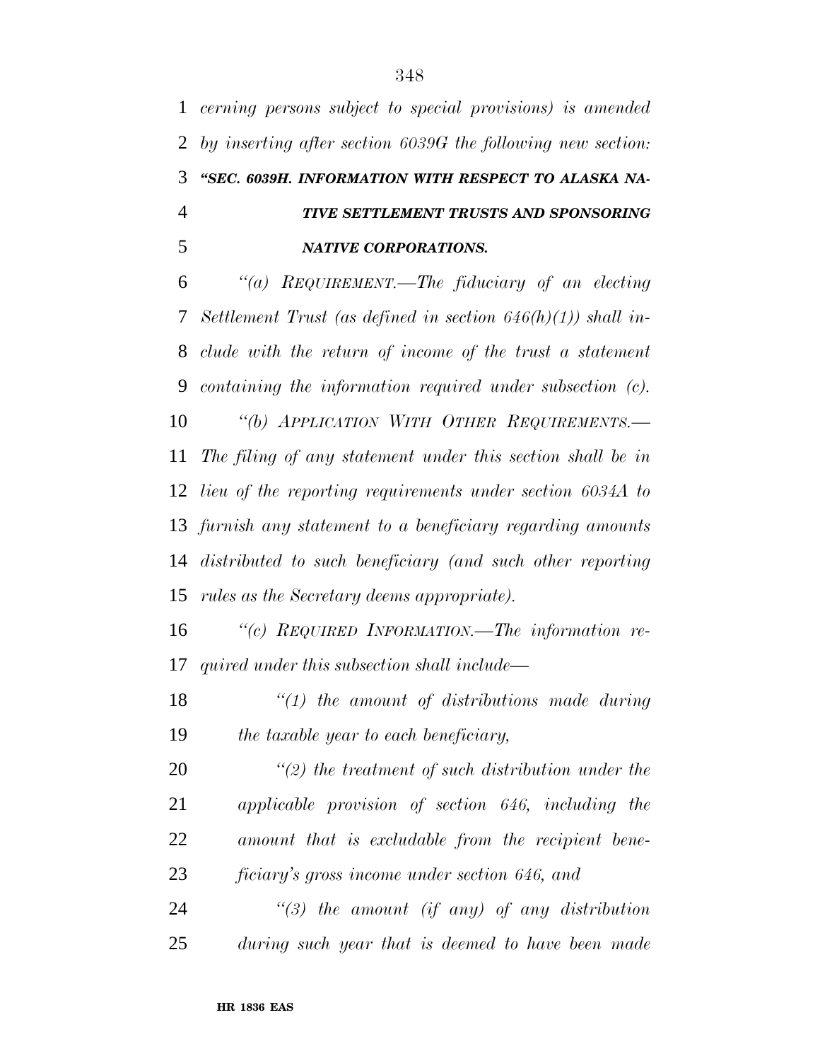*cerning persons subject to special provisions) is amended by inserting after section 6039G the following new section:*

***"SEC. 6039H. INFORMATION WITH RESPECT TO ALASKA NATIVE SETTLEMENT TRUSTS AND SPONSORING NATIVE CORPORATIONS.***

*"(a) REQUIREMENT.—The fiduciary of an electing Settlement Trust (as defined in section 646(h)(1)) shall include with the return of income of the trust a statement containing the information required under subsection (c).*

*"(b) APPLICATION WITH OTHER REQUIREMENTS.—The filing of any statement under this section shall be in lieu of the reporting requirements under section 6034A to furnish any statement to a beneficiary regarding amounts distributed to such beneficiary (and such other reporting rules as the Secretary deems appropriate).*

*"(c) REQUIRED INFORMATION.—The information required under this subsection shall include—*

*"(1) the amount of distributions made during the taxable year to each beneficiary,*

*"(2) the treatment of such distribution under the applicable provision of section 646, including the amount that is excludable from the recipient beneficiary's gross income under section 646, and*

*"(3) the amount (if any) of any distribution during such year that is deemed to have been made*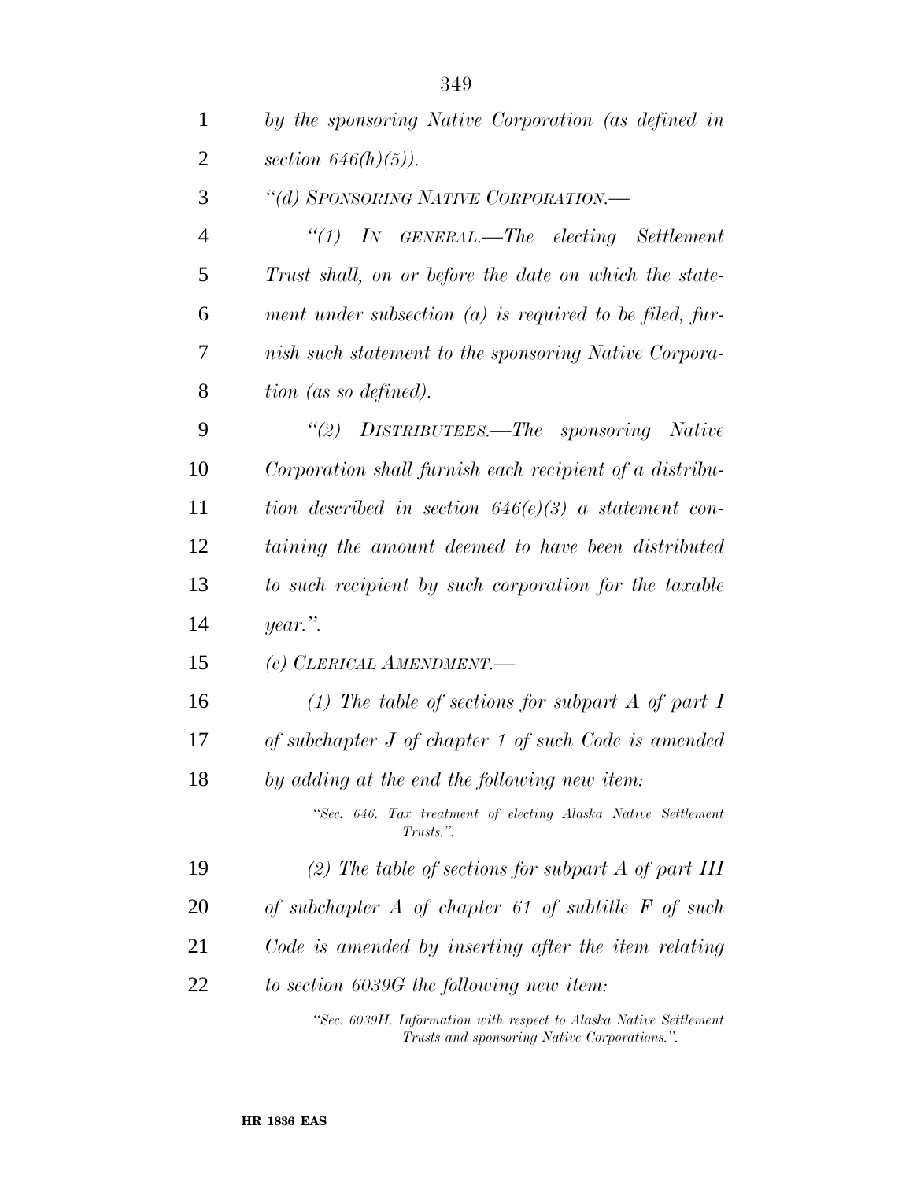*by the sponsoring Native Corporation (as defined in section 646(h)(5)).*

*"(d) SPONSORING NATIVE CORPORATION.—*

*"(1) IN GENERAL.—The electing Settlement Trust shall, on or before the date on which the statement under subsection (a) is required to be filed, furnish such statement to the sponsoring Native Corporation (as so defined).*

*"(2) DISTRIBUTEES.—The sponsoring Native Corporation shall furnish each recipient of a distribution described in section 646(e)(3) a statement containing the amount deemed to have been distributed to such recipient by such corporation for the taxable year.".*

*(c) CLERICAL AMENDMENT.—*

*(1) The table of sections for subpart A of part I of subchapter J of chapter 1 of such Code is amended by adding at the end the following new item:*

*"Sec. 646. Tax treatment of electing Alaska Native Settlement Trusts.".*

*(2) The table of sections for subpart A of part III of subchapter A of chapter 61 of subtitle F of such Code is amended by inserting after the item relating to section 6039G the following new item:*

*"Sec. 6039H. Information with respect to Alaska Native Settlement Trusts and sponsoring Native Corporations.".*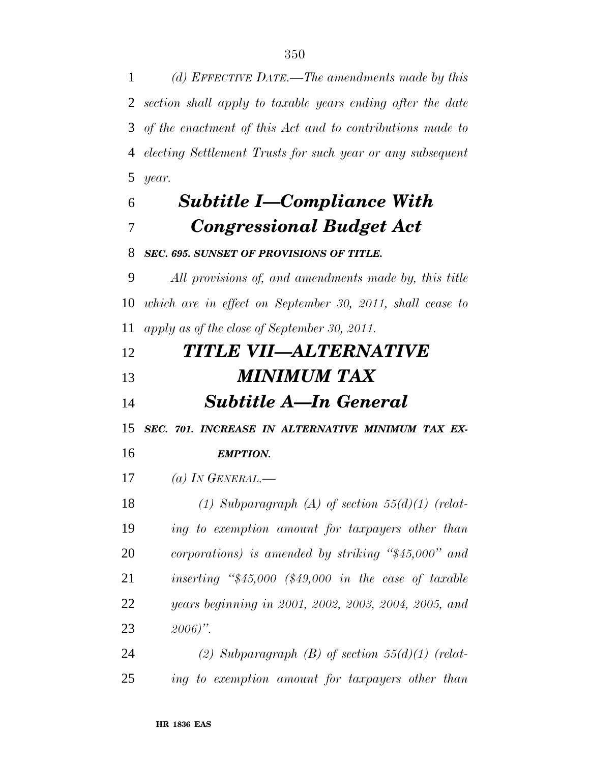*(d) EFFECTIVE DATE.—The amendments made by this section shall apply to taxable years ending after the date of the enactment of this Act and to contributions made to electing Settlement Trusts for such year or any subsequent year.*

## *Subtitle I—Compliance With Congressional Budget Act*

***SEC. 695. SUNSET OF PROVISIONS OF TITLE.***

*All provisions of, and amendments made by, this title which are in effect on September 30, 2011, shall cease to apply as of the close of September 30, 2011.*

# *TITLE VII—ALTERNATIVE MINIMUM TAX*

## *Subtitle A—In General*

***SEC. 701. INCREASE IN ALTERNATIVE MINIMUM TAX EXEMPTION.***

*(a) IN GENERAL.—*

*(1) Subparagraph (A) of section 55(d)(1) (relating to exemption amount for taxpayers other than corporations) is amended by striking "$45,000" and inserting "$45,000 ($49,000 in the case of taxable years beginning in 2001, 2002, 2003, 2004, 2005, and 2006)".*

*(2) Subparagraph (B) of section 55(d)(1) (relating to exemption amount for taxpayers other than*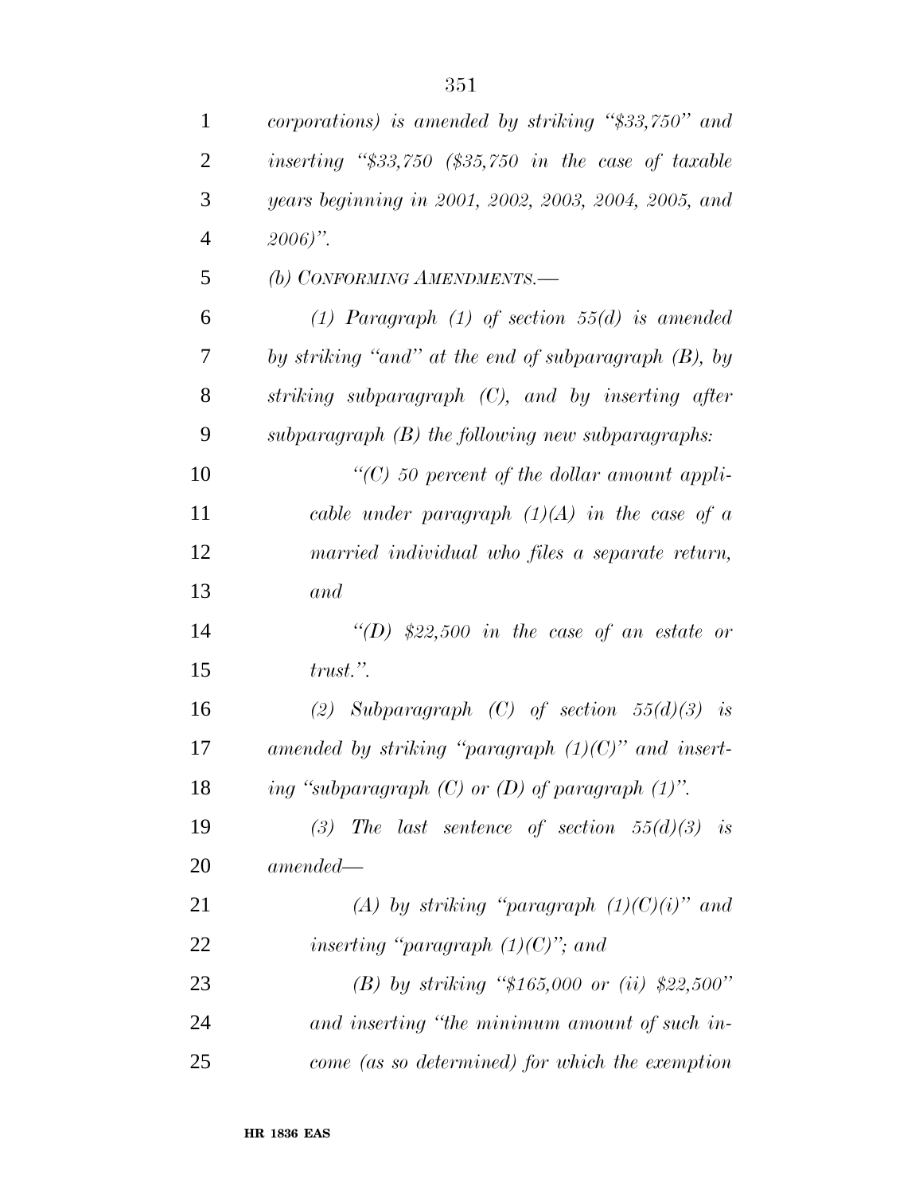*corporations) is amended by striking "$33,750" and inserting "$33,750 ($35,750 in the case of taxable years beginning in 2001, 2002, 2003, 2004, 2005, and 2006)".*

*(b) CONFORMING AMENDMENTS.—*

*(1) Paragraph (1) of section 55(d) is amended by striking "and" at the end of subparagraph (B), by striking subparagraph (C), and by inserting after subparagraph (B) the following new subparagraphs:*

*"(C) 50 percent of the dollar amount applicable under paragraph (1)(A) in the case of a married individual who files a separate return, and*

*"(D) $22,500 in the case of an estate or trust.".*

*(2) Subparagraph (C) of section 55(d)(3) is amended by striking "paragraph (1)(C)" and inserting "subparagraph (C) or (D) of paragraph (1)".*

*(3) The last sentence of section 55(d)(3) is amended—*

*(A) by striking "paragraph (1)(C)(i)" and inserting "paragraph (1)(C)"; and*

*(B) by striking "$165,000 or (ii) $22,500" and inserting "the minimum amount of such income (as so determined) for which the exemption*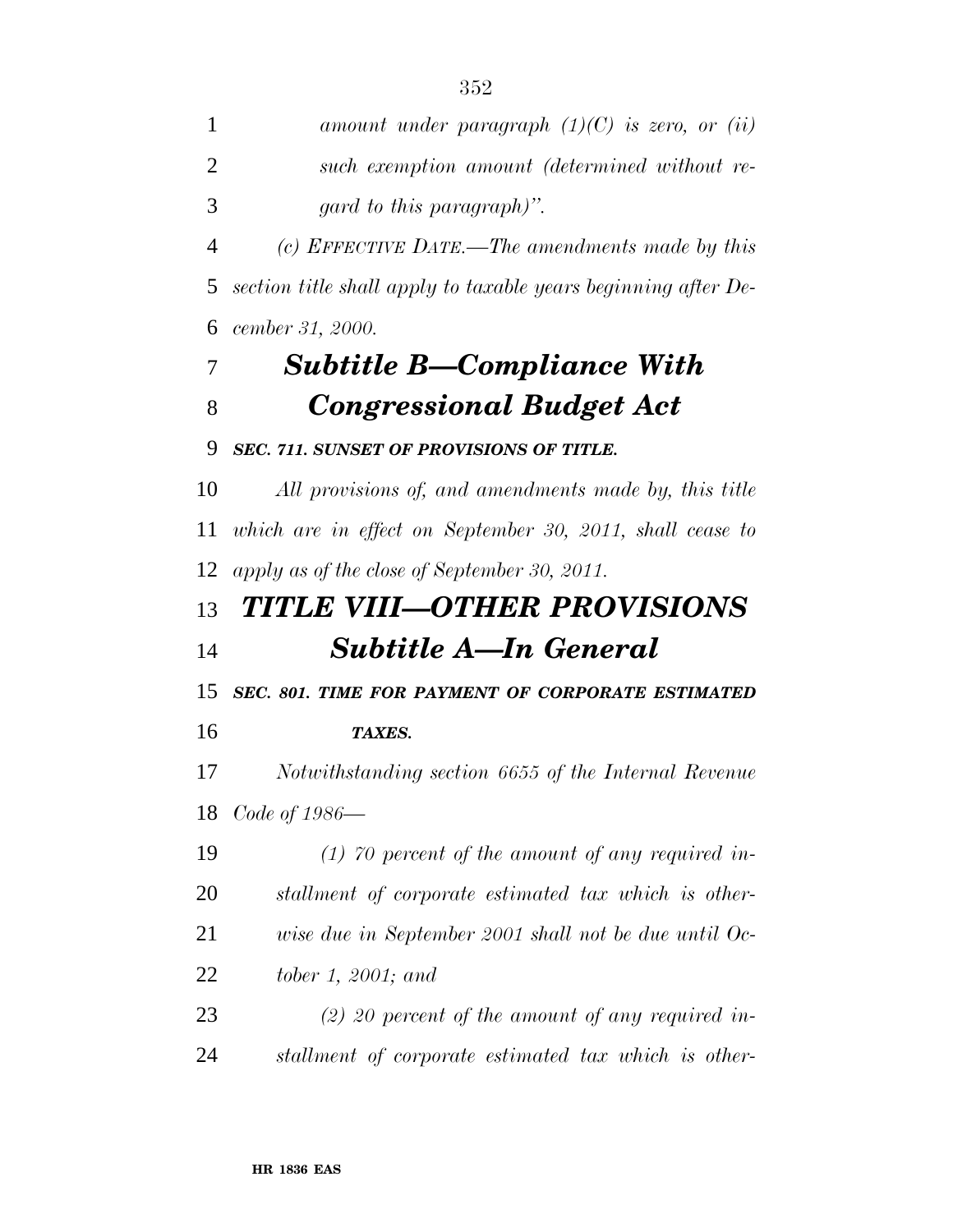*amount under paragraph (1)(C) is zero, or (ii) such exemption amount (determined without regard to this paragraph)".*

*(c) EFFECTIVE DATE.—The amendments made by this section title shall apply to taxable years beginning after December 31, 2000.*

## *Subtitle B—Compliance With Congressional Budget Act*

***SEC. 711. SUNSET OF PROVISIONS OF TITLE.***

*All provisions of, and amendments made by, this title which are in effect on September 30, 2011, shall cease to apply as of the close of September 30, 2011.*

# *TITLE VIII—OTHER PROVISIONS*

## *Subtitle A—In General*

***SEC. 801. TIME FOR PAYMENT OF CORPORATE ESTIMATED TAXES.***

*Notwithstanding section 6655 of the Internal Revenue Code of 1986—*

*(1) 70 percent of the amount of any required installment of corporate estimated tax which is otherwise due in September 2001 shall not be due until October 1, 2001; and*

*(2) 20 percent of the amount of any required installment of corporate estimated tax which is other-*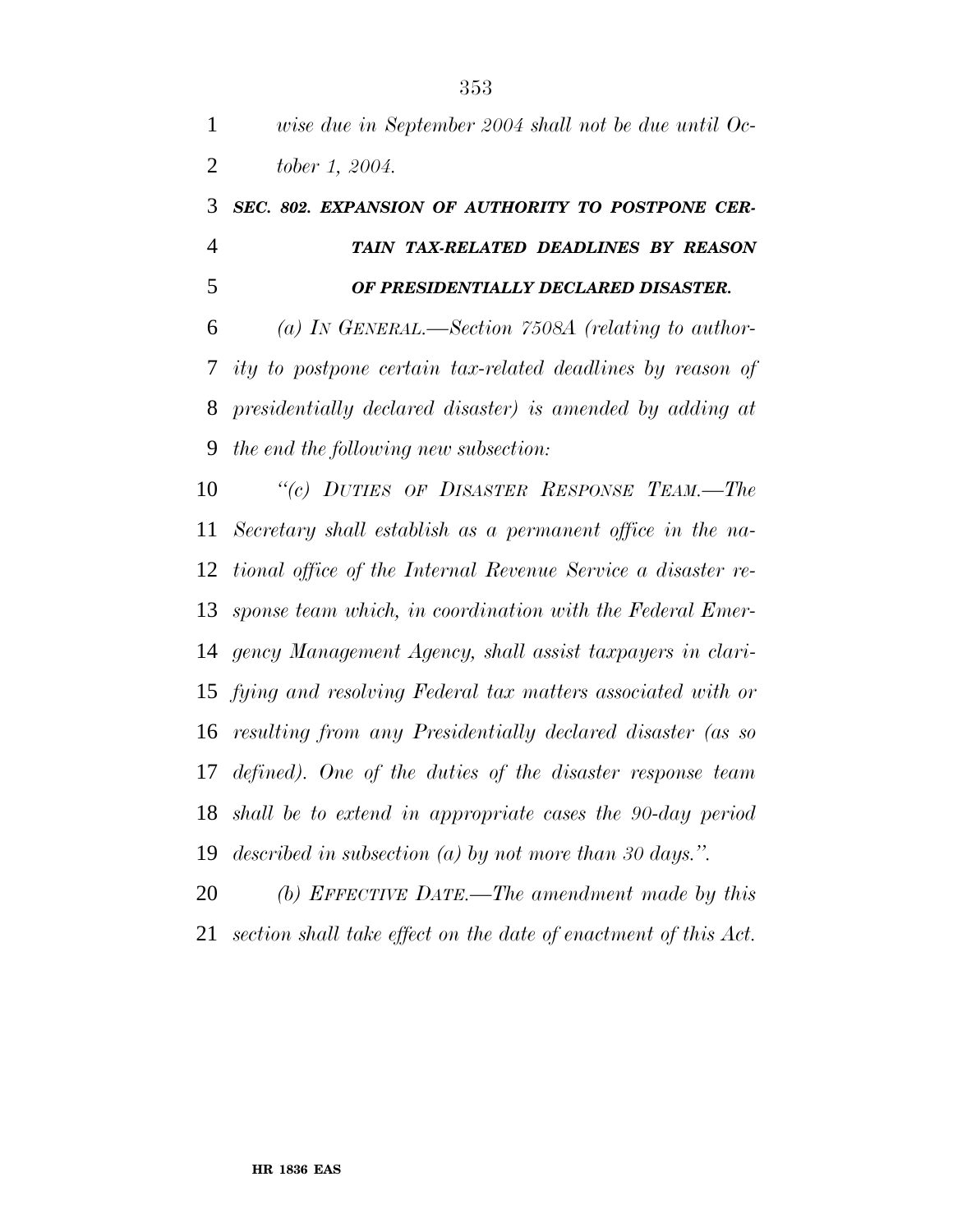*wise due in September 2004 shall not be due until October 1, 2004.*

***SEC. 802. EXPANSION OF AUTHORITY TO POSTPONE CERTAIN TAX-RELATED DEADLINES BY REASON OF PRESIDENTIALLY DECLARED DISASTER.***

*(a) IN GENERAL.—Section 7508A (relating to authority to postpone certain tax-related deadlines by reason of presidentially declared disaster) is amended by adding at the end the following new subsection:*

*"(c) DUTIES OF DISASTER RESPONSE TEAM.—The Secretary shall establish as a permanent office in the national office of the Internal Revenue Service a disaster response team which, in coordination with the Federal Emergency Management Agency, shall assist taxpayers in clarifying and resolving Federal tax matters associated with or resulting from any Presidentially declared disaster (as so defined). One of the duties of the disaster response team shall be to extend in appropriate cases the 90-day period described in subsection (a) by not more than 30 days.".*

*(b) EFFECTIVE DATE.—The amendment made by this section shall take effect on the date of enactment of this Act.*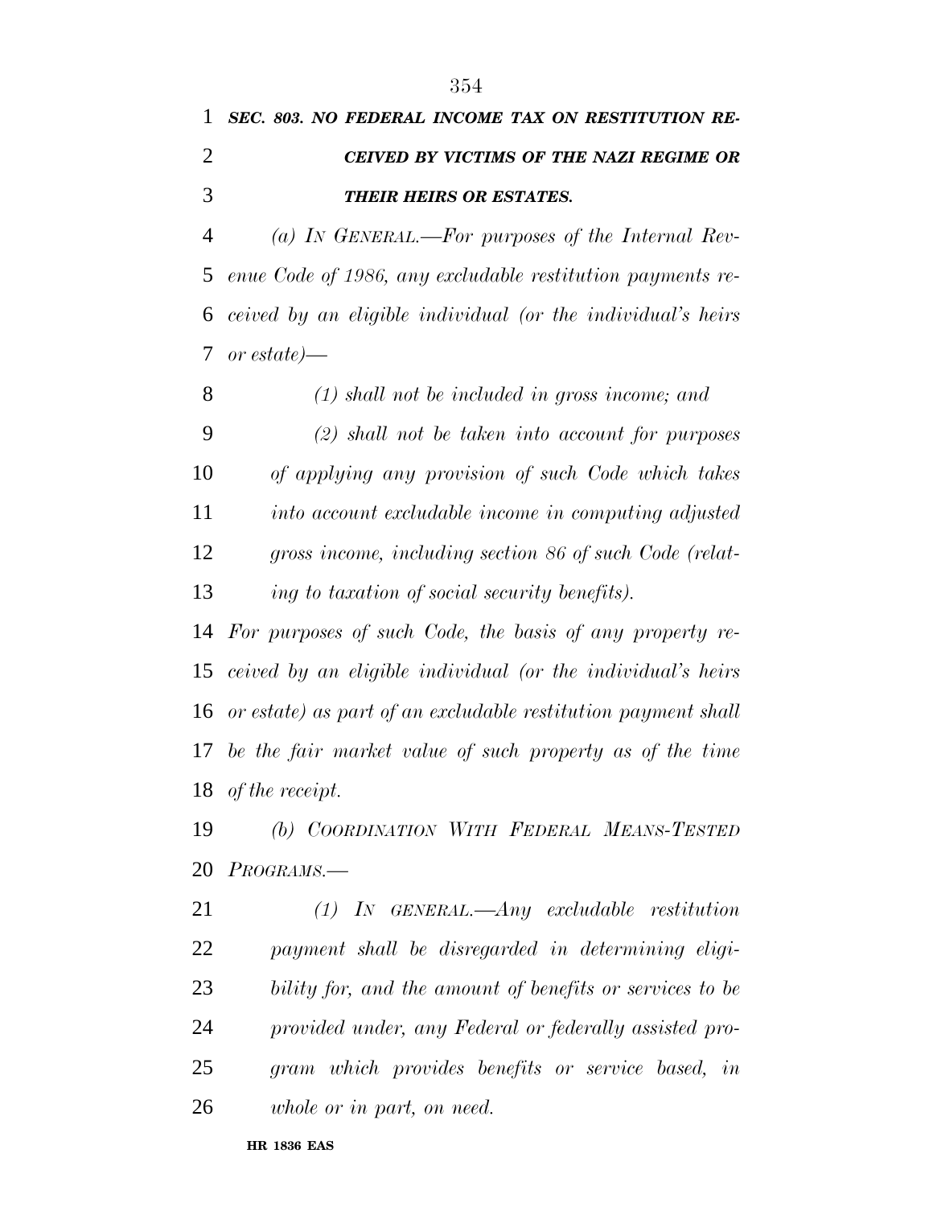***SEC. 803. NO FEDERAL INCOME TAX ON RESTITUTION RECEIVED BY VICTIMS OF THE NAZI REGIME OR THEIR HEIRS OR ESTATES.***

*(a) IN GENERAL.—For purposes of the Internal Revenue Code of 1986, any excludable restitution payments received by an eligible individual (or the individual's heirs or estate)—*

*(1) shall not be included in gross income; and*

*(2) shall not be taken into account for purposes of applying any provision of such Code which takes into account excludable income in computing adjusted gross income, including section 86 of such Code (relating to taxation of social security benefits).*

*For purposes of such Code, the basis of any property received by an eligible individual (or the individual's heirs or estate) as part of an excludable restitution payment shall be the fair market value of such property as of the time of the receipt.*

*(b) COORDINATION WITH FEDERAL MEANS-TESTED PROGRAMS.—*

*(1) IN GENERAL.—Any excludable restitution payment shall be disregarded in determining eligibility for, and the amount of benefits or services to be provided under, any Federal or federally assisted program which provides benefits or service based, in whole or in part, on need.*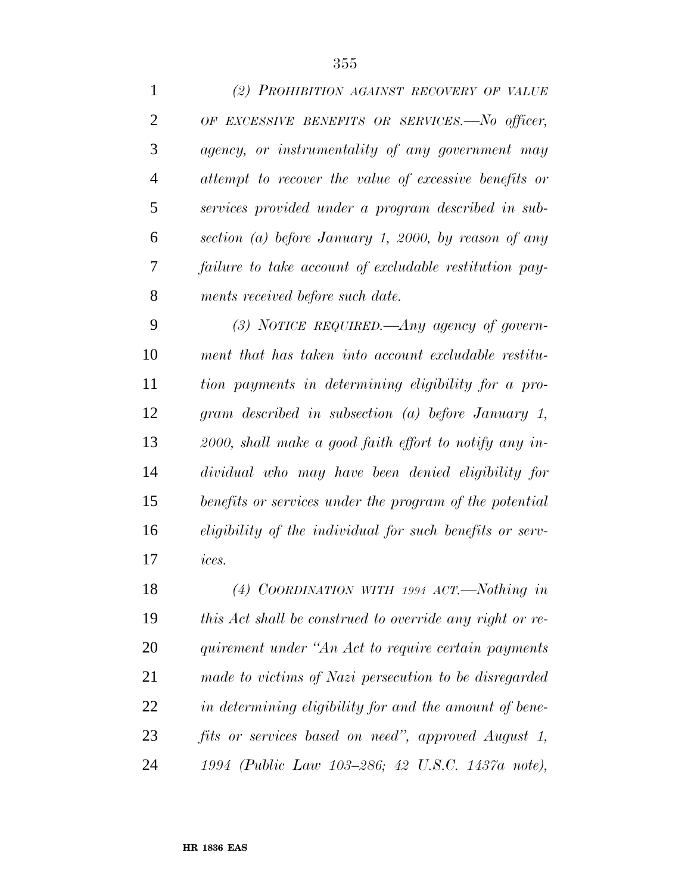*(2) PROHIBITION AGAINST RECOVERY OF VALUE OF EXCESSIVE BENEFITS OR SERVICES.—No officer, agency, or instrumentality of any government may attempt to recover the value of excessive benefits or services provided under a program described in subsection (a) before January 1, 2000, by reason of any failure to take account of excludable restitution payments received before such date.*

*(3) NOTICE REQUIRED.—Any agency of government that has taken into account excludable restitution payments in determining eligibility for a program described in subsection (a) before January 1, 2000, shall make a good faith effort to notify any individual who may have been denied eligibility for benefits or services under the program of the potential eligibility of the individual for such benefits or services.*

*(4) COORDINATION WITH 1994 ACT.—Nothing in this Act shall be construed to override any right or requirement under "An Act to require certain payments made to victims of Nazi persecution to be disregarded in determining eligibility for and the amount of benefits or services based on need", approved August 1, 1994 (Public Law 103–286; 42 U.S.C. 1437a note),*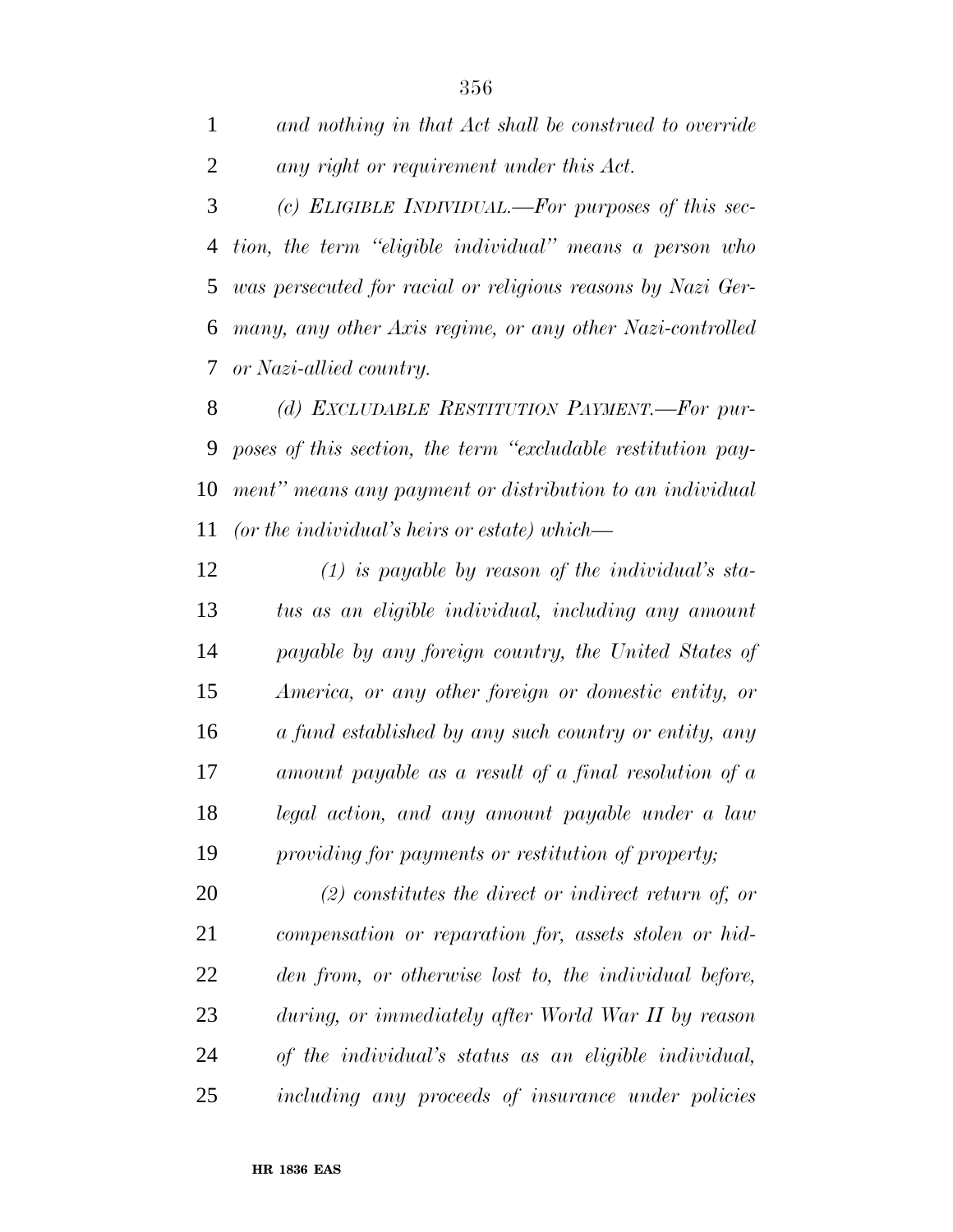*and nothing in that Act shall be construed to override any right or requirement under this Act.*

*(c) ELIGIBLE INDIVIDUAL.—For purposes of this section, the term "eligible individual" means a person who was persecuted for racial or religious reasons by Nazi Germany, any other Axis regime, or any other Nazi-controlled or Nazi-allied country.*

*(d) EXCLUDABLE RESTITUTION PAYMENT.—For purposes of this section, the term "excludable restitution payment" means any payment or distribution to an individual (or the individual's heirs or estate) which—*

*(1) is payable by reason of the individual's status as an eligible individual, including any amount payable by any foreign country, the United States of America, or any other foreign or domestic entity, or a fund established by any such country or entity, any amount payable as a result of a final resolution of a legal action, and any amount payable under a law providing for payments or restitution of property;*

*(2) constitutes the direct or indirect return of, or compensation or reparation for, assets stolen or hidden from, or otherwise lost to, the individual before, during, or immediately after World War II by reason of the individual's status as an eligible individual, including any proceeds of insurance under policies*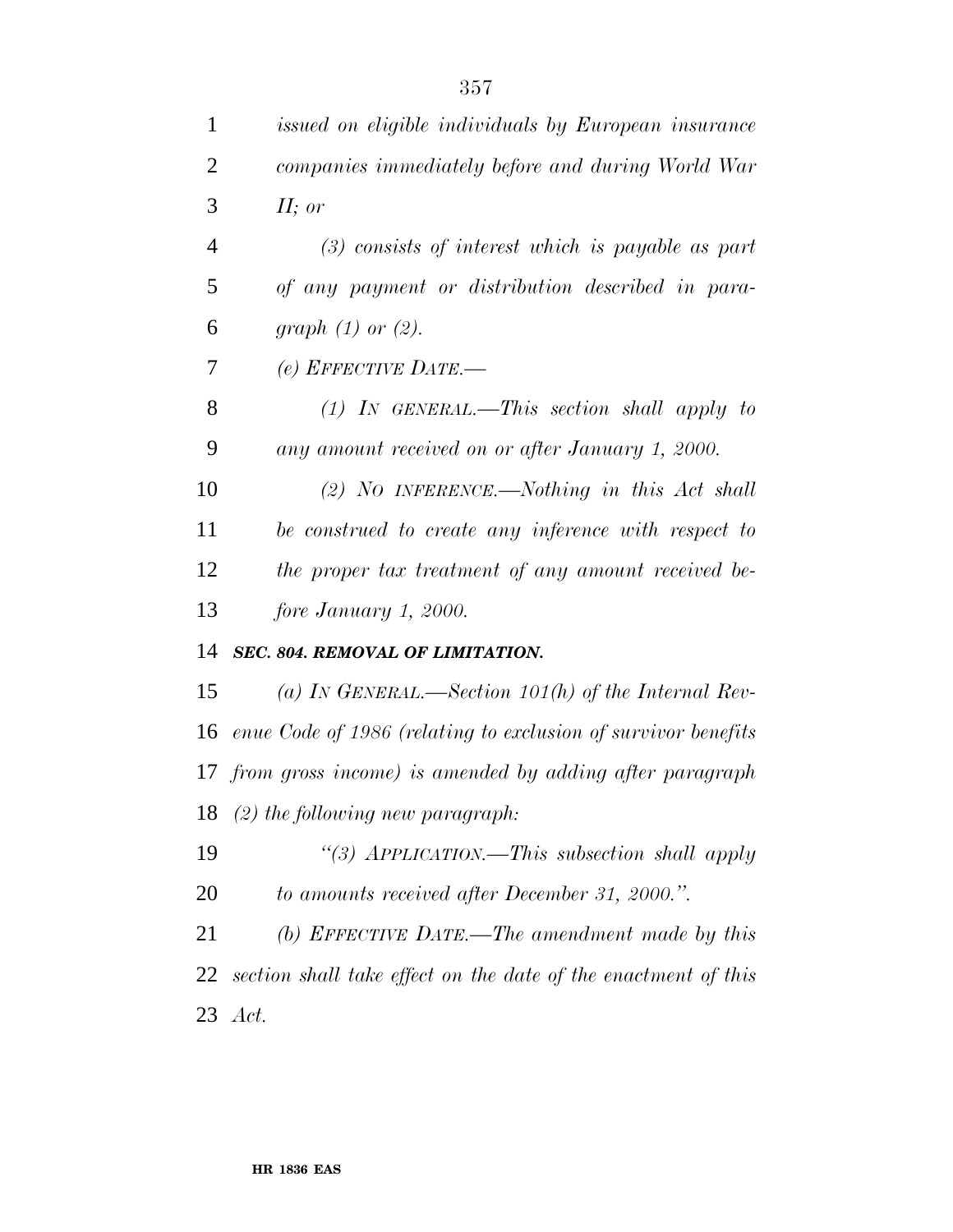*issued on eligible individuals by European insurance companies immediately before and during World War II; or*

*(3) consists of interest which is payable as part of any payment or distribution described in paragraph (1) or (2).*

*(e) EFFECTIVE DATE.—*

*(1) IN GENERAL.—This section shall apply to any amount received on or after January 1, 2000.*

*(2) NO INFERENCE.—Nothing in this Act shall be construed to create any inference with respect to the proper tax treatment of any amount received before January 1, 2000.*

***SEC. 804. REMOVAL OF LIMITATION.***

*(a) IN GENERAL.—Section 101(h) of the Internal Revenue Code of 1986 (relating to exclusion of survivor benefits from gross income) is amended by adding after paragraph (2) the following new paragraph:*

*"(3) APPLICATION.—This subsection shall apply to amounts received after December 31, 2000.".*

*(b) EFFECTIVE DATE.—The amendment made by this section shall take effect on the date of the enactment of this Act.*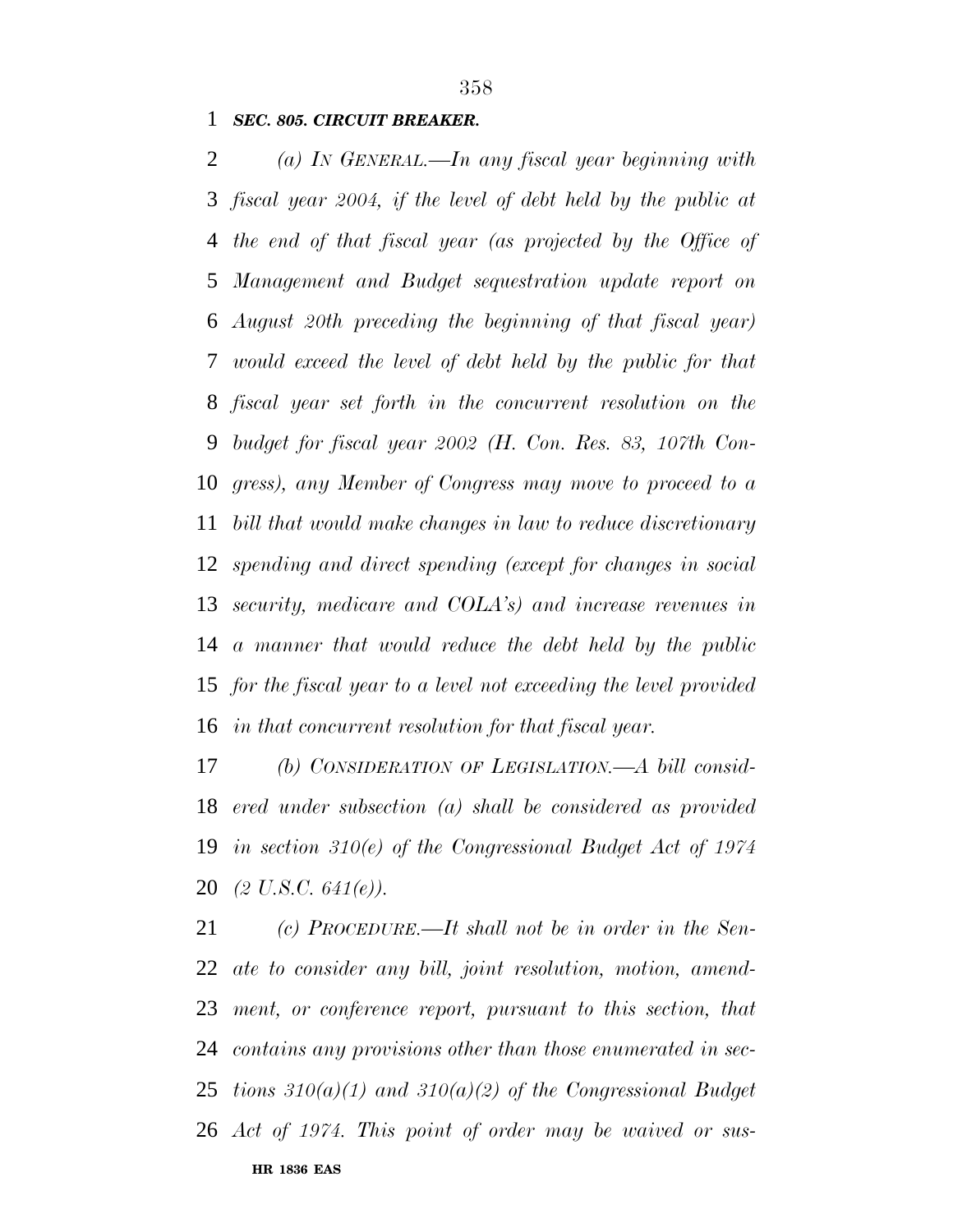***SEC. 805. CIRCUIT BREAKER.***

*(a) IN GENERAL.—In any fiscal year beginning with fiscal year 2004, if the level of debt held by the public at the end of that fiscal year (as projected by the Office of Management and Budget sequestration update report on August 20th preceding the beginning of that fiscal year) would exceed the level of debt held by the public for that fiscal year set forth in the concurrent resolution on the budget for fiscal year 2002 (H. Con. Res. 83, 107th Congress), any Member of Congress may move to proceed to a bill that would make changes in law to reduce discretionary spending and direct spending (except for changes in social security, medicare and COLA's) and increase revenues in a manner that would reduce the debt held by the public for the fiscal year to a level not exceeding the level provided in that concurrent resolution for that fiscal year.*

*(b) CONSIDERATION OF LEGISLATION.—A bill considered under subsection (a) shall be considered as provided in section 310(e) of the Congressional Budget Act of 1974 (2 U.S.C. 641(e)).*

*(c) PROCEDURE.—It shall not be in order in the Senate to consider any bill, joint resolution, motion, amendment, or conference report, pursuant to this section, that contains any provisions other than those enumerated in sections 310(a)(1) and 310(a)(2) of the Congressional Budget Act of 1974. This point of order may be waived or sus-*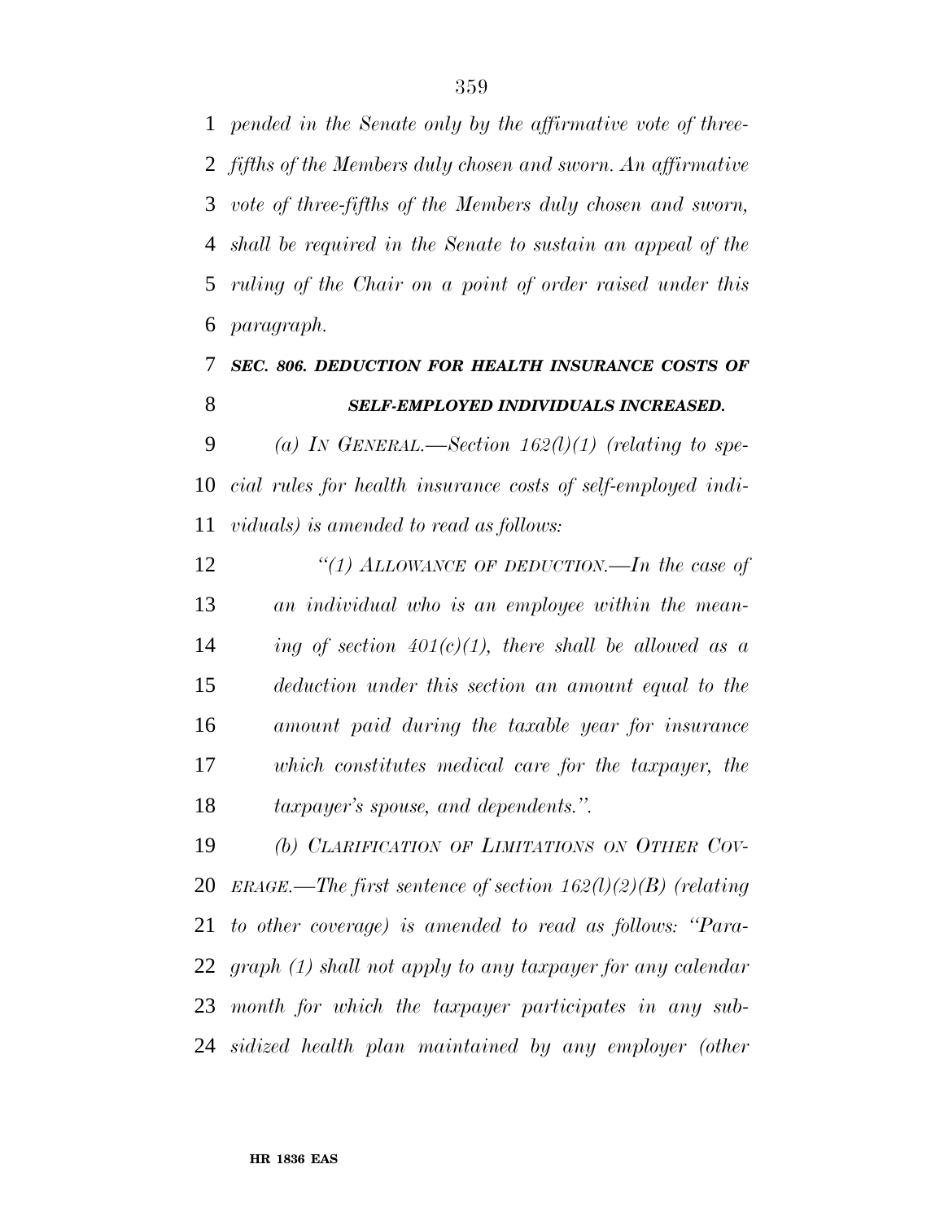*pended in the Senate only by the affirmative vote of three-fifths of the Members duly chosen and sworn. An affirmative vote of three-fifths of the Members duly chosen and sworn, shall be required in the Senate to sustain an appeal of the ruling of the Chair on a point of order raised under this paragraph.*

### *SEC. 806. DEDUCTION FOR HEALTH INSURANCE COSTS OF SELF-EMPLOYED INDIVIDUALS INCREASED.*

*(a) IN GENERAL.—Section 162(l)(1) (relating to special rules for health insurance costs of self-employed individuals) is amended to read as follows:*

*''(1) ALLOWANCE OF DEDUCTION.—In the case of an individual who is an employee within the meaning of section 401(c)(1), there shall be allowed as a deduction under this section an amount equal to the amount paid during the taxable year for insurance which constitutes medical care for the taxpayer, the taxpayer's spouse, and dependents.''.*

*(b) CLARIFICATION OF LIMITATIONS ON OTHER COVERAGE.—The first sentence of section 162(l)(2)(B) (relating to other coverage) is amended to read as follows: ''Paragraph (1) shall not apply to any taxpayer for any calendar month for which the taxpayer participates in any subsidized health plan maintained by any employer (other*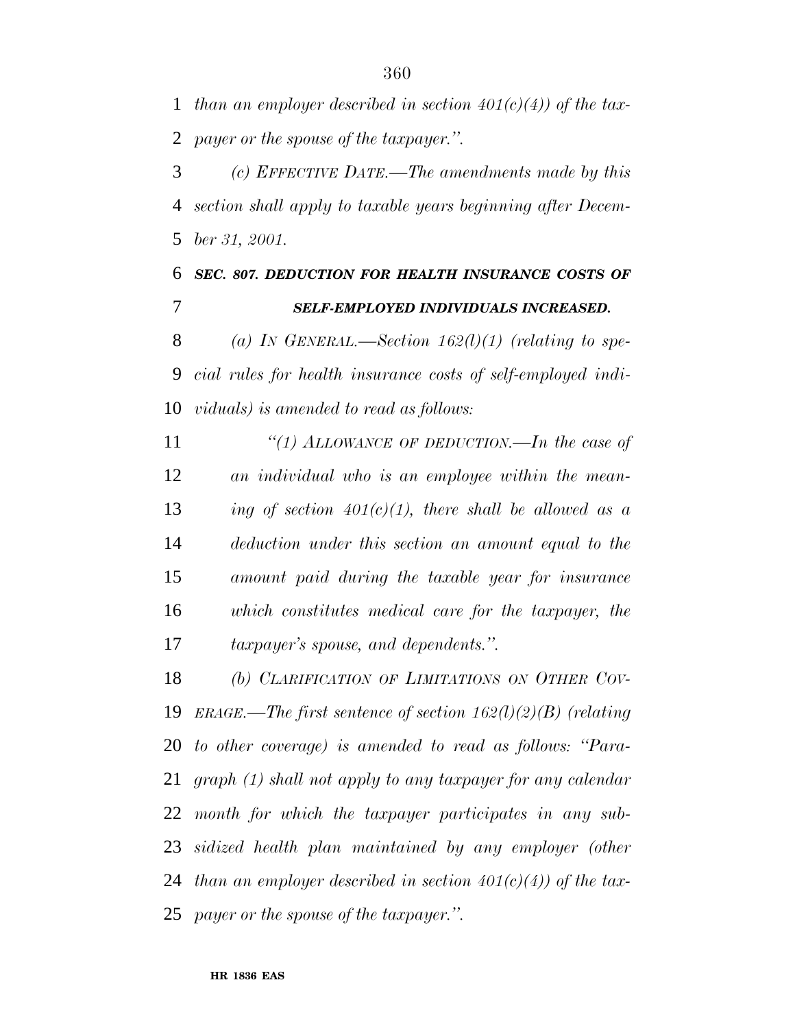*than an employer described in section 401(c)(4)) of the taxpayer or the spouse of the taxpayer.''.*

*(c) EFFECTIVE DATE.—The amendments made by this section shall apply to taxable years beginning after December 31, 2001.*

***SEC. 807. DEDUCTION FOR HEALTH INSURANCE COSTS OF SELF-EMPLOYED INDIVIDUALS INCREASED.***

*(a) IN GENERAL.—Section 162(l)(1) (relating to special rules for health insurance costs of self-employed individuals) is amended to read as follows:*

*''(1) ALLOWANCE OF DEDUCTION.—In the case of an individual who is an employee within the meaning of section 401(c)(1), there shall be allowed as a deduction under this section an amount equal to the amount paid during the taxable year for insurance which constitutes medical care for the taxpayer, the taxpayer's spouse, and dependents.''.*

*(b) CLARIFICATION OF LIMITATIONS ON OTHER COVERAGE.—The first sentence of section 162(l)(2)(B) (relating to other coverage) is amended to read as follows: ''Paragraph (1) shall not apply to any taxpayer for any calendar month for which the taxpayer participates in any subsidized health plan maintained by any employer (other than an employer described in section 401(c)(4)) of the taxpayer or the spouse of the taxpayer.''.*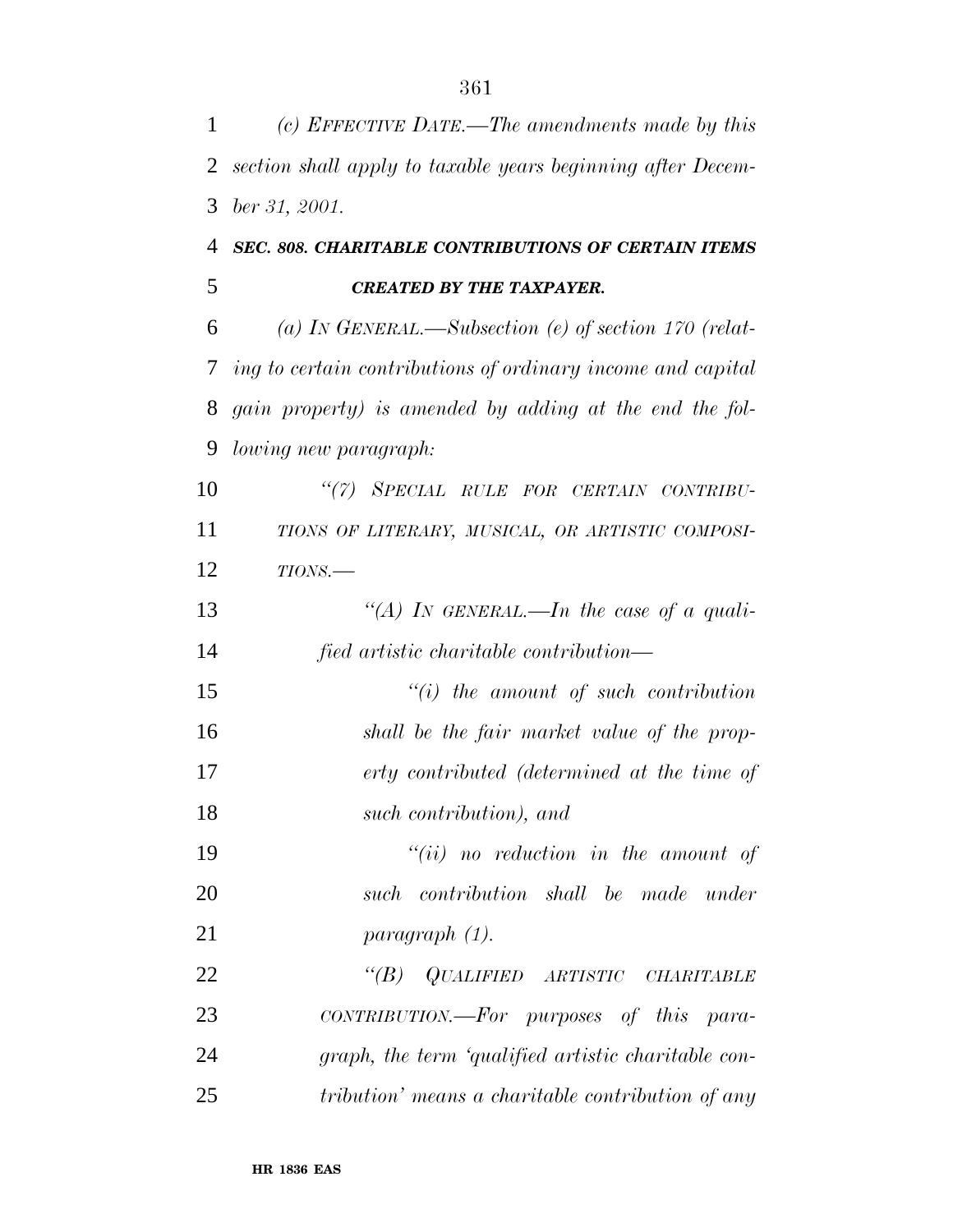*(c) Effective Date.—The amendments made by this section shall apply to taxable years beginning after December 31, 2001.*

***SEC. 808. CHARITABLE CONTRIBUTIONS OF CERTAIN ITEMS CREATED BY THE TAXPAYER.***

*(a) In General.—Subsection (e) of section 170 (relating to certain contributions of ordinary income and capital gain property) is amended by adding at the end the following new paragraph:*

*"(7) Special rule for certain contributions of literary, musical, or artistic compositions.—*

*"(A) In general.—In the case of a qualified artistic charitable contribution—*

*"(i) the amount of such contribution shall be the fair market value of the property contributed (determined at the time of such contribution), and*

*"(ii) no reduction in the amount of such contribution shall be made under paragraph (1).*

*"(B) Qualified artistic charitable contribution.—For purposes of this paragraph, the term 'qualified artistic charitable contribution' means a charitable contribution of any*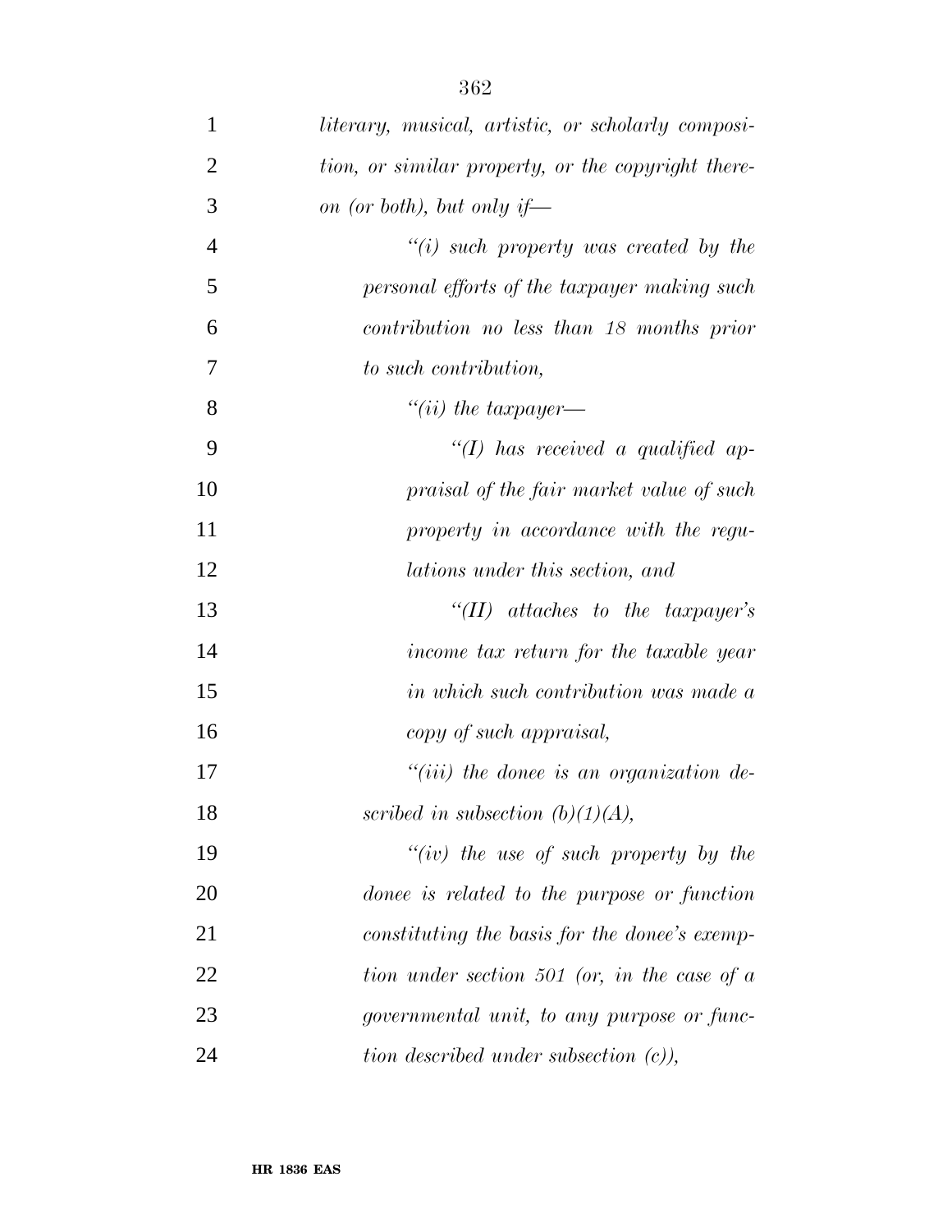*literary, musical, artistic, or scholarly composition, or similar property, or the copyright thereon (or both), but only if—*

*"(i) such property was created by the personal efforts of the taxpayer making such contribution no less than 18 months prior to such contribution,*

*"(ii) the taxpayer—*

*"(I) has received a qualified appraisal of the fair market value of such property in accordance with the regulations under this section, and*

*"(II) attaches to the taxpayer's income tax return for the taxable year in which such contribution was made a copy of such appraisal,*

*"(iii) the donee is an organization described in subsection (b)(1)(A),*

*"(iv) the use of such property by the donee is related to the purpose or function constituting the basis for the donee's exemption under section 501 (or, in the case of a governmental unit, to any purpose or function described under subsection (c)),*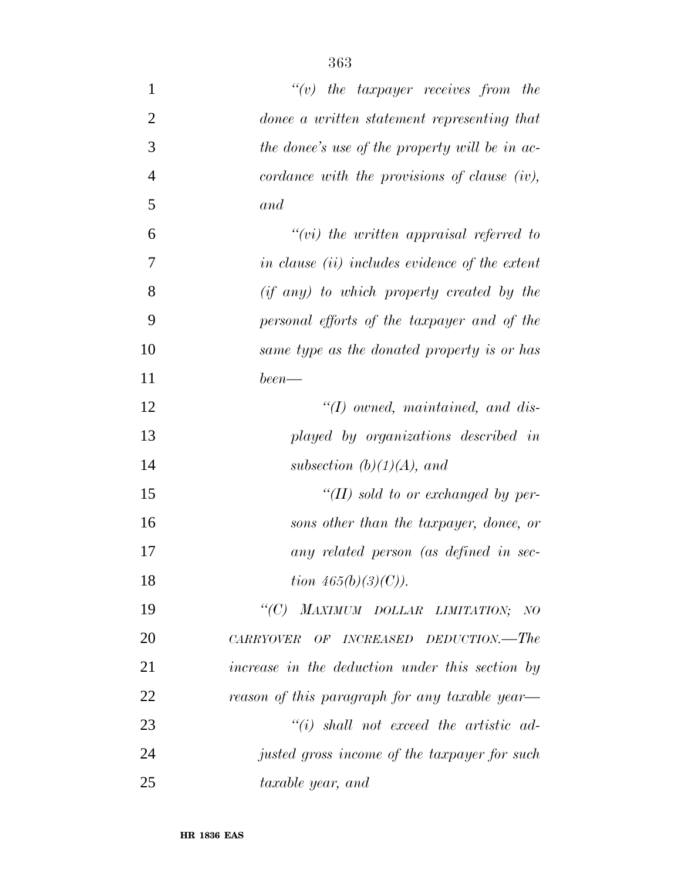*"(v) the taxpayer receives from the donee a written statement representing that the donee's use of the property will be in accordance with the provisions of clause (iv), and*

*"(vi) the written appraisal referred to in clause (ii) includes evidence of the extent (if any) to which property created by the personal efforts of the taxpayer and of the same type as the donated property is or has been—*

*"(I) owned, maintained, and displayed by organizations described in subsection (b)(1)(A), and*

*"(II) sold to or exchanged by persons other than the taxpayer, donee, or any related person (as defined in section 465(b)(3)(C)).*

*"(C) MAXIMUM DOLLAR LIMITATION; NO CARRYOVER OF INCREASED DEDUCTION.—The increase in the deduction under this section by reason of this paragraph for any taxable year—*

*"(i) shall not exceed the artistic adjusted gross income of the taxpayer for such taxable year, and*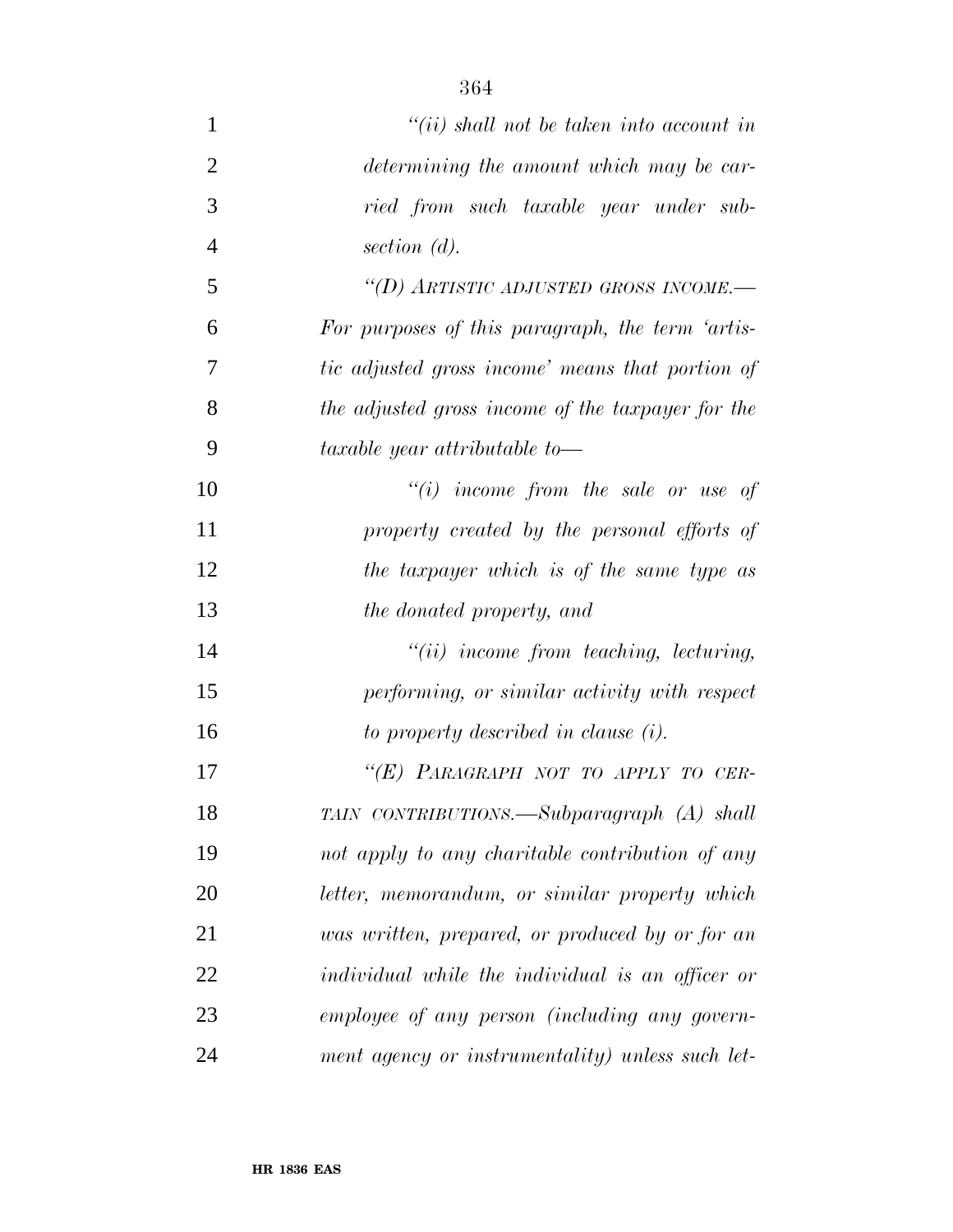*"(ii) shall not be taken into account in determining the amount which may be carried from such taxable year under subsection (d).*

*"(D) ARTISTIC ADJUSTED GROSS INCOME.—For purposes of this paragraph, the term 'artistic adjusted gross income' means that portion of the adjusted gross income of the taxpayer for the taxable year attributable to—*

*"(i) income from the sale or use of property created by the personal efforts of the taxpayer which is of the same type as the donated property, and*

*"(ii) income from teaching, lecturing, performing, or similar activity with respect to property described in clause (i).*

*"(E) PARAGRAPH NOT TO APPLY TO CERTAIN CONTRIBUTIONS.—Subparagraph (A) shall not apply to any charitable contribution of any letter, memorandum, or similar property which was written, prepared, or produced by or for an individual while the individual is an officer or employee of any person (including any government agency or instrumentality) unless such let-*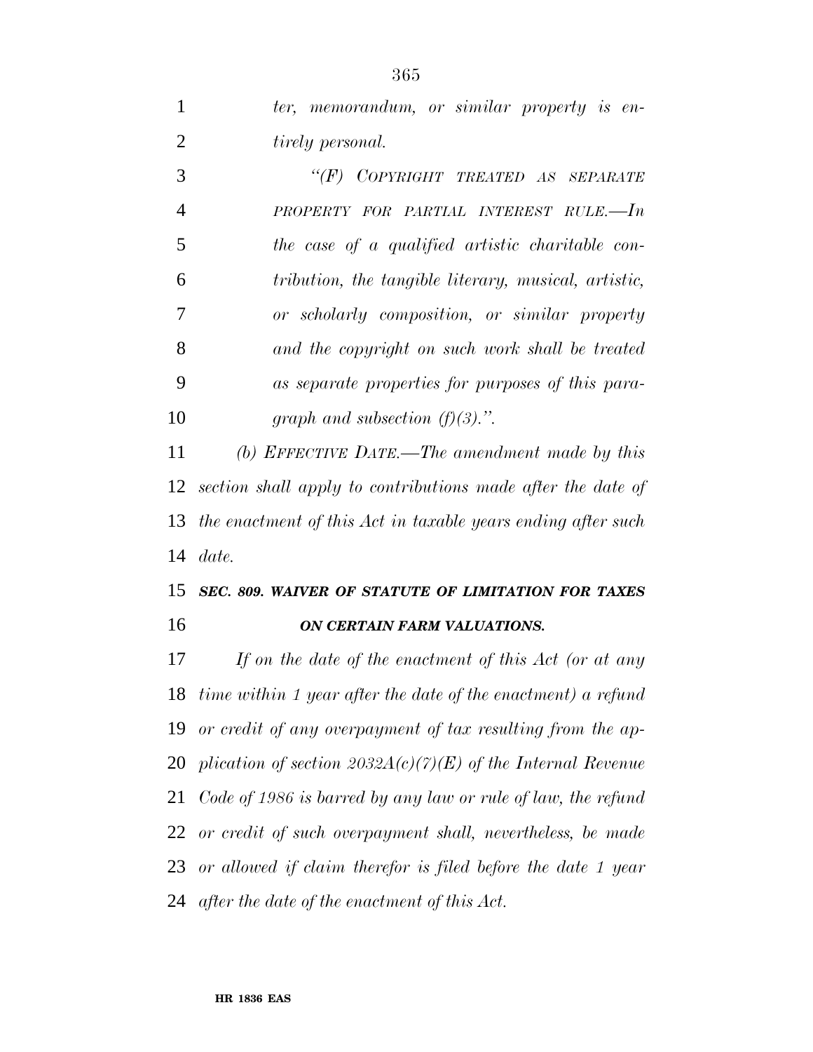*ter, memorandum, or similar property is entirely personal.*

*"(F) COPYRIGHT TREATED AS SEPARATE PROPERTY FOR PARTIAL INTEREST RULE.—In the case of a qualified artistic charitable contribution, the tangible literary, musical, artistic, or scholarly composition, or similar property and the copyright on such work shall be treated as separate properties for purposes of this paragraph and subsection (f)(3).".*

*(b) EFFECTIVE DATE.—The amendment made by this section shall apply to contributions made after the date of the enactment of this Act in taxable years ending after such date.*

***SEC. 809. WAIVER OF STATUTE OF LIMITATION FOR TAXES ON CERTAIN FARM VALUATIONS.***

*If on the date of the enactment of this Act (or at any time within 1 year after the date of the enactment) a refund or credit of any overpayment of tax resulting from the application of section 2032A(c)(7)(E) of the Internal Revenue Code of 1986 is barred by any law or rule of law, the refund or credit of such overpayment shall, nevertheless, be made or allowed if claim therefor is filed before the date 1 year after the date of the enactment of this Act.*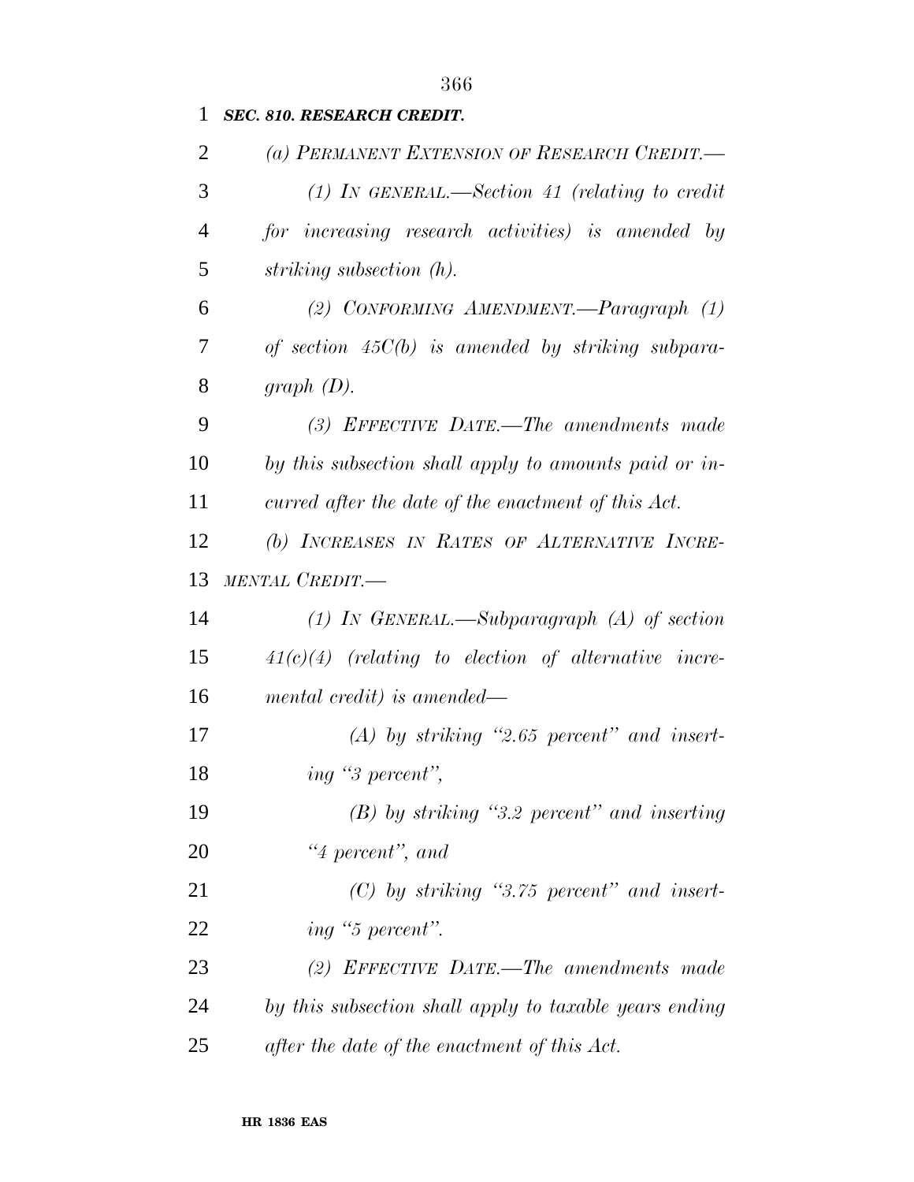***SEC. 810. RESEARCH CREDIT.***

*(a) PERMANENT EXTENSION OF RESEARCH CREDIT.—*

*(1) IN GENERAL.—Section 41 (relating to credit for increasing research activities) is amended by striking subsection (h).*

*(2) CONFORMING AMENDMENT.—Paragraph (1) of section 45C(b) is amended by striking subparagraph (D).*

*(3) EFFECTIVE DATE.—The amendments made by this subsection shall apply to amounts paid or incurred after the date of the enactment of this Act.*

*(b) INCREASES IN RATES OF ALTERNATIVE INCREMENTAL CREDIT.—*

*(1) IN GENERAL.—Subparagraph (A) of section 41(c)(4) (relating to election of alternative incremental credit) is amended—*

*(A) by striking "2.65 percent" and inserting "3 percent",*

*(B) by striking "3.2 percent" and inserting "4 percent", and*

*(C) by striking "3.75 percent" and inserting "5 percent".*

*(2) EFFECTIVE DATE.—The amendments made by this subsection shall apply to taxable years ending after the date of the enactment of this Act.*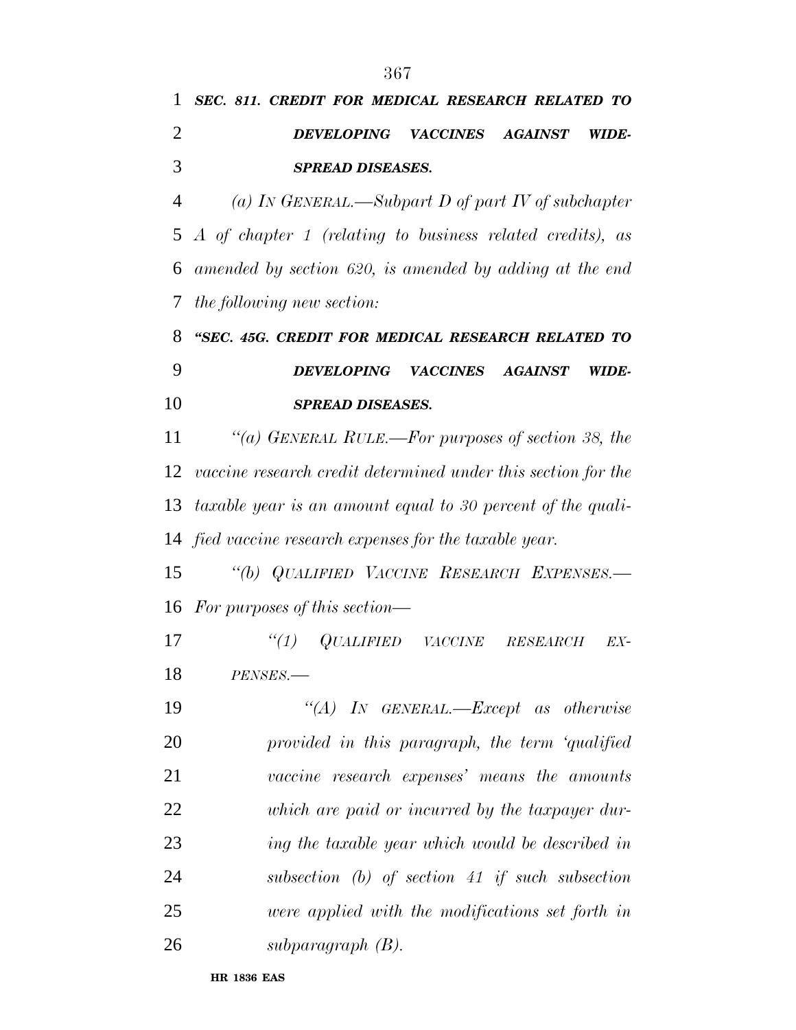***SEC. 811. CREDIT FOR MEDICAL RESEARCH RELATED TO DEVELOPING VACCINES AGAINST WIDESPREAD DISEASES.***

*(a) IN GENERAL.—Subpart D of part IV of subchapter A of chapter 1 (relating to business related credits), as amended by section 620, is amended by adding at the end the following new section:*

***"SEC. 45G. CREDIT FOR MEDICAL RESEARCH RELATED TO DEVELOPING VACCINES AGAINST WIDESPREAD DISEASES.***

*"(a) GENERAL RULE.—For purposes of section 38, the vaccine research credit determined under this section for the taxable year is an amount equal to 30 percent of the qualified vaccine research expenses for the taxable year.*

*"(b) QUALIFIED VACCINE RESEARCH EXPENSES.—For purposes of this section—*

*"(1) QUALIFIED VACCINE RESEARCH EXPENSES.—*

*"(A) IN GENERAL.—Except as otherwise provided in this paragraph, the term 'qualified vaccine research expenses' means the amounts which are paid or incurred by the taxpayer during the taxable year which would be described in subsection (b) of section 41 if such subsection were applied with the modifications set forth in subparagraph (B).*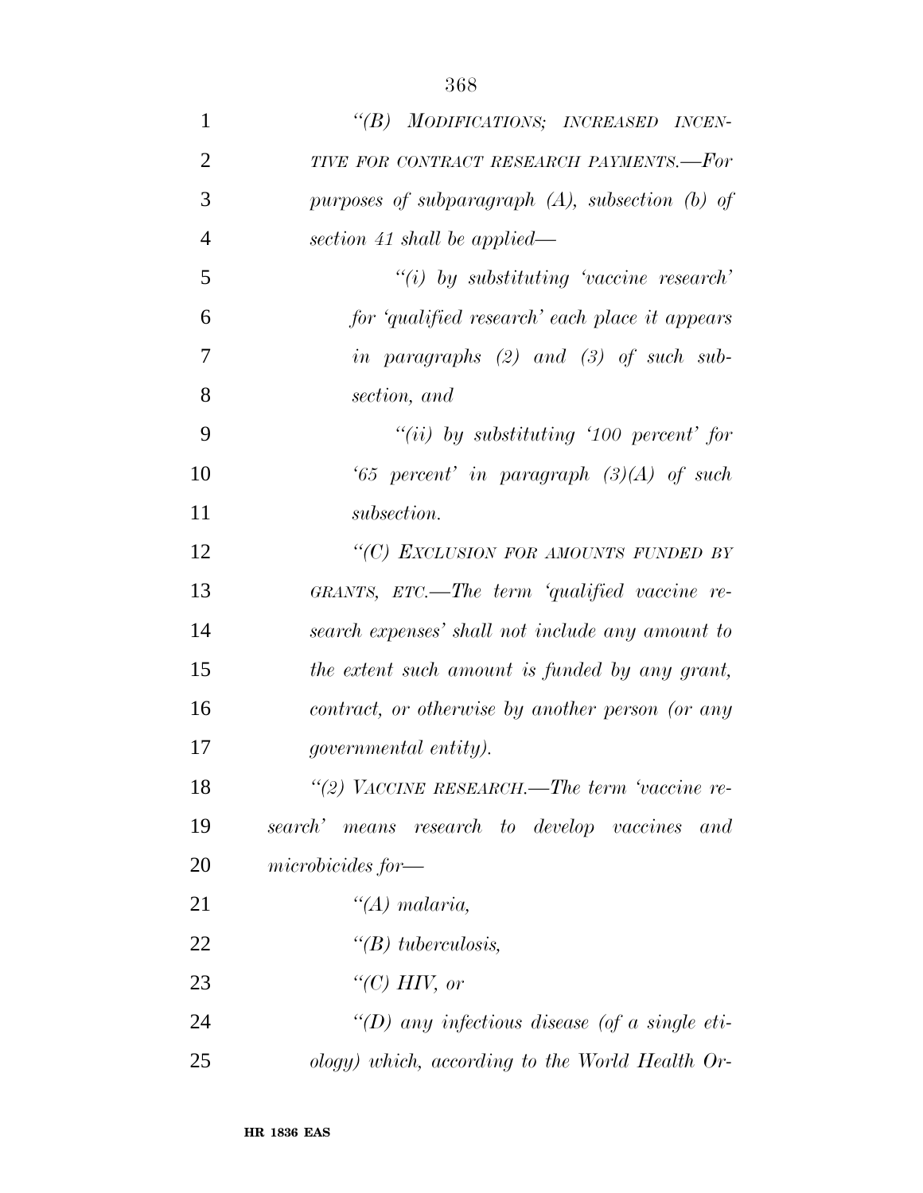"(B) MODIFICATIONS; INCREASED INCENTIVE FOR CONTRACT RESEARCH PAYMENTS.—For purposes of subparagraph (A), subsection (b) of section 41 shall be applied—

"(i) by substituting 'vaccine research' for 'qualified research' each place it appears in paragraphs (2) and (3) of such subsection, and

"(ii) by substituting '100 percent' for '65 percent' in paragraph (3)(A) of such subsection.

"(C) EXCLUSION FOR AMOUNTS FUNDED BY GRANTS, ETC.—The term 'qualified vaccine research expenses' shall not include any amount to the extent such amount is funded by any grant, contract, or otherwise by another person (or any governmental entity).

"(2) VACCINE RESEARCH.—The term 'vaccine research' means research to develop vaccines and microbicides for—

"(A) malaria,

"(B) tuberculosis,

"(C) HIV, or

"(D) any infectious disease (of a single etiology) which, according to the World Health Or-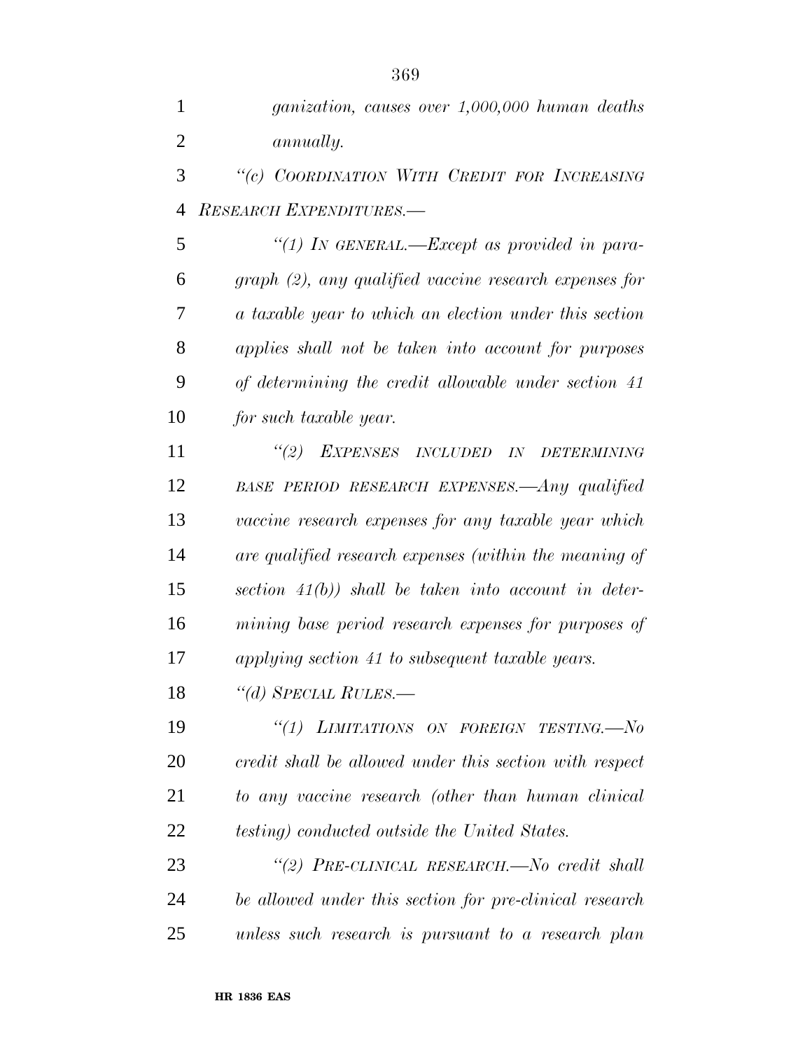*ganization, causes over 1,000,000 human deaths annually.*

*"(c) COORDINATION WITH CREDIT FOR INCREASING RESEARCH EXPENDITURES.—*

*"(1) IN GENERAL.—Except as provided in paragraph (2), any qualified vaccine research expenses for a taxable year to which an election under this section applies shall not be taken into account for purposes of determining the credit allowable under section 41 for such taxable year.*

*"(2) EXPENSES INCLUDED IN DETERMINING BASE PERIOD RESEARCH EXPENSES.—Any qualified vaccine research expenses for any taxable year which are qualified research expenses (within the meaning of section 41(b)) shall be taken into account in determining base period research expenses for purposes of applying section 41 to subsequent taxable years.*

*"(d) SPECIAL RULES.—*

*"(1) LIMITATIONS ON FOREIGN TESTING.—No credit shall be allowed under this section with respect to any vaccine research (other than human clinical testing) conducted outside the United States.*

*"(2) PRE-CLINICAL RESEARCH.—No credit shall be allowed under this section for pre-clinical research unless such research is pursuant to a research plan*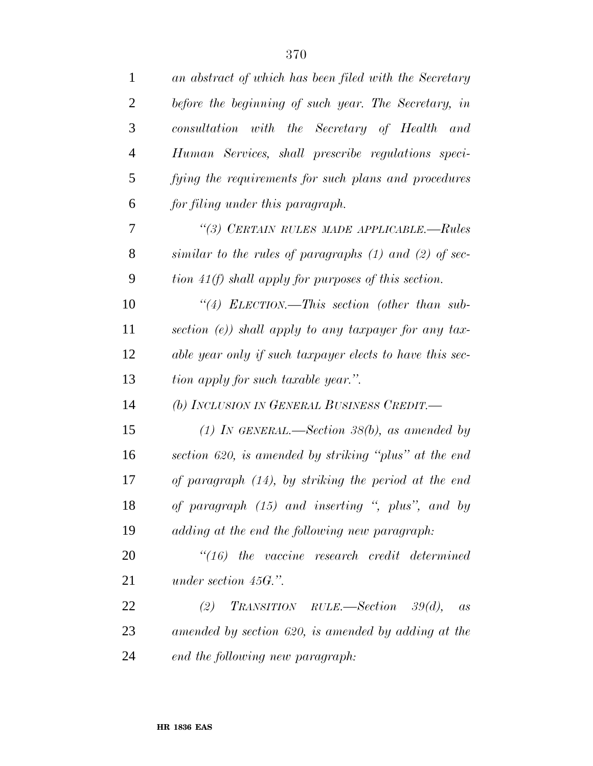*an abstract of which has been filed with the Secretary before the beginning of such year. The Secretary, in consultation with the Secretary of Health and Human Services, shall prescribe regulations specifying the requirements for such plans and procedures for filing under this paragraph.*

*"(3) CERTAIN RULES MADE APPLICABLE.—Rules similar to the rules of paragraphs (1) and (2) of section 41(f) shall apply for purposes of this section.*

*"(4) ELECTION.—This section (other than subsection (e)) shall apply to any taxpayer for any taxable year only if such taxpayer elects to have this section apply for such taxable year.".*

*(b) INCLUSION IN GENERAL BUSINESS CREDIT.—*

*(1) IN GENERAL.—Section 38(b), as amended by section 620, is amended by striking "plus" at the end of paragraph (14), by striking the period at the end of paragraph (15) and inserting ", plus", and by adding at the end the following new paragraph:*

*"(16) the vaccine research credit determined under section 45G.".*

*(2) TRANSITION RULE.—Section 39(d), as amended by section 620, is amended by adding at the end the following new paragraph:*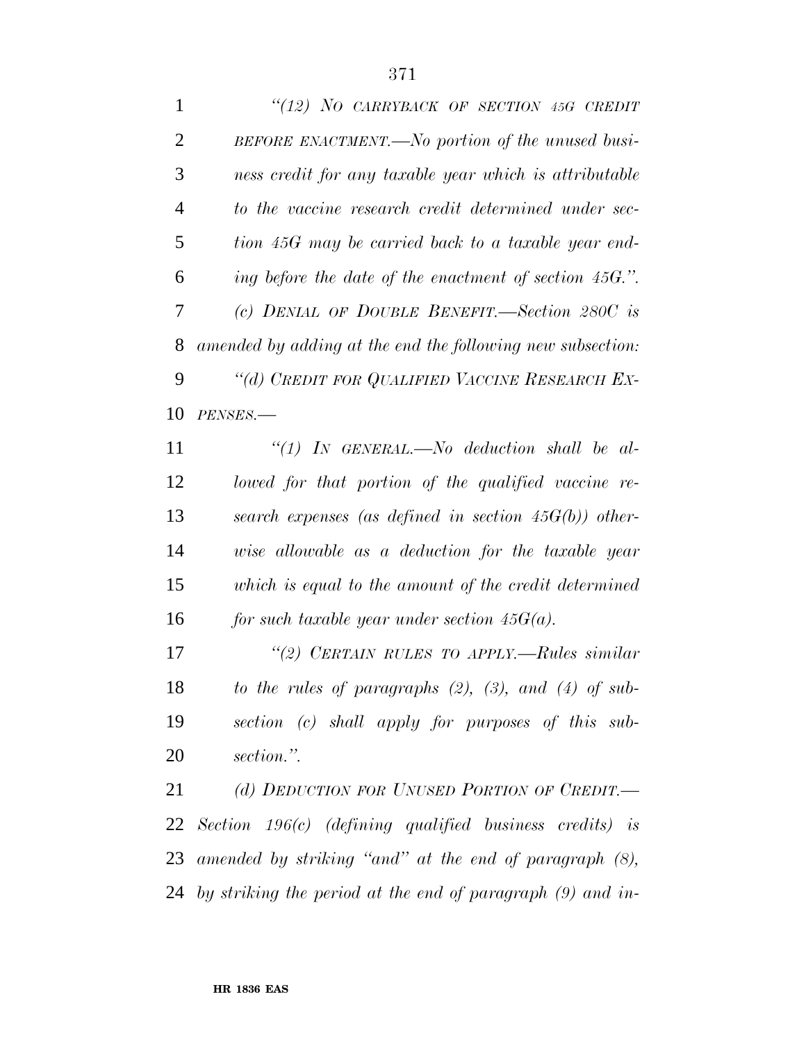*"(12) NO CARRYBACK OF SECTION 45G CREDIT BEFORE ENACTMENT.—No portion of the unused business credit for any taxable year which is attributable to the vaccine research credit determined under section 45G may be carried back to a taxable year ending before the date of the enactment of section 45G.".*

*(c) DENIAL OF DOUBLE BENEFIT.—Section 280C is amended by adding at the end the following new subsection:*

*"(d) CREDIT FOR QUALIFIED VACCINE RESEARCH EXPENSES.—*

*"(1) IN GENERAL.—No deduction shall be allowed for that portion of the qualified vaccine research expenses (as defined in section 45G(b)) otherwise allowable as a deduction for the taxable year which is equal to the amount of the credit determined for such taxable year under section 45G(a).*

*"(2) CERTAIN RULES TO APPLY.—Rules similar to the rules of paragraphs (2), (3), and (4) of subsection (c) shall apply for purposes of this subsection.".*

*(d) DEDUCTION FOR UNUSED PORTION OF CREDIT.—Section 196(c) (defining qualified business credits) is amended by striking "and" at the end of paragraph (8), by striking the period at the end of paragraph (9) and in-*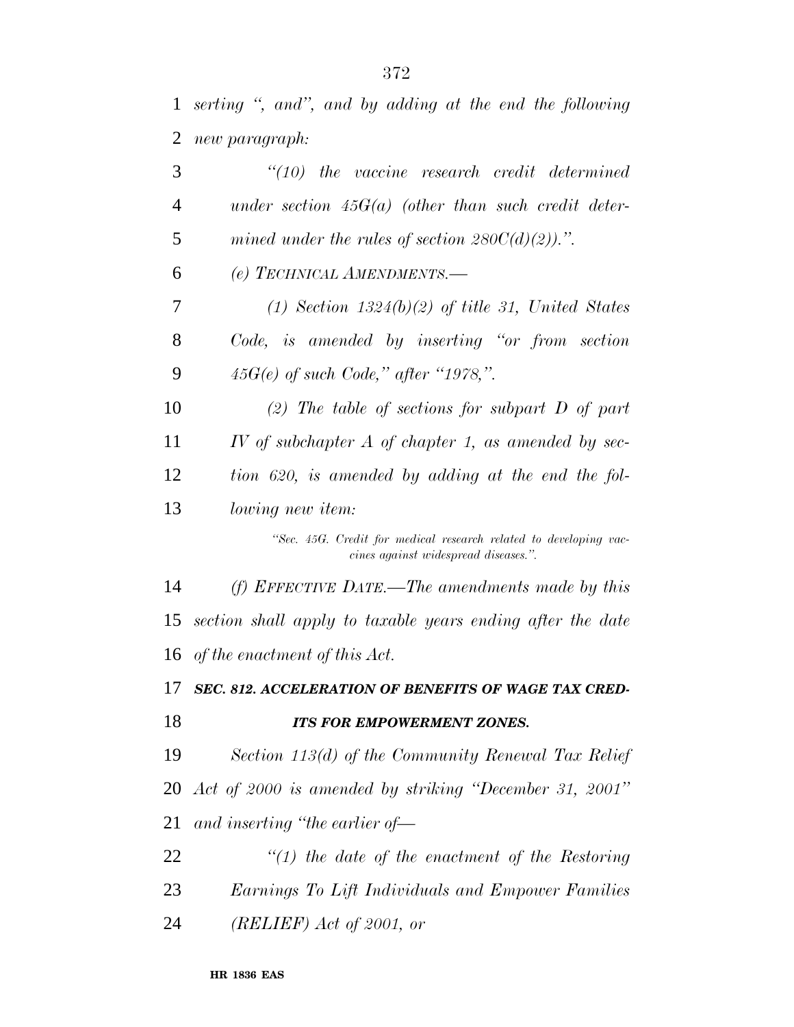*serting ", and", and by adding at the end the following new paragraph:*

*"(10) the vaccine research credit determined under section 45G(a) (other than such credit determined under the rules of section 280C(d)(2)).".*

*(e) TECHNICAL AMENDMENTS.—*

*(1) Section 1324(b)(2) of title 31, United States Code, is amended by inserting "or from section 45G(e) of such Code," after "1978,".*

*(2) The table of sections for subpart D of part IV of subchapter A of chapter 1, as amended by section 620, is amended by adding at the end the following new item:*

*"Sec. 45G. Credit for medical research related to developing vaccines against widespread diseases.".*

*(f) EFFECTIVE DATE.—The amendments made by this section shall apply to taxable years ending after the date of the enactment of this Act.*

***SEC. 812. ACCELERATION OF BENEFITS OF WAGE TAX CREDITS FOR EMPOWERMENT ZONES.***

*Section 113(d) of the Community Renewal Tax Relief Act of 2000 is amended by striking "December 31, 2001" and inserting "the earlier of—*

*"(1) the date of the enactment of the Restoring Earnings To Lift Individuals and Empower Families (RELIEF) Act of 2001, or*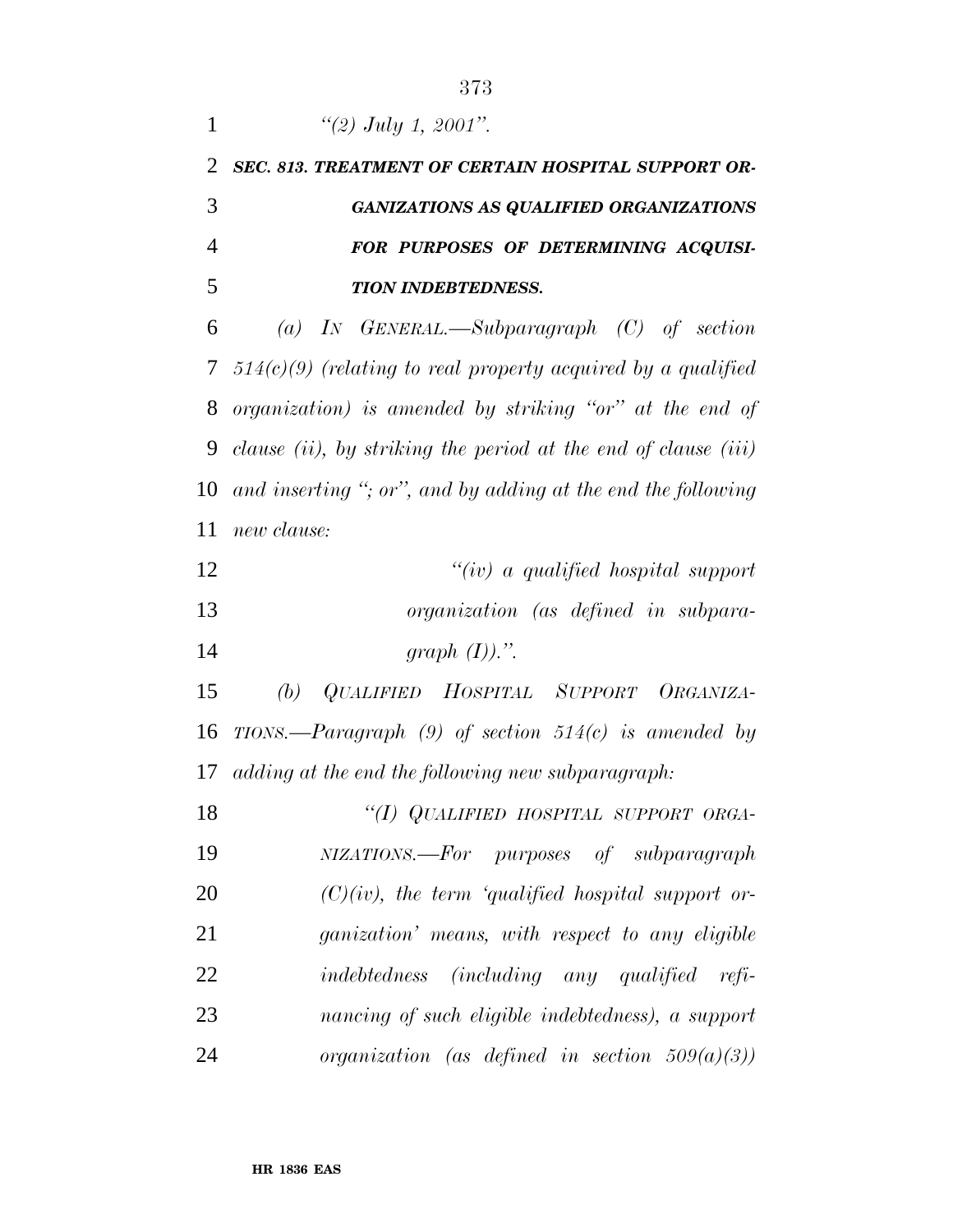*"(2) July 1, 2001".*

***SEC. 813. TREATMENT OF CERTAIN HOSPITAL SUPPORT ORGANIZATIONS AS QUALIFIED ORGANIZATIONS FOR PURPOSES OF DETERMINING ACQUISITION INDEBTEDNESS.***

*(a) IN GENERAL.—Subparagraph (C) of section 514(c)(9) (relating to real property acquired by a qualified organization) is amended by striking "or" at the end of clause (ii), by striking the period at the end of clause (iii) and inserting "; or", and by adding at the end the following new clause:*

*"(iv) a qualified hospital support organization (as defined in subparagraph (I)).".*

*(b) QUALIFIED HOSPITAL SUPPORT ORGANIZATIONS.—Paragraph (9) of section 514(c) is amended by adding at the end the following new subparagraph:*

*"(I) QUALIFIED HOSPITAL SUPPORT ORGANIZATIONS.—For purposes of subparagraph (C)(iv), the term 'qualified hospital support organization' means, with respect to any eligible indebtedness (including any qualified refinancing of such eligible indebtedness), a support organization (as defined in section 509(a)(3))*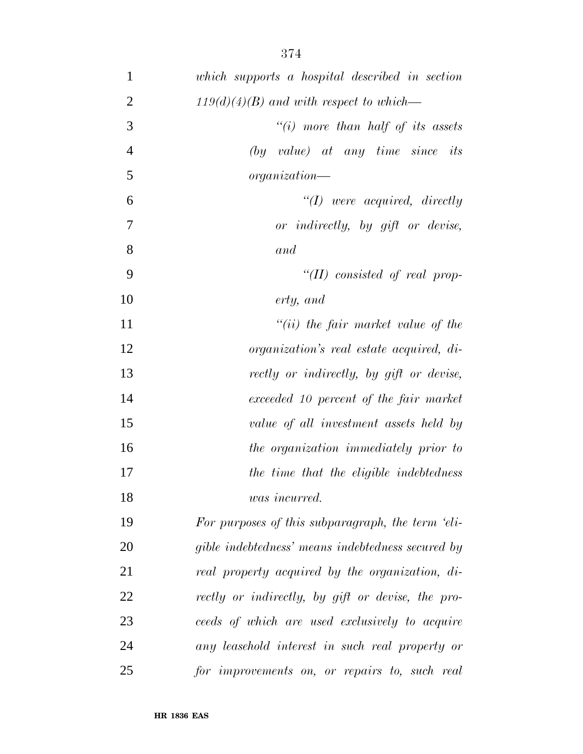*which supports a hospital described in section 119(d)(4)(B) and with respect to which—*

*"(i) more than half of its assets (by value) at any time since its organization—*

*"(I) were acquired, directly or indirectly, by gift or devise, and*

*"(II) consisted of real property, and*

*"(ii) the fair market value of the organization's real estate acquired, directly or indirectly, by gift or devise, exceeded 10 percent of the fair market value of all investment assets held by the organization immediately prior to the time that the eligible indebtedness was incurred.*

*For purposes of this subparagraph, the term 'eligible indebtedness' means indebtedness secured by real property acquired by the organization, directly or indirectly, by gift or devise, the proceeds of which are used exclusively to acquire any leasehold interest in such real property or for improvements on, or repairs to, such real*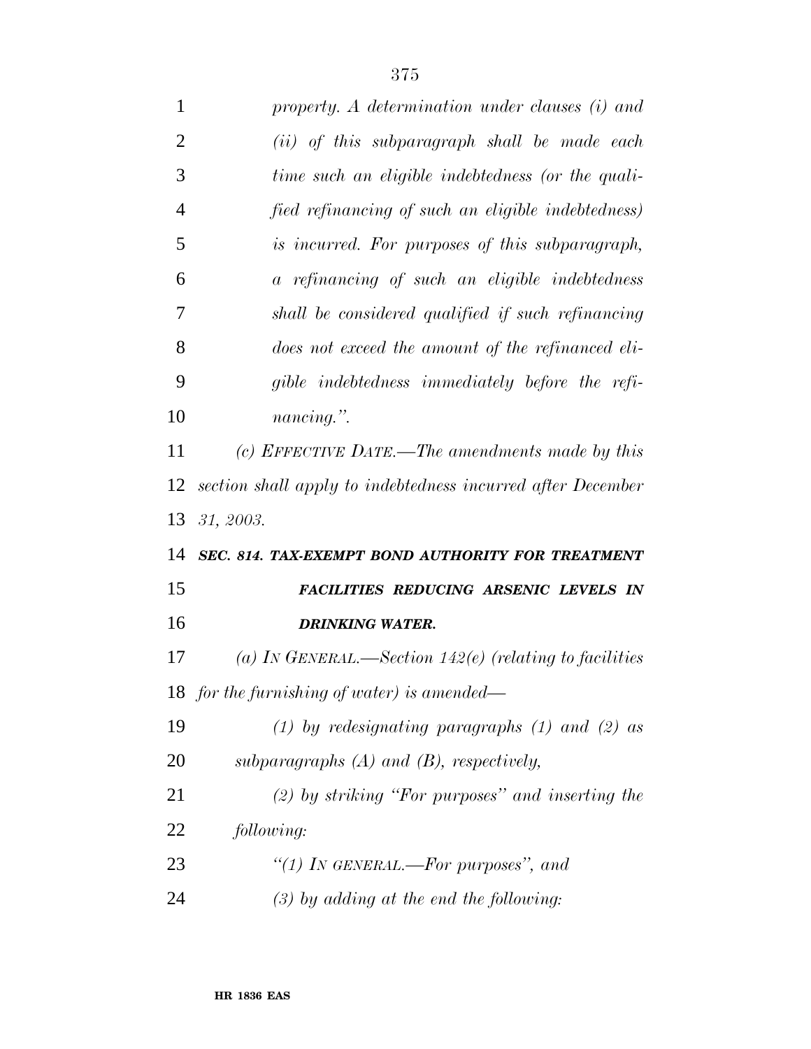*property. A determination under clauses (i) and (ii) of this subparagraph shall be made each time such an eligible indebtedness (or the qualified refinancing of such an eligible indebtedness) is incurred. For purposes of this subparagraph, a refinancing of such an eligible indebtedness shall be considered qualified if such refinancing does not exceed the amount of the refinanced eligible indebtedness immediately before the refinancing.''.*

*(c) EFFECTIVE DATE.—The amendments made by this section shall apply to indebtedness incurred after December 31, 2003.*

***SEC. 814. TAX-EXEMPT BOND AUTHORITY FOR TREATMENT FACILITIES REDUCING ARSENIC LEVELS IN DRINKING WATER.***

*(a) IN GENERAL.—Section 142(e) (relating to facilities for the furnishing of water) is amended—*

*(1) by redesignating paragraphs (1) and (2) as subparagraphs (A) and (B), respectively,*

*(2) by striking ''For purposes'' and inserting the following:*

*''(1) IN GENERAL.—For purposes'', and*

*(3) by adding at the end the following:*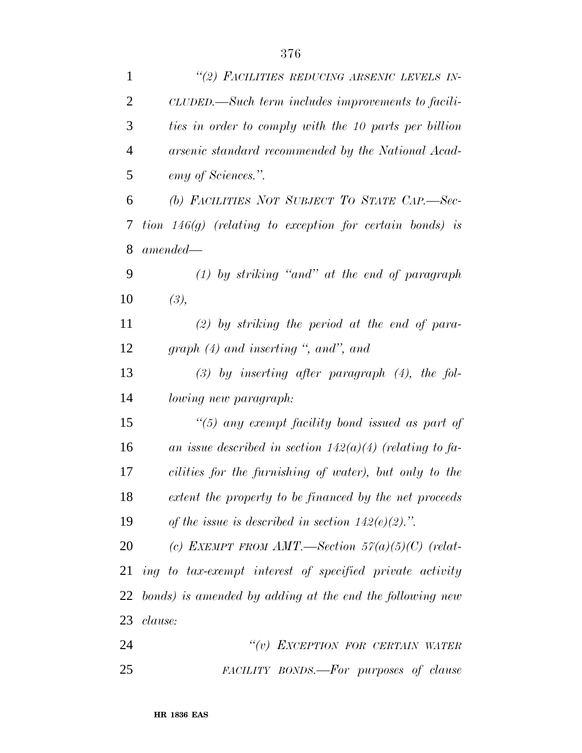*"(2) FACILITIES REDUCING ARSENIC LEVELS INCLUDED.—Such term includes improvements to facilities in order to comply with the 10 parts per billion arsenic standard recommended by the National Academy of Sciences.".*

*(b) FACILITIES NOT SUBJECT TO STATE CAP.—Section 146(g) (relating to exception for certain bonds) is amended—*

*(1) by striking "and" at the end of paragraph (3),*

*(2) by striking the period at the end of paragraph (4) and inserting ", and", and*

*(3) by inserting after paragraph (4), the following new paragraph:*

*"(5) any exempt facility bond issued as part of an issue described in section 142(a)(4) (relating to facilities for the furnishing of water), but only to the extent the property to be financed by the net proceeds of the issue is described in section 142(e)(2).".*

*(c) EXEMPT FROM AMT.—Section 57(a)(5)(C) (relating to tax-exempt interest of specified private activity bonds) is amended by adding at the end the following new clause:*

*"(v) EXCEPTION FOR CERTAIN WATER FACILITY BONDS.—For purposes of clause*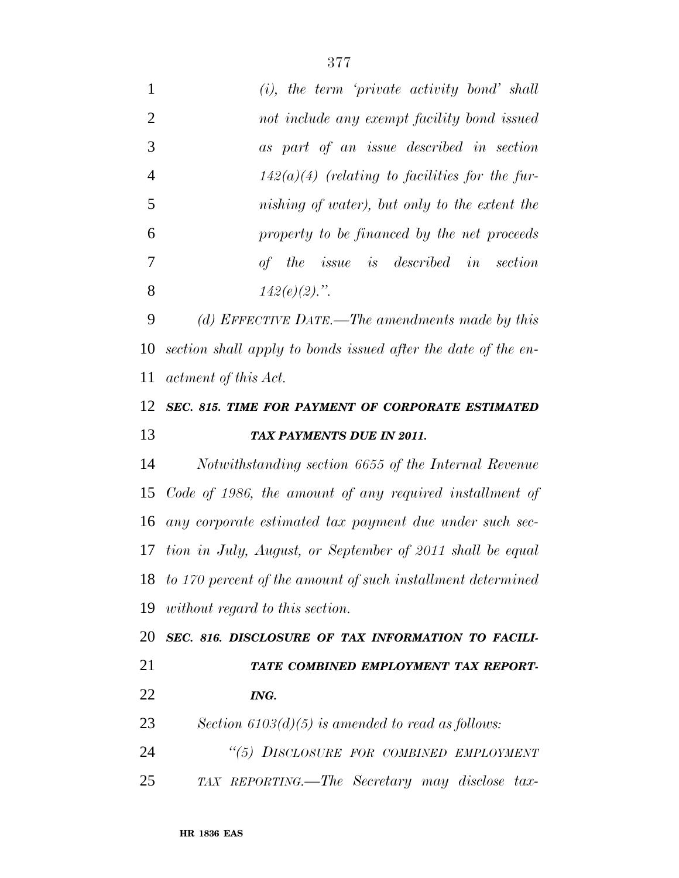*(i), the term 'private activity bond' shall not include any exempt facility bond issued as part of an issue described in section 142(a)(4) (relating to facilities for the furnishing of water), but only to the extent the property to be financed by the net proceeds of the issue is described in section 142(e)(2).".*

*(d) EFFECTIVE DATE.—The amendments made by this section shall apply to bonds issued after the date of the enactment of this Act.*

***SEC. 815. TIME FOR PAYMENT OF CORPORATE ESTIMATED TAX PAYMENTS DUE IN 2011.***

*Notwithstanding section 6655 of the Internal Revenue Code of 1986, the amount of any required installment of any corporate estimated tax payment due under such section in July, August, or September of 2011 shall be equal to 170 percent of the amount of such installment determined without regard to this section.*

***SEC. 816. DISCLOSURE OF TAX INFORMATION TO FACILITATE COMBINED EMPLOYMENT TAX REPORTING.***

*Section 6103(d)(5) is amended to read as follows:*

*"(5) DISCLOSURE FOR COMBINED EMPLOYMENT TAX REPORTING.—The Secretary may disclose tax-*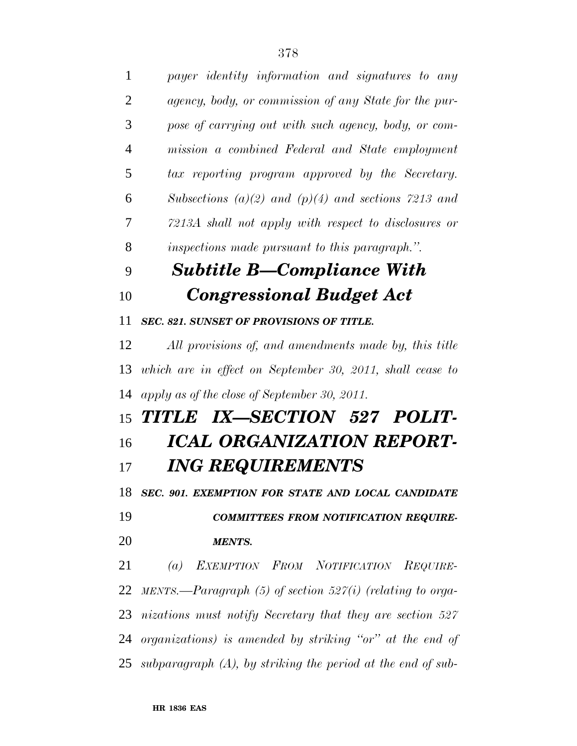*payer identity information and signatures to any agency, body, or commission of any State for the purpose of carrying out with such agency, body, or commission a combined Federal and State employment tax reporting program approved by the Secretary. Subsections (a)(2) and (p)(4) and sections 7213 and 7213A shall not apply with respect to disclosures or inspections made pursuant to this paragraph.''.*

## *Subtitle B—Compliance With Congressional Budget Act*

***SEC. 821. SUNSET OF PROVISIONS OF TITLE.***

*All provisions of, and amendments made by, this title which are in effect on September 30, 2011, shall cease to apply as of the close of September 30, 2011.*

# *TITLE IX—SECTION 527 POLITICAL ORGANIZATION REPORTING REQUIREMENTS*

***SEC. 901. EXEMPTION FOR STATE AND LOCAL CANDIDATE COMMITTEES FROM NOTIFICATION REQUIREMENTS.***

*(a) EXEMPTION FROM NOTIFICATION REQUIREMENTS.—Paragraph (5) of section 527(i) (relating to organizations must notify Secretary that they are section 527 organizations) is amended by striking ''or'' at the end of subparagraph (A), by striking the period at the end of sub-*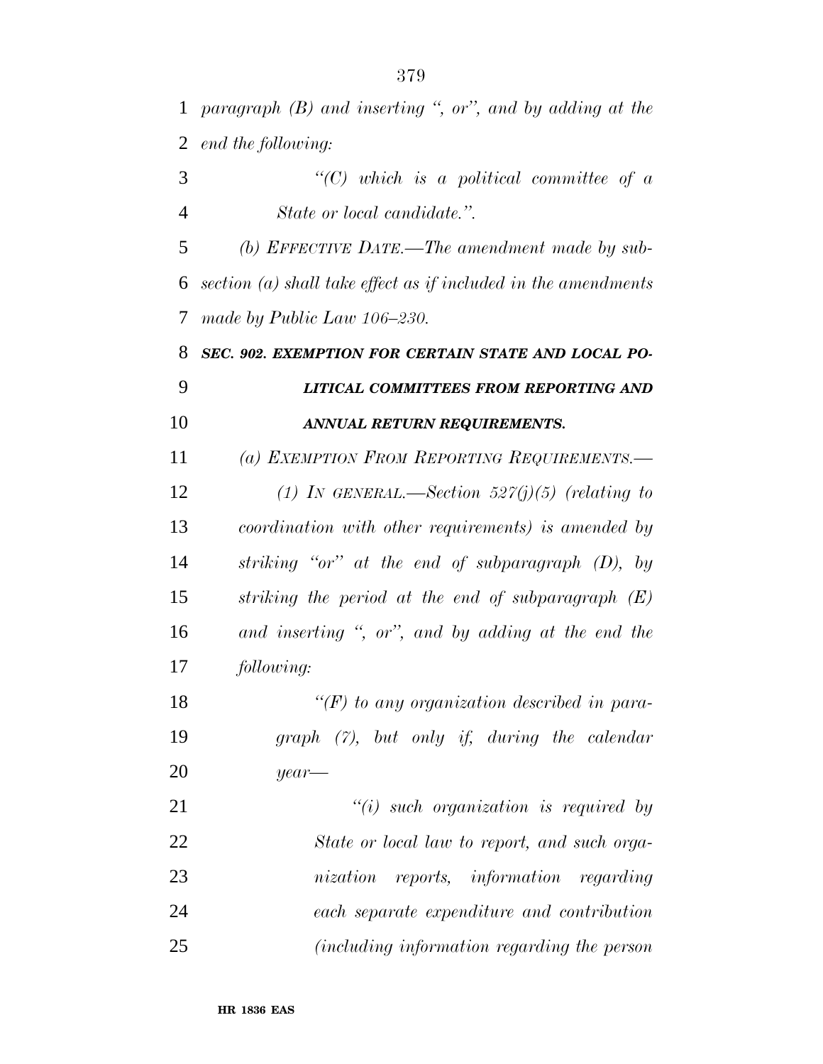*paragraph (B) and inserting ", or", and by adding at the end the following:*

*"(C) which is a political committee of a State or local candidate.".*

*(b) EFFECTIVE DATE.—The amendment made by subsection (a) shall take effect as if included in the amendments made by Public Law 106–230.*

***SEC. 902. EXEMPTION FOR CERTAIN STATE AND LOCAL POLITICAL COMMITTEES FROM REPORTING AND ANNUAL RETURN REQUIREMENTS.***

*(a) EXEMPTION FROM REPORTING REQUIREMENTS.—*

*(1) IN GENERAL.—Section 527(j)(5) (relating to coordination with other requirements) is amended by striking "or" at the end of subparagraph (D), by striking the period at the end of subparagraph (E) and inserting ", or", and by adding at the end the following:*

*"(F) to any organization described in paragraph (7), but only if, during the calendar year—*

*"(i) such organization is required by State or local law to report, and such organization reports, information regarding each separate expenditure and contribution (including information regarding the person*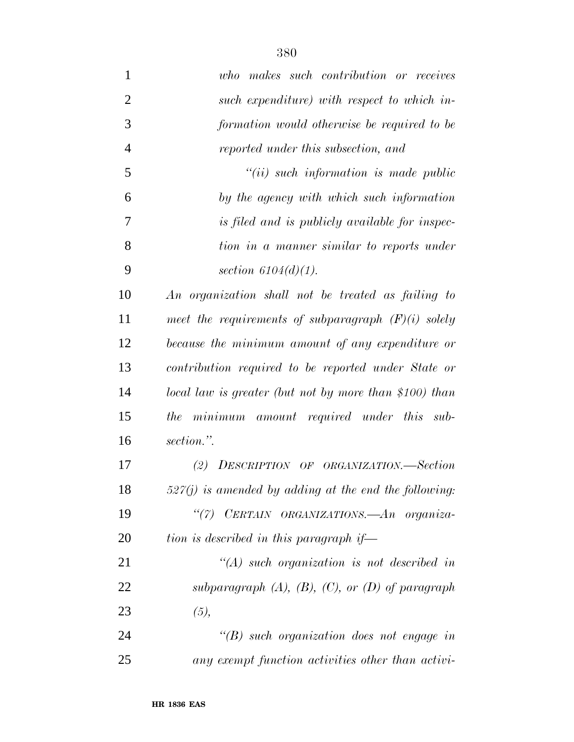*who makes such contribution or receives such expenditure) with respect to which information would otherwise be required to be reported under this subsection, and*

*"(ii) such information is made public by the agency with which such information is filed and is publicly available for inspection in a manner similar to reports under section 6104(d)(1).*

*An organization shall not be treated as failing to meet the requirements of subparagraph (F)(i) solely because the minimum amount of any expenditure or contribution required to be reported under State or local law is greater (but not by more than $100) than the minimum amount required under this subsection.".*

*(2) DESCRIPTION OF ORGANIZATION.—Section 527(j) is amended by adding at the end the following:*

*"(7) CERTAIN ORGANIZATIONS.—An organization is described in this paragraph if—*

*"(A) such organization is not described in subparagraph (A), (B), (C), or (D) of paragraph (5),*

*"(B) such organization does not engage in any exempt function activities other than activi-*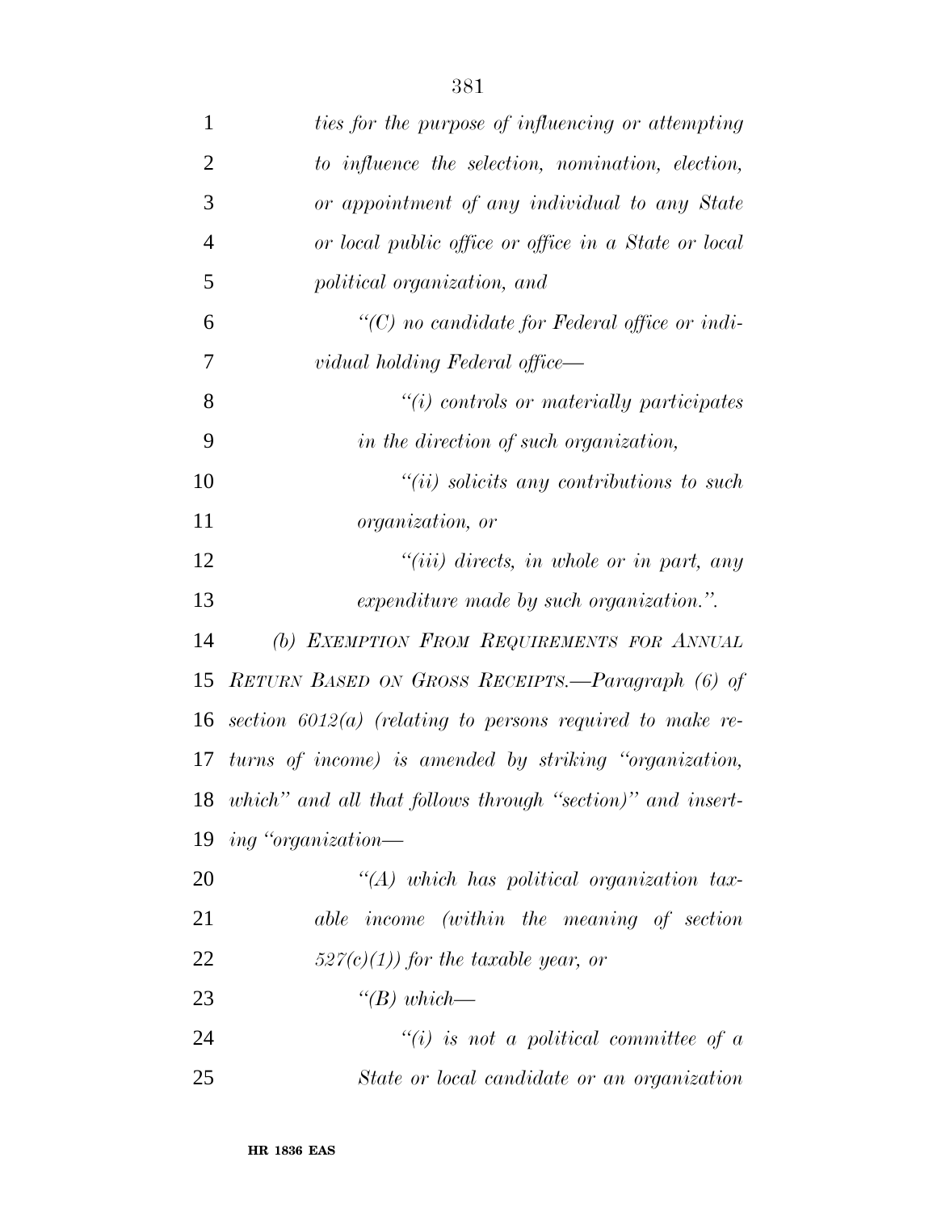*ties for the purpose of influencing or attempting to influence the selection, nomination, election, or appointment of any individual to any State or local public office or office in a State or local political organization, and*

*"(C) no candidate for Federal office or individual holding Federal office—*

*"(i) controls or materially participates in the direction of such organization,*

*"(ii) solicits any contributions to such organization, or*

*"(iii) directs, in whole or in part, any expenditure made by such organization.".*

*(b) EXEMPTION FROM REQUIREMENTS FOR ANNUAL RETURN BASED ON GROSS RECEIPTS.—Paragraph (6) of section 6012(a) (relating to persons required to make returns of income) is amended by striking "organization, which" and all that follows through "section)" and inserting "organization—*

*"(A) which has political organization taxable income (within the meaning of section 527(c)(1)) for the taxable year, or*

*"(B) which—*

*"(i) is not a political committee of a State or local candidate or an organization*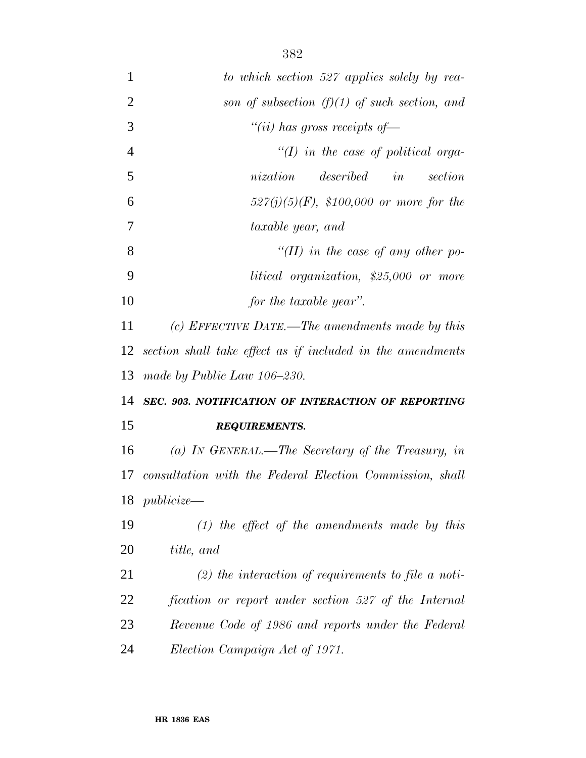*to which section 527 applies solely by reason of subsection (f)(1) of such section, and*

*"(ii) has gross receipts of—*

*"(I) in the case of political organization described in section 527(j)(5)(F), $100,000 or more for the taxable year, and*

*"(II) in the case of any other political organization, $25,000 or more for the taxable year".*

*(c) EFFECTIVE DATE.—The amendments made by this section shall take effect as if included in the amendments made by Public Law 106–230.*

***SEC. 903. NOTIFICATION OF INTERACTION OF REPORTING REQUIREMENTS.***

*(a) IN GENERAL.—The Secretary of the Treasury, in consultation with the Federal Election Commission, shall publicize—*

*(1) the effect of the amendments made by this title, and*

*(2) the interaction of requirements to file a notification or report under section 527 of the Internal Revenue Code of 1986 and reports under the Federal Election Campaign Act of 1971.*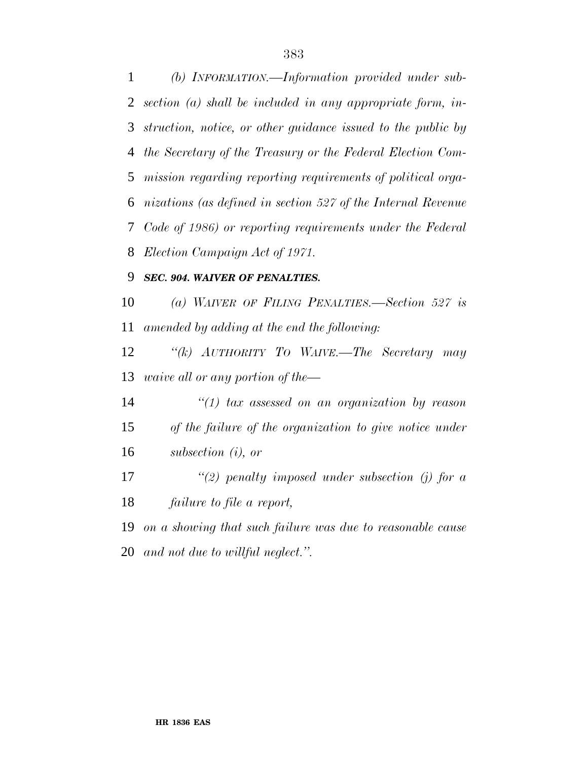*(b) INFORMATION.—Information provided under subsection (a) shall be included in any appropriate form, instruction, notice, or other guidance issued to the public by the Secretary of the Treasury or the Federal Election Commission regarding reporting requirements of political organizations (as defined in section 527 of the Internal Revenue Code of 1986) or reporting requirements under the Federal Election Campaign Act of 1971.*

***SEC. 904. WAIVER OF PENALTIES.***

*(a) WAIVER OF FILING PENALTIES.—Section 527 is amended by adding at the end the following:*

*"(k) AUTHORITY TO WAIVE.—The Secretary may waive all or any portion of the—*

*"(1) tax assessed on an organization by reason of the failure of the organization to give notice under subsection (i), or*

*"(2) penalty imposed under subsection (j) for a failure to file a report,*

*on a showing that such failure was due to reasonable cause and not due to willful neglect.".*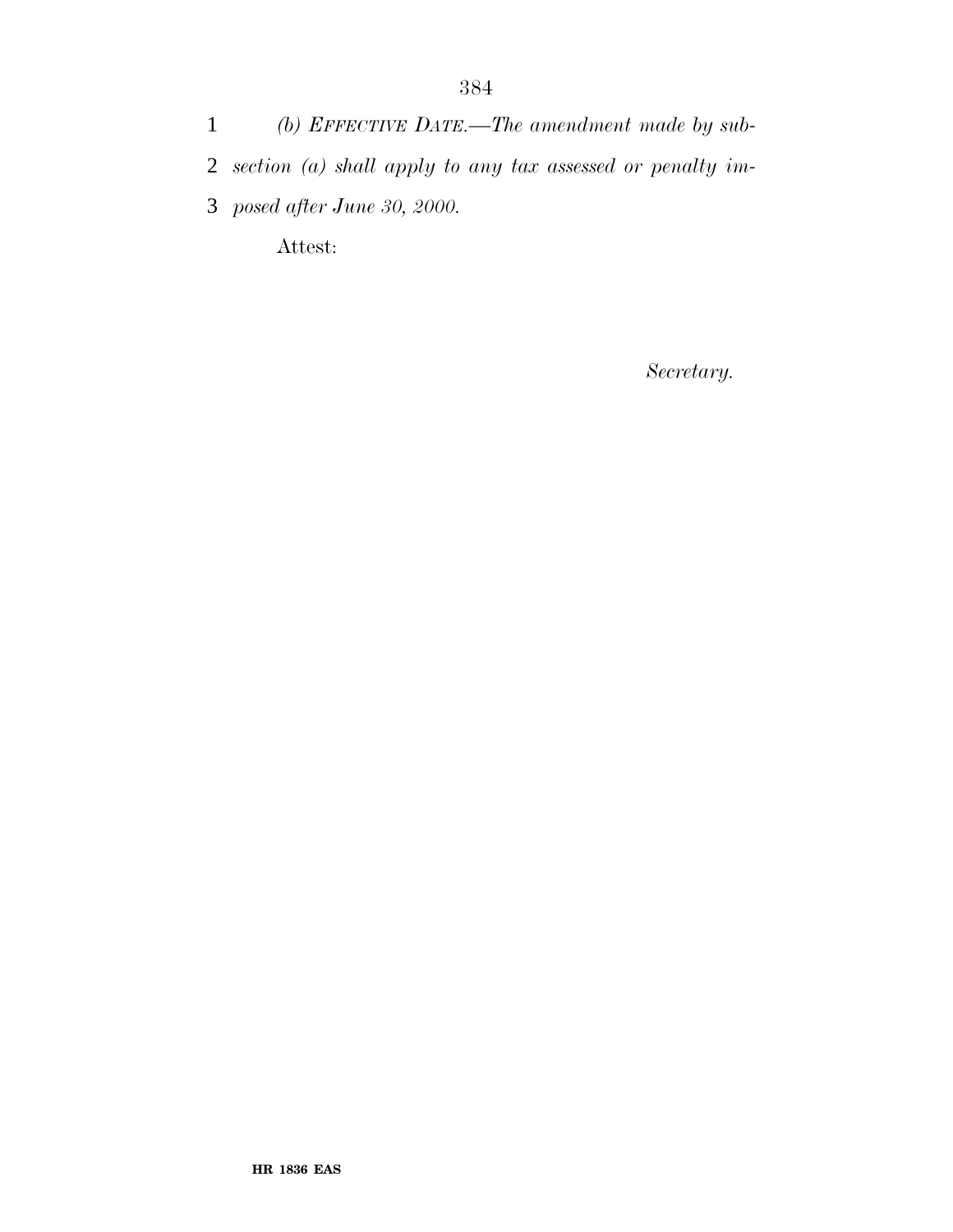*(b) EFFECTIVE DATE.—The amendment made by subsection (a) shall apply to any tax assessed or penalty imposed after June 30, 2000.*

Attest:

*Secretary.*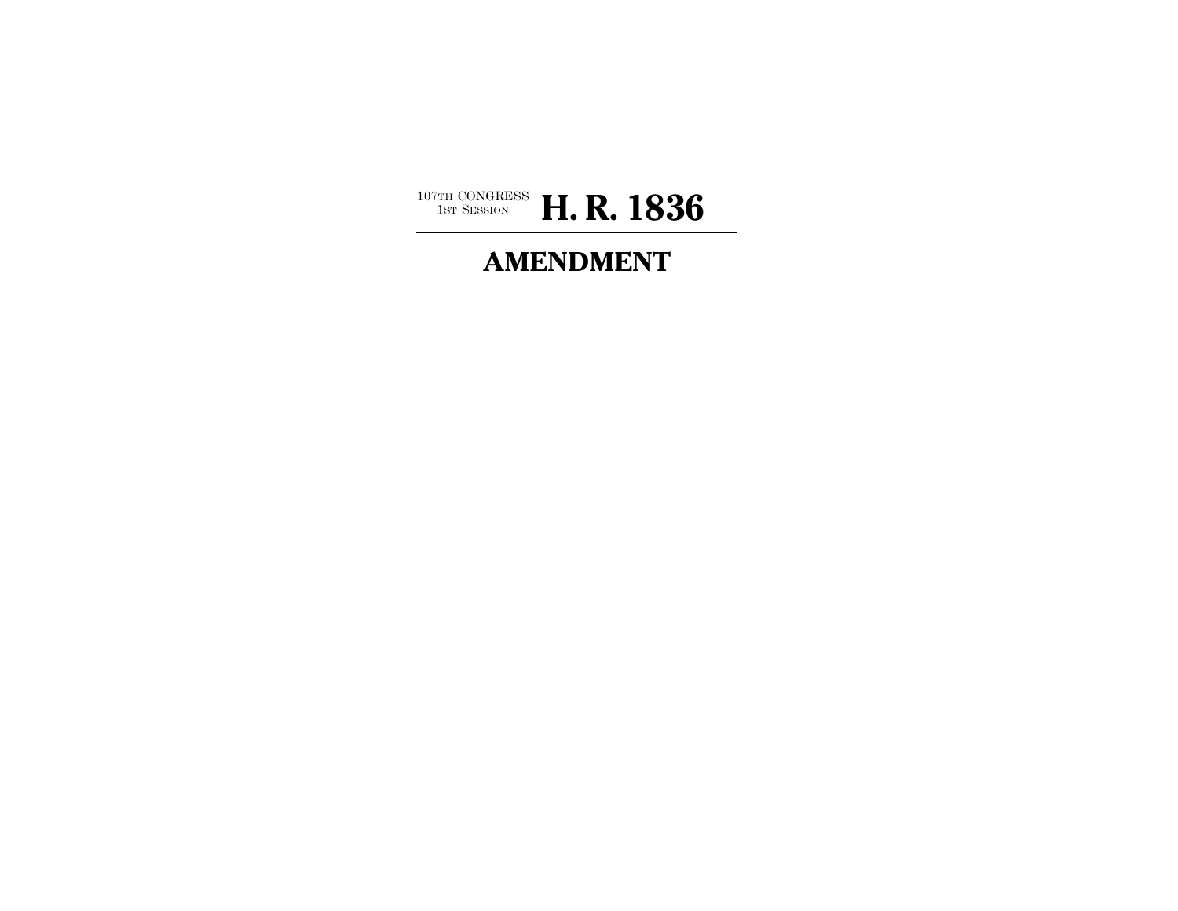107TH CONGRESS
1ST SESSION

# H. R. 1836

## AMENDMENT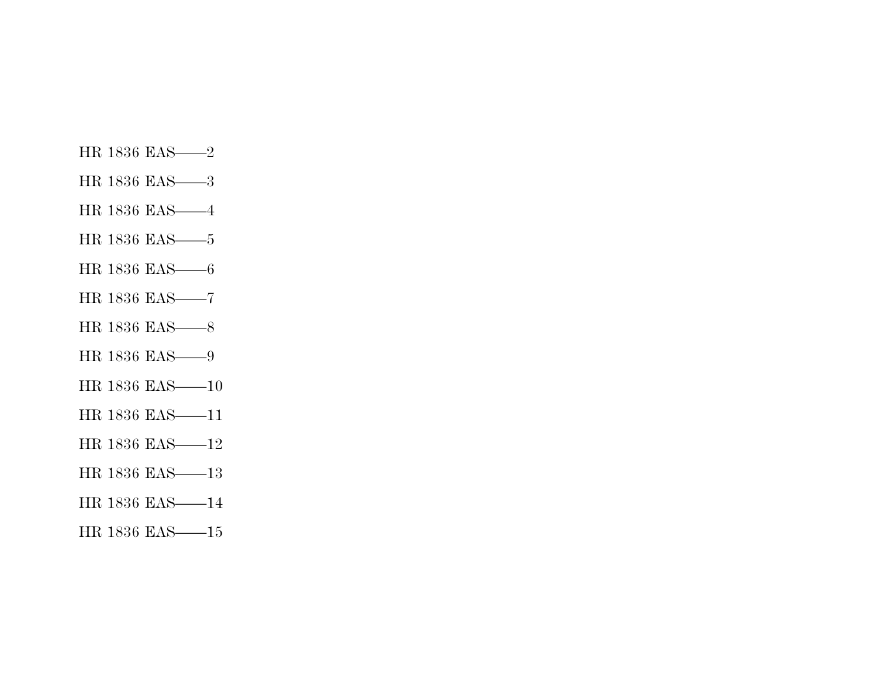HR 1836 EAS——2

HR 1836 EAS——3

HR 1836 EAS——4

HR 1836 EAS——5

HR 1836 EAS——6

HR 1836 EAS——7

HR 1836 EAS——8

HR 1836 EAS——9

HR 1836 EAS——10

HR 1836 EAS——11

HR 1836 EAS——12

HR 1836 EAS——13

HR 1836 EAS——14

HR 1836 EAS——15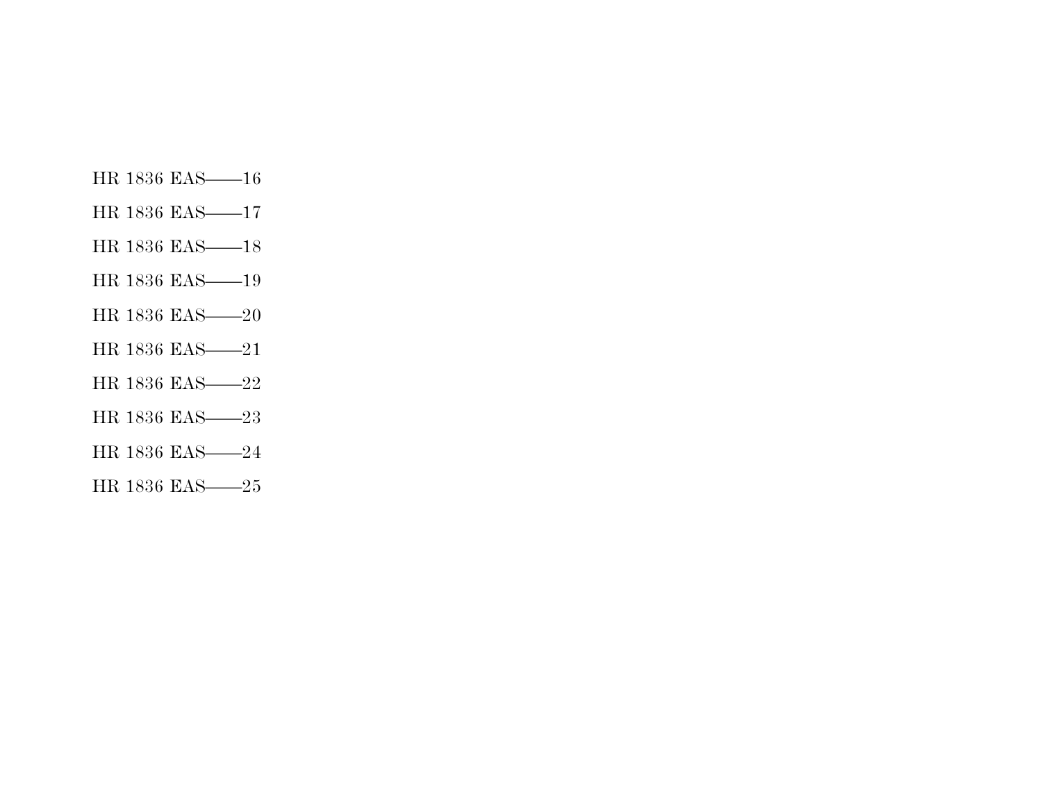HR 1836 EAS——16

HR 1836 EAS——17

HR 1836 EAS——18

HR 1836 EAS——19

HR 1836 EAS——20

HR 1836 EAS——21

HR 1836 EAS——22

HR 1836 EAS——23

HR 1836 EAS——24

HR 1836 EAS——25